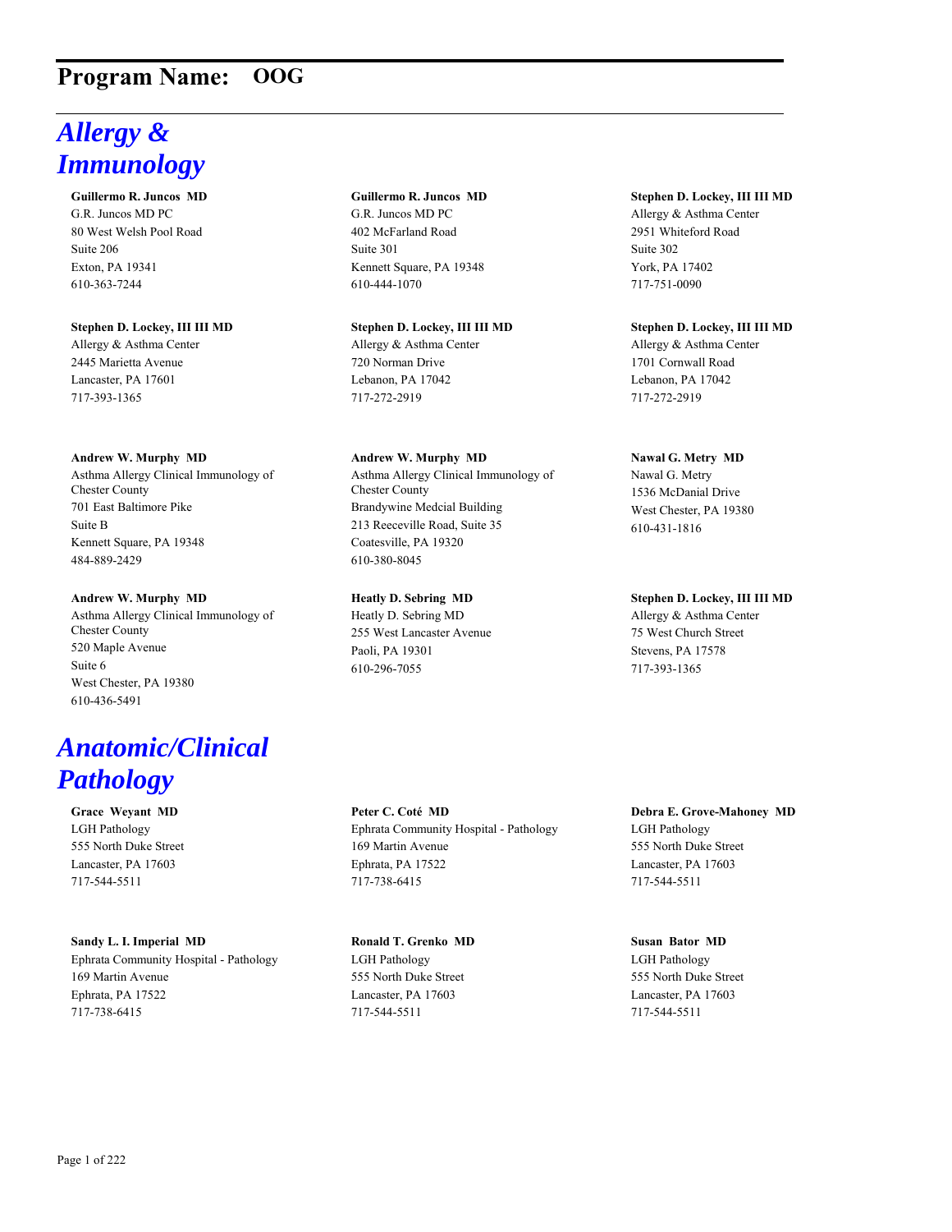# Program Name: OOG

## *Allergy & Immunology*

**Guillermo R. Juncos MD**
G.R. Juncos MD PC
80 West Welsh Pool Road
Suite 206
Exton, PA 19341
610-363-7244

**Guillermo R. Juncos MD**
G.R. Juncos MD PC
402 McFarland Road
Suite 301
Kennett Square, PA 19348
610-444-1070

**Stephen D. Lockey, III III MD**
Allergy & Asthma Center
2951 Whiteford Road
Suite 302
York, PA 17402
717-751-0090

**Stephen D. Lockey, III III MD**
Allergy & Asthma Center
2445 Marietta Avenue
Lancaster, PA 17601
717-393-1365

**Stephen D. Lockey, III III MD**
Allergy & Asthma Center
720 Norman Drive
Lebanon, PA 17042
717-272-2919

**Stephen D. Lockey, III III MD**
Allergy & Asthma Center
1701 Cornwall Road
Lebanon, PA 17042
717-272-2919

**Andrew W. Murphy MD**
Asthma Allergy Clinical Immunology of Chester County
701 East Baltimore Pike
Suite B
Kennett Square, PA 19348
484-889-2429

**Andrew W. Murphy MD**
Asthma Allergy Clinical Immunology of Chester County
Brandywine Medcial Building
213 Reeceville Road, Suite 35
Coatesville, PA 19320
610-380-8045

**Nawal G. Metry MD**
Nawal G. Metry
1536 McDanial Drive
West Chester, PA 19380
610-431-1816

**Andrew W. Murphy MD**
Asthma Allergy Clinical Immunology of Chester County
520 Maple Avenue
Suite 6
West Chester, PA 19380
610-436-5491

**Heatly D. Sebring MD**
Heatly D. Sebring MD
255 West Lancaster Avenue
Paoli, PA 19301
610-296-7055

**Stephen D. Lockey, III III MD**
Allergy & Asthma Center
75 West Church Street
Stevens, PA 17578
717-393-1365

## *Anatomic/Clinical Pathology*

**Grace Weyant MD**
LGH Pathology
555 North Duke Street
Lancaster, PA 17603
717-544-5511

**Peter C. Coté MD**
Ephrata Community Hospital - Pathology
169 Martin Avenue
Ephrata, PA 17522
717-738-6415

**Debra E. Grove-Mahoney MD**
LGH Pathology
555 North Duke Street
Lancaster, PA 17603
717-544-5511

**Sandy L. I. Imperial MD**
Ephrata Community Hospital - Pathology
169 Martin Avenue
Ephrata, PA 17522
717-738-6415

**Ronald T. Grenko MD**
LGH Pathology
555 North Duke Street
Lancaster, PA 17603
717-544-5511

**Susan Bator MD**
LGH Pathology
555 North Duke Street
Lancaster, PA 17603
717-544-5511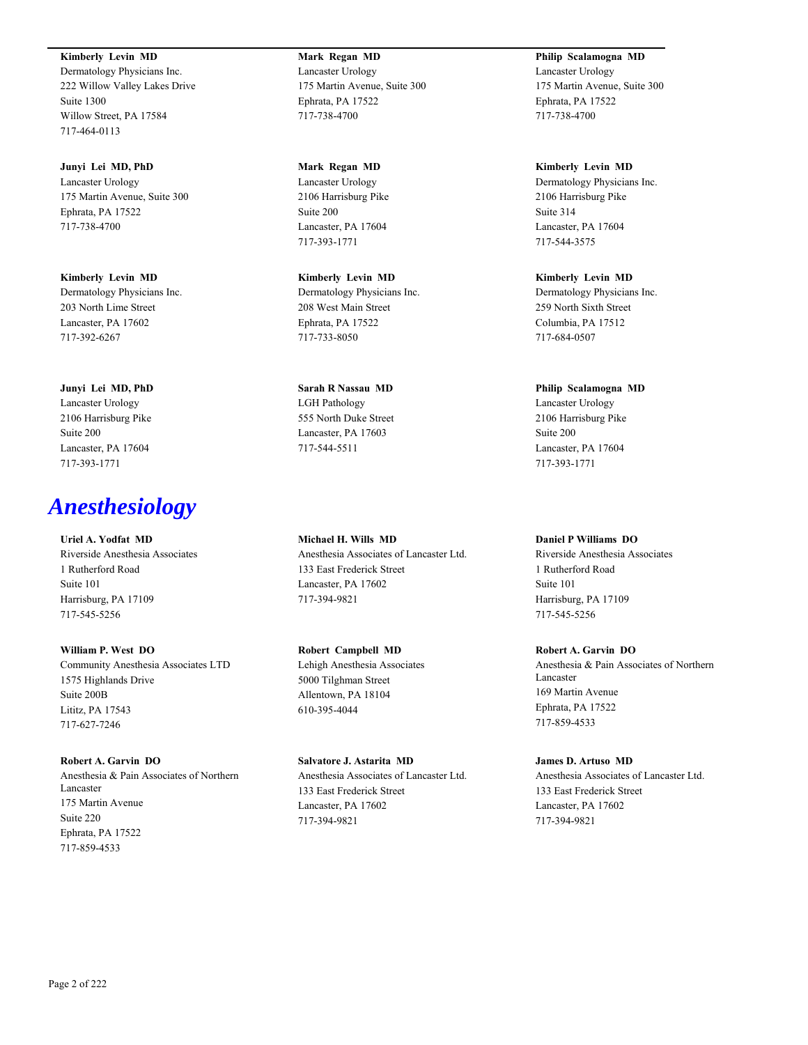**Kimberly Levin MD**
Dermatology Physicians Inc.
222 Willow Valley Lakes Drive
Suite 1300
Willow Street, PA 17584
717-464-0113

**Mark Regan MD**
Lancaster Urology
175 Martin Avenue, Suite 300
Ephrata, PA 17522
717-738-4700

**Philip Scalamogna MD**
Lancaster Urology
175 Martin Avenue, Suite 300
Ephrata, PA 17522
717-738-4700

**Junyi Lei MD, PhD**
Lancaster Urology
175 Martin Avenue, Suite 300
Ephrata, PA 17522
717-738-4700

**Mark Regan MD**
Lancaster Urology
2106 Harrisburg Pike
Suite 200
Lancaster, PA 17604
717-393-1771

**Kimberly Levin MD**
Dermatology Physicians Inc.
2106 Harrisburg Pike
Suite 314
Lancaster, PA 17604
717-544-3575

**Kimberly Levin MD**
Dermatology Physicians Inc.
203 North Lime Street
Lancaster, PA 17602
717-392-6267

**Kimberly Levin MD**
Dermatology Physicians Inc.
208 West Main Street
Ephrata, PA 17522
717-733-8050

**Kimberly Levin MD**
Dermatology Physicians Inc.
259 North Sixth Street
Columbia, PA 17512
717-684-0507

**Junyi Lei MD, PhD**
Lancaster Urology
2106 Harrisburg Pike
Suite 200
Lancaster, PA 17604
717-393-1771

**Sarah R Nassau MD**
LGH Pathology
555 North Duke Street
Lancaster, PA 17603
717-544-5511

**Philip Scalamogna MD**
Lancaster Urology
2106 Harrisburg Pike
Suite 200
Lancaster, PA 17604
717-393-1771

# *Anesthesiology*

**Uriel A. Yodfat MD**
Riverside Anesthesia Associates
1 Rutherford Road
Suite 101
Harrisburg, PA 17109
717-545-5256

**Michael H. Wills MD**
Anesthesia Associates of Lancaster Ltd.
133 East Frederick Street
Lancaster, PA 17602
717-394-9821

**Daniel P Williams DO**
Riverside Anesthesia Associates
1 Rutherford Road
Suite 101
Harrisburg, PA 17109
717-545-5256

**William P. West DO**
Community Anesthesia Associates LTD
1575 Highlands Drive
Suite 200B
Lititz, PA 17543
717-627-7246

**Robert Campbell MD**
Lehigh Anesthesia Associates
5000 Tilghman Street
Allentown, PA 18104
610-395-4044

**Robert A. Garvin DO**
Anesthesia & Pain Associates of Northern Lancaster
169 Martin Avenue
Ephrata, PA 17522
717-859-4533

**Robert A. Garvin DO**
Anesthesia & Pain Associates of Northern Lancaster
175 Martin Avenue
Suite 220
Ephrata, PA 17522
717-859-4533

**Salvatore J. Astarita MD**
Anesthesia Associates of Lancaster Ltd.
133 East Frederick Street
Lancaster, PA 17602
717-394-9821

**James D. Artuso MD**
Anesthesia Associates of Lancaster Ltd.
133 East Frederick Street
Lancaster, PA 17602
717-394-9821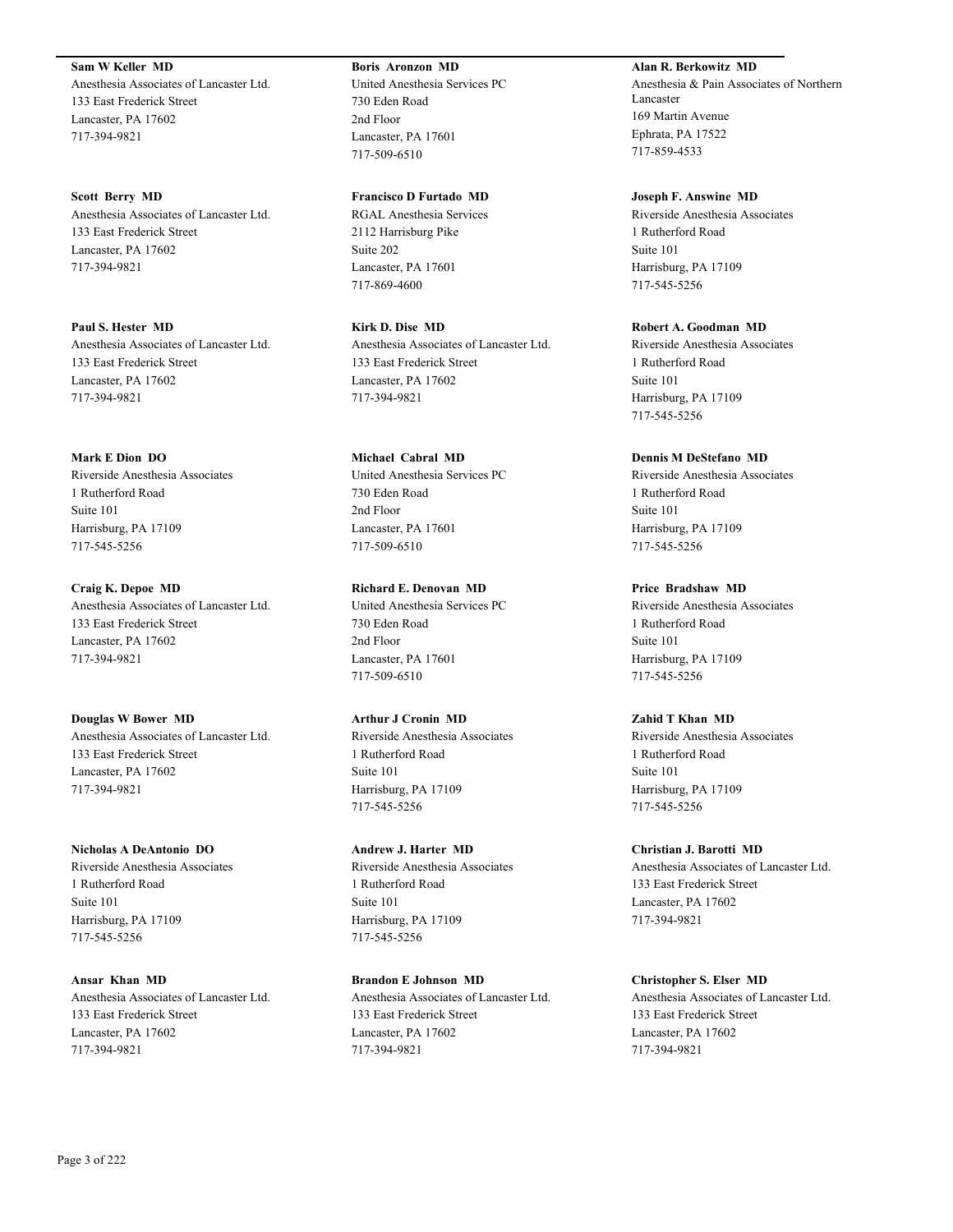**Sam W Keller MD**
Anesthesia Associates of Lancaster Ltd.
133 East Frederick Street
Lancaster, PA 17602
717-394-9821

**Scott Berry MD**
Anesthesia Associates of Lancaster Ltd.
133 East Frederick Street
Lancaster, PA 17602
717-394-9821

**Paul S. Hester MD**
Anesthesia Associates of Lancaster Ltd.
133 East Frederick Street
Lancaster, PA 17602
717-394-9821

**Mark E Dion DO**
Riverside Anesthesia Associates
1 Rutherford Road
Suite 101
Harrisburg, PA 17109
717-545-5256

**Craig K. Depoe MD**
Anesthesia Associates of Lancaster Ltd.
133 East Frederick Street
Lancaster, PA 17602
717-394-9821

**Douglas W Bower MD**
Anesthesia Associates of Lancaster Ltd.
133 East Frederick Street
Lancaster, PA 17602
717-394-9821

**Nicholas A DeAntonio DO**
Riverside Anesthesia Associates
1 Rutherford Road
Suite 101
Harrisburg, PA 17109
717-545-5256

**Ansar Khan MD**
Anesthesia Associates of Lancaster Ltd.
133 East Frederick Street
Lancaster, PA 17602
717-394-9821

**Boris Aronzon MD**
United Anesthesia Services PC
730 Eden Road
2nd Floor
Lancaster, PA 17601
717-509-6510

**Francisco D Furtado MD**
RGAL Anesthesia Services
2112 Harrisburg Pike
Suite 202
Lancaster, PA 17601
717-869-4600

**Kirk D. Dise MD**
Anesthesia Associates of Lancaster Ltd.
133 East Frederick Street
Lancaster, PA 17602
717-394-9821

**Michael Cabral MD**
United Anesthesia Services PC
730 Eden Road
2nd Floor
Lancaster, PA 17601
717-509-6510

**Richard E. Denovan MD**
United Anesthesia Services PC
730 Eden Road
2nd Floor
Lancaster, PA 17601
717-509-6510

**Arthur J Cronin MD**
Riverside Anesthesia Associates
1 Rutherford Road
Suite 101
Harrisburg, PA 17109
717-545-5256

**Andrew J. Harter MD**
Riverside Anesthesia Associates
1 Rutherford Road
Suite 101
Harrisburg, PA 17109
717-545-5256

**Brandon E Johnson MD**
Anesthesia Associates of Lancaster Ltd.
133 East Frederick Street
Lancaster, PA 17602
717-394-9821

**Alan R. Berkowitz MD**
Anesthesia & Pain Associates of Northern Lancaster
169 Martin Avenue
Ephrata, PA 17522
717-859-4533

**Joseph F. Answine MD**
Riverside Anesthesia Associates
1 Rutherford Road
Suite 101
Harrisburg, PA 17109
717-545-5256

**Robert A. Goodman MD**
Riverside Anesthesia Associates
1 Rutherford Road
Suite 101
Harrisburg, PA 17109
717-545-5256

**Dennis M DeStefano MD**
Riverside Anesthesia Associates
1 Rutherford Road
Suite 101
Harrisburg, PA 17109
717-545-5256

**Price Bradshaw MD**
Riverside Anesthesia Associates
1 Rutherford Road
Suite 101
Harrisburg, PA 17109
717-545-5256

**Zahid T Khan MD**
Riverside Anesthesia Associates
1 Rutherford Road
Suite 101
Harrisburg, PA 17109
717-545-5256

**Christian J. Barotti MD**
Anesthesia Associates of Lancaster Ltd.
133 East Frederick Street
Lancaster, PA 17602
717-394-9821

**Christopher S. Elser MD**
Anesthesia Associates of Lancaster Ltd.
133 East Frederick Street
Lancaster, PA 17602
717-394-9821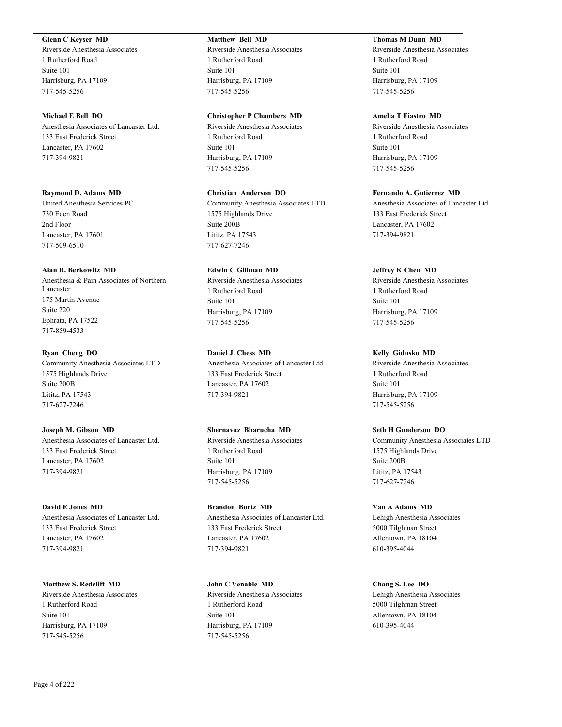**Glenn C Keyser MD**
Riverside Anesthesia Associates
1 Rutherford Road
Suite 101
Harrisburg, PA 17109
717-545-5256

**Michael E Bell DO**
Anesthesia Associates of Lancaster Ltd.
133 East Frederick Street
Lancaster, PA 17602
717-394-9821

**Raymond D. Adams MD**
United Anesthesia Services PC
730 Eden Road
2nd Floor
Lancaster, PA 17601
717-509-6510

**Alan R. Berkowitz MD**
Anesthesia & Pain Associates of Northern Lancaster
175 Martin Avenue
Suite 220
Ephrata, PA 17522
717-859-4533

**Ryan Cheng DO**
Community Anesthesia Associates LTD
1575 Highlands Drive
Suite 200B
Lititz, PA 17543
717-627-7246

**Joseph M. Gibson MD**
Anesthesia Associates of Lancaster Ltd.
133 East Frederick Street
Lancaster, PA 17602
717-394-9821

**David E Jones MD**
Anesthesia Associates of Lancaster Ltd.
133 East Frederick Street
Lancaster, PA 17602
717-394-9821

**Matthew S. Redclift MD**
Riverside Anesthesia Associates
1 Rutherford Road
Suite 101
Harrisburg, PA 17109
717-545-5256

**Matthew Bell MD**
Riverside Anesthesia Associates
1 Rutherford Road
Suite 101
Harrisburg, PA 17109
717-545-5256

**Christopher P Chambers MD**
Riverside Anesthesia Associates
1 Rutherford Road
Suite 101
Harrisburg, PA 17109
717-545-5256

**Christian Anderson DO**
Community Anesthesia Associates LTD
1575 Highlands Drive
Suite 200B
Lititz, PA 17543
717-627-7246

**Edwin C Gillman MD**
Riverside Anesthesia Associates
1 Rutherford Road
Suite 101
Harrisburg, PA 17109
717-545-5256

**Daniel J. Chess MD**
Anesthesia Associates of Lancaster Ltd.
133 East Frederick Street
Lancaster, PA 17602
717-394-9821

**Shernavaz Bharucha MD**
Riverside Anesthesia Associates
1 Rutherford Road
Suite 101
Harrisburg, PA 17109
717-545-5256

**Brandon Bortz MD**
Anesthesia Associates of Lancaster Ltd.
133 East Frederick Street
Lancaster, PA 17602
717-394-9821

**John C Venable MD**
Riverside Anesthesia Associates
1 Rutherford Road
Suite 101
Harrisburg, PA 17109
717-545-5256

**Thomas M Dunn MD**
Riverside Anesthesia Associates
1 Rutherford Road
Suite 101
Harrisburg, PA 17109
717-545-5256

**Amelia T Fiastro MD**
Riverside Anesthesia Associates
1 Rutherford Road
Suite 101
Harrisburg, PA 17109
717-545-5256

**Fernando A. Gutierrez MD**
Anesthesia Associates of Lancaster Ltd.
133 East Frederick Street
Lancaster, PA 17602
717-394-9821

**Jeffrey K Chen MD**
Riverside Anesthesia Associates
1 Rutherford Road
Suite 101
Harrisburg, PA 17109
717-545-5256

**Kelly Gidusko MD**
Riverside Anesthesia Associates
1 Rutherford Road
Suite 101
Harrisburg, PA 17109
717-545-5256

**Seth H Gunderson DO**
Community Anesthesia Associates LTD
1575 Highlands Drive
Suite 200B
Lititz, PA 17543
717-627-7246

**Van A Adams MD**
Lehigh Anesthesia Associates
5000 Tilghman Street
Allentown, PA 18104
610-395-4044

**Chang S. Lee DO**
Lehigh Anesthesia Associates
5000 Tilghman Street
Allentown, PA 18104
610-395-4044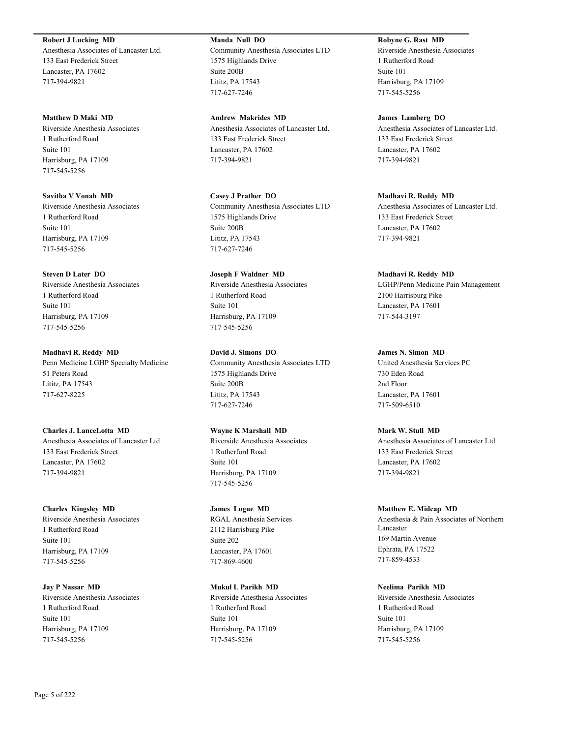**Robert J Lucking MD**
Anesthesia Associates of Lancaster Ltd.
133 East Frederick Street
Lancaster, PA 17602
717-394-9821

**Matthew D Maki MD**
Riverside Anesthesia Associates
1 Rutherford Road
Suite 101
Harrisburg, PA 17109
717-545-5256

**Savitha V Vonah MD**
Riverside Anesthesia Associates
1 Rutherford Road
Suite 101
Harrisburg, PA 17109
717-545-5256

**Steven D Later DO**
Riverside Anesthesia Associates
1 Rutherford Road
Suite 101
Harrisburg, PA 17109
717-545-5256

**Madhavi R. Reddy MD**
Penn Medicine LGHP Specialty Medicine
51 Peters Road
Lititz, PA 17543
717-627-8225

**Charles J. LanceLotta MD**
Anesthesia Associates of Lancaster Ltd.
133 East Frederick Street
Lancaster, PA 17602
717-394-9821

**Charles Kingsley MD**
Riverside Anesthesia Associates
1 Rutherford Road
Suite 101
Harrisburg, PA 17109
717-545-5256

**Jay P Nassar MD**
Riverside Anesthesia Associates
1 Rutherford Road
Suite 101
Harrisburg, PA 17109
717-545-5256

**Manda Null DO**
Community Anesthesia Associates LTD
1575 Highlands Drive
Suite 200B
Lititz, PA 17543
717-627-7246

**Andrew Makrides MD**
Anesthesia Associates of Lancaster Ltd.
133 East Frederick Street
Lancaster, PA 17602
717-394-9821

**Casey J Prather DO**
Community Anesthesia Associates LTD
1575 Highlands Drive
Suite 200B
Lititz, PA 17543
717-627-7246

**Joseph F Waldner MD**
Riverside Anesthesia Associates
1 Rutherford Road
Suite 101
Harrisburg, PA 17109
717-545-5256

**David J. Simons DO**
Community Anesthesia Associates LTD
1575 Highlands Drive
Suite 200B
Lititz, PA 17543
717-627-7246

**Wayne K Marshall MD**
Riverside Anesthesia Associates
1 Rutherford Road
Suite 101
Harrisburg, PA 17109
717-545-5256

**James Logue MD**
RGAL Anesthesia Services
2112 Harrisburg Pike
Suite 202
Lancaster, PA 17601
717-869-4600

**Mukul L Parikh MD**
Riverside Anesthesia Associates
1 Rutherford Road
Suite 101
Harrisburg, PA 17109
717-545-5256

**Robyne G. Rast MD**
Riverside Anesthesia Associates
1 Rutherford Road
Suite 101
Harrisburg, PA 17109
717-545-5256

**James Lamberg DO**
Anesthesia Associates of Lancaster Ltd.
133 East Frederick Street
Lancaster, PA 17602
717-394-9821

**Madhavi R. Reddy MD**
Anesthesia Associates of Lancaster Ltd.
133 East Frederick Street
Lancaster, PA 17602
717-394-9821

**Madhavi R. Reddy MD**
LGHP/Penn Medicine Pain Management
2100 Harrisburg Pike
Lancaster, PA 17601
717-544-3197

**James N. Simon MD**
United Anesthesia Services PC
730 Eden Road
2nd Floor
Lancaster, PA 17601
717-509-6510

**Mark W. Stull MD**
Anesthesia Associates of Lancaster Ltd.
133 East Frederick Street
Lancaster, PA 17602
717-394-9821

**Matthew E. Midcap MD**
Anesthesia & Pain Associates of Northern Lancaster
169 Martin Avenue
Ephrata, PA 17522
717-859-4533

**Neelima Parikh MD**
Riverside Anesthesia Associates
1 Rutherford Road
Suite 101
Harrisburg, PA 17109
717-545-5256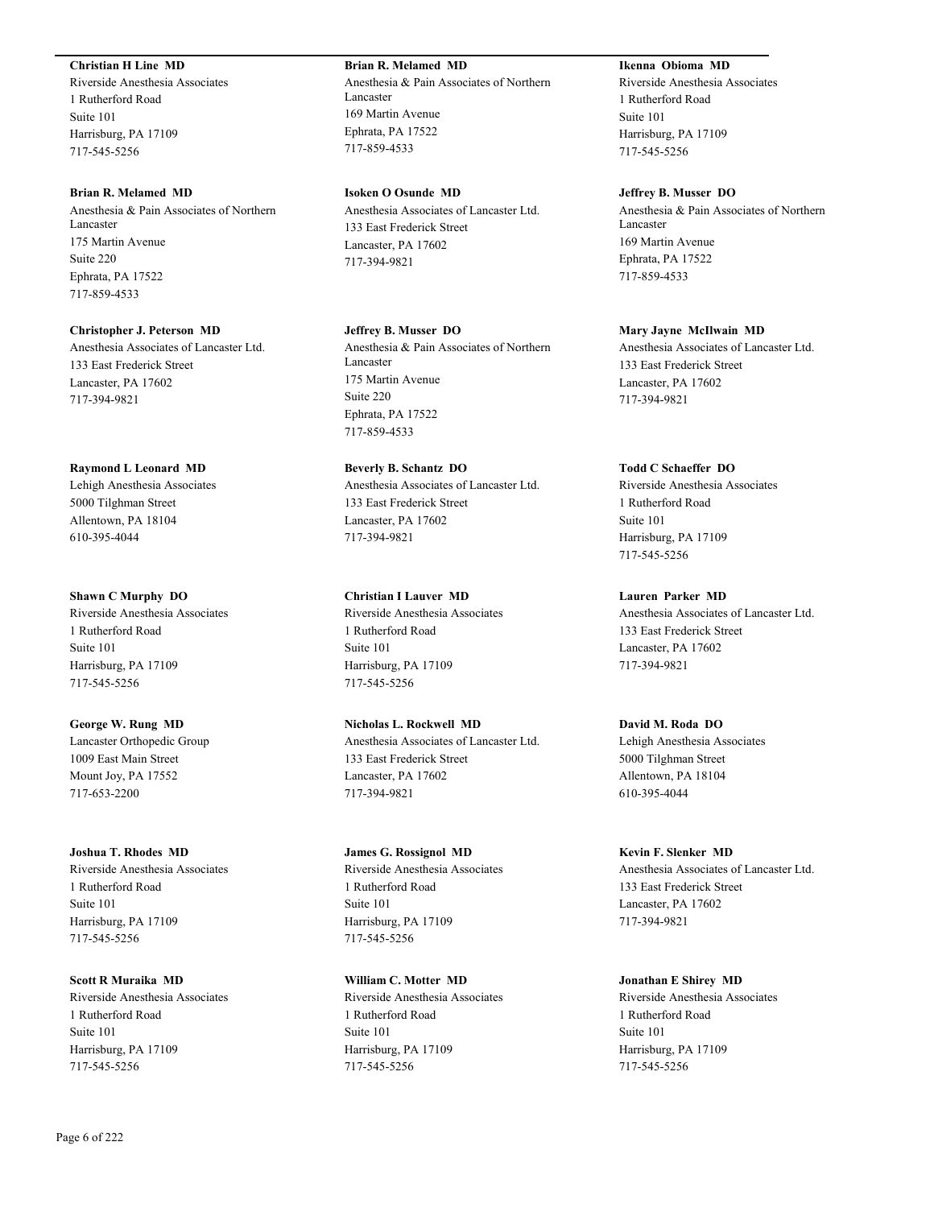**Christian H Line MD**
Riverside Anesthesia Associates
1 Rutherford Road
Suite 101
Harrisburg, PA 17109
717-545-5256

**Brian R. Melamed MD**
Anesthesia & Pain Associates of Northern Lancaster
175 Martin Avenue
Suite 220
Ephrata, PA 17522
717-859-4533

**Christopher J. Peterson MD**
Anesthesia Associates of Lancaster Ltd.
133 East Frederick Street
Lancaster, PA 17602
717-394-9821

**Raymond L Leonard MD**
Lehigh Anesthesia Associates
5000 Tilghman Street
Allentown, PA 18104
610-395-4044

**Shawn C Murphy DO**
Riverside Anesthesia Associates
1 Rutherford Road
Suite 101
Harrisburg, PA 17109
717-545-5256

**George W. Rung MD**
Lancaster Orthopedic Group
1009 East Main Street
Mount Joy, PA 17552
717-653-2200

**Joshua T. Rhodes MD**
Riverside Anesthesia Associates
1 Rutherford Road
Suite 101
Harrisburg, PA 17109
717-545-5256

**Scott R Muraika MD**
Riverside Anesthesia Associates
1 Rutherford Road
Suite 101
Harrisburg, PA 17109
717-545-5256

**Brian R. Melamed MD**
Anesthesia & Pain Associates of Northern Lancaster
169 Martin Avenue
Ephrata, PA 17522
717-859-4533

**Isoken O Osunde MD**
Anesthesia Associates of Lancaster Ltd.
133 East Frederick Street
Lancaster, PA 17602
717-394-9821

**Jeffrey B. Musser DO**
Anesthesia & Pain Associates of Northern Lancaster
175 Martin Avenue
Suite 220
Ephrata, PA 17522
717-859-4533

**Beverly B. Schantz DO**
Anesthesia Associates of Lancaster Ltd.
133 East Frederick Street
Lancaster, PA 17602
717-394-9821

**Christian I Lauver MD**
Riverside Anesthesia Associates
1 Rutherford Road
Suite 101
Harrisburg, PA 17109
717-545-5256

**Nicholas L. Rockwell MD**
Anesthesia Associates of Lancaster Ltd.
133 East Frederick Street
Lancaster, PA 17602
717-394-9821

**James G. Rossignol MD**
Riverside Anesthesia Associates
1 Rutherford Road
Suite 101
Harrisburg, PA 17109
717-545-5256

**William C. Motter MD**
Riverside Anesthesia Associates
1 Rutherford Road
Suite 101
Harrisburg, PA 17109
717-545-5256

**Ikenna Obioma MD**
Riverside Anesthesia Associates
1 Rutherford Road
Suite 101
Harrisburg, PA 17109
717-545-5256

**Jeffrey B. Musser DO**
Anesthesia & Pain Associates of Northern Lancaster
169 Martin Avenue
Ephrata, PA 17522
717-859-4533

**Mary Jayne McIlwain MD**
Anesthesia Associates of Lancaster Ltd.
133 East Frederick Street
Lancaster, PA 17602
717-394-9821

**Todd C Schaeffer DO**
Riverside Anesthesia Associates
1 Rutherford Road
Suite 101
Harrisburg, PA 17109
717-545-5256

**Lauren Parker MD**
Anesthesia Associates of Lancaster Ltd.
133 East Frederick Street
Lancaster, PA 17602
717-394-9821

**David M. Roda DO**
Lehigh Anesthesia Associates
5000 Tilghman Street
Allentown, PA 18104
610-395-4044

**Kevin F. Slenker MD**
Anesthesia Associates of Lancaster Ltd.
133 East Frederick Street
Lancaster, PA 17602
717-394-9821

**Jonathan E Shirey MD**
Riverside Anesthesia Associates
1 Rutherford Road
Suite 101
Harrisburg, PA 17109
717-545-5256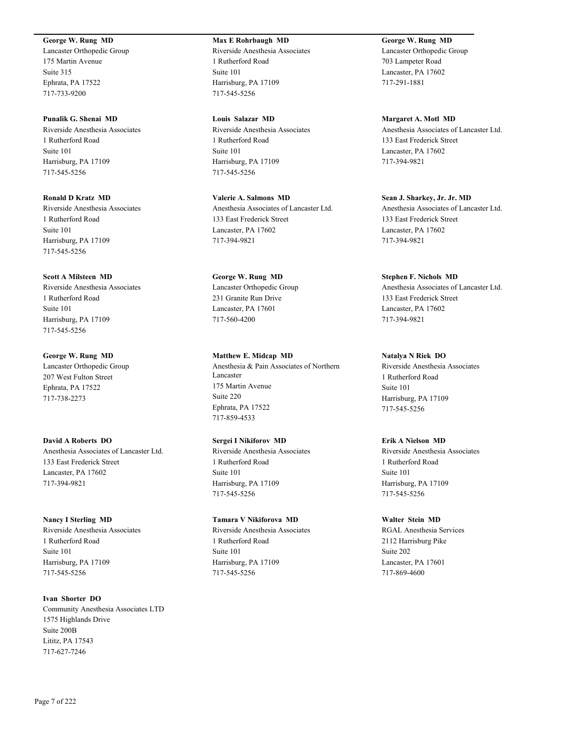**George W. Rung  MD**
Lancaster Orthopedic Group
175 Martin Avenue
Suite 315
Ephrata, PA 17522
717-733-9200

**Punalik G. Shenai  MD**
Riverside Anesthesia Associates
1 Rutherford Road
Suite 101
Harrisburg, PA 17109
717-545-5256

**Ronald D Kratz  MD**
Riverside Anesthesia Associates
1 Rutherford Road
Suite 101
Harrisburg, PA 17109
717-545-5256

**Scott A Milsteen  MD**
Riverside Anesthesia Associates
1 Rutherford Road
Suite 101
Harrisburg, PA 17109
717-545-5256

**George W. Rung  MD**
Lancaster Orthopedic Group
207 West Fulton Street
Ephrata, PA 17522
717-738-2273

**David A Roberts  DO**
Anesthesia Associates of Lancaster Ltd.
133 East Frederick Street
Lancaster, PA 17602
717-394-9821

**Nancy I Sterling  MD**
Riverside Anesthesia Associates
1 Rutherford Road
Suite 101
Harrisburg, PA 17109
717-545-5256

**Ivan  Shorter  DO**
Community Anesthesia Associates LTD
1575 Highlands Drive
Suite 200B
Lititz, PA 17543
717-627-7246

**Max E Rohrbaugh  MD**
Riverside Anesthesia Associates
1 Rutherford Road
Suite 101
Harrisburg, PA 17109
717-545-5256

**Louis  Salazar  MD**
Riverside Anesthesia Associates
1 Rutherford Road
Suite 101
Harrisburg, PA 17109
717-545-5256

**Valerie A. Salmons  MD**
Anesthesia Associates of Lancaster Ltd.
133 East Frederick Street
Lancaster, PA 17602
717-394-9821

**George W. Rung  MD**
Lancaster Orthopedic Group
231 Granite Run Drive
Lancaster, PA 17601
717-560-4200

**Matthew E. Midcap  MD**
Anesthesia & Pain Associates of Northern Lancaster
175 Martin Avenue
Suite 220
Ephrata, PA 17522
717-859-4533

**Sergei I Nikiforov  MD**
Riverside Anesthesia Associates
1 Rutherford Road
Suite 101
Harrisburg, PA 17109
717-545-5256

**Tamara V Nikiforova  MD**
Riverside Anesthesia Associates
1 Rutherford Road
Suite 101
Harrisburg, PA 17109
717-545-5256

**George W. Rung  MD**
Lancaster Orthopedic Group
703 Lampeter Road
Lancaster, PA 17602
717-291-1881

**Margaret A. Motl  MD**
Anesthesia Associates of Lancaster Ltd.
133 East Frederick Street
Lancaster, PA 17602
717-394-9821

**Sean J. Sharkey, Jr. Jr. MD**
Anesthesia Associates of Lancaster Ltd.
133 East Frederick Street
Lancaster, PA 17602
717-394-9821

**Stephen F. Nichols  MD**
Anesthesia Associates of Lancaster Ltd.
133 East Frederick Street
Lancaster, PA 17602
717-394-9821

**Natalya N Riek  DO**
Riverside Anesthesia Associates
1 Rutherford Road
Suite 101
Harrisburg, PA 17109
717-545-5256

**Erik A Nielson  MD**
Riverside Anesthesia Associates
1 Rutherford Road
Suite 101
Harrisburg, PA 17109
717-545-5256

**Walter  Stein  MD**
RGAL Anesthesia Services
2112 Harrisburg Pike
Suite 202
Lancaster, PA 17601
717-869-4600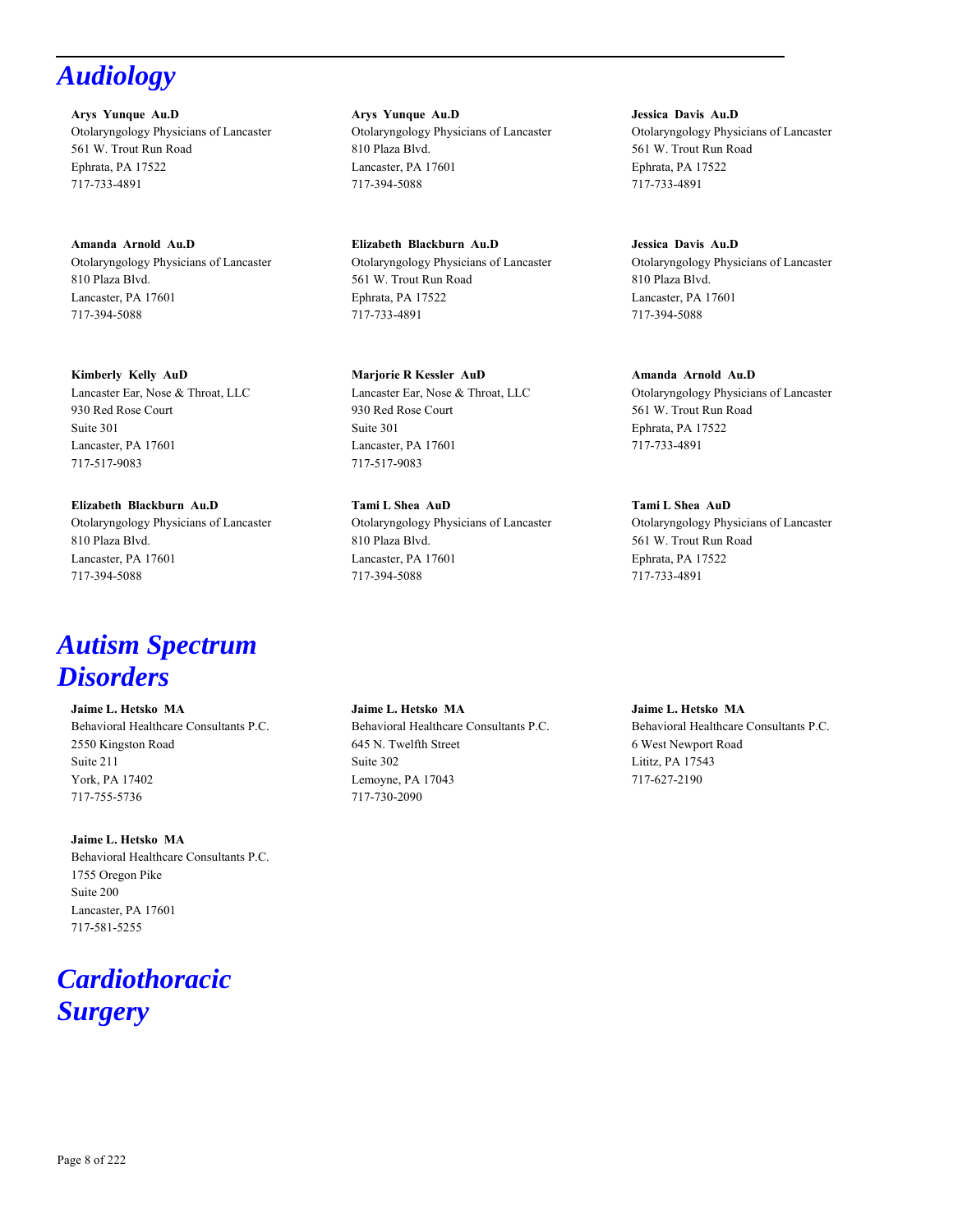# Audiology

**Arys Yunque Au.D**
Otolaryngology Physicians of Lancaster
561 W. Trout Run Road
Ephrata, PA 17522
717-733-4891

**Arys Yunque Au.D**
Otolaryngology Physicians of Lancaster
810 Plaza Blvd.
Lancaster, PA 17601
717-394-5088

**Jessica Davis Au.D**
Otolaryngology Physicians of Lancaster
561 W. Trout Run Road
Ephrata, PA 17522
717-733-4891

**Amanda Arnold Au.D**
Otolaryngology Physicians of Lancaster
810 Plaza Blvd.
Lancaster, PA 17601
717-394-5088

**Elizabeth Blackburn Au.D**
Otolaryngology Physicians of Lancaster
561 W. Trout Run Road
Ephrata, PA 17522
717-733-4891

**Jessica Davis Au.D**
Otolaryngology Physicians of Lancaster
810 Plaza Blvd.
Lancaster, PA 17601
717-394-5088

**Kimberly Kelly AuD**
Lancaster Ear, Nose & Throat, LLC
930 Red Rose Court
Suite 301
Lancaster, PA 17601
717-517-9083

**Marjorie R Kessler AuD**
Lancaster Ear, Nose & Throat, LLC
930 Red Rose Court
Suite 301
Lancaster, PA 17601
717-517-9083

**Amanda Arnold Au.D**
Otolaryngology Physicians of Lancaster
561 W. Trout Run Road
Ephrata, PA 17522
717-733-4891

**Elizabeth Blackburn Au.D**
Otolaryngology Physicians of Lancaster
810 Plaza Blvd.
Lancaster, PA 17601
717-394-5088

**Tami L Shea AuD**
Otolaryngology Physicians of Lancaster
810 Plaza Blvd.
Lancaster, PA 17601
717-394-5088

**Tami L Shea AuD**
Otolaryngology Physicians of Lancaster
561 W. Trout Run Road
Ephrata, PA 17522
717-733-4891

# Autism Spectrum Disorders

**Jaime L. Hetsko MA**
Behavioral Healthcare Consultants P.C.
2550 Kingston Road
Suite 211
York, PA 17402
717-755-5736

**Jaime L. Hetsko MA**
Behavioral Healthcare Consultants P.C.
645 N. Twelfth Street
Suite 302
Lemoyne, PA 17043
717-730-2090

**Jaime L. Hetsko MA**
Behavioral Healthcare Consultants P.C.
6 West Newport Road
Lititz, PA 17543
717-627-2190

**Jaime L. Hetsko MA**
Behavioral Healthcare Consultants P.C.
1755 Oregon Pike
Suite 200
Lancaster, PA 17601
717-581-5255

# Cardiothoracic Surgery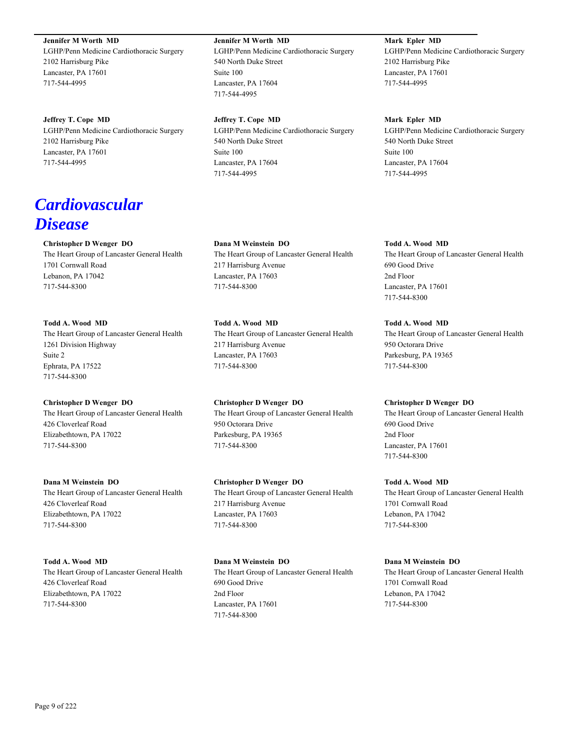**Jennifer M Worth MD**
LGHP/Penn Medicine Cardiothoracic Surgery
2102 Harrisburg Pike
Lancaster, PA 17601
717-544-4995

**Jennifer M Worth MD**
LGHP/Penn Medicine Cardiothoracic Surgery
540 North Duke Street
Suite 100
Lancaster, PA 17604
717-544-4995

**Mark Epler MD**
LGHP/Penn Medicine Cardiothoracic Surgery
2102 Harrisburg Pike
Lancaster, PA 17601
717-544-4995

**Jeffrey T. Cope MD**
LGHP/Penn Medicine Cardiothoracic Surgery
2102 Harrisburg Pike
Lancaster, PA 17601
717-544-4995

**Jeffrey T. Cope MD**
LGHP/Penn Medicine Cardiothoracic Surgery
540 North Duke Street
Suite 100
Lancaster, PA 17604
717-544-4995

**Mark Epler MD**
LGHP/Penn Medicine Cardiothoracic Surgery
540 North Duke Street
Suite 100
Lancaster, PA 17604
717-544-4995

# *Cardiovascular Disease*

**Christopher D Wenger DO**
The Heart Group of Lancaster General Health
1701 Cornwall Road
Lebanon, PA 17042
717-544-8300

**Dana M Weinstein DO**
The Heart Group of Lancaster General Health
217 Harrisburg Avenue
Lancaster, PA 17603
717-544-8300

**Todd A. Wood MD**
The Heart Group of Lancaster General Health
690 Good Drive
2nd Floor
Lancaster, PA 17601
717-544-8300

**Todd A. Wood MD**
The Heart Group of Lancaster General Health
1261 Division Highway
Suite 2
Ephrata, PA 17522
717-544-8300

**Todd A. Wood MD**
The Heart Group of Lancaster General Health
217 Harrisburg Avenue
Lancaster, PA 17603
717-544-8300

**Todd A. Wood MD**
The Heart Group of Lancaster General Health
950 Octorara Drive
Parkesburg, PA 19365
717-544-8300

**Christopher D Wenger DO**
The Heart Group of Lancaster General Health
426 Cloverleaf Road
Elizabethtown, PA 17022
717-544-8300

**Christopher D Wenger DO**
The Heart Group of Lancaster General Health
950 Octorara Drive
Parkesburg, PA 19365
717-544-8300

**Christopher D Wenger DO**
The Heart Group of Lancaster General Health
690 Good Drive
2nd Floor
Lancaster, PA 17601
717-544-8300

**Dana M Weinstein DO**
The Heart Group of Lancaster General Health
426 Cloverleaf Road
Elizabethtown, PA 17022
717-544-8300

**Christopher D Wenger DO**
The Heart Group of Lancaster General Health
217 Harrisburg Avenue
Lancaster, PA 17603
717-544-8300

**Todd A. Wood MD**
The Heart Group of Lancaster General Health
1701 Cornwall Road
Lebanon, PA 17042
717-544-8300

**Todd A. Wood MD**
The Heart Group of Lancaster General Health
426 Cloverleaf Road
Elizabethtown, PA 17022
717-544-8300

**Dana M Weinstein DO**
The Heart Group of Lancaster General Health
690 Good Drive
2nd Floor
Lancaster, PA 17601
717-544-8300

**Dana M Weinstein DO**
The Heart Group of Lancaster General Health
1701 Cornwall Road
Lebanon, PA 17042
717-544-8300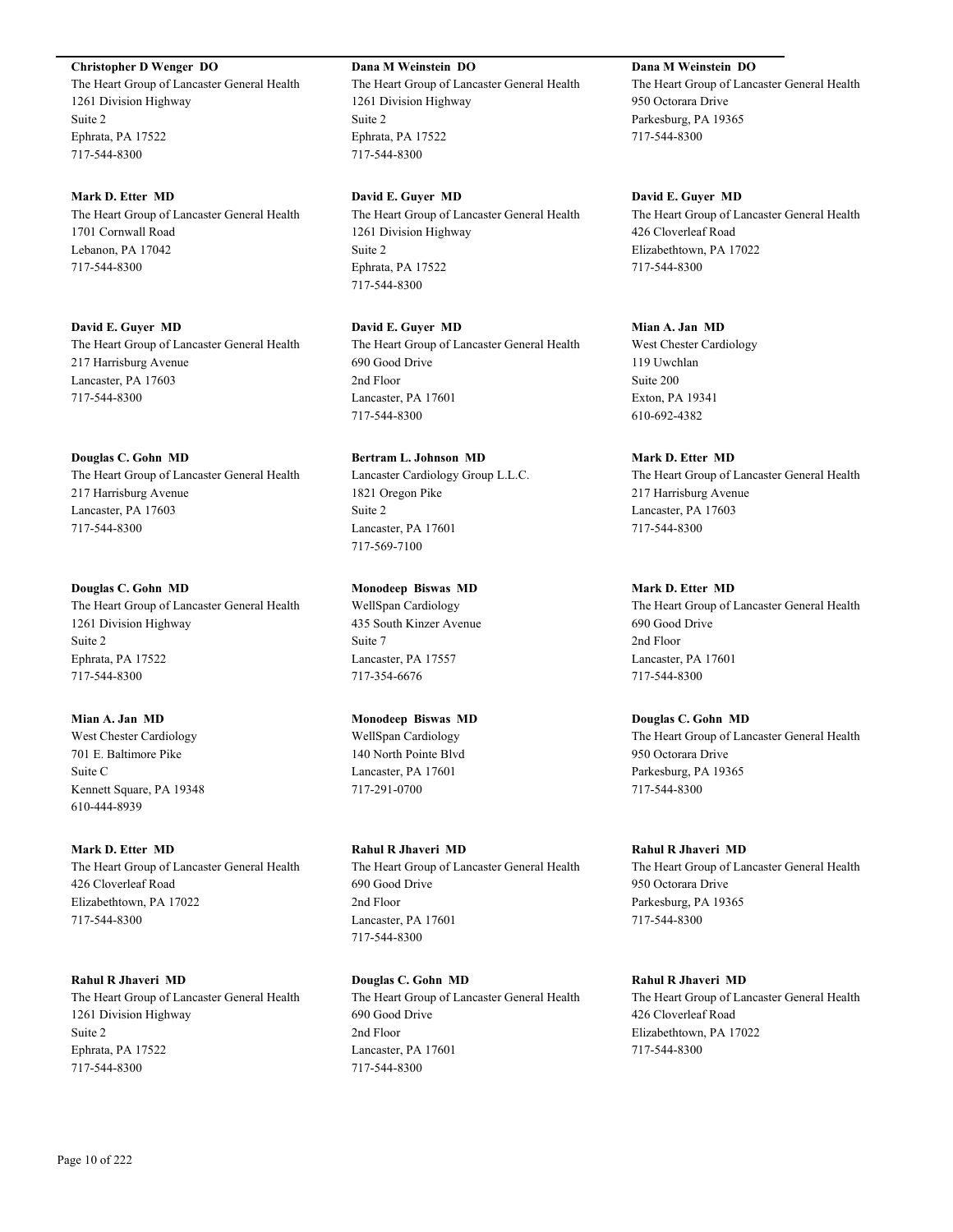**Christopher D Wenger DO**
The Heart Group of Lancaster General Health
1261 Division Highway
Suite 2
Ephrata, PA 17522
717-544-8300

**Mark D. Etter MD**
The Heart Group of Lancaster General Health
1701 Cornwall Road
Lebanon, PA 17042
717-544-8300

**David E. Guyer MD**
The Heart Group of Lancaster General Health
217 Harrisburg Avenue
Lancaster, PA 17603
717-544-8300

**Douglas C. Gohn MD**
The Heart Group of Lancaster General Health
217 Harrisburg Avenue
Lancaster, PA 17603
717-544-8300

**Douglas C. Gohn MD**
The Heart Group of Lancaster General Health
1261 Division Highway
Suite 2
Ephrata, PA 17522
717-544-8300

**Mian A. Jan MD**
West Chester Cardiology
701 E. Baltimore Pike
Suite C
Kennett Square, PA 19348
610-444-8939

**Mark D. Etter MD**
The Heart Group of Lancaster General Health
426 Cloverleaf Road
Elizabethtown, PA 17022
717-544-8300

**Rahul R Jhaveri MD**
The Heart Group of Lancaster General Health
1261 Division Highway
Suite 2
Ephrata, PA 17522
717-544-8300

**Dana M Weinstein DO**
The Heart Group of Lancaster General Health
1261 Division Highway
Suite 2
Ephrata, PA 17522
717-544-8300

**David E. Guyer MD**
The Heart Group of Lancaster General Health
1261 Division Highway
Suite 2
Ephrata, PA 17522
717-544-8300

**David E. Guyer MD**
The Heart Group of Lancaster General Health
690 Good Drive
2nd Floor
Lancaster, PA 17601
717-544-8300

**Bertram L. Johnson MD**
Lancaster Cardiology Group L.L.C.
1821 Oregon Pike
Suite 2
Lancaster, PA 17601
717-569-7100

**Monodeep Biswas MD**
WellSpan Cardiology
435 South Kinzer Avenue
Suite 7
Lancaster, PA 17557
717-354-6676

**Monodeep Biswas MD**
WellSpan Cardiology
140 North Pointe Blvd
Lancaster, PA 17601
717-291-0700

**Rahul R Jhaveri MD**
The Heart Group of Lancaster General Health
690 Good Drive
2nd Floor
Lancaster, PA 17601
717-544-8300

**Douglas C. Gohn MD**
The Heart Group of Lancaster General Health
690 Good Drive
2nd Floor
Lancaster, PA 17601
717-544-8300

**Dana M Weinstein DO**
The Heart Group of Lancaster General Health
950 Octorara Drive
Parkesburg, PA 19365
717-544-8300

**David E. Guyer MD**
The Heart Group of Lancaster General Health
426 Cloverleaf Road
Elizabethtown, PA 17022
717-544-8300

**Mian A. Jan MD**
West Chester Cardiology
119 Uwchlan
Suite 200
Exton, PA 19341
610-692-4382

**Mark D. Etter MD**
The Heart Group of Lancaster General Health
217 Harrisburg Avenue
Lancaster, PA 17603
717-544-8300

**Mark D. Etter MD**
The Heart Group of Lancaster General Health
690 Good Drive
2nd Floor
Lancaster, PA 17601
717-544-8300

**Douglas C. Gohn MD**
The Heart Group of Lancaster General Health
950 Octorara Drive
Parkesburg, PA 19365
717-544-8300

**Rahul R Jhaveri MD**
The Heart Group of Lancaster General Health
950 Octorara Drive
Parkesburg, PA 19365
717-544-8300

**Rahul R Jhaveri MD**
The Heart Group of Lancaster General Health
426 Cloverleaf Road
Elizabethtown, PA 17022
717-544-8300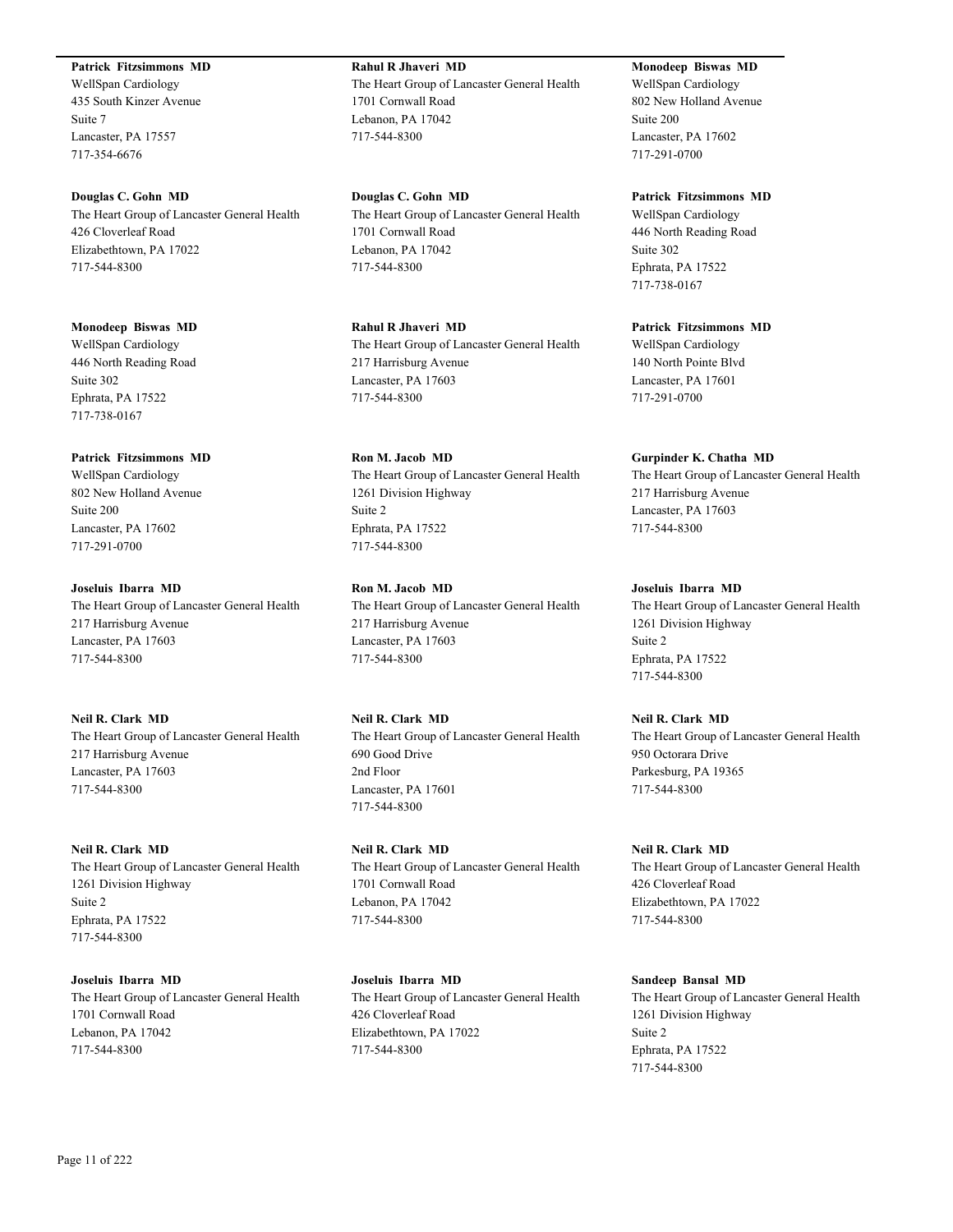**Patrick Fitzsimmons MD**
WellSpan Cardiology
435 South Kinzer Avenue
Suite 7
Lancaster, PA 17557
717-354-6676

**Douglas C. Gohn MD**
The Heart Group of Lancaster General Health
426 Cloverleaf Road
Elizabethtown, PA 17022
717-544-8300

**Monodeep Biswas MD**
WellSpan Cardiology
446 North Reading Road
Suite 302
Ephrata, PA 17522
717-738-0167

**Patrick Fitzsimmons MD**
WellSpan Cardiology
802 New Holland Avenue
Suite 200
Lancaster, PA 17602
717-291-0700

**Joseluis Ibarra MD**
The Heart Group of Lancaster General Health
217 Harrisburg Avenue
Lancaster, PA 17603
717-544-8300

**Neil R. Clark MD**
The Heart Group of Lancaster General Health
217 Harrisburg Avenue
Lancaster, PA 17603
717-544-8300

**Neil R. Clark MD**
The Heart Group of Lancaster General Health
1261 Division Highway
Suite 2
Ephrata, PA 17522
717-544-8300

**Joseluis Ibarra MD**
The Heart Group of Lancaster General Health
1701 Cornwall Road
Lebanon, PA 17042
717-544-8300

**Rahul R Jhaveri MD**
The Heart Group of Lancaster General Health
1701 Cornwall Road
Lebanon, PA 17042
717-544-8300

**Douglas C. Gohn MD**
The Heart Group of Lancaster General Health
1701 Cornwall Road
Lebanon, PA 17042
717-544-8300

**Rahul R Jhaveri MD**
The Heart Group of Lancaster General Health
217 Harrisburg Avenue
Lancaster, PA 17603
717-544-8300

**Ron M. Jacob MD**
The Heart Group of Lancaster General Health
1261 Division Highway
Suite 2
Ephrata, PA 17522
717-544-8300

**Ron M. Jacob MD**
The Heart Group of Lancaster General Health
217 Harrisburg Avenue
Lancaster, PA 17603
717-544-8300

**Neil R. Clark MD**
The Heart Group of Lancaster General Health
690 Good Drive
2nd Floor
Lancaster, PA 17601
717-544-8300

**Neil R. Clark MD**
The Heart Group of Lancaster General Health
1701 Cornwall Road
Lebanon, PA 17042
717-544-8300

**Joseluis Ibarra MD**
The Heart Group of Lancaster General Health
426 Cloverleaf Road
Elizabethtown, PA 17022
717-544-8300

**Monodeep Biswas MD**
WellSpan Cardiology
802 New Holland Avenue
Suite 200
Lancaster, PA 17602
717-291-0700

**Patrick Fitzsimmons MD**
WellSpan Cardiology
446 North Reading Road
Suite 302
Ephrata, PA 17522
717-738-0167

**Patrick Fitzsimmons MD**
WellSpan Cardiology
140 North Pointe Blvd
Lancaster, PA 17601
717-291-0700

**Gurpinder K. Chatha MD**
The Heart Group of Lancaster General Health
217 Harrisburg Avenue
Lancaster, PA 17603
717-544-8300

**Joseluis Ibarra MD**
The Heart Group of Lancaster General Health
1261 Division Highway
Suite 2
Ephrata, PA 17522
717-544-8300

**Neil R. Clark MD**
The Heart Group of Lancaster General Health
950 Octorara Drive
Parkesburg, PA 19365
717-544-8300

**Neil R. Clark MD**
The Heart Group of Lancaster General Health
426 Cloverleaf Road
Elizabethtown, PA 17022
717-544-8300

**Sandeep Bansal MD**
The Heart Group of Lancaster General Health
1261 Division Highway
Suite 2
Ephrata, PA 17522
717-544-8300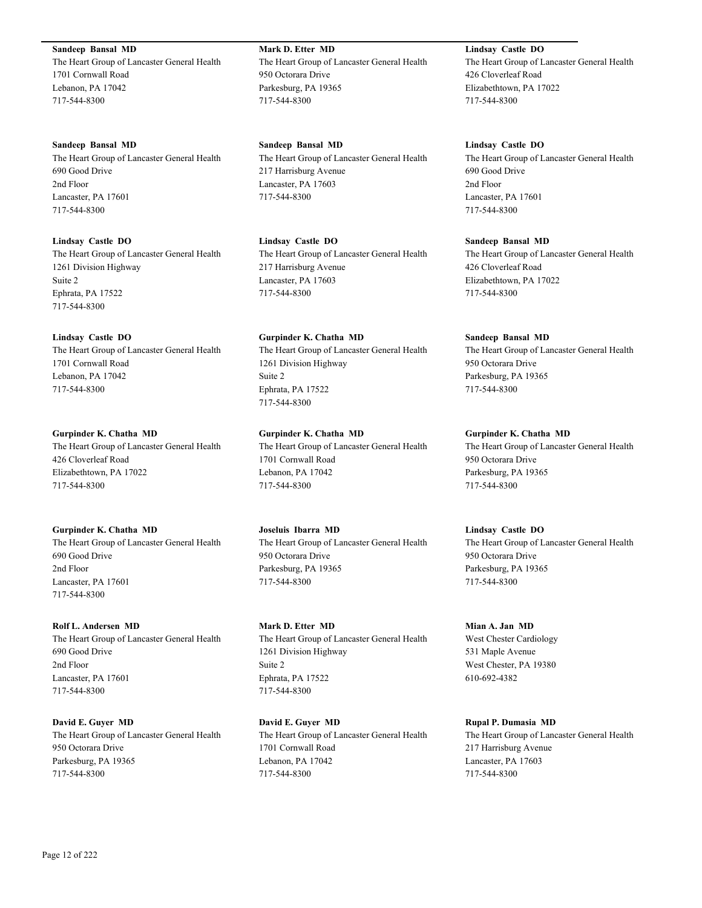**Sandeep Bansal MD**
The Heart Group of Lancaster General Health
1701 Cornwall Road
Lebanon, PA 17042
717-544-8300

**Sandeep Bansal MD**
The Heart Group of Lancaster General Health
690 Good Drive
2nd Floor
Lancaster, PA 17601
717-544-8300

**Lindsay Castle DO**
The Heart Group of Lancaster General Health
1261 Division Highway
Suite 2
Ephrata, PA 17522
717-544-8300

**Lindsay Castle DO**
The Heart Group of Lancaster General Health
1701 Cornwall Road
Lebanon, PA 17042
717-544-8300

**Gurpinder K. Chatha MD**
The Heart Group of Lancaster General Health
426 Cloverleaf Road
Elizabethtown, PA 17022
717-544-8300

**Gurpinder K. Chatha MD**
The Heart Group of Lancaster General Health
690 Good Drive
2nd Floor
Lancaster, PA 17601
717-544-8300

**Rolf L. Andersen MD**
The Heart Group of Lancaster General Health
690 Good Drive
2nd Floor
Lancaster, PA 17601
717-544-8300

**David E. Guyer MD**
The Heart Group of Lancaster General Health
950 Octorara Drive
Parkesburg, PA 19365
717-544-8300

**Mark D. Etter MD**
The Heart Group of Lancaster General Health
950 Octorara Drive
Parkesburg, PA 19365
717-544-8300

**Sandeep Bansal MD**
The Heart Group of Lancaster General Health
217 Harrisburg Avenue
Lancaster, PA 17603
717-544-8300

**Lindsay Castle DO**
The Heart Group of Lancaster General Health
217 Harrisburg Avenue
Lancaster, PA 17603
717-544-8300

**Gurpinder K. Chatha MD**
The Heart Group of Lancaster General Health
1261 Division Highway
Suite 2
Ephrata, PA 17522
717-544-8300

**Gurpinder K. Chatha MD**
The Heart Group of Lancaster General Health
1701 Cornwall Road
Lebanon, PA 17042
717-544-8300

**Joseluis Ibarra MD**
The Heart Group of Lancaster General Health
950 Octorara Drive
Parkesburg, PA 19365
717-544-8300

**Mark D. Etter MD**
The Heart Group of Lancaster General Health
1261 Division Highway
Suite 2
Ephrata, PA 17522
717-544-8300

**David E. Guyer MD**
The Heart Group of Lancaster General Health
1701 Cornwall Road
Lebanon, PA 17042
717-544-8300

**Lindsay Castle DO**
The Heart Group of Lancaster General Health
426 Cloverleaf Road
Elizabethtown, PA 17022
717-544-8300

**Lindsay Castle DO**
The Heart Group of Lancaster General Health
690 Good Drive
2nd Floor
Lancaster, PA 17601
717-544-8300

**Sandeep Bansal MD**
The Heart Group of Lancaster General Health
426 Cloverleaf Road
Elizabethtown, PA 17022
717-544-8300

**Sandeep Bansal MD**
The Heart Group of Lancaster General Health
950 Octorara Drive
Parkesburg, PA 19365
717-544-8300

**Gurpinder K. Chatha MD**
The Heart Group of Lancaster General Health
950 Octorara Drive
Parkesburg, PA 19365
717-544-8300

**Lindsay Castle DO**
The Heart Group of Lancaster General Health
950 Octorara Drive
Parkesburg, PA 19365
717-544-8300

**Mian A. Jan MD**
West Chester Cardiology
531 Maple Avenue
West Chester, PA 19380
610-692-4382

**Rupal P. Dumasia MD**
The Heart Group of Lancaster General Health
217 Harrisburg Avenue
Lancaster, PA 17603
717-544-8300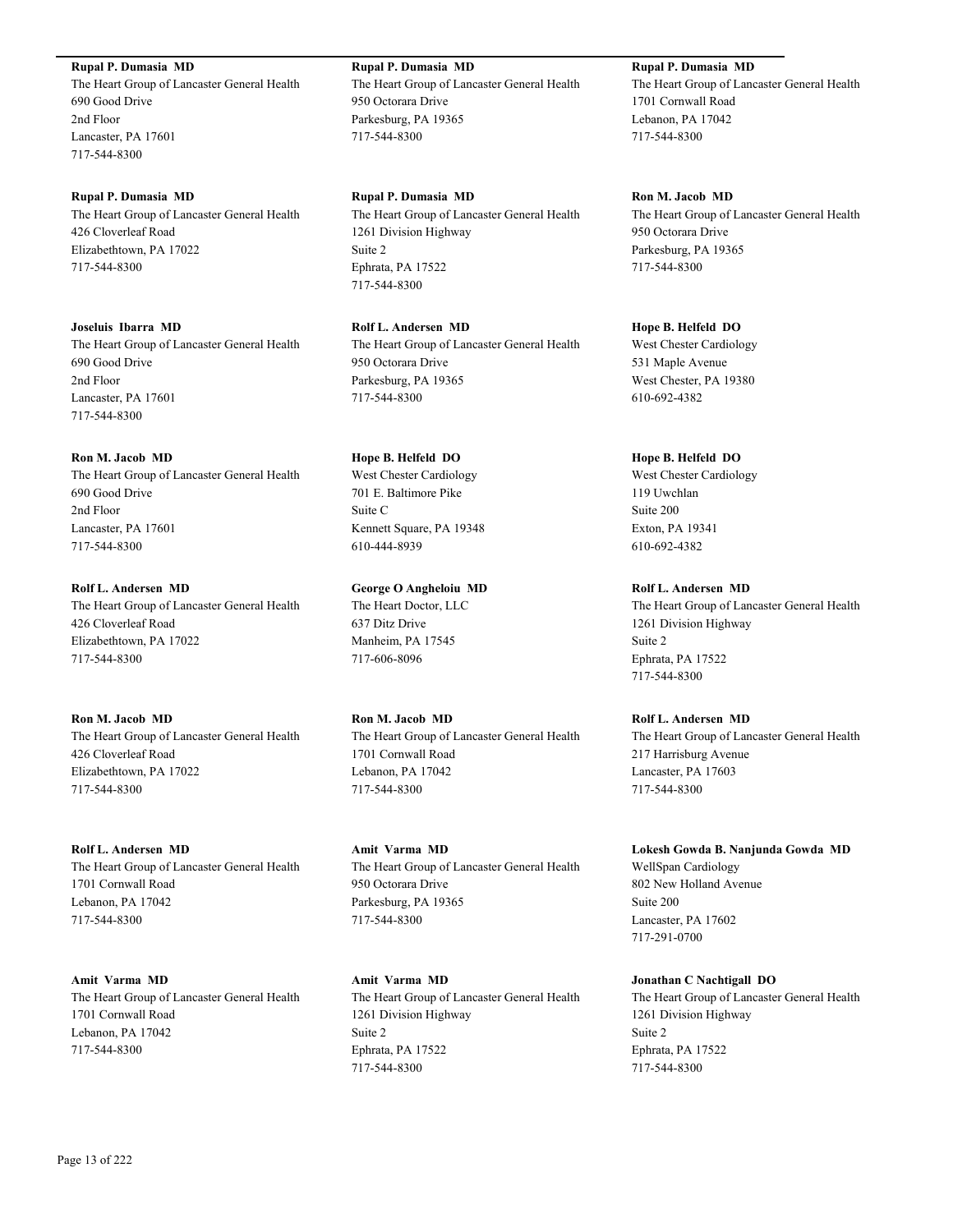**Rupal P. Dumasia MD**
The Heart Group of Lancaster General Health
690 Good Drive
2nd Floor
Lancaster, PA 17601
717-544-8300

**Rupal P. Dumasia MD**
The Heart Group of Lancaster General Health
426 Cloverleaf Road
Elizabethtown, PA 17022
717-544-8300

**Joseluis Ibarra MD**
The Heart Group of Lancaster General Health
690 Good Drive
2nd Floor
Lancaster, PA 17601
717-544-8300

**Ron M. Jacob MD**
The Heart Group of Lancaster General Health
690 Good Drive
2nd Floor
Lancaster, PA 17601
717-544-8300

**Rolf L. Andersen MD**
The Heart Group of Lancaster General Health
426 Cloverleaf Road
Elizabethtown, PA 17022
717-544-8300

**Ron M. Jacob MD**
The Heart Group of Lancaster General Health
426 Cloverleaf Road
Elizabethtown, PA 17022
717-544-8300

**Rolf L. Andersen MD**
The Heart Group of Lancaster General Health
1701 Cornwall Road
Lebanon, PA 17042
717-544-8300

**Amit Varma MD**
The Heart Group of Lancaster General Health
1701 Cornwall Road
Lebanon, PA 17042
717-544-8300

**Rupal P. Dumasia MD**
The Heart Group of Lancaster General Health
950 Octorara Drive
Parkesburg, PA 19365
717-544-8300

**Rupal P. Dumasia MD**
The Heart Group of Lancaster General Health
1261 Division Highway
Suite 2
Ephrata, PA 17522
717-544-8300

**Rolf L. Andersen MD**
The Heart Group of Lancaster General Health
950 Octorara Drive
Parkesburg, PA 19365
717-544-8300

**Hope B. Helfeld DO**
West Chester Cardiology
701 E. Baltimore Pike
Suite C
Kennett Square, PA 19348
610-444-8939

**George O Angheloiu MD**
The Heart Doctor, LLC
637 Ditz Drive
Manheim, PA 17545
717-606-8096

**Ron M. Jacob MD**
The Heart Group of Lancaster General Health
1701 Cornwall Road
Lebanon, PA 17042
717-544-8300

**Amit Varma MD**
The Heart Group of Lancaster General Health
950 Octorara Drive
Parkesburg, PA 19365
717-544-8300

**Amit Varma MD**
The Heart Group of Lancaster General Health
1261 Division Highway
Suite 2
Ephrata, PA 17522
717-544-8300

**Rupal P. Dumasia MD**
The Heart Group of Lancaster General Health
1701 Cornwall Road
Lebanon, PA 17042
717-544-8300

**Ron M. Jacob MD**
The Heart Group of Lancaster General Health
950 Octorara Drive
Parkesburg, PA 19365
717-544-8300

**Hope B. Helfeld DO**
West Chester Cardiology
531 Maple Avenue
West Chester, PA 19380
610-692-4382

**Hope B. Helfeld DO**
West Chester Cardiology
119 Uwchlan
Suite 200
Exton, PA 19341
610-692-4382

**Rolf L. Andersen MD**
The Heart Group of Lancaster General Health
1261 Division Highway
Suite 2
Ephrata, PA 17522
717-544-8300

**Rolf L. Andersen MD**
The Heart Group of Lancaster General Health
217 Harrisburg Avenue
Lancaster, PA 17603
717-544-8300

**Lokesh Gowda B. Nanjunda Gowda MD**
WellSpan Cardiology
802 New Holland Avenue
Suite 200
Lancaster, PA 17602
717-291-0700

**Jonathan C Nachtigall DO**
The Heart Group of Lancaster General Health
1261 Division Highway
Suite 2
Ephrata, PA 17522
717-544-8300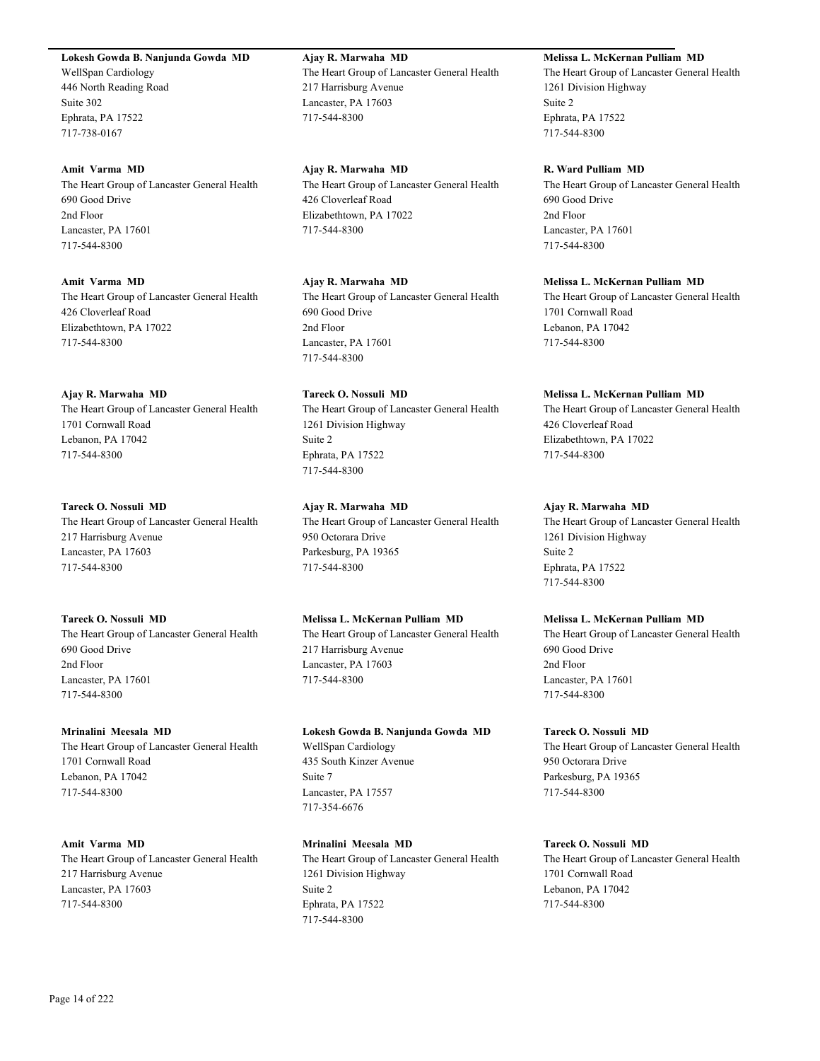**Lokesh Gowda B. Nanjunda Gowda MD**
WellSpan Cardiology
446 North Reading Road
Suite 302
Ephrata, PA 17522
717-738-0167

**Amit Varma MD**
The Heart Group of Lancaster General Health
690 Good Drive
2nd Floor
Lancaster, PA 17601
717-544-8300

**Amit Varma MD**
The Heart Group of Lancaster General Health
426 Cloverleaf Road
Elizabethtown, PA 17022
717-544-8300

**Ajay R. Marwaha MD**
The Heart Group of Lancaster General Health
1701 Cornwall Road
Lebanon, PA 17042
717-544-8300

**Tareck O. Nossuli MD**
The Heart Group of Lancaster General Health
217 Harrisburg Avenue
Lancaster, PA 17603
717-544-8300

**Tareck O. Nossuli MD**
The Heart Group of Lancaster General Health
690 Good Drive
2nd Floor
Lancaster, PA 17601
717-544-8300

**Mrinalini Meesala MD**
The Heart Group of Lancaster General Health
1701 Cornwall Road
Lebanon, PA 17042
717-544-8300

**Amit Varma MD**
The Heart Group of Lancaster General Health
217 Harrisburg Avenue
Lancaster, PA 17603
717-544-8300

**Ajay R. Marwaha MD**
The Heart Group of Lancaster General Health
217 Harrisburg Avenue
Lancaster, PA 17603
717-544-8300

**Ajay R. Marwaha MD**
The Heart Group of Lancaster General Health
426 Cloverleaf Road
Elizabethtown, PA 17022
717-544-8300

**Ajay R. Marwaha MD**
The Heart Group of Lancaster General Health
690 Good Drive
2nd Floor
Lancaster, PA 17601
717-544-8300

**Tareck O. Nossuli MD**
The Heart Group of Lancaster General Health
1261 Division Highway
Suite 2
Ephrata, PA 17522
717-544-8300

**Ajay R. Marwaha MD**
The Heart Group of Lancaster General Health
950 Octorara Drive
Parkesburg, PA 19365
717-544-8300

**Melissa L. McKernan Pulliam MD**
The Heart Group of Lancaster General Health
217 Harrisburg Avenue
Lancaster, PA 17603
717-544-8300

**Lokesh Gowda B. Nanjunda Gowda MD**
WellSpan Cardiology
435 South Kinzer Avenue
Suite 7
Lancaster, PA 17557
717-354-6676

**Mrinalini Meesala MD**
The Heart Group of Lancaster General Health
1261 Division Highway
Suite 2
Ephrata, PA 17522
717-544-8300

**Melissa L. McKernan Pulliam MD**
The Heart Group of Lancaster General Health
1261 Division Highway
Suite 2
Ephrata, PA 17522
717-544-8300

**R. Ward Pulliam MD**
The Heart Group of Lancaster General Health
690 Good Drive
2nd Floor
Lancaster, PA 17601
717-544-8300

**Melissa L. McKernan Pulliam MD**
The Heart Group of Lancaster General Health
1701 Cornwall Road
Lebanon, PA 17042
717-544-8300

**Melissa L. McKernan Pulliam MD**
The Heart Group of Lancaster General Health
426 Cloverleaf Road
Elizabethtown, PA 17022
717-544-8300

**Ajay R. Marwaha MD**
The Heart Group of Lancaster General Health
1261 Division Highway
Suite 2
Ephrata, PA 17522
717-544-8300

**Melissa L. McKernan Pulliam MD**
The Heart Group of Lancaster General Health
690 Good Drive
2nd Floor
Lancaster, PA 17601
717-544-8300

**Tareck O. Nossuli MD**
The Heart Group of Lancaster General Health
950 Octorara Drive
Parkesburg, PA 19365
717-544-8300

**Tareck O. Nossuli MD**
The Heart Group of Lancaster General Health
1701 Cornwall Road
Lebanon, PA 17042
717-544-8300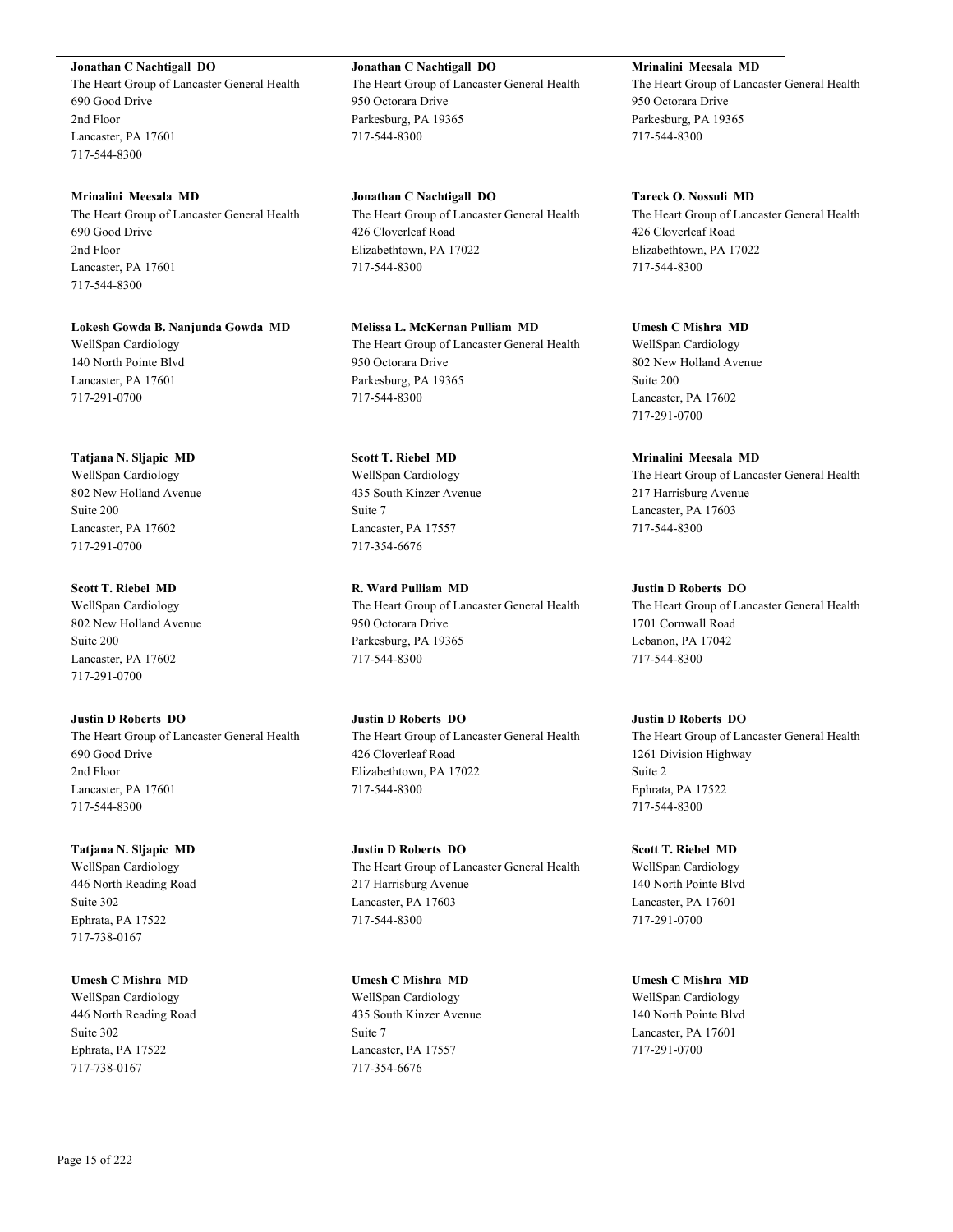**Jonathan C Nachtigall DO**
The Heart Group of Lancaster General Health
690 Good Drive
2nd Floor
Lancaster, PA 17601
717-544-8300

**Mrinalini Meesala MD**
The Heart Group of Lancaster General Health
690 Good Drive
2nd Floor
Lancaster, PA 17601
717-544-8300

**Lokesh Gowda B. Nanjunda Gowda MD**
WellSpan Cardiology
140 North Pointe Blvd
Lancaster, PA 17601
717-291-0700

**Tatjana N. Sljapic MD**
WellSpan Cardiology
802 New Holland Avenue
Suite 200
Lancaster, PA 17602
717-291-0700

**Scott T. Riebel MD**
WellSpan Cardiology
802 New Holland Avenue
Suite 200
Lancaster, PA 17602
717-291-0700

**Justin D Roberts DO**
The Heart Group of Lancaster General Health
690 Good Drive
2nd Floor
Lancaster, PA 17601
717-544-8300

**Tatjana N. Sljapic MD**
WellSpan Cardiology
446 North Reading Road
Suite 302
Ephrata, PA 17522
717-738-0167

**Umesh C Mishra MD**
WellSpan Cardiology
446 North Reading Road
Suite 302
Ephrata, PA 17522
717-738-0167

**Jonathan C Nachtigall DO**
The Heart Group of Lancaster General Health
950 Octorara Drive
Parkesburg, PA 19365
717-544-8300

**Jonathan C Nachtigall DO**
The Heart Group of Lancaster General Health
426 Cloverleaf Road
Elizabethtown, PA 17022
717-544-8300

**Melissa L. McKernan Pulliam MD**
The Heart Group of Lancaster General Health
950 Octorara Drive
Parkesburg, PA 19365
717-544-8300

**Scott T. Riebel MD**
WellSpan Cardiology
435 South Kinzer Avenue
Suite 7
Lancaster, PA 17557
717-354-6676

**R. Ward Pulliam MD**
The Heart Group of Lancaster General Health
950 Octorara Drive
Parkesburg, PA 19365
717-544-8300

**Justin D Roberts DO**
The Heart Group of Lancaster General Health
426 Cloverleaf Road
Elizabethtown, PA 17022
717-544-8300

**Justin D Roberts DO**
The Heart Group of Lancaster General Health
217 Harrisburg Avenue
Lancaster, PA 17603
717-544-8300

**Umesh C Mishra MD**
WellSpan Cardiology
435 South Kinzer Avenue
Suite 7
Lancaster, PA 17557
717-354-6676

**Mrinalini Meesala MD**
The Heart Group of Lancaster General Health
950 Octorara Drive
Parkesburg, PA 19365
717-544-8300

**Tareck O. Nossuli MD**
The Heart Group of Lancaster General Health
426 Cloverleaf Road
Elizabethtown, PA 17022
717-544-8300

**Umesh C Mishra MD**
WellSpan Cardiology
802 New Holland Avenue
Suite 200
Lancaster, PA 17602
717-291-0700

**Mrinalini Meesala MD**
The Heart Group of Lancaster General Health
217 Harrisburg Avenue
Lancaster, PA 17603
717-544-8300

**Justin D Roberts DO**
The Heart Group of Lancaster General Health
1701 Cornwall Road
Lebanon, PA 17042
717-544-8300

**Justin D Roberts DO**
The Heart Group of Lancaster General Health
1261 Division Highway
Suite 2
Ephrata, PA 17522
717-544-8300

**Scott T. Riebel MD**
WellSpan Cardiology
140 North Pointe Blvd
Lancaster, PA 17601
717-291-0700

**Umesh C Mishra MD**
WellSpan Cardiology
140 North Pointe Blvd
Lancaster, PA 17601
717-291-0700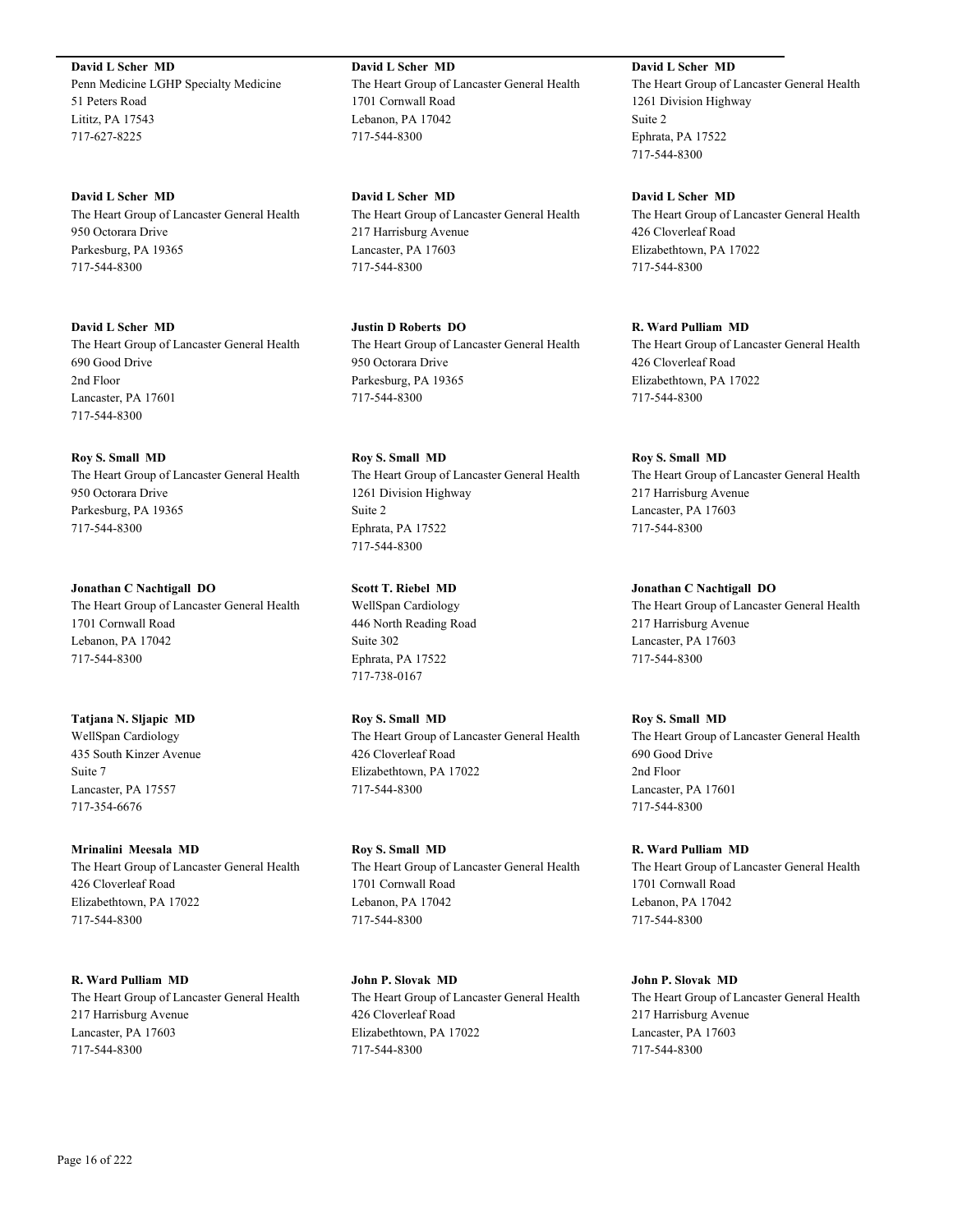**David L Scher MD**
Penn Medicine LGHP Specialty Medicine
51 Peters Road
Lititz, PA 17543
717-627-8225

**David L Scher MD**
The Heart Group of Lancaster General Health
1701 Cornwall Road
Lebanon, PA 17042
717-544-8300

**David L Scher MD**
The Heart Group of Lancaster General Health
1261 Division Highway
Suite 2
Ephrata, PA 17522
717-544-8300

**David L Scher MD**
The Heart Group of Lancaster General Health
950 Octorara Drive
Parkesburg, PA 19365
717-544-8300

**David L Scher MD**
The Heart Group of Lancaster General Health
217 Harrisburg Avenue
Lancaster, PA 17603
717-544-8300

**David L Scher MD**
The Heart Group of Lancaster General Health
426 Cloverleaf Road
Elizabethtown, PA 17022
717-544-8300

**David L Scher MD**
The Heart Group of Lancaster General Health
690 Good Drive
2nd Floor
Lancaster, PA 17601
717-544-8300

**Justin D Roberts DO**
The Heart Group of Lancaster General Health
950 Octorara Drive
Parkesburg, PA 19365
717-544-8300

**R. Ward Pulliam MD**
The Heart Group of Lancaster General Health
426 Cloverleaf Road
Elizabethtown, PA 17022
717-544-8300

**Roy S. Small MD**
The Heart Group of Lancaster General Health
950 Octorara Drive
Parkesburg, PA 19365
717-544-8300

**Roy S. Small MD**
The Heart Group of Lancaster General Health
1261 Division Highway
Suite 2
Ephrata, PA 17522
717-544-8300

**Roy S. Small MD**
The Heart Group of Lancaster General Health
217 Harrisburg Avenue
Lancaster, PA 17603
717-544-8300

**Jonathan C Nachtigall DO**
The Heart Group of Lancaster General Health
1701 Cornwall Road
Lebanon, PA 17042
717-544-8300

**Scott T. Riebel MD**
WellSpan Cardiology
446 North Reading Road
Suite 302
Ephrata, PA 17522
717-738-0167

**Jonathan C Nachtigall DO**
The Heart Group of Lancaster General Health
217 Harrisburg Avenue
Lancaster, PA 17603
717-544-8300

**Tatjana N. Sljapic MD**
WellSpan Cardiology
435 South Kinzer Avenue
Suite 7
Lancaster, PA 17557
717-354-6676

**Roy S. Small MD**
The Heart Group of Lancaster General Health
426 Cloverleaf Road
Elizabethtown, PA 17022
717-544-8300

**Roy S. Small MD**
The Heart Group of Lancaster General Health
690 Good Drive
2nd Floor
Lancaster, PA 17601
717-544-8300

**Mrinalini Meesala MD**
The Heart Group of Lancaster General Health
426 Cloverleaf Road
Elizabethtown, PA 17022
717-544-8300

**Roy S. Small MD**
The Heart Group of Lancaster General Health
1701 Cornwall Road
Lebanon, PA 17042
717-544-8300

**R. Ward Pulliam MD**
The Heart Group of Lancaster General Health
1701 Cornwall Road
Lebanon, PA 17042
717-544-8300

**R. Ward Pulliam MD**
The Heart Group of Lancaster General Health
217 Harrisburg Avenue
Lancaster, PA 17603
717-544-8300

**John P. Slovak MD**
The Heart Group of Lancaster General Health
426 Cloverleaf Road
Elizabethtown, PA 17022
717-544-8300

**John P. Slovak MD**
The Heart Group of Lancaster General Health
217 Harrisburg Avenue
Lancaster, PA 17603
717-544-8300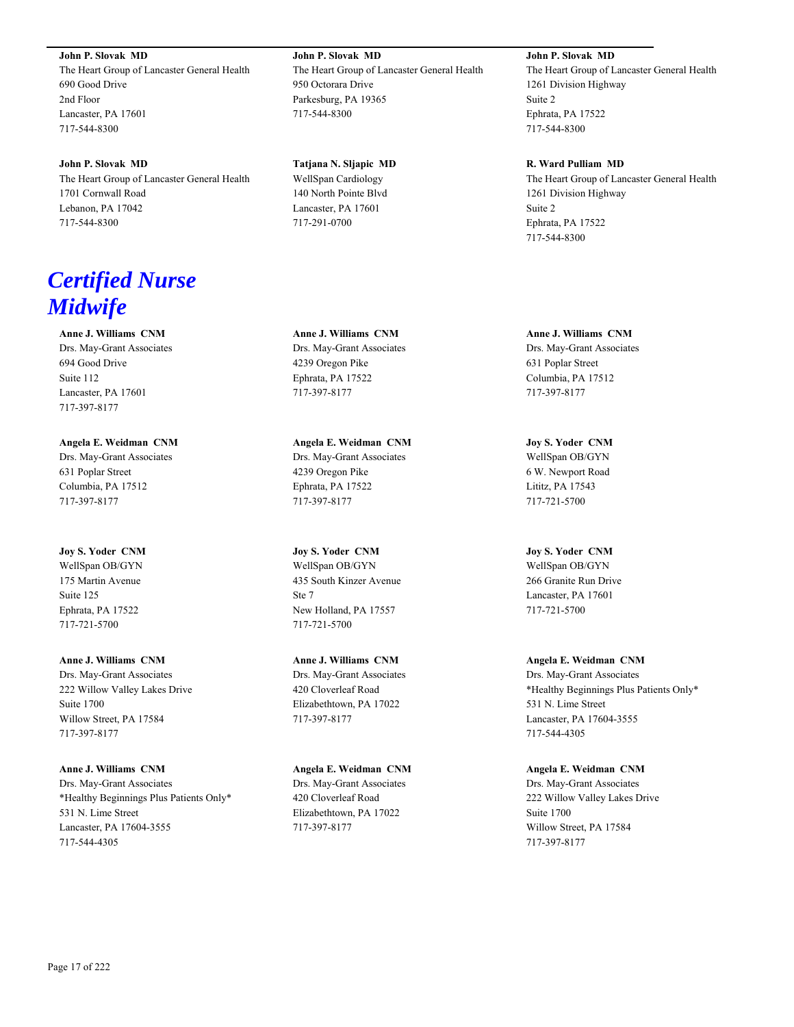**John P. Slovak MD**
The Heart Group of Lancaster General Health
690 Good Drive
2nd Floor
Lancaster, PA 17601
717-544-8300

**John P. Slovak MD**
The Heart Group of Lancaster General Health
950 Octorara Drive
Parkesburg, PA 19365
717-544-8300

**John P. Slovak MD**
The Heart Group of Lancaster General Health
1261 Division Highway
Suite 2
Ephrata, PA 17522
717-544-8300

**John P. Slovak MD**
The Heart Group of Lancaster General Health
1701 Cornwall Road
Lebanon, PA 17042
717-544-8300

**Tatjana N. Sljapic MD**
WellSpan Cardiology
140 North Pointe Blvd
Lancaster, PA 17601
717-291-0700

**R. Ward Pulliam MD**
The Heart Group of Lancaster General Health
1261 Division Highway
Suite 2
Ephrata, PA 17522
717-544-8300

# *Certified Nurse Midwife*

**Anne J. Williams CNM**
Drs. May-Grant Associates
694 Good Drive
Suite 112
Lancaster, PA 17601
717-397-8177

**Anne J. Williams CNM**
Drs. May-Grant Associates
4239 Oregon Pike
Ephrata, PA 17522
717-397-8177

**Anne J. Williams CNM**
Drs. May-Grant Associates
631 Poplar Street
Columbia, PA 17512
717-397-8177

**Angela E. Weidman CNM**
Drs. May-Grant Associates
631 Poplar Street
Columbia, PA 17512
717-397-8177

**Angela E. Weidman CNM**
Drs. May-Grant Associates
4239 Oregon Pike
Ephrata, PA 17522
717-397-8177

**Joy S. Yoder CNM**
WellSpan OB/GYN
6 W. Newport Road
Lititz, PA 17543
717-721-5700

**Joy S. Yoder CNM**
WellSpan OB/GYN
175 Martin Avenue
Suite 125
Ephrata, PA 17522
717-721-5700

**Joy S. Yoder CNM**
WellSpan OB/GYN
435 South Kinzer Avenue
Ste 7
New Holland, PA 17557
717-721-5700

**Joy S. Yoder CNM**
WellSpan OB/GYN
266 Granite Run Drive
Lancaster, PA 17601
717-721-5700

**Anne J. Williams CNM**
Drs. May-Grant Associates
222 Willow Valley Lakes Drive
Suite 1700
Willow Street, PA 17584
717-397-8177

**Anne J. Williams CNM**
Drs. May-Grant Associates
420 Cloverleaf Road
Elizabethtown, PA 17022
717-397-8177

**Angela E. Weidman CNM**
Drs. May-Grant Associates
*Healthy Beginnings Plus Patients Only*
531 N. Lime Street
Lancaster, PA 17604-3555
717-544-4305

**Anne J. Williams CNM**
Drs. May-Grant Associates
*Healthy Beginnings Plus Patients Only*
531 N. Lime Street
Lancaster, PA 17604-3555
717-544-4305

**Angela E. Weidman CNM**
Drs. May-Grant Associates
420 Cloverleaf Road
Elizabethtown, PA 17022
717-397-8177

**Angela E. Weidman CNM**
Drs. May-Grant Associates
222 Willow Valley Lakes Drive
Suite 1700
Willow Street, PA 17584
717-397-8177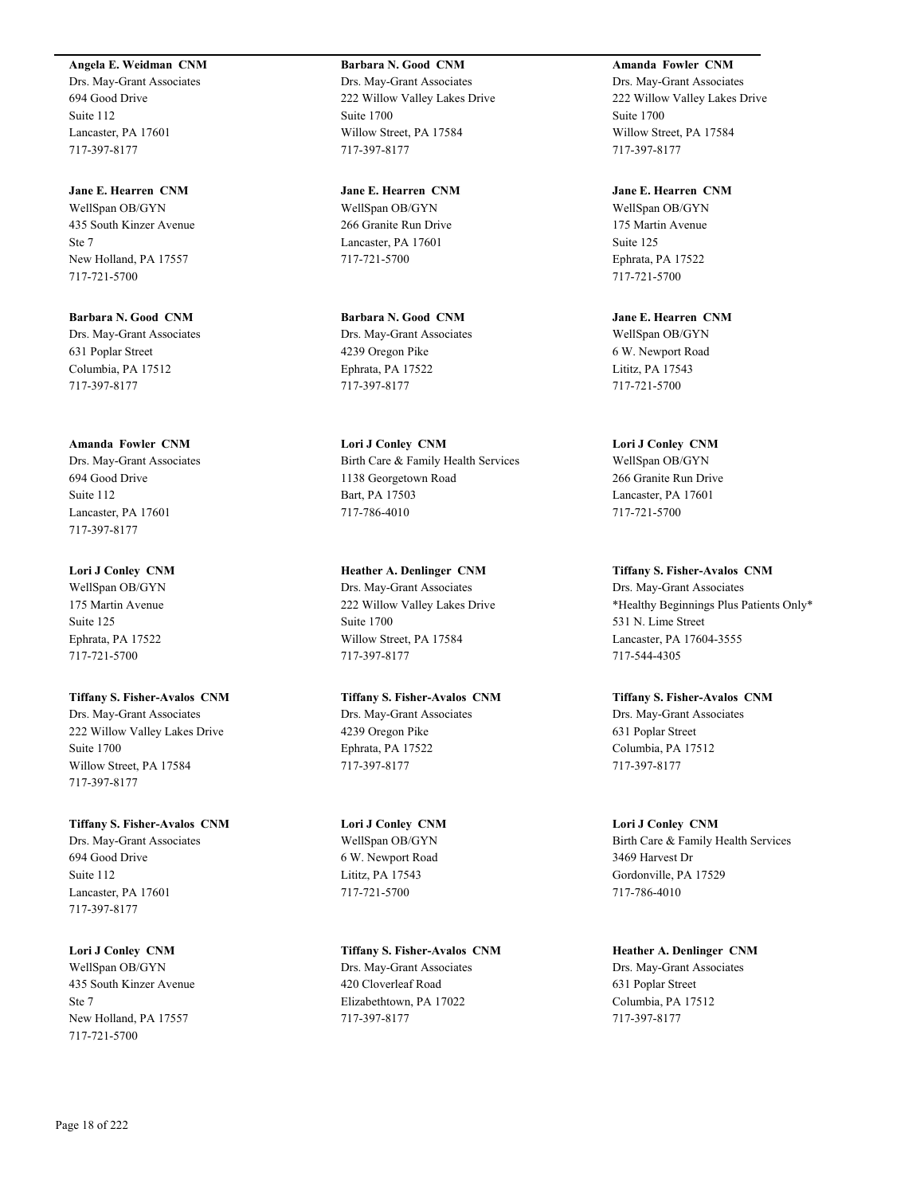**Angela E. Weidman  CNM**
Drs. May-Grant Associates
694 Good Drive
Suite 112
Lancaster, PA 17601
717-397-8177

**Jane E. Hearren  CNM**
WellSpan OB/GYN
435 South Kinzer Avenue
Ste 7
New Holland, PA 17557
717-721-5700

**Barbara N. Good  CNM**
Drs. May-Grant Associates
631 Poplar Street
Columbia, PA 17512
717-397-8177

**Amanda  Fowler  CNM**
Drs. May-Grant Associates
694 Good Drive
Suite 112
Lancaster, PA 17601
717-397-8177

**Lori J Conley  CNM**
WellSpan OB/GYN
175 Martin Avenue
Suite 125
Ephrata, PA 17522
717-721-5700

**Tiffany S. Fisher-Avalos  CNM**
Drs. May-Grant Associates
222 Willow Valley Lakes Drive
Suite 1700
Willow Street, PA 17584
717-397-8177

**Tiffany S. Fisher-Avalos  CNM**
Drs. May-Grant Associates
694 Good Drive
Suite 112
Lancaster, PA 17601
717-397-8177

**Lori J Conley  CNM**
WellSpan OB/GYN
435 South Kinzer Avenue
Ste 7
New Holland, PA 17557
717-721-5700

**Barbara N. Good  CNM**
Drs. May-Grant Associates
222 Willow Valley Lakes Drive
Suite 1700
Willow Street, PA 17584
717-397-8177

**Jane E. Hearren  CNM**
WellSpan OB/GYN
266 Granite Run Drive
Lancaster, PA 17601
717-721-5700

**Barbara N. Good  CNM**
Drs. May-Grant Associates
4239 Oregon Pike
Ephrata, PA 17522
717-397-8177

**Lori J Conley  CNM**
Birth Care & Family Health Services
1138 Georgetown Road
Bart, PA 17503
717-786-4010

**Heather A. Denlinger  CNM**
Drs. May-Grant Associates
222 Willow Valley Lakes Drive
Suite 1700
Willow Street, PA 17584
717-397-8177

**Tiffany S. Fisher-Avalos  CNM**
Drs. May-Grant Associates
4239 Oregon Pike
Ephrata, PA 17522
717-397-8177

**Lori J Conley  CNM**
WellSpan OB/GYN
6 W. Newport Road
Lititz, PA 17543
717-721-5700

**Tiffany S. Fisher-Avalos  CNM**
Drs. May-Grant Associates
420 Cloverleaf Road
Elizabethtown, PA 17022
717-397-8177

**Amanda  Fowler  CNM**
Drs. May-Grant Associates
222 Willow Valley Lakes Drive
Suite 1700
Willow Street, PA 17584
717-397-8177

**Jane E. Hearren  CNM**
WellSpan OB/GYN
175 Martin Avenue
Suite 125
Ephrata, PA 17522
717-721-5700

**Jane E. Hearren  CNM**
WellSpan OB/GYN
6 W. Newport Road
Lititz, PA 17543
717-721-5700

**Lori J Conley  CNM**
WellSpan OB/GYN
266 Granite Run Drive
Lancaster, PA 17601
717-721-5700

**Tiffany S. Fisher-Avalos  CNM**
Drs. May-Grant Associates
*Healthy Beginnings Plus Patients Only*
531 N. Lime Street
Lancaster, PA 17604-3555
717-544-4305

**Tiffany S. Fisher-Avalos  CNM**
Drs. May-Grant Associates
631 Poplar Street
Columbia, PA 17512
717-397-8177

**Lori J Conley  CNM**
Birth Care & Family Health Services
3469 Harvest Dr
Gordonville, PA 17529
717-786-4010

**Heather A. Denlinger  CNM**
Drs. May-Grant Associates
631 Poplar Street
Columbia, PA 17512
717-397-8177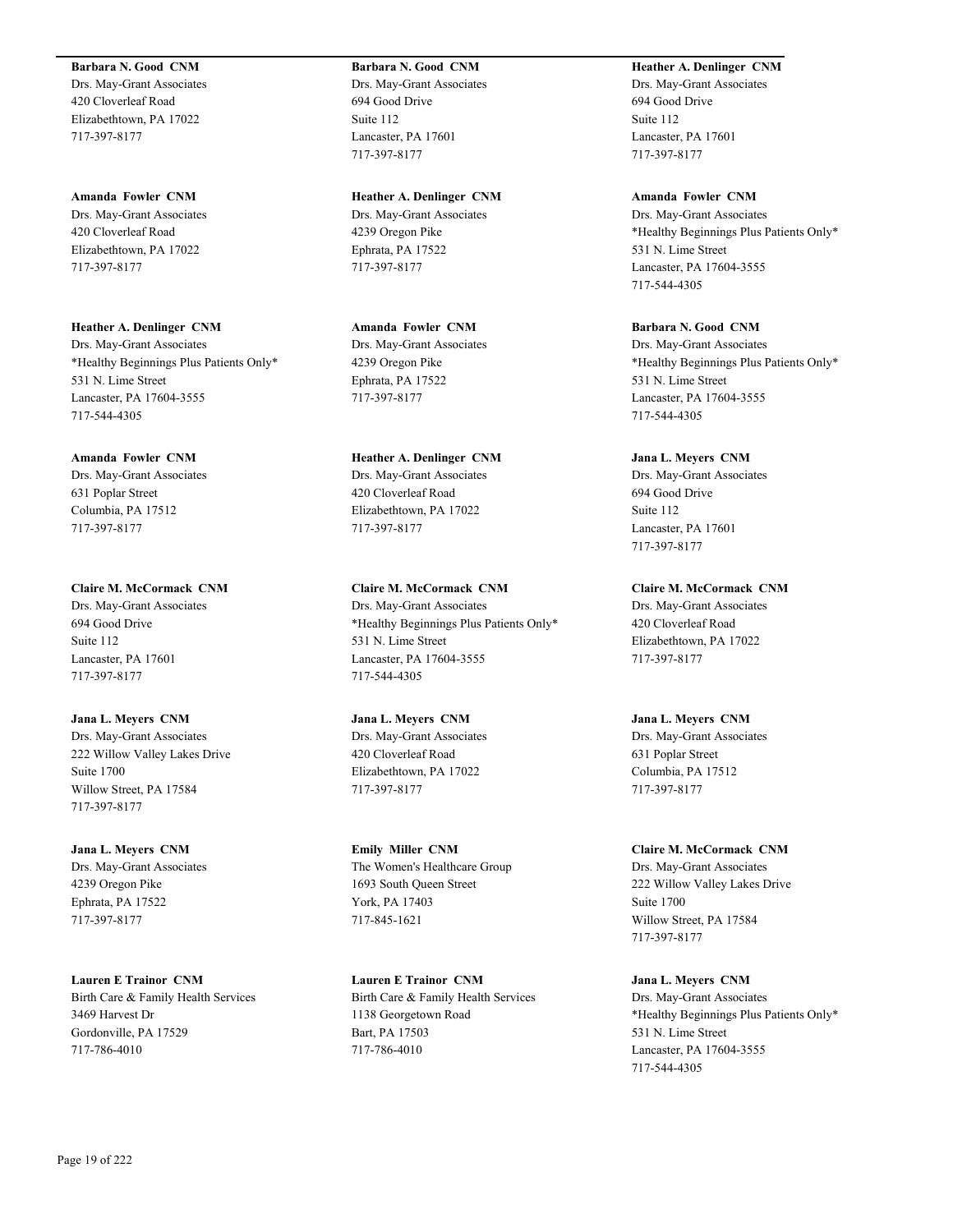**Barbara N. Good  CNM**
Drs. May-Grant Associates
420 Cloverleaf Road
Elizabethtown, PA 17022
717-397-8177

**Amanda  Fowler  CNM**
Drs. May-Grant Associates
420 Cloverleaf Road
Elizabethtown, PA 17022
717-397-8177

**Heather A. Denlinger  CNM**
Drs. May-Grant Associates
*Healthy Beginnings Plus Patients Only*
531 N. Lime Street
Lancaster, PA 17604-3555
717-544-4305

**Amanda  Fowler  CNM**
Drs. May-Grant Associates
631 Poplar Street
Columbia, PA 17512
717-397-8177

**Claire M. McCormack  CNM**
Drs. May-Grant Associates
694 Good Drive
Suite 112
Lancaster, PA 17601
717-397-8177

**Jana L. Meyers  CNM**
Drs. May-Grant Associates
222 Willow Valley Lakes Drive
Suite 1700
Willow Street, PA 17584
717-397-8177

**Jana L. Meyers  CNM**
Drs. May-Grant Associates
4239 Oregon Pike
Ephrata, PA 17522
717-397-8177

**Lauren E Trainor  CNM**
Birth Care & Family Health Services
3469 Harvest Dr
Gordonville, PA 17529
717-786-4010

**Barbara N. Good  CNM**
Drs. May-Grant Associates
694 Good Drive
Suite 112
Lancaster, PA 17601
717-397-8177

**Heather A. Denlinger  CNM**
Drs. May-Grant Associates
4239 Oregon Pike
Ephrata, PA 17522
717-397-8177

**Amanda  Fowler  CNM**
Drs. May-Grant Associates
4239 Oregon Pike
Ephrata, PA 17522
717-397-8177

**Heather A. Denlinger  CNM**
Drs. May-Grant Associates
420 Cloverleaf Road
Elizabethtown, PA 17022
717-397-8177

**Claire M. McCormack  CNM**
Drs. May-Grant Associates
*Healthy Beginnings Plus Patients Only*
531 N. Lime Street
Lancaster, PA 17604-3555
717-544-4305

**Jana L. Meyers  CNM**
Drs. May-Grant Associates
420 Cloverleaf Road
Elizabethtown, PA 17022
717-397-8177

**Emily  Miller  CNM**
The Women's Healthcare Group
1693 South Queen Street
York, PA 17403
717-845-1621

**Lauren E Trainor  CNM**
Birth Care & Family Health Services
1138 Georgetown Road
Bart, PA 17503
717-786-4010

**Heather A. Denlinger  CNM**
Drs. May-Grant Associates
694 Good Drive
Suite 112
Lancaster, PA 17601
717-397-8177

**Amanda  Fowler  CNM**
Drs. May-Grant Associates
*Healthy Beginnings Plus Patients Only*
531 N. Lime Street
Lancaster, PA 17604-3555
717-544-4305

**Barbara N. Good  CNM**
Drs. May-Grant Associates
*Healthy Beginnings Plus Patients Only*
531 N. Lime Street
Lancaster, PA 17604-3555
717-544-4305

**Jana L. Meyers  CNM**
Drs. May-Grant Associates
694 Good Drive
Suite 112
Lancaster, PA 17601
717-397-8177

**Claire M. McCormack  CNM**
Drs. May-Grant Associates
420 Cloverleaf Road
Elizabethtown, PA 17022
717-397-8177

**Jana L. Meyers  CNM**
Drs. May-Grant Associates
631 Poplar Street
Columbia, PA 17512
717-397-8177

**Claire M. McCormack  CNM**
Drs. May-Grant Associates
222 Willow Valley Lakes Drive
Suite 1700
Willow Street, PA 17584
717-397-8177

**Jana L. Meyers  CNM**
Drs. May-Grant Associates
*Healthy Beginnings Plus Patients Only*
531 N. Lime Street
Lancaster, PA 17604-3555
717-544-4305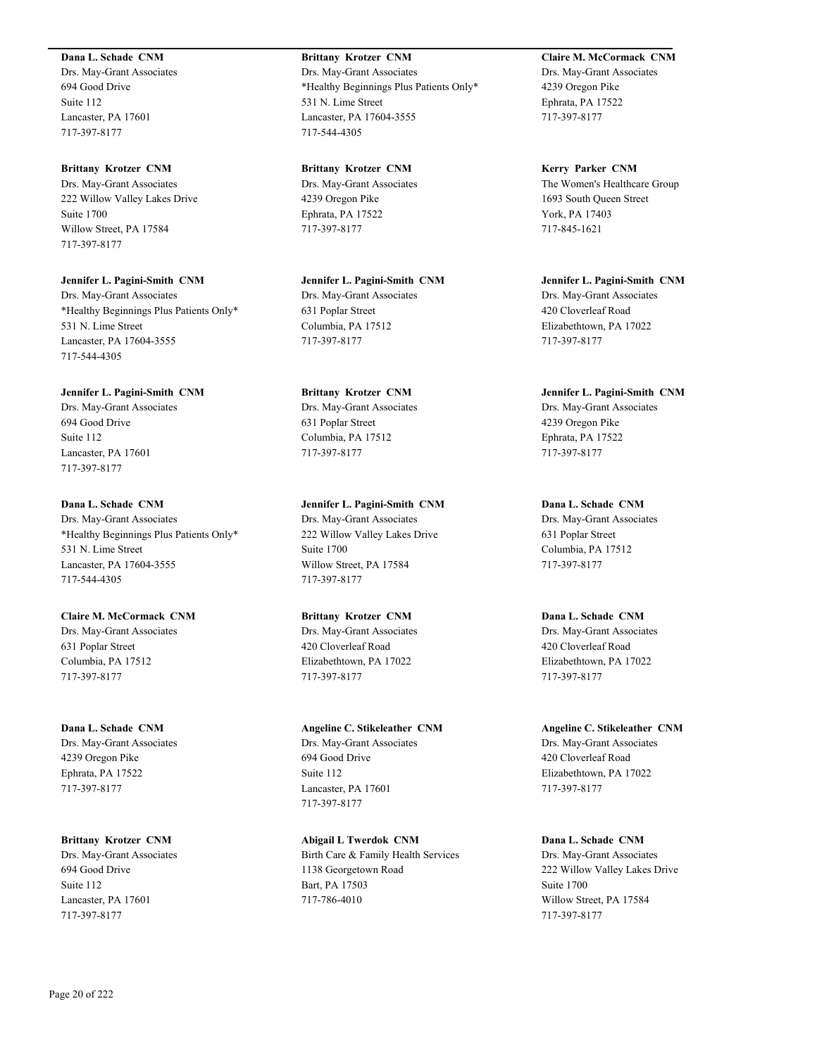**Dana L. Schade  CNM**
Drs. May-Grant Associates
694 Good Drive
Suite 112
Lancaster, PA 17601
717-397-8177

**Brittany  Krotzer  CNM**
Drs. May-Grant Associates
222 Willow Valley Lakes Drive
Suite 1700
Willow Street, PA 17584
717-397-8177

**Jennifer L. Pagini-Smith  CNM**
Drs. May-Grant Associates
*Healthy Beginnings Plus Patients Only*
531 N. Lime Street
Lancaster, PA 17604-3555
717-544-4305

**Jennifer L. Pagini-Smith  CNM**
Drs. May-Grant Associates
694 Good Drive
Suite 112
Lancaster, PA 17601
717-397-8177

**Dana L. Schade  CNM**
Drs. May-Grant Associates
*Healthy Beginnings Plus Patients Only*
531 N. Lime Street
Lancaster, PA 17604-3555
717-544-4305

**Claire M. McCormack  CNM**
Drs. May-Grant Associates
631 Poplar Street
Columbia, PA 17512
717-397-8177

**Dana L. Schade  CNM**
Drs. May-Grant Associates
4239 Oregon Pike
Ephrata, PA 17522
717-397-8177

**Brittany  Krotzer  CNM**
Drs. May-Grant Associates
694 Good Drive
Suite 112
Lancaster, PA 17601
717-397-8177

**Brittany  Krotzer  CNM**
Drs. May-Grant Associates
*Healthy Beginnings Plus Patients Only*
531 N. Lime Street
Lancaster, PA 17604-3555
717-544-4305

**Brittany  Krotzer  CNM**
Drs. May-Grant Associates
4239 Oregon Pike
Ephrata, PA 17522
717-397-8177

**Jennifer L. Pagini-Smith  CNM**
Drs. May-Grant Associates
631 Poplar Street
Columbia, PA 17512
717-397-8177

**Brittany  Krotzer  CNM**
Drs. May-Grant Associates
631 Poplar Street
Columbia, PA 17512
717-397-8177

**Jennifer L. Pagini-Smith  CNM**
Drs. May-Grant Associates
222 Willow Valley Lakes Drive
Suite 1700
Willow Street, PA 17584
717-397-8177

**Brittany  Krotzer  CNM**
Drs. May-Grant Associates
420 Cloverleaf Road
Elizabethtown, PA 17022
717-397-8177

**Angeline C. Stikeleather  CNM**
Drs. May-Grant Associates
694 Good Drive
Suite 112
Lancaster, PA 17601
717-397-8177

**Abigail L Twerdok  CNM**
Birth Care & Family Health Services
1138 Georgetown Road
Bart, PA 17503
717-786-4010

**Claire M. McCormack  CNM**
Drs. May-Grant Associates
4239 Oregon Pike
Ephrata, PA 17522
717-397-8177

**Kerry  Parker  CNM**
The Women's Healthcare Group
1693 South Queen Street
York, PA 17403
717-845-1621

**Jennifer L. Pagini-Smith  CNM**
Drs. May-Grant Associates
420 Cloverleaf Road
Elizabethtown, PA 17022
717-397-8177

**Jennifer L. Pagini-Smith  CNM**
Drs. May-Grant Associates
4239 Oregon Pike
Ephrata, PA 17522
717-397-8177

**Dana L. Schade  CNM**
Drs. May-Grant Associates
631 Poplar Street
Columbia, PA 17512
717-397-8177

**Dana L. Schade  CNM**
Drs. May-Grant Associates
420 Cloverleaf Road
Elizabethtown, PA 17022
717-397-8177

**Angeline C. Stikeleather  CNM**
Drs. May-Grant Associates
420 Cloverleaf Road
Elizabethtown, PA 17022
717-397-8177

**Dana L. Schade  CNM**
Drs. May-Grant Associates
222 Willow Valley Lakes Drive
Suite 1700
Willow Street, PA 17584
717-397-8177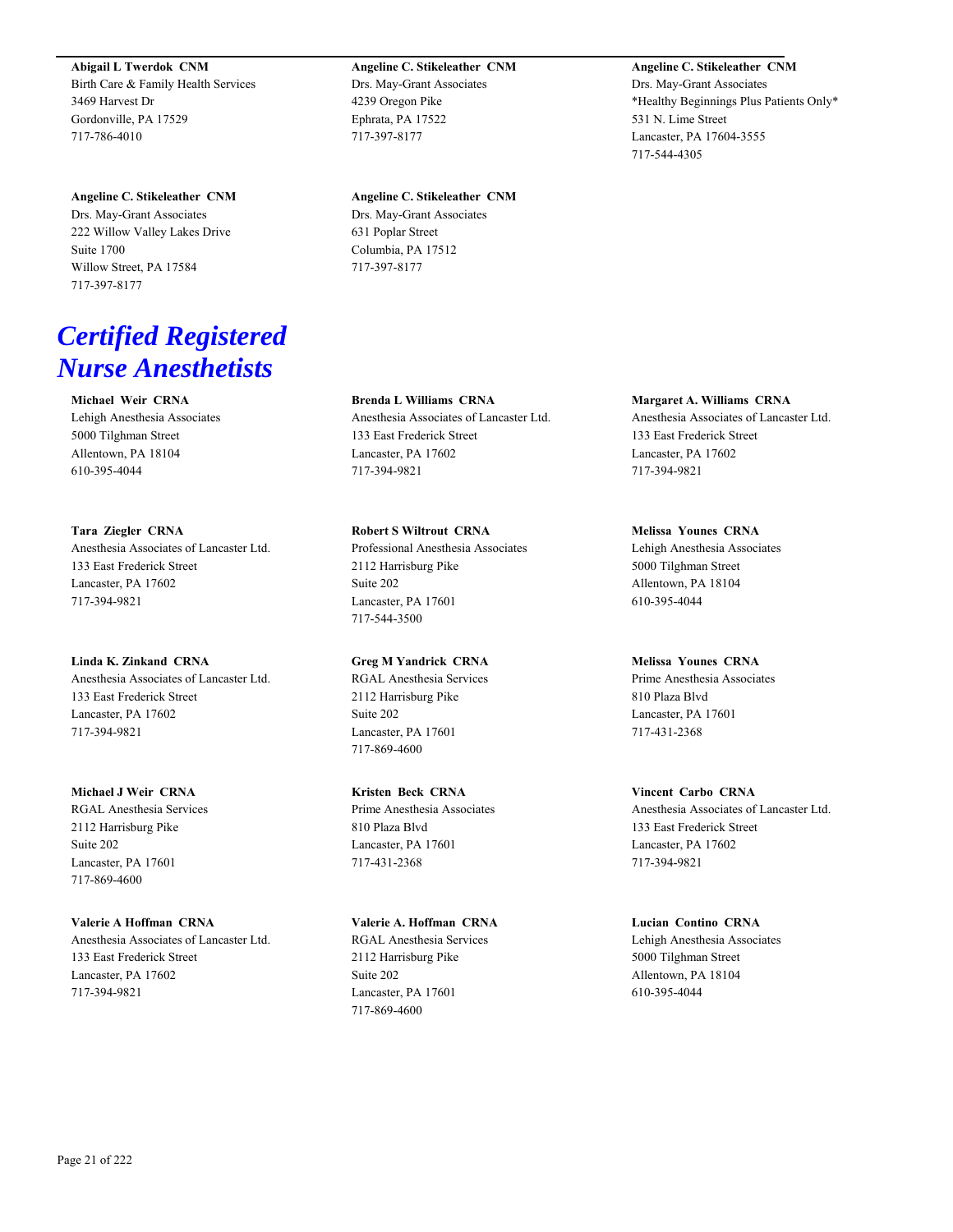**Abigail L Twerdok CNM**
Birth Care & Family Health Services
3469 Harvest Dr
Gordonville, PA 17529
717-786-4010

**Angeline C. Stikeleather CNM**
Drs. May-Grant Associates
4239 Oregon Pike
Ephrata, PA 17522
717-397-8177

**Angeline C. Stikeleather CNM**
Drs. May-Grant Associates
*Healthy Beginnings Plus Patients Only*
531 N. Lime Street
Lancaster, PA 17604-3555
717-544-4305

**Angeline C. Stikeleather CNM**
Drs. May-Grant Associates
222 Willow Valley Lakes Drive
Suite 1700
Willow Street, PA 17584
717-397-8177

**Angeline C. Stikeleather CNM**
Drs. May-Grant Associates
631 Poplar Street
Columbia, PA 17512
717-397-8177

## *Certified Registered Nurse Anesthetists*

**Michael Weir CRNA**
Lehigh Anesthesia Associates
5000 Tilghman Street
Allentown, PA 18104
610-395-4044

**Brenda L Williams CRNA**
Anesthesia Associates of Lancaster Ltd.
133 East Frederick Street
Lancaster, PA 17602
717-394-9821

**Margaret A. Williams CRNA**
Anesthesia Associates of Lancaster Ltd.
133 East Frederick Street
Lancaster, PA 17602
717-394-9821

**Tara Ziegler CRNA**
Anesthesia Associates of Lancaster Ltd.
133 East Frederick Street
Lancaster, PA 17602
717-394-9821

**Robert S Wiltrout CRNA**
Professional Anesthesia Associates
2112 Harrisburg Pike
Suite 202
Lancaster, PA 17601
717-544-3500

**Melissa Younes CRNA**
Lehigh Anesthesia Associates
5000 Tilghman Street
Allentown, PA 18104
610-395-4044

**Linda K. Zinkand CRNA**
Anesthesia Associates of Lancaster Ltd.
133 East Frederick Street
Lancaster, PA 17602
717-394-9821

**Greg M Yandrick CRNA**
RGAL Anesthesia Services
2112 Harrisburg Pike
Suite 202
Lancaster, PA 17601
717-869-4600

**Melissa Younes CRNA**
Prime Anesthesia Associates
810 Plaza Blvd
Lancaster, PA 17601
717-431-2368

**Michael J Weir CRNA**
RGAL Anesthesia Services
2112 Harrisburg Pike
Suite 202
Lancaster, PA 17601
717-869-4600

**Kristen Beck CRNA**
Prime Anesthesia Associates
810 Plaza Blvd
Lancaster, PA 17601
717-431-2368

**Vincent Carbo CRNA**
Anesthesia Associates of Lancaster Ltd.
133 East Frederick Street
Lancaster, PA 17602
717-394-9821

**Valerie A Hoffman CRNA**
Anesthesia Associates of Lancaster Ltd.
133 East Frederick Street
Lancaster, PA 17602
717-394-9821

**Valerie A. Hoffman CRNA**
RGAL Anesthesia Services
2112 Harrisburg Pike
Suite 202
Lancaster, PA 17601
717-869-4600

**Lucian Contino CRNA**
Lehigh Anesthesia Associates
5000 Tilghman Street
Allentown, PA 18104
610-395-4044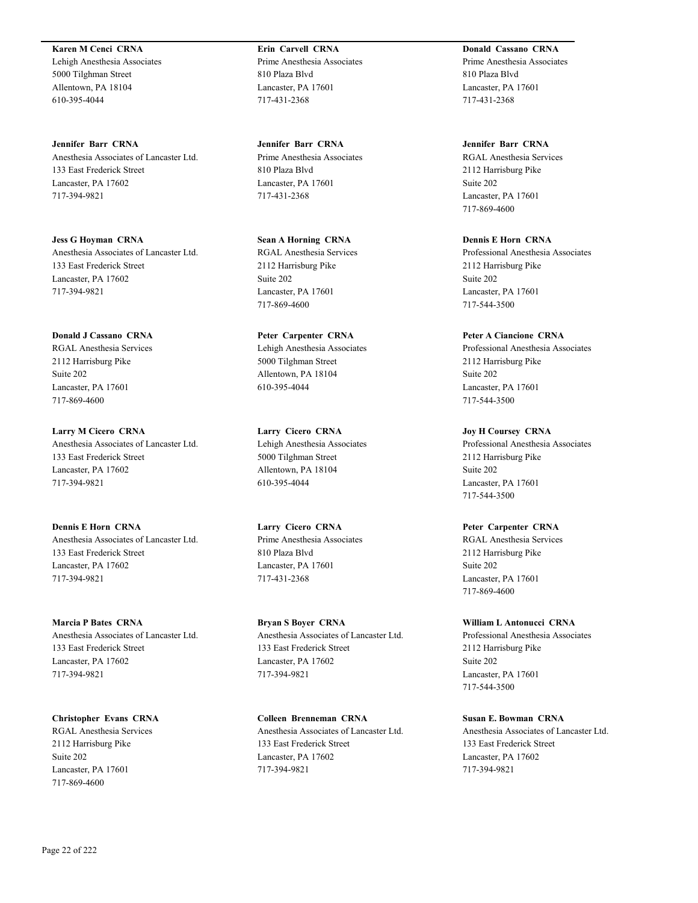**Karen M Cenci CRNA**
Lehigh Anesthesia Associates
5000 Tilghman Street
Allentown, PA 18104
610-395-4044

**Erin Carvell CRNA**
Prime Anesthesia Associates
810 Plaza Blvd
Lancaster, PA 17601
717-431-2368

**Donald Cassano CRNA**
Prime Anesthesia Associates
810 Plaza Blvd
Lancaster, PA 17601
717-431-2368

**Jennifer Barr CRNA**
Anesthesia Associates of Lancaster Ltd.
133 East Frederick Street
Lancaster, PA 17602
717-394-9821

**Jennifer Barr CRNA**
Prime Anesthesia Associates
810 Plaza Blvd
Lancaster, PA 17601
717-431-2368

**Jennifer Barr CRNA**
RGAL Anesthesia Services
2112 Harrisburg Pike
Suite 202
Lancaster, PA 17601
717-869-4600

**Jess G Hoyman CRNA**
Anesthesia Associates of Lancaster Ltd.
133 East Frederick Street
Lancaster, PA 17602
717-394-9821

**Sean A Horning CRNA**
RGAL Anesthesia Services
2112 Harrisburg Pike
Suite 202
Lancaster, PA 17601
717-869-4600

**Dennis E Horn CRNA**
Professional Anesthesia Associates
2112 Harrisburg Pike
Suite 202
Lancaster, PA 17601
717-544-3500

**Donald J Cassano CRNA**
RGAL Anesthesia Services
2112 Harrisburg Pike
Suite 202
Lancaster, PA 17601
717-869-4600

**Peter Carpenter CRNA**
Lehigh Anesthesia Associates
5000 Tilghman Street
Allentown, PA 18104
610-395-4044

**Peter A Ciancione CRNA**
Professional Anesthesia Associates
2112 Harrisburg Pike
Suite 202
Lancaster, PA 17601
717-544-3500

**Larry M Cicero CRNA**
Anesthesia Associates of Lancaster Ltd.
133 East Frederick Street
Lancaster, PA 17602
717-394-9821

**Larry Cicero CRNA**
Lehigh Anesthesia Associates
5000 Tilghman Street
Allentown, PA 18104
610-395-4044

**Joy H Coursey CRNA**
Professional Anesthesia Associates
2112 Harrisburg Pike
Suite 202
Lancaster, PA 17601
717-544-3500

**Dennis E Horn CRNA**
Anesthesia Associates of Lancaster Ltd.
133 East Frederick Street
Lancaster, PA 17602
717-394-9821

**Larry Cicero CRNA**
Prime Anesthesia Associates
810 Plaza Blvd
Lancaster, PA 17601
717-431-2368

**Peter Carpenter CRNA**
RGAL Anesthesia Services
2112 Harrisburg Pike
Suite 202
Lancaster, PA 17601
717-869-4600

**Marcia P Bates CRNA**
Anesthesia Associates of Lancaster Ltd.
133 East Frederick Street
Lancaster, PA 17602
717-394-9821

**Bryan S Boyer CRNA**
Anesthesia Associates of Lancaster Ltd.
133 East Frederick Street
Lancaster, PA 17602
717-394-9821

**William L Antonucci CRNA**
Professional Anesthesia Associates
2112 Harrisburg Pike
Suite 202
Lancaster, PA 17601
717-544-3500

**Christopher Evans CRNA**
RGAL Anesthesia Services
2112 Harrisburg Pike
Suite 202
Lancaster, PA 17601
717-869-4600

**Colleen Brenneman CRNA**
Anesthesia Associates of Lancaster Ltd.
133 East Frederick Street
Lancaster, PA 17602
717-394-9821

**Susan E. Bowman CRNA**
Anesthesia Associates of Lancaster Ltd.
133 East Frederick Street
Lancaster, PA 17602
717-394-9821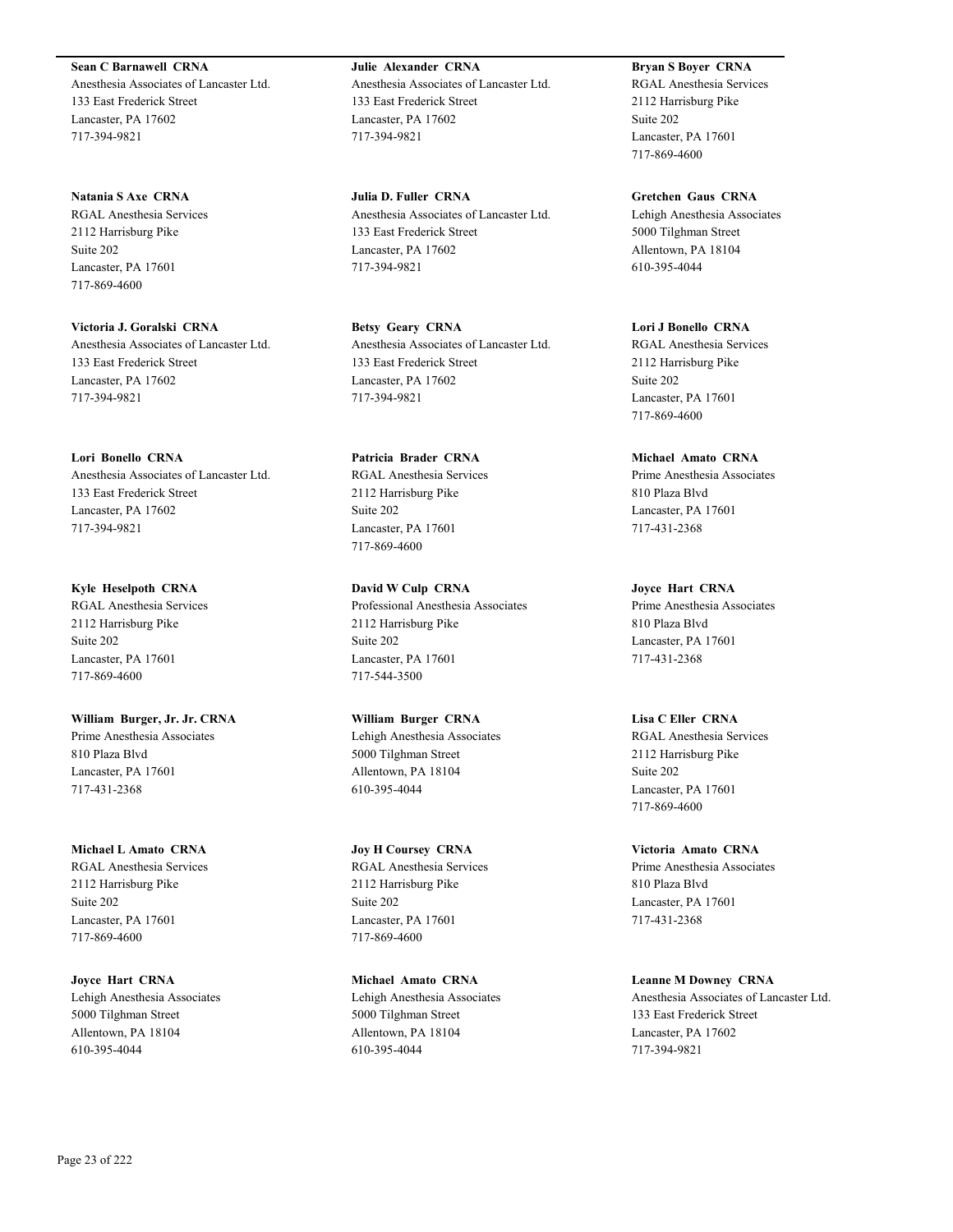**Sean C Barnawell CRNA**
Anesthesia Associates of Lancaster Ltd.
133 East Frederick Street
Lancaster, PA 17602
717-394-9821

**Natania S Axe CRNA**
RGAL Anesthesia Services
2112 Harrisburg Pike
Suite 202
Lancaster, PA 17601
717-869-4600

**Victoria J. Goralski CRNA**
Anesthesia Associates of Lancaster Ltd.
133 East Frederick Street
Lancaster, PA 17602
717-394-9821

**Lori Bonello CRNA**
Anesthesia Associates of Lancaster Ltd.
133 East Frederick Street
Lancaster, PA 17602
717-394-9821

**Kyle Heselpoth CRNA**
RGAL Anesthesia Services
2112 Harrisburg Pike
Suite 202
Lancaster, PA 17601
717-869-4600

**William Burger, Jr. Jr. CRNA**
Prime Anesthesia Associates
810 Plaza Blvd
Lancaster, PA 17601
717-431-2368

**Michael L Amato CRNA**
RGAL Anesthesia Services
2112 Harrisburg Pike
Suite 202
Lancaster, PA 17601
717-869-4600

**Joyce Hart CRNA**
Lehigh Anesthesia Associates
5000 Tilghman Street
Allentown, PA 18104
610-395-4044

**Julie Alexander CRNA**
Anesthesia Associates of Lancaster Ltd.
133 East Frederick Street
Lancaster, PA 17602
717-394-9821

**Julia D. Fuller CRNA**
Anesthesia Associates of Lancaster Ltd.
133 East Frederick Street
Lancaster, PA 17602
717-394-9821

**Betsy Geary CRNA**
Anesthesia Associates of Lancaster Ltd.
133 East Frederick Street
Lancaster, PA 17602
717-394-9821

**Patricia Brader CRNA**
RGAL Anesthesia Services
2112 Harrisburg Pike
Suite 202
Lancaster, PA 17601
717-869-4600

**David W Culp CRNA**
Professional Anesthesia Associates
2112 Harrisburg Pike
Suite 202
Lancaster, PA 17601
717-544-3500

**William Burger CRNA**
Lehigh Anesthesia Associates
5000 Tilghman Street
Allentown, PA 18104
610-395-4044

**Joy H Coursey CRNA**
RGAL Anesthesia Services
2112 Harrisburg Pike
Suite 202
Lancaster, PA 17601
717-869-4600

**Michael Amato CRNA**
Lehigh Anesthesia Associates
5000 Tilghman Street
Allentown, PA 18104
610-395-4044

**Bryan S Boyer CRNA**
RGAL Anesthesia Services
2112 Harrisburg Pike
Suite 202
Lancaster, PA 17601
717-869-4600

**Gretchen Gaus CRNA**
Lehigh Anesthesia Associates
5000 Tilghman Street
Allentown, PA 18104
610-395-4044

**Lori J Bonello CRNA**
RGAL Anesthesia Services
2112 Harrisburg Pike
Suite 202
Lancaster, PA 17601
717-869-4600

**Michael Amato CRNA**
Prime Anesthesia Associates
810 Plaza Blvd
Lancaster, PA 17601
717-431-2368

**Joyce Hart CRNA**
Prime Anesthesia Associates
810 Plaza Blvd
Lancaster, PA 17601
717-431-2368

**Lisa C Eller CRNA**
RGAL Anesthesia Services
2112 Harrisburg Pike
Suite 202
Lancaster, PA 17601
717-869-4600

**Victoria Amato CRNA**
Prime Anesthesia Associates
810 Plaza Blvd
Lancaster, PA 17601
717-431-2368

**Leanne M Downey CRNA**
Anesthesia Associates of Lancaster Ltd.
133 East Frederick Street
Lancaster, PA 17602
717-394-9821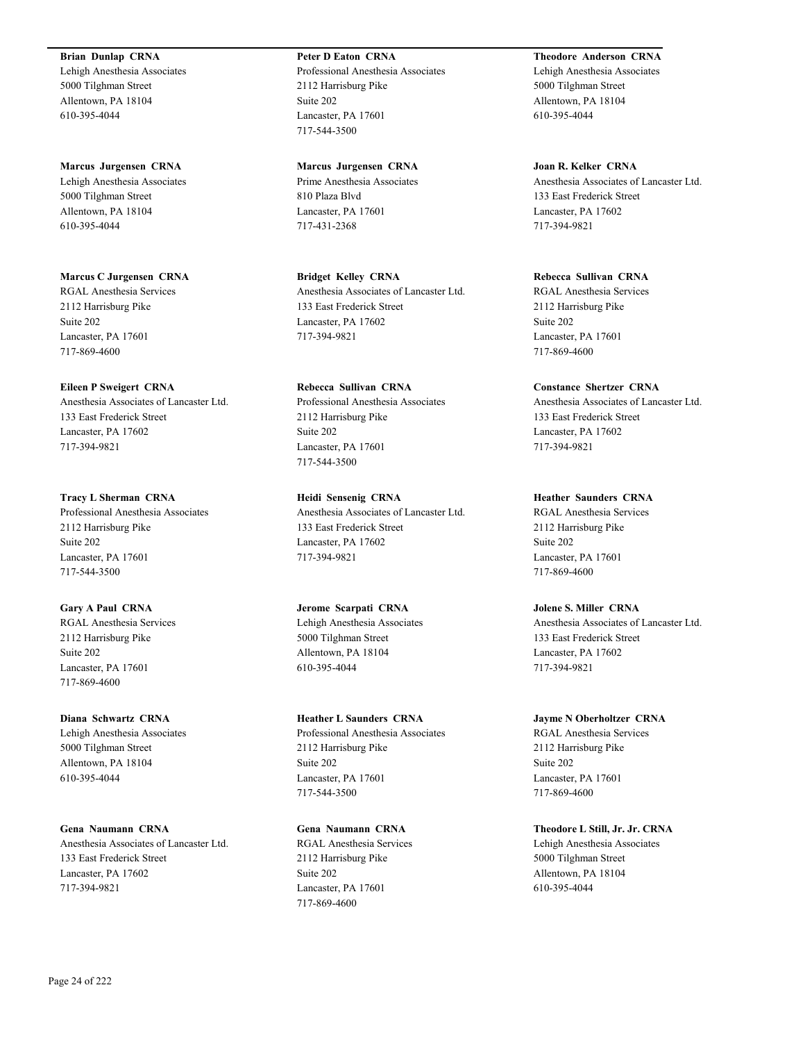**Brian Dunlap CRNA**
Lehigh Anesthesia Associates
5000 Tilghman Street
Allentown, PA 18104
610-395-4044

**Marcus Jurgensen CRNA**
Lehigh Anesthesia Associates
5000 Tilghman Street
Allentown, PA 18104
610-395-4044

**Marcus C Jurgensen CRNA**
RGAL Anesthesia Services
2112 Harrisburg Pike
Suite 202
Lancaster, PA 17601
717-869-4600

**Eileen P Sweigert CRNA**
Anesthesia Associates of Lancaster Ltd.
133 East Frederick Street
Lancaster, PA 17602
717-394-9821

**Tracy L Sherman CRNA**
Professional Anesthesia Associates
2112 Harrisburg Pike
Suite 202
Lancaster, PA 17601
717-544-3500

**Gary A Paul CRNA**
RGAL Anesthesia Services
2112 Harrisburg Pike
Suite 202
Lancaster, PA 17601
717-869-4600

**Diana Schwartz CRNA**
Lehigh Anesthesia Associates
5000 Tilghman Street
Allentown, PA 18104
610-395-4044

**Gena Naumann CRNA**
Anesthesia Associates of Lancaster Ltd.
133 East Frederick Street
Lancaster, PA 17602
717-394-9821

**Peter D Eaton CRNA**
Professional Anesthesia Associates
2112 Harrisburg Pike
Suite 202
Lancaster, PA 17601
717-544-3500

**Marcus Jurgensen CRNA**
Prime Anesthesia Associates
810 Plaza Blvd
Lancaster, PA 17601
717-431-2368

**Bridget Kelley CRNA**
Anesthesia Associates of Lancaster Ltd.
133 East Frederick Street
Lancaster, PA 17602
717-394-9821

**Rebecca Sullivan CRNA**
Professional Anesthesia Associates
2112 Harrisburg Pike
Suite 202
Lancaster, PA 17601
717-544-3500

**Heidi Sensenig CRNA**
Anesthesia Associates of Lancaster Ltd.
133 East Frederick Street
Lancaster, PA 17602
717-394-9821

**Jerome Scarpati CRNA**
Lehigh Anesthesia Associates
5000 Tilghman Street
Allentown, PA 18104
610-395-4044

**Heather L Saunders CRNA**
Professional Anesthesia Associates
2112 Harrisburg Pike
Suite 202
Lancaster, PA 17601
717-544-3500

**Gena Naumann CRNA**
RGAL Anesthesia Services
2112 Harrisburg Pike
Suite 202
Lancaster, PA 17601
717-869-4600

**Theodore Anderson CRNA**
Lehigh Anesthesia Associates
5000 Tilghman Street
Allentown, PA 18104
610-395-4044

**Joan R. Kelker CRNA**
Anesthesia Associates of Lancaster Ltd.
133 East Frederick Street
Lancaster, PA 17602
717-394-9821

**Rebecca Sullivan CRNA**
RGAL Anesthesia Services
2112 Harrisburg Pike
Suite 202
Lancaster, PA 17601
717-869-4600

**Constance Shertzer CRNA**
Anesthesia Associates of Lancaster Ltd.
133 East Frederick Street
Lancaster, PA 17602
717-394-9821

**Heather Saunders CRNA**
RGAL Anesthesia Services
2112 Harrisburg Pike
Suite 202
Lancaster, PA 17601
717-869-4600

**Jolene S. Miller CRNA**
Anesthesia Associates of Lancaster Ltd.
133 East Frederick Street
Lancaster, PA 17602
717-394-9821

**Jayme N Oberholtzer CRNA**
RGAL Anesthesia Services
2112 Harrisburg Pike
Suite 202
Lancaster, PA 17601
717-869-4600

**Theodore L Still, Jr. Jr. CRNA**
Lehigh Anesthesia Associates
5000 Tilghman Street
Allentown, PA 18104
610-395-4044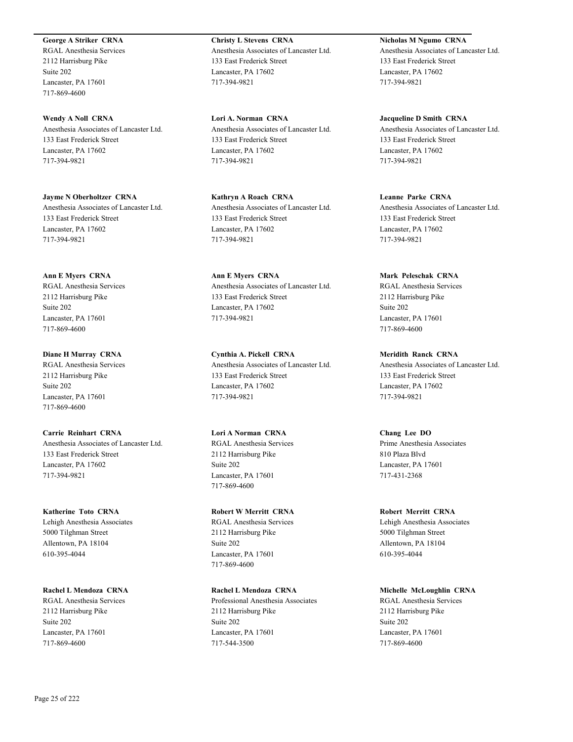**George A Striker  CRNA**
RGAL Anesthesia Services
2112 Harrisburg Pike
Suite 202
Lancaster, PA 17601
717-869-4600

**Wendy A Noll  CRNA**
Anesthesia Associates of Lancaster Ltd.
133 East Frederick Street
Lancaster, PA 17602
717-394-9821

**Jayme N Oberholtzer  CRNA**
Anesthesia Associates of Lancaster Ltd.
133 East Frederick Street
Lancaster, PA 17602
717-394-9821

**Ann E Myers  CRNA**
RGAL Anesthesia Services
2112 Harrisburg Pike
Suite 202
Lancaster, PA 17601
717-869-4600

**Diane H Murray  CRNA**
RGAL Anesthesia Services
2112 Harrisburg Pike
Suite 202
Lancaster, PA 17601
717-869-4600

**Carrie  Reinhart  CRNA**
Anesthesia Associates of Lancaster Ltd.
133 East Frederick Street
Lancaster, PA 17602
717-394-9821

**Katherine  Toto  CRNA**
Lehigh Anesthesia Associates
5000 Tilghman Street
Allentown, PA 18104
610-395-4044

**Rachel L Mendoza  CRNA**
RGAL Anesthesia Services
2112 Harrisburg Pike
Suite 202
Lancaster, PA 17601
717-869-4600

**Christy L Stevens  CRNA**
Anesthesia Associates of Lancaster Ltd.
133 East Frederick Street
Lancaster, PA 17602
717-394-9821

**Lori A. Norman  CRNA**
Anesthesia Associates of Lancaster Ltd.
133 East Frederick Street
Lancaster, PA 17602
717-394-9821

**Kathryn A Roach  CRNA**
Anesthesia Associates of Lancaster Ltd.
133 East Frederick Street
Lancaster, PA 17602
717-394-9821

**Ann E Myers  CRNA**
Anesthesia Associates of Lancaster Ltd.
133 East Frederick Street
Lancaster, PA 17602
717-394-9821

**Cynthia A. Pickell  CRNA**
Anesthesia Associates of Lancaster Ltd.
133 East Frederick Street
Lancaster, PA 17602
717-394-9821

**Lori A Norman  CRNA**
RGAL Anesthesia Services
2112 Harrisburg Pike
Suite 202
Lancaster, PA 17601
717-869-4600

**Robert W Merritt  CRNA**
RGAL Anesthesia Services
2112 Harrisburg Pike
Suite 202
Lancaster, PA 17601
717-869-4600

**Rachel L Mendoza  CRNA**
Professional Anesthesia Associates
2112 Harrisburg Pike
Suite 202
Lancaster, PA 17601
717-544-3500

**Nicholas M Ngumo  CRNA**
Anesthesia Associates of Lancaster Ltd.
133 East Frederick Street
Lancaster, PA 17602
717-394-9821

**Jacqueline D Smith  CRNA**
Anesthesia Associates of Lancaster Ltd.
133 East Frederick Street
Lancaster, PA 17602
717-394-9821

**Leanne  Parke  CRNA**
Anesthesia Associates of Lancaster Ltd.
133 East Frederick Street
Lancaster, PA 17602
717-394-9821

**Mark  Peleschak  CRNA**
RGAL Anesthesia Services
2112 Harrisburg Pike
Suite 202
Lancaster, PA 17601
717-869-4600

**Meridith  Ranck  CRNA**
Anesthesia Associates of Lancaster Ltd.
133 East Frederick Street
Lancaster, PA 17602
717-394-9821

**Chang  Lee  DO**
Prime Anesthesia Associates
810 Plaza Blvd
Lancaster, PA 17601
717-431-2368

**Robert  Merritt  CRNA**
Lehigh Anesthesia Associates
5000 Tilghman Street
Allentown, PA 18104
610-395-4044

**Michelle  McLoughlin  CRNA**
RGAL Anesthesia Services
2112 Harrisburg Pike
Suite 202
Lancaster, PA 17601
717-869-4600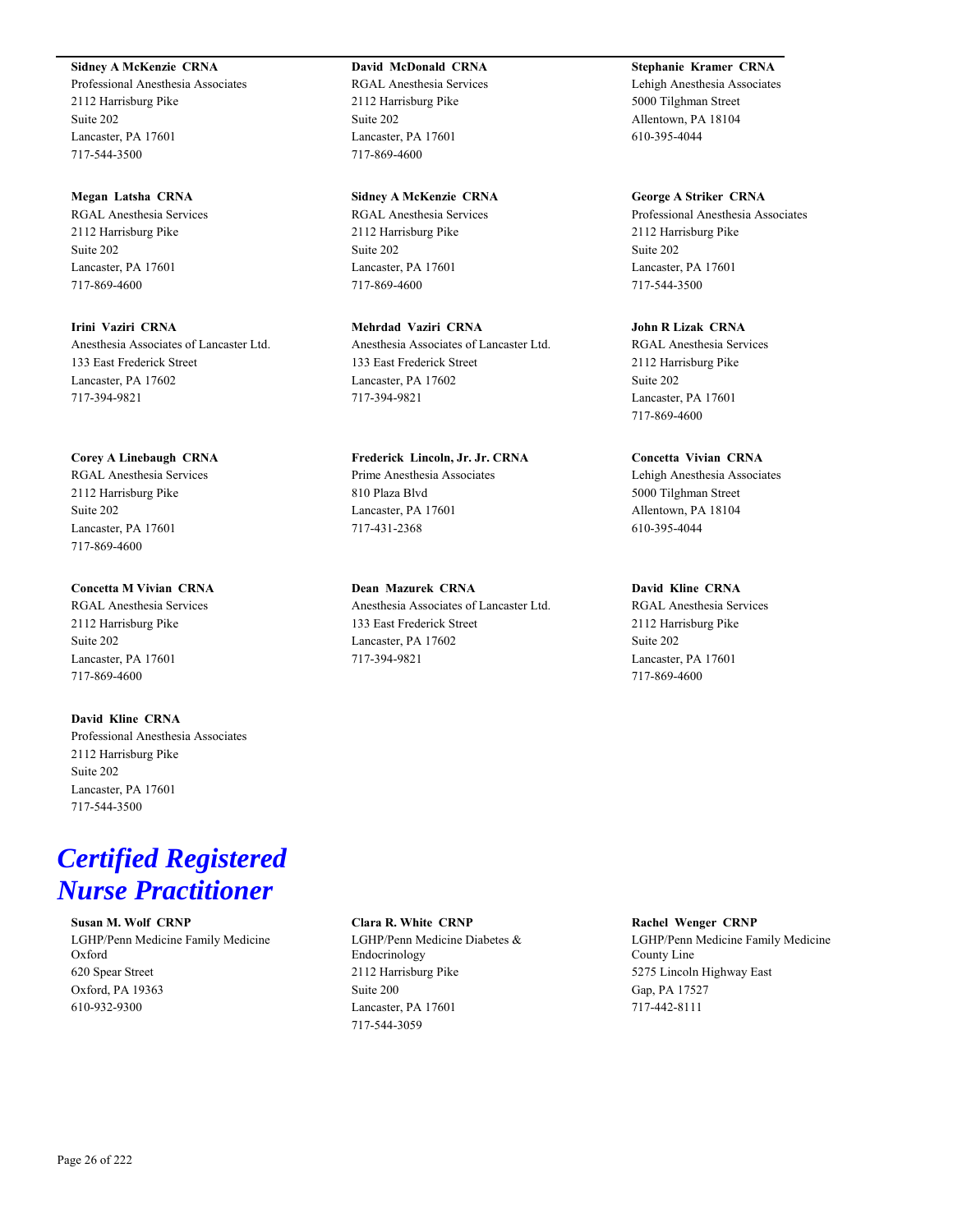**Sidney A McKenzie CRNA**
Professional Anesthesia Associates
2112 Harrisburg Pike
Suite 202
Lancaster, PA 17601
717-544-3500

**Megan Latsha CRNA**
RGAL Anesthesia Services
2112 Harrisburg Pike
Suite 202
Lancaster, PA 17601
717-869-4600

**Irini Vaziri CRNA**
Anesthesia Associates of Lancaster Ltd.
133 East Frederick Street
Lancaster, PA 17602
717-394-9821

**Corey A Linebaugh CRNA**
RGAL Anesthesia Services
2112 Harrisburg Pike
Suite 202
Lancaster, PA 17601
717-869-4600

**Concetta M Vivian CRNA**
RGAL Anesthesia Services
2112 Harrisburg Pike
Suite 202
Lancaster, PA 17601
717-869-4600

**David Kline CRNA**
Professional Anesthesia Associates
2112 Harrisburg Pike
Suite 202
Lancaster, PA 17601
717-544-3500

**David McDonald CRNA**
RGAL Anesthesia Services
2112 Harrisburg Pike
Suite 202
Lancaster, PA 17601
717-869-4600

**Sidney A McKenzie CRNA**
RGAL Anesthesia Services
2112 Harrisburg Pike
Suite 202
Lancaster, PA 17601
717-869-4600

**Mehrdad Vaziri CRNA**
Anesthesia Associates of Lancaster Ltd.
133 East Frederick Street
Lancaster, PA 17602
717-394-9821

**Frederick Lincoln, Jr. Jr. CRNA**
Prime Anesthesia Associates
810 Plaza Blvd
Lancaster, PA 17601
717-431-2368

**Dean Mazurek CRNA**
Anesthesia Associates of Lancaster Ltd.
133 East Frederick Street
Lancaster, PA 17602
717-394-9821

**Stephanie Kramer CRNA**
Lehigh Anesthesia Associates
5000 Tilghman Street
Allentown, PA 18104
610-395-4044

**George A Striker CRNA**
Professional Anesthesia Associates
2112 Harrisburg Pike
Suite 202
Lancaster, PA 17601
717-544-3500

**John R Lizak CRNA**
RGAL Anesthesia Services
2112 Harrisburg Pike
Suite 202
Lancaster, PA 17601
717-869-4600

**Concetta Vivian CRNA**
Lehigh Anesthesia Associates
5000 Tilghman Street
Allentown, PA 18104
610-395-4044

**David Kline CRNA**
RGAL Anesthesia Services
2112 Harrisburg Pike
Suite 202
Lancaster, PA 17601
717-869-4600

# *Certified Registered Nurse Practitioner*

**Susan M. Wolf CRNP**
LGHP/Penn Medicine Family Medicine Oxford
620 Spear Street
Oxford, PA 19363
610-932-9300

**Clara R. White CRNP**
LGHP/Penn Medicine Diabetes & Endocrinology
2112 Harrisburg Pike
Suite 200
Lancaster, PA 17601
717-544-3059

**Rachel Wenger CRNP**
LGHP/Penn Medicine Family Medicine County Line
5275 Lincoln Highway East
Gap, PA 17527
717-442-8111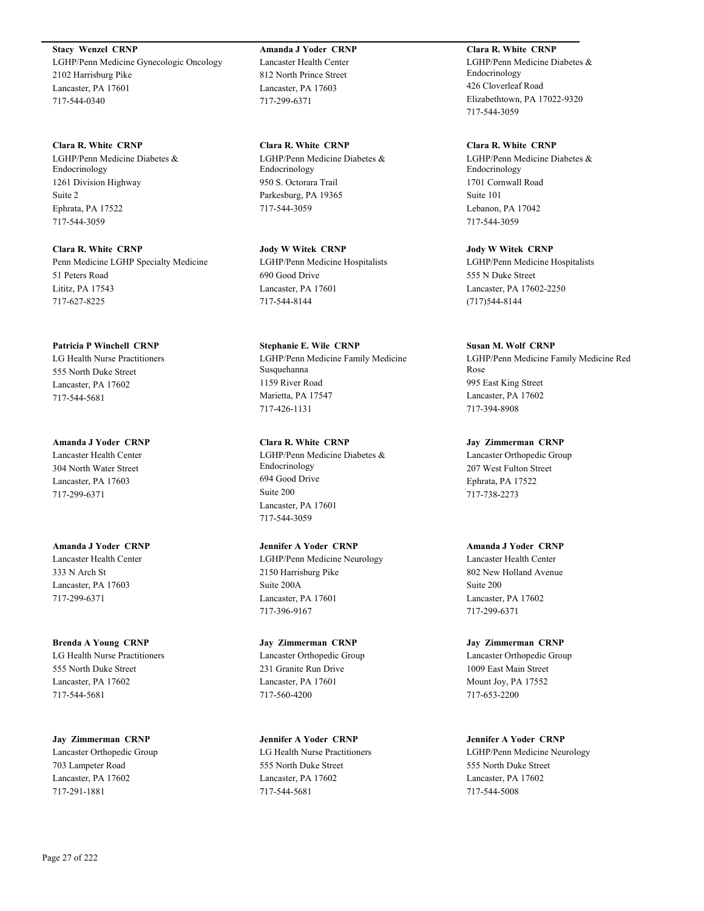**Stacy Wenzel CRNP**
LGHP/Penn Medicine Gynecologic Oncology
2102 Harrisburg Pike
Lancaster, PA 17601
717-544-0340

**Amanda J Yoder CRNP**
Lancaster Health Center
812 North Prince Street
Lancaster, PA 17603
717-299-6371

**Clara R. White CRNP**
LGHP/Penn Medicine Diabetes & Endocrinology
426 Cloverleaf Road
Elizabethtown, PA 17022-9320
717-544-3059

**Clara R. White CRNP**
LGHP/Penn Medicine Diabetes & Endocrinology
1261 Division Highway
Suite 2
Ephrata, PA 17522
717-544-3059

**Clara R. White CRNP**
LGHP/Penn Medicine Diabetes & Endocrinology
950 S. Octorara Trail
Parkesburg, PA 19365
717-544-3059

**Clara R. White CRNP**
LGHP/Penn Medicine Diabetes & Endocrinology
1701 Cornwall Road
Suite 101
Lebanon, PA 17042
717-544-3059

**Clara R. White CRNP**
Penn Medicine LGHP Specialty Medicine
51 Peters Road
Lititz, PA 17543
717-627-8225

**Jody W Witek CRNP**
LGHP/Penn Medicine Hospitalists
690 Good Drive
Lancaster, PA 17601
717-544-8144

**Jody W Witek CRNP**
LGHP/Penn Medicine Hospitalists
555 N Duke Street
Lancaster, PA 17602-2250
(717)544-8144

**Patricia P Winchell CRNP**
LG Health Nurse Practitioners
555 North Duke Street
Lancaster, PA 17602
717-544-5681

**Stephanie E. Wile CRNP**
LGHP/Penn Medicine Family Medicine Susquehanna
1159 River Road
Marietta, PA 17547
717-426-1131

**Susan M. Wolf CRNP**
LGHP/Penn Medicine Family Medicine Red Rose
995 East King Street
Lancaster, PA 17602
717-394-8908

**Amanda J Yoder CRNP**
Lancaster Health Center
304 North Water Street
Lancaster, PA 17603
717-299-6371

**Clara R. White CRNP**
LGHP/Penn Medicine Diabetes & Endocrinology
694 Good Drive
Suite 200
Lancaster, PA 17601
717-544-3059

**Jay Zimmerman CRNP**
Lancaster Orthopedic Group
207 West Fulton Street
Ephrata, PA 17522
717-738-2273

**Amanda J Yoder CRNP**
Lancaster Health Center
333 N Arch St
Lancaster, PA 17603
717-299-6371

**Jennifer A Yoder CRNP**
LGHP/Penn Medicine Neurology
2150 Harrisburg Pike
Suite 200A
Lancaster, PA 17601
717-396-9167

**Amanda J Yoder CRNP**
Lancaster Health Center
802 New Holland Avenue
Suite 200
Lancaster, PA 17602
717-299-6371

**Brenda A Young CRNP**
LG Health Nurse Practitioners
555 North Duke Street
Lancaster, PA 17602
717-544-5681

**Jay Zimmerman CRNP**
Lancaster Orthopedic Group
231 Granite Run Drive
Lancaster, PA 17601
717-560-4200

**Jay Zimmerman CRNP**
Lancaster Orthopedic Group
1009 East Main Street
Mount Joy, PA 17552
717-653-2200

**Jay Zimmerman CRNP**
Lancaster Orthopedic Group
703 Lampeter Road
Lancaster, PA 17602
717-291-1881

**Jennifer A Yoder CRNP**
LG Health Nurse Practitioners
555 North Duke Street
Lancaster, PA 17602
717-544-5681

**Jennifer A Yoder CRNP**
LGHP/Penn Medicine Neurology
555 North Duke Street
Lancaster, PA 17602
717-544-5008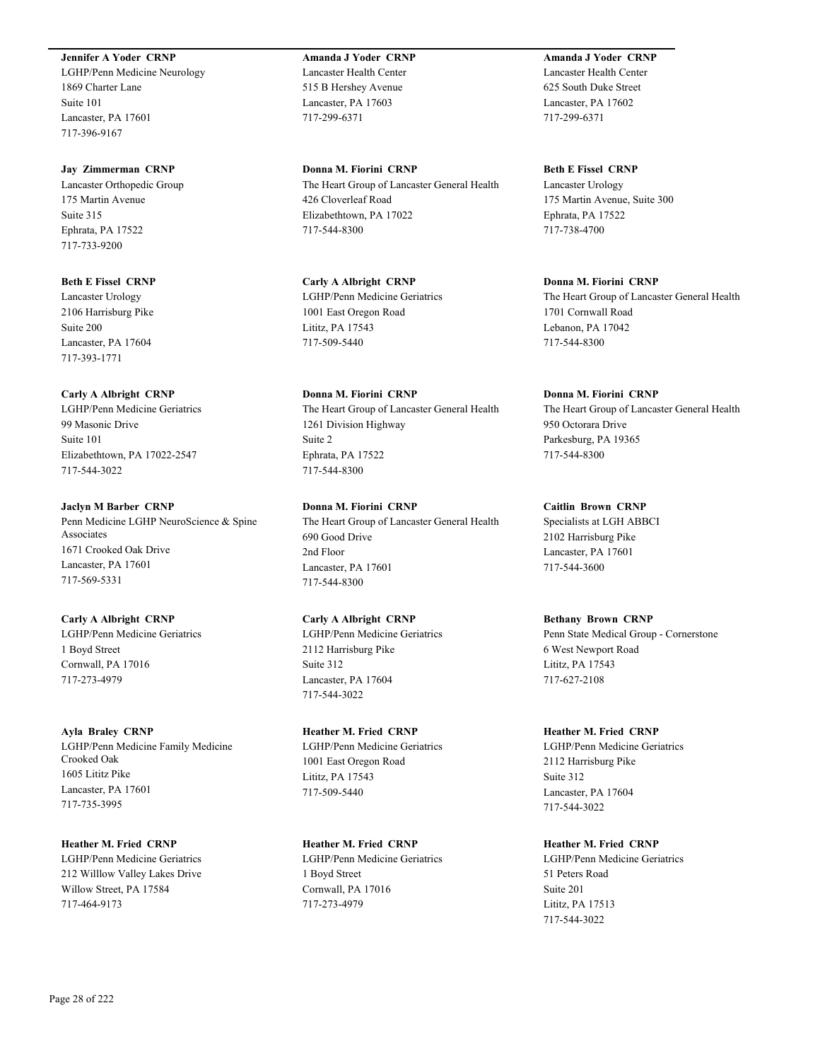**Jennifer A Yoder CRNP**
LGHP/Penn Medicine Neurology
1869 Charter Lane
Suite 101
Lancaster, PA 17601
717-396-9167

**Jay Zimmerman CRNP**
Lancaster Orthopedic Group
175 Martin Avenue
Suite 315
Ephrata, PA 17522
717-733-9200

**Beth E Fissel CRNP**
Lancaster Urology
2106 Harrisburg Pike
Suite 200
Lancaster, PA 17604
717-393-1771

**Carly A Albright CRNP**
LGHP/Penn Medicine Geriatrics
99 Masonic Drive
Suite 101
Elizabethtown, PA 17022-2547
717-544-3022

**Jaclyn M Barber CRNP**
Penn Medicine LGHP NeuroScience & Spine Associates
1671 Crooked Oak Drive
Lancaster, PA 17601
717-569-5331

**Carly A Albright CRNP**
LGHP/Penn Medicine Geriatrics
1 Boyd Street
Cornwall, PA 17016
717-273-4979

**Ayla Braley CRNP**
LGHP/Penn Medicine Family Medicine Crooked Oak
1605 Lititz Pike
Lancaster, PA 17601
717-735-3995

**Heather M. Fried CRNP**
LGHP/Penn Medicine Geriatrics
212 Willlow Valley Lakes Drive
Willow Street, PA 17584
717-464-9173

**Amanda J Yoder CRNP**
Lancaster Health Center
515 B Hershey Avenue
Lancaster, PA 17603
717-299-6371

**Donna M. Fiorini CRNP**
The Heart Group of Lancaster General Health
426 Cloverleaf Road
Elizabethtown, PA 17022
717-544-8300

**Carly A Albright CRNP**
LGHP/Penn Medicine Geriatrics
1001 East Oregon Road
Lititz, PA 17543
717-509-5440

**Donna M. Fiorini CRNP**
The Heart Group of Lancaster General Health
1261 Division Highway
Suite 2
Ephrata, PA 17522
717-544-8300

**Donna M. Fiorini CRNP**
The Heart Group of Lancaster General Health
690 Good Drive
2nd Floor
Lancaster, PA 17601
717-544-8300

**Carly A Albright CRNP**
LGHP/Penn Medicine Geriatrics
2112 Harrisburg Pike
Suite 312
Lancaster, PA 17604
717-544-3022

**Heather M. Fried CRNP**
LGHP/Penn Medicine Geriatrics
1001 East Oregon Road
Lititz, PA 17543
717-509-5440

**Heather M. Fried CRNP**
LGHP/Penn Medicine Geriatrics
1 Boyd Street
Cornwall, PA 17016
717-273-4979

**Amanda J Yoder CRNP**
Lancaster Health Center
625 South Duke Street
Lancaster, PA 17602
717-299-6371

**Beth E Fissel CRNP**
Lancaster Urology
175 Martin Avenue, Suite 300
Ephrata, PA 17522
717-738-4700

**Donna M. Fiorini CRNP**
The Heart Group of Lancaster General Health
1701 Cornwall Road
Lebanon, PA 17042
717-544-8300

**Donna M. Fiorini CRNP**
The Heart Group of Lancaster General Health
950 Octorara Drive
Parkesburg, PA 19365
717-544-8300

**Caitlin Brown CRNP**
Specialists at LGH ABBCI
2102 Harrisburg Pike
Lancaster, PA 17601
717-544-3600

**Bethany Brown CRNP**
Penn State Medical Group - Cornerstone
6 West Newport Road
Lititz, PA 17543
717-627-2108

**Heather M. Fried CRNP**
LGHP/Penn Medicine Geriatrics
2112 Harrisburg Pike
Suite 312
Lancaster, PA 17604
717-544-3022

**Heather M. Fried CRNP**
LGHP/Penn Medicine Geriatrics
51 Peters Road
Suite 201
Lititz, PA 17513
717-544-3022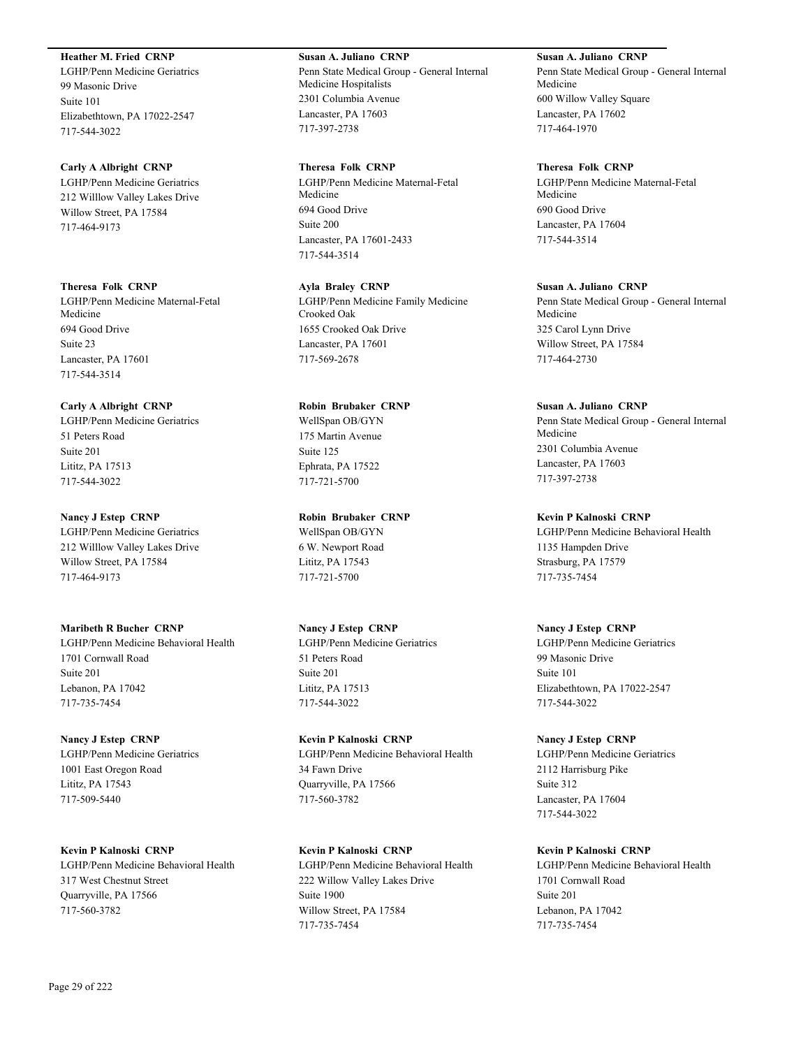**Heather M. Fried CRNP**
LGHP/Penn Medicine Geriatrics
99 Masonic Drive
Suite 101
Elizabethtown, PA 17022-2547
717-544-3022

**Carly A Albright CRNP**
LGHP/Penn Medicine Geriatrics
212 Willlow Valley Lakes Drive
Willow Street, PA 17584
717-464-9173

**Theresa Folk CRNP**
LGHP/Penn Medicine Maternal-Fetal Medicine
694 Good Drive
Suite 23
Lancaster, PA 17601
717-544-3514

**Carly A Albright CRNP**
LGHP/Penn Medicine Geriatrics
51 Peters Road
Suite 201
Lititz, PA 17513
717-544-3022

**Nancy J Estep CRNP**
LGHP/Penn Medicine Geriatrics
212 Willlow Valley Lakes Drive
Willow Street, PA 17584
717-464-9173

**Maribeth R Bucher CRNP**
LGHP/Penn Medicine Behavioral Health
1701 Cornwall Road
Suite 201
Lebanon, PA 17042
717-735-7454

**Nancy J Estep CRNP**
LGHP/Penn Medicine Geriatrics
1001 East Oregon Road
Lititz, PA 17543
717-509-5440

**Kevin P Kalnoski CRNP**
LGHP/Penn Medicine Behavioral Health
317 West Chestnut Street
Quarryville, PA 17566
717-560-3782

**Susan A. Juliano CRNP**
Penn State Medical Group - General Internal Medicine Hospitalists
2301 Columbia Avenue
Lancaster, PA 17603
717-397-2738

**Theresa Folk CRNP**
LGHP/Penn Medicine Maternal-Fetal Medicine
694 Good Drive
Suite 200
Lancaster, PA 17601-2433
717-544-3514

**Ayla Braley CRNP**
LGHP/Penn Medicine Family Medicine Crooked Oak
1655 Crooked Oak Drive
Lancaster, PA 17601
717-569-2678

**Robin Brubaker CRNP**
WellSpan OB/GYN
175 Martin Avenue
Suite 125
Ephrata, PA 17522
717-721-5700

**Robin Brubaker CRNP**
WellSpan OB/GYN
6 W. Newport Road
Lititz, PA 17543
717-721-5700

**Nancy J Estep CRNP**
LGHP/Penn Medicine Geriatrics
51 Peters Road
Suite 201
Lititz, PA 17513
717-544-3022

**Kevin P Kalnoski CRNP**
LGHP/Penn Medicine Behavioral Health
34 Fawn Drive
Quarryville, PA 17566
717-560-3782

**Kevin P Kalnoski CRNP**
LGHP/Penn Medicine Behavioral Health
222 Willow Valley Lakes Drive
Suite 1900
Willow Street, PA 17584
717-735-7454

**Susan A. Juliano CRNP**
Penn State Medical Group - General Internal Medicine
600 Willow Valley Square
Lancaster, PA 17602
717-464-1970

**Theresa Folk CRNP**
LGHP/Penn Medicine Maternal-Fetal Medicine
690 Good Drive
Lancaster, PA 17604
717-544-3514

**Susan A. Juliano CRNP**
Penn State Medical Group - General Internal Medicine
325 Carol Lynn Drive
Willow Street, PA 17584
717-464-2730

**Susan A. Juliano CRNP**
Penn State Medical Group - General Internal Medicine
2301 Columbia Avenue
Lancaster, PA 17603
717-397-2738

**Kevin P Kalnoski CRNP**
LGHP/Penn Medicine Behavioral Health
1135 Hampden Drive
Strasburg, PA 17579
717-735-7454

**Nancy J Estep CRNP**
LGHP/Penn Medicine Geriatrics
99 Masonic Drive
Suite 101
Elizabethtown, PA 17022-2547
717-544-3022

**Nancy J Estep CRNP**
LGHP/Penn Medicine Geriatrics
2112 Harrisburg Pike
Suite 312
Lancaster, PA 17604
717-544-3022

**Kevin P Kalnoski CRNP**
LGHP/Penn Medicine Behavioral Health
1701 Cornwall Road
Suite 201
Lebanon, PA 17042
717-735-7454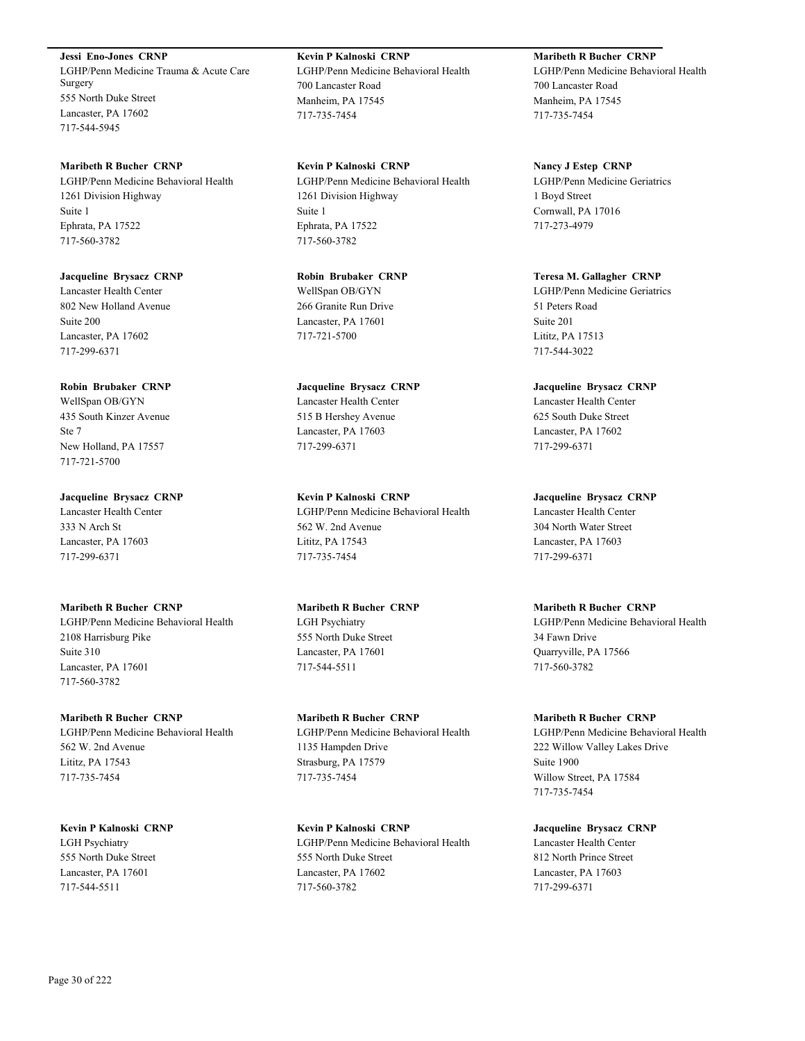**Jessi Eno-Jones CRNP**
LGHP/Penn Medicine Trauma & Acute Care Surgery
555 North Duke Street
Lancaster, PA 17602
717-544-5945

**Maribeth R Bucher CRNP**
LGHP/Penn Medicine Behavioral Health
1261 Division Highway
Suite 1
Ephrata, PA 17522
717-560-3782

**Jacqueline Brysacz CRNP**
Lancaster Health Center
802 New Holland Avenue
Suite 200
Lancaster, PA 17602
717-299-6371

**Robin Brubaker CRNP**
WellSpan OB/GYN
435 South Kinzer Avenue
Ste 7
New Holland, PA 17557
717-721-5700

**Jacqueline Brysacz CRNP**
Lancaster Health Center
333 N Arch St
Lancaster, PA 17603
717-299-6371

**Maribeth R Bucher CRNP**
LGHP/Penn Medicine Behavioral Health
2108 Harrisburg Pike
Suite 310
Lancaster, PA 17601
717-560-3782

**Maribeth R Bucher CRNP**
LGHP/Penn Medicine Behavioral Health
562 W. 2nd Avenue
Lititz, PA 17543
717-735-7454

**Kevin P Kalnoski CRNP**
LGH Psychiatry
555 North Duke Street
Lancaster, PA 17601
717-544-5511

**Kevin P Kalnoski CRNP**
LGHP/Penn Medicine Behavioral Health
700 Lancaster Road
Manheim, PA 17545
717-735-7454

**Kevin P Kalnoski CRNP**
LGHP/Penn Medicine Behavioral Health
1261 Division Highway
Suite 1
Ephrata, PA 17522
717-560-3782

**Robin Brubaker CRNP**
WellSpan OB/GYN
266 Granite Run Drive
Lancaster, PA 17601
717-721-5700

**Jacqueline Brysacz CRNP**
Lancaster Health Center
515 B Hershey Avenue
Lancaster, PA 17603
717-299-6371

**Kevin P Kalnoski CRNP**
LGHP/Penn Medicine Behavioral Health
562 W. 2nd Avenue
Lititz, PA 17543
717-735-7454

**Maribeth R Bucher CRNP**
LGH Psychiatry
555 North Duke Street
Lancaster, PA 17601
717-544-5511

**Maribeth R Bucher CRNP**
LGHP/Penn Medicine Behavioral Health
1135 Hampden Drive
Strasburg, PA 17579
717-735-7454

**Kevin P Kalnoski CRNP**
LGHP/Penn Medicine Behavioral Health
555 North Duke Street
Lancaster, PA 17602
717-560-3782

**Maribeth R Bucher CRNP**
LGHP/Penn Medicine Behavioral Health
700 Lancaster Road
Manheim, PA 17545
717-735-7454

**Nancy J Estep CRNP**
LGHP/Penn Medicine Geriatrics
1 Boyd Street
Cornwall, PA 17016
717-273-4979

**Teresa M. Gallagher CRNP**
LGHP/Penn Medicine Geriatrics
51 Peters Road
Suite 201
Lititz, PA 17513
717-544-3022

**Jacqueline Brysacz CRNP**
Lancaster Health Center
625 South Duke Street
Lancaster, PA 17602
717-299-6371

**Jacqueline Brysacz CRNP**
Lancaster Health Center
304 North Water Street
Lancaster, PA 17603
717-299-6371

**Maribeth R Bucher CRNP**
LGHP/Penn Medicine Behavioral Health
34 Fawn Drive
Quarryville, PA 17566
717-560-3782

**Maribeth R Bucher CRNP**
LGHP/Penn Medicine Behavioral Health
222 Willow Valley Lakes Drive
Suite 1900
Willow Street, PA 17584
717-735-7454

**Jacqueline Brysacz CRNP**
Lancaster Health Center
812 North Prince Street
Lancaster, PA 17603
717-299-6371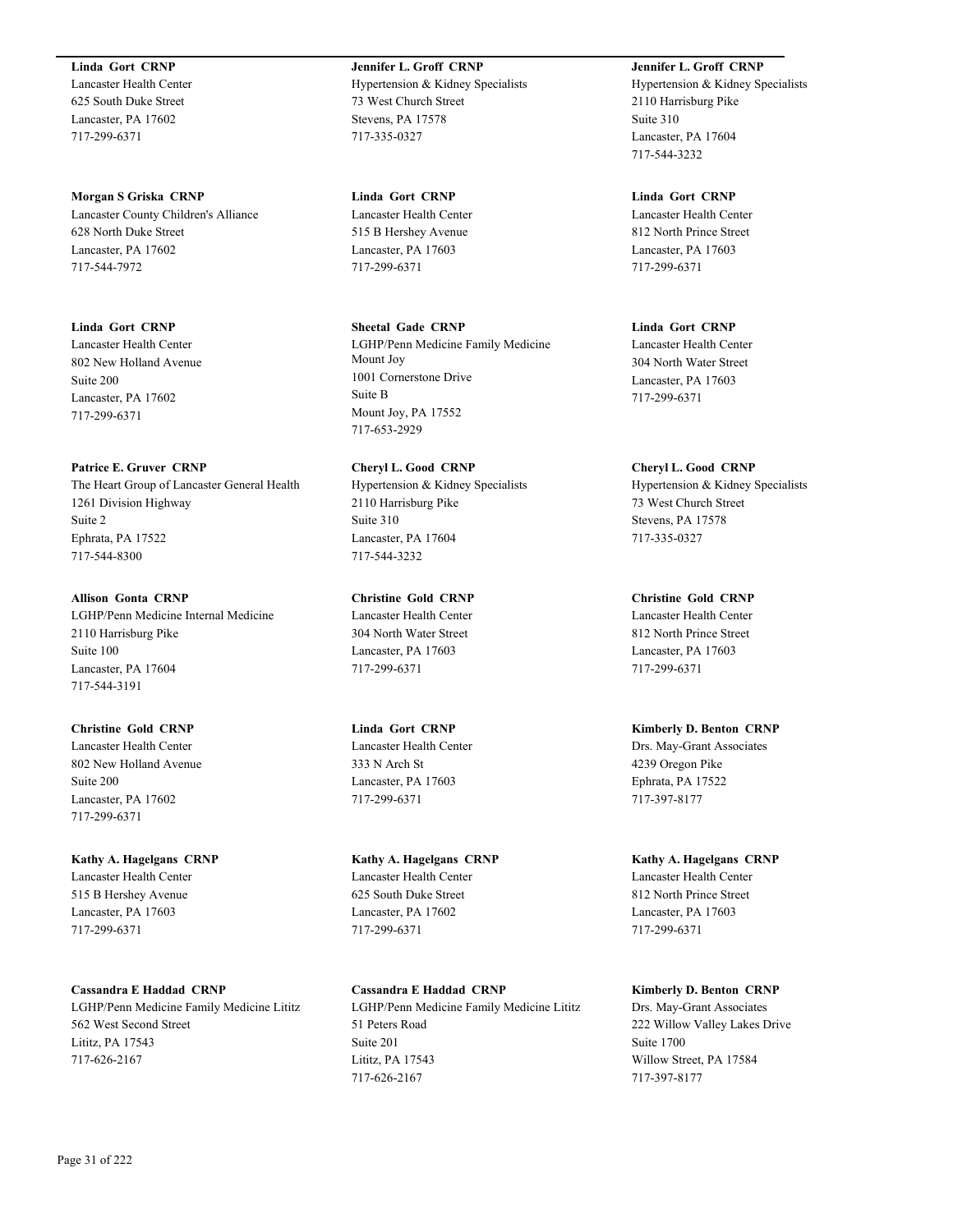**Linda  Gort  CRNP**
Lancaster Health Center
625 South Duke Street
Lancaster, PA 17602
717-299-6371

**Jennifer L. Groff  CRNP**
Hypertension & Kidney Specialists
73 West Church Street
Stevens, PA 17578
717-335-0327

**Jennifer L. Groff  CRNP**
Hypertension & Kidney Specialists
2110 Harrisburg Pike
Suite 310
Lancaster, PA 17604
717-544-3232

**Morgan S Griska  CRNP**
Lancaster County Children's Alliance
628 North Duke Street
Lancaster, PA 17602
717-544-7972

**Linda  Gort  CRNP**
Lancaster Health Center
515 B Hershey Avenue
Lancaster, PA 17603
717-299-6371

**Linda  Gort  CRNP**
Lancaster Health Center
812 North Prince Street
Lancaster, PA 17603
717-299-6371

**Linda  Gort  CRNP**
Lancaster Health Center
802 New Holland Avenue
Suite 200
Lancaster, PA 17602
717-299-6371

**Sheetal  Gade  CRNP**
LGHP/Penn Medicine Family Medicine Mount Joy
1001 Cornerstone Drive
Suite B
Mount Joy, PA 17552
717-653-2929

**Linda  Gort  CRNP**
Lancaster Health Center
304 North Water Street
Lancaster, PA 17603
717-299-6371

**Patrice E. Gruver  CRNP**
The Heart Group of Lancaster General Health
1261 Division Highway
Suite 2
Ephrata, PA 17522
717-544-8300

**Cheryl L. Good  CRNP**
Hypertension & Kidney Specialists
2110 Harrisburg Pike
Suite 310
Lancaster, PA 17604
717-544-3232

**Cheryl L. Good  CRNP**
Hypertension & Kidney Specialists
73 West Church Street
Stevens, PA 17578
717-335-0327

**Allison  Gonta  CRNP**
LGHP/Penn Medicine Internal Medicine
2110 Harrisburg Pike
Suite 100
Lancaster, PA 17604
717-544-3191

**Christine  Gold  CRNP**
Lancaster Health Center
304 North Water Street
Lancaster, PA 17603
717-299-6371

**Christine  Gold  CRNP**
Lancaster Health Center
812 North Prince Street
Lancaster, PA 17603
717-299-6371

**Christine  Gold  CRNP**
Lancaster Health Center
802 New Holland Avenue
Suite 200
Lancaster, PA 17602
717-299-6371

**Linda  Gort  CRNP**
Lancaster Health Center
333 N Arch St
Lancaster, PA 17603
717-299-6371

**Kimberly D. Benton  CRNP**
Drs. May-Grant Associates
4239 Oregon Pike
Ephrata, PA 17522
717-397-8177

**Kathy A. Hagelgans  CRNP**
Lancaster Health Center
515 B Hershey Avenue
Lancaster, PA 17603
717-299-6371

**Kathy A. Hagelgans  CRNP**
Lancaster Health Center
625 South Duke Street
Lancaster, PA 17602
717-299-6371

**Kathy A. Hagelgans  CRNP**
Lancaster Health Center
812 North Prince Street
Lancaster, PA 17603
717-299-6371

**Cassandra E Haddad  CRNP**
LGHP/Penn Medicine Family Medicine Lititz
562 West Second Street
Lititz, PA 17543
717-626-2167

**Cassandra E Haddad  CRNP**
LGHP/Penn Medicine Family Medicine Lititz
51 Peters Road
Suite 201
Lititz, PA 17543
717-626-2167

**Kimberly D. Benton  CRNP**
Drs. May-Grant Associates
222 Willow Valley Lakes Drive
Suite 1700
Willow Street, PA 17584
717-397-8177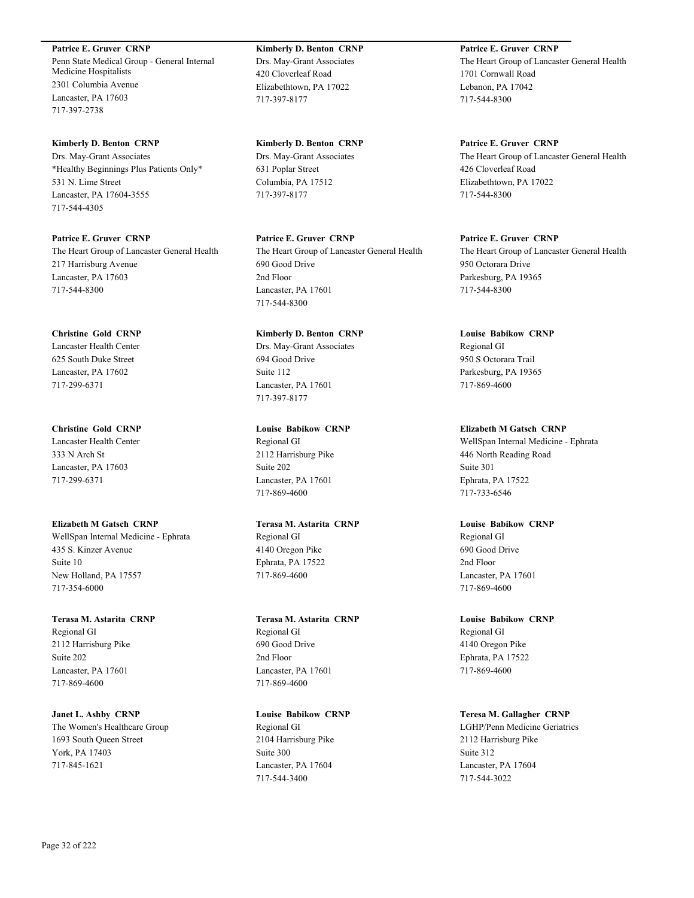**Patrice E. Gruver CRNP**
Penn State Medical Group - General Internal Medicine Hospitalists
2301 Columbia Avenue
Lancaster, PA 17603
717-397-2738

**Kimberly D. Benton CRNP**
Drs. May-Grant Associates
*Healthy Beginnings Plus Patients Only*
531 N. Lime Street
Lancaster, PA 17604-3555
717-544-4305

**Patrice E. Gruver CRNP**
The Heart Group of Lancaster General Health
217 Harrisburg Avenue
Lancaster, PA 17603
717-544-8300

**Christine Gold CRNP**
Lancaster Health Center
625 South Duke Street
Lancaster, PA 17602
717-299-6371

**Christine Gold CRNP**
Lancaster Health Center
333 N Arch St
Lancaster, PA 17603
717-299-6371

**Elizabeth M Gatsch CRNP**
WellSpan Internal Medicine - Ephrata
435 S. Kinzer Avenue
Suite 10
New Holland, PA 17557
717-354-6000

**Terasa M. Astarita CRNP**
Regional GI
2112 Harrisburg Pike
Suite 202
Lancaster, PA 17601
717-869-4600

**Janet L. Ashby CRNP**
The Women's Healthcare Group
1693 South Queen Street
York, PA 17403
717-845-1621

**Kimberly D. Benton CRNP**
Drs. May-Grant Associates
420 Cloverleaf Road
Elizabethtown, PA 17022
717-397-8177

**Kimberly D. Benton CRNP**
Drs. May-Grant Associates
631 Poplar Street
Columbia, PA 17512
717-397-8177

**Patrice E. Gruver CRNP**
The Heart Group of Lancaster General Health
690 Good Drive
2nd Floor
Lancaster, PA 17601
717-544-8300

**Kimberly D. Benton CRNP**
Drs. May-Grant Associates
694 Good Drive
Suite 112
Lancaster, PA 17601
717-397-8177

**Louise Babikow CRNP**
Regional GI
2112 Harrisburg Pike
Suite 202
Lancaster, PA 17601
717-869-4600

**Terasa M. Astarita CRNP**
Regional GI
4140 Oregon Pike
Ephrata, PA 17522
717-869-4600

**Terasa M. Astarita CRNP**
Regional GI
690 Good Drive
2nd Floor
Lancaster, PA 17601
717-869-4600

**Louise Babikow CRNP**
Regional GI
2104 Harrisburg Pike
Suite 300
Lancaster, PA 17604
717-544-3400

**Patrice E. Gruver CRNP**
The Heart Group of Lancaster General Health
1701 Cornwall Road
Lebanon, PA 17042
717-544-8300

**Patrice E. Gruver CRNP**
The Heart Group of Lancaster General Health
426 Cloverleaf Road
Elizabethtown, PA 17022
717-544-8300

**Patrice E. Gruver CRNP**
The Heart Group of Lancaster General Health
950 Octorara Drive
Parkesburg, PA 19365
717-544-8300

**Louise Babikow CRNP**
Regional GI
950 S Octorara Trail
Parkesburg, PA 19365
717-869-4600

**Elizabeth M Gatsch CRNP**
WellSpan Internal Medicine - Ephrata
446 North Reading Road
Suite 301
Ephrata, PA 17522
717-733-6546

**Louise Babikow CRNP**
Regional GI
690 Good Drive
2nd Floor
Lancaster, PA 17601
717-869-4600

**Louise Babikow CRNP**
Regional GI
4140 Oregon Pike
Ephrata, PA 17522
717-869-4600

**Teresa M. Gallagher CRNP**
LGHP/Penn Medicine Geriatrics
2112 Harrisburg Pike
Suite 312
Lancaster, PA 17604
717-544-3022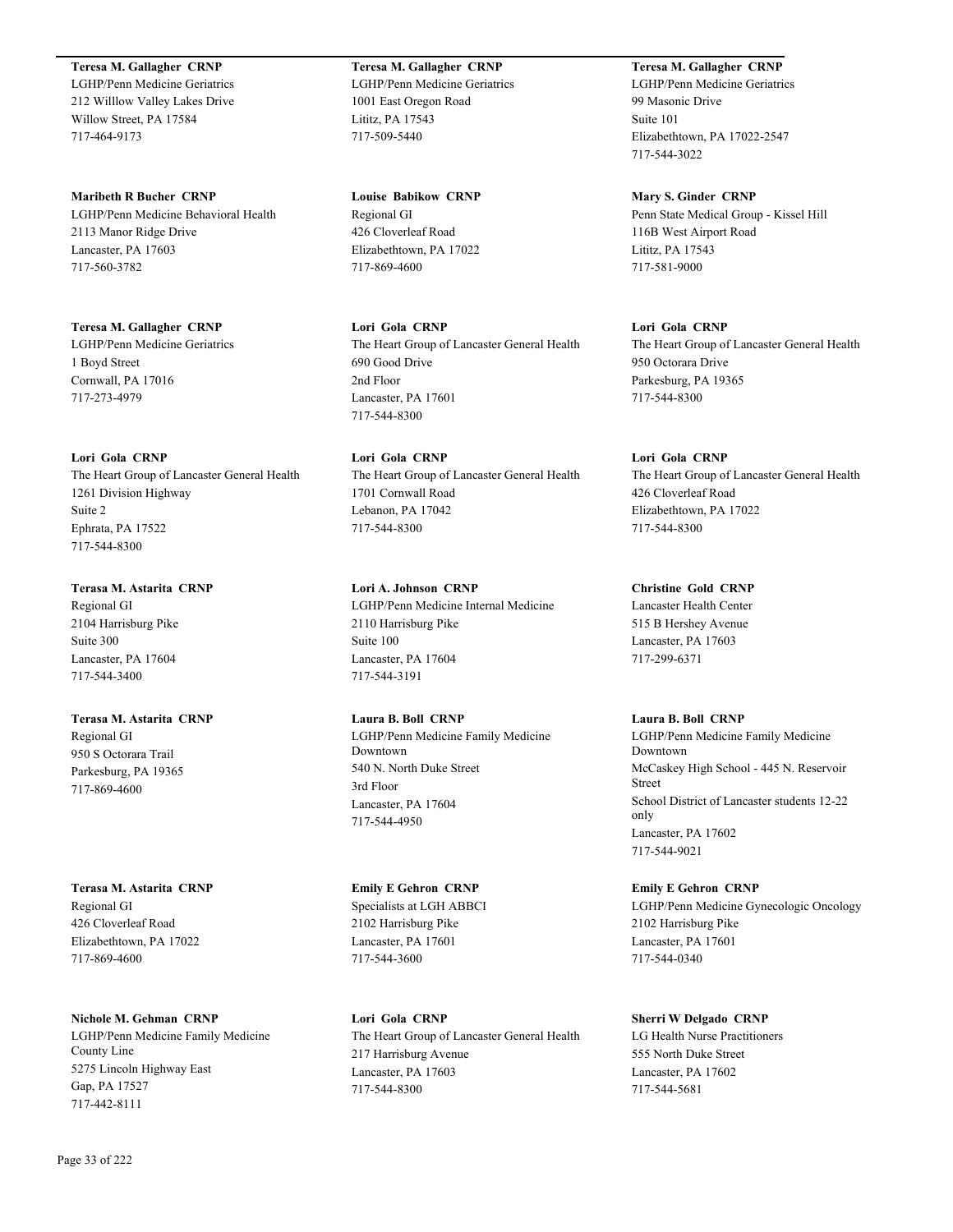**Teresa M. Gallagher CRNP**
LGHP/Penn Medicine Geriatrics
212 Willlow Valley Lakes Drive
Willow Street, PA 17584
717-464-9173

**Teresa M. Gallagher CRNP**
LGHP/Penn Medicine Geriatrics
1001 East Oregon Road
Lititz, PA 17543
717-509-5440

**Teresa M. Gallagher CRNP**
LGHP/Penn Medicine Geriatrics
99 Masonic Drive
Suite 101
Elizabethtown, PA 17022-2547
717-544-3022

**Maribeth R Bucher CRNP**
LGHP/Penn Medicine Behavioral Health
2113 Manor Ridge Drive
Lancaster, PA 17603
717-560-3782

**Louise Babikow CRNP**
Regional GI
426 Cloverleaf Road
Elizabethtown, PA 17022
717-869-4600

**Mary S. Ginder CRNP**
Penn State Medical Group - Kissel Hill
116B West Airport Road
Lititz, PA 17543
717-581-9000

**Teresa M. Gallagher CRNP**
LGHP/Penn Medicine Geriatrics
1 Boyd Street
Cornwall, PA 17016
717-273-4979

**Lori Gola CRNP**
The Heart Group of Lancaster General Health
690 Good Drive
2nd Floor
Lancaster, PA 17601
717-544-8300

**Lori Gola CRNP**
The Heart Group of Lancaster General Health
950 Octorara Drive
Parkesburg, PA 19365
717-544-8300

**Lori Gola CRNP**
The Heart Group of Lancaster General Health
1261 Division Highway
Suite 2
Ephrata, PA 17522
717-544-8300

**Lori Gola CRNP**
The Heart Group of Lancaster General Health
1701 Cornwall Road
Lebanon, PA 17042
717-544-8300

**Lori Gola CRNP**
The Heart Group of Lancaster General Health
426 Cloverleaf Road
Elizabethtown, PA 17022
717-544-8300

**Terasa M. Astarita CRNP**
Regional GI
2104 Harrisburg Pike
Suite 300
Lancaster, PA 17604
717-544-3400

**Lori A. Johnson CRNP**
LGHP/Penn Medicine Internal Medicine
2110 Harrisburg Pike
Suite 100
Lancaster, PA 17604
717-544-3191

**Christine Gold CRNP**
Lancaster Health Center
515 B Hershey Avenue
Lancaster, PA 17603
717-299-6371

**Terasa M. Astarita CRNP**
Regional GI
950 S Octorara Trail
Parkesburg, PA 19365
717-869-4600

**Laura B. Boll CRNP**
LGHP/Penn Medicine Family Medicine Downtown
540 N. North Duke Street
3rd Floor
Lancaster, PA 17604
717-544-4950

**Laura B. Boll CRNP**
LGHP/Penn Medicine Family Medicine Downtown
McCaskey High School - 445 N. Reservoir Street
School District of Lancaster students 12-22 only
Lancaster, PA 17602
717-544-9021

**Terasa M. Astarita CRNP**
Regional GI
426 Cloverleaf Road
Elizabethtown, PA 17022
717-869-4600

**Emily E Gehron CRNP**
Specialists at LGH ABBCI
2102 Harrisburg Pike
Lancaster, PA 17601
717-544-3600

**Emily E Gehron CRNP**
LGHP/Penn Medicine Gynecologic Oncology
2102 Harrisburg Pike
Lancaster, PA 17601
717-544-0340

**Nichole M. Gehman CRNP**
LGHP/Penn Medicine Family Medicine County Line
5275 Lincoln Highway East
Gap, PA 17527
717-442-8111

**Lori Gola CRNP**
The Heart Group of Lancaster General Health
217 Harrisburg Avenue
Lancaster, PA 17603
717-544-8300

**Sherri W Delgado CRNP**
LG Health Nurse Practitioners
555 North Duke Street
Lancaster, PA 17602
717-544-5681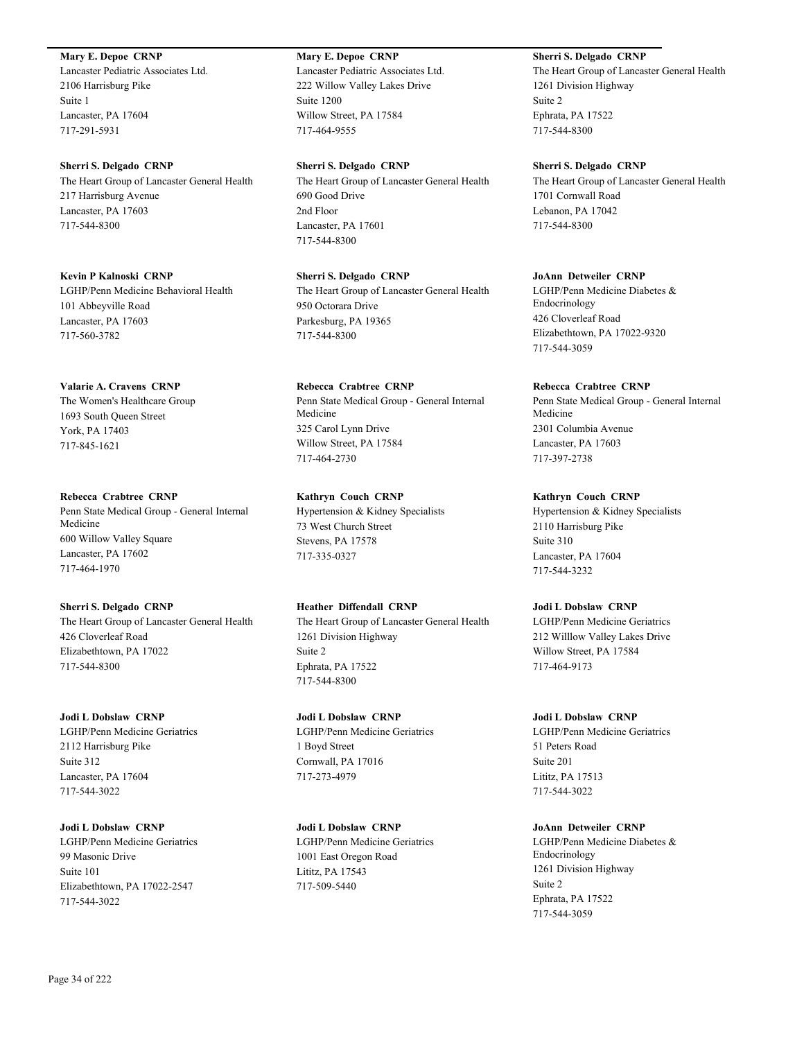**Mary E. Depoe  CRNP**
Lancaster Pediatric Associates Ltd.
2106 Harrisburg Pike
Suite 1
Lancaster, PA 17604
717-291-5931

**Mary E. Depoe  CRNP**
Lancaster Pediatric Associates Ltd.
222 Willow Valley Lakes Drive
Suite 1200
Willow Street, PA 17584
717-464-9555

**Sherri S. Delgado  CRNP**
The Heart Group of Lancaster General Health
1261 Division Highway
Suite 2
Ephrata, PA 17522
717-544-8300

**Sherri S. Delgado  CRNP**
The Heart Group of Lancaster General Health
217 Harrisburg Avenue
Lancaster, PA 17603
717-544-8300

**Sherri S. Delgado  CRNP**
The Heart Group of Lancaster General Health
690 Good Drive
2nd Floor
Lancaster, PA 17601
717-544-8300

**Sherri S. Delgado  CRNP**
The Heart Group of Lancaster General Health
1701 Cornwall Road
Lebanon, PA 17042
717-544-8300

**Kevin P Kalnoski  CRNP**
LGHP/Penn Medicine Behavioral Health
101 Abbeyville Road
Lancaster, PA 17603
717-560-3782

**Sherri S. Delgado  CRNP**
The Heart Group of Lancaster General Health
950 Octorara Drive
Parkesburg, PA 19365
717-544-8300

**JoAnn  Detweiler  CRNP**
LGHP/Penn Medicine Diabetes & Endocrinology
426 Cloverleaf Road
Elizabethtown, PA 17022-9320
717-544-3059

**Valarie A. Cravens  CRNP**
The Women's Healthcare Group
1693 South Queen Street
York, PA 17403
717-845-1621

**Rebecca  Crabtree  CRNP**
Penn State Medical Group - General Internal Medicine
325 Carol Lynn Drive
Willow Street, PA 17584
717-464-2730

**Rebecca  Crabtree  CRNP**
Penn State Medical Group - General Internal Medicine
2301 Columbia Avenue
Lancaster, PA 17603
717-397-2738

**Rebecca  Crabtree  CRNP**
Penn State Medical Group - General Internal Medicine
600 Willow Valley Square
Lancaster, PA 17602
717-464-1970

**Kathryn  Couch  CRNP**
Hypertension & Kidney Specialists
73 West Church Street
Stevens, PA 17578
717-335-0327

**Kathryn  Couch  CRNP**
Hypertension & Kidney Specialists
2110 Harrisburg Pike
Suite 310
Lancaster, PA 17604
717-544-3232

**Sherri S. Delgado  CRNP**
The Heart Group of Lancaster General Health
426 Cloverleaf Road
Elizabethtown, PA 17022
717-544-8300

**Heather  Diffendall  CRNP**
The Heart Group of Lancaster General Health
1261 Division Highway
Suite 2
Ephrata, PA 17522
717-544-8300

**Jodi L Dobslaw  CRNP**
LGHP/Penn Medicine Geriatrics
212 Willlow Valley Lakes Drive
Willow Street, PA 17584
717-464-9173

**Jodi L Dobslaw  CRNP**
LGHP/Penn Medicine Geriatrics
2112 Harrisburg Pike
Suite 312
Lancaster, PA 17604
717-544-3022

**Jodi L Dobslaw  CRNP**
LGHP/Penn Medicine Geriatrics
1 Boyd Street
Cornwall, PA 17016
717-273-4979

**Jodi L Dobslaw  CRNP**
LGHP/Penn Medicine Geriatrics
51 Peters Road
Suite 201
Lititz, PA 17513
717-544-3022

**Jodi L Dobslaw  CRNP**
LGHP/Penn Medicine Geriatrics
99 Masonic Drive
Suite 101
Elizabethtown, PA 17022-2547
717-544-3022

**Jodi L Dobslaw  CRNP**
LGHP/Penn Medicine Geriatrics
1001 East Oregon Road
Lititz, PA 17543
717-509-5440

**JoAnn  Detweiler  CRNP**
LGHP/Penn Medicine Diabetes & Endocrinology
1261 Division Highway
Suite 2
Ephrata, PA 17522
717-544-3059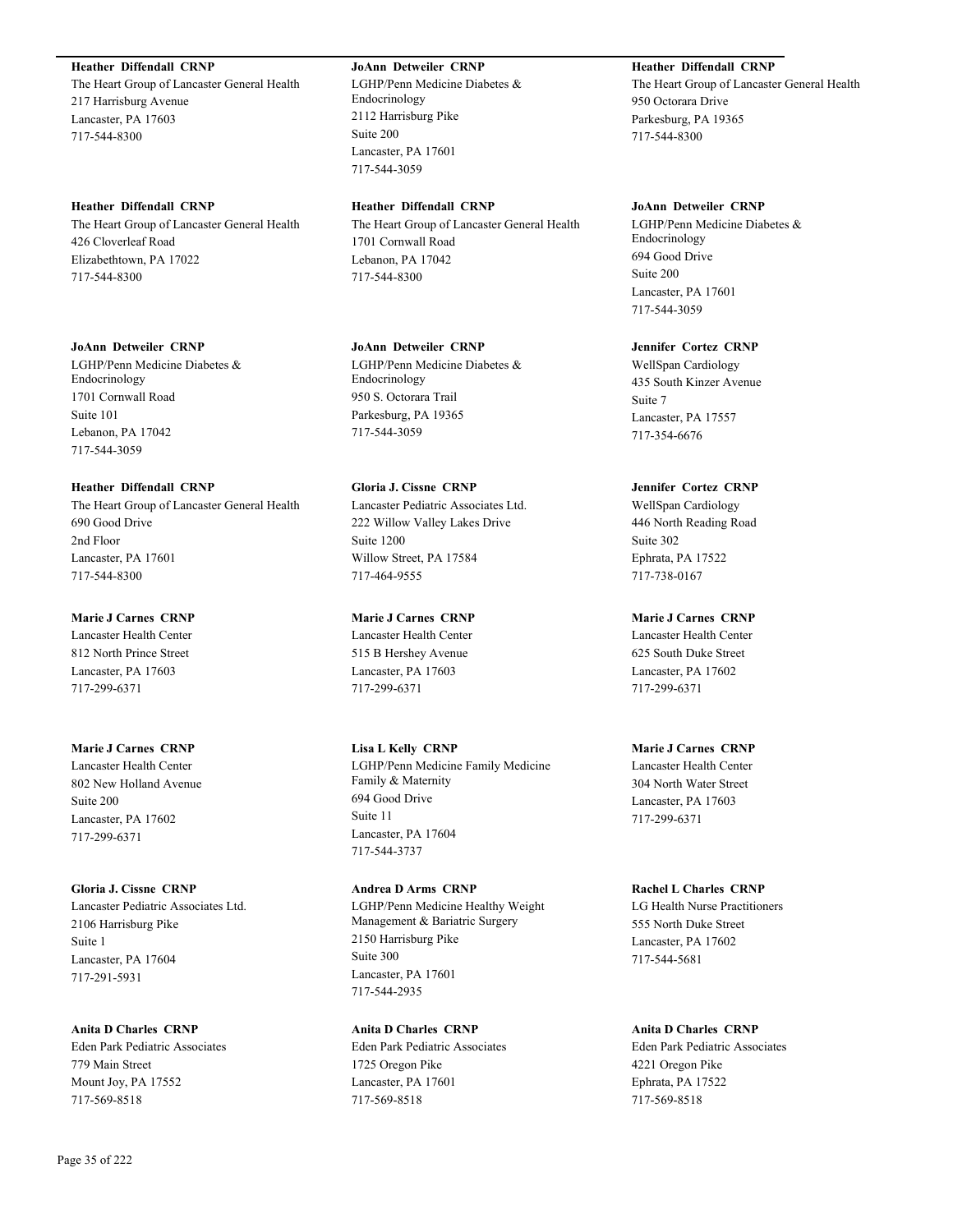**Heather Diffendall CRNP**
The Heart Group of Lancaster General Health
217 Harrisburg Avenue
Lancaster, PA 17603
717-544-8300

**JoAnn Detweiler CRNP**
LGHP/Penn Medicine Diabetes & Endocrinology
2112 Harrisburg Pike
Suite 200
Lancaster, PA 17601
717-544-3059

**Heather Diffendall CRNP**
The Heart Group of Lancaster General Health
950 Octorara Drive
Parkesburg, PA 19365
717-544-8300

**Heather Diffendall CRNP**
The Heart Group of Lancaster General Health
426 Cloverleaf Road
Elizabethtown, PA 17022
717-544-8300

**Heather Diffendall CRNP**
The Heart Group of Lancaster General Health
1701 Cornwall Road
Lebanon, PA 17042
717-544-8300

**JoAnn Detweiler CRNP**
LGHP/Penn Medicine Diabetes & Endocrinology
694 Good Drive
Suite 200
Lancaster, PA 17601
717-544-3059

**JoAnn Detweiler CRNP**
LGHP/Penn Medicine Diabetes & Endocrinology
1701 Cornwall Road
Suite 101
Lebanon, PA 17042
717-544-3059

**JoAnn Detweiler CRNP**
LGHP/Penn Medicine Diabetes & Endocrinology
950 S. Octorara Trail
Parkesburg, PA 19365
717-544-3059

**Jennifer Cortez CRNP**
WellSpan Cardiology
435 South Kinzer Avenue
Suite 7
Lancaster, PA 17557
717-354-6676

**Heather Diffendall CRNP**
The Heart Group of Lancaster General Health
690 Good Drive
2nd Floor
Lancaster, PA 17601
717-544-8300

**Gloria J. Cissne CRNP**
Lancaster Pediatric Associates Ltd.
222 Willow Valley Lakes Drive
Suite 1200
Willow Street, PA 17584
717-464-9555

**Jennifer Cortez CRNP**
WellSpan Cardiology
446 North Reading Road
Suite 302
Ephrata, PA 17522
717-738-0167

**Marie J Carnes CRNP**
Lancaster Health Center
812 North Prince Street
Lancaster, PA 17603
717-299-6371

**Marie J Carnes CRNP**
Lancaster Health Center
515 B Hershey Avenue
Lancaster, PA 17603
717-299-6371

**Marie J Carnes CRNP**
Lancaster Health Center
625 South Duke Street
Lancaster, PA 17602
717-299-6371

**Marie J Carnes CRNP**
Lancaster Health Center
802 New Holland Avenue
Suite 200
Lancaster, PA 17602
717-299-6371

**Lisa L Kelly CRNP**
LGHP/Penn Medicine Family Medicine Family & Maternity
694 Good Drive
Suite 11
Lancaster, PA 17604
717-544-3737

**Marie J Carnes CRNP**
Lancaster Health Center
304 North Water Street
Lancaster, PA 17603
717-299-6371

**Gloria J. Cissne CRNP**
Lancaster Pediatric Associates Ltd.
2106 Harrisburg Pike
Suite 1
Lancaster, PA 17604
717-291-5931

**Andrea D Arms CRNP**
LGHP/Penn Medicine Healthy Weight Management & Bariatric Surgery
2150 Harrisburg Pike
Suite 300
Lancaster, PA 17601
717-544-2935

**Rachel L Charles CRNP**
LG Health Nurse Practitioners
555 North Duke Street
Lancaster, PA 17602
717-544-5681

**Anita D Charles CRNP**
Eden Park Pediatric Associates
779 Main Street
Mount Joy, PA 17552
717-569-8518

**Anita D Charles CRNP**
Eden Park Pediatric Associates
1725 Oregon Pike
Lancaster, PA 17601
717-569-8518

**Anita D Charles CRNP**
Eden Park Pediatric Associates
4221 Oregon Pike
Ephrata, PA 17522
717-569-8518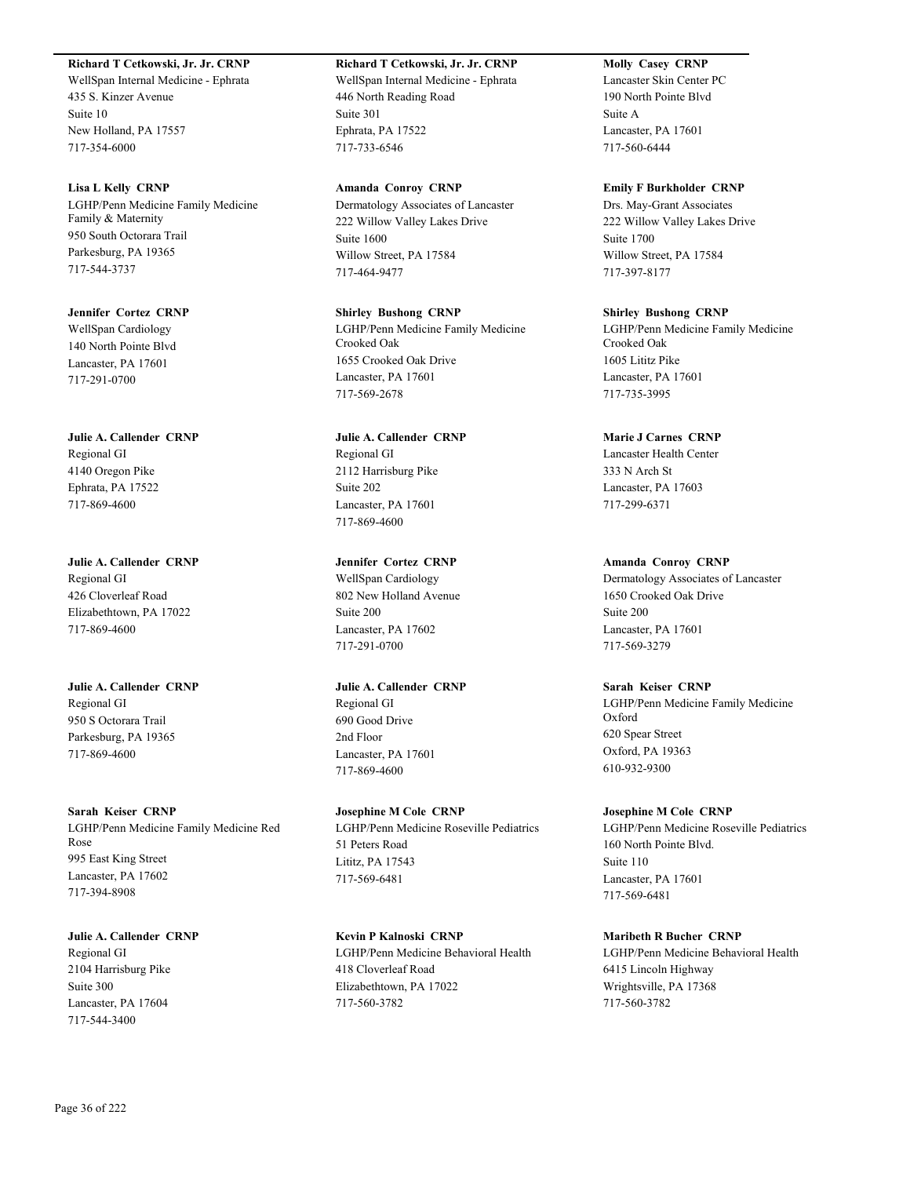**Richard T Cetkowski, Jr. Jr. CRNP**
WellSpan Internal Medicine - Ephrata
435 S. Kinzer Avenue
Suite 10
New Holland, PA 17557
717-354-6000

**Lisa L Kelly CRNP**
LGHP/Penn Medicine Family Medicine Family & Maternity
950 South Octorara Trail
Parkesburg, PA 19365
717-544-3737

**Jennifer Cortez CRNP**
WellSpan Cardiology
140 North Pointe Blvd
Lancaster, PA 17601
717-291-0700

**Julie A. Callender CRNP**
Regional GI
4140 Oregon Pike
Ephrata, PA 17522
717-869-4600

**Julie A. Callender CRNP**
Regional GI
426 Cloverleaf Road
Elizabethtown, PA 17022
717-869-4600

**Julie A. Callender CRNP**
Regional GI
950 S Octorara Trail
Parkesburg, PA 19365
717-869-4600

**Sarah Keiser CRNP**
LGHP/Penn Medicine Family Medicine Red Rose
995 East King Street
Lancaster, PA 17602
717-394-8908

**Julie A. Callender CRNP**
Regional GI
2104 Harrisburg Pike
Suite 300
Lancaster, PA 17604
717-544-3400

**Richard T Cetkowski, Jr. Jr. CRNP**
WellSpan Internal Medicine - Ephrata
446 North Reading Road
Suite 301
Ephrata, PA 17522
717-733-6546

**Amanda Conroy CRNP**
Dermatology Associates of Lancaster
222 Willow Valley Lakes Drive
Suite 1600
Willow Street, PA 17584
717-464-9477

**Shirley Bushong CRNP**
LGHP/Penn Medicine Family Medicine Crooked Oak
1655 Crooked Oak Drive
Lancaster, PA 17601
717-569-2678

**Julie A. Callender CRNP**
Regional GI
2112 Harrisburg Pike
Suite 202
Lancaster, PA 17601
717-869-4600

**Jennifer Cortez CRNP**
WellSpan Cardiology
802 New Holland Avenue
Suite 200
Lancaster, PA 17602
717-291-0700

**Julie A. Callender CRNP**
Regional GI
690 Good Drive
2nd Floor
Lancaster, PA 17601
717-869-4600

**Josephine M Cole CRNP**
LGHP/Penn Medicine Roseville Pediatrics
51 Peters Road
Lititz, PA 17543
717-569-6481

**Kevin P Kalnoski CRNP**
LGHP/Penn Medicine Behavioral Health
418 Cloverleaf Road
Elizabethtown, PA 17022
717-560-3782

**Molly Casey CRNP**
Lancaster Skin Center PC
190 North Pointe Blvd
Suite A
Lancaster, PA 17601
717-560-6444

**Emily F Burkholder CRNP**
Drs. May-Grant Associates
222 Willow Valley Lakes Drive
Suite 1700
Willow Street, PA 17584
717-397-8177

**Shirley Bushong CRNP**
LGHP/Penn Medicine Family Medicine Crooked Oak
1605 Lititz Pike
Lancaster, PA 17601
717-735-3995

**Marie J Carnes CRNP**
Lancaster Health Center
333 N Arch St
Lancaster, PA 17603
717-299-6371

**Amanda Conroy CRNP**
Dermatology Associates of Lancaster
1650 Crooked Oak Drive
Suite 200
Lancaster, PA 17601
717-569-3279

**Sarah Keiser CRNP**
LGHP/Penn Medicine Family Medicine Oxford
620 Spear Street
Oxford, PA 19363
610-932-9300

**Josephine M Cole CRNP**
LGHP/Penn Medicine Roseville Pediatrics
160 North Pointe Blvd.
Suite 110
Lancaster, PA 17601
717-569-6481

**Maribeth R Bucher CRNP**
LGHP/Penn Medicine Behavioral Health
6415 Lincoln Highway
Wrightsville, PA 17368
717-560-3782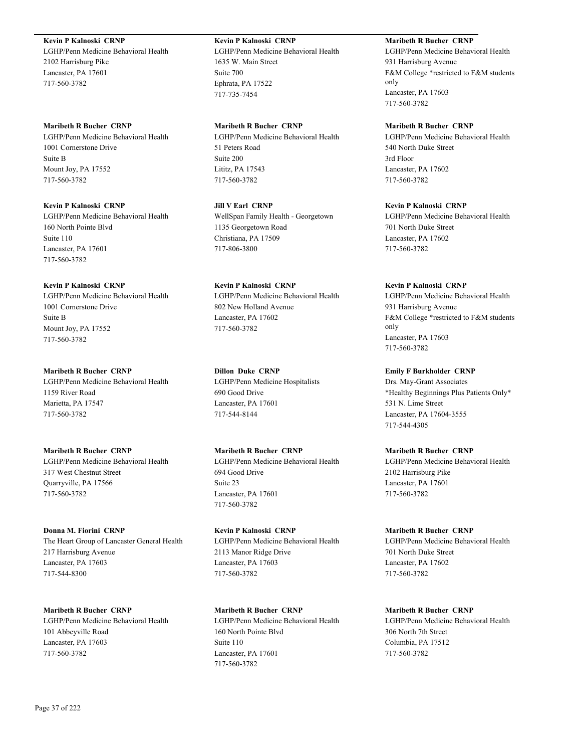**Kevin P Kalnoski  CRNP**
LGHP/Penn Medicine Behavioral Health
2102 Harrisburg Pike
Lancaster, PA 17601
717-560-3782

**Maribeth R Bucher  CRNP**
LGHP/Penn Medicine Behavioral Health
1001 Cornerstone Drive
Suite B
Mount Joy, PA 17552
717-560-3782

**Kevin P Kalnoski  CRNP**
LGHP/Penn Medicine Behavioral Health
160 North Pointe Blvd
Suite 110
Lancaster, PA 17601
717-560-3782

**Kevin P Kalnoski  CRNP**
LGHP/Penn Medicine Behavioral Health
1001 Cornerstone Drive
Suite B
Mount Joy, PA 17552
717-560-3782

**Maribeth R Bucher  CRNP**
LGHP/Penn Medicine Behavioral Health
1159 River Road
Marietta, PA 17547
717-560-3782

**Maribeth R Bucher  CRNP**
LGHP/Penn Medicine Behavioral Health
317 West Chestnut Street
Quarryville, PA 17566
717-560-3782

**Donna M. Fiorini  CRNP**
The Heart Group of Lancaster General Health
217 Harrisburg Avenue
Lancaster, PA 17603
717-544-8300

**Maribeth R Bucher  CRNP**
LGHP/Penn Medicine Behavioral Health
101 Abbeyville Road
Lancaster, PA 17603
717-560-3782

**Kevin P Kalnoski  CRNP**
LGHP/Penn Medicine Behavioral Health
1635 W. Main Street
Suite 700
Ephrata, PA 17522
717-735-7454

**Maribeth R Bucher  CRNP**
LGHP/Penn Medicine Behavioral Health
51 Peters Road
Suite 200
Lititz, PA 17543
717-560-3782

**Jill V Earl  CRNP**
WellSpan Family Health - Georgetown
1135 Georgetown Road
Christiana, PA 17509
717-806-3800

**Kevin P Kalnoski  CRNP**
LGHP/Penn Medicine Behavioral Health
802 New Holland Avenue
Lancaster, PA 17602
717-560-3782

**Dillon  Duke  CRNP**
LGHP/Penn Medicine Hospitalists
690 Good Drive
Lancaster, PA 17601
717-544-8144

**Maribeth R Bucher  CRNP**
LGHP/Penn Medicine Behavioral Health
694 Good Drive
Suite 23
Lancaster, PA 17601
717-560-3782

**Kevin P Kalnoski  CRNP**
LGHP/Penn Medicine Behavioral Health
2113 Manor Ridge Drive
Lancaster, PA 17603
717-560-3782

**Maribeth R Bucher  CRNP**
LGHP/Penn Medicine Behavioral Health
160 North Pointe Blvd
Suite 110
Lancaster, PA 17601
717-560-3782

**Maribeth R Bucher  CRNP**
LGHP/Penn Medicine Behavioral Health
931 Harrisburg Avenue
F&M College *restricted to F&M students only
Lancaster, PA 17603
717-560-3782

**Maribeth R Bucher  CRNP**
LGHP/Penn Medicine Behavioral Health
540 North Duke Street
3rd Floor
Lancaster, PA 17602
717-560-3782

**Kevin P Kalnoski  CRNP**
LGHP/Penn Medicine Behavioral Health
701 North Duke Street
Lancaster, PA 17602
717-560-3782

**Kevin P Kalnoski  CRNP**
LGHP/Penn Medicine Behavioral Health
931 Harrisburg Avenue
F&M College *restricted to F&M students only
Lancaster, PA 17603
717-560-3782

**Emily F Burkholder  CRNP**
Drs. May-Grant Associates
*Healthy Beginnings Plus Patients Only*
531 N. Lime Street
Lancaster, PA 17604-3555
717-544-4305

**Maribeth R Bucher  CRNP**
LGHP/Penn Medicine Behavioral Health
2102 Harrisburg Pike
Lancaster, PA 17601
717-560-3782

**Maribeth R Bucher  CRNP**
LGHP/Penn Medicine Behavioral Health
701 North Duke Street
Lancaster, PA 17602
717-560-3782

**Maribeth R Bucher  CRNP**
LGHP/Penn Medicine Behavioral Health
306 North 7th Street
Columbia, PA 17512
717-560-3782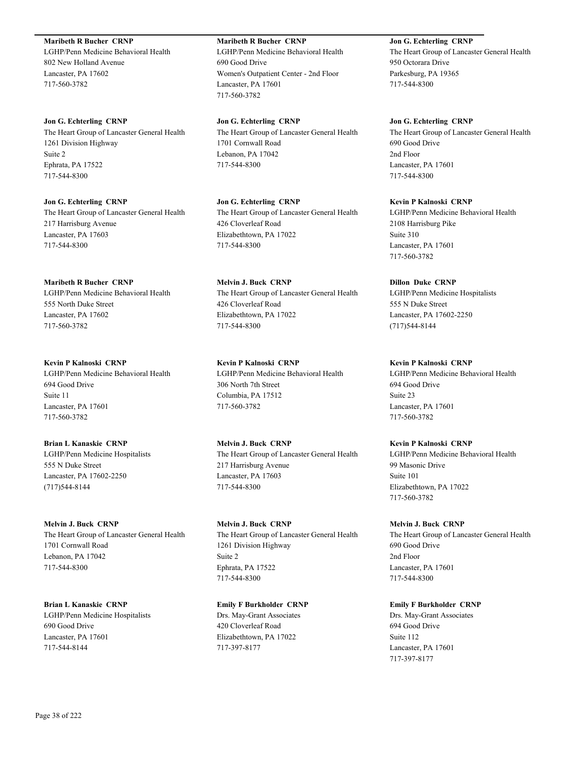**Maribeth R Bucher CRNP**
LGHP/Penn Medicine Behavioral Health
802 New Holland Avenue
Lancaster, PA 17602
717-560-3782

**Jon G. Echterling CRNP**
The Heart Group of Lancaster General Health
1261 Division Highway
Suite 2
Ephrata, PA 17522
717-544-8300

**Jon G. Echterling CRNP**
The Heart Group of Lancaster General Health
217 Harrisburg Avenue
Lancaster, PA 17603
717-544-8300

**Maribeth R Bucher CRNP**
LGHP/Penn Medicine Behavioral Health
555 North Duke Street
Lancaster, PA 17602
717-560-3782

**Kevin P Kalnoski CRNP**
LGHP/Penn Medicine Behavioral Health
694 Good Drive
Suite 11
Lancaster, PA 17601
717-560-3782

**Brian L Kanaskie CRNP**
LGHP/Penn Medicine Hospitalists
555 N Duke Street
Lancaster, PA 17602-2250
(717)544-8144

**Melvin J. Buck CRNP**
The Heart Group of Lancaster General Health
1701 Cornwall Road
Lebanon, PA 17042
717-544-8300

**Brian L Kanaskie CRNP**
LGHP/Penn Medicine Hospitalists
690 Good Drive
Lancaster, PA 17601
717-544-8144

**Maribeth R Bucher CRNP**
LGHP/Penn Medicine Behavioral Health
690 Good Drive
Women's Outpatient Center - 2nd Floor
Lancaster, PA 17601
717-560-3782

**Jon G. Echterling CRNP**
The Heart Group of Lancaster General Health
1701 Cornwall Road
Lebanon, PA 17042
717-544-8300

**Jon G. Echterling CRNP**
The Heart Group of Lancaster General Health
426 Cloverleaf Road
Elizabethtown, PA 17022
717-544-8300

**Melvin J. Buck CRNP**
The Heart Group of Lancaster General Health
426 Cloverleaf Road
Elizabethtown, PA 17022
717-544-8300

**Kevin P Kalnoski CRNP**
LGHP/Penn Medicine Behavioral Health
306 North 7th Street
Columbia, PA 17512
717-560-3782

**Melvin J. Buck CRNP**
The Heart Group of Lancaster General Health
217 Harrisburg Avenue
Lancaster, PA 17603
717-544-8300

**Melvin J. Buck CRNP**
The Heart Group of Lancaster General Health
1261 Division Highway
Suite 2
Ephrata, PA 17522
717-544-8300

**Emily F Burkholder CRNP**
Drs. May-Grant Associates
420 Cloverleaf Road
Elizabethtown, PA 17022
717-397-8177

**Jon G. Echterling CRNP**
The Heart Group of Lancaster General Health
950 Octorara Drive
Parkesburg, PA 19365
717-544-8300

**Jon G. Echterling CRNP**
The Heart Group of Lancaster General Health
690 Good Drive
2nd Floor
Lancaster, PA 17601
717-544-8300

**Kevin P Kalnoski CRNP**
LGHP/Penn Medicine Behavioral Health
2108 Harrisburg Pike
Suite 310
Lancaster, PA 17601
717-560-3782

**Dillon Duke CRNP**
LGHP/Penn Medicine Hospitalists
555 N Duke Street
Lancaster, PA 17602-2250
(717)544-8144

**Kevin P Kalnoski CRNP**
LGHP/Penn Medicine Behavioral Health
694 Good Drive
Suite 23
Lancaster, PA 17601
717-560-3782

**Kevin P Kalnoski CRNP**
LGHP/Penn Medicine Behavioral Health
99 Masonic Drive
Suite 101
Elizabethtown, PA 17022
717-560-3782

**Melvin J. Buck CRNP**
The Heart Group of Lancaster General Health
690 Good Drive
2nd Floor
Lancaster, PA 17601
717-544-8300

**Emily F Burkholder CRNP**
Drs. May-Grant Associates
694 Good Drive
Suite 112
Lancaster, PA 17601
717-397-8177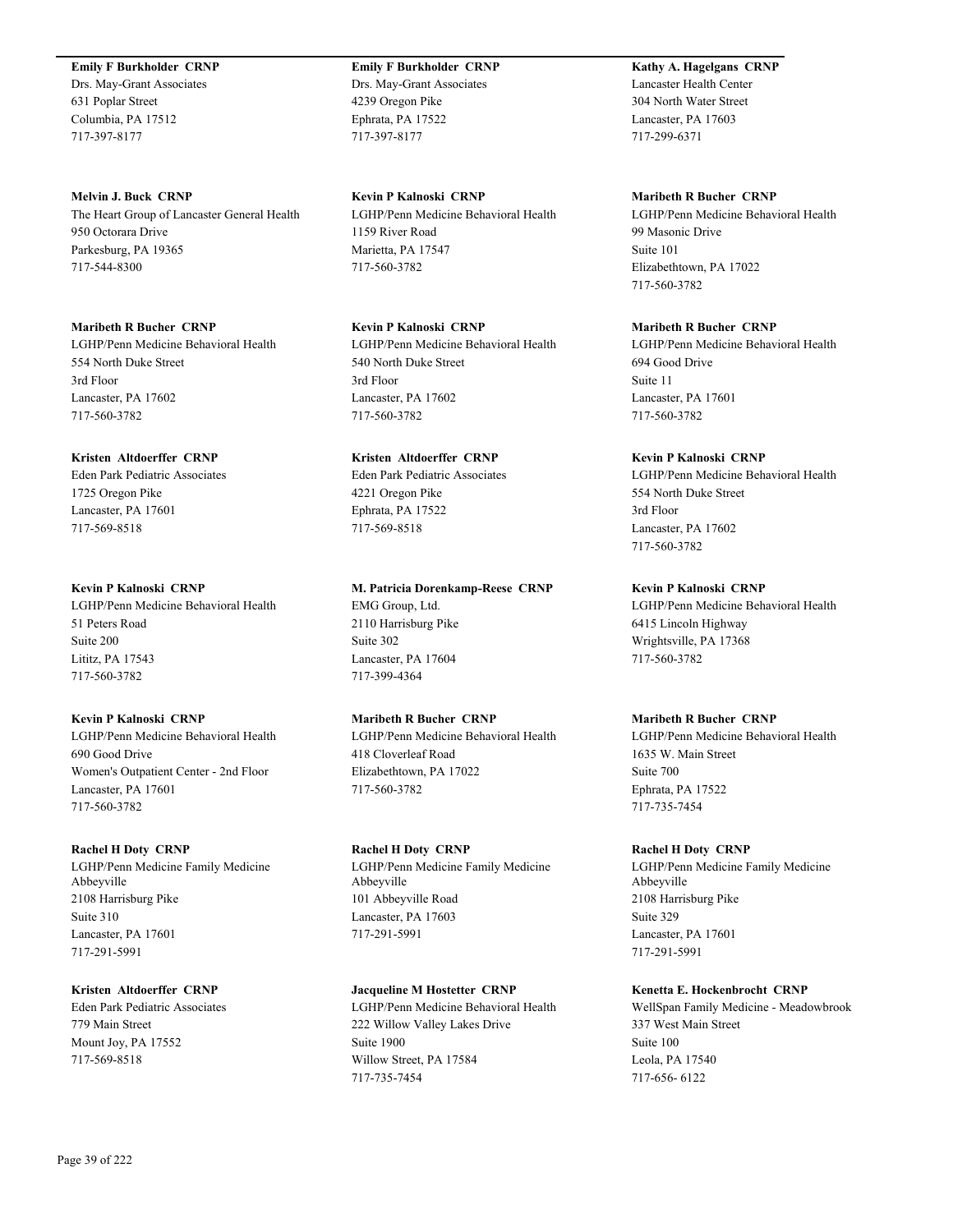**Emily F Burkholder CRNP**
Drs. May-Grant Associates
631 Poplar Street
Columbia, PA 17512
717-397-8177

**Melvin J. Buck CRNP**
The Heart Group of Lancaster General Health
950 Octorara Drive
Parkesburg, PA 19365
717-544-8300

**Maribeth R Bucher CRNP**
LGHP/Penn Medicine Behavioral Health
554 North Duke Street
3rd Floor
Lancaster, PA 17602
717-560-3782

**Kristen Altdoerffer CRNP**
Eden Park Pediatric Associates
1725 Oregon Pike
Lancaster, PA 17601
717-569-8518

**Kevin P Kalnoski CRNP**
LGHP/Penn Medicine Behavioral Health
51 Peters Road
Suite 200
Lititz, PA 17543
717-560-3782

**Kevin P Kalnoski CRNP**
LGHP/Penn Medicine Behavioral Health
690 Good Drive
Women's Outpatient Center - 2nd Floor
Lancaster, PA 17601
717-560-3782

**Rachel H Doty CRNP**
LGHP/Penn Medicine Family Medicine Abbeyville
2108 Harrisburg Pike
Suite 310
Lancaster, PA 17601
717-291-5991

**Kristen Altdoerffer CRNP**
Eden Park Pediatric Associates
779 Main Street
Mount Joy, PA 17552
717-569-8518

**Emily F Burkholder CRNP**
Drs. May-Grant Associates
4239 Oregon Pike
Ephrata, PA 17522
717-397-8177

**Kevin P Kalnoski CRNP**
LGHP/Penn Medicine Behavioral Health
1159 River Road
Marietta, PA 17547
717-560-3782

**Kevin P Kalnoski CRNP**
LGHP/Penn Medicine Behavioral Health
540 North Duke Street
3rd Floor
Lancaster, PA 17602
717-560-3782

**Kristen Altdoerffer CRNP**
Eden Park Pediatric Associates
4221 Oregon Pike
Ephrata, PA 17522
717-569-8518

**M. Patricia Dorenkamp-Reese CRNP**
EMG Group, Ltd.
2110 Harrisburg Pike
Suite 302
Lancaster, PA 17604
717-399-4364

**Maribeth R Bucher CRNP**
LGHP/Penn Medicine Behavioral Health
418 Cloverleaf Road
Elizabethtown, PA 17022
717-560-3782

**Rachel H Doty CRNP**
LGHP/Penn Medicine Family Medicine Abbeyville
101 Abbeyville Road
Lancaster, PA 17603
717-291-5991

**Jacqueline M Hostetter CRNP**
LGHP/Penn Medicine Behavioral Health
222 Willow Valley Lakes Drive
Suite 1900
Willow Street, PA 17584
717-735-7454

**Kathy A. Hagelgans CRNP**
Lancaster Health Center
304 North Water Street
Lancaster, PA 17603
717-299-6371

**Maribeth R Bucher CRNP**
LGHP/Penn Medicine Behavioral Health
99 Masonic Drive
Suite 101
Elizabethtown, PA 17022
717-560-3782

**Maribeth R Bucher CRNP**
LGHP/Penn Medicine Behavioral Health
694 Good Drive
Suite 11
Lancaster, PA 17601
717-560-3782

**Kevin P Kalnoski CRNP**
LGHP/Penn Medicine Behavioral Health
554 North Duke Street
3rd Floor
Lancaster, PA 17602
717-560-3782

**Kevin P Kalnoski CRNP**
LGHP/Penn Medicine Behavioral Health
6415 Lincoln Highway
Wrightsville, PA 17368
717-560-3782

**Maribeth R Bucher CRNP**
LGHP/Penn Medicine Behavioral Health
1635 W. Main Street
Suite 700
Ephrata, PA 17522
717-735-7454

**Rachel H Doty CRNP**
LGHP/Penn Medicine Family Medicine Abbeyville
2108 Harrisburg Pike
Suite 329
Lancaster, PA 17601
717-291-5991

**Kenetta E. Hockenbrocht CRNP**
WellSpan Family Medicine - Meadowbrook
337 West Main Street
Suite 100
Leola, PA 17540
717-656- 6122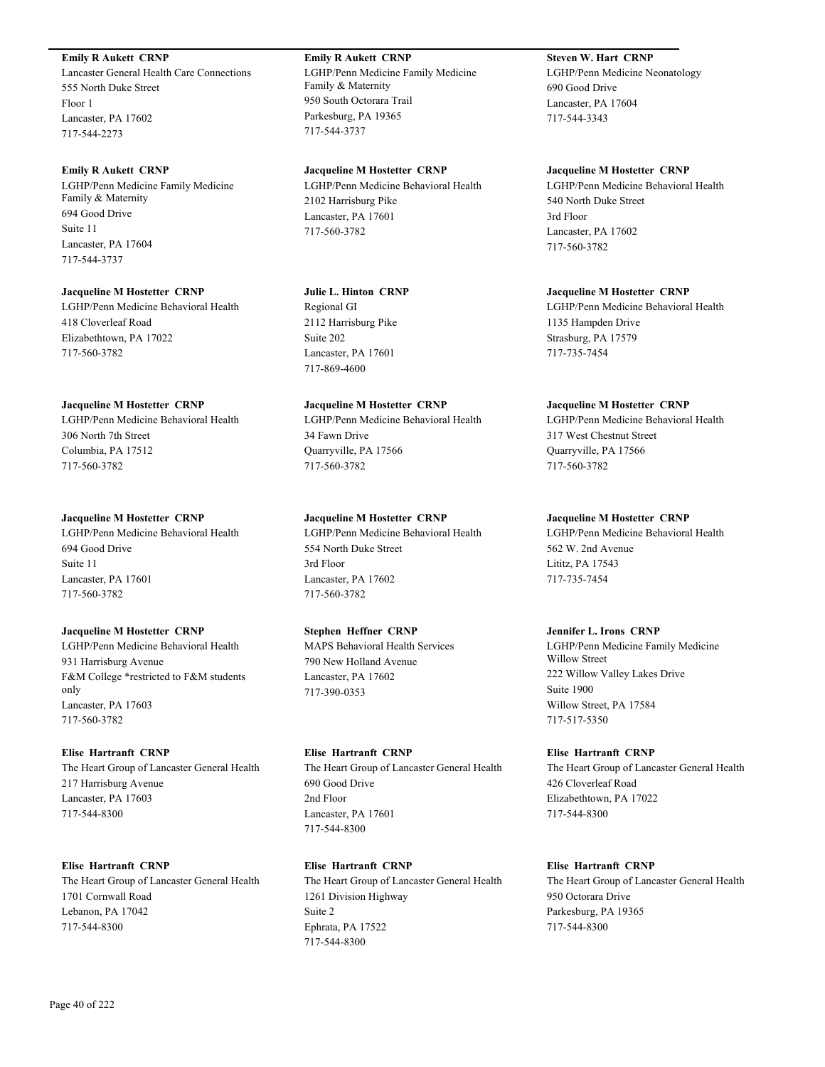**Emily R Aukett CRNP**
Lancaster General Health Care Connections
555 North Duke Street
Floor 1
Lancaster, PA 17602
717-544-2273

**Emily R Aukett CRNP**
LGHP/Penn Medicine Family Medicine Family & Maternity
950 South Octorara Trail
Parkesburg, PA 19365
717-544-3737

**Steven W. Hart CRNP**
LGHP/Penn Medicine Neonatology
690 Good Drive
Lancaster, PA 17604
717-544-3343

**Emily R Aukett CRNP**
LGHP/Penn Medicine Family Medicine Family & Maternity
694 Good Drive
Suite 11
Lancaster, PA 17604
717-544-3737

**Jacqueline M Hostetter CRNP**
LGHP/Penn Medicine Behavioral Health
2102 Harrisburg Pike
Lancaster, PA 17601
717-560-3782

**Jacqueline M Hostetter CRNP**
LGHP/Penn Medicine Behavioral Health
540 North Duke Street
3rd Floor
Lancaster, PA 17602
717-560-3782

**Jacqueline M Hostetter CRNP**
LGHP/Penn Medicine Behavioral Health
418 Cloverleaf Road
Elizabethtown, PA 17022
717-560-3782

**Julie L. Hinton CRNP**
Regional GI
2112 Harrisburg Pike
Suite 202
Lancaster, PA 17601
717-869-4600

**Jacqueline M Hostetter CRNP**
LGHP/Penn Medicine Behavioral Health
1135 Hampden Drive
Strasburg, PA 17579
717-735-7454

**Jacqueline M Hostetter CRNP**
LGHP/Penn Medicine Behavioral Health
306 North 7th Street
Columbia, PA 17512
717-560-3782

**Jacqueline M Hostetter CRNP**
LGHP/Penn Medicine Behavioral Health
34 Fawn Drive
Quarryville, PA 17566
717-560-3782

**Jacqueline M Hostetter CRNP**
LGHP/Penn Medicine Behavioral Health
317 West Chestnut Street
Quarryville, PA 17566
717-560-3782

**Jacqueline M Hostetter CRNP**
LGHP/Penn Medicine Behavioral Health
694 Good Drive
Suite 11
Lancaster, PA 17601
717-560-3782

**Jacqueline M Hostetter CRNP**
LGHP/Penn Medicine Behavioral Health
554 North Duke Street
3rd Floor
Lancaster, PA 17602
717-560-3782

**Jacqueline M Hostetter CRNP**
LGHP/Penn Medicine Behavioral Health
562 W. 2nd Avenue
Lititz, PA 17543
717-735-7454

**Jacqueline M Hostetter CRNP**
LGHP/Penn Medicine Behavioral Health
931 Harrisburg Avenue
F&M College *restricted to F&M students only
Lancaster, PA 17603
717-560-3782

**Stephen Heffner CRNP**
MAPS Behavioral Health Services
790 New Holland Avenue
Lancaster, PA 17602
717-390-0353

**Jennifer L. Irons CRNP**
LGHP/Penn Medicine Family Medicine Willow Street
222 Willow Valley Lakes Drive
Suite 1900
Willow Street, PA 17584
717-517-5350

**Elise Hartranft CRNP**
The Heart Group of Lancaster General Health
217 Harrisburg Avenue
Lancaster, PA 17603
717-544-8300

**Elise Hartranft CRNP**
The Heart Group of Lancaster General Health
690 Good Drive
2nd Floor
Lancaster, PA 17601
717-544-8300

**Elise Hartranft CRNP**
The Heart Group of Lancaster General Health
426 Cloverleaf Road
Elizabethtown, PA 17022
717-544-8300

**Elise Hartranft CRNP**
The Heart Group of Lancaster General Health
1701 Cornwall Road
Lebanon, PA 17042
717-544-8300

**Elise Hartranft CRNP**
The Heart Group of Lancaster General Health
1261 Division Highway
Suite 2
Ephrata, PA 17522
717-544-8300

**Elise Hartranft CRNP**
The Heart Group of Lancaster General Health
950 Octorara Drive
Parkesburg, PA 19365
717-544-8300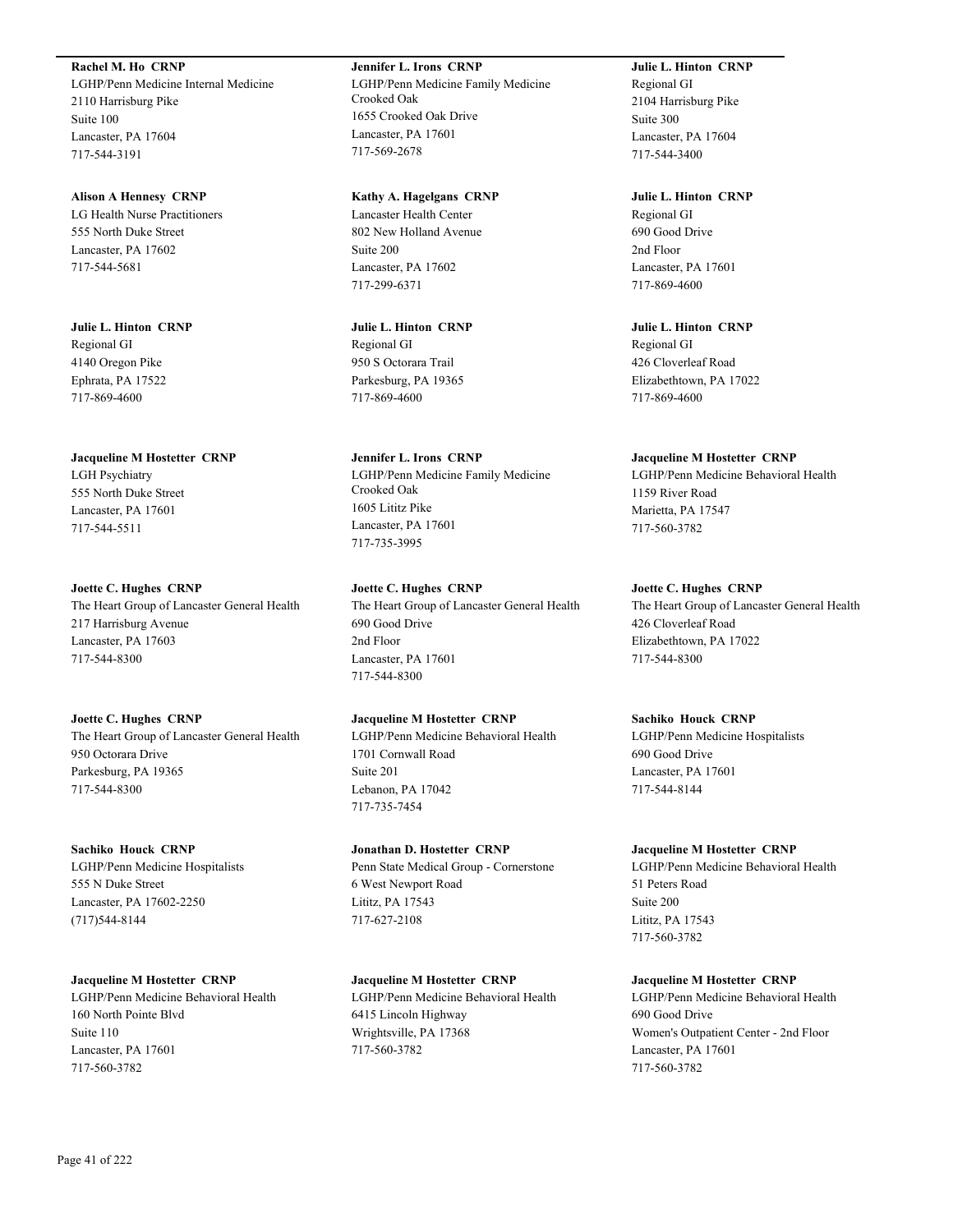**Rachel M. Ho CRNP**
LGHP/Penn Medicine Internal Medicine
2110 Harrisburg Pike
Suite 100
Lancaster, PA 17604
717-544-3191

**Jennifer L. Irons CRNP**
LGHP/Penn Medicine Family Medicine Crooked Oak
1655 Crooked Oak Drive
Lancaster, PA 17601
717-569-2678

**Julie L. Hinton CRNP**
Regional GI
2104 Harrisburg Pike
Suite 300
Lancaster, PA 17604
717-544-3400

**Alison A Hennesy CRNP**
LG Health Nurse Practitioners
555 North Duke Street
Lancaster, PA 17602
717-544-5681

**Kathy A. Hagelgans CRNP**
Lancaster Health Center
802 New Holland Avenue
Suite 200
Lancaster, PA 17602
717-299-6371

**Julie L. Hinton CRNP**
Regional GI
690 Good Drive
2nd Floor
Lancaster, PA 17601
717-869-4600

**Julie L. Hinton CRNP**
Regional GI
4140 Oregon Pike
Ephrata, PA 17522
717-869-4600

**Julie L. Hinton CRNP**
Regional GI
950 S Octorara Trail
Parkesburg, PA 19365
717-869-4600

**Julie L. Hinton CRNP**
Regional GI
426 Cloverleaf Road
Elizabethtown, PA 17022
717-869-4600

**Jacqueline M Hostetter CRNP**
LGH Psychiatry
555 North Duke Street
Lancaster, PA 17601
717-544-5511

**Jennifer L. Irons CRNP**
LGHP/Penn Medicine Family Medicine Crooked Oak
1605 Lititz Pike
Lancaster, PA 17601
717-735-3995

**Jacqueline M Hostetter CRNP**
LGHP/Penn Medicine Behavioral Health
1159 River Road
Marietta, PA 17547
717-560-3782

**Joette C. Hughes CRNP**
The Heart Group of Lancaster General Health
217 Harrisburg Avenue
Lancaster, PA 17603
717-544-8300

**Joette C. Hughes CRNP**
The Heart Group of Lancaster General Health
690 Good Drive
2nd Floor
Lancaster, PA 17601
717-544-8300

**Joette C. Hughes CRNP**
The Heart Group of Lancaster General Health
426 Cloverleaf Road
Elizabethtown, PA 17022
717-544-8300

**Joette C. Hughes CRNP**
The Heart Group of Lancaster General Health
950 Octorara Drive
Parkesburg, PA 19365
717-544-8300

**Jacqueline M Hostetter CRNP**
LGHP/Penn Medicine Behavioral Health
1701 Cornwall Road
Suite 201
Lebanon, PA 17042
717-735-7454

**Sachiko Houck CRNP**
LGHP/Penn Medicine Hospitalists
690 Good Drive
Lancaster, PA 17601
717-544-8144

**Sachiko Houck CRNP**
LGHP/Penn Medicine Hospitalists
555 N Duke Street
Lancaster, PA 17602-2250
(717)544-8144

**Jonathan D. Hostetter CRNP**
Penn State Medical Group - Cornerstone
6 West Newport Road
Lititz, PA 17543
717-627-2108

**Jacqueline M Hostetter CRNP**
LGHP/Penn Medicine Behavioral Health
51 Peters Road
Suite 200
Lititz, PA 17543
717-560-3782

**Jacqueline M Hostetter CRNP**
LGHP/Penn Medicine Behavioral Health
160 North Pointe Blvd
Suite 110
Lancaster, PA 17601
717-560-3782

**Jacqueline M Hostetter CRNP**
LGHP/Penn Medicine Behavioral Health
6415 Lincoln Highway
Wrightsville, PA 17368
717-560-3782

**Jacqueline M Hostetter CRNP**
LGHP/Penn Medicine Behavioral Health
690 Good Drive
Women's Outpatient Center - 2nd Floor
Lancaster, PA 17601
717-560-3782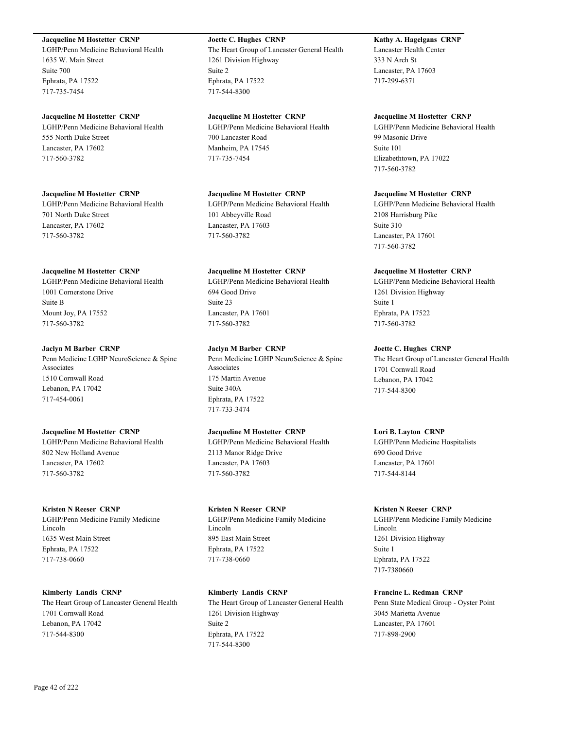**Jacqueline M Hostetter CRNP**
LGHP/Penn Medicine Behavioral Health
1635 W. Main Street
Suite 700
Ephrata, PA 17522
717-735-7454

**Joette C. Hughes CRNP**
The Heart Group of Lancaster General Health
1261 Division Highway
Suite 2
Ephrata, PA 17522
717-544-8300

**Kathy A. Hagelgans CRNP**
Lancaster Health Center
333 N Arch St
Lancaster, PA 17603
717-299-6371

**Jacqueline M Hostetter CRNP**
LGHP/Penn Medicine Behavioral Health
555 North Duke Street
Lancaster, PA 17602
717-560-3782

**Jacqueline M Hostetter CRNP**
LGHP/Penn Medicine Behavioral Health
700 Lancaster Road
Manheim, PA 17545
717-735-7454

**Jacqueline M Hostetter CRNP**
LGHP/Penn Medicine Behavioral Health
99 Masonic Drive
Suite 101
Elizabethtown, PA 17022
717-560-3782

**Jacqueline M Hostetter CRNP**
LGHP/Penn Medicine Behavioral Health
701 North Duke Street
Lancaster, PA 17602
717-560-3782

**Jacqueline M Hostetter CRNP**
LGHP/Penn Medicine Behavioral Health
101 Abbeyville Road
Lancaster, PA 17603
717-560-3782

**Jacqueline M Hostetter CRNP**
LGHP/Penn Medicine Behavioral Health
2108 Harrisburg Pike
Suite 310
Lancaster, PA 17601
717-560-3782

**Jacqueline M Hostetter CRNP**
LGHP/Penn Medicine Behavioral Health
1001 Cornerstone Drive
Suite B
Mount Joy, PA 17552
717-560-3782

**Jacqueline M Hostetter CRNP**
LGHP/Penn Medicine Behavioral Health
694 Good Drive
Suite 23
Lancaster, PA 17601
717-560-3782

**Jacqueline M Hostetter CRNP**
LGHP/Penn Medicine Behavioral Health
1261 Division Highway
Suite 1
Ephrata, PA 17522
717-560-3782

**Jaclyn M Barber CRNP**
Penn Medicine LGHP NeuroScience & Spine Associates
1510 Cornwall Road
Lebanon, PA 17042
717-454-0061

**Jaclyn M Barber CRNP**
Penn Medicine LGHP NeuroScience & Spine Associates
175 Martin Avenue
Suite 340A
Ephrata, PA 17522
717-733-3474

**Joette C. Hughes CRNP**
The Heart Group of Lancaster General Health
1701 Cornwall Road
Lebanon, PA 17042
717-544-8300

**Jacqueline M Hostetter CRNP**
LGHP/Penn Medicine Behavioral Health
802 New Holland Avenue
Lancaster, PA 17602
717-560-3782

**Jacqueline M Hostetter CRNP**
LGHP/Penn Medicine Behavioral Health
2113 Manor Ridge Drive
Lancaster, PA 17603
717-560-3782

**Lori B. Layton CRNP**
LGHP/Penn Medicine Hospitalists
690 Good Drive
Lancaster, PA 17601
717-544-8144

**Kristen N Reeser CRNP**
LGHP/Penn Medicine Family Medicine Lincoln
1635 West Main Street
Ephrata, PA 17522
717-738-0660

**Kristen N Reeser CRNP**
LGHP/Penn Medicine Family Medicine Lincoln
895 East Main Street
Ephrata, PA 17522
717-738-0660

**Kristen N Reeser CRNP**
LGHP/Penn Medicine Family Medicine Lincoln
1261 Division Highway
Suite 1
Ephrata, PA 17522
717-7380660

**Kimberly Landis CRNP**
The Heart Group of Lancaster General Health
1701 Cornwall Road
Lebanon, PA 17042
717-544-8300

**Kimberly Landis CRNP**
The Heart Group of Lancaster General Health
1261 Division Highway
Suite 2
Ephrata, PA 17522
717-544-8300

**Francine L. Redman CRNP**
Penn State Medical Group - Oyster Point
3045 Marietta Avenue
Lancaster, PA 17601
717-898-2900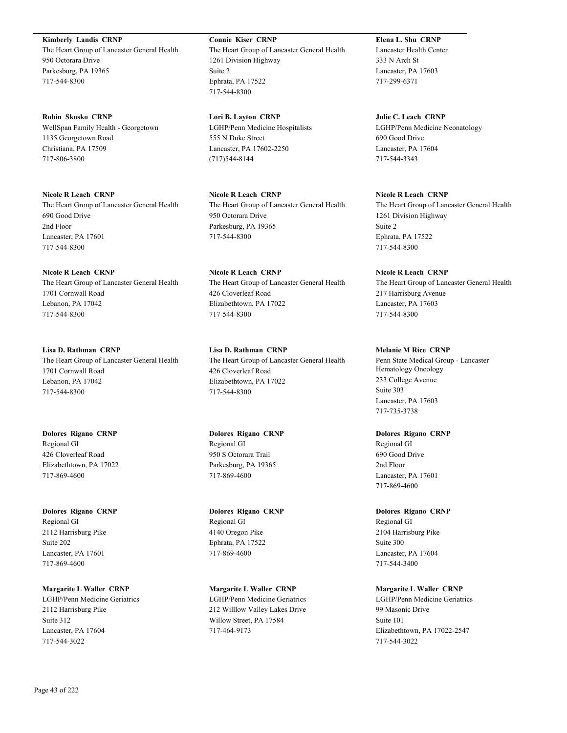**Kimberly Landis CRNP**
The Heart Group of Lancaster General Health
950 Octorara Drive
Parkesburg, PA 19365
717-544-8300

**Connie Kiser CRNP**
The Heart Group of Lancaster General Health
1261 Division Highway
Suite 2
Ephrata, PA 17522
717-544-8300

**Elena L. Shu CRNP**
Lancaster Health Center
333 N Arch St
Lancaster, PA 17603
717-299-6371

**Robin Skosko CRNP**
WellSpan Family Health - Georgetown
1135 Georgetown Road
Christiana, PA 17509
717-806-3800

**Lori B. Layton CRNP**
LGHP/Penn Medicine Hospitalists
555 N Duke Street
Lancaster, PA 17602-2250
(717)544-8144

**Julie C. Leach CRNP**
LGHP/Penn Medicine Neonatology
690 Good Drive
Lancaster, PA 17604
717-544-3343

**Nicole R Leach CRNP**
The Heart Group of Lancaster General Health
690 Good Drive
2nd Floor
Lancaster, PA 17601
717-544-8300

**Nicole R Leach CRNP**
The Heart Group of Lancaster General Health
950 Octorara Drive
Parkesburg, PA 19365
717-544-8300

**Nicole R Leach CRNP**
The Heart Group of Lancaster General Health
1261 Division Highway
Suite 2
Ephrata, PA 17522
717-544-8300

**Nicole R Leach CRNP**
The Heart Group of Lancaster General Health
1701 Cornwall Road
Lebanon, PA 17042
717-544-8300

**Nicole R Leach CRNP**
The Heart Group of Lancaster General Health
426 Cloverleaf Road
Elizabethtown, PA 17022
717-544-8300

**Nicole R Leach CRNP**
The Heart Group of Lancaster General Health
217 Harrisburg Avenue
Lancaster, PA 17603
717-544-8300

**Lisa D. Rathman CRNP**
The Heart Group of Lancaster General Health
1701 Cornwall Road
Lebanon, PA 17042
717-544-8300

**Lisa D. Rathman CRNP**
The Heart Group of Lancaster General Health
426 Cloverleaf Road
Elizabethtown, PA 17022
717-544-8300

**Melanie M Rice CRNP**
Penn State Medical Group - Lancaster Hematology Oncology
233 College Avenue
Suite 303
Lancaster, PA 17603
717-735-3738

**Dolores Rigano CRNP**
Regional GI
426 Cloverleaf Road
Elizabethtown, PA 17022
717-869-4600

**Dolores Rigano CRNP**
Regional GI
950 S Octorara Trail
Parkesburg, PA 19365
717-869-4600

**Dolores Rigano CRNP**
Regional GI
690 Good Drive
2nd Floor
Lancaster, PA 17601
717-869-4600

**Dolores Rigano CRNP**
Regional GI
2112 Harrisburg Pike
Suite 202
Lancaster, PA 17601
717-869-4600

**Dolores Rigano CRNP**
Regional GI
4140 Oregon Pike
Ephrata, PA 17522
717-869-4600

**Dolores Rigano CRNP**
Regional GI
2104 Harrisburg Pike
Suite 300
Lancaster, PA 17604
717-544-3400

**Margarite L Waller CRNP**
LGHP/Penn Medicine Geriatrics
2112 Harrisburg Pike
Suite 312
Lancaster, PA 17604
717-544-3022

**Margarite L Waller CRNP**
LGHP/Penn Medicine Geriatrics
212 Willlow Valley Lakes Drive
Willow Street, PA 17584
717-464-9173

**Margarite L Waller CRNP**
LGHP/Penn Medicine Geriatrics
99 Masonic Drive
Suite 101
Elizabethtown, PA 17022-2547
717-544-3022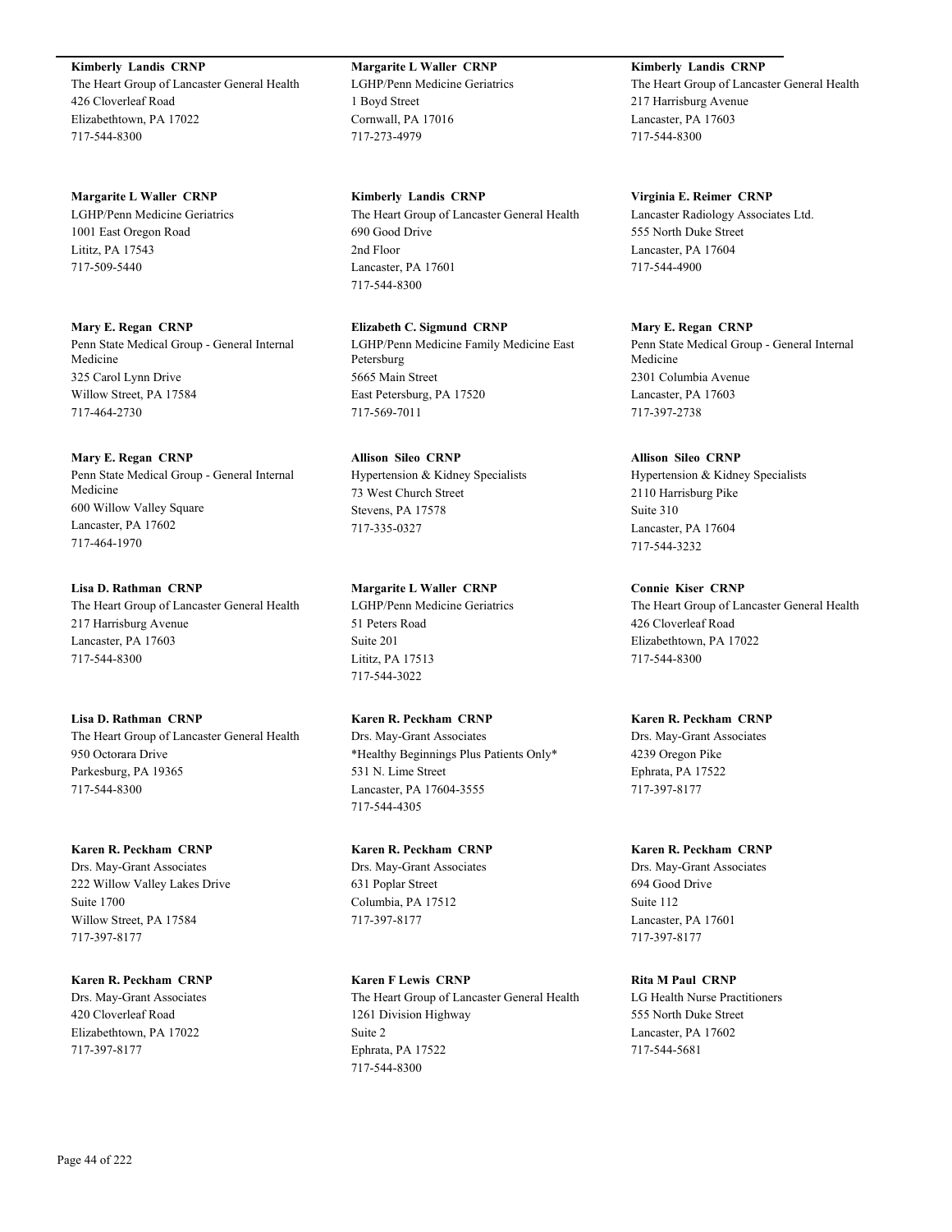**Kimberly Landis CRNP**
The Heart Group of Lancaster General Health
426 Cloverleaf Road
Elizabethtown, PA 17022
717-544-8300

**Margarite L Waller CRNP**
LGHP/Penn Medicine Geriatrics
1001 East Oregon Road
Lititz, PA 17543
717-509-5440

**Mary E. Regan CRNP**
Penn State Medical Group - General Internal Medicine
325 Carol Lynn Drive
Willow Street, PA 17584
717-464-2730

**Mary E. Regan CRNP**
Penn State Medical Group - General Internal Medicine
600 Willow Valley Square
Lancaster, PA 17602
717-464-1970

**Lisa D. Rathman CRNP**
The Heart Group of Lancaster General Health
217 Harrisburg Avenue
Lancaster, PA 17603
717-544-8300

**Lisa D. Rathman CRNP**
The Heart Group of Lancaster General Health
950 Octorara Drive
Parkesburg, PA 19365
717-544-8300

**Karen R. Peckham CRNP**
Drs. May-Grant Associates
222 Willow Valley Lakes Drive
Suite 1700
Willow Street, PA 17584
717-397-8177

**Karen R. Peckham CRNP**
Drs. May-Grant Associates
420 Cloverleaf Road
Elizabethtown, PA 17022
717-397-8177

**Margarite L Waller CRNP**
LGHP/Penn Medicine Geriatrics
1 Boyd Street
Cornwall, PA 17016
717-273-4979

**Kimberly Landis CRNP**
The Heart Group of Lancaster General Health
690 Good Drive
2nd Floor
Lancaster, PA 17601
717-544-8300

**Elizabeth C. Sigmund CRNP**
LGHP/Penn Medicine Family Medicine East Petersburg
5665 Main Street
East Petersburg, PA 17520
717-569-7011

**Allison Sileo CRNP**
Hypertension & Kidney Specialists
73 West Church Street
Stevens, PA 17578
717-335-0327

**Margarite L Waller CRNP**
LGHP/Penn Medicine Geriatrics
51 Peters Road
Suite 201
Lititz, PA 17513
717-544-3022

**Karen R. Peckham CRNP**
Drs. May-Grant Associates
*Healthy Beginnings Plus Patients Only*
531 N. Lime Street
Lancaster, PA 17604-3555
717-544-4305

**Karen R. Peckham CRNP**
Drs. May-Grant Associates
631 Poplar Street
Columbia, PA 17512
717-397-8177

**Karen F Lewis CRNP**
The Heart Group of Lancaster General Health
1261 Division Highway
Suite 2
Ephrata, PA 17522
717-544-8300

**Kimberly Landis CRNP**
The Heart Group of Lancaster General Health
217 Harrisburg Avenue
Lancaster, PA 17603
717-544-8300

**Virginia E. Reimer CRNP**
Lancaster Radiology Associates Ltd.
555 North Duke Street
Lancaster, PA 17604
717-544-4900

**Mary E. Regan CRNP**
Penn State Medical Group - General Internal Medicine
2301 Columbia Avenue
Lancaster, PA 17603
717-397-2738

**Allison Sileo CRNP**
Hypertension & Kidney Specialists
2110 Harrisburg Pike
Suite 310
Lancaster, PA 17604
717-544-3232

**Connie Kiser CRNP**
The Heart Group of Lancaster General Health
426 Cloverleaf Road
Elizabethtown, PA 17022
717-544-8300

**Karen R. Peckham CRNP**
Drs. May-Grant Associates
4239 Oregon Pike
Ephrata, PA 17522
717-397-8177

**Karen R. Peckham CRNP**
Drs. May-Grant Associates
694 Good Drive
Suite 112
Lancaster, PA 17601
717-397-8177

**Rita M Paul CRNP**
LG Health Nurse Practitioners
555 North Duke Street
Lancaster, PA 17602
717-544-5681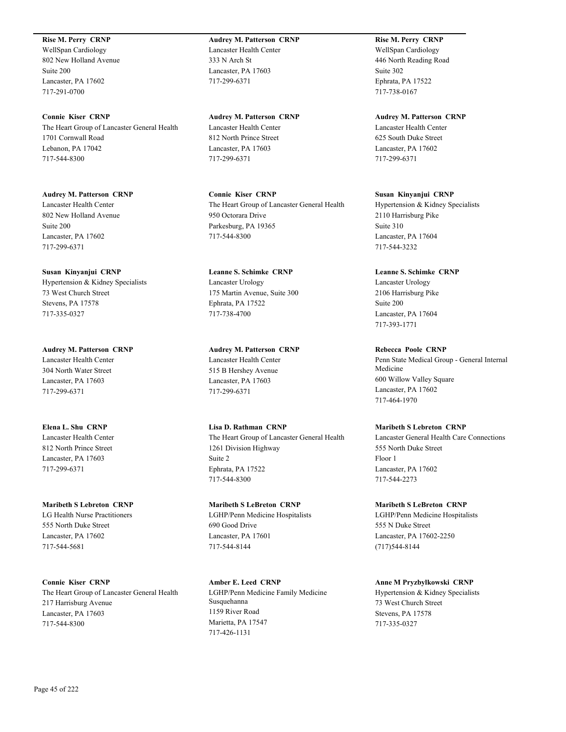**Rise M. Perry  CRNP**
WellSpan Cardiology
802 New Holland Avenue
Suite 200
Lancaster, PA 17602
717-291-0700

**Connie  Kiser  CRNP**
The Heart Group of Lancaster General Health
1701 Cornwall Road
Lebanon, PA 17042
717-544-8300

**Audrey M. Patterson  CRNP**
Lancaster Health Center
802 New Holland Avenue
Suite 200
Lancaster, PA 17602
717-299-6371

**Susan  Kinyanjui  CRNP**
Hypertension & Kidney Specialists
73 West Church Street
Stevens, PA 17578
717-335-0327

**Audrey M. Patterson  CRNP**
Lancaster Health Center
304 North Water Street
Lancaster, PA 17603
717-299-6371

**Elena L. Shu  CRNP**
Lancaster Health Center
812 North Prince Street
Lancaster, PA 17603
717-299-6371

**Maribeth S Lebreton  CRNP**
LG Health Nurse Practitioners
555 North Duke Street
Lancaster, PA 17602
717-544-5681

**Connie  Kiser  CRNP**
The Heart Group of Lancaster General Health
217 Harrisburg Avenue
Lancaster, PA 17603
717-544-8300

**Audrey M. Patterson  CRNP**
Lancaster Health Center
333 N Arch St
Lancaster, PA 17603
717-299-6371

**Audrey M. Patterson  CRNP**
Lancaster Health Center
812 North Prince Street
Lancaster, PA 17603
717-299-6371

**Connie  Kiser  CRNP**
The Heart Group of Lancaster General Health
950 Octorara Drive
Parkesburg, PA 19365
717-544-8300

**Leanne S. Schimke  CRNP**
Lancaster Urology
175 Martin Avenue, Suite 300
Ephrata, PA 17522
717-738-4700

**Audrey M. Patterson  CRNP**
Lancaster Health Center
515 B Hershey Avenue
Lancaster, PA 17603
717-299-6371

**Lisa D. Rathman  CRNP**
The Heart Group of Lancaster General Health
1261 Division Highway
Suite 2
Ephrata, PA 17522
717-544-8300

**Maribeth S LeBreton  CRNP**
LGHP/Penn Medicine Hospitalists
690 Good Drive
Lancaster, PA 17601
717-544-8144

**Amber E. Leed  CRNP**
LGHP/Penn Medicine Family Medicine Susquehanna
1159 River Road
Marietta, PA 17547
717-426-1131

**Rise M. Perry  CRNP**
WellSpan Cardiology
446 North Reading Road
Suite 302
Ephrata, PA 17522
717-738-0167

**Audrey M. Patterson  CRNP**
Lancaster Health Center
625 South Duke Street
Lancaster, PA 17602
717-299-6371

**Susan  Kinyanjui  CRNP**
Hypertension & Kidney Specialists
2110 Harrisburg Pike
Suite 310
Lancaster, PA 17604
717-544-3232

**Leanne S. Schimke  CRNP**
Lancaster Urology
2106 Harrisburg Pike
Suite 200
Lancaster, PA 17604
717-393-1771

**Rebecca  Poole  CRNP**
Penn State Medical Group - General Internal Medicine
600 Willow Valley Square
Lancaster, PA 17602
717-464-1970

**Maribeth S Lebreton  CRNP**
Lancaster General Health Care Connections
555 North Duke Street
Floor 1
Lancaster, PA 17602
717-544-2273

**Maribeth S LeBreton  CRNP**
LGHP/Penn Medicine Hospitalists
555 N Duke Street
Lancaster, PA 17602-2250
(717)544-8144

**Anne M Pryzbylkowski  CRNP**
Hypertension & Kidney Specialists
73 West Church Street
Stevens, PA 17578
717-335-0327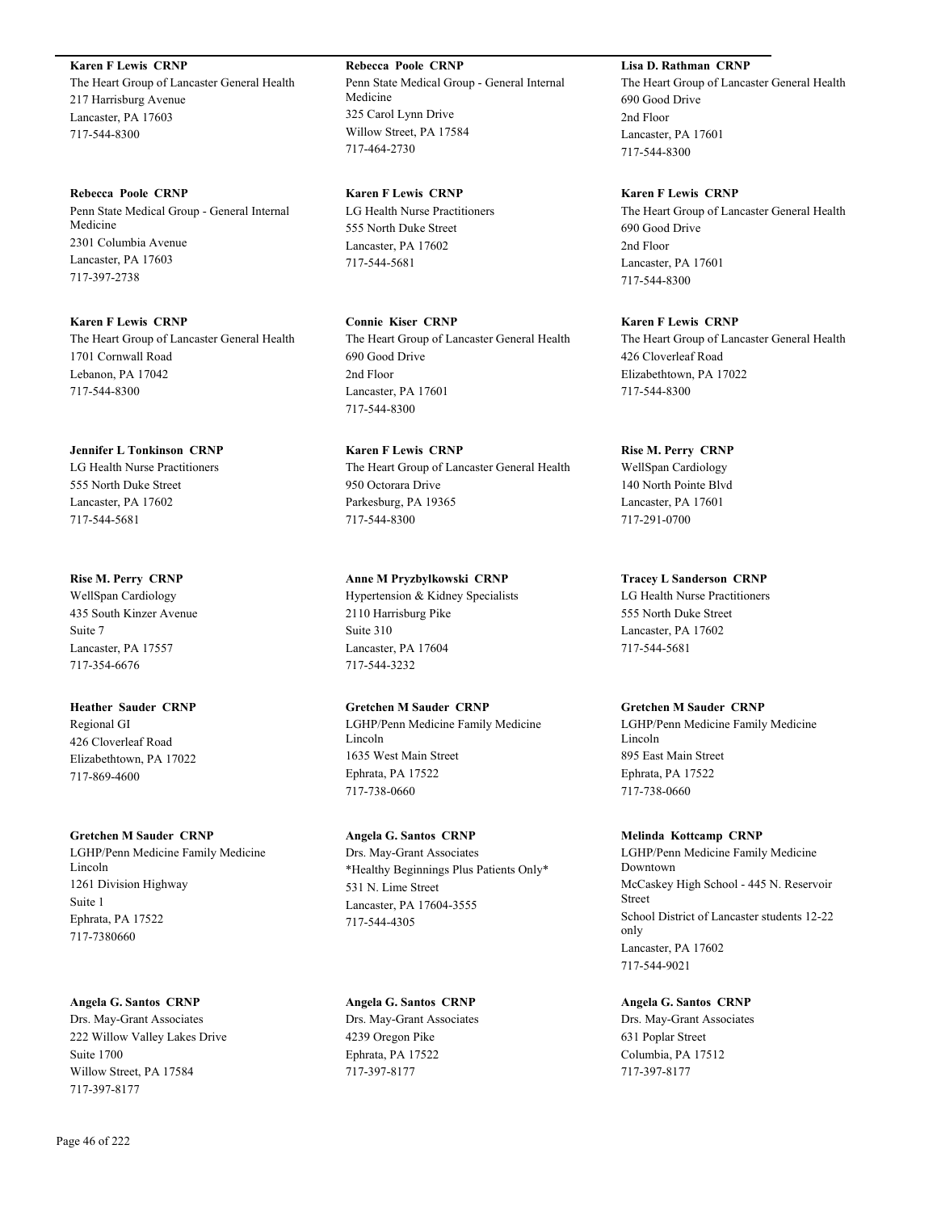**Karen F Lewis  CRNP**
The Heart Group of Lancaster General Health
217 Harrisburg Avenue
Lancaster, PA 17603
717-544-8300

**Rebecca  Poole  CRNP**
Penn State Medical Group - General Internal Medicine
2301 Columbia Avenue
Lancaster, PA 17603
717-397-2738

**Karen F Lewis  CRNP**
The Heart Group of Lancaster General Health
1701 Cornwall Road
Lebanon, PA 17042
717-544-8300

**Jennifer L Tonkinson  CRNP**
LG Health Nurse Practitioners
555 North Duke Street
Lancaster, PA 17602
717-544-5681

**Rise M. Perry  CRNP**
WellSpan Cardiology
435 South Kinzer Avenue
Suite 7
Lancaster, PA 17557
717-354-6676

**Heather  Sauder  CRNP**
Regional GI
426 Cloverleaf Road
Elizabethtown, PA 17022
717-869-4600

**Gretchen M Sauder  CRNP**
LGHP/Penn Medicine Family Medicine Lincoln
1261 Division Highway
Suite 1
Ephrata, PA 17522
717-7380660

**Angela G. Santos  CRNP**
Drs. May-Grant Associates
222 Willow Valley Lakes Drive
Suite 1700
Willow Street, PA 17584
717-397-8177

**Rebecca  Poole  CRNP**
Penn State Medical Group - General Internal Medicine
325 Carol Lynn Drive
Willow Street, PA 17584
717-464-2730

**Karen F Lewis  CRNP**
LG Health Nurse Practitioners
555 North Duke Street
Lancaster, PA 17602
717-544-5681

**Connie  Kiser  CRNP**
The Heart Group of Lancaster General Health
690 Good Drive
2nd Floor
Lancaster, PA 17601
717-544-8300

**Karen F Lewis  CRNP**
The Heart Group of Lancaster General Health
950 Octorara Drive
Parkesburg, PA 19365
717-544-8300

**Anne M Pryzbylkowski  CRNP**
Hypertension & Kidney Specialists
2110 Harrisburg Pike
Suite 310
Lancaster, PA 17604
717-544-3232

**Gretchen M Sauder  CRNP**
LGHP/Penn Medicine Family Medicine Lincoln
1635 West Main Street
Ephrata, PA 17522
717-738-0660

**Angela G. Santos  CRNP**
Drs. May-Grant Associates
*Healthy Beginnings Plus Patients Only*
531 N. Lime Street
Lancaster, PA 17604-3555
717-544-4305

**Angela G. Santos  CRNP**
Drs. May-Grant Associates
4239 Oregon Pike
Ephrata, PA 17522
717-397-8177

**Lisa D. Rathman  CRNP**
The Heart Group of Lancaster General Health
690 Good Drive
2nd Floor
Lancaster, PA 17601
717-544-8300

**Karen F Lewis  CRNP**
The Heart Group of Lancaster General Health
690 Good Drive
2nd Floor
Lancaster, PA 17601
717-544-8300

**Karen F Lewis  CRNP**
The Heart Group of Lancaster General Health
426 Cloverleaf Road
Elizabethtown, PA 17022
717-544-8300

**Rise M. Perry  CRNP**
WellSpan Cardiology
140 North Pointe Blvd
Lancaster, PA 17601
717-291-0700

**Tracey L Sanderson  CRNP**
LG Health Nurse Practitioners
555 North Duke Street
Lancaster, PA 17602
717-544-5681

**Gretchen M Sauder  CRNP**
LGHP/Penn Medicine Family Medicine Lincoln
895 East Main Street
Ephrata, PA 17522
717-738-0660

**Melinda  Kottcamp  CRNP**
LGHP/Penn Medicine Family Medicine Downtown
McCaskey High School - 445 N. Reservoir Street
School District of Lancaster students 12-22 only
Lancaster, PA 17602
717-544-9021

**Angela G. Santos  CRNP**
Drs. May-Grant Associates
631 Poplar Street
Columbia, PA 17512
717-397-8177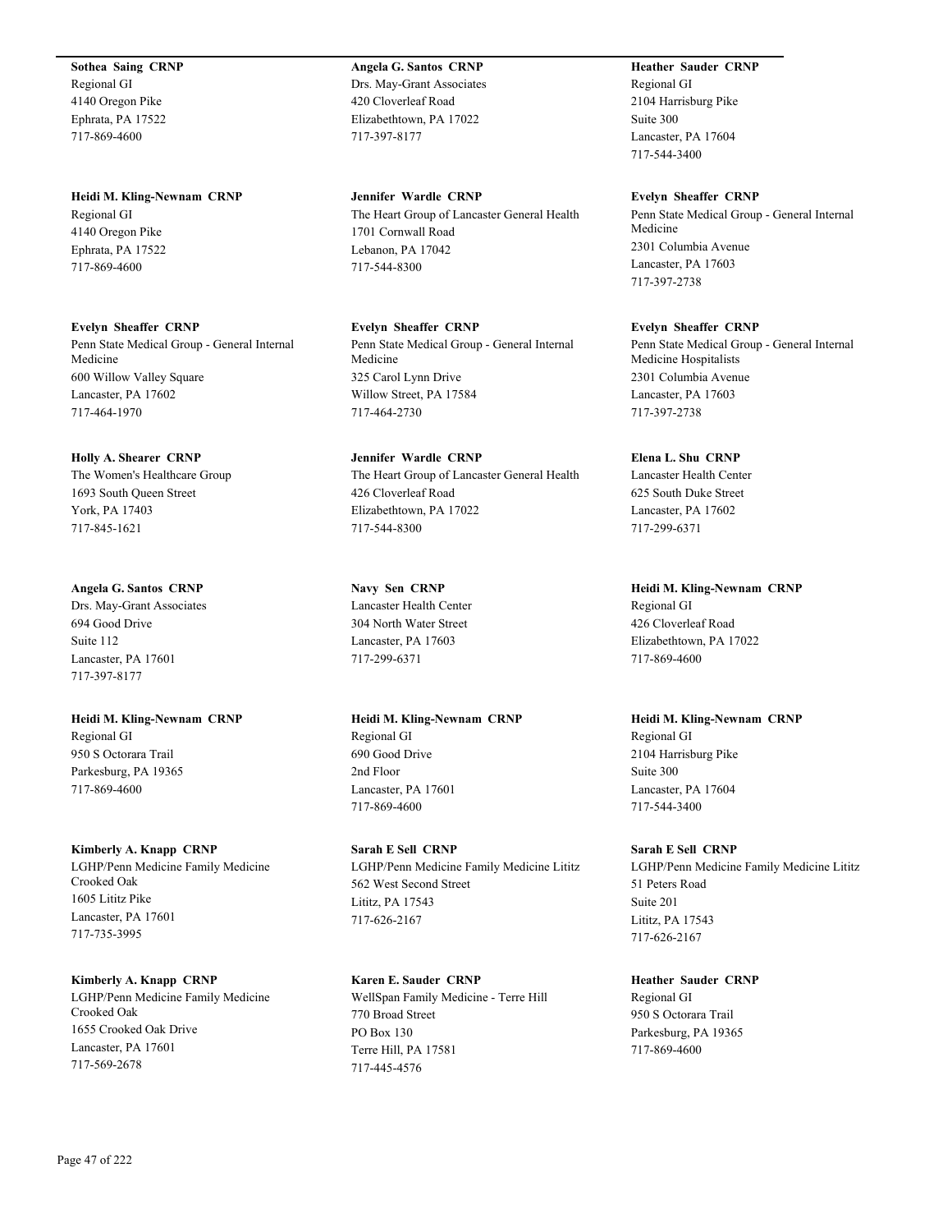**Sothea Saing CRNP**
Regional GI
4140 Oregon Pike
Ephrata, PA 17522
717-869-4600

**Heidi M. Kling-Newnam CRNP**
Regional GI
4140 Oregon Pike
Ephrata, PA 17522
717-869-4600

**Evelyn Sheaffer CRNP**
Penn State Medical Group - General Internal Medicine
600 Willow Valley Square
Lancaster, PA 17602
717-464-1970

**Holly A. Shearer CRNP**
The Women's Healthcare Group
1693 South Queen Street
York, PA 17403
717-845-1621

**Angela G. Santos CRNP**
Drs. May-Grant Associates
694 Good Drive
Suite 112
Lancaster, PA 17601
717-397-8177

**Heidi M. Kling-Newnam CRNP**
Regional GI
950 S Octorara Trail
Parkesburg, PA 19365
717-869-4600

**Kimberly A. Knapp CRNP**
LGHP/Penn Medicine Family Medicine Crooked Oak
1605 Lititz Pike
Lancaster, PA 17601
717-735-3995

**Kimberly A. Knapp CRNP**
LGHP/Penn Medicine Family Medicine Crooked Oak
1655 Crooked Oak Drive
Lancaster, PA 17601
717-569-2678

**Angela G. Santos CRNP**
Drs. May-Grant Associates
420 Cloverleaf Road
Elizabethtown, PA 17022
717-397-8177

**Jennifer Wardle CRNP**
The Heart Group of Lancaster General Health
1701 Cornwall Road
Lebanon, PA 17042
717-544-8300

**Evelyn Sheaffer CRNP**
Penn State Medical Group - General Internal Medicine
325 Carol Lynn Drive
Willow Street, PA 17584
717-464-2730

**Jennifer Wardle CRNP**
The Heart Group of Lancaster General Health
426 Cloverleaf Road
Elizabethtown, PA 17022
717-544-8300

**Navy Sen CRNP**
Lancaster Health Center
304 North Water Street
Lancaster, PA 17603
717-299-6371

**Heidi M. Kling-Newnam CRNP**
Regional GI
690 Good Drive
2nd Floor
Lancaster, PA 17601
717-869-4600

**Sarah E Sell CRNP**
LGHP/Penn Medicine Family Medicine Lititz
562 West Second Street
Lititz, PA 17543
717-626-2167

**Karen E. Sauder CRNP**
WellSpan Family Medicine - Terre Hill
770 Broad Street
PO Box 130
Terre Hill, PA 17581
717-445-4576

**Heather Sauder CRNP**
Regional GI
2104 Harrisburg Pike
Suite 300
Lancaster, PA 17604
717-544-3400

**Evelyn Sheaffer CRNP**
Penn State Medical Group - General Internal Medicine
2301 Columbia Avenue
Lancaster, PA 17603
717-397-2738

**Evelyn Sheaffer CRNP**
Penn State Medical Group - General Internal Medicine Hospitalists
2301 Columbia Avenue
Lancaster, PA 17603
717-397-2738

**Elena L. Shu CRNP**
Lancaster Health Center
625 South Duke Street
Lancaster, PA 17602
717-299-6371

**Heidi M. Kling-Newnam CRNP**
Regional GI
426 Cloverleaf Road
Elizabethtown, PA 17022
717-869-4600

**Heidi M. Kling-Newnam CRNP**
Regional GI
2104 Harrisburg Pike
Suite 300
Lancaster, PA 17604
717-544-3400

**Sarah E Sell CRNP**
LGHP/Penn Medicine Family Medicine Lititz
51 Peters Road
Suite 201
Lititz, PA 17543
717-626-2167

**Heather Sauder CRNP**
Regional GI
950 S Octorara Trail
Parkesburg, PA 19365
717-869-4600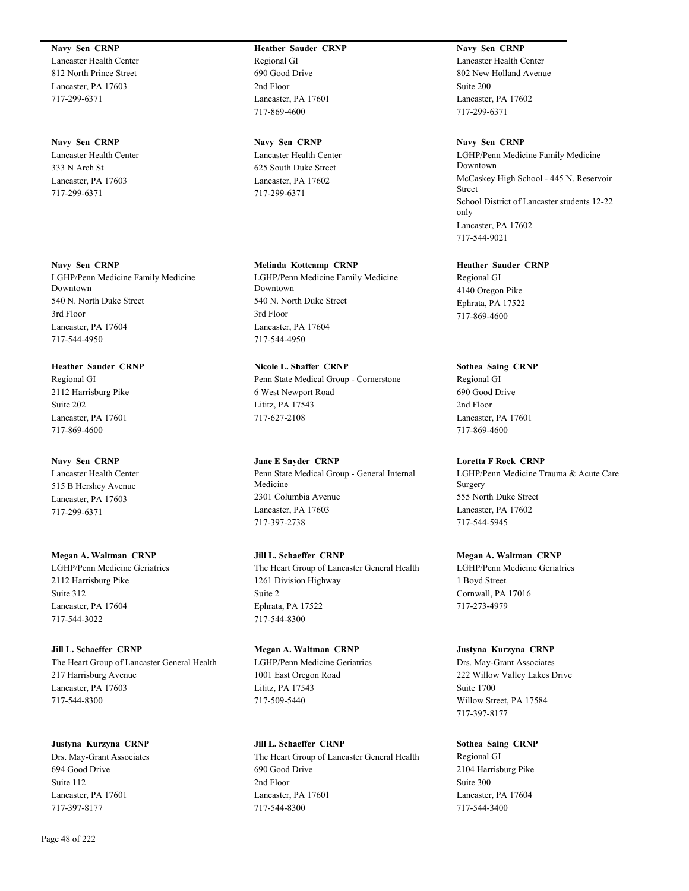**Navy Sen CRNP**
Lancaster Health Center
812 North Prince Street
Lancaster, PA 17603
717-299-6371

**Navy Sen CRNP**
Lancaster Health Center
333 N Arch St
Lancaster, PA 17603
717-299-6371

**Navy Sen CRNP**
LGHP/Penn Medicine Family Medicine Downtown
540 N. North Duke Street
3rd Floor
Lancaster, PA 17604
717-544-4950

**Heather Sauder CRNP**
Regional GI
2112 Harrisburg Pike
Suite 202
Lancaster, PA 17601
717-869-4600

**Navy Sen CRNP**
Lancaster Health Center
515 B Hershey Avenue
Lancaster, PA 17603
717-299-6371

**Megan A. Waltman CRNP**
LGHP/Penn Medicine Geriatrics
2112 Harrisburg Pike
Suite 312
Lancaster, PA 17604
717-544-3022

**Jill L. Schaeffer CRNP**
The Heart Group of Lancaster General Health
217 Harrisburg Avenue
Lancaster, PA 17603
717-544-8300

**Justyna Kurzyna CRNP**
Drs. May-Grant Associates
694 Good Drive
Suite 112
Lancaster, PA 17601
717-397-8177

**Heather Sauder CRNP**
Regional GI
690 Good Drive
2nd Floor
Lancaster, PA 17601
717-869-4600

**Navy Sen CRNP**
Lancaster Health Center
625 South Duke Street
Lancaster, PA 17602
717-299-6371

**Melinda Kottcamp CRNP**
LGHP/Penn Medicine Family Medicine Downtown
540 N. North Duke Street
3rd Floor
Lancaster, PA 17604
717-544-4950

**Nicole L. Shaffer CRNP**
Penn State Medical Group - Cornerstone
6 West Newport Road
Lititz, PA 17543
717-627-2108

**Jane E Snyder CRNP**
Penn State Medical Group - General Internal Medicine
2301 Columbia Avenue
Lancaster, PA 17603
717-397-2738

**Jill L. Schaeffer CRNP**
The Heart Group of Lancaster General Health
1261 Division Highway
Suite 2
Ephrata, PA 17522
717-544-8300

**Megan A. Waltman CRNP**
LGHP/Penn Medicine Geriatrics
1001 East Oregon Road
Lititz, PA 17543
717-509-5440

**Jill L. Schaeffer CRNP**
The Heart Group of Lancaster General Health
690 Good Drive
2nd Floor
Lancaster, PA 17601
717-544-8300

**Navy Sen CRNP**
Lancaster Health Center
802 New Holland Avenue
Suite 200
Lancaster, PA 17602
717-299-6371

**Navy Sen CRNP**
LGHP/Penn Medicine Family Medicine Downtown
McCaskey High School - 445 N. Reservoir Street
School District of Lancaster students 12-22 only
Lancaster, PA 17602
717-544-9021

**Heather Sauder CRNP**
Regional GI
4140 Oregon Pike
Ephrata, PA 17522
717-869-4600

**Sothea Saing CRNP**
Regional GI
690 Good Drive
2nd Floor
Lancaster, PA 17601
717-869-4600

**Loretta F Rock CRNP**
LGHP/Penn Medicine Trauma & Acute Care Surgery
555 North Duke Street
Lancaster, PA 17602
717-544-5945

**Megan A. Waltman CRNP**
LGHP/Penn Medicine Geriatrics
1 Boyd Street
Cornwall, PA 17016
717-273-4979

**Justyna Kurzyna CRNP**
Drs. May-Grant Associates
222 Willow Valley Lakes Drive
Suite 1700
Willow Street, PA 17584
717-397-8177

**Sothea Saing CRNP**
Regional GI
2104 Harrisburg Pike
Suite 300
Lancaster, PA 17604
717-544-3400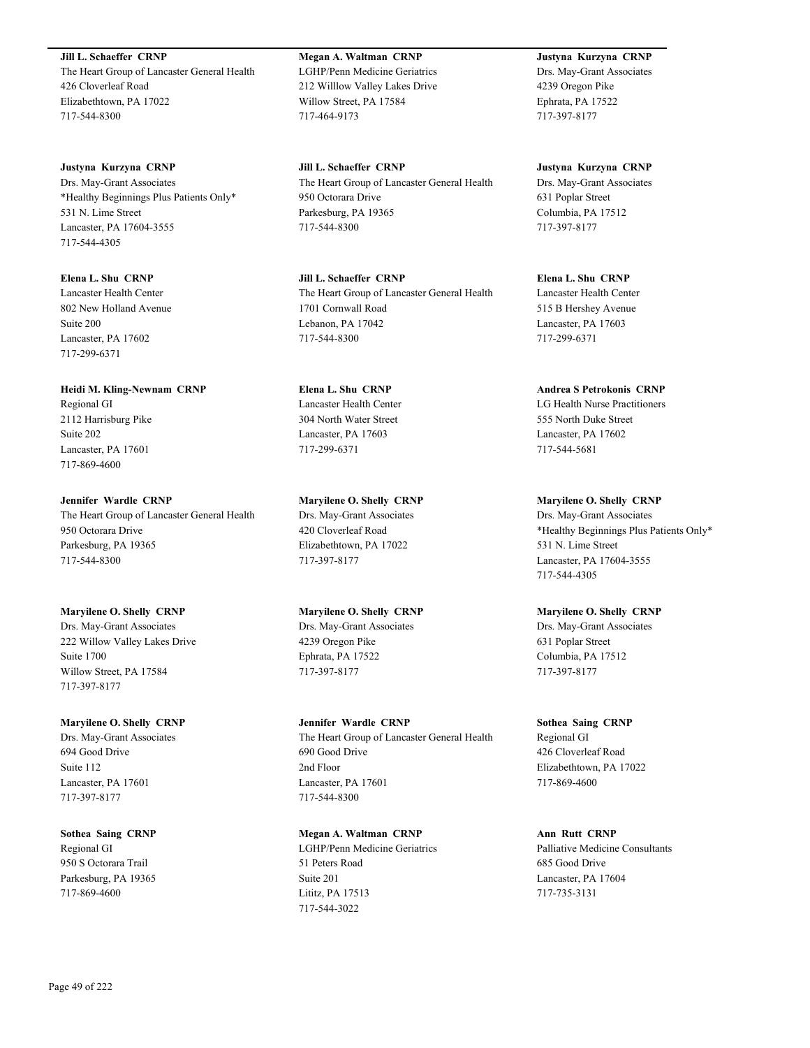**Jill L. Schaeffer CRNP**
The Heart Group of Lancaster General Health
426 Cloverleaf Road
Elizabethtown, PA 17022
717-544-8300

**Justyna Kurzyna CRNP**
Drs. May-Grant Associates
*Healthy Beginnings Plus Patients Only*
531 N. Lime Street
Lancaster, PA 17604-3555
717-544-4305

**Elena L. Shu CRNP**
Lancaster Health Center
802 New Holland Avenue
Suite 200
Lancaster, PA 17602
717-299-6371

**Heidi M. Kling-Newnam CRNP**
Regional GI
2112 Harrisburg Pike
Suite 202
Lancaster, PA 17601
717-869-4600

**Jennifer Wardle CRNP**
The Heart Group of Lancaster General Health
950 Octorara Drive
Parkesburg, PA 19365
717-544-8300

**Maryilene O. Shelly CRNP**
Drs. May-Grant Associates
222 Willow Valley Lakes Drive
Suite 1700
Willow Street, PA 17584
717-397-8177

**Maryilene O. Shelly CRNP**
Drs. May-Grant Associates
694 Good Drive
Suite 112
Lancaster, PA 17601
717-397-8177

**Sothea Saing CRNP**
Regional GI
950 S Octorara Trail
Parkesburg, PA 19365
717-869-4600

**Megan A. Waltman CRNP**
LGHP/Penn Medicine Geriatrics
212 Willlow Valley Lakes Drive
Willow Street, PA 17584
717-464-9173

**Jill L. Schaeffer CRNP**
The Heart Group of Lancaster General Health
950 Octorara Drive
Parkesburg, PA 19365
717-544-8300

**Jill L. Schaeffer CRNP**
The Heart Group of Lancaster General Health
1701 Cornwall Road
Lebanon, PA 17042
717-544-8300

**Elena L. Shu CRNP**
Lancaster Health Center
304 North Water Street
Lancaster, PA 17603
717-299-6371

**Maryilene O. Shelly CRNP**
Drs. May-Grant Associates
420 Cloverleaf Road
Elizabethtown, PA 17022
717-397-8177

**Maryilene O. Shelly CRNP**
Drs. May-Grant Associates
4239 Oregon Pike
Ephrata, PA 17522
717-397-8177

**Jennifer Wardle CRNP**
The Heart Group of Lancaster General Health
690 Good Drive
2nd Floor
Lancaster, PA 17601
717-544-8300

**Megan A. Waltman CRNP**
LGHP/Penn Medicine Geriatrics
51 Peters Road
Suite 201
Lititz, PA 17513
717-544-3022

**Justyna Kurzyna CRNP**
Drs. May-Grant Associates
4239 Oregon Pike
Ephrata, PA 17522
717-397-8177

**Justyna Kurzyna CRNP**
Drs. May-Grant Associates
631 Poplar Street
Columbia, PA 17512
717-397-8177

**Elena L. Shu CRNP**
Lancaster Health Center
515 B Hershey Avenue
Lancaster, PA 17603
717-299-6371

**Andrea S Petrokonis CRNP**
LG Health Nurse Practitioners
555 North Duke Street
Lancaster, PA 17602
717-544-5681

**Maryilene O. Shelly CRNP**
Drs. May-Grant Associates
*Healthy Beginnings Plus Patients Only*
531 N. Lime Street
Lancaster, PA 17604-3555
717-544-4305

**Maryilene O. Shelly CRNP**
Drs. May-Grant Associates
631 Poplar Street
Columbia, PA 17512
717-397-8177

**Sothea Saing CRNP**
Regional GI
426 Cloverleaf Road
Elizabethtown, PA 17022
717-869-4600

**Ann Rutt CRNP**
Palliative Medicine Consultants
685 Good Drive
Lancaster, PA 17604
717-735-3131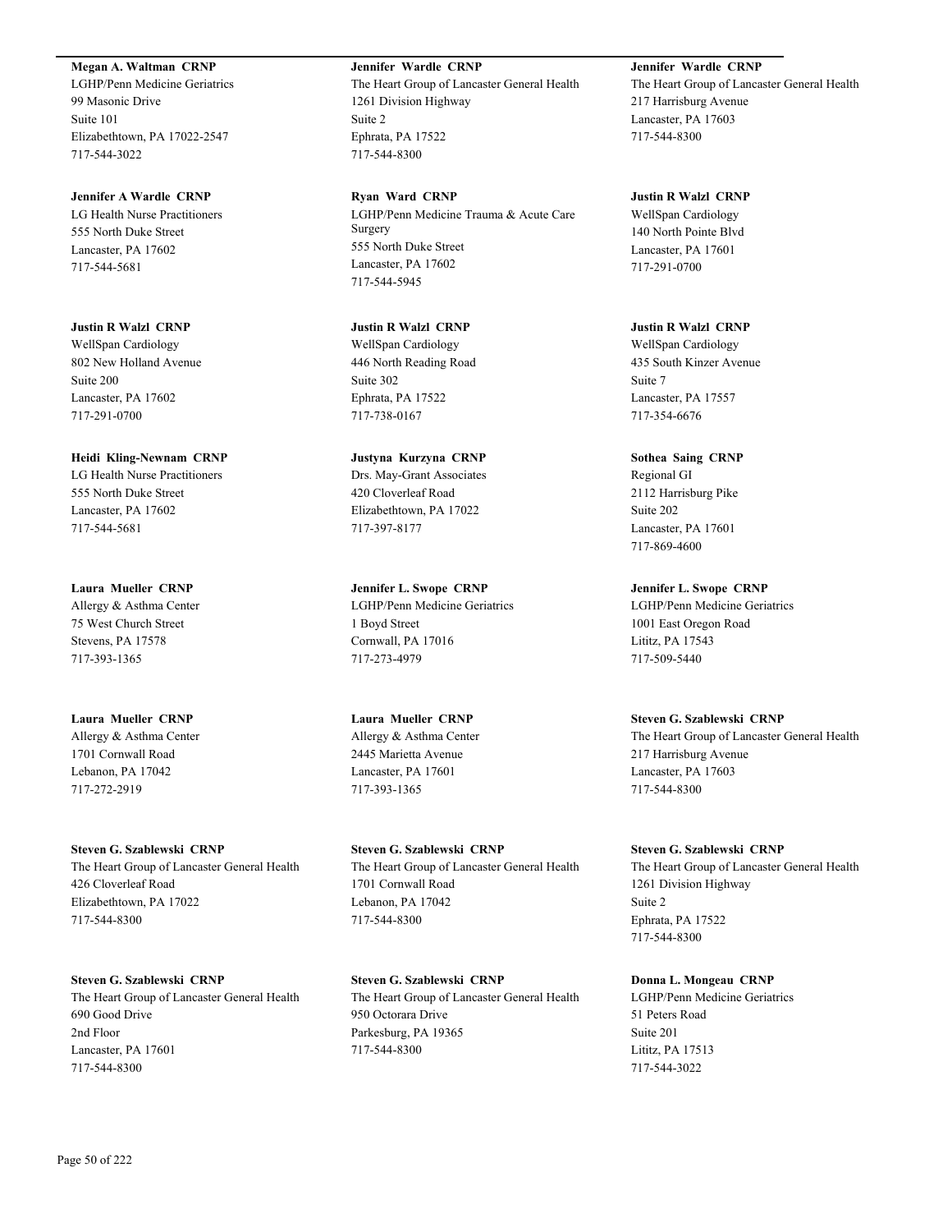**Megan A. Waltman CRNP**
LGHP/Penn Medicine Geriatrics
99 Masonic Drive
Suite 101
Elizabethtown, PA 17022-2547
717-544-3022

**Jennifer Wardle CRNP**
The Heart Group of Lancaster General Health
1261 Division Highway
Suite 2
Ephrata, PA 17522
717-544-8300

**Jennifer Wardle CRNP**
The Heart Group of Lancaster General Health
217 Harrisburg Avenue
Lancaster, PA 17603
717-544-8300

**Jennifer A Wardle CRNP**
LG Health Nurse Practitioners
555 North Duke Street
Lancaster, PA 17602
717-544-5681

**Ryan Ward CRNP**
LGHP/Penn Medicine Trauma & Acute Care Surgery
555 North Duke Street
Lancaster, PA 17602
717-544-5945

**Justin R Walzl CRNP**
WellSpan Cardiology
140 North Pointe Blvd
Lancaster, PA 17601
717-291-0700

**Justin R Walzl CRNP**
WellSpan Cardiology
802 New Holland Avenue
Suite 200
Lancaster, PA 17602
717-291-0700

**Justin R Walzl CRNP**
WellSpan Cardiology
446 North Reading Road
Suite 302
Ephrata, PA 17522
717-738-0167

**Justin R Walzl CRNP**
WellSpan Cardiology
435 South Kinzer Avenue
Suite 7
Lancaster, PA 17557
717-354-6676

**Heidi Kling-Newnam CRNP**
LG Health Nurse Practitioners
555 North Duke Street
Lancaster, PA 17602
717-544-5681

**Justyna Kurzyna CRNP**
Drs. May-Grant Associates
420 Cloverleaf Road
Elizabethtown, PA 17022
717-397-8177

**Sothea Saing CRNP**
Regional GI
2112 Harrisburg Pike
Suite 202
Lancaster, PA 17601
717-869-4600

**Laura Mueller CRNP**
Allergy & Asthma Center
75 West Church Street
Stevens, PA 17578
717-393-1365

**Jennifer L. Swope CRNP**
LGHP/Penn Medicine Geriatrics
1 Boyd Street
Cornwall, PA 17016
717-273-4979

**Jennifer L. Swope CRNP**
LGHP/Penn Medicine Geriatrics
1001 East Oregon Road
Lititz, PA 17543
717-509-5440

**Laura Mueller CRNP**
Allergy & Asthma Center
1701 Cornwall Road
Lebanon, PA 17042
717-272-2919

**Laura Mueller CRNP**
Allergy & Asthma Center
2445 Marietta Avenue
Lancaster, PA 17601
717-393-1365

**Steven G. Szablewski CRNP**
The Heart Group of Lancaster General Health
217 Harrisburg Avenue
Lancaster, PA 17603
717-544-8300

**Steven G. Szablewski CRNP**
The Heart Group of Lancaster General Health
426 Cloverleaf Road
Elizabethtown, PA 17022
717-544-8300

**Steven G. Szablewski CRNP**
The Heart Group of Lancaster General Health
1701 Cornwall Road
Lebanon, PA 17042
717-544-8300

**Steven G. Szablewski CRNP**
The Heart Group of Lancaster General Health
1261 Division Highway
Suite 2
Ephrata, PA 17522
717-544-8300

**Steven G. Szablewski CRNP**
The Heart Group of Lancaster General Health
690 Good Drive
2nd Floor
Lancaster, PA 17601
717-544-8300

**Steven G. Szablewski CRNP**
The Heart Group of Lancaster General Health
950 Octorara Drive
Parkesburg, PA 19365
717-544-8300

**Donna L. Mongeau CRNP**
LGHP/Penn Medicine Geriatrics
51 Peters Road
Suite 201
Lititz, PA 17513
717-544-3022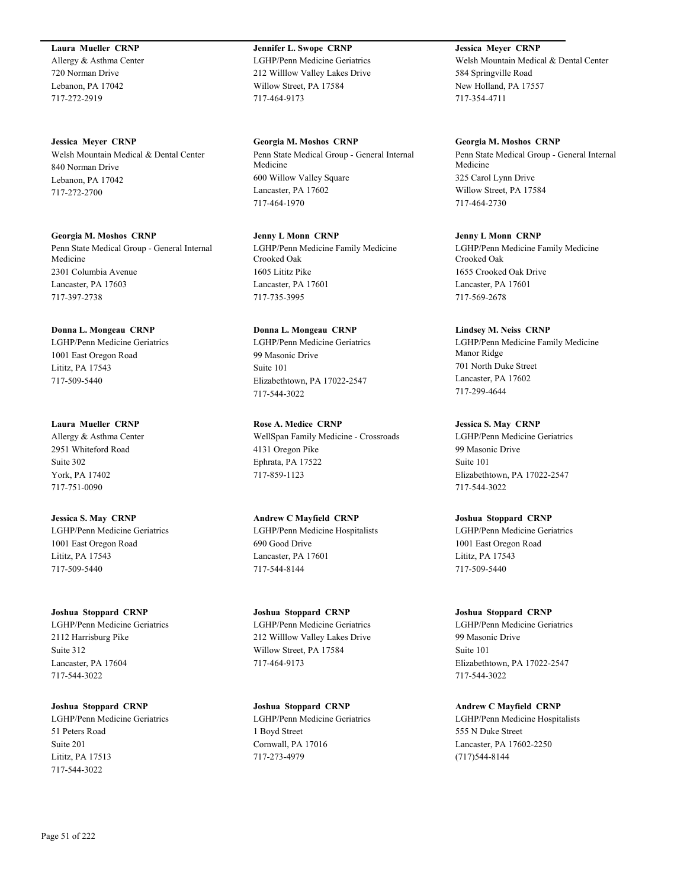**Laura Mueller CRNP**
Allergy & Asthma Center
720 Norman Drive
Lebanon, PA 17042
717-272-2919

**Jessica Meyer CRNP**
Welsh Mountain Medical & Dental Center
840 Norman Drive
Lebanon, PA 17042
717-272-2700

**Georgia M. Moshos CRNP**
Penn State Medical Group - General Internal Medicine
2301 Columbia Avenue
Lancaster, PA 17603
717-397-2738

**Donna L. Mongeau CRNP**
LGHP/Penn Medicine Geriatrics
1001 East Oregon Road
Lititz, PA 17543
717-509-5440

**Laura Mueller CRNP**
Allergy & Asthma Center
2951 Whiteford Road
Suite 302
York, PA 17402
717-751-0090

**Jessica S. May CRNP**
LGHP/Penn Medicine Geriatrics
1001 East Oregon Road
Lititz, PA 17543
717-509-5440

**Joshua Stoppard CRNP**
LGHP/Penn Medicine Geriatrics
2112 Harrisburg Pike
Suite 312
Lancaster, PA 17604
717-544-3022

**Joshua Stoppard CRNP**
LGHP/Penn Medicine Geriatrics
51 Peters Road
Suite 201
Lititz, PA 17513
717-544-3022

**Jennifer L. Swope CRNP**
LGHP/Penn Medicine Geriatrics
212 Willlow Valley Lakes Drive
Willow Street, PA 17584
717-464-9173

**Georgia M. Moshos CRNP**
Penn State Medical Group - General Internal Medicine
600 Willow Valley Square
Lancaster, PA 17602
717-464-1970

**Jenny L Monn CRNP**
LGHP/Penn Medicine Family Medicine Crooked Oak
1605 Lititz Pike
Lancaster, PA 17601
717-735-3995

**Donna L. Mongeau CRNP**
LGHP/Penn Medicine Geriatrics
99 Masonic Drive
Suite 101
Elizabethtown, PA 17022-2547
717-544-3022

**Rose A. Medice CRNP**
WellSpan Family Medicine - Crossroads
4131 Oregon Pike
Ephrata, PA 17522
717-859-1123

**Andrew C Mayfield CRNP**
LGHP/Penn Medicine Hospitalists
690 Good Drive
Lancaster, PA 17601
717-544-8144

**Joshua Stoppard CRNP**
LGHP/Penn Medicine Geriatrics
212 Willlow Valley Lakes Drive
Willow Street, PA 17584
717-464-9173

**Joshua Stoppard CRNP**
LGHP/Penn Medicine Geriatrics
1 Boyd Street
Cornwall, PA 17016
717-273-4979

**Jessica Meyer CRNP**
Welsh Mountain Medical & Dental Center
584 Springville Road
New Holland, PA 17557
717-354-4711

**Georgia M. Moshos CRNP**
Penn State Medical Group - General Internal Medicine
325 Carol Lynn Drive
Willow Street, PA 17584
717-464-2730

**Jenny L Monn CRNP**
LGHP/Penn Medicine Family Medicine Crooked Oak
1655 Crooked Oak Drive
Lancaster, PA 17601
717-569-2678

**Lindsey M. Neiss CRNP**
LGHP/Penn Medicine Family Medicine Manor Ridge
701 North Duke Street
Lancaster, PA 17602
717-299-4644

**Jessica S. May CRNP**
LGHP/Penn Medicine Geriatrics
99 Masonic Drive
Suite 101
Elizabethtown, PA 17022-2547
717-544-3022

**Joshua Stoppard CRNP**
LGHP/Penn Medicine Geriatrics
1001 East Oregon Road
Lititz, PA 17543
717-509-5440

**Joshua Stoppard CRNP**
LGHP/Penn Medicine Geriatrics
99 Masonic Drive
Suite 101
Elizabethtown, PA 17022-2547
717-544-3022

**Andrew C Mayfield CRNP**
LGHP/Penn Medicine Hospitalists
555 N Duke Street
Lancaster, PA 17602-2250
(717)544-8144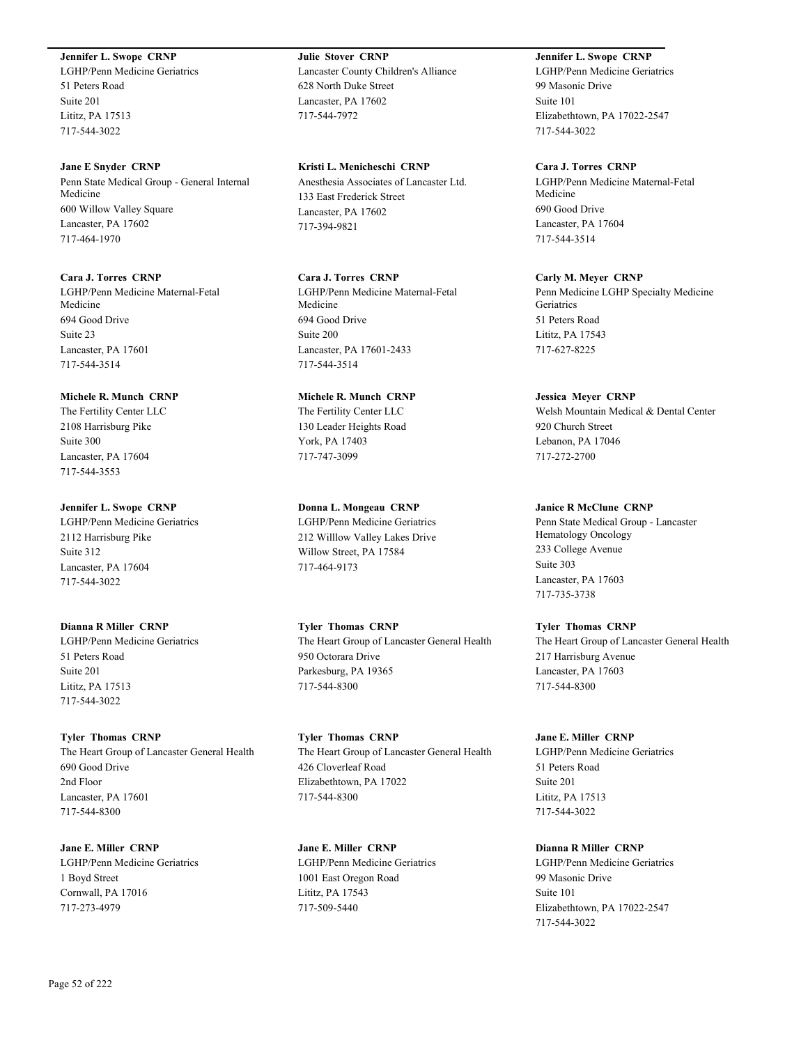**Jennifer L. Swope CRNP**
LGHP/Penn Medicine Geriatrics
51 Peters Road
Suite 201
Lititz, PA 17513
717-544-3022

**Jane E Snyder CRNP**
Penn State Medical Group - General Internal Medicine
600 Willow Valley Square
Lancaster, PA 17602
717-464-1970

**Cara J. Torres CRNP**
LGHP/Penn Medicine Maternal-Fetal Medicine
694 Good Drive
Suite 23
Lancaster, PA 17601
717-544-3514

**Michele R. Munch CRNP**
The Fertility Center LLC
2108 Harrisburg Pike
Suite 300
Lancaster, PA 17604
717-544-3553

**Jennifer L. Swope CRNP**
LGHP/Penn Medicine Geriatrics
2112 Harrisburg Pike
Suite 312
Lancaster, PA 17604
717-544-3022

**Dianna R Miller CRNP**
LGHP/Penn Medicine Geriatrics
51 Peters Road
Suite 201
Lititz, PA 17513
717-544-3022

**Tyler Thomas CRNP**
The Heart Group of Lancaster General Health
690 Good Drive
2nd Floor
Lancaster, PA 17601
717-544-8300

**Jane E. Miller CRNP**
LGHP/Penn Medicine Geriatrics
1 Boyd Street
Cornwall, PA 17016
717-273-4979

**Julie Stover CRNP**
Lancaster County Children's Alliance
628 North Duke Street
Lancaster, PA 17602
717-544-7972

**Kristi L. Menicheschi CRNP**
Anesthesia Associates of Lancaster Ltd.
133 East Frederick Street
Lancaster, PA 17602
717-394-9821

**Cara J. Torres CRNP**
LGHP/Penn Medicine Maternal-Fetal Medicine
694 Good Drive
Suite 200
Lancaster, PA 17601-2433
717-544-3514

**Michele R. Munch CRNP**
The Fertility Center LLC
130 Leader Heights Road
York, PA 17403
717-747-3099

**Donna L. Mongeau CRNP**
LGHP/Penn Medicine Geriatrics
212 Willlow Valley Lakes Drive
Willow Street, PA 17584
717-464-9173

**Tyler Thomas CRNP**
The Heart Group of Lancaster General Health
950 Octorara Drive
Parkesburg, PA 19365
717-544-8300

**Tyler Thomas CRNP**
The Heart Group of Lancaster General Health
426 Cloverleaf Road
Elizabethtown, PA 17022
717-544-8300

**Jane E. Miller CRNP**
LGHP/Penn Medicine Geriatrics
1001 East Oregon Road
Lititz, PA 17543
717-509-5440

**Jennifer L. Swope CRNP**
LGHP/Penn Medicine Geriatrics
99 Masonic Drive
Suite 101
Elizabethtown, PA 17022-2547
717-544-3022

**Cara J. Torres CRNP**
LGHP/Penn Medicine Maternal-Fetal Medicine
690 Good Drive
Lancaster, PA 17604
717-544-3514

**Carly M. Meyer CRNP**
Penn Medicine LGHP Specialty Medicine Geriatrics
51 Peters Road
Lititz, PA 17543
717-627-8225

**Jessica Meyer CRNP**
Welsh Mountain Medical & Dental Center
920 Church Street
Lebanon, PA 17046
717-272-2700

**Janice R McClune CRNP**
Penn State Medical Group - Lancaster Hematology Oncology
233 College Avenue
Suite 303
Lancaster, PA 17603
717-735-3738

**Tyler Thomas CRNP**
The Heart Group of Lancaster General Health
217 Harrisburg Avenue
Lancaster, PA 17603
717-544-8300

**Jane E. Miller CRNP**
LGHP/Penn Medicine Geriatrics
51 Peters Road
Suite 201
Lititz, PA 17513
717-544-3022

**Dianna R Miller CRNP**
LGHP/Penn Medicine Geriatrics
99 Masonic Drive
Suite 101
Elizabethtown, PA 17022-2547
717-544-3022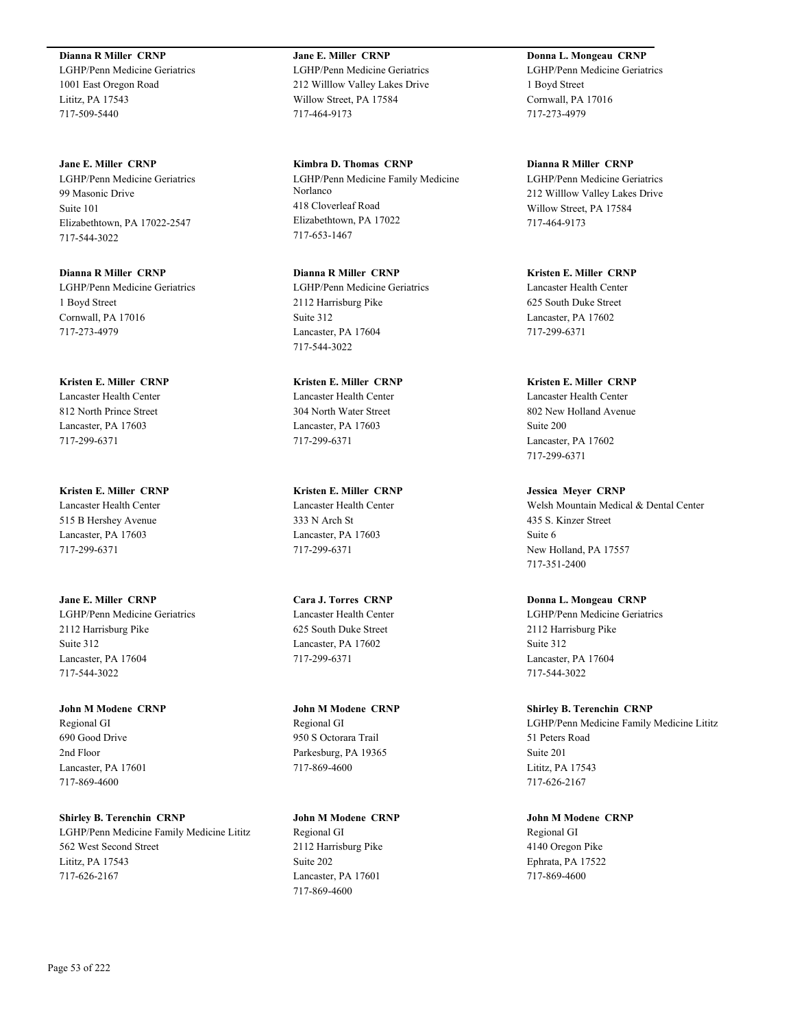**Dianna R Miller  CRNP**
LGHP/Penn Medicine Geriatrics
1001 East Oregon Road
Lititz, PA 17543
717-509-5440

**Jane E. Miller  CRNP**
LGHP/Penn Medicine Geriatrics
99 Masonic Drive
Suite 101
Elizabethtown, PA 17022-2547
717-544-3022

**Dianna R Miller  CRNP**
LGHP/Penn Medicine Geriatrics
1 Boyd Street
Cornwall, PA 17016
717-273-4979

**Kristen E. Miller  CRNP**
Lancaster Health Center
812 North Prince Street
Lancaster, PA 17603
717-299-6371

**Kristen E. Miller  CRNP**
Lancaster Health Center
515 B Hershey Avenue
Lancaster, PA 17603
717-299-6371

**Jane E. Miller  CRNP**
LGHP/Penn Medicine Geriatrics
2112 Harrisburg Pike
Suite 312
Lancaster, PA 17604
717-544-3022

**John M Modene  CRNP**
Regional GI
690 Good Drive
2nd Floor
Lancaster, PA 17601
717-869-4600

**Shirley B. Terenchin  CRNP**
LGHP/Penn Medicine Family Medicine Lititz
562 West Second Street
Lititz, PA 17543
717-626-2167

**Jane E. Miller  CRNP**
LGHP/Penn Medicine Geriatrics
212 Willlow Valley Lakes Drive
Willow Street, PA 17584
717-464-9173

**Kimbra D. Thomas  CRNP**
LGHP/Penn Medicine Family Medicine Norlanco
418 Cloverleaf Road
Elizabethtown, PA 17022
717-653-1467

**Dianna R Miller  CRNP**
LGHP/Penn Medicine Geriatrics
2112 Harrisburg Pike
Suite 312
Lancaster, PA 17604
717-544-3022

**Kristen E. Miller  CRNP**
Lancaster Health Center
304 North Water Street
Lancaster, PA 17603
717-299-6371

**Kristen E. Miller  CRNP**
Lancaster Health Center
333 N Arch St
Lancaster, PA 17603
717-299-6371

**Cara J. Torres  CRNP**
Lancaster Health Center
625 South Duke Street
Lancaster, PA 17602
717-299-6371

**John M Modene  CRNP**
Regional GI
950 S Octorara Trail
Parkesburg, PA 19365
717-869-4600

**John M Modene  CRNP**
Regional GI
2112 Harrisburg Pike
Suite 202
Lancaster, PA 17601
717-869-4600

**Donna L. Mongeau  CRNP**
LGHP/Penn Medicine Geriatrics
1 Boyd Street
Cornwall, PA 17016
717-273-4979

**Dianna R Miller  CRNP**
LGHP/Penn Medicine Geriatrics
212 Willlow Valley Lakes Drive
Willow Street, PA 17584
717-464-9173

**Kristen E. Miller  CRNP**
Lancaster Health Center
625 South Duke Street
Lancaster, PA 17602
717-299-6371

**Kristen E. Miller  CRNP**
Lancaster Health Center
802 New Holland Avenue
Suite 200
Lancaster, PA 17602
717-299-6371

**Jessica  Meyer  CRNP**
Welsh Mountain Medical & Dental Center
435 S. Kinzer Street
Suite 6
New Holland, PA 17557
717-351-2400

**Donna L. Mongeau  CRNP**
LGHP/Penn Medicine Geriatrics
2112 Harrisburg Pike
Suite 312
Lancaster, PA 17604
717-544-3022

**Shirley B. Terenchin  CRNP**
LGHP/Penn Medicine Family Medicine Lititz
51 Peters Road
Suite 201
Lititz, PA 17543
717-626-2167

**John M Modene  CRNP**
Regional GI
4140 Oregon Pike
Ephrata, PA 17522
717-869-4600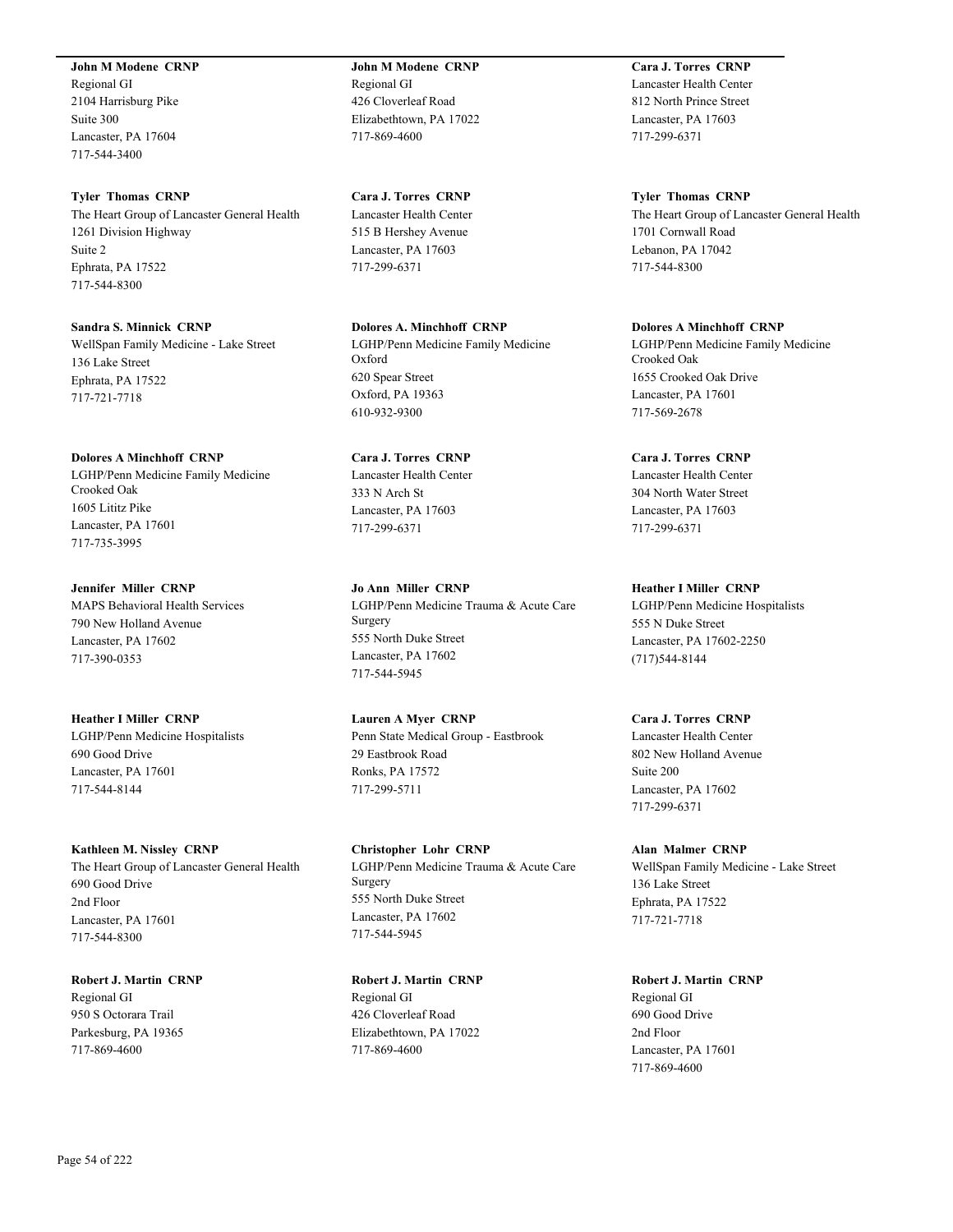**John M Modene  CRNP**
Regional GI
2104 Harrisburg Pike
Suite 300
Lancaster, PA 17604
717-544-3400

**John M Modene  CRNP**
Regional GI
426 Cloverleaf Road
Elizabethtown, PA 17022
717-869-4600

**Cara J. Torres  CRNP**
Lancaster Health Center
812 North Prince Street
Lancaster, PA 17603
717-299-6371

**Tyler  Thomas  CRNP**
The Heart Group of Lancaster General Health
1261 Division Highway
Suite 2
Ephrata, PA 17522
717-544-8300

**Cara J. Torres  CRNP**
Lancaster Health Center
515 B Hershey Avenue
Lancaster, PA 17603
717-299-6371

**Tyler  Thomas  CRNP**
The Heart Group of Lancaster General Health
1701 Cornwall Road
Lebanon, PA 17042
717-544-8300

**Sandra S. Minnick  CRNP**
WellSpan Family Medicine - Lake Street
136 Lake Street
Ephrata, PA 17522
717-721-7718

**Dolores A. Minchhoff  CRNP**
LGHP/Penn Medicine Family Medicine Oxford
620 Spear Street
Oxford, PA 19363
610-932-9300

**Dolores A Minchhoff  CRNP**
LGHP/Penn Medicine Family Medicine Crooked Oak
1655 Crooked Oak Drive
Lancaster, PA 17601
717-569-2678

**Dolores A Minchhoff  CRNP**
LGHP/Penn Medicine Family Medicine Crooked Oak
1605 Lititz Pike
Lancaster, PA 17601
717-735-3995

**Cara J. Torres  CRNP**
Lancaster Health Center
333 N Arch St
Lancaster, PA 17603
717-299-6371

**Cara J. Torres  CRNP**
Lancaster Health Center
304 North Water Street
Lancaster, PA 17603
717-299-6371

**Jennifer  Miller  CRNP**
MAPS Behavioral Health Services
790 New Holland Avenue
Lancaster, PA 17602
717-390-0353

**Jo Ann  Miller  CRNP**
LGHP/Penn Medicine Trauma & Acute Care Surgery
555 North Duke Street
Lancaster, PA 17602
717-544-5945

**Heather I Miller  CRNP**
LGHP/Penn Medicine Hospitalists
555 N Duke Street
Lancaster, PA 17602-2250
(717)544-8144

**Heather I Miller  CRNP**
LGHP/Penn Medicine Hospitalists
690 Good Drive
Lancaster, PA 17601
717-544-8144

**Lauren A Myer  CRNP**
Penn State Medical Group - Eastbrook
29 Eastbrook Road
Ronks, PA 17572
717-299-5711

**Cara J. Torres  CRNP**
Lancaster Health Center
802 New Holland Avenue
Suite 200
Lancaster, PA 17602
717-299-6371

**Kathleen M. Nissley  CRNP**
The Heart Group of Lancaster General Health
690 Good Drive
2nd Floor
Lancaster, PA 17601
717-544-8300

**Christopher  Lohr  CRNP**
LGHP/Penn Medicine Trauma & Acute Care Surgery
555 North Duke Street
Lancaster, PA 17602
717-544-5945

**Alan  Malmer  CRNP**
WellSpan Family Medicine - Lake Street
136 Lake Street
Ephrata, PA 17522
717-721-7718

**Robert J. Martin  CRNP**
Regional GI
950 S Octorara Trail
Parkesburg, PA 19365
717-869-4600

**Robert J. Martin  CRNP**
Regional GI
426 Cloverleaf Road
Elizabethtown, PA 17022
717-869-4600

**Robert J. Martin  CRNP**
Regional GI
690 Good Drive
2nd Floor
Lancaster, PA 17601
717-869-4600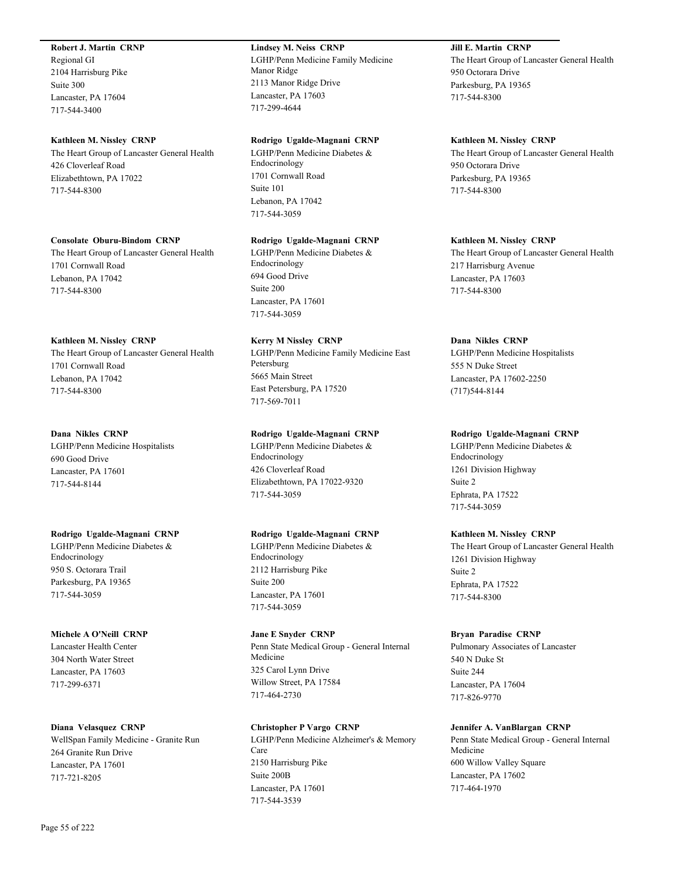**Robert J. Martin CRNP**
Regional GI
2104 Harrisburg Pike
Suite 300
Lancaster, PA 17604
717-544-3400

**Kathleen M. Nissley CRNP**
The Heart Group of Lancaster General Health
426 Cloverleaf Road
Elizabethtown, PA 17022
717-544-8300

**Consolate Oburu-Bindom CRNP**
The Heart Group of Lancaster General Health
1701 Cornwall Road
Lebanon, PA 17042
717-544-8300

**Kathleen M. Nissley CRNP**
The Heart Group of Lancaster General Health
1701 Cornwall Road
Lebanon, PA 17042
717-544-8300

**Dana Nikles CRNP**
LGHP/Penn Medicine Hospitalists
690 Good Drive
Lancaster, PA 17601
717-544-8144

**Rodrigo Ugalde-Magnani CRNP**
LGHP/Penn Medicine Diabetes & Endocrinology
950 S. Octorara Trail
Parkesburg, PA 19365
717-544-3059

**Michele A O'Neill CRNP**
Lancaster Health Center
304 North Water Street
Lancaster, PA 17603
717-299-6371

**Diana Velasquez CRNP**
WellSpan Family Medicine - Granite Run
264 Granite Run Drive
Lancaster, PA 17601
717-721-8205

**Lindsey M. Neiss CRNP**
LGHP/Penn Medicine Family Medicine Manor Ridge
2113 Manor Ridge Drive
Lancaster, PA 17603
717-299-4644

**Rodrigo Ugalde-Magnani CRNP**
LGHP/Penn Medicine Diabetes & Endocrinology
1701 Cornwall Road
Suite 101
Lebanon, PA 17042
717-544-3059

**Rodrigo Ugalde-Magnani CRNP**
LGHP/Penn Medicine Diabetes & Endocrinology
694 Good Drive
Suite 200
Lancaster, PA 17601
717-544-3059

**Kerry M Nissley CRNP**
LGHP/Penn Medicine Family Medicine East Petersburg
5665 Main Street
East Petersburg, PA 17520
717-569-7011

**Rodrigo Ugalde-Magnani CRNP**
LGHP/Penn Medicine Diabetes & Endocrinology
426 Cloverleaf Road
Elizabethtown, PA 17022-9320
717-544-3059

**Rodrigo Ugalde-Magnani CRNP**
LGHP/Penn Medicine Diabetes & Endocrinology
2112 Harrisburg Pike
Suite 200
Lancaster, PA 17601
717-544-3059

**Jane E Snyder CRNP**
Penn State Medical Group - General Internal Medicine
325 Carol Lynn Drive
Willow Street, PA 17584
717-464-2730

**Christopher P Vargo CRNP**
LGHP/Penn Medicine Alzheimer's & Memory Care
2150 Harrisburg Pike
Suite 200B
Lancaster, PA 17601
717-544-3539

**Jill E. Martin CRNP**
The Heart Group of Lancaster General Health
950 Octorara Drive
Parkesburg, PA 19365
717-544-8300

**Kathleen M. Nissley CRNP**
The Heart Group of Lancaster General Health
950 Octorara Drive
Parkesburg, PA 19365
717-544-8300

**Kathleen M. Nissley CRNP**
The Heart Group of Lancaster General Health
217 Harrisburg Avenue
Lancaster, PA 17603
717-544-8300

**Dana Nikles CRNP**
LGHP/Penn Medicine Hospitalists
555 N Duke Street
Lancaster, PA 17602-2250
(717)544-8144

**Rodrigo Ugalde-Magnani CRNP**
LGHP/Penn Medicine Diabetes & Endocrinology
1261 Division Highway
Suite 2
Ephrata, PA 17522
717-544-3059

**Kathleen M. Nissley CRNP**
The Heart Group of Lancaster General Health
1261 Division Highway
Suite 2
Ephrata, PA 17522
717-544-8300

**Bryan Paradise CRNP**
Pulmonary Associates of Lancaster
540 N Duke St
Suite 244
Lancaster, PA 17604
717-826-9770

**Jennifer A. VanBlargan CRNP**
Penn State Medical Group - General Internal Medicine
600 Willow Valley Square
Lancaster, PA 17602
717-464-1970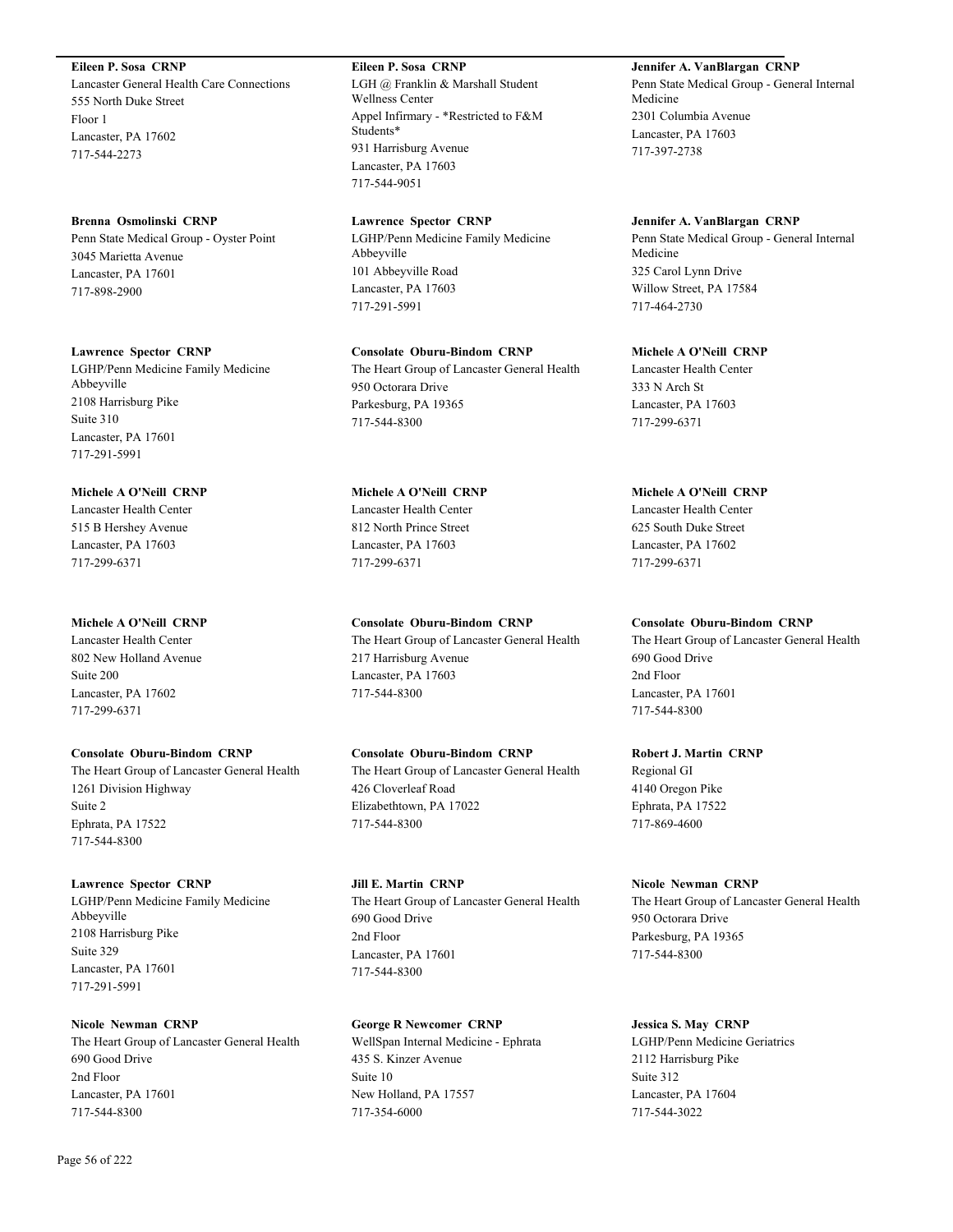**Eileen P. Sosa CRNP**
Lancaster General Health Care Connections
555 North Duke Street
Floor 1
Lancaster, PA 17602
717-544-2273

**Brenna Osmolinski CRNP**
Penn State Medical Group - Oyster Point
3045 Marietta Avenue
Lancaster, PA 17601
717-898-2900

**Lawrence Spector CRNP**
LGHP/Penn Medicine Family Medicine Abbeyville
2108 Harrisburg Pike
Suite 310
Lancaster, PA 17601
717-291-5991

**Michele A O'Neill CRNP**
Lancaster Health Center
515 B Hershey Avenue
Lancaster, PA 17603
717-299-6371

**Michele A O'Neill CRNP**
Lancaster Health Center
802 New Holland Avenue
Suite 200
Lancaster, PA 17602
717-299-6371

**Consolate Oburu-Bindom CRNP**
The Heart Group of Lancaster General Health
1261 Division Highway
Suite 2
Ephrata, PA 17522
717-544-8300

**Lawrence Spector CRNP**
LGHP/Penn Medicine Family Medicine Abbeyville
2108 Harrisburg Pike
Suite 329
Lancaster, PA 17601
717-291-5991

**Nicole Newman CRNP**
The Heart Group of Lancaster General Health
690 Good Drive
2nd Floor
Lancaster, PA 17601
717-544-8300

**Eileen P. Sosa CRNP**
LGH @ Franklin & Marshall Student Wellness Center
Appel Infirmary - *Restricted to F&M Students*
931 Harrisburg Avenue
Lancaster, PA 17603
717-544-9051

**Lawrence Spector CRNP**
LGHP/Penn Medicine Family Medicine Abbeyville
101 Abbeyville Road
Lancaster, PA 17603
717-291-5991

**Consolate Oburu-Bindom CRNP**
The Heart Group of Lancaster General Health
950 Octorara Drive
Parkesburg, PA 19365
717-544-8300

**Michele A O'Neill CRNP**
Lancaster Health Center
812 North Prince Street
Lancaster, PA 17603
717-299-6371

**Consolate Oburu-Bindom CRNP**
The Heart Group of Lancaster General Health
217 Harrisburg Avenue
Lancaster, PA 17603
717-544-8300

**Consolate Oburu-Bindom CRNP**
The Heart Group of Lancaster General Health
426 Cloverleaf Road
Elizabethtown, PA 17022
717-544-8300

**Jill E. Martin CRNP**
The Heart Group of Lancaster General Health
690 Good Drive
2nd Floor
Lancaster, PA 17601
717-544-8300

**George R Newcomer CRNP**
WellSpan Internal Medicine - Ephrata
435 S. Kinzer Avenue
Suite 10
New Holland, PA 17557
717-354-6000

**Jennifer A. VanBlargan CRNP**
Penn State Medical Group - General Internal Medicine
2301 Columbia Avenue
Lancaster, PA 17603
717-397-2738

**Jennifer A. VanBlargan CRNP**
Penn State Medical Group - General Internal Medicine
325 Carol Lynn Drive
Willow Street, PA 17584
717-464-2730

**Michele A O'Neill CRNP**
Lancaster Health Center
333 N Arch St
Lancaster, PA 17603
717-299-6371

**Michele A O'Neill CRNP**
Lancaster Health Center
625 South Duke Street
Lancaster, PA 17602
717-299-6371

**Consolate Oburu-Bindom CRNP**
The Heart Group of Lancaster General Health
690 Good Drive
2nd Floor
Lancaster, PA 17601
717-544-8300

**Robert J. Martin CRNP**
Regional GI
4140 Oregon Pike
Ephrata, PA 17522
717-869-4600

**Nicole Newman CRNP**
The Heart Group of Lancaster General Health
950 Octorara Drive
Parkesburg, PA 19365
717-544-8300

**Jessica S. May CRNP**
LGHP/Penn Medicine Geriatrics
2112 Harrisburg Pike
Suite 312
Lancaster, PA 17604
717-544-3022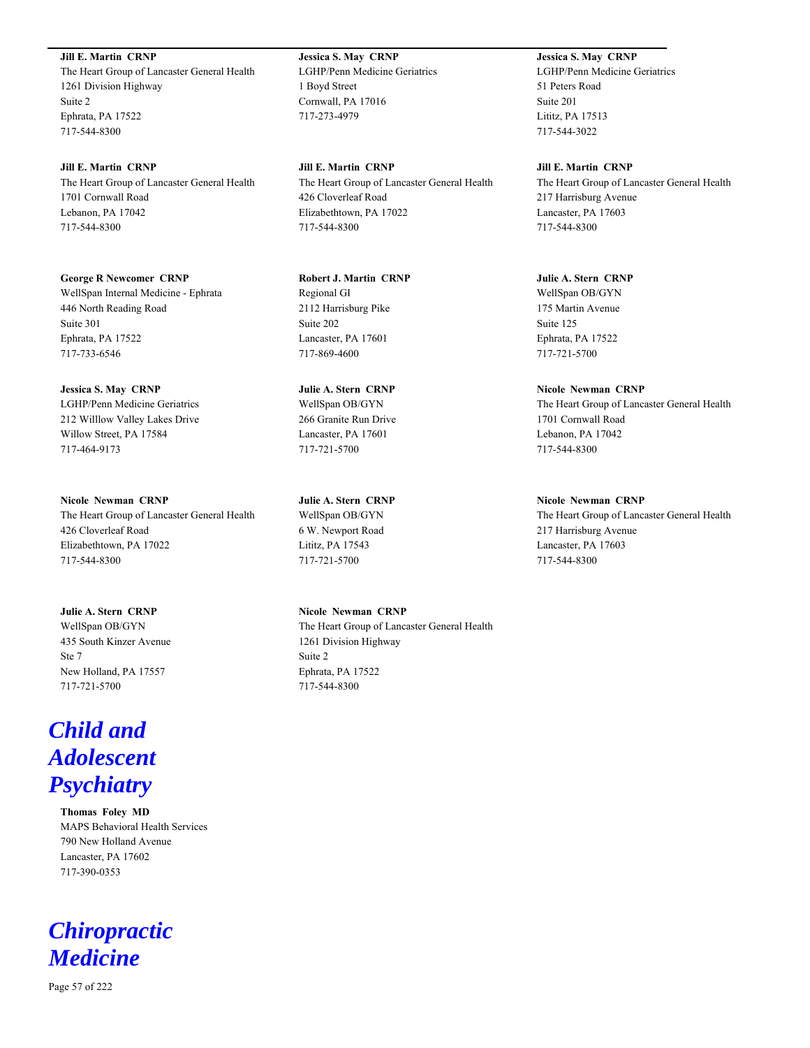**Jill E. Martin CRNP**
The Heart Group of Lancaster General Health
1261 Division Highway
Suite 2
Ephrata, PA 17522
717-544-8300

**Jessica S. May CRNP**
LGHP/Penn Medicine Geriatrics
1 Boyd Street
Cornwall, PA 17016
717-273-4979

**Jessica S. May CRNP**
LGHP/Penn Medicine Geriatrics
51 Peters Road
Suite 201
Lititz, PA 17513
717-544-3022

**Jill E. Martin CRNP**
The Heart Group of Lancaster General Health
1701 Cornwall Road
Lebanon, PA 17042
717-544-8300

**Jill E. Martin CRNP**
The Heart Group of Lancaster General Health
426 Cloverleaf Road
Elizabethtown, PA 17022
717-544-8300

**Jill E. Martin CRNP**
The Heart Group of Lancaster General Health
217 Harrisburg Avenue
Lancaster, PA 17603
717-544-8300

**George R Newcomer CRNP**
WellSpan Internal Medicine - Ephrata
446 North Reading Road
Suite 301
Ephrata, PA 17522
717-733-6546

**Robert J. Martin CRNP**
Regional GI
2112 Harrisburg Pike
Suite 202
Lancaster, PA 17601
717-869-4600

**Julie A. Stern CRNP**
WellSpan OB/GYN
175 Martin Avenue
Suite 125
Ephrata, PA 17522
717-721-5700

**Jessica S. May CRNP**
LGHP/Penn Medicine Geriatrics
212 Willlow Valley Lakes Drive
Willow Street, PA 17584
717-464-9173

**Julie A. Stern CRNP**
WellSpan OB/GYN
266 Granite Run Drive
Lancaster, PA 17601
717-721-5700

**Nicole Newman CRNP**
The Heart Group of Lancaster General Health
1701 Cornwall Road
Lebanon, PA 17042
717-544-8300

**Nicole Newman CRNP**
The Heart Group of Lancaster General Health
426 Cloverleaf Road
Elizabethtown, PA 17022
717-544-8300

**Julie A. Stern CRNP**
WellSpan OB/GYN
6 W. Newport Road
Lititz, PA 17543
717-721-5700

**Nicole Newman CRNP**
The Heart Group of Lancaster General Health
217 Harrisburg Avenue
Lancaster, PA 17603
717-544-8300

**Julie A. Stern CRNP**
WellSpan OB/GYN
435 South Kinzer Avenue
Ste 7
New Holland, PA 17557
717-721-5700

**Nicole Newman CRNP**
The Heart Group of Lancaster General Health
1261 Division Highway
Suite 2
Ephrata, PA 17522
717-544-8300

# *Child and Adolescent Psychiatry*

**Thomas Foley MD**
MAPS Behavioral Health Services
790 New Holland Avenue
Lancaster, PA 17602
717-390-0353

# *Chiropractic Medicine*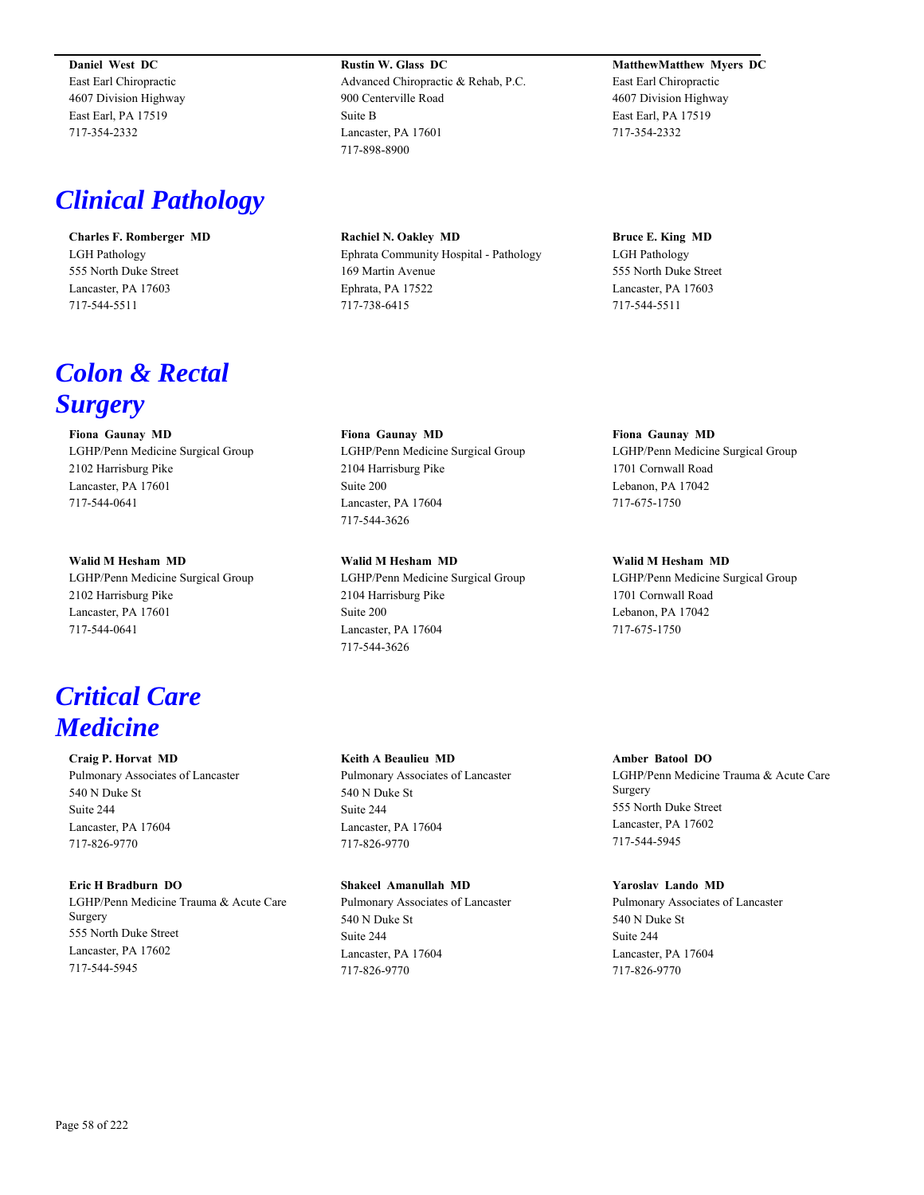**Daniel West DC**
East Earl Chiropractic
4607 Division Highway
East Earl, PA 17519
717-354-2332

**Rustin W. Glass DC**
Advanced Chiropractic & Rehab, P.C.
900 Centerville Road
Suite B
Lancaster, PA 17601
717-898-8900

**MatthewMatthew Myers DC**
East Earl Chiropractic
4607 Division Highway
East Earl, PA 17519
717-354-2332

# *Clinical Pathology*

**Charles F. Romberger MD**
LGH Pathology
555 North Duke Street
Lancaster, PA 17603
717-544-5511

**Rachiel N. Oakley MD**
Ephrata Community Hospital - Pathology
169 Martin Avenue
Ephrata, PA 17522
717-738-6415

**Bruce E. King MD**
LGH Pathology
555 North Duke Street
Lancaster, PA 17603
717-544-5511

# *Colon & Rectal Surgery*

**Fiona Gaunay MD**
LGHP/Penn Medicine Surgical Group
2102 Harrisburg Pike
Lancaster, PA 17601
717-544-0641

**Fiona Gaunay MD**
LGHP/Penn Medicine Surgical Group
2104 Harrisburg Pike
Suite 200
Lancaster, PA 17604
717-544-3626

**Fiona Gaunay MD**
LGHP/Penn Medicine Surgical Group
1701 Cornwall Road
Lebanon, PA 17042
717-675-1750

**Walid M Hesham MD**
LGHP/Penn Medicine Surgical Group
2102 Harrisburg Pike
Lancaster, PA 17601
717-544-0641

**Walid M Hesham MD**
LGHP/Penn Medicine Surgical Group
2104 Harrisburg Pike
Suite 200
Lancaster, PA 17604
717-544-3626

**Walid M Hesham MD**
LGHP/Penn Medicine Surgical Group
1701 Cornwall Road
Lebanon, PA 17042
717-675-1750

# *Critical Care Medicine*

**Craig P. Horvat MD**
Pulmonary Associates of Lancaster
540 N Duke St
Suite 244
Lancaster, PA 17604
717-826-9770

**Keith A Beaulieu MD**
Pulmonary Associates of Lancaster
540 N Duke St
Suite 244
Lancaster, PA 17604
717-826-9770

**Amber Batool DO**
LGHP/Penn Medicine Trauma & Acute Care Surgery
555 North Duke Street
Lancaster, PA 17602
717-544-5945

**Eric H Bradburn DO**
LGHP/Penn Medicine Trauma & Acute Care Surgery
555 North Duke Street
Lancaster, PA 17602
717-544-5945

**Shakeel Amanullah MD**
Pulmonary Associates of Lancaster
540 N Duke St
Suite 244
Lancaster, PA 17604
717-826-9770

**Yaroslav Lando MD**
Pulmonary Associates of Lancaster
540 N Duke St
Suite 244
Lancaster, PA 17604
717-826-9770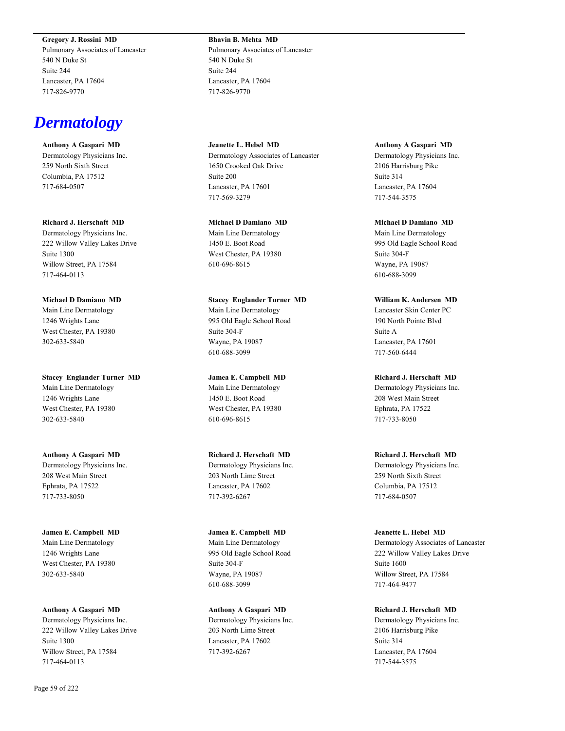**Gregory J. Rossini MD**
Pulmonary Associates of Lancaster
540 N Duke St
Suite 244
Lancaster, PA 17604
717-826-9770

**Bhavin B. Mehta MD**
Pulmonary Associates of Lancaster
540 N Duke St
Suite 244
Lancaster, PA 17604
717-826-9770

# *Dermatology*

**Anthony A Gaspari MD**
Dermatology Physicians Inc.
259 North Sixth Street
Columbia, PA 17512
717-684-0507

**Richard J. Herschaft MD**
Dermatology Physicians Inc.
222 Willow Valley Lakes Drive
Suite 1300
Willow Street, PA 17584
717-464-0113

**Michael D Damiano MD**
Main Line Dermatology
1246 Wrights Lane
West Chester, PA 19380
302-633-5840

**Stacey Englander Turner MD**
Main Line Dermatology
1246 Wrights Lane
West Chester, PA 19380
302-633-5840

**Anthony A Gaspari MD**
Dermatology Physicians Inc.
208 West Main Street
Ephrata, PA 17522
717-733-8050

**Jamea E. Campbell MD**
Main Line Dermatology
1246 Wrights Lane
West Chester, PA 19380
302-633-5840

**Anthony A Gaspari MD**
Dermatology Physicians Inc.
222 Willow Valley Lakes Drive
Suite 1300
Willow Street, PA 17584
717-464-0113

**Jeanette L. Hebel MD**
Dermatology Associates of Lancaster
1650 Crooked Oak Drive
Suite 200
Lancaster, PA 17601
717-569-3279

**Michael D Damiano MD**
Main Line Dermatology
1450 E. Boot Road
West Chester, PA 19380
610-696-8615

**Stacey Englander Turner MD**
Main Line Dermatology
995 Old Eagle School Road
Suite 304-F
Wayne, PA 19087
610-688-3099

**Jamea E. Campbell MD**
Main Line Dermatology
1450 E. Boot Road
West Chester, PA 19380
610-696-8615

**Richard J. Herschaft MD**
Dermatology Physicians Inc.
203 North Lime Street
Lancaster, PA 17602
717-392-6267

**Jamea E. Campbell MD**
Main Line Dermatology
995 Old Eagle School Road
Suite 304-F
Wayne, PA 19087
610-688-3099

**Anthony A Gaspari MD**
Dermatology Physicians Inc.
203 North Lime Street
Lancaster, PA 17602
717-392-6267

**Anthony A Gaspari MD**
Dermatology Physicians Inc.
2106 Harrisburg Pike
Suite 314
Lancaster, PA 17604
717-544-3575

**Michael D Damiano MD**
Main Line Dermatology
995 Old Eagle School Road
Suite 304-F
Wayne, PA 19087
610-688-3099

**William K. Andersen MD**
Lancaster Skin Center PC
190 North Pointe Blvd
Suite A
Lancaster, PA 17601
717-560-6444

**Richard J. Herschaft MD**
Dermatology Physicians Inc.
208 West Main Street
Ephrata, PA 17522
717-733-8050

**Richard J. Herschaft MD**
Dermatology Physicians Inc.
259 North Sixth Street
Columbia, PA 17512
717-684-0507

**Jeanette L. Hebel MD**
Dermatology Associates of Lancaster
222 Willow Valley Lakes Drive
Suite 1600
Willow Street, PA 17584
717-464-9477

**Richard J. Herschaft MD**
Dermatology Physicians Inc.
2106 Harrisburg Pike
Suite 314
Lancaster, PA 17604
717-544-3575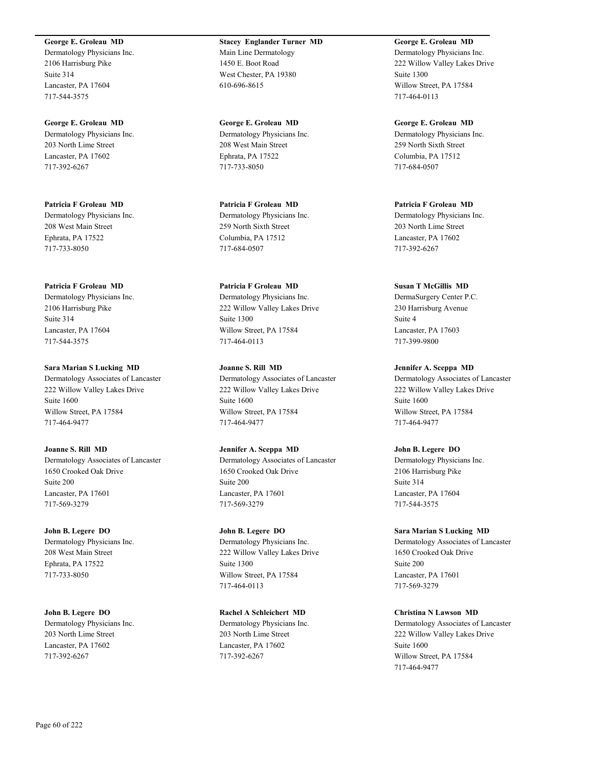**George E. Groleau MD**
Dermatology Physicians Inc.
2106 Harrisburg Pike
Suite 314
Lancaster, PA 17604
717-544-3575

**George E. Groleau MD**
Dermatology Physicians Inc.
203 North Lime Street
Lancaster, PA 17602
717-392-6267

**Patricia F Groleau MD**
Dermatology Physicians Inc.
208 West Main Street
Ephrata, PA 17522
717-733-8050

**Patricia F Groleau MD**
Dermatology Physicians Inc.
2106 Harrisburg Pike
Suite 314
Lancaster, PA 17604
717-544-3575

**Sara Marian S Lucking MD**
Dermatology Associates of Lancaster
222 Willow Valley Lakes Drive
Suite 1600
Willow Street, PA 17584
717-464-9477

**Joanne S. Rill MD**
Dermatology Associates of Lancaster
1650 Crooked Oak Drive
Suite 200
Lancaster, PA 17601
717-569-3279

**John B. Legere DO**
Dermatology Physicians Inc.
208 West Main Street
Ephrata, PA 17522
717-733-8050

**John B. Legere DO**
Dermatology Physicians Inc.
203 North Lime Street
Lancaster, PA 17602
717-392-6267

**Stacey Englander Turner MD**
Main Line Dermatology
1450 E. Boot Road
West Chester, PA 19380
610-696-8615

**George E. Groleau MD**
Dermatology Physicians Inc.
208 West Main Street
Ephrata, PA 17522
717-733-8050

**Patricia F Groleau MD**
Dermatology Physicians Inc.
259 North Sixth Street
Columbia, PA 17512
717-684-0507

**Patricia F Groleau MD**
Dermatology Physicians Inc.
222 Willow Valley Lakes Drive
Suite 1300
Willow Street, PA 17584
717-464-0113

**Joanne S. Rill MD**
Dermatology Associates of Lancaster
222 Willow Valley Lakes Drive
Suite 1600
Willow Street, PA 17584
717-464-9477

**Jennifer A. Sceppa MD**
Dermatology Associates of Lancaster
1650 Crooked Oak Drive
Suite 200
Lancaster, PA 17601
717-569-3279

**John B. Legere DO**
Dermatology Physicians Inc.
222 Willow Valley Lakes Drive
Suite 1300
Willow Street, PA 17584
717-464-0113

**Rachel A Schleichert MD**
Dermatology Physicians Inc.
203 North Lime Street
Lancaster, PA 17602
717-392-6267

**George E. Groleau MD**
Dermatology Physicians Inc.
222 Willow Valley Lakes Drive
Suite 1300
Willow Street, PA 17584
717-464-0113

**George E. Groleau MD**
Dermatology Physicians Inc.
259 North Sixth Street
Columbia, PA 17512
717-684-0507

**Patricia F Groleau MD**
Dermatology Physicians Inc.
203 North Lime Street
Lancaster, PA 17602
717-392-6267

**Susan T McGillis MD**
DermaSurgery Center P.C.
230 Harrisburg Avenue
Suite 4
Lancaster, PA 17603
717-399-9800

**Jennifer A. Sceppa MD**
Dermatology Associates of Lancaster
222 Willow Valley Lakes Drive
Suite 1600
Willow Street, PA 17584
717-464-9477

**John B. Legere DO**
Dermatology Physicians Inc.
2106 Harrisburg Pike
Suite 314
Lancaster, PA 17604
717-544-3575

**Sara Marian S Lucking MD**
Dermatology Associates of Lancaster
1650 Crooked Oak Drive
Suite 200
Lancaster, PA 17601
717-569-3279

**Christina N Lawson MD**
Dermatology Associates of Lancaster
222 Willow Valley Lakes Drive
Suite 1600
Willow Street, PA 17584
717-464-9477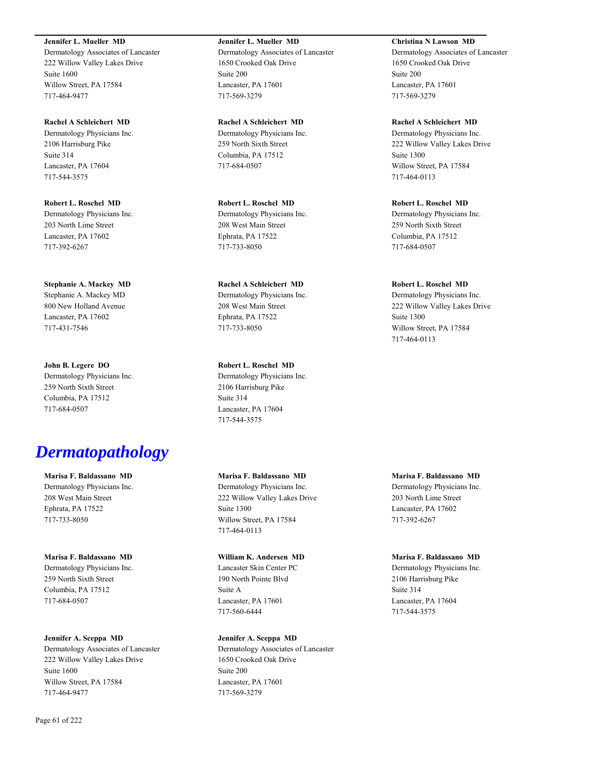**Jennifer L. Mueller MD**
Dermatology Associates of Lancaster
222 Willow Valley Lakes Drive
Suite 1600
Willow Street, PA 17584
717-464-9477

**Jennifer L. Mueller MD**
Dermatology Associates of Lancaster
1650 Crooked Oak Drive
Suite 200
Lancaster, PA 17601
717-569-3279

**Christina N Lawson MD**
Dermatology Associates of Lancaster
1650 Crooked Oak Drive
Suite 200
Lancaster, PA 17601
717-569-3279

**Rachel A Schleichert MD**
Dermatology Physicians Inc.
2106 Harrisburg Pike
Suite 314
Lancaster, PA 17604
717-544-3575

**Rachel A Schleichert MD**
Dermatology Physicians Inc.
259 North Sixth Street
Columbia, PA 17512
717-684-0507

**Rachel A Schleichert MD**
Dermatology Physicians Inc.
222 Willow Valley Lakes Drive
Suite 1300
Willow Street, PA 17584
717-464-0113

**Robert L. Roschel MD**
Dermatology Physicians Inc.
203 North Lime Street
Lancaster, PA 17602
717-392-6267

**Robert L. Roschel MD**
Dermatology Physicians Inc.
208 West Main Street
Ephrata, PA 17522
717-733-8050

**Robert L. Roschel MD**
Dermatology Physicians Inc.
259 North Sixth Street
Columbia, PA 17512
717-684-0507

**Stephanie A. Mackey MD**
Stephanie A. Mackey MD
800 New Holland Avenue
Lancaster, PA 17602
717-431-7546

**Rachel A Schleichert MD**
Dermatology Physicians Inc.
208 West Main Street
Ephrata, PA 17522
717-733-8050

**Robert L. Roschel MD**
Dermatology Physicians Inc.
222 Willow Valley Lakes Drive
Suite 1300
Willow Street, PA 17584
717-464-0113

**John B. Legere DO**
Dermatology Physicians Inc.
259 North Sixth Street
Columbia, PA 17512
717-684-0507

**Robert L. Roschel MD**
Dermatology Physicians Inc.
2106 Harrisburg Pike
Suite 314
Lancaster, PA 17604
717-544-3575

# *Dermatopathology*

**Marisa F. Baldassano MD**
Dermatology Physicians Inc.
208 West Main Street
Ephrata, PA 17522
717-733-8050

**Marisa F. Baldassano MD**
Dermatology Physicians Inc.
222 Willow Valley Lakes Drive
Suite 1300
Willow Street, PA 17584
717-464-0113

**Marisa F. Baldassano MD**
Dermatology Physicians Inc.
203 North Lime Street
Lancaster, PA 17602
717-392-6267

**Marisa F. Baldassano MD**
Dermatology Physicians Inc.
259 North Sixth Street
Columbia, PA 17512
717-684-0507

**William K. Andersen MD**
Lancaster Skin Center PC
190 North Pointe Blvd
Suite A
Lancaster, PA 17601
717-560-6444

**Marisa F. Baldassano MD**
Dermatology Physicians Inc.
2106 Harrisburg Pike
Suite 314
Lancaster, PA 17604
717-544-3575

**Jennifer A. Sceppa MD**
Dermatology Associates of Lancaster
222 Willow Valley Lakes Drive
Suite 1600
Willow Street, PA 17584
717-464-9477

**Jennifer A. Sceppa MD**
Dermatology Associates of Lancaster
1650 Crooked Oak Drive
Suite 200
Lancaster, PA 17601
717-569-3279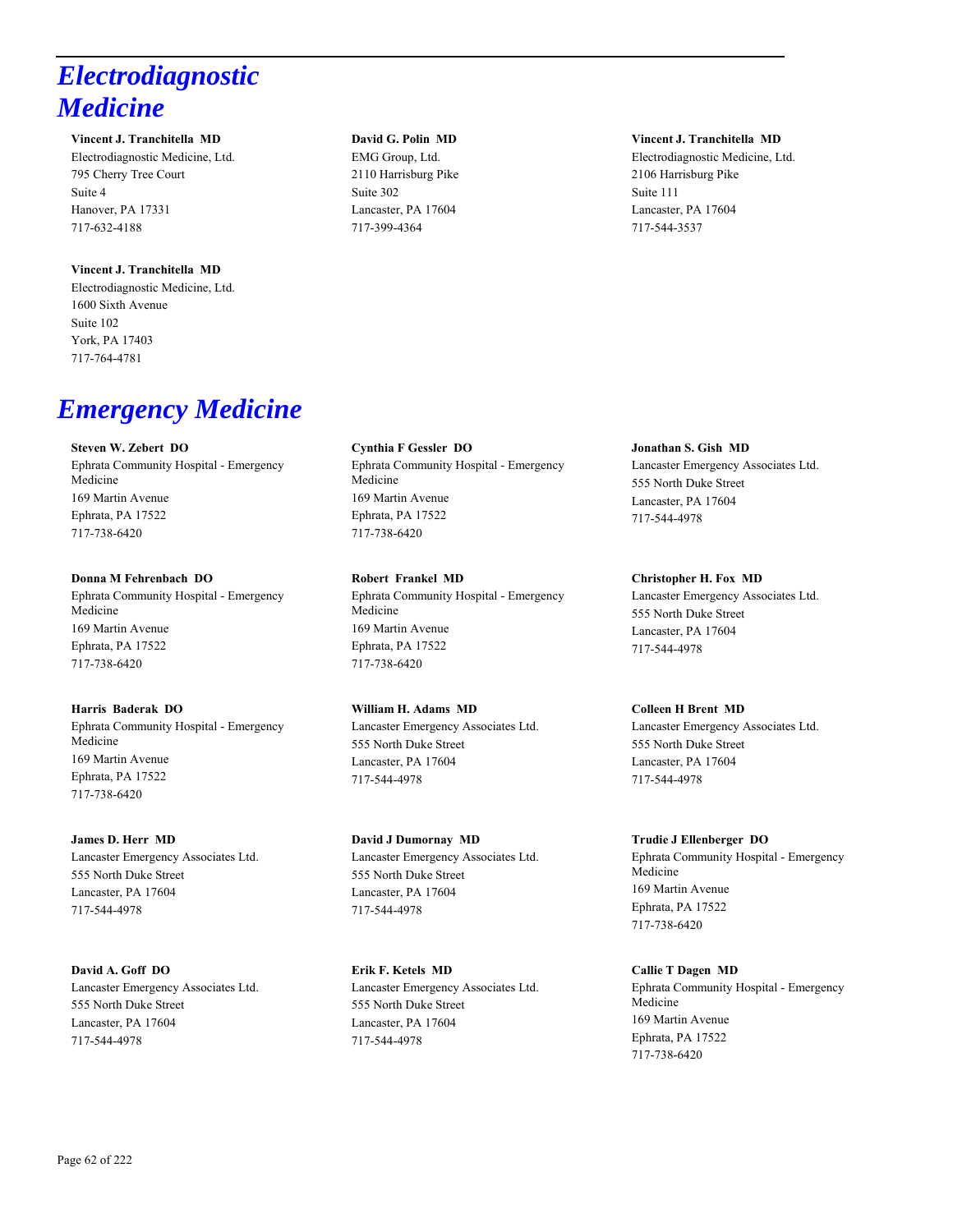# Electrodiagnostic Medicine

**Vincent J. Tranchitella MD**
Electrodiagnostic Medicine, Ltd.
795 Cherry Tree Court
Suite 4
Hanover, PA 17331
717-632-4188

**David G. Polin MD**
EMG Group, Ltd.
2110 Harrisburg Pike
Suite 302
Lancaster, PA 17604
717-399-4364

**Vincent J. Tranchitella MD**
Electrodiagnostic Medicine, Ltd.
2106 Harrisburg Pike
Suite 111
Lancaster, PA 17604
717-544-3537

**Vincent J. Tranchitella MD**
Electrodiagnostic Medicine, Ltd.
1600 Sixth Avenue
Suite 102
York, PA 17403
717-764-4781

# Emergency Medicine

**Steven W. Zebert DO**
Ephrata Community Hospital - Emergency Medicine
169 Martin Avenue
Ephrata, PA 17522
717-738-6420

**Cynthia F Gessler DO**
Ephrata Community Hospital - Emergency Medicine
169 Martin Avenue
Ephrata, PA 17522
717-738-6420

**Jonathan S. Gish MD**
Lancaster Emergency Associates Ltd.
555 North Duke Street
Lancaster, PA 17604
717-544-4978

**Donna M Fehrenbach DO**
Ephrata Community Hospital - Emergency Medicine
169 Martin Avenue
Ephrata, PA 17522
717-738-6420

**Robert Frankel MD**
Ephrata Community Hospital - Emergency Medicine
169 Martin Avenue
Ephrata, PA 17522
717-738-6420

**Christopher H. Fox MD**
Lancaster Emergency Associates Ltd.
555 North Duke Street
Lancaster, PA 17604
717-544-4978

**Harris Baderak DO**
Ephrata Community Hospital - Emergency Medicine
169 Martin Avenue
Ephrata, PA 17522
717-738-6420

**William H. Adams MD**
Lancaster Emergency Associates Ltd.
555 North Duke Street
Lancaster, PA 17604
717-544-4978

**Colleen H Brent MD**
Lancaster Emergency Associates Ltd.
555 North Duke Street
Lancaster, PA 17604
717-544-4978

**James D. Herr MD**
Lancaster Emergency Associates Ltd.
555 North Duke Street
Lancaster, PA 17604
717-544-4978

**David J Dumornay MD**
Lancaster Emergency Associates Ltd.
555 North Duke Street
Lancaster, PA 17604
717-544-4978

**Trudie J Ellenberger DO**
Ephrata Community Hospital - Emergency Medicine
169 Martin Avenue
Ephrata, PA 17522
717-738-6420

**David A. Goff DO**
Lancaster Emergency Associates Ltd.
555 North Duke Street
Lancaster, PA 17604
717-544-4978

**Erik F. Ketels MD**
Lancaster Emergency Associates Ltd.
555 North Duke Street
Lancaster, PA 17604
717-544-4978

**Callie T Dagen MD**
Ephrata Community Hospital - Emergency Medicine
169 Martin Avenue
Ephrata, PA 17522
717-738-6420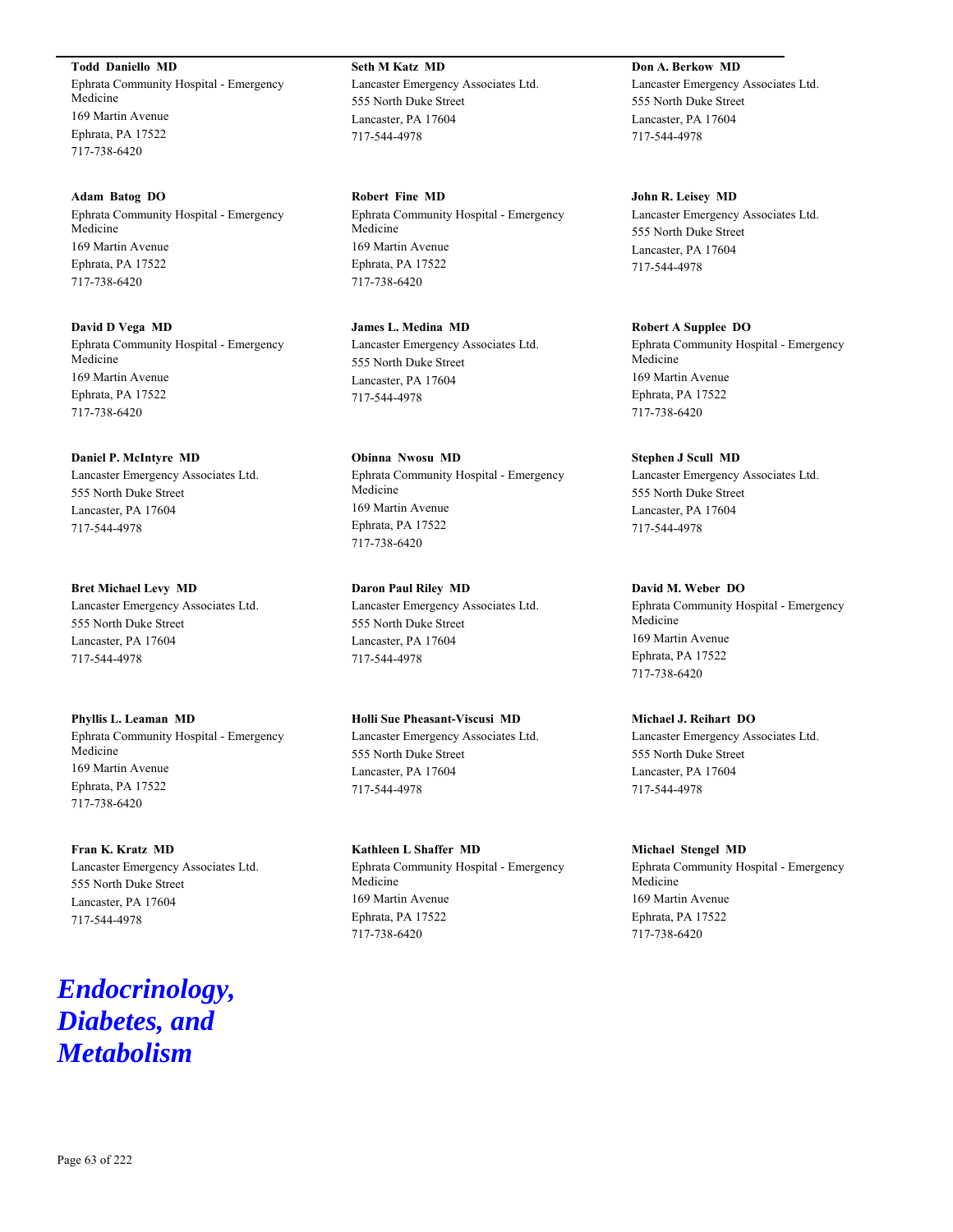**Todd Daniello MD**
Ephrata Community Hospital - Emergency Medicine
169 Martin Avenue
Ephrata, PA 17522
717-738-6420

**Adam Batog DO**
Ephrata Community Hospital - Emergency Medicine
169 Martin Avenue
Ephrata, PA 17522
717-738-6420

**David D Vega MD**
Ephrata Community Hospital - Emergency Medicine
169 Martin Avenue
Ephrata, PA 17522
717-738-6420

**Daniel P. McIntyre MD**
Lancaster Emergency Associates Ltd.
555 North Duke Street
Lancaster, PA 17604
717-544-4978

**Bret Michael Levy MD**
Lancaster Emergency Associates Ltd.
555 North Duke Street
Lancaster, PA 17604
717-544-4978

**Phyllis L. Leaman MD**
Ephrata Community Hospital - Emergency Medicine
169 Martin Avenue
Ephrata, PA 17522
717-738-6420

**Fran K. Kratz MD**
Lancaster Emergency Associates Ltd.
555 North Duke Street
Lancaster, PA 17604
717-544-4978

**Seth M Katz MD**
Lancaster Emergency Associates Ltd.
555 North Duke Street
Lancaster, PA 17604
717-544-4978

**Robert Fine MD**
Ephrata Community Hospital - Emergency Medicine
169 Martin Avenue
Ephrata, PA 17522
717-738-6420

**James L. Medina MD**
Lancaster Emergency Associates Ltd.
555 North Duke Street
Lancaster, PA 17604
717-544-4978

**Obinna Nwosu MD**
Ephrata Community Hospital - Emergency Medicine
169 Martin Avenue
Ephrata, PA 17522
717-738-6420

**Daron Paul Riley MD**
Lancaster Emergency Associates Ltd.
555 North Duke Street
Lancaster, PA 17604
717-544-4978

**Holli Sue Pheasant-Viscusi MD**
Lancaster Emergency Associates Ltd.
555 North Duke Street
Lancaster, PA 17604
717-544-4978

**Kathleen L Shaffer MD**
Ephrata Community Hospital - Emergency Medicine
169 Martin Avenue
Ephrata, PA 17522
717-738-6420

**Don A. Berkow MD**
Lancaster Emergency Associates Ltd.
555 North Duke Street
Lancaster, PA 17604
717-544-4978

**John R. Leisey MD**
Lancaster Emergency Associates Ltd.
555 North Duke Street
Lancaster, PA 17604
717-544-4978

**Robert A Supplee DO**
Ephrata Community Hospital - Emergency Medicine
169 Martin Avenue
Ephrata, PA 17522
717-738-6420

**Stephen J Scull MD**
Lancaster Emergency Associates Ltd.
555 North Duke Street
Lancaster, PA 17604
717-544-4978

**David M. Weber DO**
Ephrata Community Hospital - Emergency Medicine
169 Martin Avenue
Ephrata, PA 17522
717-738-6420

**Michael J. Reihart DO**
Lancaster Emergency Associates Ltd.
555 North Duke Street
Lancaster, PA 17604
717-544-4978

**Michael Stengel MD**
Ephrata Community Hospital - Emergency Medicine
169 Martin Avenue
Ephrata, PA 17522
717-738-6420

# *Endocrinology, Diabetes, and Metabolism*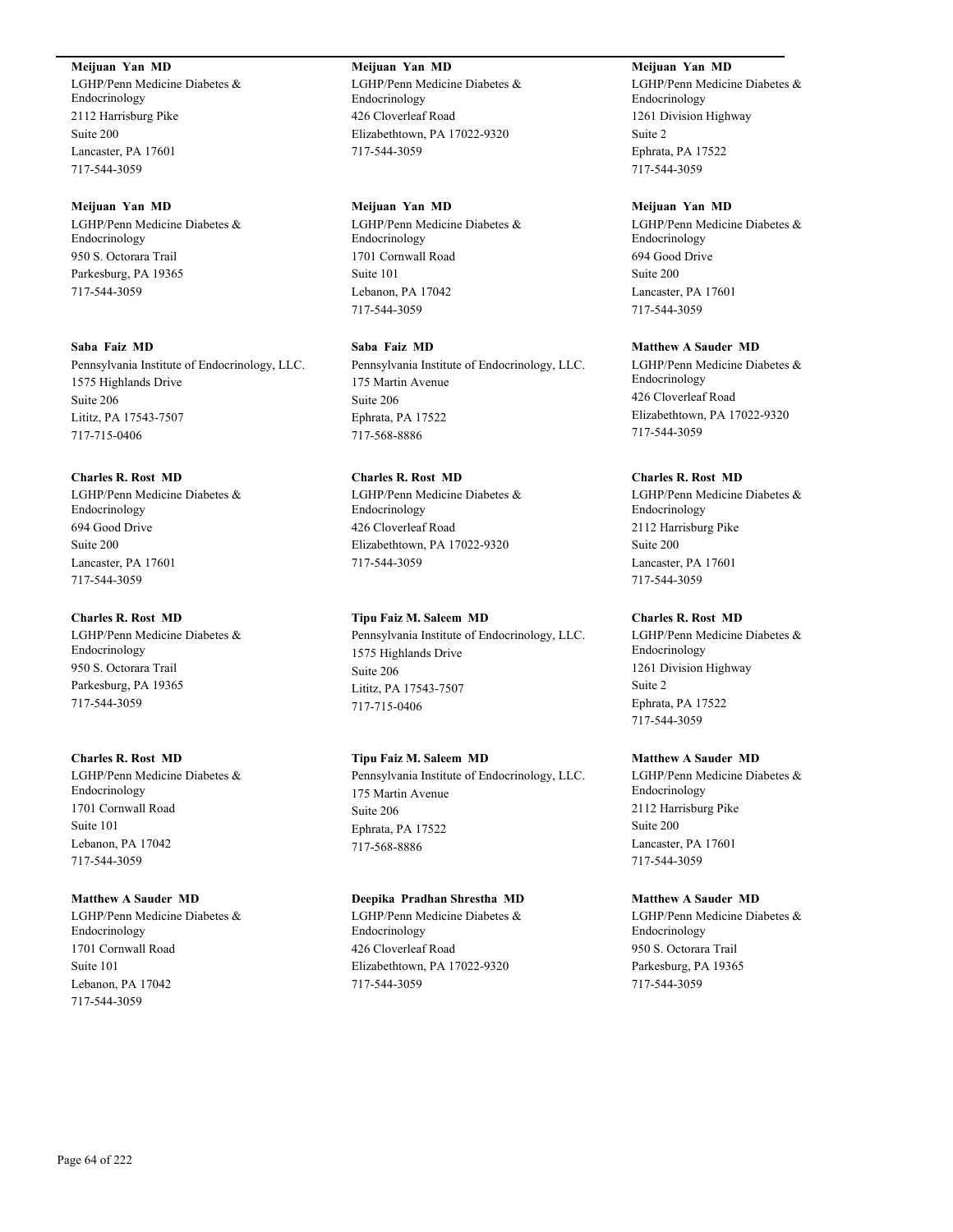**Meijuan Yan MD**
LGHP/Penn Medicine Diabetes & Endocrinology
2112 Harrisburg Pike
Suite 200
Lancaster, PA 17601
717-544-3059

**Meijuan Yan MD**
LGHP/Penn Medicine Diabetes & Endocrinology
950 S. Octorara Trail
Parkesburg, PA 19365
717-544-3059

**Saba Faiz MD**
Pennsylvania Institute of Endocrinology, LLC.
1575 Highlands Drive
Suite 206
Lititz, PA 17543-7507
717-715-0406

**Charles R. Rost MD**
LGHP/Penn Medicine Diabetes & Endocrinology
694 Good Drive
Suite 200
Lancaster, PA 17601
717-544-3059

**Charles R. Rost MD**
LGHP/Penn Medicine Diabetes & Endocrinology
950 S. Octorara Trail
Parkesburg, PA 19365
717-544-3059

**Charles R. Rost MD**
LGHP/Penn Medicine Diabetes & Endocrinology
1701 Cornwall Road
Suite 101
Lebanon, PA 17042
717-544-3059

**Matthew A Sauder MD**
LGHP/Penn Medicine Diabetes & Endocrinology
1701 Cornwall Road
Suite 101
Lebanon, PA 17042
717-544-3059

**Meijuan Yan MD**
LGHP/Penn Medicine Diabetes & Endocrinology
426 Cloverleaf Road
Elizabethtown, PA 17022-9320
717-544-3059

**Meijuan Yan MD**
LGHP/Penn Medicine Diabetes & Endocrinology
1701 Cornwall Road
Suite 101
Lebanon, PA 17042
717-544-3059

**Saba Faiz MD**
Pennsylvania Institute of Endocrinology, LLC.
175 Martin Avenue
Suite 206
Ephrata, PA 17522
717-568-8886

**Charles R. Rost MD**
LGHP/Penn Medicine Diabetes & Endocrinology
426 Cloverleaf Road
Elizabethtown, PA 17022-9320
717-544-3059

**Tipu Faiz M. Saleem MD**
Pennsylvania Institute of Endocrinology, LLC.
1575 Highlands Drive
Suite 206
Lititz, PA 17543-7507
717-715-0406

**Tipu Faiz M. Saleem MD**
Pennsylvania Institute of Endocrinology, LLC.
175 Martin Avenue
Suite 206
Ephrata, PA 17522
717-568-8886

**Deepika Pradhan Shrestha MD**
LGHP/Penn Medicine Diabetes & Endocrinology
426 Cloverleaf Road
Elizabethtown, PA 17022-9320
717-544-3059

**Meijuan Yan MD**
LGHP/Penn Medicine Diabetes & Endocrinology
1261 Division Highway
Suite 2
Ephrata, PA 17522
717-544-3059

**Meijuan Yan MD**
LGHP/Penn Medicine Diabetes & Endocrinology
694 Good Drive
Suite 200
Lancaster, PA 17601
717-544-3059

**Matthew A Sauder MD**
LGHP/Penn Medicine Diabetes & Endocrinology
426 Cloverleaf Road
Elizabethtown, PA 17022-9320
717-544-3059

**Charles R. Rost MD**
LGHP/Penn Medicine Diabetes & Endocrinology
2112 Harrisburg Pike
Suite 200
Lancaster, PA 17601
717-544-3059

**Charles R. Rost MD**
LGHP/Penn Medicine Diabetes & Endocrinology
1261 Division Highway
Suite 2
Ephrata, PA 17522
717-544-3059

**Matthew A Sauder MD**
LGHP/Penn Medicine Diabetes & Endocrinology
2112 Harrisburg Pike
Suite 200
Lancaster, PA 17601
717-544-3059

**Matthew A Sauder MD**
LGHP/Penn Medicine Diabetes & Endocrinology
950 S. Octorara Trail
Parkesburg, PA 19365
717-544-3059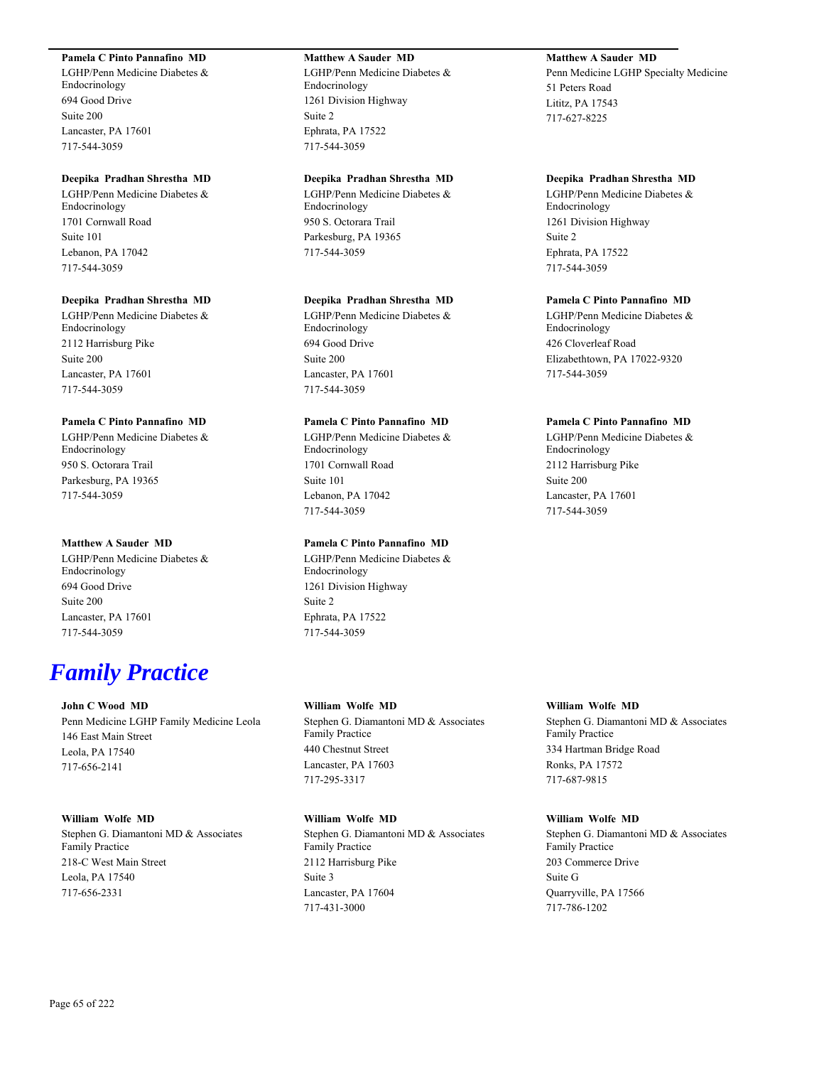**Pamela C Pinto Pannafino MD**
LGHP/Penn Medicine Diabetes & Endocrinology
694 Good Drive
Suite 200
Lancaster, PA 17601
717-544-3059

**Deepika Pradhan Shrestha MD**
LGHP/Penn Medicine Diabetes & Endocrinology
1701 Cornwall Road
Suite 101
Lebanon, PA 17042
717-544-3059

**Deepika Pradhan Shrestha MD**
LGHP/Penn Medicine Diabetes & Endocrinology
2112 Harrisburg Pike
Suite 200
Lancaster, PA 17601
717-544-3059

**Pamela C Pinto Pannafino MD**
LGHP/Penn Medicine Diabetes & Endocrinology
950 S. Octorara Trail
Parkesburg, PA 19365
717-544-3059

**Matthew A Sauder MD**
LGHP/Penn Medicine Diabetes & Endocrinology
694 Good Drive
Suite 200
Lancaster, PA 17601
717-544-3059

**Matthew A Sauder MD**
LGHP/Penn Medicine Diabetes & Endocrinology
1261 Division Highway
Suite 2
Ephrata, PA 17522
717-544-3059

**Deepika Pradhan Shrestha MD**
LGHP/Penn Medicine Diabetes & Endocrinology
950 S. Octorara Trail
Parkesburg, PA 19365
717-544-3059

**Deepika Pradhan Shrestha MD**
LGHP/Penn Medicine Diabetes & Endocrinology
694 Good Drive
Suite 200
Lancaster, PA 17601
717-544-3059

**Pamela C Pinto Pannafino MD**
LGHP/Penn Medicine Diabetes & Endocrinology
1701 Cornwall Road
Suite 101
Lebanon, PA 17042
717-544-3059

**Pamela C Pinto Pannafino MD**
LGHP/Penn Medicine Diabetes & Endocrinology
1261 Division Highway
Suite 2
Ephrata, PA 17522
717-544-3059

**Matthew A Sauder MD**
Penn Medicine LGHP Specialty Medicine
51 Peters Road
Lititz, PA 17543
717-627-8225

**Deepika Pradhan Shrestha MD**
LGHP/Penn Medicine Diabetes & Endocrinology
1261 Division Highway
Suite 2
Ephrata, PA 17522
717-544-3059

**Pamela C Pinto Pannafino MD**
LGHP/Penn Medicine Diabetes & Endocrinology
426 Cloverleaf Road
Elizabethtown, PA 17022-9320
717-544-3059

**Pamela C Pinto Pannafino MD**
LGHP/Penn Medicine Diabetes & Endocrinology
2112 Harrisburg Pike
Suite 200
Lancaster, PA 17601
717-544-3059

# *Family Practice*

**John C Wood MD**
Penn Medicine LGHP Family Medicine Leola
146 East Main Street
Leola, PA 17540
717-656-2141

**William Wolfe MD**
Stephen G. Diamantoni MD & Associates Family Practice
218-C West Main Street
Leola, PA 17540
717-656-2331

**William Wolfe MD**
Stephen G. Diamantoni MD & Associates Family Practice
440 Chestnut Street
Lancaster, PA 17603
717-295-3317

**William Wolfe MD**
Stephen G. Diamantoni MD & Associates Family Practice
2112 Harrisburg Pike
Suite 3
Lancaster, PA 17604
717-431-3000

**William Wolfe MD**
Stephen G. Diamantoni MD & Associates Family Practice
334 Hartman Bridge Road
Ronks, PA 17572
717-687-9815

**William Wolfe MD**
Stephen G. Diamantoni MD & Associates Family Practice
203 Commerce Drive
Suite G
Quarryville, PA 17566
717-786-1202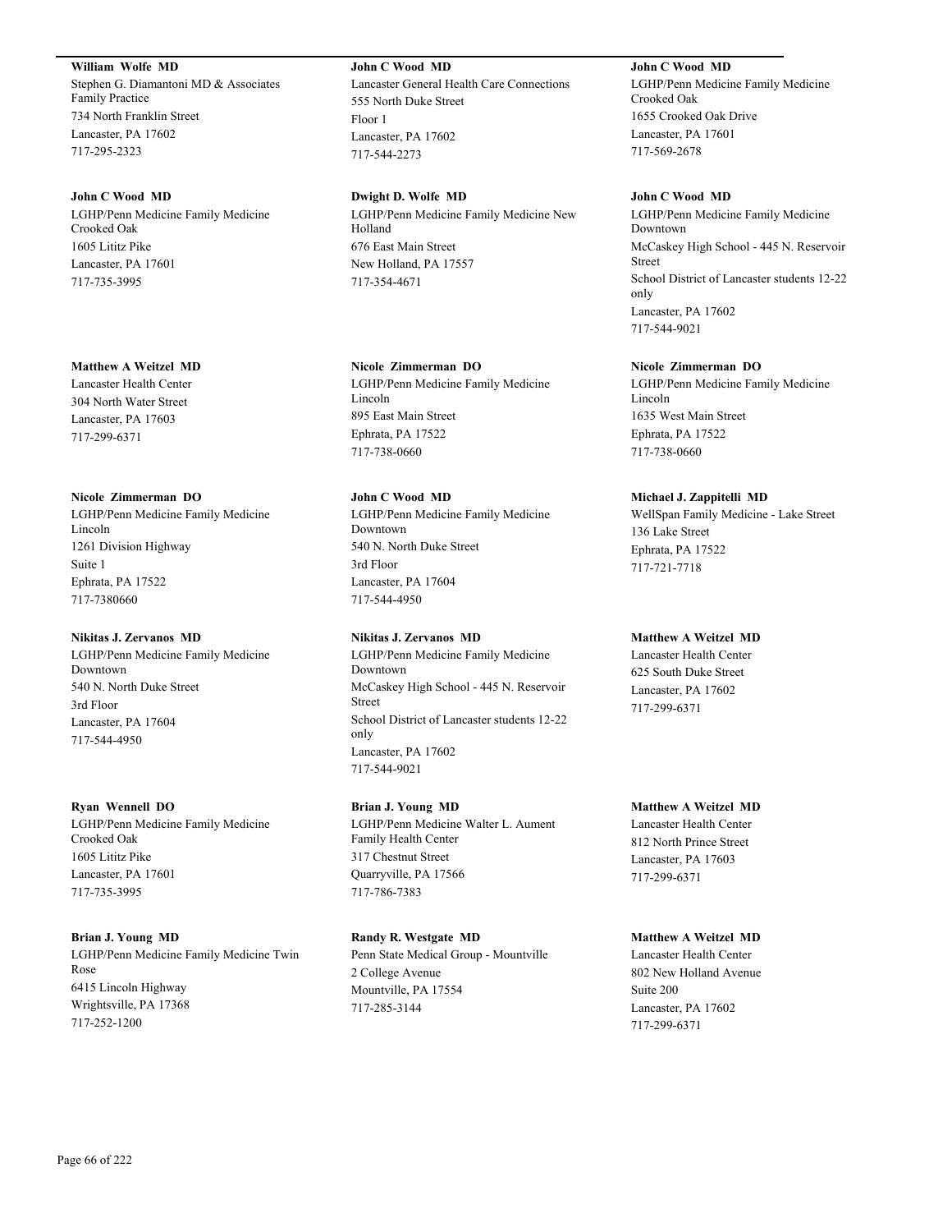**William Wolfe MD**
Stephen G. Diamantoni MD & Associates Family Practice
734 North Franklin Street
Lancaster, PA 17602
717-295-2323

**John C Wood MD**
LGHP/Penn Medicine Family Medicine Crooked Oak
1605 Lititz Pike
Lancaster, PA 17601
717-735-3995

**Matthew A Weitzel MD**
Lancaster Health Center
304 North Water Street
Lancaster, PA 17603
717-299-6371

**Nicole Zimmerman DO**
LGHP/Penn Medicine Family Medicine Lincoln
1261 Division Highway
Suite 1
Ephrata, PA 17522
717-7380660

**Nikitas J. Zervanos MD**
LGHP/Penn Medicine Family Medicine Downtown
540 N. North Duke Street
3rd Floor
Lancaster, PA 17604
717-544-4950

**Ryan Wennell DO**
LGHP/Penn Medicine Family Medicine Crooked Oak
1605 Lititz Pike
Lancaster, PA 17601
717-735-3995

**Brian J. Young MD**
LGHP/Penn Medicine Family Medicine Twin Rose
6415 Lincoln Highway
Wrightsville, PA 17368
717-252-1200

**John C Wood MD**
Lancaster General Health Care Connections
555 North Duke Street
Floor 1
Lancaster, PA 17602
717-544-2273

**Dwight D. Wolfe MD**
LGHP/Penn Medicine Family Medicine New Holland
676 East Main Street
New Holland, PA 17557
717-354-4671

**Nicole Zimmerman DO**
LGHP/Penn Medicine Family Medicine Lincoln
895 East Main Street
Ephrata, PA 17522
717-738-0660

**John C Wood MD**
LGHP/Penn Medicine Family Medicine Downtown
540 N. North Duke Street
3rd Floor
Lancaster, PA 17604
717-544-4950

**Nikitas J. Zervanos MD**
LGHP/Penn Medicine Family Medicine Downtown
McCaskey High School - 445 N. Reservoir Street
School District of Lancaster students 12-22 only
Lancaster, PA 17602
717-544-9021

**Brian J. Young MD**
LGHP/Penn Medicine Walter L. Aument Family Health Center
317 Chestnut Street
Quarryville, PA 17566
717-786-7383

**Randy R. Westgate MD**
Penn State Medical Group - Mountville
2 College Avenue
Mountville, PA 17554
717-285-3144

**John C Wood MD**
LGHP/Penn Medicine Family Medicine Crooked Oak
1655 Crooked Oak Drive
Lancaster, PA 17601
717-569-2678

**John C Wood MD**
LGHP/Penn Medicine Family Medicine Downtown
McCaskey High School - 445 N. Reservoir Street
School District of Lancaster students 12-22 only
Lancaster, PA 17602
717-544-9021

**Nicole Zimmerman DO**
LGHP/Penn Medicine Family Medicine Lincoln
1635 West Main Street
Ephrata, PA 17522
717-738-0660

**Michael J. Zappitelli MD**
WellSpan Family Medicine - Lake Street
136 Lake Street
Ephrata, PA 17522
717-721-7718

**Matthew A Weitzel MD**
Lancaster Health Center
625 South Duke Street
Lancaster, PA 17602
717-299-6371

**Matthew A Weitzel MD**
Lancaster Health Center
812 North Prince Street
Lancaster, PA 17603
717-299-6371

**Matthew A Weitzel MD**
Lancaster Health Center
802 New Holland Avenue
Suite 200
Lancaster, PA 17602
717-299-6371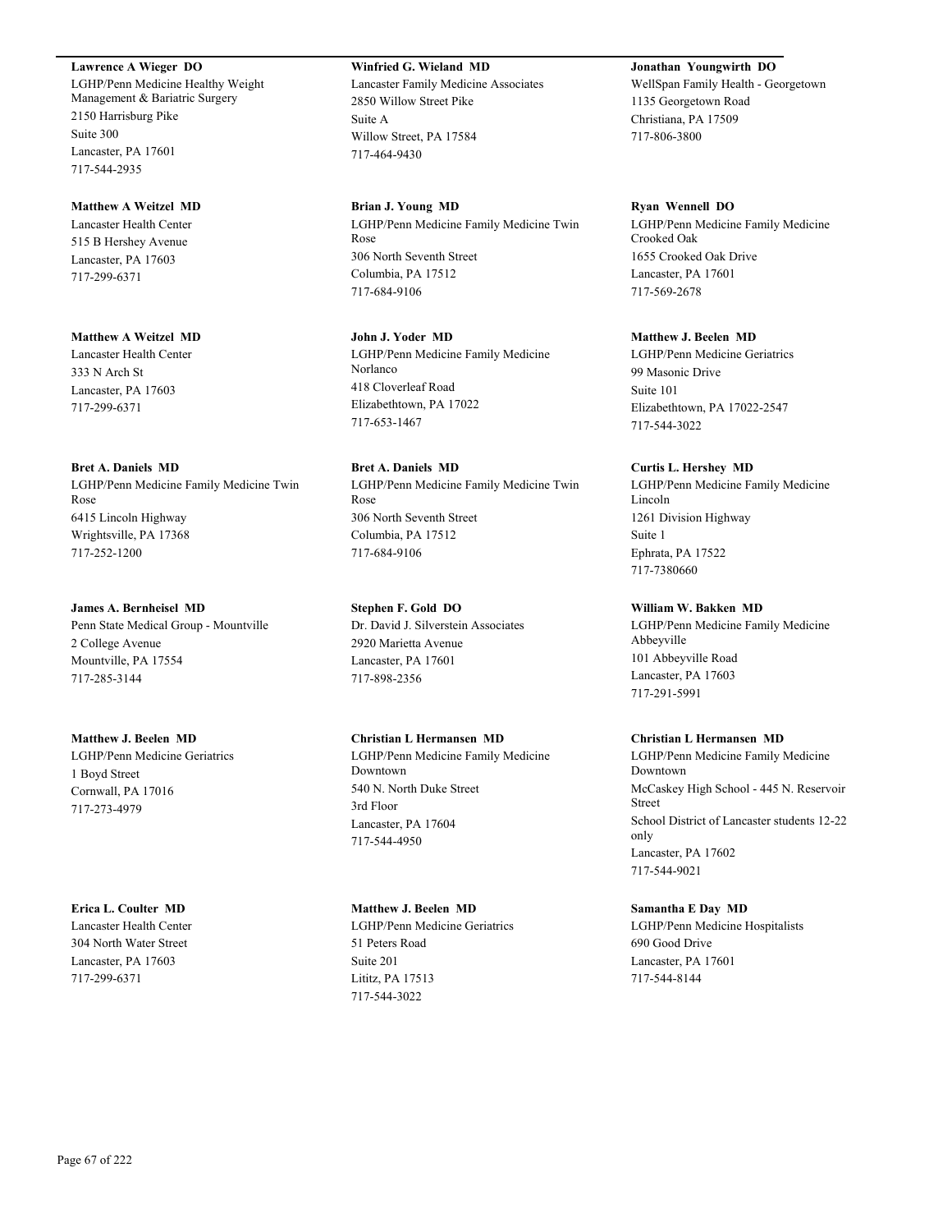**Lawrence A Wieger DO**
LGHP/Penn Medicine Healthy Weight Management & Bariatric Surgery
2150 Harrisburg Pike
Suite 300
Lancaster, PA 17601
717-544-2935

**Matthew A Weitzel MD**
Lancaster Health Center
515 B Hershey Avenue
Lancaster, PA 17603
717-299-6371

**Matthew A Weitzel MD**
Lancaster Health Center
333 N Arch St
Lancaster, PA 17603
717-299-6371

**Bret A. Daniels MD**
LGHP/Penn Medicine Family Medicine Twin Rose
6415 Lincoln Highway
Wrightsville, PA 17368
717-252-1200

**James A. Bernheisel MD**
Penn State Medical Group - Mountville
2 College Avenue
Mountville, PA 17554
717-285-3144

**Matthew J. Beelen MD**
LGHP/Penn Medicine Geriatrics
1 Boyd Street
Cornwall, PA 17016
717-273-4979

**Erica L. Coulter MD**
Lancaster Health Center
304 North Water Street
Lancaster, PA 17603
717-299-6371

**Winfried G. Wieland MD**
Lancaster Family Medicine Associates
2850 Willow Street Pike
Suite A
Willow Street, PA 17584
717-464-9430

**Brian J. Young MD**
LGHP/Penn Medicine Family Medicine Twin Rose
306 North Seventh Street
Columbia, PA 17512
717-684-9106

**John J. Yoder MD**
LGHP/Penn Medicine Family Medicine Norlanco
418 Cloverleaf Road
Elizabethtown, PA 17022
717-653-1467

**Bret A. Daniels MD**
LGHP/Penn Medicine Family Medicine Twin Rose
306 North Seventh Street
Columbia, PA 17512
717-684-9106

**Stephen F. Gold DO**
Dr. David J. Silverstein Associates
2920 Marietta Avenue
Lancaster, PA 17601
717-898-2356

**Christian L Hermansen MD**
LGHP/Penn Medicine Family Medicine Downtown
540 N. North Duke Street
3rd Floor
Lancaster, PA 17604
717-544-4950

**Matthew J. Beelen MD**
LGHP/Penn Medicine Geriatrics
51 Peters Road
Suite 201
Lititz, PA 17513
717-544-3022

**Jonathan Youngwirth DO**
WellSpan Family Health - Georgetown
1135 Georgetown Road
Christiana, PA 17509
717-806-3800

**Ryan Wennell DO**
LGHP/Penn Medicine Family Medicine Crooked Oak
1655 Crooked Oak Drive
Lancaster, PA 17601
717-569-2678

**Matthew J. Beelen MD**
LGHP/Penn Medicine Geriatrics
99 Masonic Drive
Suite 101
Elizabethtown, PA 17022-2547
717-544-3022

**Curtis L. Hershey MD**
LGHP/Penn Medicine Family Medicine Lincoln
1261 Division Highway
Suite 1
Ephrata, PA 17522
717-7380660

**William W. Bakken MD**
LGHP/Penn Medicine Family Medicine Abbeyville
101 Abbeyville Road
Lancaster, PA 17603
717-291-5991

**Christian L Hermansen MD**
LGHP/Penn Medicine Family Medicine Downtown
McCaskey High School - 445 N. Reservoir Street
School District of Lancaster students 12-22 only
Lancaster, PA 17602
717-544-9021

**Samantha E Day MD**
LGHP/Penn Medicine Hospitalists
690 Good Drive
Lancaster, PA 17601
717-544-8144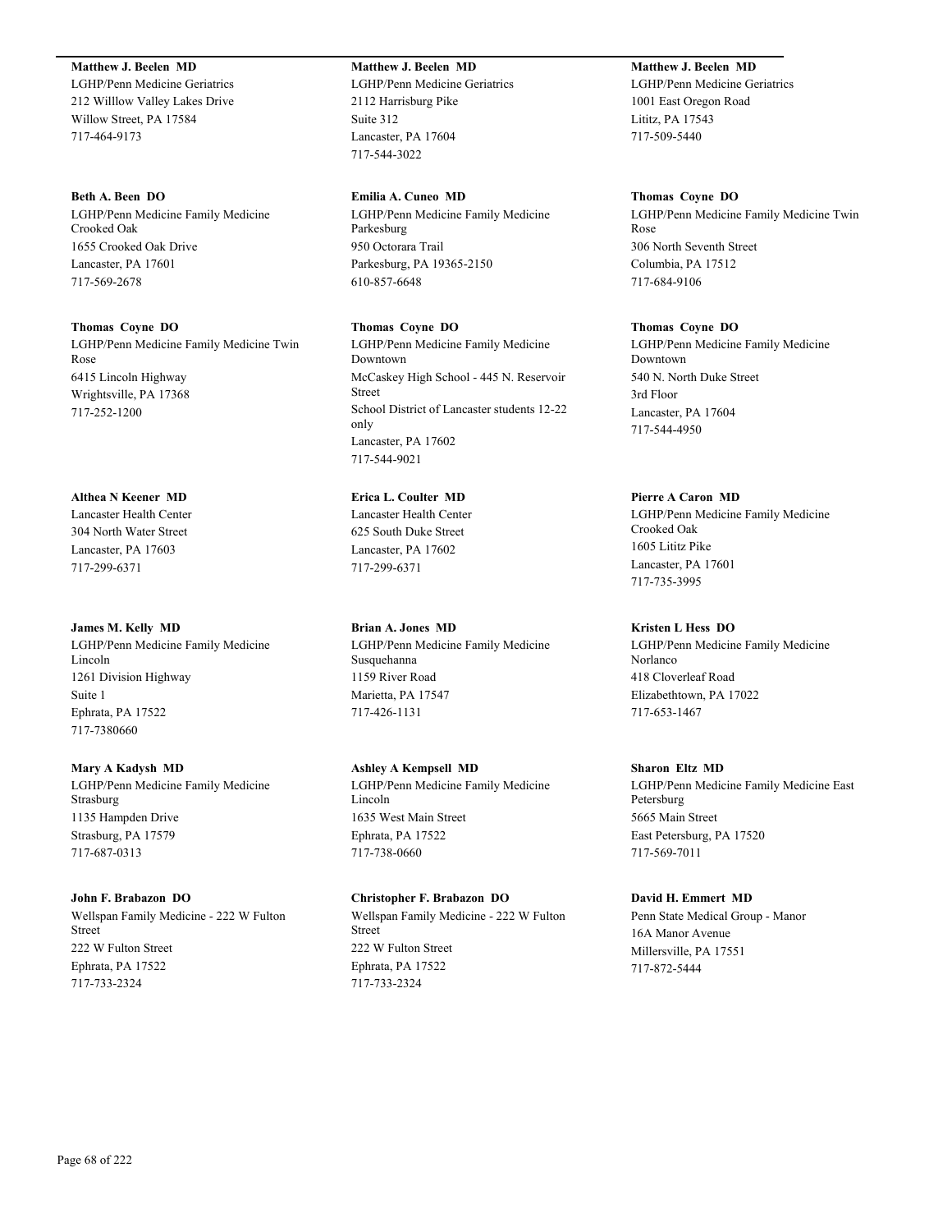**Matthew J. Beelen MD**
LGHP/Penn Medicine Geriatrics
212 Willlow Valley Lakes Drive
Willow Street, PA 17584
717-464-9173

**Matthew J. Beelen MD**
LGHP/Penn Medicine Geriatrics
2112 Harrisburg Pike
Suite 312
Lancaster, PA 17604
717-544-3022

**Matthew J. Beelen MD**
LGHP/Penn Medicine Geriatrics
1001 East Oregon Road
Lititz, PA 17543
717-509-5440

**Beth A. Been DO**
LGHP/Penn Medicine Family Medicine Crooked Oak
1655 Crooked Oak Drive
Lancaster, PA 17601
717-569-2678

**Emilia A. Cuneo MD**
LGHP/Penn Medicine Family Medicine Parkesburg
950 Octorara Trail
Parkesburg, PA 19365-2150
610-857-6648

**Thomas Coyne DO**
LGHP/Penn Medicine Family Medicine Twin Rose
306 North Seventh Street
Columbia, PA 17512
717-684-9106

**Thomas Coyne DO**
LGHP/Penn Medicine Family Medicine Twin Rose
6415 Lincoln Highway
Wrightsville, PA 17368
717-252-1200

**Thomas Coyne DO**
LGHP/Penn Medicine Family Medicine Downtown
McCaskey High School - 445 N. Reservoir Street
School District of Lancaster students 12-22 only
Lancaster, PA 17602
717-544-9021

**Thomas Coyne DO**
LGHP/Penn Medicine Family Medicine Downtown
540 N. North Duke Street
3rd Floor
Lancaster, PA 17604
717-544-4950

**Althea N Keener MD**
Lancaster Health Center
304 North Water Street
Lancaster, PA 17603
717-299-6371

**Erica L. Coulter MD**
Lancaster Health Center
625 South Duke Street
Lancaster, PA 17602
717-299-6371

**Pierre A Caron MD**
LGHP/Penn Medicine Family Medicine Crooked Oak
1605 Lititz Pike
Lancaster, PA 17601
717-735-3995

**James M. Kelly MD**
LGHP/Penn Medicine Family Medicine Lincoln
1261 Division Highway
Suite 1
Ephrata, PA 17522
717-7380660

**Brian A. Jones MD**
LGHP/Penn Medicine Family Medicine Susquehanna
1159 River Road
Marietta, PA 17547
717-426-1131

**Kristen L Hess DO**
LGHP/Penn Medicine Family Medicine Norlanco
418 Cloverleaf Road
Elizabethtown, PA 17022
717-653-1467

**Mary A Kadysh MD**
LGHP/Penn Medicine Family Medicine Strasburg
1135 Hampden Drive
Strasburg, PA 17579
717-687-0313

**Ashley A Kempsell MD**
LGHP/Penn Medicine Family Medicine Lincoln
1635 West Main Street
Ephrata, PA 17522
717-738-0660

**Sharon Eltz MD**
LGHP/Penn Medicine Family Medicine East Petersburg
5665 Main Street
East Petersburg, PA 17520
717-569-7011

**John F. Brabazon DO**
Wellspan Family Medicine - 222 W Fulton Street
222 W Fulton Street
Ephrata, PA 17522
717-733-2324

**Christopher F. Brabazon DO**
Wellspan Family Medicine - 222 W Fulton Street
222 W Fulton Street
Ephrata, PA 17522
717-733-2324

**David H. Emmert MD**
Penn State Medical Group - Manor
16A Manor Avenue
Millersville, PA 17551
717-872-5444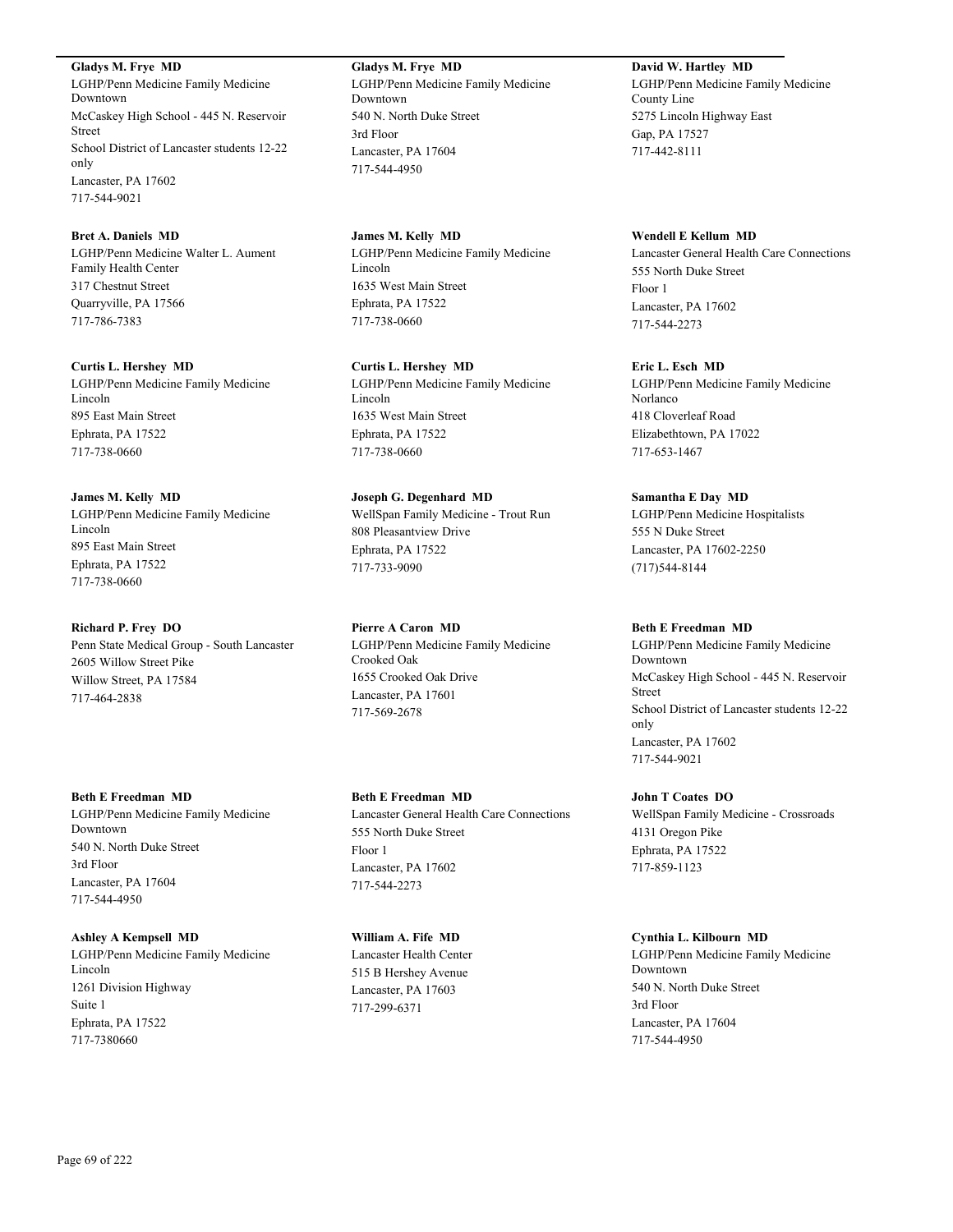**Gladys M. Frye MD**
LGHP/Penn Medicine Family Medicine Downtown
McCaskey High School - 445 N. Reservoir Street
School District of Lancaster students 12-22 only
Lancaster, PA 17602
717-544-9021

**Bret A. Daniels MD**
LGHP/Penn Medicine Walter L. Aument Family Health Center
317 Chestnut Street
Quarryville, PA 17566
717-786-7383

**Curtis L. Hershey MD**
LGHP/Penn Medicine Family Medicine Lincoln
895 East Main Street
Ephrata, PA 17522
717-738-0660

**James M. Kelly MD**
LGHP/Penn Medicine Family Medicine Lincoln
895 East Main Street
Ephrata, PA 17522
717-738-0660

**Richard P. Frey DO**
Penn State Medical Group - South Lancaster
2605 Willow Street Pike
Willow Street, PA 17584
717-464-2838

**Beth E Freedman MD**
LGHP/Penn Medicine Family Medicine Downtown
540 N. North Duke Street
3rd Floor
Lancaster, PA 17604
717-544-4950

**Ashley A Kempsell MD**
LGHP/Penn Medicine Family Medicine Lincoln
1261 Division Highway
Suite 1
Ephrata, PA 17522
717-7380660

**Gladys M. Frye MD**
LGHP/Penn Medicine Family Medicine Downtown
540 N. North Duke Street
3rd Floor
Lancaster, PA 17604
717-544-4950

**James M. Kelly MD**
LGHP/Penn Medicine Family Medicine Lincoln
1635 West Main Street
Ephrata, PA 17522
717-738-0660

**Curtis L. Hershey MD**
LGHP/Penn Medicine Family Medicine Lincoln
1635 West Main Street
Ephrata, PA 17522
717-738-0660

**Joseph G. Degenhard MD**
WellSpan Family Medicine - Trout Run
808 Pleasantview Drive
Ephrata, PA 17522
717-733-9090

**Pierre A Caron MD**
LGHP/Penn Medicine Family Medicine Crooked Oak
1655 Crooked Oak Drive
Lancaster, PA 17601
717-569-2678

**Beth E Freedman MD**
Lancaster General Health Care Connections
555 North Duke Street
Floor 1
Lancaster, PA 17602
717-544-2273

**William A. Fife MD**
Lancaster Health Center
515 B Hershey Avenue
Lancaster, PA 17603
717-299-6371

**David W. Hartley MD**
LGHP/Penn Medicine Family Medicine County Line
5275 Lincoln Highway East
Gap, PA 17527
717-442-8111

**Wendell E Kellum MD**
Lancaster General Health Care Connections
555 North Duke Street
Floor 1
Lancaster, PA 17602
717-544-2273

**Eric L. Esch MD**
LGHP/Penn Medicine Family Medicine Norlanco
418 Cloverleaf Road
Elizabethtown, PA 17022
717-653-1467

**Samantha E Day MD**
LGHP/Penn Medicine Hospitalists
555 N Duke Street
Lancaster, PA 17602-2250
(717)544-8144

**Beth E Freedman MD**
LGHP/Penn Medicine Family Medicine Downtown
McCaskey High School - 445 N. Reservoir Street
School District of Lancaster students 12-22 only
Lancaster, PA 17602
717-544-9021

**John T Coates DO**
WellSpan Family Medicine - Crossroads
4131 Oregon Pike
Ephrata, PA 17522
717-859-1123

**Cynthia L. Kilbourn MD**
LGHP/Penn Medicine Family Medicine Downtown
540 N. North Duke Street
3rd Floor
Lancaster, PA 17604
717-544-4950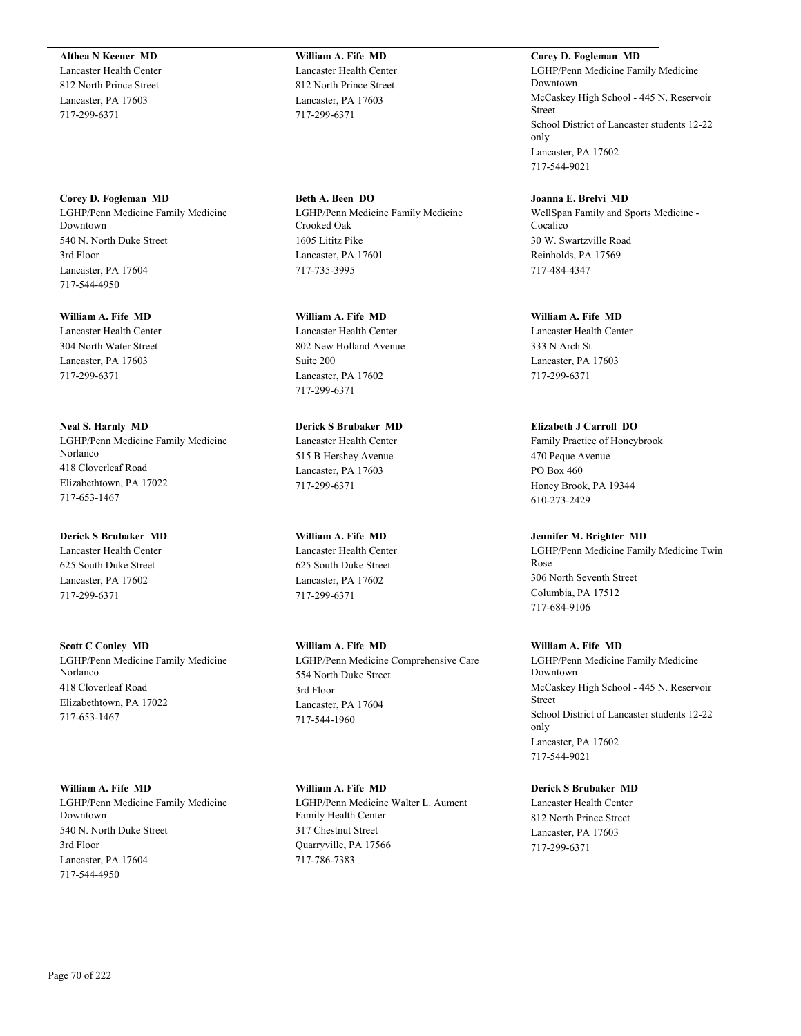**Althea N Keener MD**
Lancaster Health Center
812 North Prince Street
Lancaster, PA 17603
717-299-6371

**William A. Fife MD**
Lancaster Health Center
812 North Prince Street
Lancaster, PA 17603
717-299-6371

**Corey D. Fogleman MD**
LGHP/Penn Medicine Family Medicine Downtown
McCaskey High School - 445 N. Reservoir Street
School District of Lancaster students 12-22 only
Lancaster, PA 17602
717-544-9021

**Corey D. Fogleman MD**
LGHP/Penn Medicine Family Medicine Downtown
540 N. North Duke Street
3rd Floor
Lancaster, PA 17604
717-544-4950

**Beth A. Been DO**
LGHP/Penn Medicine Family Medicine Crooked Oak
1605 Lititz Pike
Lancaster, PA 17601
717-735-3995

**Joanna E. Brelvi MD**
WellSpan Family and Sports Medicine - Cocalico
30 W. Swartzville Road
Reinholds, PA 17569
717-484-4347

**William A. Fife MD**
Lancaster Health Center
304 North Water Street
Lancaster, PA 17603
717-299-6371

**William A. Fife MD**
Lancaster Health Center
802 New Holland Avenue
Suite 200
Lancaster, PA 17602
717-299-6371

**William A. Fife MD**
Lancaster Health Center
333 N Arch St
Lancaster, PA 17603
717-299-6371

**Neal S. Harnly MD**
LGHP/Penn Medicine Family Medicine Norlanco
418 Cloverleaf Road
Elizabethtown, PA 17022
717-653-1467

**Derick S Brubaker MD**
Lancaster Health Center
515 B Hershey Avenue
Lancaster, PA 17603
717-299-6371

**Elizabeth J Carroll DO**
Family Practice of Honeybrook
470 Peque Avenue
PO Box 460
Honey Brook, PA 19344
610-273-2429

**Derick S Brubaker MD**
Lancaster Health Center
625 South Duke Street
Lancaster, PA 17602
717-299-6371

**William A. Fife MD**
Lancaster Health Center
625 South Duke Street
Lancaster, PA 17602
717-299-6371

**Jennifer M. Brighter MD**
LGHP/Penn Medicine Family Medicine Twin Rose
306 North Seventh Street
Columbia, PA 17512
717-684-9106

**Scott C Conley MD**
LGHP/Penn Medicine Family Medicine Norlanco
418 Cloverleaf Road
Elizabethtown, PA 17022
717-653-1467

**William A. Fife MD**
LGHP/Penn Medicine Comprehensive Care
554 North Duke Street
3rd Floor
Lancaster, PA 17604
717-544-1960

**William A. Fife MD**
LGHP/Penn Medicine Family Medicine Downtown
McCaskey High School - 445 N. Reservoir Street
School District of Lancaster students 12-22 only
Lancaster, PA 17602
717-544-9021

**William A. Fife MD**
LGHP/Penn Medicine Family Medicine Downtown
540 N. North Duke Street
3rd Floor
Lancaster, PA 17604
717-544-4950

**William A. Fife MD**
LGHP/Penn Medicine Walter L. Aument Family Health Center
317 Chestnut Street
Quarryville, PA 17566
717-786-7383

**Derick S Brubaker MD**
Lancaster Health Center
812 North Prince Street
Lancaster, PA 17603
717-299-6371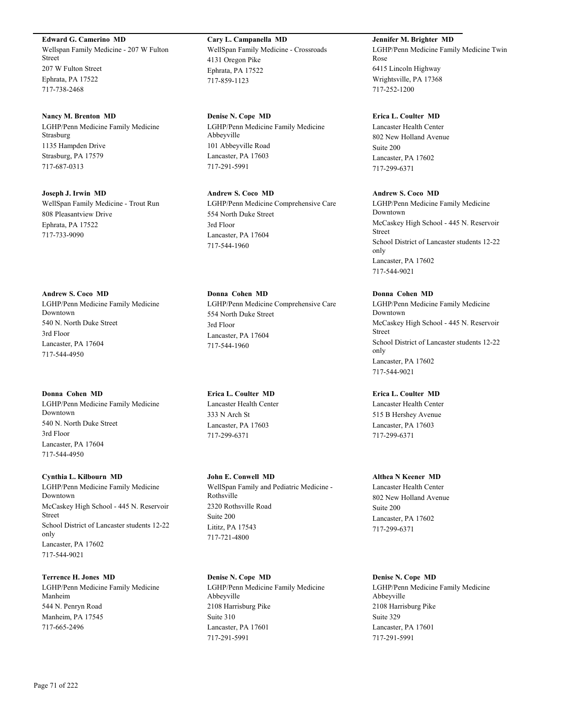**Edward G. Camerino MD**
Wellspan Family Medicine - 207 W Fulton Street
207 W Fulton Street
Ephrata, PA 17522
717-738-2468

**Cary L. Campanella MD**
WellSpan Family Medicine - Crossroads
4131 Oregon Pike
Ephrata, PA 17522
717-859-1123

**Jennifer M. Brighter MD**
LGHP/Penn Medicine Family Medicine Twin Rose
6415 Lincoln Highway
Wrightsville, PA 17368
717-252-1200

**Nancy M. Brenton MD**
LGHP/Penn Medicine Family Medicine Strasburg
1135 Hampden Drive
Strasburg, PA 17579
717-687-0313

**Denise N. Cope MD**
LGHP/Penn Medicine Family Medicine Abbeyville
101 Abbeyville Road
Lancaster, PA 17603
717-291-5991

**Erica L. Coulter MD**
Lancaster Health Center
802 New Holland Avenue
Suite 200
Lancaster, PA 17602
717-299-6371

**Joseph J. Irwin MD**
WellSpan Family Medicine - Trout Run
808 Pleasantview Drive
Ephrata, PA 17522
717-733-9090

**Andrew S. Coco MD**
LGHP/Penn Medicine Comprehensive Care
554 North Duke Street
3rd Floor
Lancaster, PA 17604
717-544-1960

**Andrew S. Coco MD**
LGHP/Penn Medicine Family Medicine Downtown
McCaskey High School - 445 N. Reservoir Street
School District of Lancaster students 12-22 only
Lancaster, PA 17602
717-544-9021

**Andrew S. Coco MD**
LGHP/Penn Medicine Family Medicine Downtown
540 N. North Duke Street
3rd Floor
Lancaster, PA 17604
717-544-4950

**Donna Cohen MD**
LGHP/Penn Medicine Comprehensive Care
554 North Duke Street
3rd Floor
Lancaster, PA 17604
717-544-1960

**Donna Cohen MD**
LGHP/Penn Medicine Family Medicine Downtown
McCaskey High School - 445 N. Reservoir Street
School District of Lancaster students 12-22 only
Lancaster, PA 17602
717-544-9021

**Donna Cohen MD**
LGHP/Penn Medicine Family Medicine Downtown
540 N. North Duke Street
3rd Floor
Lancaster, PA 17604
717-544-4950

**Erica L. Coulter MD**
Lancaster Health Center
333 N Arch St
Lancaster, PA 17603
717-299-6371

**Erica L. Coulter MD**
Lancaster Health Center
515 B Hershey Avenue
Lancaster, PA 17603
717-299-6371

**Cynthia L. Kilbourn MD**
LGHP/Penn Medicine Family Medicine Downtown
McCaskey High School - 445 N. Reservoir Street
School District of Lancaster students 12-22 only
Lancaster, PA 17602
717-544-9021

**John E. Conwell MD**
WellSpan Family and Pediatric Medicine - Rothsville
2320 Rothsville Road
Suite 200
Lititz, PA 17543
717-721-4800

**Althea N Keener MD**
Lancaster Health Center
802 New Holland Avenue
Suite 200
Lancaster, PA 17602
717-299-6371

**Terrence H. Jones MD**
LGHP/Penn Medicine Family Medicine Manheim
544 N. Penryn Road
Manheim, PA 17545
717-665-2496

**Denise N. Cope MD**
LGHP/Penn Medicine Family Medicine Abbeyville
2108 Harrisburg Pike
Suite 310
Lancaster, PA 17601
717-291-5991

**Denise N. Cope MD**
LGHP/Penn Medicine Family Medicine Abbeyville
2108 Harrisburg Pike
Suite 329
Lancaster, PA 17601
717-291-5991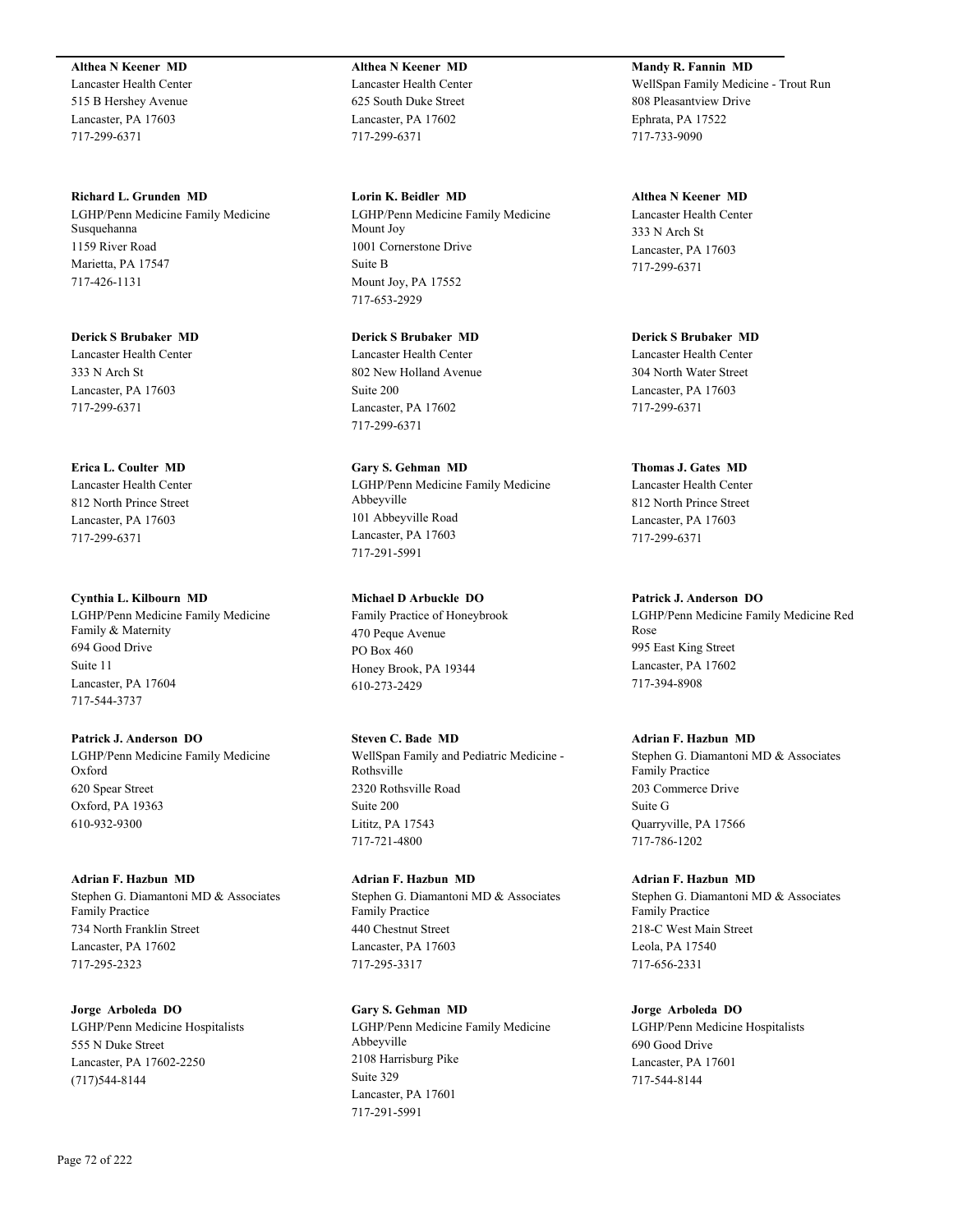**Althea N Keener MD**
Lancaster Health Center
515 B Hershey Avenue
Lancaster, PA 17603
717-299-6371

**Richard L. Grunden MD**
LGHP/Penn Medicine Family Medicine Susquehanna
1159 River Road
Marietta, PA 17547
717-426-1131

**Derick S Brubaker MD**
Lancaster Health Center
333 N Arch St
Lancaster, PA 17603
717-299-6371

**Erica L. Coulter MD**
Lancaster Health Center
812 North Prince Street
Lancaster, PA 17603
717-299-6371

**Cynthia L. Kilbourn MD**
LGHP/Penn Medicine Family Medicine Family & Maternity
694 Good Drive
Suite 11
Lancaster, PA 17604
717-544-3737

**Patrick J. Anderson DO**
LGHP/Penn Medicine Family Medicine Oxford
620 Spear Street
Oxford, PA 19363
610-932-9300

**Adrian F. Hazbun MD**
Stephen G. Diamantoni MD & Associates Family Practice
734 North Franklin Street
Lancaster, PA 17602
717-295-2323

**Jorge Arboleda DO**
LGHP/Penn Medicine Hospitalists
555 N Duke Street
Lancaster, PA 17602-2250
(717)544-8144

**Althea N Keener MD**
Lancaster Health Center
625 South Duke Street
Lancaster, PA 17602
717-299-6371

**Lorin K. Beidler MD**
LGHP/Penn Medicine Family Medicine Mount Joy
1001 Cornerstone Drive
Suite B
Mount Joy, PA 17552
717-653-2929

**Derick S Brubaker MD**
Lancaster Health Center
802 New Holland Avenue
Suite 200
Lancaster, PA 17602
717-299-6371

**Gary S. Gehman MD**
LGHP/Penn Medicine Family Medicine Abbeyville
101 Abbeyville Road
Lancaster, PA 17603
717-291-5991

**Michael D Arbuckle DO**
Family Practice of Honeybrook
470 Peque Avenue
PO Box 460
Honey Brook, PA 19344
610-273-2429

**Steven C. Bade MD**
WellSpan Family and Pediatric Medicine - Rothsville
2320 Rothsville Road
Suite 200
Lititz, PA 17543
717-721-4800

**Adrian F. Hazbun MD**
Stephen G. Diamantoni MD & Associates Family Practice
440 Chestnut Street
Lancaster, PA 17603
717-295-3317

**Gary S. Gehman MD**
LGHP/Penn Medicine Family Medicine Abbeyville
2108 Harrisburg Pike
Suite 329
Lancaster, PA 17601
717-291-5991

**Mandy R. Fannin MD**
WellSpan Family Medicine - Trout Run
808 Pleasantview Drive
Ephrata, PA 17522
717-733-9090

**Althea N Keener MD**
Lancaster Health Center
333 N Arch St
Lancaster, PA 17603
717-299-6371

**Derick S Brubaker MD**
Lancaster Health Center
304 North Water Street
Lancaster, PA 17603
717-299-6371

**Thomas J. Gates MD**
Lancaster Health Center
812 North Prince Street
Lancaster, PA 17603
717-299-6371

**Patrick J. Anderson DO**
LGHP/Penn Medicine Family Medicine Red Rose
995 East King Street
Lancaster, PA 17602
717-394-8908

**Adrian F. Hazbun MD**
Stephen G. Diamantoni MD & Associates Family Practice
203 Commerce Drive
Suite G
Quarryville, PA 17566
717-786-1202

**Adrian F. Hazbun MD**
Stephen G. Diamantoni MD & Associates Family Practice
218-C West Main Street
Leola, PA 17540
717-656-2331

**Jorge Arboleda DO**
LGHP/Penn Medicine Hospitalists
690 Good Drive
Lancaster, PA 17601
717-544-8144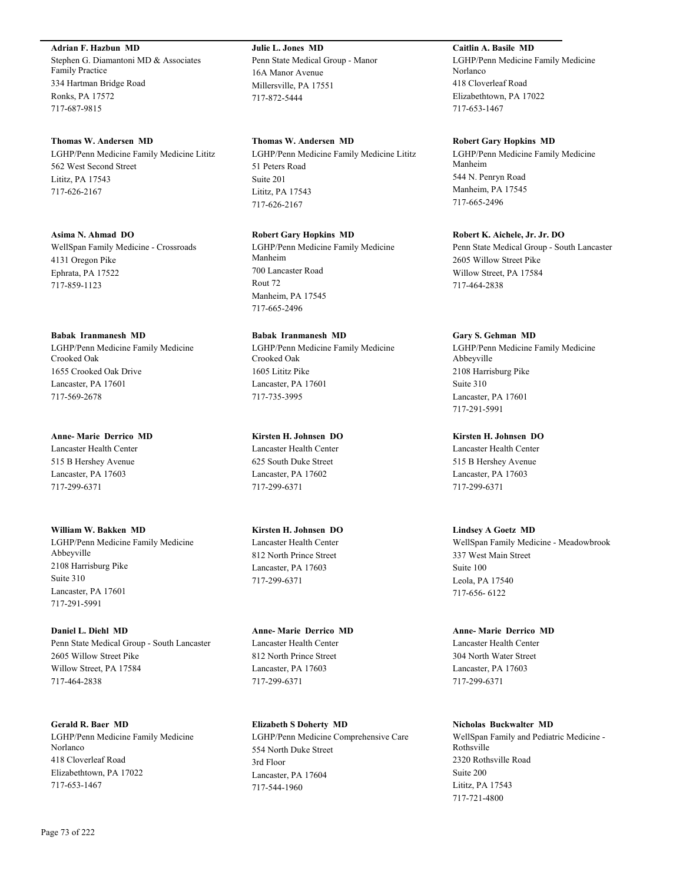**Adrian F. Hazbun MD**
Stephen G. Diamantoni MD & Associates Family Practice
334 Hartman Bridge Road
Ronks, PA 17572
717-687-9815

**Thomas W. Andersen MD**
LGHP/Penn Medicine Family Medicine Lititz
562 West Second Street
Lititz, PA 17543
717-626-2167

**Asima N. Ahmad DO**
WellSpan Family Medicine - Crossroads
4131 Oregon Pike
Ephrata, PA 17522
717-859-1123

**Babak Iranmanesh MD**
LGHP/Penn Medicine Family Medicine Crooked Oak
1655 Crooked Oak Drive
Lancaster, PA 17601
717-569-2678

**Anne- Marie Derrico MD**
Lancaster Health Center
515 B Hershey Avenue
Lancaster, PA 17603
717-299-6371

**William W. Bakken MD**
LGHP/Penn Medicine Family Medicine Abbeyville
2108 Harrisburg Pike
Suite 310
Lancaster, PA 17601
717-291-5991

**Daniel L. Diehl MD**
Penn State Medical Group - South Lancaster
2605 Willow Street Pike
Willow Street, PA 17584
717-464-2838

**Gerald R. Baer MD**
LGHP/Penn Medicine Family Medicine Norlanco
418 Cloverleaf Road
Elizabethtown, PA 17022
717-653-1467

**Julie L. Jones MD**
Penn State Medical Group - Manor
16A Manor Avenue
Millersville, PA 17551
717-872-5444

**Thomas W. Andersen MD**
LGHP/Penn Medicine Family Medicine Lititz
51 Peters Road
Suite 201
Lititz, PA 17543
717-626-2167

**Robert Gary Hopkins MD**
LGHP/Penn Medicine Family Medicine Manheim
700 Lancaster Road
Rout 72
Manheim, PA 17545
717-665-2496

**Babak Iranmanesh MD**
LGHP/Penn Medicine Family Medicine Crooked Oak
1605 Lititz Pike
Lancaster, PA 17601
717-735-3995

**Kirsten H. Johnsen DO**
Lancaster Health Center
625 South Duke Street
Lancaster, PA 17602
717-299-6371

**Kirsten H. Johnsen DO**
Lancaster Health Center
812 North Prince Street
Lancaster, PA 17603
717-299-6371

**Anne- Marie Derrico MD**
Lancaster Health Center
812 North Prince Street
Lancaster, PA 17603
717-299-6371

**Elizabeth S Doherty MD**
LGHP/Penn Medicine Comprehensive Care
554 North Duke Street
3rd Floor
Lancaster, PA 17604
717-544-1960

**Caitlin A. Basile MD**
LGHP/Penn Medicine Family Medicine Norlanco
418 Cloverleaf Road
Elizabethtown, PA 17022
717-653-1467

**Robert Gary Hopkins MD**
LGHP/Penn Medicine Family Medicine Manheim
544 N. Penryn Road
Manheim, PA 17545
717-665-2496

**Robert K. Aichele, Jr. Jr. DO**
Penn State Medical Group - South Lancaster
2605 Willow Street Pike
Willow Street, PA 17584
717-464-2838

**Gary S. Gehman MD**
LGHP/Penn Medicine Family Medicine Abbeyville
2108 Harrisburg Pike
Suite 310
Lancaster, PA 17601
717-291-5991

**Kirsten H. Johnsen DO**
Lancaster Health Center
515 B Hershey Avenue
Lancaster, PA 17603
717-299-6371

**Lindsey A Goetz MD**
WellSpan Family Medicine - Meadowbrook
337 West Main Street
Suite 100
Leola, PA 17540
717-656- 6122

**Anne- Marie Derrico MD**
Lancaster Health Center
304 North Water Street
Lancaster, PA 17603
717-299-6371

**Nicholas Buckwalter MD**
WellSpan Family and Pediatric Medicine - Rothsville
2320 Rothsville Road
Suite 200
Lititz, PA 17543
717-721-4800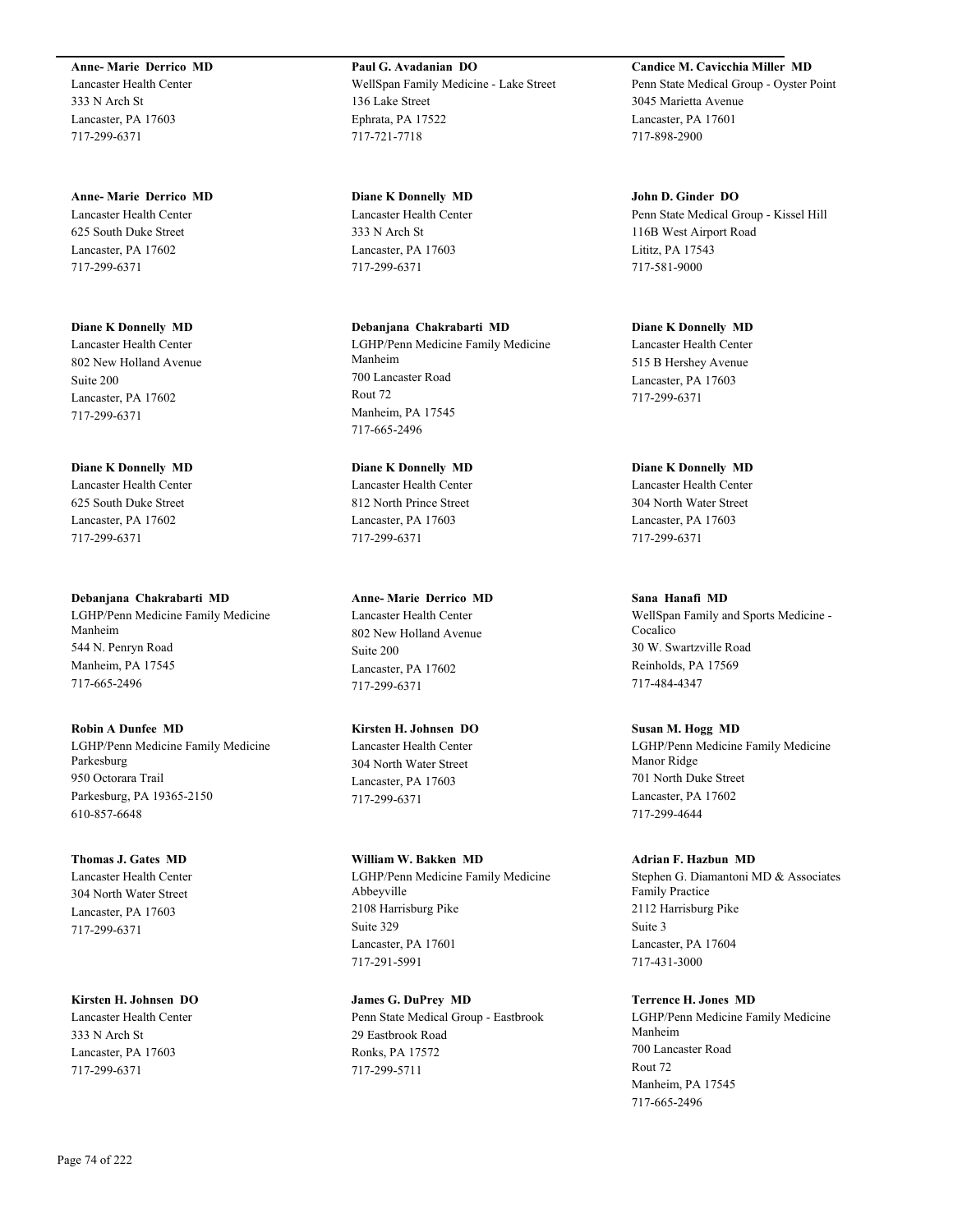**Anne- Marie Derrico MD**
Lancaster Health Center
333 N Arch St
Lancaster, PA 17603
717-299-6371

**Anne- Marie Derrico MD**
Lancaster Health Center
625 South Duke Street
Lancaster, PA 17602
717-299-6371

**Diane K Donnelly MD**
Lancaster Health Center
802 New Holland Avenue
Suite 200
Lancaster, PA 17602
717-299-6371

**Diane K Donnelly MD**
Lancaster Health Center
625 South Duke Street
Lancaster, PA 17602
717-299-6371

**Debanjana Chakrabarti MD**
LGHP/Penn Medicine Family Medicine Manheim
544 N. Penryn Road
Manheim, PA 17545
717-665-2496

**Robin A Dunfee MD**
LGHP/Penn Medicine Family Medicine Parkesburg
950 Octorara Trail
Parkesburg, PA 19365-2150
610-857-6648

**Thomas J. Gates MD**
Lancaster Health Center
304 North Water Street
Lancaster, PA 17603
717-299-6371

**Kirsten H. Johnsen DO**
Lancaster Health Center
333 N Arch St
Lancaster, PA 17603
717-299-6371

**Paul G. Avadanian DO**
WellSpan Family Medicine - Lake Street
136 Lake Street
Ephrata, PA 17522
717-721-7718

**Diane K Donnelly MD**
Lancaster Health Center
333 N Arch St
Lancaster, PA 17603
717-299-6371

**Debanjana Chakrabarti MD**
LGHP/Penn Medicine Family Medicine Manheim
700 Lancaster Road
Rout 72
Manheim, PA 17545
717-665-2496

**Diane K Donnelly MD**
Lancaster Health Center
812 North Prince Street
Lancaster, PA 17603
717-299-6371

**Anne- Marie Derrico MD**
Lancaster Health Center
802 New Holland Avenue
Suite 200
Lancaster, PA 17602
717-299-6371

**Kirsten H. Johnsen DO**
Lancaster Health Center
304 North Water Street
Lancaster, PA 17603
717-299-6371

**William W. Bakken MD**
LGHP/Penn Medicine Family Medicine Abbeyville
2108 Harrisburg Pike
Suite 329
Lancaster, PA 17601
717-291-5991

**James G. DuPrey MD**
Penn State Medical Group - Eastbrook
29 Eastbrook Road
Ronks, PA 17572
717-299-5711

**Candice M. Cavicchia Miller MD**
Penn State Medical Group - Oyster Point
3045 Marietta Avenue
Lancaster, PA 17601
717-898-2900

**John D. Ginder DO**
Penn State Medical Group - Kissel Hill
116B West Airport Road
Lititz, PA 17543
717-581-9000

**Diane K Donnelly MD**
Lancaster Health Center
515 B Hershey Avenue
Lancaster, PA 17603
717-299-6371

**Diane K Donnelly MD**
Lancaster Health Center
304 North Water Street
Lancaster, PA 17603
717-299-6371

**Sana Hanafi MD**
WellSpan Family and Sports Medicine - Cocalico
30 W. Swartzville Road
Reinholds, PA 17569
717-484-4347

**Susan M. Hogg MD**
LGHP/Penn Medicine Family Medicine Manor Ridge
701 North Duke Street
Lancaster, PA 17602
717-299-4644

**Adrian F. Hazbun MD**
Stephen G. Diamantoni MD & Associates Family Practice
2112 Harrisburg Pike
Suite 3
Lancaster, PA 17604
717-431-3000

**Terrence H. Jones MD**
LGHP/Penn Medicine Family Medicine Manheim
700 Lancaster Road
Rout 72
Manheim, PA 17545
717-665-2496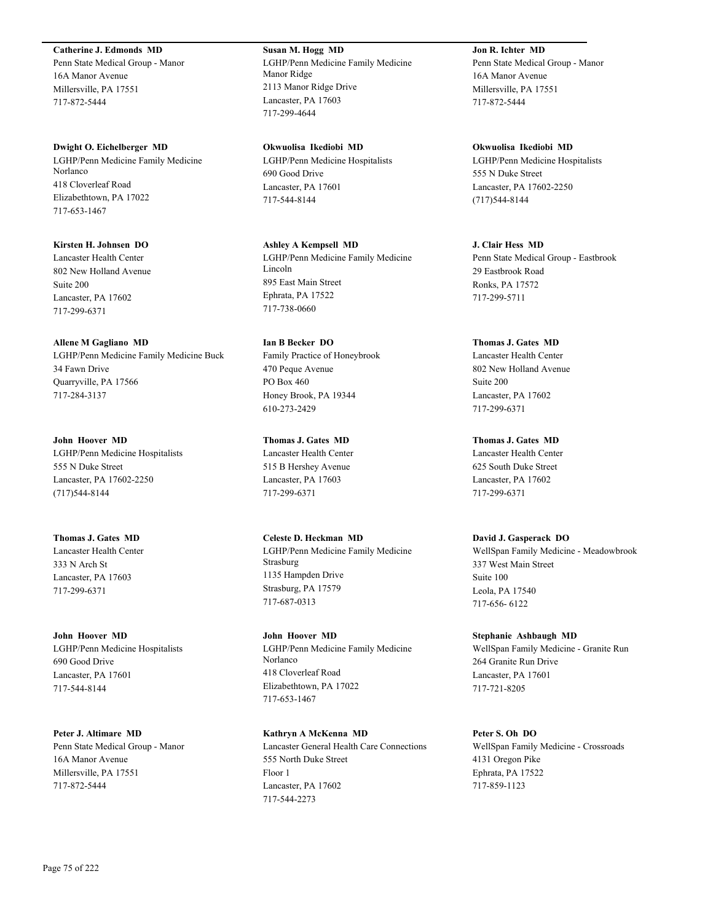**Catherine J. Edmonds MD**
Penn State Medical Group - Manor
16A Manor Avenue
Millersville, PA 17551
717-872-5444

**Dwight O. Eichelberger MD**
LGHP/Penn Medicine Family Medicine Norlanco
418 Cloverleaf Road
Elizabethtown, PA 17022
717-653-1467

**Kirsten H. Johnsen DO**
Lancaster Health Center
802 New Holland Avenue
Suite 200
Lancaster, PA 17602
717-299-6371

**Allene M Gagliano MD**
LGHP/Penn Medicine Family Medicine Buck
34 Fawn Drive
Quarryville, PA 17566
717-284-3137

**John Hoover MD**
LGHP/Penn Medicine Hospitalists
555 N Duke Street
Lancaster, PA 17602-2250
(717)544-8144

**Thomas J. Gates MD**
Lancaster Health Center
333 N Arch St
Lancaster, PA 17603
717-299-6371

**John Hoover MD**
LGHP/Penn Medicine Hospitalists
690 Good Drive
Lancaster, PA 17601
717-544-8144

**Peter J. Altimare MD**
Penn State Medical Group - Manor
16A Manor Avenue
Millersville, PA 17551
717-872-5444

**Susan M. Hogg MD**
LGHP/Penn Medicine Family Medicine Manor Ridge
2113 Manor Ridge Drive
Lancaster, PA 17603
717-299-4644

**Okwuolisa Ikediobi MD**
LGHP/Penn Medicine Hospitalists
690 Good Drive
Lancaster, PA 17601
717-544-8144

**Ashley A Kempsell MD**
LGHP/Penn Medicine Family Medicine Lincoln
895 East Main Street
Ephrata, PA 17522
717-738-0660

**Ian B Becker DO**
Family Practice of Honeybrook
470 Peque Avenue
PO Box 460
Honey Brook, PA 19344
610-273-2429

**Thomas J. Gates MD**
Lancaster Health Center
515 B Hershey Avenue
Lancaster, PA 17603
717-299-6371

**Celeste D. Heckman MD**
LGHP/Penn Medicine Family Medicine Strasburg
1135 Hampden Drive
Strasburg, PA 17579
717-687-0313

**John Hoover MD**
LGHP/Penn Medicine Family Medicine Norlanco
418 Cloverleaf Road
Elizabethtown, PA 17022
717-653-1467

**Kathryn A McKenna MD**
Lancaster General Health Care Connections
555 North Duke Street
Floor 1
Lancaster, PA 17602
717-544-2273

**Jon R. Ichter MD**
Penn State Medical Group - Manor
16A Manor Avenue
Millersville, PA 17551
717-872-5444

**Okwuolisa Ikediobi MD**
LGHP/Penn Medicine Hospitalists
555 N Duke Street
Lancaster, PA 17602-2250
(717)544-8144

**J. Clair Hess MD**
Penn State Medical Group - Eastbrook
29 Eastbrook Road
Ronks, PA 17572
717-299-5711

**Thomas J. Gates MD**
Lancaster Health Center
802 New Holland Avenue
Suite 200
Lancaster, PA 17602
717-299-6371

**Thomas J. Gates MD**
Lancaster Health Center
625 South Duke Street
Lancaster, PA 17602
717-299-6371

**David J. Gasperack DO**
WellSpan Family Medicine - Meadowbrook
337 West Main Street
Suite 100
Leola, PA 17540
717-656- 6122

**Stephanie Ashbaugh MD**
WellSpan Family Medicine - Granite Run
264 Granite Run Drive
Lancaster, PA 17601
717-721-8205

**Peter S. Oh DO**
WellSpan Family Medicine - Crossroads
4131 Oregon Pike
Ephrata, PA 17522
717-859-1123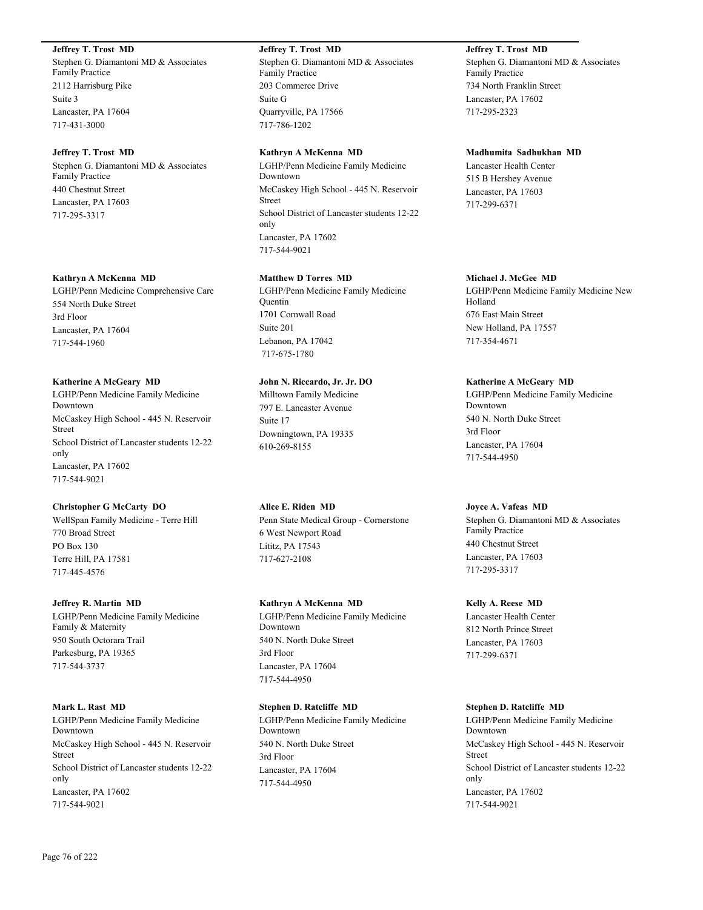**Jeffrey T. Trost MD**
Stephen G. Diamantoni MD & Associates Family Practice
2112 Harrisburg Pike
Suite 3
Lancaster, PA 17604
717-431-3000

**Jeffrey T. Trost MD**
Stephen G. Diamantoni MD & Associates Family Practice
440 Chestnut Street
Lancaster, PA 17603
717-295-3317

**Kathryn A McKenna MD**
LGHP/Penn Medicine Comprehensive Care
554 North Duke Street
3rd Floor
Lancaster, PA 17604
717-544-1960

**Katherine A McGeary MD**
LGHP/Penn Medicine Family Medicine Downtown
McCaskey High School - 445 N. Reservoir Street
School District of Lancaster students 12-22 only
Lancaster, PA 17602
717-544-9021

**Christopher G McCarty DO**
WellSpan Family Medicine - Terre Hill
770 Broad Street
PO Box 130
Terre Hill, PA 17581
717-445-4576

**Jeffrey R. Martin MD**
LGHP/Penn Medicine Family Medicine Family & Maternity
950 South Octorara Trail
Parkesburg, PA 19365
717-544-3737

**Mark L. Rast MD**
LGHP/Penn Medicine Family Medicine Downtown
McCaskey High School - 445 N. Reservoir Street
School District of Lancaster students 12-22 only
Lancaster, PA 17602
717-544-9021

**Jeffrey T. Trost MD**
Stephen G. Diamantoni MD & Associates Family Practice
203 Commerce Drive
Suite G
Quarryville, PA 17566
717-786-1202

**Kathryn A McKenna MD**
LGHP/Penn Medicine Family Medicine Downtown
McCaskey High School - 445 N. Reservoir Street
School District of Lancaster students 12-22 only
Lancaster, PA 17602
717-544-9021

**Matthew D Torres MD**
LGHP/Penn Medicine Family Medicine Quentin
1701 Cornwall Road
Suite 201
Lebanon, PA 17042
717-675-1780

**John N. Riccardo, Jr. Jr. DO**
Milltown Family Medicine
797 E. Lancaster Avenue
Suite 17
Downingtown, PA 19335
610-269-8155

**Alice E. Riden MD**
Penn State Medical Group - Cornerstone
6 West Newport Road
Lititz, PA 17543
717-627-2108

**Kathryn A McKenna MD**
LGHP/Penn Medicine Family Medicine Downtown
540 N. North Duke Street
3rd Floor
Lancaster, PA 17604
717-544-4950

**Stephen D. Ratcliffe MD**
LGHP/Penn Medicine Family Medicine Downtown
540 N. North Duke Street
3rd Floor
Lancaster, PA 17604
717-544-4950

**Jeffrey T. Trost MD**
Stephen G. Diamantoni MD & Associates Family Practice
734 North Franklin Street
Lancaster, PA 17602
717-295-2323

**Madhumita Sadhukhan MD**
Lancaster Health Center
515 B Hershey Avenue
Lancaster, PA 17603
717-299-6371

**Michael J. McGee MD**
LGHP/Penn Medicine Family Medicine New Holland
676 East Main Street
New Holland, PA 17557
717-354-4671

**Katherine A McGeary MD**
LGHP/Penn Medicine Family Medicine Downtown
540 N. North Duke Street
3rd Floor
Lancaster, PA 17604
717-544-4950

**Joyce A. Vafeas MD**
Stephen G. Diamantoni MD & Associates Family Practice
440 Chestnut Street
Lancaster, PA 17603
717-295-3317

**Kelly A. Reese MD**
Lancaster Health Center
812 North Prince Street
Lancaster, PA 17603
717-299-6371

**Stephen D. Ratcliffe MD**
LGHP/Penn Medicine Family Medicine Downtown
McCaskey High School - 445 N. Reservoir Street
School District of Lancaster students 12-22 only
Lancaster, PA 17602
717-544-9021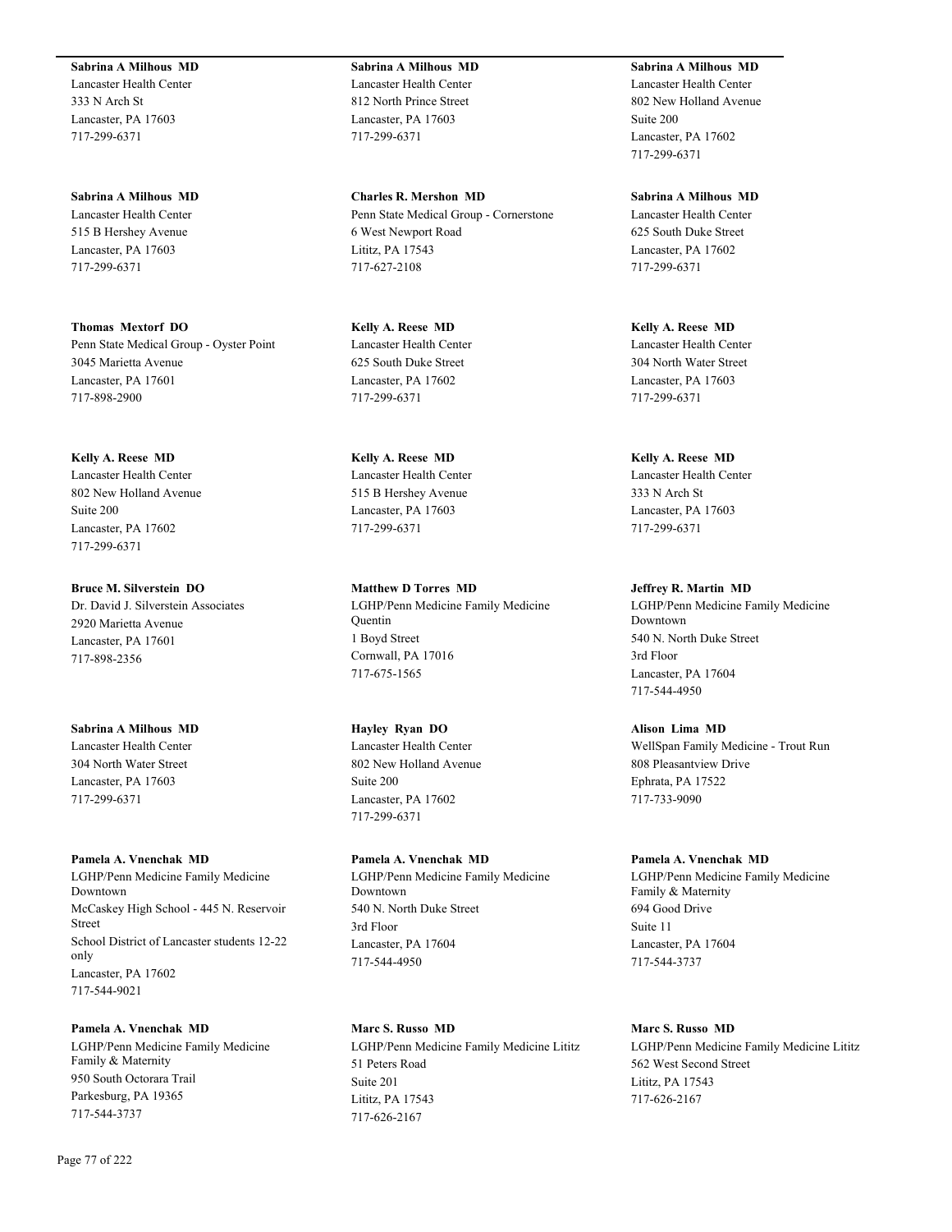**Sabrina A Milhous MD**
Lancaster Health Center
333 N Arch St
Lancaster, PA 17603
717-299-6371

**Sabrina A Milhous MD**
Lancaster Health Center
812 North Prince Street
Lancaster, PA 17603
717-299-6371

**Sabrina A Milhous MD**
Lancaster Health Center
802 New Holland Avenue
Suite 200
Lancaster, PA 17602
717-299-6371

**Sabrina A Milhous MD**
Lancaster Health Center
515 B Hershey Avenue
Lancaster, PA 17603
717-299-6371

**Charles R. Mershon MD**
Penn State Medical Group - Cornerstone
6 West Newport Road
Lititz, PA 17543
717-627-2108

**Sabrina A Milhous MD**
Lancaster Health Center
625 South Duke Street
Lancaster, PA 17602
717-299-6371

**Thomas Mextorf DO**
Penn State Medical Group - Oyster Point
3045 Marietta Avenue
Lancaster, PA 17601
717-898-2900

**Kelly A. Reese MD**
Lancaster Health Center
625 South Duke Street
Lancaster, PA 17602
717-299-6371

**Kelly A. Reese MD**
Lancaster Health Center
304 North Water Street
Lancaster, PA 17603
717-299-6371

**Kelly A. Reese MD**
Lancaster Health Center
802 New Holland Avenue
Suite 200
Lancaster, PA 17602
717-299-6371

**Kelly A. Reese MD**
Lancaster Health Center
515 B Hershey Avenue
Lancaster, PA 17603
717-299-6371

**Kelly A. Reese MD**
Lancaster Health Center
333 N Arch St
Lancaster, PA 17603
717-299-6371

**Bruce M. Silverstein DO**
Dr. David J. Silverstein Associates
2920 Marietta Avenue
Lancaster, PA 17601
717-898-2356

**Matthew D Torres MD**
LGHP/Penn Medicine Family Medicine Quentin
1 Boyd Street
Cornwall, PA 17016
717-675-1565

**Jeffrey R. Martin MD**
LGHP/Penn Medicine Family Medicine Downtown
540 N. North Duke Street
3rd Floor
Lancaster, PA 17604
717-544-4950

**Sabrina A Milhous MD**
Lancaster Health Center
304 North Water Street
Lancaster, PA 17603
717-299-6371

**Hayley Ryan DO**
Lancaster Health Center
802 New Holland Avenue
Suite 200
Lancaster, PA 17602
717-299-6371

**Alison Lima MD**
WellSpan Family Medicine - Trout Run
808 Pleasantview Drive
Ephrata, PA 17522
717-733-9090

**Pamela A. Vnenchak MD**
LGHP/Penn Medicine Family Medicine Downtown
McCaskey High School - 445 N. Reservoir Street
School District of Lancaster students 12-22 only
Lancaster, PA 17602
717-544-9021

**Pamela A. Vnenchak MD**
LGHP/Penn Medicine Family Medicine Downtown
540 N. North Duke Street
3rd Floor
Lancaster, PA 17604
717-544-4950

**Pamela A. Vnenchak MD**
LGHP/Penn Medicine Family Medicine Family & Maternity
694 Good Drive
Suite 11
Lancaster, PA 17604
717-544-3737

**Pamela A. Vnenchak MD**
LGHP/Penn Medicine Family Medicine Family & Maternity
950 South Octorara Trail
Parkesburg, PA 19365
717-544-3737

**Marc S. Russo MD**
LGHP/Penn Medicine Family Medicine Lititz
51 Peters Road
Suite 201
Lititz, PA 17543
717-626-2167

**Marc S. Russo MD**
LGHP/Penn Medicine Family Medicine Lititz
562 West Second Street
Lititz, PA 17543
717-626-2167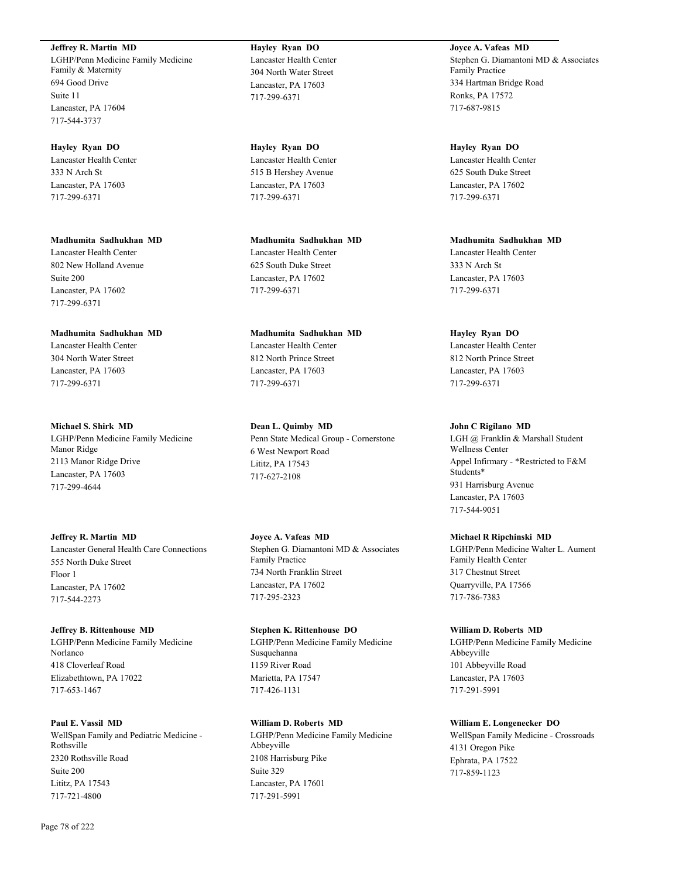**Jeffrey R. Martin MD**
LGHP/Penn Medicine Family Medicine Family & Maternity
694 Good Drive
Suite 11
Lancaster, PA 17604
717-544-3737

**Hayley Ryan DO**
Lancaster Health Center
304 North Water Street
Lancaster, PA 17603
717-299-6371

**Joyce A. Vafeas MD**
Stephen G. Diamantoni MD & Associates Family Practice
334 Hartman Bridge Road
Ronks, PA 17572
717-687-9815

**Hayley Ryan DO**
Lancaster Health Center
333 N Arch St
Lancaster, PA 17603
717-299-6371

**Hayley Ryan DO**
Lancaster Health Center
515 B Hershey Avenue
Lancaster, PA 17603
717-299-6371

**Hayley Ryan DO**
Lancaster Health Center
625 South Duke Street
Lancaster, PA 17602
717-299-6371

**Madhumita Sadhukhan MD**
Lancaster Health Center
802 New Holland Avenue
Suite 200
Lancaster, PA 17602
717-299-6371

**Madhumita Sadhukhan MD**
Lancaster Health Center
625 South Duke Street
Lancaster, PA 17602
717-299-6371

**Madhumita Sadhukhan MD**
Lancaster Health Center
333 N Arch St
Lancaster, PA 17603
717-299-6371

**Madhumita Sadhukhan MD**
Lancaster Health Center
304 North Water Street
Lancaster, PA 17603
717-299-6371

**Madhumita Sadhukhan MD**
Lancaster Health Center
812 North Prince Street
Lancaster, PA 17603
717-299-6371

**Hayley Ryan DO**
Lancaster Health Center
812 North Prince Street
Lancaster, PA 17603
717-299-6371

**Michael S. Shirk MD**
LGHP/Penn Medicine Family Medicine Manor Ridge
2113 Manor Ridge Drive
Lancaster, PA 17603
717-299-4644

**Dean L. Quimby MD**
Penn State Medical Group - Cornerstone
6 West Newport Road
Lititz, PA 17543
717-627-2108

**John C Rigilano MD**
LGH @ Franklin & Marshall Student Wellness Center
Appel Infirmary - *Restricted to F&M Students*
931 Harrisburg Avenue
Lancaster, PA 17603
717-544-9051

**Jeffrey R. Martin MD**
Lancaster General Health Care Connections
555 North Duke Street
Floor 1
Lancaster, PA 17602
717-544-2273

**Joyce A. Vafeas MD**
Stephen G. Diamantoni MD & Associates Family Practice
734 North Franklin Street
Lancaster, PA 17602
717-295-2323

**Michael R Ripchinski MD**
LGHP/Penn Medicine Walter L. Aument Family Health Center
317 Chestnut Street
Quarryville, PA 17566
717-786-7383

**Jeffrey B. Rittenhouse MD**
LGHP/Penn Medicine Family Medicine Norlanco
418 Cloverleaf Road
Elizabethtown, PA 17022
717-653-1467

**Stephen K. Rittenhouse DO**
LGHP/Penn Medicine Family Medicine Susquehanna
1159 River Road
Marietta, PA 17547
717-426-1131

**William D. Roberts MD**
LGHP/Penn Medicine Family Medicine Abbeyville
101 Abbeyville Road
Lancaster, PA 17603
717-291-5991

**Paul E. Vassil MD**
WellSpan Family and Pediatric Medicine - Rothsville
2320 Rothsville Road
Suite 200
Lititz, PA 17543
717-721-4800

**William D. Roberts MD**
LGHP/Penn Medicine Family Medicine Abbeyville
2108 Harrisburg Pike
Suite 329
Lancaster, PA 17601
717-291-5991

**William E. Longenecker DO**
WellSpan Family Medicine - Crossroads
4131 Oregon Pike
Ephrata, PA 17522
717-859-1123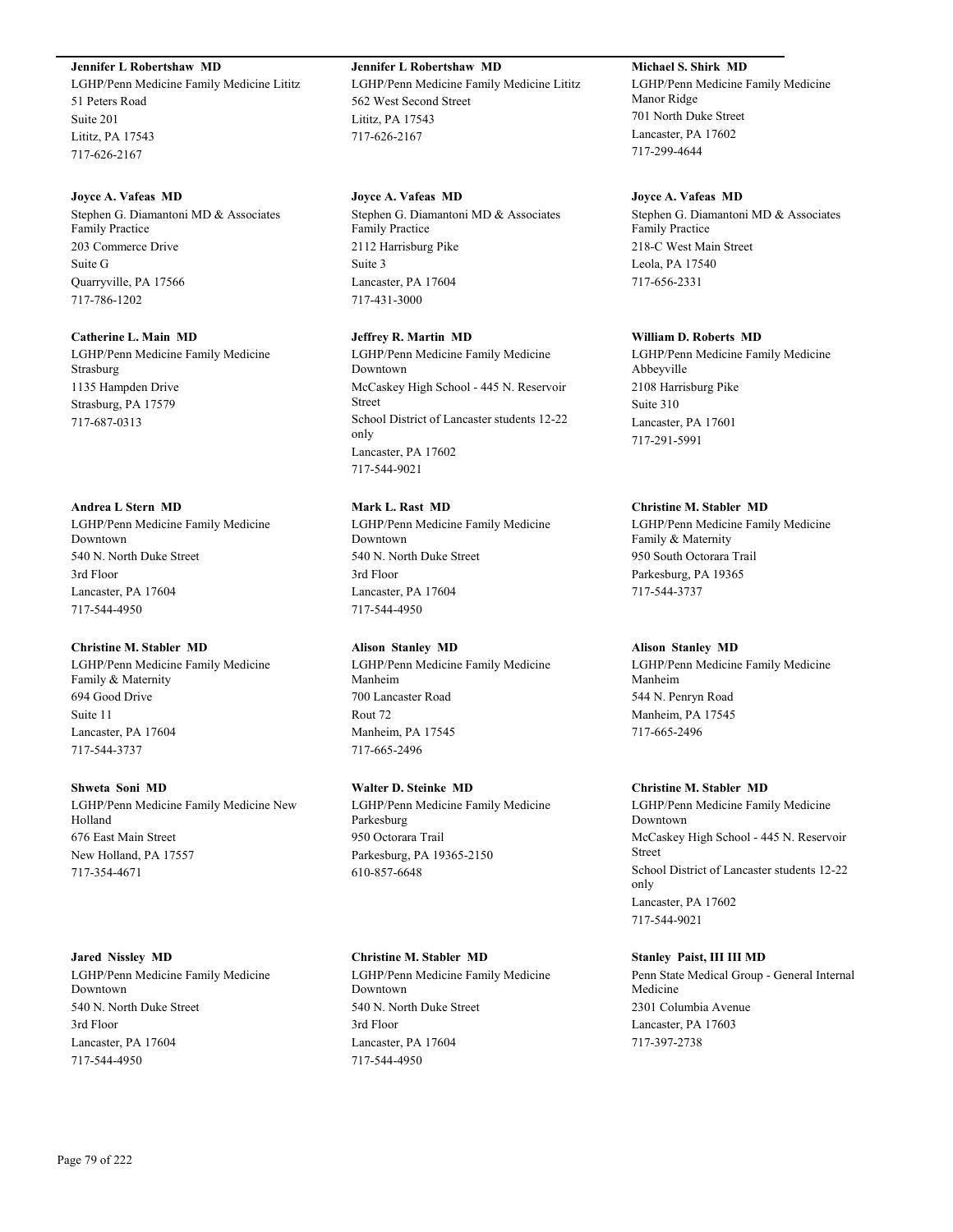**Jennifer L Robertshaw MD**
LGHP/Penn Medicine Family Medicine Lititz
51 Peters Road
Suite 201
Lititz, PA 17543
717-626-2167

**Jennifer L Robertshaw MD**
LGHP/Penn Medicine Family Medicine Lititz
562 West Second Street
Lititz, PA 17543
717-626-2167

**Michael S. Shirk MD**
LGHP/Penn Medicine Family Medicine Manor Ridge
701 North Duke Street
Lancaster, PA 17602
717-299-4644

**Joyce A. Vafeas MD**
Stephen G. Diamantoni MD & Associates Family Practice
203 Commerce Drive
Suite G
Quarryville, PA 17566
717-786-1202

**Joyce A. Vafeas MD**
Stephen G. Diamantoni MD & Associates Family Practice
2112 Harrisburg Pike
Suite 3
Lancaster, PA 17604
717-431-3000

**Joyce A. Vafeas MD**
Stephen G. Diamantoni MD & Associates Family Practice
218-C West Main Street
Leola, PA 17540
717-656-2331

**Catherine L. Main MD**
LGHP/Penn Medicine Family Medicine Strasburg
1135 Hampden Drive
Strasburg, PA 17579
717-687-0313

**Jeffrey R. Martin MD**
LGHP/Penn Medicine Family Medicine Downtown
McCaskey High School - 445 N. Reservoir Street
School District of Lancaster students 12-22 only
Lancaster, PA 17602
717-544-9021

**William D. Roberts MD**
LGHP/Penn Medicine Family Medicine Abbeyville
2108 Harrisburg Pike
Suite 310
Lancaster, PA 17601
717-291-5991

**Andrea L Stern MD**
LGHP/Penn Medicine Family Medicine Downtown
540 N. North Duke Street
3rd Floor
Lancaster, PA 17604
717-544-4950

**Mark L. Rast MD**
LGHP/Penn Medicine Family Medicine Downtown
540 N. North Duke Street
3rd Floor
Lancaster, PA 17604
717-544-4950

**Christine M. Stabler MD**
LGHP/Penn Medicine Family Medicine Family & Maternity
950 South Octorara Trail
Parkesburg, PA 19365
717-544-3737

**Christine M. Stabler MD**
LGHP/Penn Medicine Family Medicine Family & Maternity
694 Good Drive
Suite 11
Lancaster, PA 17604
717-544-3737

**Alison Stanley MD**
LGHP/Penn Medicine Family Medicine Manheim
700 Lancaster Road
Rout 72
Manheim, PA 17545
717-665-2496

**Alison Stanley MD**
LGHP/Penn Medicine Family Medicine Manheim
544 N. Penryn Road
Manheim, PA 17545
717-665-2496

**Shweta Soni MD**
LGHP/Penn Medicine Family Medicine New Holland
676 East Main Street
New Holland, PA 17557
717-354-4671

**Walter D. Steinke MD**
LGHP/Penn Medicine Family Medicine Parkesburg
950 Octorara Trail
Parkesburg, PA 19365-2150
610-857-6648

**Christine M. Stabler MD**
LGHP/Penn Medicine Family Medicine Downtown
McCaskey High School - 445 N. Reservoir Street
School District of Lancaster students 12-22 only
Lancaster, PA 17602
717-544-9021

**Jared Nissley MD**
LGHP/Penn Medicine Family Medicine Downtown
540 N. North Duke Street
3rd Floor
Lancaster, PA 17604
717-544-4950

**Christine M. Stabler MD**
LGHP/Penn Medicine Family Medicine Downtown
540 N. North Duke Street
3rd Floor
Lancaster, PA 17604
717-544-4950

**Stanley Paist, III III MD**
Penn State Medical Group - General Internal Medicine
2301 Columbia Avenue
Lancaster, PA 17603
717-397-2738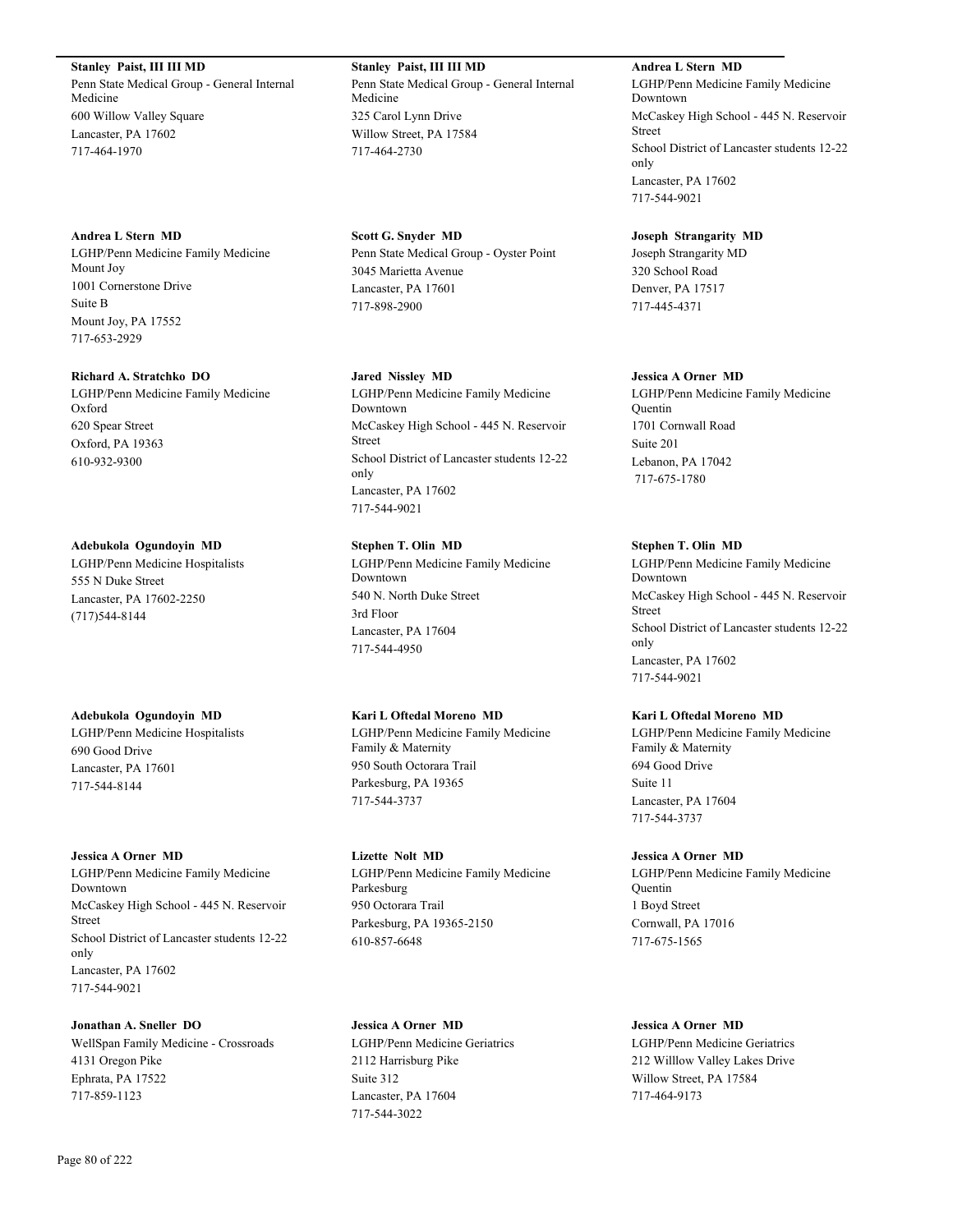**Stanley Paist, III III MD**
Penn State Medical Group - General Internal Medicine
600 Willow Valley Square
Lancaster, PA 17602
717-464-1970

**Andrea L Stern MD**
LGHP/Penn Medicine Family Medicine Mount Joy
1001 Cornerstone Drive
Suite B
Mount Joy, PA 17552
717-653-2929

**Richard A. Stratchko DO**
LGHP/Penn Medicine Family Medicine Oxford
620 Spear Street
Oxford, PA 19363
610-932-9300

**Adebukola Ogundoyin MD**
LGHP/Penn Medicine Hospitalists
555 N Duke Street
Lancaster, PA 17602-2250
(717)544-8144

**Adebukola Ogundoyin MD**
LGHP/Penn Medicine Hospitalists
690 Good Drive
Lancaster, PA 17601
717-544-8144

**Jessica A Orner MD**
LGHP/Penn Medicine Family Medicine Downtown
McCaskey High School - 445 N. Reservoir Street
School District of Lancaster students 12-22 only
Lancaster, PA 17602
717-544-9021

**Jonathan A. Sneller DO**
WellSpan Family Medicine - Crossroads
4131 Oregon Pike
Ephrata, PA 17522
717-859-1123

**Stanley Paist, III III MD**
Penn State Medical Group - General Internal Medicine
325 Carol Lynn Drive
Willow Street, PA 17584
717-464-2730

**Scott G. Snyder MD**
Penn State Medical Group - Oyster Point
3045 Marietta Avenue
Lancaster, PA 17601
717-898-2900

**Jared Nissley MD**
LGHP/Penn Medicine Family Medicine Downtown
McCaskey High School - 445 N. Reservoir Street
School District of Lancaster students 12-22 only
Lancaster, PA 17602
717-544-9021

**Stephen T. Olin MD**
LGHP/Penn Medicine Family Medicine Downtown
540 N. North Duke Street
3rd Floor
Lancaster, PA 17604
717-544-4950

**Kari L Oftedal Moreno MD**
LGHP/Penn Medicine Family Medicine Family & Maternity
950 South Octorara Trail
Parkesburg, PA 19365
717-544-3737

**Lizette Nolt MD**
LGHP/Penn Medicine Family Medicine Parkesburg
950 Octorara Trail
Parkesburg, PA 19365-2150
610-857-6648

**Jessica A Orner MD**
LGHP/Penn Medicine Geriatrics
2112 Harrisburg Pike
Suite 312
Lancaster, PA 17604
717-544-3022

**Andrea L Stern MD**
LGHP/Penn Medicine Family Medicine Downtown
McCaskey High School - 445 N. Reservoir Street
School District of Lancaster students 12-22 only
Lancaster, PA 17602
717-544-9021

**Joseph Strangarity MD**
Joseph Strangarity MD
320 School Road
Denver, PA 17517
717-445-4371

**Jessica A Orner MD**
LGHP/Penn Medicine Family Medicine Quentin
1701 Cornwall Road
Suite 201
Lebanon, PA 17042
717-675-1780

**Stephen T. Olin MD**
LGHP/Penn Medicine Family Medicine Downtown
McCaskey High School - 445 N. Reservoir Street
School District of Lancaster students 12-22 only
Lancaster, PA 17602
717-544-9021

**Kari L Oftedal Moreno MD**
LGHP/Penn Medicine Family Medicine Family & Maternity
694 Good Drive
Suite 11
Lancaster, PA 17604
717-544-3737

**Jessica A Orner MD**
LGHP/Penn Medicine Family Medicine Quentin
1 Boyd Street
Cornwall, PA 17016
717-675-1565

**Jessica A Orner MD**
LGHP/Penn Medicine Geriatrics
212 Willlow Valley Lakes Drive
Willow Street, PA 17584
717-464-9173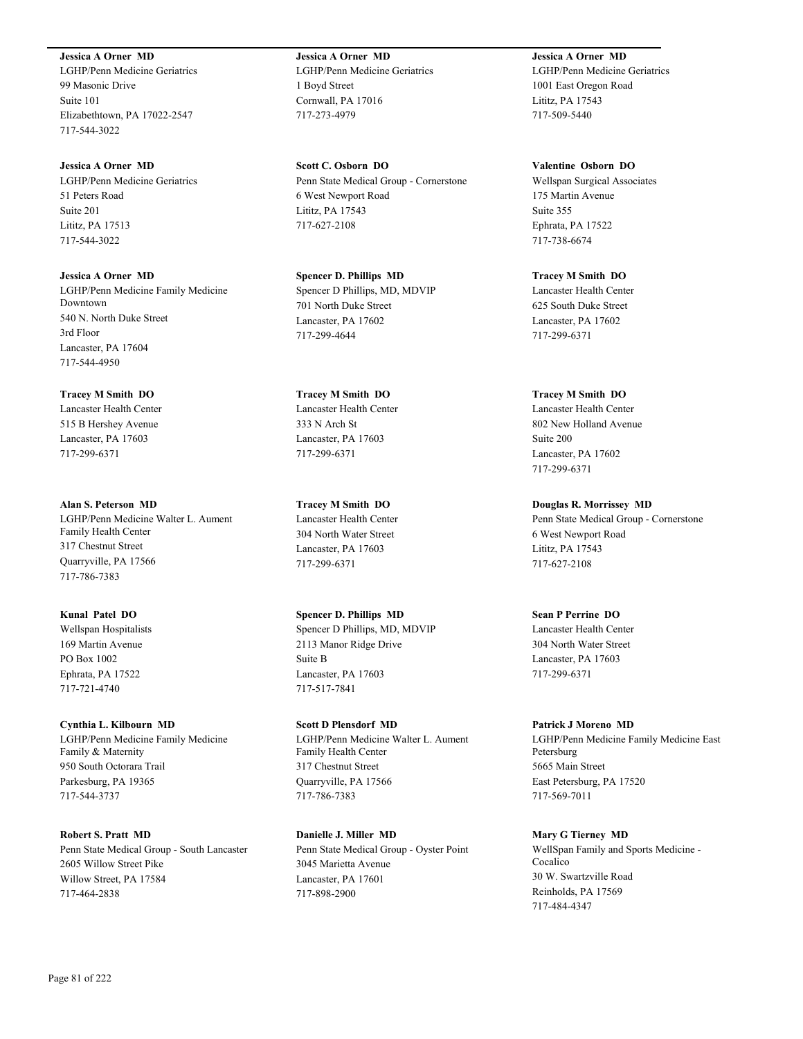**Jessica A Orner MD**
LGHP/Penn Medicine Geriatrics
99 Masonic Drive
Suite 101
Elizabethtown, PA 17022-2547
717-544-3022

**Jessica A Orner MD**
LGHP/Penn Medicine Geriatrics
51 Peters Road
Suite 201
Lititz, PA 17513
717-544-3022

**Jessica A Orner MD**
LGHP/Penn Medicine Family Medicine Downtown
540 N. North Duke Street
3rd Floor
Lancaster, PA 17604
717-544-4950

**Tracey M Smith DO**
Lancaster Health Center
515 B Hershey Avenue
Lancaster, PA 17603
717-299-6371

**Alan S. Peterson MD**
LGHP/Penn Medicine Walter L. Aument Family Health Center
317 Chestnut Street
Quarryville, PA 17566
717-786-7383

**Kunal Patel DO**
Wellspan Hospitalists
169 Martin Avenue
PO Box 1002
Ephrata, PA 17522
717-721-4740

**Cynthia L. Kilbourn MD**
LGHP/Penn Medicine Family Medicine Family & Maternity
950 South Octorara Trail
Parkesburg, PA 19365
717-544-3737

**Robert S. Pratt MD**
Penn State Medical Group - South Lancaster
2605 Willow Street Pike
Willow Street, PA 17584
717-464-2838

**Jessica A Orner MD**
LGHP/Penn Medicine Geriatrics
1 Boyd Street
Cornwall, PA 17016
717-273-4979

**Scott C. Osborn DO**
Penn State Medical Group - Cornerstone
6 West Newport Road
Lititz, PA 17543
717-627-2108

**Spencer D. Phillips MD**
Spencer D Phillips, MD, MDVIP
701 North Duke Street
Lancaster, PA 17602
717-299-4644

**Tracey M Smith DO**
Lancaster Health Center
333 N Arch St
Lancaster, PA 17603
717-299-6371

**Tracey M Smith DO**
Lancaster Health Center
304 North Water Street
Lancaster, PA 17603
717-299-6371

**Spencer D. Phillips MD**
Spencer D Phillips, MD, MDVIP
2113 Manor Ridge Drive
Suite B
Lancaster, PA 17603
717-517-7841

**Scott D Plensdorf MD**
LGHP/Penn Medicine Walter L. Aument Family Health Center
317 Chestnut Street
Quarryville, PA 17566
717-786-7383

**Danielle J. Miller MD**
Penn State Medical Group - Oyster Point
3045 Marietta Avenue
Lancaster, PA 17601
717-898-2900

**Jessica A Orner MD**
LGHP/Penn Medicine Geriatrics
1001 East Oregon Road
Lititz, PA 17543
717-509-5440

**Valentine Osborn DO**
Wellspan Surgical Associates
175 Martin Avenue
Suite 355
Ephrata, PA 17522
717-738-6674

**Tracey M Smith DO**
Lancaster Health Center
625 South Duke Street
Lancaster, PA 17602
717-299-6371

**Tracey M Smith DO**
Lancaster Health Center
802 New Holland Avenue
Suite 200
Lancaster, PA 17602
717-299-6371

**Douglas R. Morrissey MD**
Penn State Medical Group - Cornerstone
6 West Newport Road
Lititz, PA 17543
717-627-2108

**Sean P Perrine DO**
Lancaster Health Center
304 North Water Street
Lancaster, PA 17603
717-299-6371

**Patrick J Moreno MD**
LGHP/Penn Medicine Family Medicine East Petersburg
5665 Main Street
East Petersburg, PA 17520
717-569-7011

**Mary G Tierney MD**
WellSpan Family and Sports Medicine - Cocalico
30 W. Swartzville Road
Reinholds, PA 17569
717-484-4347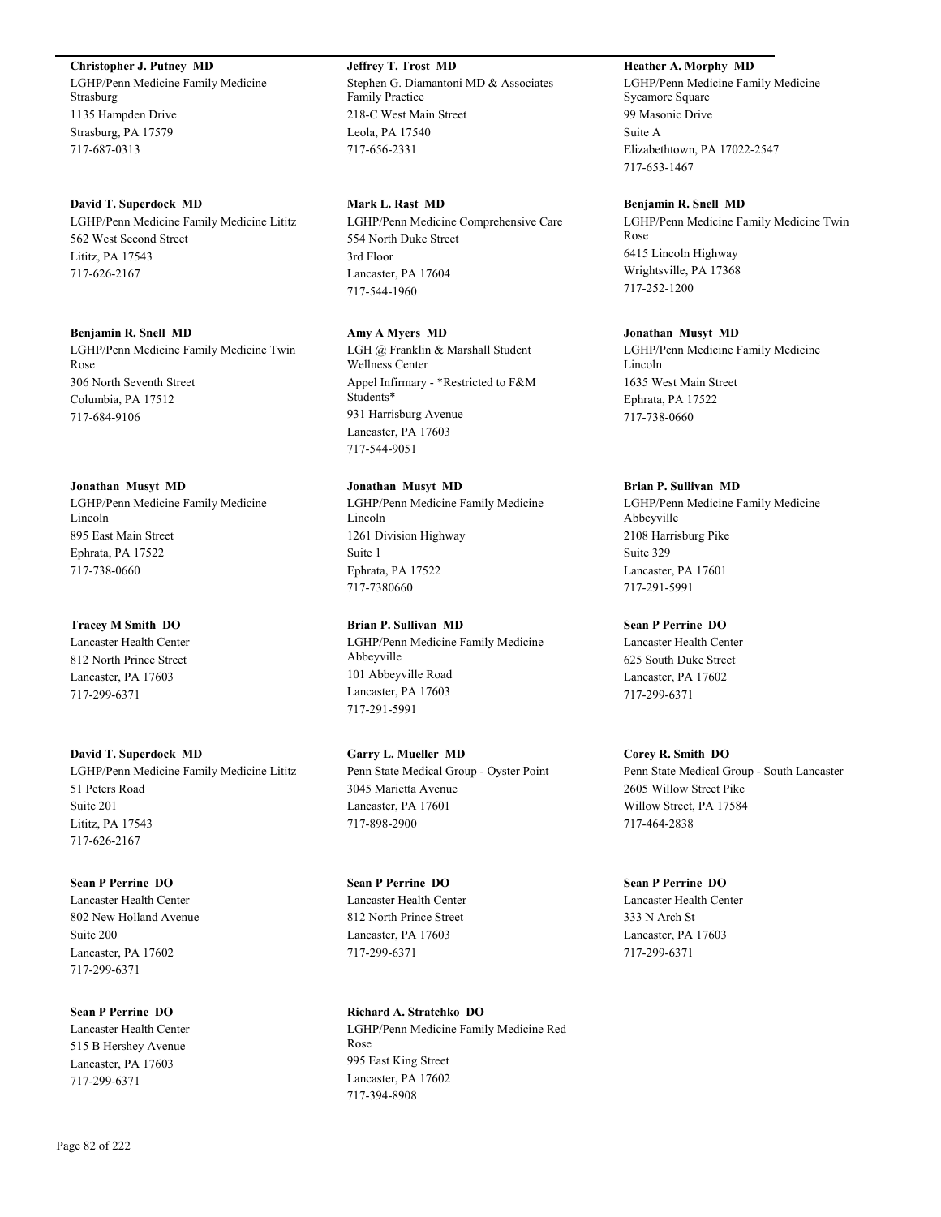**Christopher J. Putney MD**
LGHP/Penn Medicine Family Medicine Strasburg
1135 Hampden Drive
Strasburg, PA 17579
717-687-0313

**David T. Superdock MD**
LGHP/Penn Medicine Family Medicine Lititz
562 West Second Street
Lititz, PA 17543
717-626-2167

**Benjamin R. Snell MD**
LGHP/Penn Medicine Family Medicine Twin Rose
306 North Seventh Street
Columbia, PA 17512
717-684-9106

**Jonathan Musyt MD**
LGHP/Penn Medicine Family Medicine Lincoln
895 East Main Street
Ephrata, PA 17522
717-738-0660

**Tracey M Smith DO**
Lancaster Health Center
812 North Prince Street
Lancaster, PA 17603
717-299-6371

**David T. Superdock MD**
LGHP/Penn Medicine Family Medicine Lititz
51 Peters Road
Suite 201
Lititz, PA 17543
717-626-2167

**Sean P Perrine DO**
Lancaster Health Center
802 New Holland Avenue
Suite 200
Lancaster, PA 17602
717-299-6371

**Sean P Perrine DO**
Lancaster Health Center
515 B Hershey Avenue
Lancaster, PA 17603
717-299-6371

**Jeffrey T. Trost MD**
Stephen G. Diamantoni MD & Associates Family Practice
218-C West Main Street
Leola, PA 17540
717-656-2331

**Mark L. Rast MD**
LGHP/Penn Medicine Comprehensive Care
554 North Duke Street
3rd Floor
Lancaster, PA 17604
717-544-1960

**Amy A Myers MD**
LGH @ Franklin & Marshall Student Wellness Center
Appel Infirmary - *Restricted to F&M Students*
931 Harrisburg Avenue
Lancaster, PA 17603
717-544-9051

**Jonathan Musyt MD**
LGHP/Penn Medicine Family Medicine Lincoln
1261 Division Highway
Suite 1
Ephrata, PA 17522
717-7380660

**Brian P. Sullivan MD**
LGHP/Penn Medicine Family Medicine Abbeyville
101 Abbeyville Road
Lancaster, PA 17603
717-291-5991

**Garry L. Mueller MD**
Penn State Medical Group - Oyster Point
3045 Marietta Avenue
Lancaster, PA 17601
717-898-2900

**Sean P Perrine DO**
Lancaster Health Center
812 North Prince Street
Lancaster, PA 17603
717-299-6371

**Richard A. Stratchko DO**
LGHP/Penn Medicine Family Medicine Red Rose
995 East King Street
Lancaster, PA 17602
717-394-8908

**Heather A. Morphy MD**
LGHP/Penn Medicine Family Medicine Sycamore Square
99 Masonic Drive
Suite A
Elizabethtown, PA 17022-2547
717-653-1467

**Benjamin R. Snell MD**
LGHP/Penn Medicine Family Medicine Twin Rose
6415 Lincoln Highway
Wrightsville, PA 17368
717-252-1200

**Jonathan Musyt MD**
LGHP/Penn Medicine Family Medicine Lincoln
1635 West Main Street
Ephrata, PA 17522
717-738-0660

**Brian P. Sullivan MD**
LGHP/Penn Medicine Family Medicine Abbeyville
2108 Harrisburg Pike
Suite 329
Lancaster, PA 17601
717-291-5991

**Sean P Perrine DO**
Lancaster Health Center
625 South Duke Street
Lancaster, PA 17602
717-299-6371

**Corey R. Smith DO**
Penn State Medical Group - South Lancaster
2605 Willow Street Pike
Willow Street, PA 17584
717-464-2838

**Sean P Perrine DO**
Lancaster Health Center
333 N Arch St
Lancaster, PA 17603
717-299-6371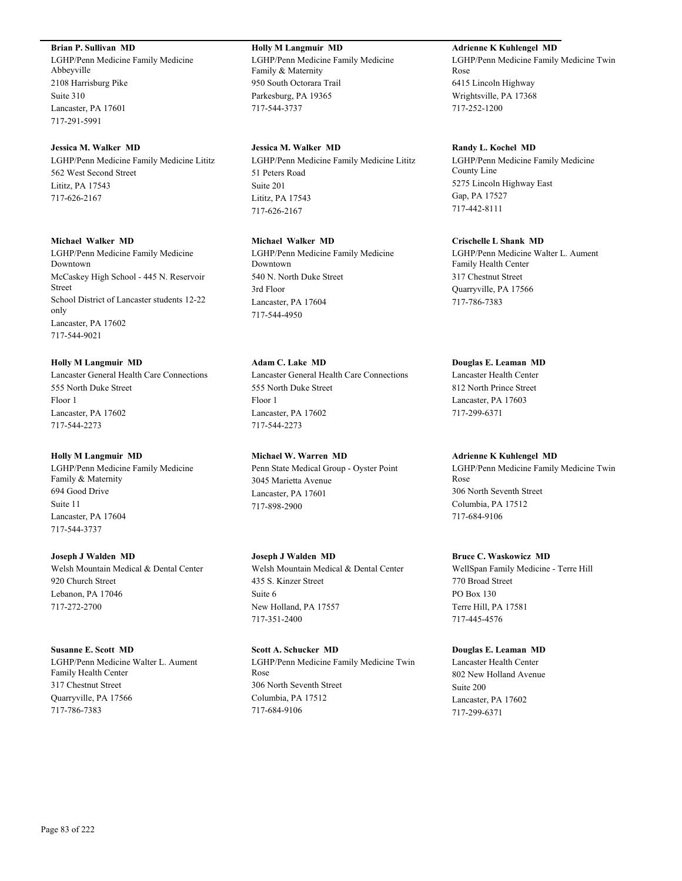**Brian P. Sullivan MD**
LGHP/Penn Medicine Family Medicine Abbeyville
2108 Harrisburg Pike
Suite 310
Lancaster, PA 17601
717-291-5991

**Jessica M. Walker MD**
LGHP/Penn Medicine Family Medicine Lititz
562 West Second Street
Lititz, PA 17543
717-626-2167

**Michael Walker MD**
LGHP/Penn Medicine Family Medicine Downtown
McCaskey High School - 445 N. Reservoir Street
School District of Lancaster students 12-22 only
Lancaster, PA 17602
717-544-9021

**Holly M Langmuir MD**
Lancaster General Health Care Connections
555 North Duke Street
Floor 1
Lancaster, PA 17602
717-544-2273

**Holly M Langmuir MD**
LGHP/Penn Medicine Family Medicine Family & Maternity
694 Good Drive
Suite 11
Lancaster, PA 17604
717-544-3737

**Joseph J Walden MD**
Welsh Mountain Medical & Dental Center
920 Church Street
Lebanon, PA 17046
717-272-2700

**Susanne E. Scott MD**
LGHP/Penn Medicine Walter L. Aument Family Health Center
317 Chestnut Street
Quarryville, PA 17566
717-786-7383

**Holly M Langmuir MD**
LGHP/Penn Medicine Family Medicine Family & Maternity
950 South Octorara Trail
Parkesburg, PA 19365
717-544-3737

**Jessica M. Walker MD**
LGHP/Penn Medicine Family Medicine Lititz
51 Peters Road
Suite 201
Lititz, PA 17543
717-626-2167

**Michael Walker MD**
LGHP/Penn Medicine Family Medicine Downtown
540 N. North Duke Street
3rd Floor
Lancaster, PA 17604
717-544-4950

**Adam C. Lake MD**
Lancaster General Health Care Connections
555 North Duke Street
Floor 1
Lancaster, PA 17602
717-544-2273

**Michael W. Warren MD**
Penn State Medical Group - Oyster Point
3045 Marietta Avenue
Lancaster, PA 17601
717-898-2900

**Joseph J Walden MD**
Welsh Mountain Medical & Dental Center
435 S. Kinzer Street
Suite 6
New Holland, PA 17557
717-351-2400

**Scott A. Schucker MD**
LGHP/Penn Medicine Family Medicine Twin Rose
306 North Seventh Street
Columbia, PA 17512
717-684-9106

**Adrienne K Kuhlengel MD**
LGHP/Penn Medicine Family Medicine Twin Rose
6415 Lincoln Highway
Wrightsville, PA 17368
717-252-1200

**Randy L. Kochel MD**
LGHP/Penn Medicine Family Medicine County Line
5275 Lincoln Highway East
Gap, PA 17527
717-442-8111

**Crischelle L Shank MD**
LGHP/Penn Medicine Walter L. Aument Family Health Center
317 Chestnut Street
Quarryville, PA 17566
717-786-7383

**Douglas E. Leaman MD**
Lancaster Health Center
812 North Prince Street
Lancaster, PA 17603
717-299-6371

**Adrienne K Kuhlengel MD**
LGHP/Penn Medicine Family Medicine Twin Rose
306 North Seventh Street
Columbia, PA 17512
717-684-9106

**Bruce C. Waskowicz MD**
WellSpan Family Medicine - Terre Hill
770 Broad Street
PO Box 130
Terre Hill, PA 17581
717-445-4576

**Douglas E. Leaman MD**
Lancaster Health Center
802 New Holland Avenue
Suite 200
Lancaster, PA 17602
717-299-6371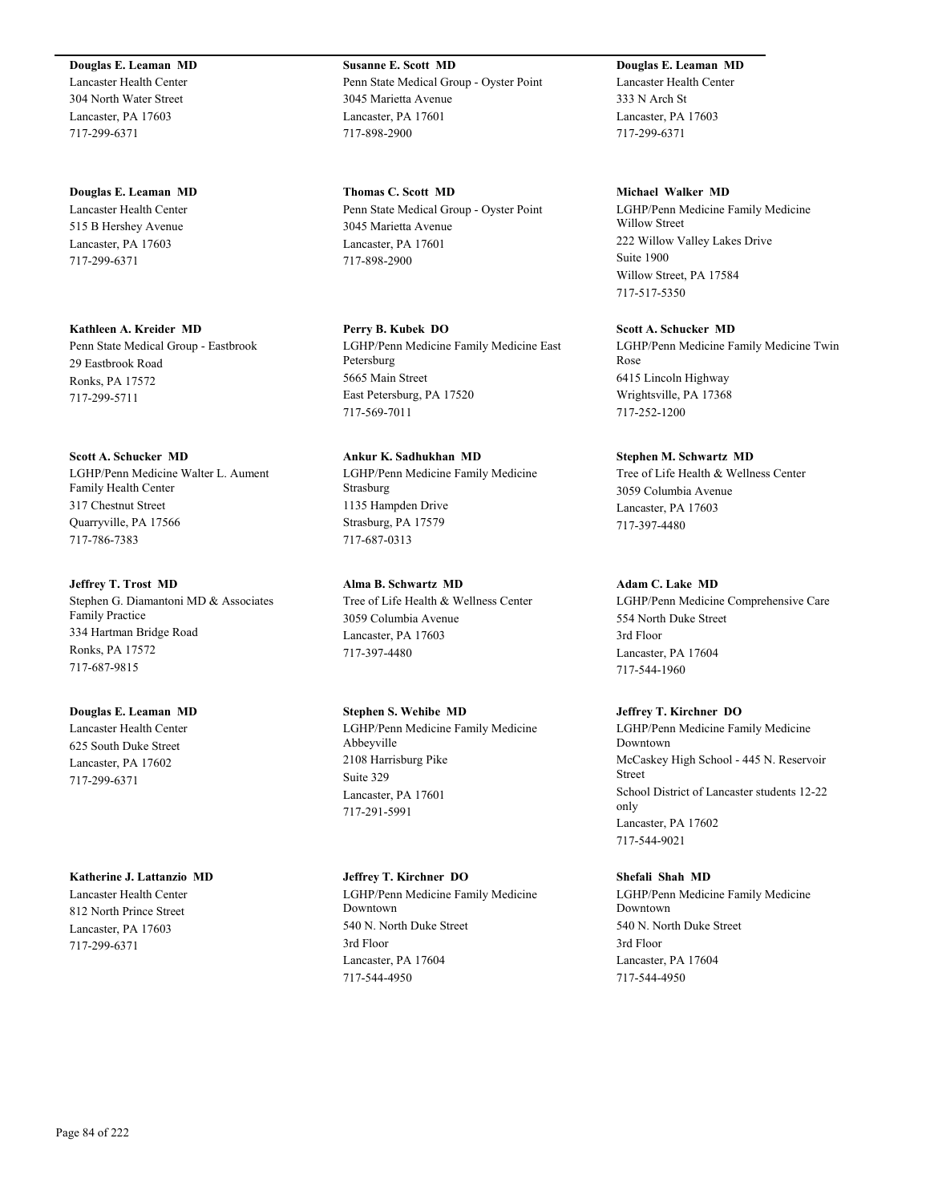**Douglas E. Leaman MD**
Lancaster Health Center
304 North Water Street
Lancaster, PA 17603
717-299-6371

**Douglas E. Leaman MD**
Lancaster Health Center
515 B Hershey Avenue
Lancaster, PA 17603
717-299-6371

**Kathleen A. Kreider MD**
Penn State Medical Group - Eastbrook
29 Eastbrook Road
Ronks, PA 17572
717-299-5711

**Scott A. Schucker MD**
LGHP/Penn Medicine Walter L. Aument Family Health Center
317 Chestnut Street
Quarryville, PA 17566
717-786-7383

**Jeffrey T. Trost MD**
Stephen G. Diamantoni MD & Associates Family Practice
334 Hartman Bridge Road
Ronks, PA 17572
717-687-9815

**Douglas E. Leaman MD**
Lancaster Health Center
625 South Duke Street
Lancaster, PA 17602
717-299-6371

**Katherine J. Lattanzio MD**
Lancaster Health Center
812 North Prince Street
Lancaster, PA 17603
717-299-6371

**Susanne E. Scott MD**
Penn State Medical Group - Oyster Point
3045 Marietta Avenue
Lancaster, PA 17601
717-898-2900

**Thomas C. Scott MD**
Penn State Medical Group - Oyster Point
3045 Marietta Avenue
Lancaster, PA 17601
717-898-2900

**Perry B. Kubek DO**
LGHP/Penn Medicine Family Medicine East Petersburg
5665 Main Street
East Petersburg, PA 17520
717-569-7011

**Ankur K. Sadhukhan MD**
LGHP/Penn Medicine Family Medicine Strasburg
1135 Hampden Drive
Strasburg, PA 17579
717-687-0313

**Alma B. Schwartz MD**
Tree of Life Health & Wellness Center
3059 Columbia Avenue
Lancaster, PA 17603
717-397-4480

**Stephen S. Wehibe MD**
LGHP/Penn Medicine Family Medicine Abbeyville
2108 Harrisburg Pike
Suite 329
Lancaster, PA 17601
717-291-5991

**Jeffrey T. Kirchner DO**
LGHP/Penn Medicine Family Medicine Downtown
540 N. North Duke Street
3rd Floor
Lancaster, PA 17604
717-544-4950

**Douglas E. Leaman MD**
Lancaster Health Center
333 N Arch St
Lancaster, PA 17603
717-299-6371

**Michael Walker MD**
LGHP/Penn Medicine Family Medicine Willow Street
222 Willow Valley Lakes Drive
Suite 1900
Willow Street, PA 17584
717-517-5350

**Scott A. Schucker MD**
LGHP/Penn Medicine Family Medicine Twin Rose
6415 Lincoln Highway
Wrightsville, PA 17368
717-252-1200

**Stephen M. Schwartz MD**
Tree of Life Health & Wellness Center
3059 Columbia Avenue
Lancaster, PA 17603
717-397-4480

**Adam C. Lake MD**
LGHP/Penn Medicine Comprehensive Care
554 North Duke Street
3rd Floor
Lancaster, PA 17604
717-544-1960

**Jeffrey T. Kirchner DO**
LGHP/Penn Medicine Family Medicine Downtown
McCaskey High School - 445 N. Reservoir Street
School District of Lancaster students 12-22 only
Lancaster, PA 17602
717-544-9021

**Shefali Shah MD**
LGHP/Penn Medicine Family Medicine Downtown
540 N. North Duke Street
3rd Floor
Lancaster, PA 17604
717-544-4950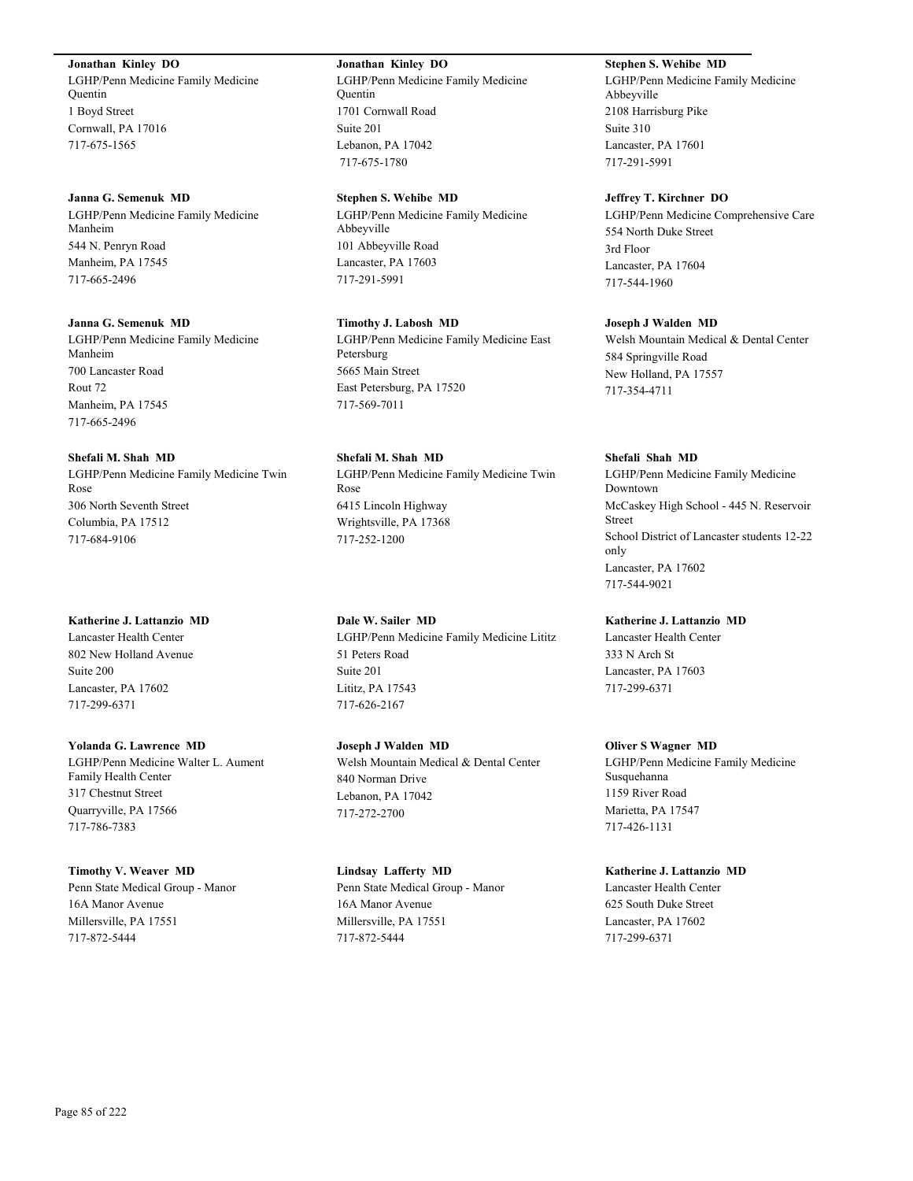**Jonathan Kinley DO**
LGHP/Penn Medicine Family Medicine Quentin
1 Boyd Street
Cornwall, PA 17016
717-675-1565

**Janna G. Semenuk MD**
LGHP/Penn Medicine Family Medicine Manheim
544 N. Penryn Road
Manheim, PA 17545
717-665-2496

**Janna G. Semenuk MD**
LGHP/Penn Medicine Family Medicine Manheim
700 Lancaster Road
Rout 72
Manheim, PA 17545
717-665-2496

**Shefali M. Shah MD**
LGHP/Penn Medicine Family Medicine Twin Rose
306 North Seventh Street
Columbia, PA 17512
717-684-9106

**Katherine J. Lattanzio MD**
Lancaster Health Center
802 New Holland Avenue
Suite 200
Lancaster, PA 17602
717-299-6371

**Yolanda G. Lawrence MD**
LGHP/Penn Medicine Walter L. Aument Family Health Center
317 Chestnut Street
Quarryville, PA 17566
717-786-7383

**Timothy V. Weaver MD**
Penn State Medical Group - Manor
16A Manor Avenue
Millersville, PA 17551
717-872-5444

**Jonathan Kinley DO**
LGHP/Penn Medicine Family Medicine Quentin
1701 Cornwall Road
Suite 201
Lebanon, PA 17042
717-675-1780

**Stephen S. Wehibe MD**
LGHP/Penn Medicine Family Medicine Abbeyville
101 Abbeyville Road
Lancaster, PA 17603
717-291-5991

**Timothy J. Labosh MD**
LGHP/Penn Medicine Family Medicine East Petersburg
5665 Main Street
East Petersburg, PA 17520
717-569-7011

**Shefali M. Shah MD**
LGHP/Penn Medicine Family Medicine Twin Rose
6415 Lincoln Highway
Wrightsville, PA 17368
717-252-1200

**Dale W. Sailer MD**
LGHP/Penn Medicine Family Medicine Lititz
51 Peters Road
Suite 201
Lititz, PA 17543
717-626-2167

**Joseph J Walden MD**
Welsh Mountain Medical & Dental Center
840 Norman Drive
Lebanon, PA 17042
717-272-2700

**Lindsay Lafferty MD**
Penn State Medical Group - Manor
16A Manor Avenue
Millersville, PA 17551
717-872-5444

**Stephen S. Wehibe MD**
LGHP/Penn Medicine Family Medicine Abbeyville
2108 Harrisburg Pike
Suite 310
Lancaster, PA 17601
717-291-5991

**Jeffrey T. Kirchner DO**
LGHP/Penn Medicine Comprehensive Care
554 North Duke Street
3rd Floor
Lancaster, PA 17604
717-544-1960

**Joseph J Walden MD**
Welsh Mountain Medical & Dental Center
584 Springville Road
New Holland, PA 17557
717-354-4711

**Shefali Shah MD**
LGHP/Penn Medicine Family Medicine Downtown
McCaskey High School - 445 N. Reservoir Street
School District of Lancaster students 12-22 only
Lancaster, PA 17602
717-544-9021

**Katherine J. Lattanzio MD**
Lancaster Health Center
333 N Arch St
Lancaster, PA 17603
717-299-6371

**Oliver S Wagner MD**
LGHP/Penn Medicine Family Medicine Susquehanna
1159 River Road
Marietta, PA 17547
717-426-1131

**Katherine J. Lattanzio MD**
Lancaster Health Center
625 South Duke Street
Lancaster, PA 17602
717-299-6371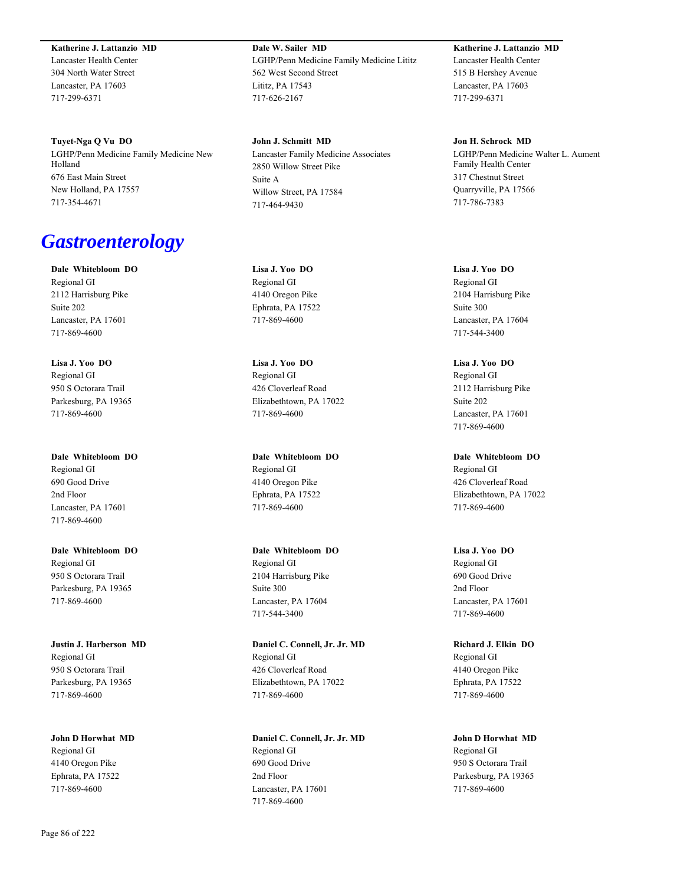**Katherine J. Lattanzio MD**
Lancaster Health Center
304 North Water Street
Lancaster, PA 17603
717-299-6371

**Dale W. Sailer MD**
LGHP/Penn Medicine Family Medicine Lititz
562 West Second Street
Lititz, PA 17543
717-626-2167

**Katherine J. Lattanzio MD**
Lancaster Health Center
515 B Hershey Avenue
Lancaster, PA 17603
717-299-6371

**Tuyet-Nga Q Vu DO**
LGHP/Penn Medicine Family Medicine New Holland
676 East Main Street
New Holland, PA 17557
717-354-4671

**John J. Schmitt MD**
Lancaster Family Medicine Associates
2850 Willow Street Pike
Suite A
Willow Street, PA 17584
717-464-9430

**Jon H. Schrock MD**
LGHP/Penn Medicine Walter L. Aument Family Health Center
317 Chestnut Street
Quarryville, PA 17566
717-786-7383

# *Gastroenterology*

**Dale Whitebloom DO**
Regional GI
2112 Harrisburg Pike
Suite 202
Lancaster, PA 17601
717-869-4600

**Lisa J. Yoo DO**
Regional GI
4140 Oregon Pike
Ephrata, PA 17522
717-869-4600

**Lisa J. Yoo DO**
Regional GI
2104 Harrisburg Pike
Suite 300
Lancaster, PA 17604
717-544-3400

**Lisa J. Yoo DO**
Regional GI
950 S Octorara Trail
Parkesburg, PA 19365
717-869-4600

**Lisa J. Yoo DO**
Regional GI
426 Cloverleaf Road
Elizabethtown, PA 17022
717-869-4600

**Lisa J. Yoo DO**
Regional GI
2112 Harrisburg Pike
Suite 202
Lancaster, PA 17601
717-869-4600

**Dale Whitebloom DO**
Regional GI
690 Good Drive
2nd Floor
Lancaster, PA 17601
717-869-4600

**Dale Whitebloom DO**
Regional GI
4140 Oregon Pike
Ephrata, PA 17522
717-869-4600

**Dale Whitebloom DO**
Regional GI
426 Cloverleaf Road
Elizabethtown, PA 17022
717-869-4600

**Dale Whitebloom DO**
Regional GI
950 S Octorara Trail
Parkesburg, PA 19365
717-869-4600

**Dale Whitebloom DO**
Regional GI
2104 Harrisburg Pike
Suite 300
Lancaster, PA 17604
717-544-3400

**Lisa J. Yoo DO**
Regional GI
690 Good Drive
2nd Floor
Lancaster, PA 17601
717-869-4600

**Justin J. Harberson MD**
Regional GI
950 S Octorara Trail
Parkesburg, PA 19365
717-869-4600

**Daniel C. Connell, Jr. Jr. MD**
Regional GI
426 Cloverleaf Road
Elizabethtown, PA 17022
717-869-4600

**Richard J. Elkin DO**
Regional GI
4140 Oregon Pike
Ephrata, PA 17522
717-869-4600

**John D Horwhat MD**
Regional GI
4140 Oregon Pike
Ephrata, PA 17522
717-869-4600

**Daniel C. Connell, Jr. Jr. MD**
Regional GI
690 Good Drive
2nd Floor
Lancaster, PA 17601
717-869-4600

**John D Horwhat MD**
Regional GI
950 S Octorara Trail
Parkesburg, PA 19365
717-869-4600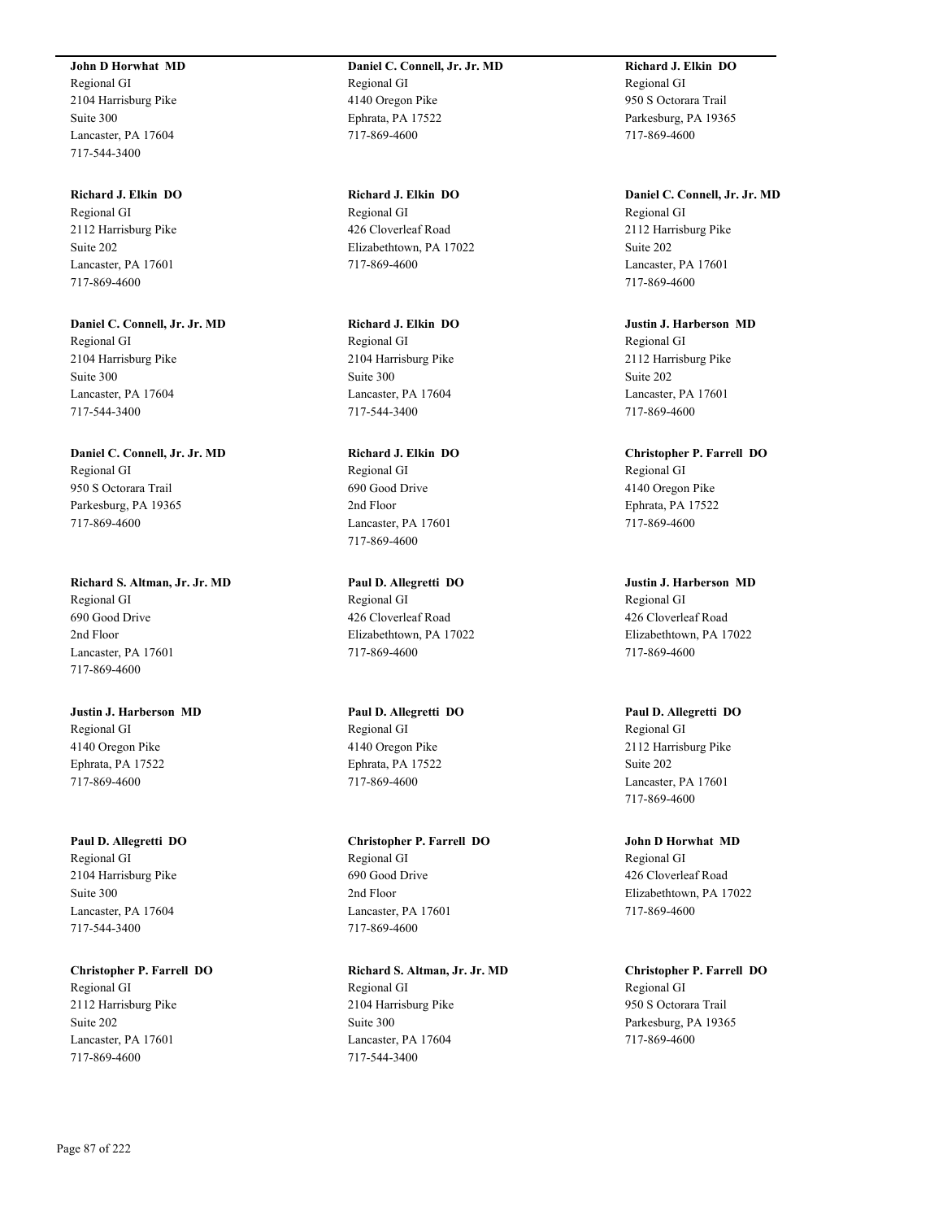**John D Horwhat  MD**
Regional GI
2104 Harrisburg Pike
Suite 300
Lancaster, PA 17604
717-544-3400

**Richard J. Elkin  DO**
Regional GI
2112 Harrisburg Pike
Suite 202
Lancaster, PA 17601
717-869-4600

**Daniel C. Connell, Jr. Jr. MD**
Regional GI
2104 Harrisburg Pike
Suite 300
Lancaster, PA 17604
717-544-3400

**Daniel C. Connell, Jr. Jr. MD**
Regional GI
950 S Octorara Trail
Parkesburg, PA 19365
717-869-4600

**Richard S. Altman, Jr. Jr. MD**
Regional GI
690 Good Drive
2nd Floor
Lancaster, PA 17601
717-869-4600

**Justin J. Harberson  MD**
Regional GI
4140 Oregon Pike
Ephrata, PA 17522
717-869-4600

**Paul D. Allegretti  DO**
Regional GI
2104 Harrisburg Pike
Suite 300
Lancaster, PA 17604
717-544-3400

**Christopher P. Farrell  DO**
Regional GI
2112 Harrisburg Pike
Suite 202
Lancaster, PA 17601
717-869-4600

**Daniel C. Connell, Jr. Jr. MD**
Regional GI
4140 Oregon Pike
Ephrata, PA 17522
717-869-4600

**Richard J. Elkin  DO**
Regional GI
426 Cloverleaf Road
Elizabethtown, PA 17022
717-869-4600

**Richard J. Elkin  DO**
Regional GI
2104 Harrisburg Pike
Suite 300
Lancaster, PA 17604
717-544-3400

**Richard J. Elkin  DO**
Regional GI
690 Good Drive
2nd Floor
Lancaster, PA 17601
717-869-4600

**Paul D. Allegretti  DO**
Regional GI
426 Cloverleaf Road
Elizabethtown, PA 17022
717-869-4600

**Paul D. Allegretti  DO**
Regional GI
4140 Oregon Pike
Ephrata, PA 17522
717-869-4600

**Christopher P. Farrell  DO**
Regional GI
690 Good Drive
2nd Floor
Lancaster, PA 17601
717-869-4600

**Richard S. Altman, Jr. Jr. MD**
Regional GI
2104 Harrisburg Pike
Suite 300
Lancaster, PA 17604
717-544-3400

**Richard J. Elkin  DO**
Regional GI
950 S Octorara Trail
Parkesburg, PA 19365
717-869-4600

**Daniel C. Connell, Jr. Jr. MD**
Regional GI
2112 Harrisburg Pike
Suite 202
Lancaster, PA 17601
717-869-4600

**Justin J. Harberson  MD**
Regional GI
2112 Harrisburg Pike
Suite 202
Lancaster, PA 17601
717-869-4600

**Christopher P. Farrell  DO**
Regional GI
4140 Oregon Pike
Ephrata, PA 17522
717-869-4600

**Justin J. Harberson  MD**
Regional GI
426 Cloverleaf Road
Elizabethtown, PA 17022
717-869-4600

**Paul D. Allegretti  DO**
Regional GI
2112 Harrisburg Pike
Suite 202
Lancaster, PA 17601
717-869-4600

**John D Horwhat  MD**
Regional GI
426 Cloverleaf Road
Elizabethtown, PA 17022
717-869-4600

**Christopher P. Farrell  DO**
Regional GI
950 S Octorara Trail
Parkesburg, PA 19365
717-869-4600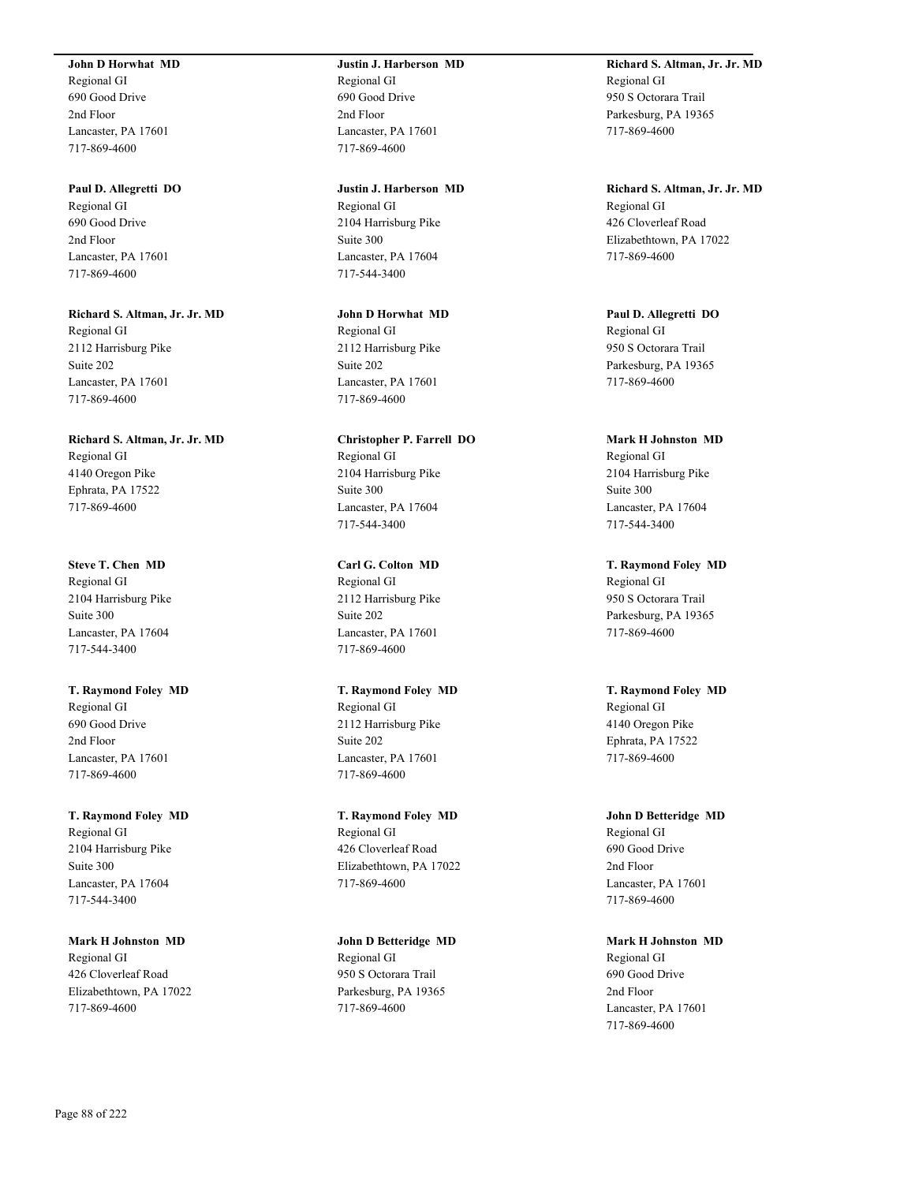**John D Horwhat MD**
Regional GI
690 Good Drive
2nd Floor
Lancaster, PA 17601
717-869-4600

**Paul D. Allegretti DO**
Regional GI
690 Good Drive
2nd Floor
Lancaster, PA 17601
717-869-4600

**Richard S. Altman, Jr. Jr. MD**
Regional GI
2112 Harrisburg Pike
Suite 202
Lancaster, PA 17601
717-869-4600

**Richard S. Altman, Jr. Jr. MD**
Regional GI
4140 Oregon Pike
Ephrata, PA 17522
717-869-4600

**Steve T. Chen MD**
Regional GI
2104 Harrisburg Pike
Suite 300
Lancaster, PA 17604
717-544-3400

**T. Raymond Foley MD**
Regional GI
690 Good Drive
2nd Floor
Lancaster, PA 17601
717-869-4600

**T. Raymond Foley MD**
Regional GI
2104 Harrisburg Pike
Suite 300
Lancaster, PA 17604
717-544-3400

**Mark H Johnston MD**
Regional GI
426 Cloverleaf Road
Elizabethtown, PA 17022
717-869-4600

**Justin J. Harberson MD**
Regional GI
690 Good Drive
2nd Floor
Lancaster, PA 17601
717-869-4600

**Justin J. Harberson MD**
Regional GI
2104 Harrisburg Pike
Suite 300
Lancaster, PA 17604
717-544-3400

**John D Horwhat MD**
Regional GI
2112 Harrisburg Pike
Suite 202
Lancaster, PA 17601
717-869-4600

**Christopher P. Farrell DO**
Regional GI
2104 Harrisburg Pike
Suite 300
Lancaster, PA 17604
717-544-3400

**Carl G. Colton MD**
Regional GI
2112 Harrisburg Pike
Suite 202
Lancaster, PA 17601
717-869-4600

**T. Raymond Foley MD**
Regional GI
2112 Harrisburg Pike
Suite 202
Lancaster, PA 17601
717-869-4600

**T. Raymond Foley MD**
Regional GI
426 Cloverleaf Road
Elizabethtown, PA 17022
717-869-4600

**John D Betteridge MD**
Regional GI
950 S Octorara Trail
Parkesburg, PA 19365
717-869-4600

**Richard S. Altman, Jr. Jr. MD**
Regional GI
950 S Octorara Trail
Parkesburg, PA 19365
717-869-4600

**Richard S. Altman, Jr. Jr. MD**
Regional GI
426 Cloverleaf Road
Elizabethtown, PA 17022
717-869-4600

**Paul D. Allegretti DO**
Regional GI
950 S Octorara Trail
Parkesburg, PA 19365
717-869-4600

**Mark H Johnston MD**
Regional GI
2104 Harrisburg Pike
Suite 300
Lancaster, PA 17604
717-544-3400

**T. Raymond Foley MD**
Regional GI
950 S Octorara Trail
Parkesburg, PA 19365
717-869-4600

**T. Raymond Foley MD**
Regional GI
4140 Oregon Pike
Ephrata, PA 17522
717-869-4600

**John D Betteridge MD**
Regional GI
690 Good Drive
2nd Floor
Lancaster, PA 17601
717-869-4600

**Mark H Johnston MD**
Regional GI
690 Good Drive
2nd Floor
Lancaster, PA 17601
717-869-4600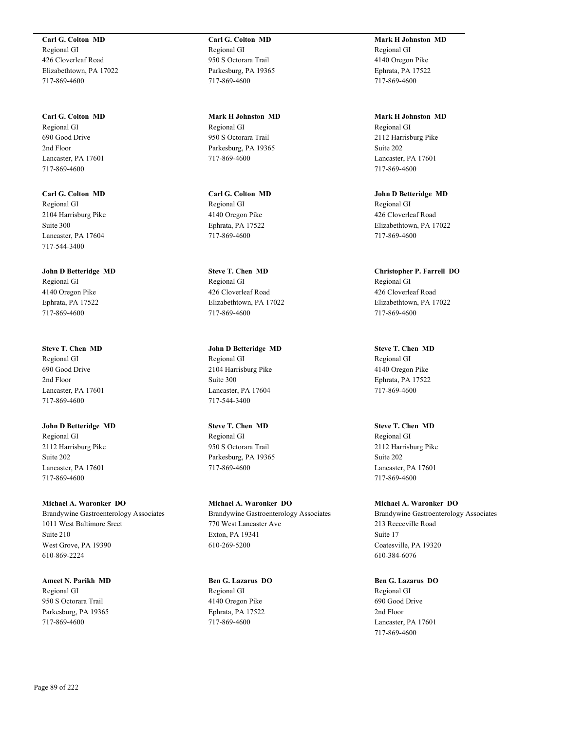**Carl G. Colton MD**
Regional GI
426 Cloverleaf Road
Elizabethtown, PA 17022
717-869-4600

**Carl G. Colton MD**
Regional GI
690 Good Drive
2nd Floor
Lancaster, PA 17601
717-869-4600

**Carl G. Colton MD**
Regional GI
2104 Harrisburg Pike
Suite 300
Lancaster, PA 17604
717-544-3400

**John D Betteridge MD**
Regional GI
4140 Oregon Pike
Ephrata, PA 17522
717-869-4600

**Steve T. Chen MD**
Regional GI
690 Good Drive
2nd Floor
Lancaster, PA 17601
717-869-4600

**John D Betteridge MD**
Regional GI
2112 Harrisburg Pike
Suite 202
Lancaster, PA 17601
717-869-4600

**Michael A. Waronker DO**
Brandywine Gastroenterology Associates
1011 West Baltimore Sreet
Suite 210
West Grove, PA 19390
610-869-2224

**Ameet N. Parikh MD**
Regional GI
950 S Octorara Trail
Parkesburg, PA 19365
717-869-4600

**Carl G. Colton MD**
Regional GI
950 S Octorara Trail
Parkesburg, PA 19365
717-869-4600

**Mark H Johnston MD**
Regional GI
950 S Octorara Trail
Parkesburg, PA 19365
717-869-4600

**Carl G. Colton MD**
Regional GI
4140 Oregon Pike
Ephrata, PA 17522
717-869-4600

**Steve T. Chen MD**
Regional GI
426 Cloverleaf Road
Elizabethtown, PA 17022
717-869-4600

**John D Betteridge MD**
Regional GI
2104 Harrisburg Pike
Suite 300
Lancaster, PA 17604
717-544-3400

**Steve T. Chen MD**
Regional GI
950 S Octorara Trail
Parkesburg, PA 19365
717-869-4600

**Michael A. Waronker DO**
Brandywine Gastroenterology Associates
770 West Lancaster Ave
Exton, PA 19341
610-269-5200

**Ben G. Lazarus DO**
Regional GI
4140 Oregon Pike
Ephrata, PA 17522
717-869-4600

**Mark H Johnston MD**
Regional GI
4140 Oregon Pike
Ephrata, PA 17522
717-869-4600

**Mark H Johnston MD**
Regional GI
2112 Harrisburg Pike
Suite 202
Lancaster, PA 17601
717-869-4600

**John D Betteridge MD**
Regional GI
426 Cloverleaf Road
Elizabethtown, PA 17022
717-869-4600

**Christopher P. Farrell DO**
Regional GI
426 Cloverleaf Road
Elizabethtown, PA 17022
717-869-4600

**Steve T. Chen MD**
Regional GI
4140 Oregon Pike
Ephrata, PA 17522
717-869-4600

**Steve T. Chen MD**
Regional GI
2112 Harrisburg Pike
Suite 202
Lancaster, PA 17601
717-869-4600

**Michael A. Waronker DO**
Brandywine Gastroenterology Associates
213 Reeceville Road
Suite 17
Coatesville, PA 19320
610-384-6076

**Ben G. Lazarus DO**
Regional GI
690 Good Drive
2nd Floor
Lancaster, PA 17601
717-869-4600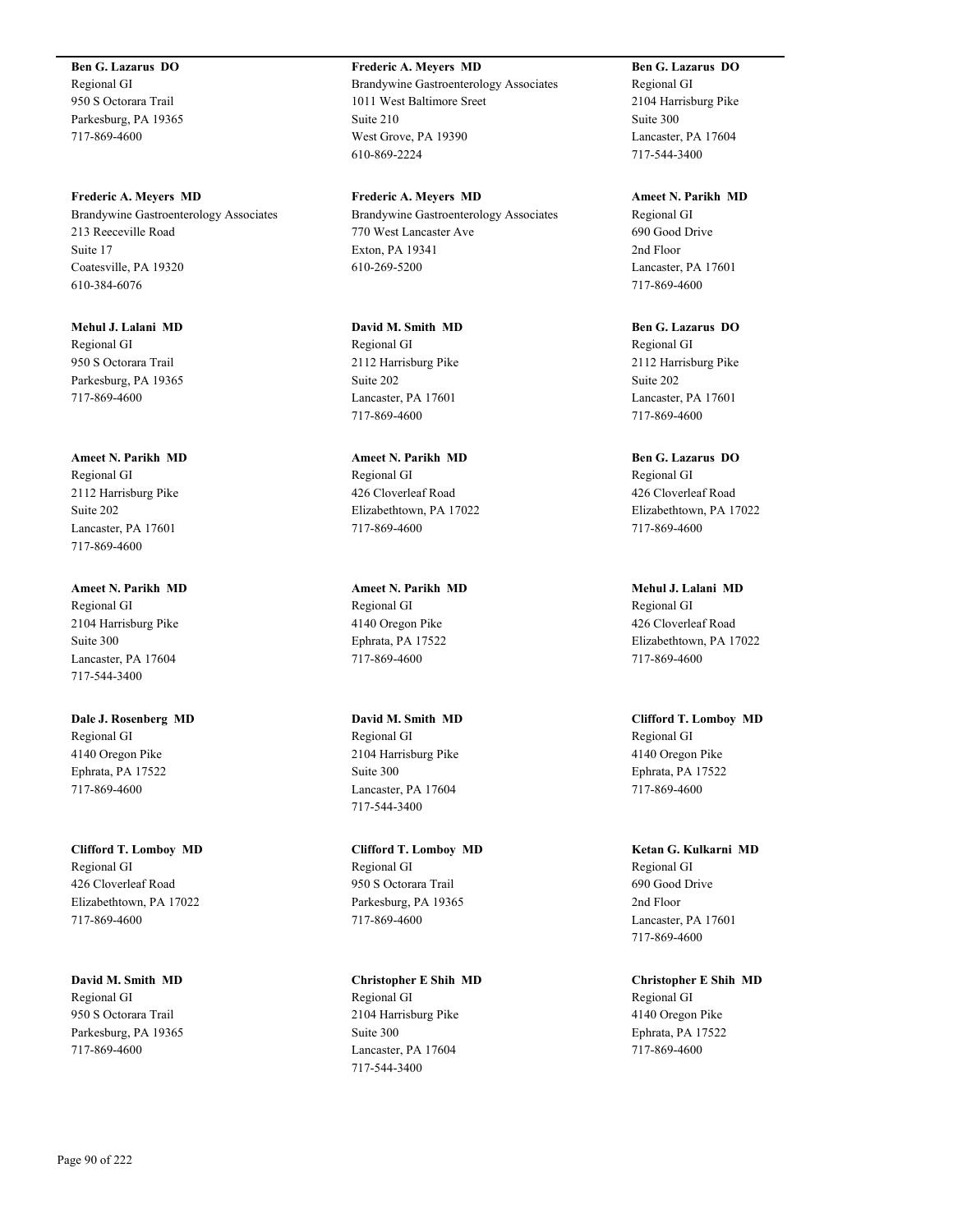**Ben G. Lazarus DO**
Regional GI
950 S Octorara Trail
Parkesburg, PA 19365
717-869-4600

**Frederic A. Meyers MD**
Brandywine Gastroenterology Associates
213 Reeceville Road
Suite 17
Coatesville, PA 19320
610-384-6076

**Mehul J. Lalani MD**
Regional GI
950 S Octorara Trail
Parkesburg, PA 19365
717-869-4600

**Ameet N. Parikh MD**
Regional GI
2112 Harrisburg Pike
Suite 202
Lancaster, PA 17601
717-869-4600

**Ameet N. Parikh MD**
Regional GI
2104 Harrisburg Pike
Suite 300
Lancaster, PA 17604
717-544-3400

**Dale J. Rosenberg MD**
Regional GI
4140 Oregon Pike
Ephrata, PA 17522
717-869-4600

**Clifford T. Lomboy MD**
Regional GI
426 Cloverleaf Road
Elizabethtown, PA 17022
717-869-4600

**David M. Smith MD**
Regional GI
950 S Octorara Trail
Parkesburg, PA 19365
717-869-4600

**Frederic A. Meyers MD**
Brandywine Gastroenterology Associates
1011 West Baltimore Sreet
Suite 210
West Grove, PA 19390
610-869-2224

**Frederic A. Meyers MD**
Brandywine Gastroenterology Associates
770 West Lancaster Ave
Exton, PA 19341
610-269-5200

**David M. Smith MD**
Regional GI
2112 Harrisburg Pike
Suite 202
Lancaster, PA 17601
717-869-4600

**Ameet N. Parikh MD**
Regional GI
426 Cloverleaf Road
Elizabethtown, PA 17022
717-869-4600

**Ameet N. Parikh MD**
Regional GI
4140 Oregon Pike
Ephrata, PA 17522
717-869-4600

**David M. Smith MD**
Regional GI
2104 Harrisburg Pike
Suite 300
Lancaster, PA 17604
717-544-3400

**Clifford T. Lomboy MD**
Regional GI
950 S Octorara Trail
Parkesburg, PA 19365
717-869-4600

**Christopher E Shih MD**
Regional GI
2104 Harrisburg Pike
Suite 300
Lancaster, PA 17604
717-544-3400

**Ben G. Lazarus DO**
Regional GI
2104 Harrisburg Pike
Suite 300
Lancaster, PA 17604
717-544-3400

**Ameet N. Parikh MD**
Regional GI
690 Good Drive
2nd Floor
Lancaster, PA 17601
717-869-4600

**Ben G. Lazarus DO**
Regional GI
2112 Harrisburg Pike
Suite 202
Lancaster, PA 17601
717-869-4600

**Ben G. Lazarus DO**
Regional GI
426 Cloverleaf Road
Elizabethtown, PA 17022
717-869-4600

**Mehul J. Lalani MD**
Regional GI
426 Cloverleaf Road
Elizabethtown, PA 17022
717-869-4600

**Clifford T. Lomboy MD**
Regional GI
4140 Oregon Pike
Ephrata, PA 17522
717-869-4600

**Ketan G. Kulkarni MD**
Regional GI
690 Good Drive
2nd Floor
Lancaster, PA 17601
717-869-4600

**Christopher E Shih MD**
Regional GI
4140 Oregon Pike
Ephrata, PA 17522
717-869-4600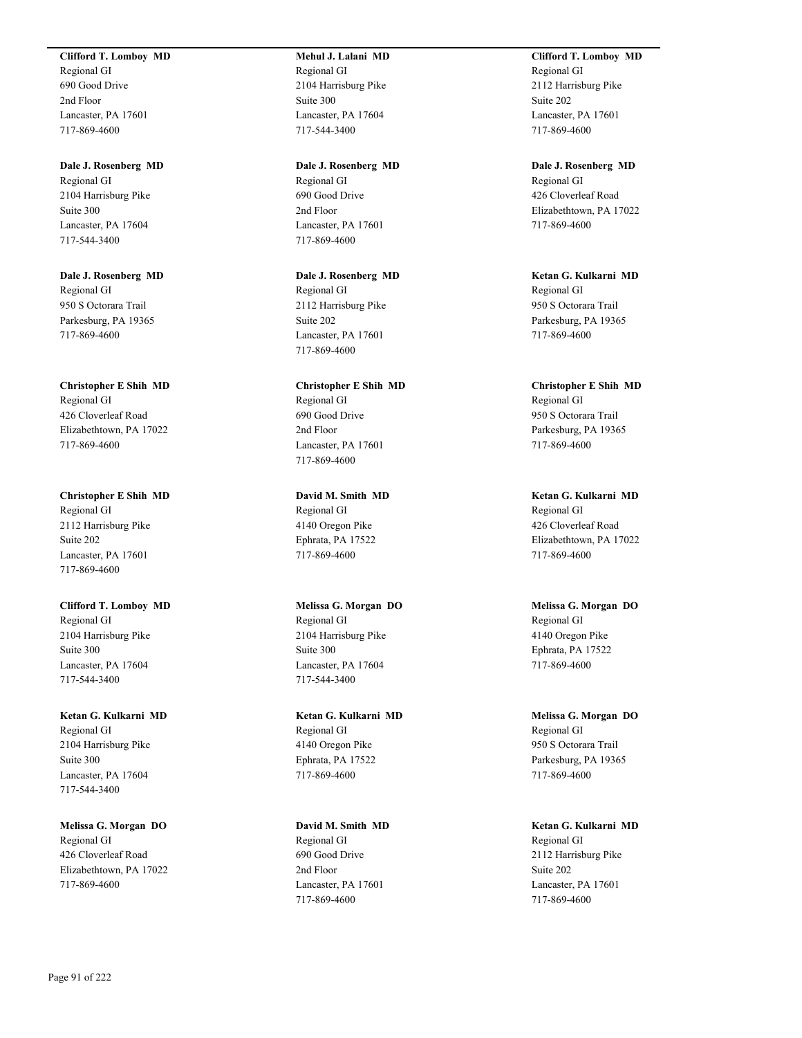**Clifford T. Lomboy MD**
Regional GI
690 Good Drive
2nd Floor
Lancaster, PA 17601
717-869-4600

**Dale J. Rosenberg MD**
Regional GI
2104 Harrisburg Pike
Suite 300
Lancaster, PA 17604
717-544-3400

**Dale J. Rosenberg MD**
Regional GI
950 S Octorara Trail
Parkesburg, PA 19365
717-869-4600

**Christopher E Shih MD**
Regional GI
426 Cloverleaf Road
Elizabethtown, PA 17022
717-869-4600

**Christopher E Shih MD**
Regional GI
2112 Harrisburg Pike
Suite 202
Lancaster, PA 17601
717-869-4600

**Clifford T. Lomboy MD**
Regional GI
2104 Harrisburg Pike
Suite 300
Lancaster, PA 17604
717-544-3400

**Ketan G. Kulkarni MD**
Regional GI
2104 Harrisburg Pike
Suite 300
Lancaster, PA 17604
717-544-3400

**Melissa G. Morgan DO**
Regional GI
426 Cloverleaf Road
Elizabethtown, PA 17022
717-869-4600

**Mehul J. Lalani MD**
Regional GI
2104 Harrisburg Pike
Suite 300
Lancaster, PA 17604
717-544-3400

**Dale J. Rosenberg MD**
Regional GI
690 Good Drive
2nd Floor
Lancaster, PA 17601
717-869-4600

**Dale J. Rosenberg MD**
Regional GI
2112 Harrisburg Pike
Suite 202
Lancaster, PA 17601
717-869-4600

**Christopher E Shih MD**
Regional GI
690 Good Drive
2nd Floor
Lancaster, PA 17601
717-869-4600

**David M. Smith MD**
Regional GI
4140 Oregon Pike
Ephrata, PA 17522
717-869-4600

**Melissa G. Morgan DO**
Regional GI
2104 Harrisburg Pike
Suite 300
Lancaster, PA 17604
717-544-3400

**Ketan G. Kulkarni MD**
Regional GI
4140 Oregon Pike
Ephrata, PA 17522
717-869-4600

**David M. Smith MD**
Regional GI
690 Good Drive
2nd Floor
Lancaster, PA 17601
717-869-4600

**Clifford T. Lomboy MD**
Regional GI
2112 Harrisburg Pike
Suite 202
Lancaster, PA 17601
717-869-4600

**Dale J. Rosenberg MD**
Regional GI
426 Cloverleaf Road
Elizabethtown, PA 17022
717-869-4600

**Ketan G. Kulkarni MD**
Regional GI
950 S Octorara Trail
Parkesburg, PA 19365
717-869-4600

**Christopher E Shih MD**
Regional GI
950 S Octorara Trail
Parkesburg, PA 19365
717-869-4600

**Ketan G. Kulkarni MD**
Regional GI
426 Cloverleaf Road
Elizabethtown, PA 17022
717-869-4600

**Melissa G. Morgan DO**
Regional GI
4140 Oregon Pike
Ephrata, PA 17522
717-869-4600

**Melissa G. Morgan DO**
Regional GI
950 S Octorara Trail
Parkesburg, PA 19365
717-869-4600

**Ketan G. Kulkarni MD**
Regional GI
2112 Harrisburg Pike
Suite 202
Lancaster, PA 17601
717-869-4600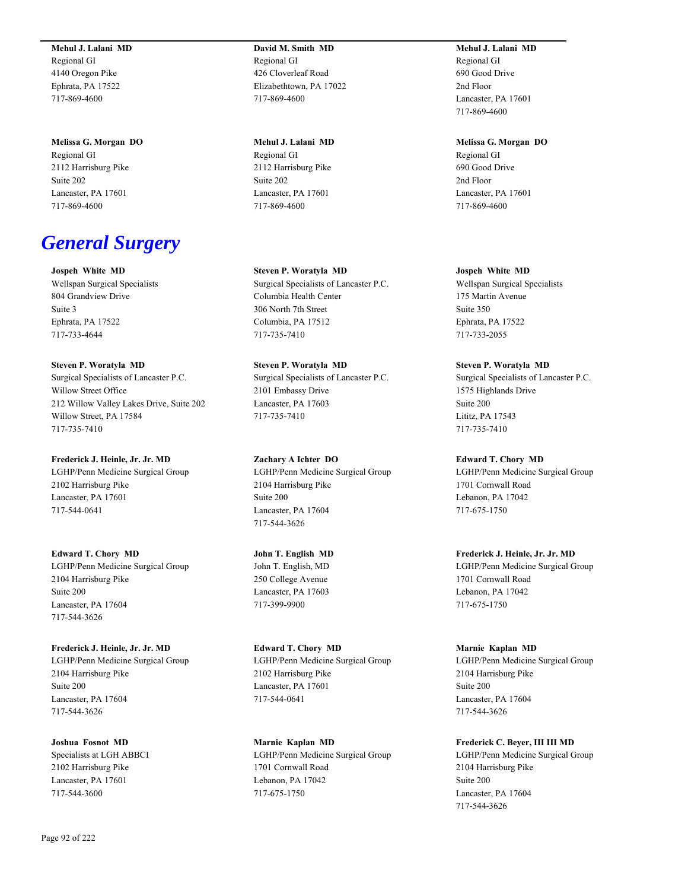**Mehul J. Lalani MD**
Regional GI
4140 Oregon Pike
Ephrata, PA 17522
717-869-4600

**David M. Smith MD**
Regional GI
426 Cloverleaf Road
Elizabethtown, PA 17022
717-869-4600

**Mehul J. Lalani MD**
Regional GI
690 Good Drive
2nd Floor
Lancaster, PA 17601
717-869-4600

**Melissa G. Morgan DO**
Regional GI
2112 Harrisburg Pike
Suite 202
Lancaster, PA 17601
717-869-4600

**Mehul J. Lalani MD**
Regional GI
2112 Harrisburg Pike
Suite 202
Lancaster, PA 17601
717-869-4600

**Melissa G. Morgan DO**
Regional GI
690 Good Drive
2nd Floor
Lancaster, PA 17601
717-869-4600

# *General Surgery*

**Jospeh White MD**
Wellspan Surgical Specialists
804 Grandview Drive
Suite 3
Ephrata, PA 17522
717-733-4644

**Steven P. Woratyla MD**
Surgical Specialists of Lancaster P.C.
Columbia Health Center
306 North 7th Street
Columbia, PA 17512
717-735-7410

**Jospeh White MD**
Wellspan Surgical Specialists
175 Martin Avenue
Suite 350
Ephrata, PA 17522
717-733-2055

**Steven P. Woratyla MD**
Surgical Specialists of Lancaster P.C.
Willow Street Office
212 Willow Valley Lakes Drive, Suite 202
Willow Street, PA 17584
717-735-7410

**Steven P. Woratyla MD**
Surgical Specialists of Lancaster P.C.
2101 Embassy Drive
Lancaster, PA 17603
717-735-7410

**Steven P. Woratyla MD**
Surgical Specialists of Lancaster P.C.
1575 Highlands Drive
Suite 200
Lititz, PA 17543
717-735-7410

**Frederick J. Heinle, Jr. Jr. MD**
LGHP/Penn Medicine Surgical Group
2102 Harrisburg Pike
Lancaster, PA 17601
717-544-0641

**Zachary A Ichter DO**
LGHP/Penn Medicine Surgical Group
2104 Harrisburg Pike
Suite 200
Lancaster, PA 17604
717-544-3626

**Edward T. Chory MD**
LGHP/Penn Medicine Surgical Group
1701 Cornwall Road
Lebanon, PA 17042
717-675-1750

**Edward T. Chory MD**
LGHP/Penn Medicine Surgical Group
2104 Harrisburg Pike
Suite 200
Lancaster, PA 17604
717-544-3626

**John T. English MD**
John T. English, MD
250 College Avenue
Lancaster, PA 17603
717-399-9900

**Frederick J. Heinle, Jr. Jr. MD**
LGHP/Penn Medicine Surgical Group
1701 Cornwall Road
Lebanon, PA 17042
717-675-1750

**Frederick J. Heinle, Jr. Jr. MD**
LGHP/Penn Medicine Surgical Group
2104 Harrisburg Pike
Suite 200
Lancaster, PA 17604
717-544-3626

**Edward T. Chory MD**
LGHP/Penn Medicine Surgical Group
2102 Harrisburg Pike
Lancaster, PA 17601
717-544-0641

**Marnie Kaplan MD**
LGHP/Penn Medicine Surgical Group
2104 Harrisburg Pike
Suite 200
Lancaster, PA 17604
717-544-3626

**Joshua Fosnot MD**
Specialists at LGH ABBCI
2102 Harrisburg Pike
Lancaster, PA 17601
717-544-3600

**Marnie Kaplan MD**
LGHP/Penn Medicine Surgical Group
1701 Cornwall Road
Lebanon, PA 17042
717-675-1750

**Frederick C. Beyer, III III MD**
LGHP/Penn Medicine Surgical Group
2104 Harrisburg Pike
Suite 200
Lancaster, PA 17604
717-544-3626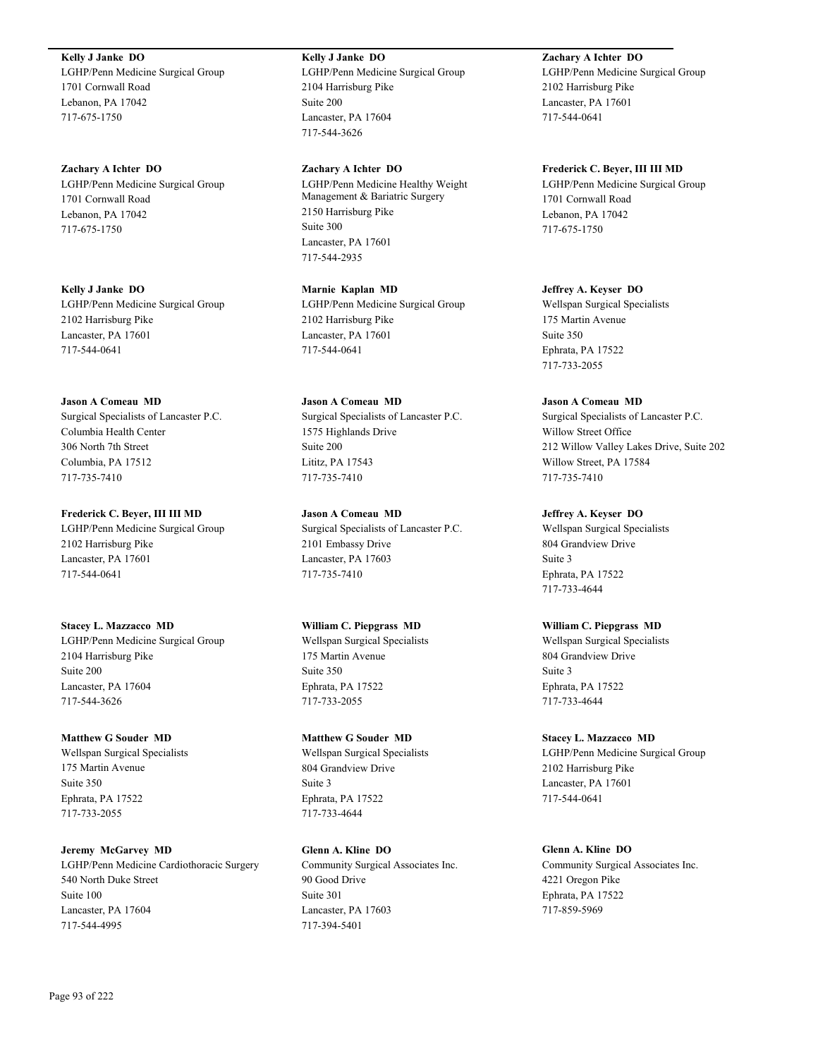**Kelly J Janke DO**
LGHP/Penn Medicine Surgical Group
1701 Cornwall Road
Lebanon, PA 17042
717-675-1750

**Zachary A Ichter DO**
LGHP/Penn Medicine Surgical Group
1701 Cornwall Road
Lebanon, PA 17042
717-675-1750

**Kelly J Janke DO**
LGHP/Penn Medicine Surgical Group
2102 Harrisburg Pike
Lancaster, PA 17601
717-544-0641

**Jason A Comeau MD**
Surgical Specialists of Lancaster P.C.
Columbia Health Center
306 North 7th Street
Columbia, PA 17512
717-735-7410

**Frederick C. Beyer, III III MD**
LGHP/Penn Medicine Surgical Group
2102 Harrisburg Pike
Lancaster, PA 17601
717-544-0641

**Stacey L. Mazzacco MD**
LGHP/Penn Medicine Surgical Group
2104 Harrisburg Pike
Suite 200
Lancaster, PA 17604
717-544-3626

**Matthew G Souder MD**
Wellspan Surgical Specialists
175 Martin Avenue
Suite 350
Ephrata, PA 17522
717-733-2055

**Jeremy McGarvey MD**
LGHP/Penn Medicine Cardiothoracic Surgery
540 North Duke Street
Suite 100
Lancaster, PA 17604
717-544-4995

**Kelly J Janke DO**
LGHP/Penn Medicine Surgical Group
2104 Harrisburg Pike
Suite 200
Lancaster, PA 17604
717-544-3626

**Zachary A Ichter DO**
LGHP/Penn Medicine Healthy Weight Management & Bariatric Surgery
2150 Harrisburg Pike
Suite 300
Lancaster, PA 17601
717-544-2935

**Marnie Kaplan MD**
LGHP/Penn Medicine Surgical Group
2102 Harrisburg Pike
Lancaster, PA 17601
717-544-0641

**Jason A Comeau MD**
Surgical Specialists of Lancaster P.C.
1575 Highlands Drive
Suite 200
Lititz, PA 17543
717-735-7410

**Jason A Comeau MD**
Surgical Specialists of Lancaster P.C.
2101 Embassy Drive
Lancaster, PA 17603
717-735-7410

**William C. Piepgrass MD**
Wellspan Surgical Specialists
175 Martin Avenue
Suite 350
Ephrata, PA 17522
717-733-2055

**Matthew G Souder MD**
Wellspan Surgical Specialists
804 Grandview Drive
Suite 3
Ephrata, PA 17522
717-733-4644

**Glenn A. Kline DO**
Community Surgical Associates Inc.
90 Good Drive
Suite 301
Lancaster, PA 17603
717-394-5401

**Zachary A Ichter DO**
LGHP/Penn Medicine Surgical Group
2102 Harrisburg Pike
Lancaster, PA 17601
717-544-0641

**Frederick C. Beyer, III III MD**
LGHP/Penn Medicine Surgical Group
1701 Cornwall Road
Lebanon, PA 17042
717-675-1750

**Jeffrey A. Keyser DO**
Wellspan Surgical Specialists
175 Martin Avenue
Suite 350
Ephrata, PA 17522
717-733-2055

**Jason A Comeau MD**
Surgical Specialists of Lancaster P.C.
Willow Street Office
212 Willow Valley Lakes Drive, Suite 202
Willow Street, PA 17584
717-735-7410

**Jeffrey A. Keyser DO**
Wellspan Surgical Specialists
804 Grandview Drive
Suite 3
Ephrata, PA 17522
717-733-4644

**William C. Piepgrass MD**
Wellspan Surgical Specialists
804 Grandview Drive
Suite 3
Ephrata, PA 17522
717-733-4644

**Stacey L. Mazzacco MD**
LGHP/Penn Medicine Surgical Group
2102 Harrisburg Pike
Lancaster, PA 17601
717-544-0641

**Glenn A. Kline DO**
Community Surgical Associates Inc.
4221 Oregon Pike
Ephrata, PA 17522
717-859-5969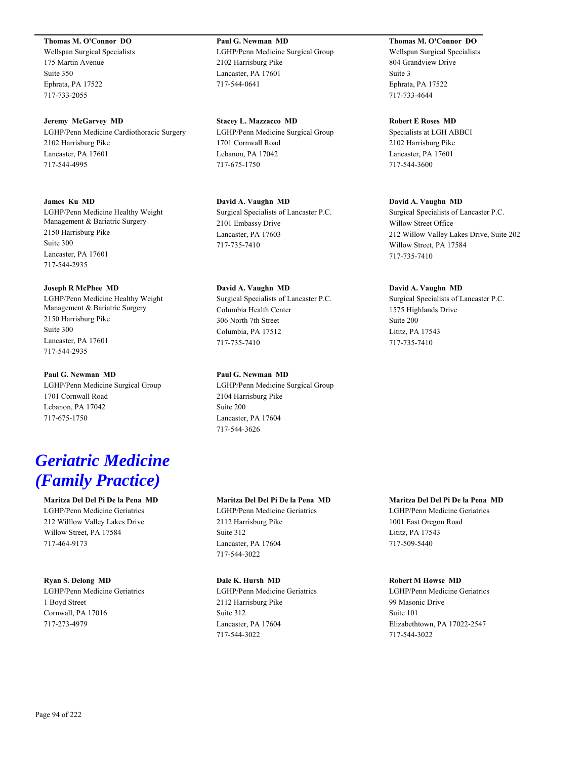**Thomas M. O'Connor DO**
Wellspan Surgical Specialists
175 Martin Avenue
Suite 350
Ephrata, PA 17522
717-733-2055

**Paul G. Newman MD**
LGHP/Penn Medicine Surgical Group
2102 Harrisburg Pike
Lancaster, PA 17601
717-544-0641

**Thomas M. O'Connor DO**
Wellspan Surgical Specialists
804 Grandview Drive
Suite 3
Ephrata, PA 17522
717-733-4644

**Jeremy McGarvey MD**
LGHP/Penn Medicine Cardiothoracic Surgery
2102 Harrisburg Pike
Lancaster, PA 17601
717-544-4995

**Stacey L. Mazzacco MD**
LGHP/Penn Medicine Surgical Group
1701 Cornwall Road
Lebanon, PA 17042
717-675-1750

**Robert E Roses MD**
Specialists at LGH ABBCI
2102 Harrisburg Pike
Lancaster, PA 17601
717-544-3600

**James Ku MD**
LGHP/Penn Medicine Healthy Weight Management & Bariatric Surgery
2150 Harrisburg Pike
Suite 300
Lancaster, PA 17601
717-544-2935

**David A. Vaughn MD**
Surgical Specialists of Lancaster P.C.
2101 Embassy Drive
Lancaster, PA 17603
717-735-7410

**David A. Vaughn MD**
Surgical Specialists of Lancaster P.C.
Willow Street Office
212 Willow Valley Lakes Drive, Suite 202
Willow Street, PA 17584
717-735-7410

**Joseph R McPhee MD**
LGHP/Penn Medicine Healthy Weight Management & Bariatric Surgery
2150 Harrisburg Pike
Suite 300
Lancaster, PA 17601
717-544-2935

**David A. Vaughn MD**
Surgical Specialists of Lancaster P.C.
Columbia Health Center
306 North 7th Street
Columbia, PA 17512
717-735-7410

**David A. Vaughn MD**
Surgical Specialists of Lancaster P.C.
1575 Highlands Drive
Suite 200
Lititz, PA 17543
717-735-7410

**Paul G. Newman MD**
LGHP/Penn Medicine Surgical Group
1701 Cornwall Road
Lebanon, PA 17042
717-675-1750

**Paul G. Newman MD**
LGHP/Penn Medicine Surgical Group
2104 Harrisburg Pike
Suite 200
Lancaster, PA 17604
717-544-3626

# *Geriatric Medicine (Family Practice)*

**Maritza Del Del Pi De la Pena MD**
LGHP/Penn Medicine Geriatrics
212 Willlow Valley Lakes Drive
Willow Street, PA 17584
717-464-9173

**Maritza Del Del Pi De la Pena MD**
LGHP/Penn Medicine Geriatrics
2112 Harrisburg Pike
Suite 312
Lancaster, PA 17604
717-544-3022

**Maritza Del Del Pi De la Pena MD**
LGHP/Penn Medicine Geriatrics
1001 East Oregon Road
Lititz, PA 17543
717-509-5440

**Ryan S. Delong MD**
LGHP/Penn Medicine Geriatrics
1 Boyd Street
Cornwall, PA 17016
717-273-4979

**Dale K. Hursh MD**
LGHP/Penn Medicine Geriatrics
2112 Harrisburg Pike
Suite 312
Lancaster, PA 17604
717-544-3022

**Robert M Howse MD**
LGHP/Penn Medicine Geriatrics
99 Masonic Drive
Suite 101
Elizabethtown, PA 17022-2547
717-544-3022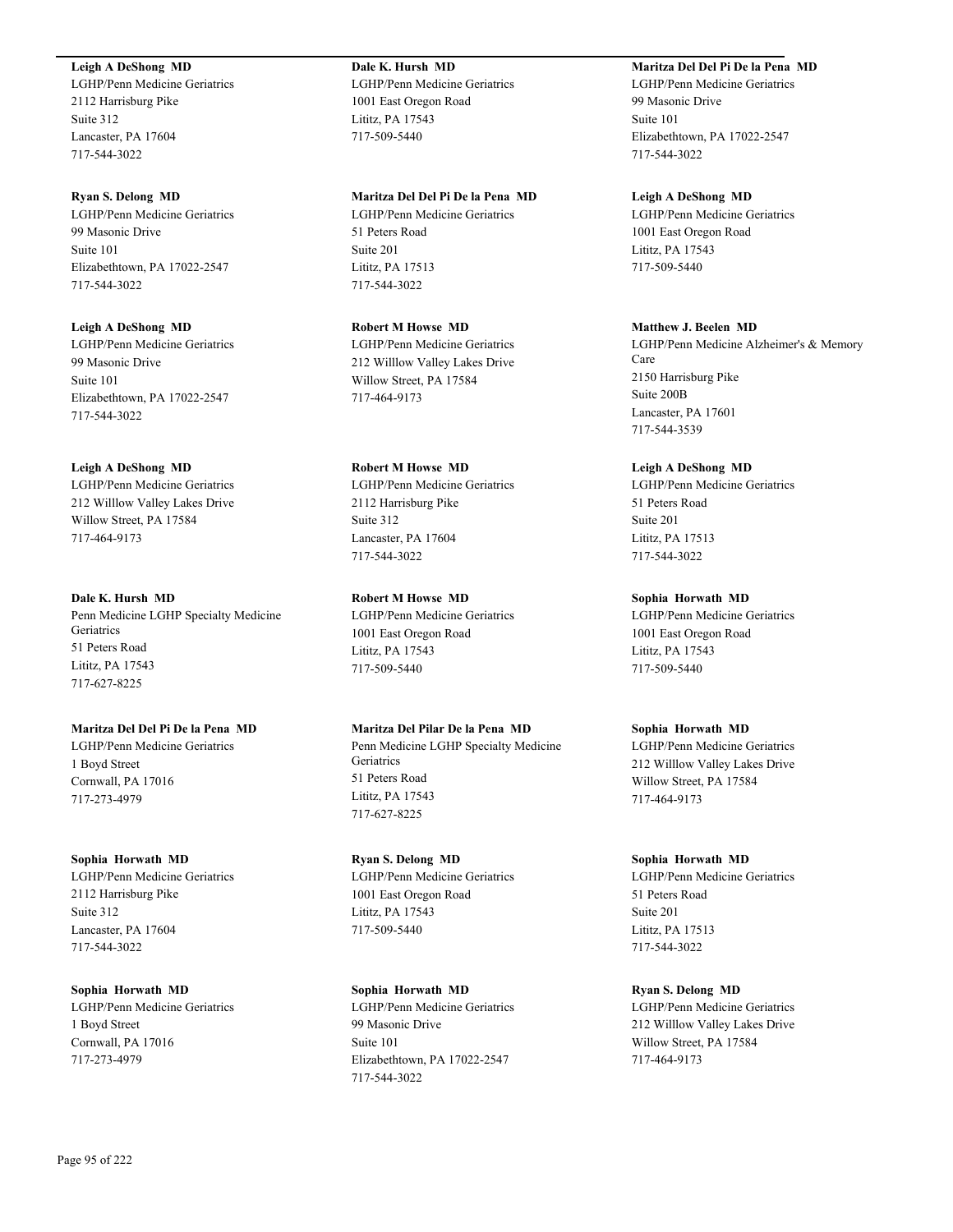**Leigh A DeShong MD**
LGHP/Penn Medicine Geriatrics
2112 Harrisburg Pike
Suite 312
Lancaster, PA 17604
717-544-3022

**Ryan S. Delong MD**
LGHP/Penn Medicine Geriatrics
99 Masonic Drive
Suite 101
Elizabethtown, PA 17022-2547
717-544-3022

**Leigh A DeShong MD**
LGHP/Penn Medicine Geriatrics
99 Masonic Drive
Suite 101
Elizabethtown, PA 17022-2547
717-544-3022

**Leigh A DeShong MD**
LGHP/Penn Medicine Geriatrics
212 Willlow Valley Lakes Drive
Willow Street, PA 17584
717-464-9173

**Dale K. Hursh MD**
Penn Medicine LGHP Specialty Medicine Geriatrics
51 Peters Road
Lititz, PA 17543
717-627-8225

**Maritza Del Del Pi De la Pena MD**
LGHP/Penn Medicine Geriatrics
1 Boyd Street
Cornwall, PA 17016
717-273-4979

**Sophia Horwath MD**
LGHP/Penn Medicine Geriatrics
2112 Harrisburg Pike
Suite 312
Lancaster, PA 17604
717-544-3022

**Sophia Horwath MD**
LGHP/Penn Medicine Geriatrics
1 Boyd Street
Cornwall, PA 17016
717-273-4979

**Dale K. Hursh MD**
LGHP/Penn Medicine Geriatrics
1001 East Oregon Road
Lititz, PA 17543
717-509-5440

**Maritza Del Del Pi De la Pena MD**
LGHP/Penn Medicine Geriatrics
51 Peters Road
Suite 201
Lititz, PA 17513
717-544-3022

**Robert M Howse MD**
LGHP/Penn Medicine Geriatrics
212 Willlow Valley Lakes Drive
Willow Street, PA 17584
717-464-9173

**Robert M Howse MD**
LGHP/Penn Medicine Geriatrics
2112 Harrisburg Pike
Suite 312
Lancaster, PA 17604
717-544-3022

**Robert M Howse MD**
LGHP/Penn Medicine Geriatrics
1001 East Oregon Road
Lititz, PA 17543
717-509-5440

**Maritza Del Pilar De la Pena MD**
Penn Medicine LGHP Specialty Medicine Geriatrics
51 Peters Road
Lititz, PA 17543
717-627-8225

**Ryan S. Delong MD**
LGHP/Penn Medicine Geriatrics
1001 East Oregon Road
Lititz, PA 17543
717-509-5440

**Sophia Horwath MD**
LGHP/Penn Medicine Geriatrics
99 Masonic Drive
Suite 101
Elizabethtown, PA 17022-2547
717-544-3022

**Maritza Del Del Pi De la Pena MD**
LGHP/Penn Medicine Geriatrics
99 Masonic Drive
Suite 101
Elizabethtown, PA 17022-2547
717-544-3022

**Leigh A DeShong MD**
LGHP/Penn Medicine Geriatrics
1001 East Oregon Road
Lititz, PA 17543
717-509-5440

**Matthew J. Beelen MD**
LGHP/Penn Medicine Alzheimer's & Memory Care
2150 Harrisburg Pike
Suite 200B
Lancaster, PA 17601
717-544-3539

**Leigh A DeShong MD**
LGHP/Penn Medicine Geriatrics
51 Peters Road
Suite 201
Lititz, PA 17513
717-544-3022

**Sophia Horwath MD**
LGHP/Penn Medicine Geriatrics
1001 East Oregon Road
Lititz, PA 17543
717-509-5440

**Sophia Horwath MD**
LGHP/Penn Medicine Geriatrics
212 Willlow Valley Lakes Drive
Willow Street, PA 17584
717-464-9173

**Sophia Horwath MD**
LGHP/Penn Medicine Geriatrics
51 Peters Road
Suite 201
Lititz, PA 17513
717-544-3022

**Ryan S. Delong MD**
LGHP/Penn Medicine Geriatrics
212 Willlow Valley Lakes Drive
Willow Street, PA 17584
717-464-9173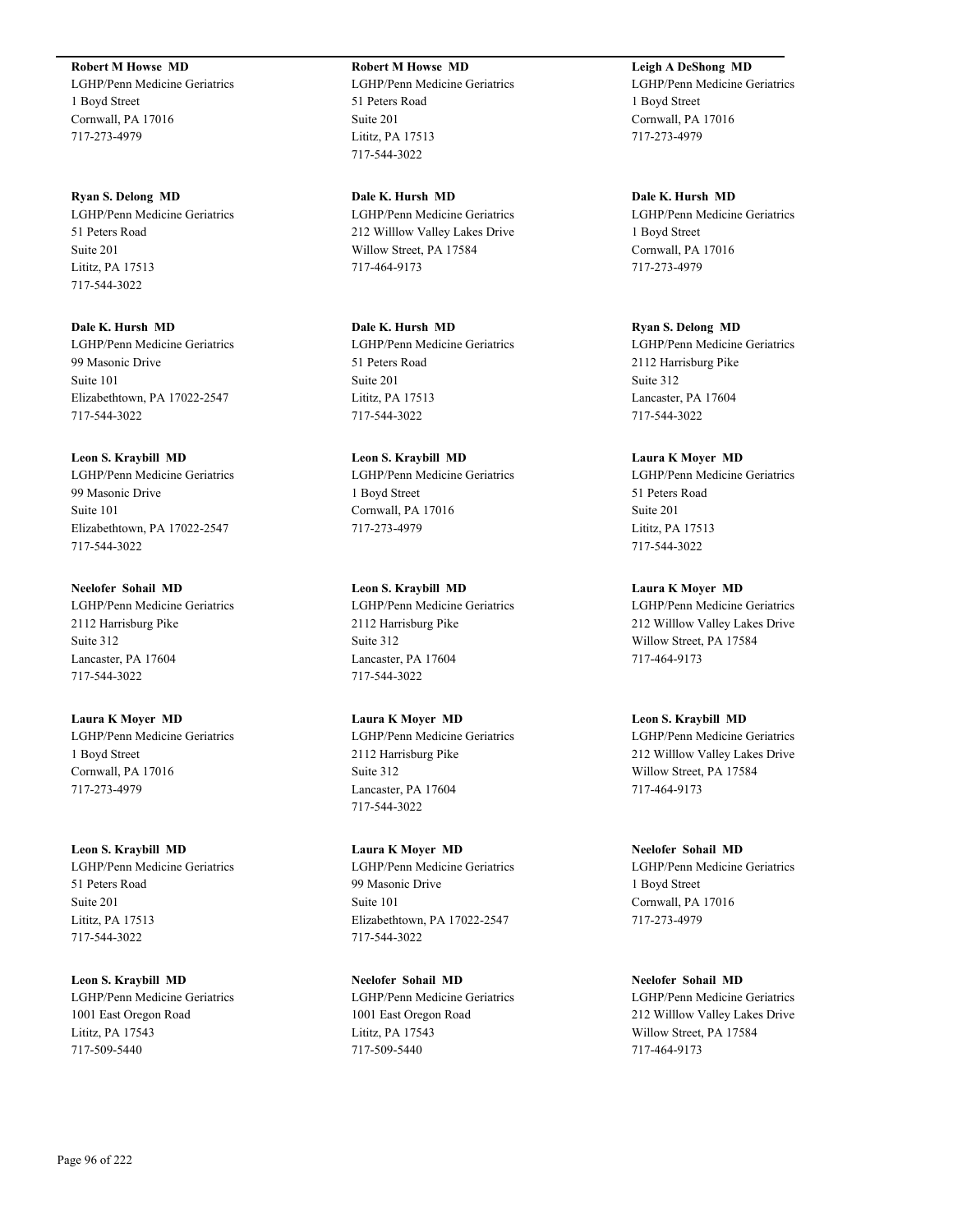**Robert M Howse MD**
LGHP/Penn Medicine Geriatrics
1 Boyd Street
Cornwall, PA 17016
717-273-4979

**Ryan S. Delong MD**
LGHP/Penn Medicine Geriatrics
51 Peters Road
Suite 201
Lititz, PA 17513
717-544-3022

**Dale K. Hursh MD**
LGHP/Penn Medicine Geriatrics
99 Masonic Drive
Suite 101
Elizabethtown, PA 17022-2547
717-544-3022

**Leon S. Kraybill MD**
LGHP/Penn Medicine Geriatrics
99 Masonic Drive
Suite 101
Elizabethtown, PA 17022-2547
717-544-3022

**Neelofer Sohail MD**
LGHP/Penn Medicine Geriatrics
2112 Harrisburg Pike
Suite 312
Lancaster, PA 17604
717-544-3022

**Laura K Moyer MD**
LGHP/Penn Medicine Geriatrics
1 Boyd Street
Cornwall, PA 17016
717-273-4979

**Leon S. Kraybill MD**
LGHP/Penn Medicine Geriatrics
51 Peters Road
Suite 201
Lititz, PA 17513
717-544-3022

**Leon S. Kraybill MD**
LGHP/Penn Medicine Geriatrics
1001 East Oregon Road
Lititz, PA 17543
717-509-5440

**Robert M Howse MD**
LGHP/Penn Medicine Geriatrics
51 Peters Road
Suite 201
Lititz, PA 17513
717-544-3022

**Dale K. Hursh MD**
LGHP/Penn Medicine Geriatrics
212 Willlow Valley Lakes Drive
Willow Street, PA 17584
717-464-9173

**Dale K. Hursh MD**
LGHP/Penn Medicine Geriatrics
51 Peters Road
Suite 201
Lititz, PA 17513
717-544-3022

**Leon S. Kraybill MD**
LGHP/Penn Medicine Geriatrics
1 Boyd Street
Cornwall, PA 17016
717-273-4979

**Leon S. Kraybill MD**
LGHP/Penn Medicine Geriatrics
2112 Harrisburg Pike
Suite 312
Lancaster, PA 17604
717-544-3022

**Laura K Moyer MD**
LGHP/Penn Medicine Geriatrics
2112 Harrisburg Pike
Suite 312
Lancaster, PA 17604
717-544-3022

**Laura K Moyer MD**
LGHP/Penn Medicine Geriatrics
99 Masonic Drive
Suite 101
Elizabethtown, PA 17022-2547
717-544-3022

**Neelofer Sohail MD**
LGHP/Penn Medicine Geriatrics
1001 East Oregon Road
Lititz, PA 17543
717-509-5440

**Leigh A DeShong MD**
LGHP/Penn Medicine Geriatrics
1 Boyd Street
Cornwall, PA 17016
717-273-4979

**Dale K. Hursh MD**
LGHP/Penn Medicine Geriatrics
1 Boyd Street
Cornwall, PA 17016
717-273-4979

**Ryan S. Delong MD**
LGHP/Penn Medicine Geriatrics
2112 Harrisburg Pike
Suite 312
Lancaster, PA 17604
717-544-3022

**Laura K Moyer MD**
LGHP/Penn Medicine Geriatrics
51 Peters Road
Suite 201
Lititz, PA 17513
717-544-3022

**Laura K Moyer MD**
LGHP/Penn Medicine Geriatrics
212 Willlow Valley Lakes Drive
Willow Street, PA 17584
717-464-9173

**Leon S. Kraybill MD**
LGHP/Penn Medicine Geriatrics
212 Willlow Valley Lakes Drive
Willow Street, PA 17584
717-464-9173

**Neelofer Sohail MD**
LGHP/Penn Medicine Geriatrics
1 Boyd Street
Cornwall, PA 17016
717-273-4979

**Neelofer Sohail MD**
LGHP/Penn Medicine Geriatrics
212 Willlow Valley Lakes Drive
Willow Street, PA 17584
717-464-9173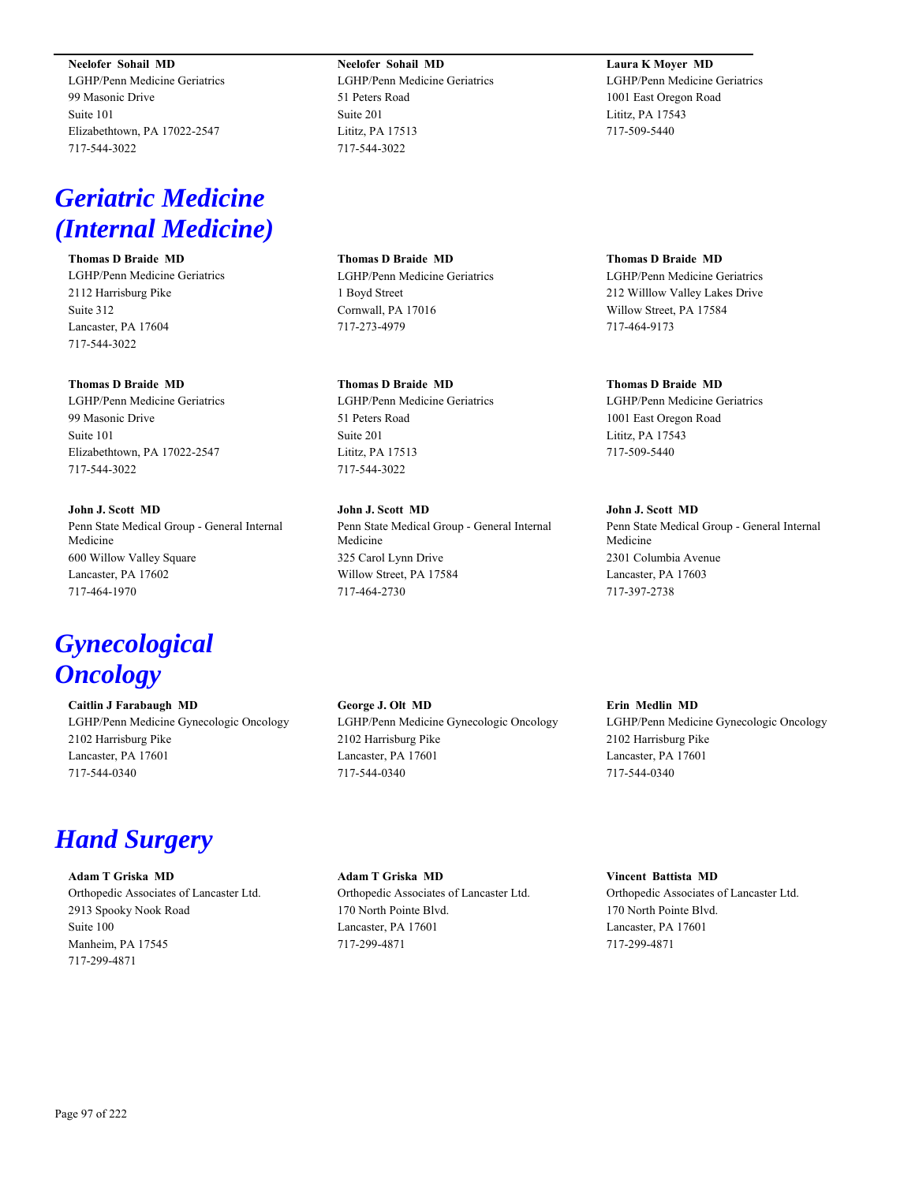**Neelofer Sohail MD**
LGHP/Penn Medicine Geriatrics
99 Masonic Drive
Suite 101
Elizabethtown, PA 17022-2547
717-544-3022

**Neelofer Sohail MD**
LGHP/Penn Medicine Geriatrics
51 Peters Road
Suite 201
Lititz, PA 17513
717-544-3022

**Laura K Moyer MD**
LGHP/Penn Medicine Geriatrics
1001 East Oregon Road
Lititz, PA 17543
717-509-5440

# *Geriatric Medicine (Internal Medicine)*

**Thomas D Braide MD**
LGHP/Penn Medicine Geriatrics
2112 Harrisburg Pike
Suite 312
Lancaster, PA 17604
717-544-3022

**Thomas D Braide MD**
LGHP/Penn Medicine Geriatrics
1 Boyd Street
Cornwall, PA 17016
717-273-4979

**Thomas D Braide MD**
LGHP/Penn Medicine Geriatrics
212 Willlow Valley Lakes Drive
Willow Street, PA 17584
717-464-9173

**Thomas D Braide MD**
LGHP/Penn Medicine Geriatrics
99 Masonic Drive
Suite 101
Elizabethtown, PA 17022-2547
717-544-3022

**Thomas D Braide MD**
LGHP/Penn Medicine Geriatrics
51 Peters Road
Suite 201
Lititz, PA 17513
717-544-3022

**Thomas D Braide MD**
LGHP/Penn Medicine Geriatrics
1001 East Oregon Road
Lititz, PA 17543
717-509-5440

**John J. Scott MD**
Penn State Medical Group - General Internal Medicine
600 Willow Valley Square
Lancaster, PA 17602
717-464-1970

**John J. Scott MD**
Penn State Medical Group - General Internal Medicine
325 Carol Lynn Drive
Willow Street, PA 17584
717-464-2730

**John J. Scott MD**
Penn State Medical Group - General Internal Medicine
2301 Columbia Avenue
Lancaster, PA 17603
717-397-2738

# *Gynecological Oncology*

**Caitlin J Farabaugh MD**
LGHP/Penn Medicine Gynecologic Oncology
2102 Harrisburg Pike
Lancaster, PA 17601
717-544-0340

**George J. Olt MD**
LGHP/Penn Medicine Gynecologic Oncology
2102 Harrisburg Pike
Lancaster, PA 17601
717-544-0340

**Erin Medlin MD**
LGHP/Penn Medicine Gynecologic Oncology
2102 Harrisburg Pike
Lancaster, PA 17601
717-544-0340

# *Hand Surgery*

**Adam T Griska MD**
Orthopedic Associates of Lancaster Ltd.
2913 Spooky Nook Road
Suite 100
Manheim, PA 17545
717-299-4871

**Adam T Griska MD**
Orthopedic Associates of Lancaster Ltd.
170 North Pointe Blvd.
Lancaster, PA 17601
717-299-4871

**Vincent Battista MD**
Orthopedic Associates of Lancaster Ltd.
170 North Pointe Blvd.
Lancaster, PA 17601
717-299-4871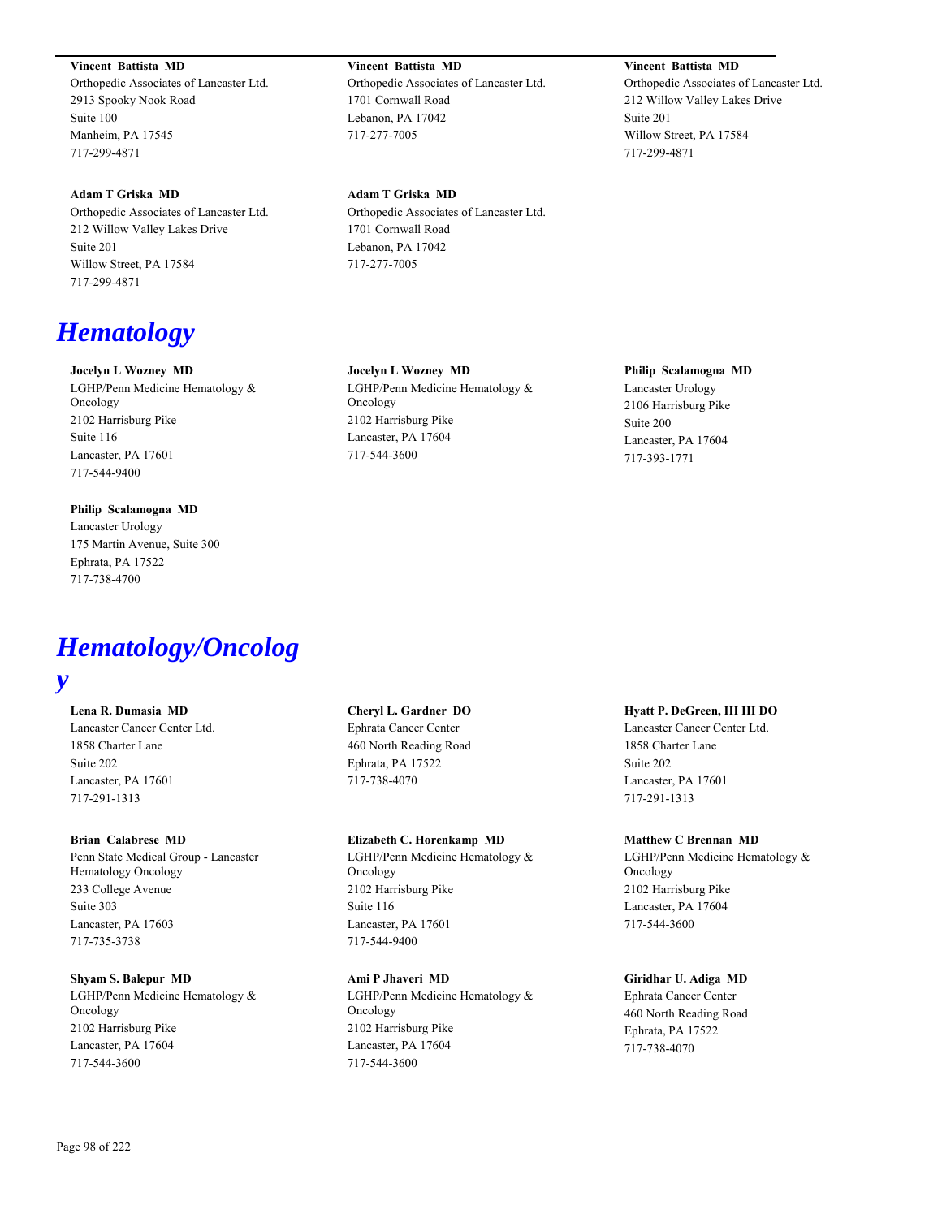**Vincent Battista MD**
Orthopedic Associates of Lancaster Ltd.
2913 Spooky Nook Road
Suite 100
Manheim, PA 17545
717-299-4871

**Vincent Battista MD**
Orthopedic Associates of Lancaster Ltd.
1701 Cornwall Road
Lebanon, PA 17042
717-277-7005

**Vincent Battista MD**
Orthopedic Associates of Lancaster Ltd.
212 Willow Valley Lakes Drive
Suite 201
Willow Street, PA 17584
717-299-4871

**Adam T Griska MD**
Orthopedic Associates of Lancaster Ltd.
212 Willow Valley Lakes Drive
Suite 201
Willow Street, PA 17584
717-299-4871

**Adam T Griska MD**
Orthopedic Associates of Lancaster Ltd.
1701 Cornwall Road
Lebanon, PA 17042
717-277-7005

# *Hematology*

**Jocelyn L Wozney MD**
LGHP/Penn Medicine Hematology & Oncology
2102 Harrisburg Pike
Suite 116
Lancaster, PA 17601
717-544-9400

**Jocelyn L Wozney MD**
LGHP/Penn Medicine Hematology & Oncology
2102 Harrisburg Pike
Lancaster, PA 17604
717-544-3600

**Philip Scalamogna MD**
Lancaster Urology
2106 Harrisburg Pike
Suite 200
Lancaster, PA 17604
717-393-1771

**Philip Scalamogna MD**
Lancaster Urology
175 Martin Avenue, Suite 300
Ephrata, PA 17522
717-738-4700

# *Hematology/Oncology*

**Lena R. Dumasia MD**
Lancaster Cancer Center Ltd.
1858 Charter Lane
Suite 202
Lancaster, PA 17601
717-291-1313

**Cheryl L. Gardner DO**
Ephrata Cancer Center
460 North Reading Road
Ephrata, PA 17522
717-738-4070

**Hyatt P. DeGreen, III III DO**
Lancaster Cancer Center Ltd.
1858 Charter Lane
Suite 202
Lancaster, PA 17601
717-291-1313

**Brian Calabrese MD**
Penn State Medical Group - Lancaster Hematology Oncology
233 College Avenue
Suite 303
Lancaster, PA 17603
717-735-3738

**Elizabeth C. Horenkamp MD**
LGHP/Penn Medicine Hematology & Oncology
2102 Harrisburg Pike
Suite 116
Lancaster, PA 17601
717-544-9400

**Matthew C Brennan MD**
LGHP/Penn Medicine Hematology & Oncology
2102 Harrisburg Pike
Lancaster, PA 17604
717-544-3600

**Shyam S. Balepur MD**
LGHP/Penn Medicine Hematology & Oncology
2102 Harrisburg Pike
Lancaster, PA 17604
717-544-3600

**Ami P Jhaveri MD**
LGHP/Penn Medicine Hematology & Oncology
2102 Harrisburg Pike
Lancaster, PA 17604
717-544-3600

**Giridhar U. Adiga MD**
Ephrata Cancer Center
460 North Reading Road
Ephrata, PA 17522
717-738-4070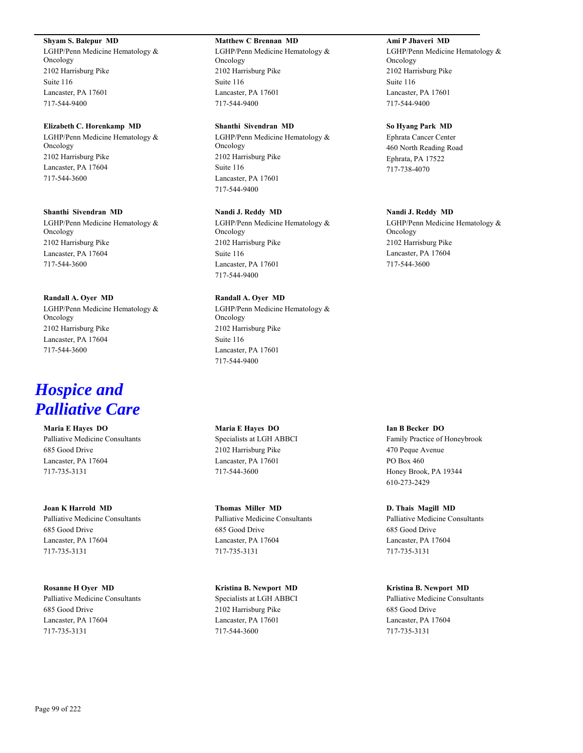**Shyam S. Balepur MD**
LGHP/Penn Medicine Hematology & Oncology
2102 Harrisburg Pike
Suite 116
Lancaster, PA 17601
717-544-9400

**Matthew C Brennan MD**
LGHP/Penn Medicine Hematology & Oncology
2102 Harrisburg Pike
Suite 116
Lancaster, PA 17601
717-544-9400

**Ami P Jhaveri MD**
LGHP/Penn Medicine Hematology & Oncology
2102 Harrisburg Pike
Suite 116
Lancaster, PA 17601
717-544-9400

**Elizabeth C. Horenkamp MD**
LGHP/Penn Medicine Hematology & Oncology
2102 Harrisburg Pike
Lancaster, PA 17604
717-544-3600

**Shanthi Sivendran MD**
LGHP/Penn Medicine Hematology & Oncology
2102 Harrisburg Pike
Suite 116
Lancaster, PA 17601
717-544-9400

**So Hyang Park MD**
Ephrata Cancer Center
460 North Reading Road
Ephrata, PA 17522
717-738-4070

**Shanthi Sivendran MD**
LGHP/Penn Medicine Hematology & Oncology
2102 Harrisburg Pike
Lancaster, PA 17604
717-544-3600

**Nandi J. Reddy MD**
LGHP/Penn Medicine Hematology & Oncology
2102 Harrisburg Pike
Suite 116
Lancaster, PA 17601
717-544-9400

**Nandi J. Reddy MD**
LGHP/Penn Medicine Hematology & Oncology
2102 Harrisburg Pike
Lancaster, PA 17604
717-544-3600

**Randall A. Oyer MD**
LGHP/Penn Medicine Hematology & Oncology
2102 Harrisburg Pike
Lancaster, PA 17604
717-544-3600

**Randall A. Oyer MD**
LGHP/Penn Medicine Hematology & Oncology
2102 Harrisburg Pike
Suite 116
Lancaster, PA 17601
717-544-9400

# *Hospice and Palliative Care*

**Maria E Hayes DO**
Palliative Medicine Consultants
685 Good Drive
Lancaster, PA 17604
717-735-3131

**Maria E Hayes DO**
Specialists at LGH ABBCI
2102 Harrisburg Pike
Lancaster, PA 17601
717-544-3600

**Ian B Becker DO**
Family Practice of Honeybrook
470 Peque Avenue
PO Box 460
Honey Brook, PA 19344
610-273-2429

**Joan K Harrold MD**
Palliative Medicine Consultants
685 Good Drive
Lancaster, PA 17604
717-735-3131

**Thomas Miller MD**
Palliative Medicine Consultants
685 Good Drive
Lancaster, PA 17604
717-735-3131

**D. Thais Magill MD**
Palliative Medicine Consultants
685 Good Drive
Lancaster, PA 17604
717-735-3131

**Rosanne H Oyer MD**
Palliative Medicine Consultants
685 Good Drive
Lancaster, PA 17604
717-735-3131

**Kristina B. Newport MD**
Specialists at LGH ABBCI
2102 Harrisburg Pike
Lancaster, PA 17601
717-544-3600

**Kristina B. Newport MD**
Palliative Medicine Consultants
685 Good Drive
Lancaster, PA 17604
717-735-3131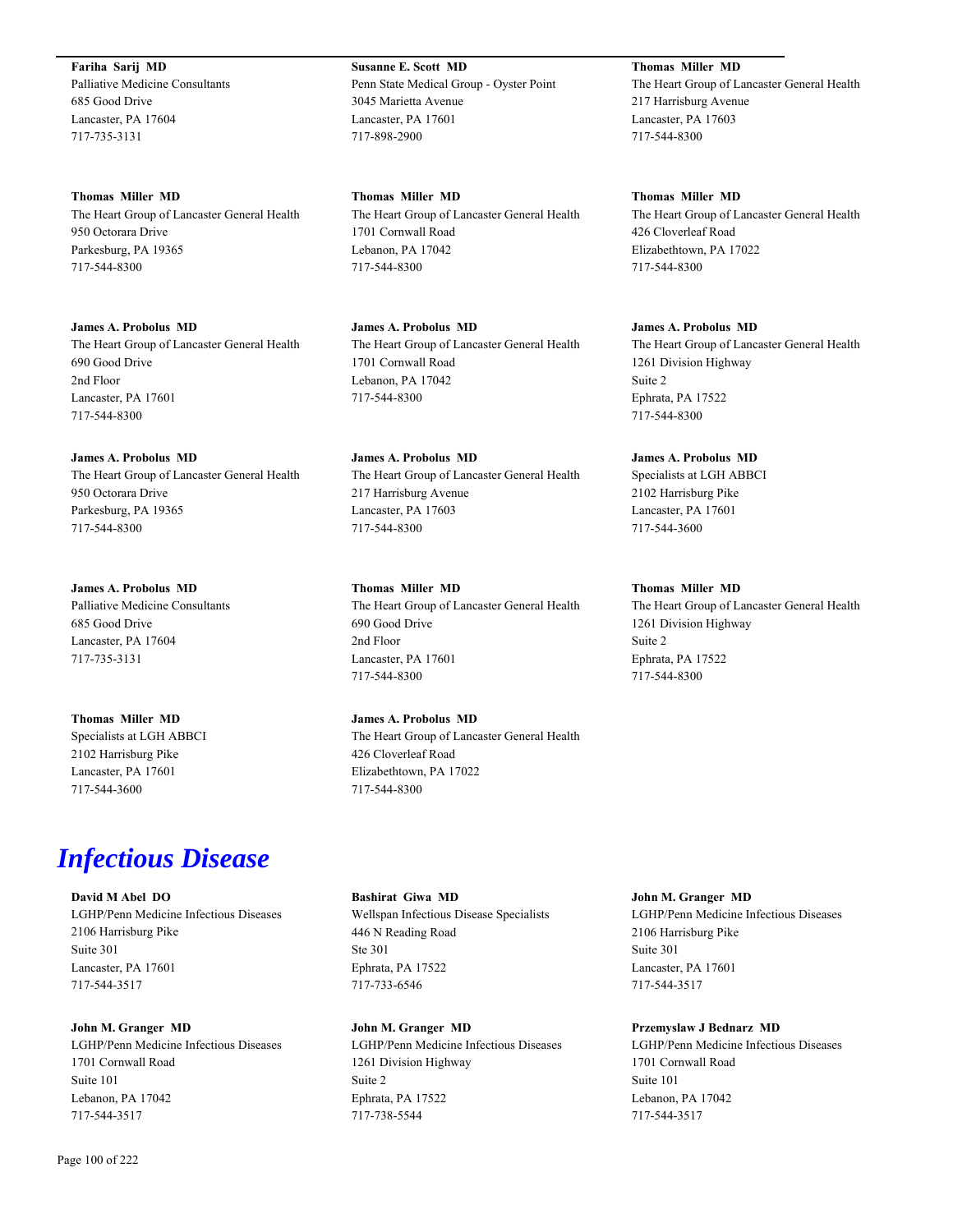**Fariha Sarij MD**
Palliative Medicine Consultants
685 Good Drive
Lancaster, PA 17604
717-735-3131

**Thomas Miller MD**
The Heart Group of Lancaster General Health
950 Octorara Drive
Parkesburg, PA 19365
717-544-8300

**James A. Probolus MD**
The Heart Group of Lancaster General Health
690 Good Drive
2nd Floor
Lancaster, PA 17601
717-544-8300

**James A. Probolus MD**
The Heart Group of Lancaster General Health
950 Octorara Drive
Parkesburg, PA 19365
717-544-8300

**James A. Probolus MD**
Palliative Medicine Consultants
685 Good Drive
Lancaster, PA 17604
717-735-3131

**Thomas Miller MD**
Specialists at LGH ABBCI
2102 Harrisburg Pike
Lancaster, PA 17601
717-544-3600

**Susanne E. Scott MD**
Penn State Medical Group - Oyster Point
3045 Marietta Avenue
Lancaster, PA 17601
717-898-2900

**Thomas Miller MD**
The Heart Group of Lancaster General Health
1701 Cornwall Road
Lebanon, PA 17042
717-544-8300

**James A. Probolus MD**
The Heart Group of Lancaster General Health
1701 Cornwall Road
Lebanon, PA 17042
717-544-8300

**James A. Probolus MD**
The Heart Group of Lancaster General Health
217 Harrisburg Avenue
Lancaster, PA 17603
717-544-8300

**Thomas Miller MD**
The Heart Group of Lancaster General Health
690 Good Drive
2nd Floor
Lancaster, PA 17601
717-544-8300

**James A. Probolus MD**
The Heart Group of Lancaster General Health
426 Cloverleaf Road
Elizabethtown, PA 17022
717-544-8300

**Thomas Miller MD**
The Heart Group of Lancaster General Health
217 Harrisburg Avenue
Lancaster, PA 17603
717-544-8300

**Thomas Miller MD**
The Heart Group of Lancaster General Health
426 Cloverleaf Road
Elizabethtown, PA 17022
717-544-8300

**James A. Probolus MD**
The Heart Group of Lancaster General Health
1261 Division Highway
Suite 2
Ephrata, PA 17522
717-544-8300

**James A. Probolus MD**
Specialists at LGH ABBCI
2102 Harrisburg Pike
Lancaster, PA 17601
717-544-3600

**Thomas Miller MD**
The Heart Group of Lancaster General Health
1261 Division Highway
Suite 2
Ephrata, PA 17522
717-544-8300

# *Infectious Disease*

**David M Abel DO**
LGHP/Penn Medicine Infectious Diseases
2106 Harrisburg Pike
Suite 301
Lancaster, PA 17601
717-544-3517

**John M. Granger MD**
LGHP/Penn Medicine Infectious Diseases
1701 Cornwall Road
Suite 101
Lebanon, PA 17042
717-544-3517

**Bashirat Giwa MD**
Wellspan Infectious Disease Specialists
446 N Reading Road
Ste 301
Ephrata, PA 17522
717-733-6546

**John M. Granger MD**
LGHP/Penn Medicine Infectious Diseases
1261 Division Highway
Suite 2
Ephrata, PA 17522
717-738-5544

**John M. Granger MD**
LGHP/Penn Medicine Infectious Diseases
2106 Harrisburg Pike
Suite 301
Lancaster, PA 17601
717-544-3517

**Przemyslaw J Bednarz MD**
LGHP/Penn Medicine Infectious Diseases
1701 Cornwall Road
Suite 101
Lebanon, PA 17042
717-544-3517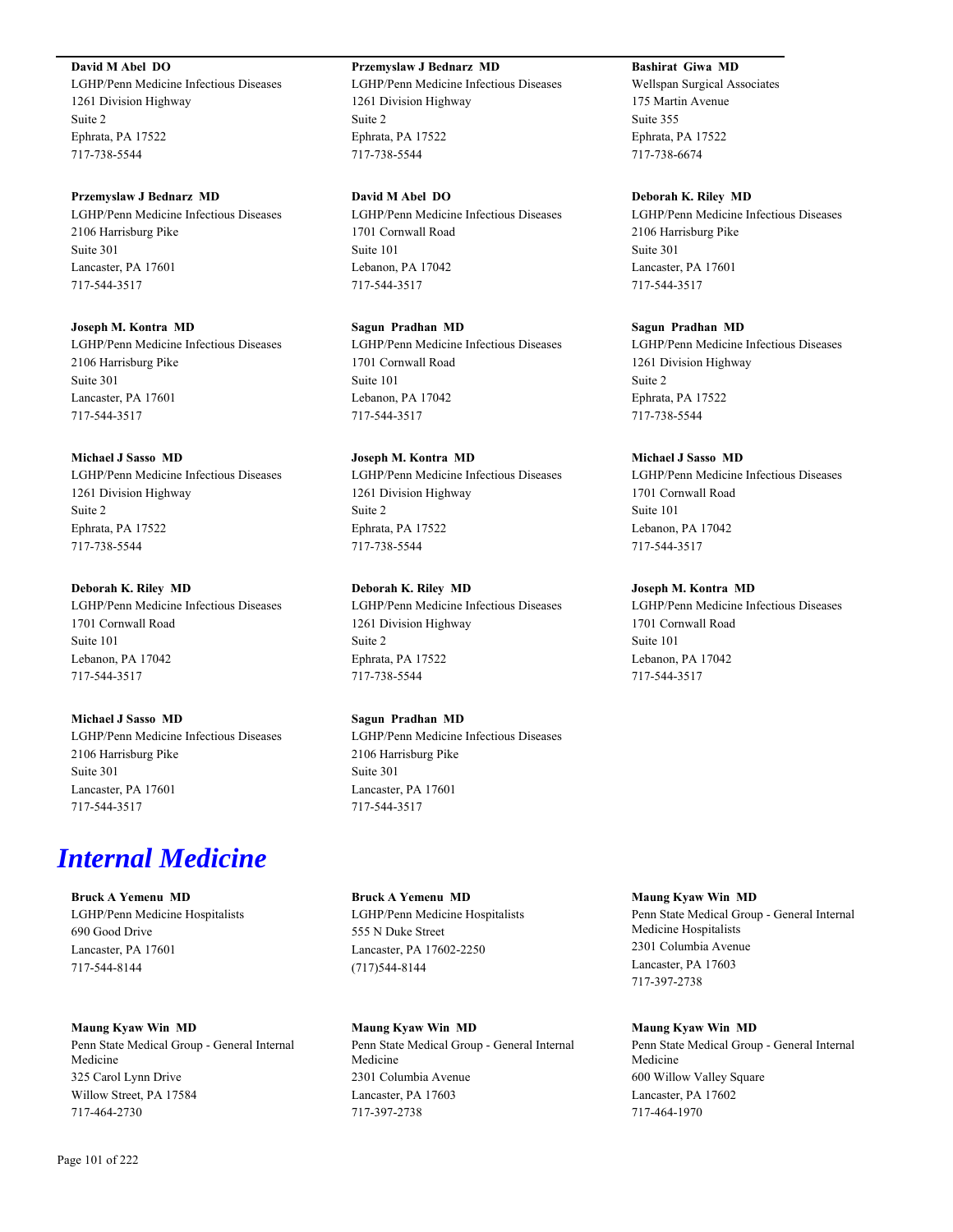**David M Abel DO**
LGHP/Penn Medicine Infectious Diseases
1261 Division Highway
Suite 2
Ephrata, PA 17522
717-738-5544

**Przemyslaw J Bednarz MD**
LGHP/Penn Medicine Infectious Diseases
2106 Harrisburg Pike
Suite 301
Lancaster, PA 17601
717-544-3517

**Joseph M. Kontra MD**
LGHP/Penn Medicine Infectious Diseases
2106 Harrisburg Pike
Suite 301
Lancaster, PA 17601
717-544-3517

**Michael J Sasso MD**
LGHP/Penn Medicine Infectious Diseases
1261 Division Highway
Suite 2
Ephrata, PA 17522
717-738-5544

**Deborah K. Riley MD**
LGHP/Penn Medicine Infectious Diseases
1701 Cornwall Road
Suite 101
Lebanon, PA 17042
717-544-3517

**Michael J Sasso MD**
LGHP/Penn Medicine Infectious Diseases
2106 Harrisburg Pike
Suite 301
Lancaster, PA 17601
717-544-3517

**Przemyslaw J Bednarz MD**
LGHP/Penn Medicine Infectious Diseases
1261 Division Highway
Suite 2
Ephrata, PA 17522
717-738-5544

**David M Abel DO**
LGHP/Penn Medicine Infectious Diseases
1701 Cornwall Road
Suite 101
Lebanon, PA 17042
717-544-3517

**Sagun Pradhan MD**
LGHP/Penn Medicine Infectious Diseases
1701 Cornwall Road
Suite 101
Lebanon, PA 17042
717-544-3517

**Joseph M. Kontra MD**
LGHP/Penn Medicine Infectious Diseases
1261 Division Highway
Suite 2
Ephrata, PA 17522
717-738-5544

**Deborah K. Riley MD**
LGHP/Penn Medicine Infectious Diseases
1261 Division Highway
Suite 2
Ephrata, PA 17522
717-738-5544

**Sagun Pradhan MD**
LGHP/Penn Medicine Infectious Diseases
2106 Harrisburg Pike
Suite 301
Lancaster, PA 17601
717-544-3517

**Bashirat Giwa MD**
Wellspan Surgical Associates
175 Martin Avenue
Suite 355
Ephrata, PA 17522
717-738-6674

**Deborah K. Riley MD**
LGHP/Penn Medicine Infectious Diseases
2106 Harrisburg Pike
Suite 301
Lancaster, PA 17601
717-544-3517

**Sagun Pradhan MD**
LGHP/Penn Medicine Infectious Diseases
1261 Division Highway
Suite 2
Ephrata, PA 17522
717-738-5544

**Michael J Sasso MD**
LGHP/Penn Medicine Infectious Diseases
1701 Cornwall Road
Suite 101
Lebanon, PA 17042
717-544-3517

**Joseph M. Kontra MD**
LGHP/Penn Medicine Infectious Diseases
1701 Cornwall Road
Suite 101
Lebanon, PA 17042
717-544-3517

# *Internal Medicine*

**Bruck A Yemenu MD**
LGHP/Penn Medicine Hospitalists
690 Good Drive
Lancaster, PA 17601
717-544-8144

**Maung Kyaw Win MD**
Penn State Medical Group - General Internal Medicine
325 Carol Lynn Drive
Willow Street, PA 17584
717-464-2730

**Bruck A Yemenu MD**
LGHP/Penn Medicine Hospitalists
555 N Duke Street
Lancaster, PA 17602-2250
(717)544-8144

**Maung Kyaw Win MD**
Penn State Medical Group - General Internal Medicine
2301 Columbia Avenue
Lancaster, PA 17603
717-397-2738

**Maung Kyaw Win MD**
Penn State Medical Group - General Internal Medicine Hospitalists
2301 Columbia Avenue
Lancaster, PA 17603
717-397-2738

**Maung Kyaw Win MD**
Penn State Medical Group - General Internal Medicine
600 Willow Valley Square
Lancaster, PA 17602
717-464-1970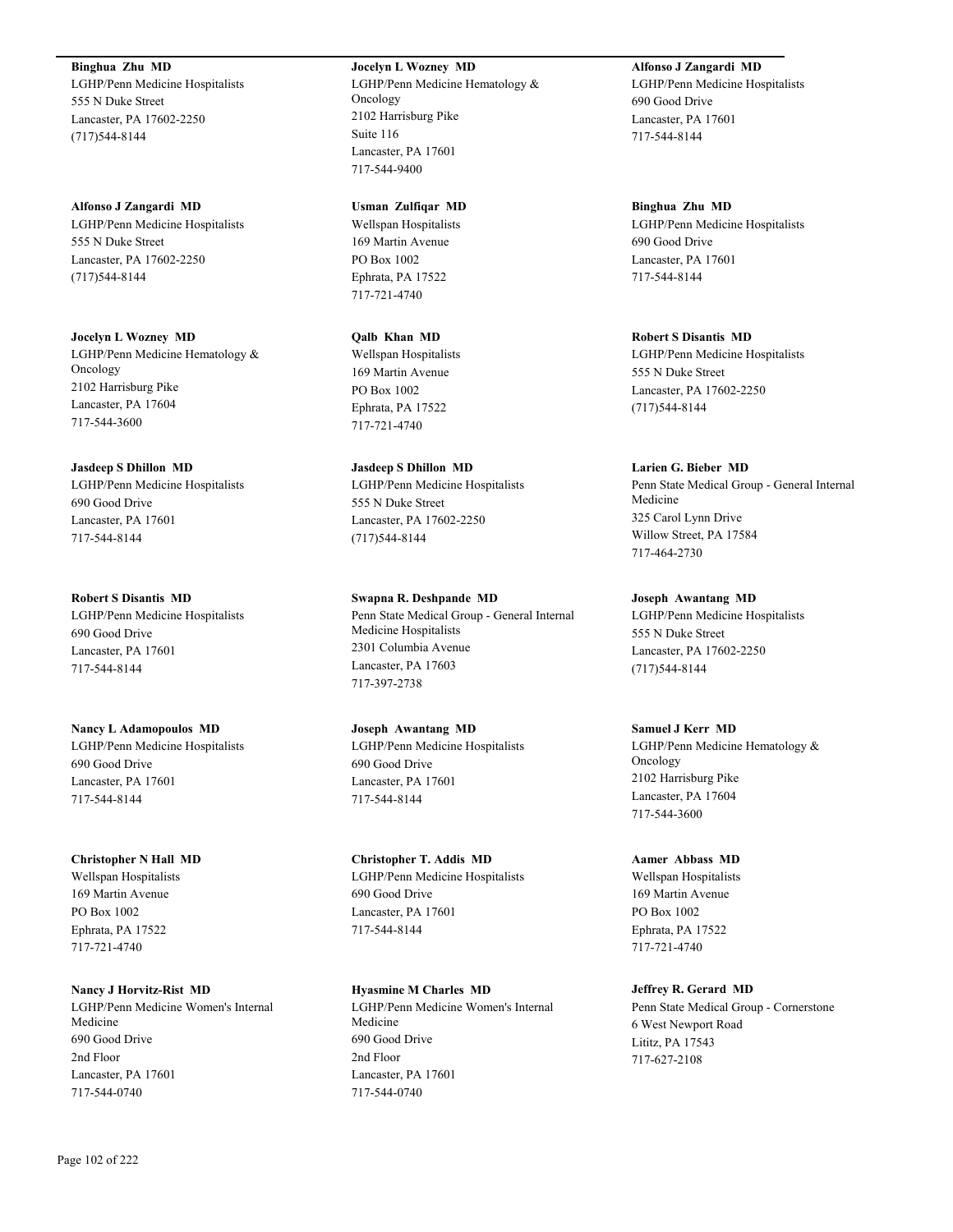**Binghua Zhu MD**
LGHP/Penn Medicine Hospitalists
555 N Duke Street
Lancaster, PA 17602-2250
(717)544-8144

**Alfonso J Zangardi MD**
LGHP/Penn Medicine Hospitalists
555 N Duke Street
Lancaster, PA 17602-2250
(717)544-8144

**Jocelyn L Wozney MD**
LGHP/Penn Medicine Hematology & Oncology
2102 Harrisburg Pike
Lancaster, PA 17604
717-544-3600

**Jasdeep S Dhillon MD**
LGHP/Penn Medicine Hospitalists
690 Good Drive
Lancaster, PA 17601
717-544-8144

**Robert S Disantis MD**
LGHP/Penn Medicine Hospitalists
690 Good Drive
Lancaster, PA 17601
717-544-8144

**Nancy L Adamopoulos MD**
LGHP/Penn Medicine Hospitalists
690 Good Drive
Lancaster, PA 17601
717-544-8144

**Christopher N Hall MD**
Wellspan Hospitalists
169 Martin Avenue
PO Box 1002
Ephrata, PA 17522
717-721-4740

**Nancy J Horvitz-Rist MD**
LGHP/Penn Medicine Women's Internal Medicine
690 Good Drive
2nd Floor
Lancaster, PA 17601
717-544-0740

**Jocelyn L Wozney MD**
LGHP/Penn Medicine Hematology & Oncology
2102 Harrisburg Pike
Suite 116
Lancaster, PA 17601
717-544-9400

**Usman Zulfiqar MD**
Wellspan Hospitalists
169 Martin Avenue
PO Box 1002
Ephrata, PA 17522
717-721-4740

**Qalb Khan MD**
Wellspan Hospitalists
169 Martin Avenue
PO Box 1002
Ephrata, PA 17522
717-721-4740

**Jasdeep S Dhillon MD**
LGHP/Penn Medicine Hospitalists
555 N Duke Street
Lancaster, PA 17602-2250
(717)544-8144

**Swapna R. Deshpande MD**
Penn State Medical Group - General Internal Medicine Hospitalists
2301 Columbia Avenue
Lancaster, PA 17603
717-397-2738

**Joseph Awantang MD**
LGHP/Penn Medicine Hospitalists
690 Good Drive
Lancaster, PA 17601
717-544-8144

**Christopher T. Addis MD**
LGHP/Penn Medicine Hospitalists
690 Good Drive
Lancaster, PA 17601
717-544-8144

**Hyasmine M Charles MD**
LGHP/Penn Medicine Women's Internal Medicine
690 Good Drive
2nd Floor
Lancaster, PA 17601
717-544-0740

**Alfonso J Zangardi MD**
LGHP/Penn Medicine Hospitalists
690 Good Drive
Lancaster, PA 17601
717-544-8144

**Binghua Zhu MD**
LGHP/Penn Medicine Hospitalists
690 Good Drive
Lancaster, PA 17601
717-544-8144

**Robert S Disantis MD**
LGHP/Penn Medicine Hospitalists
555 N Duke Street
Lancaster, PA 17602-2250
(717)544-8144

**Larien G. Bieber MD**
Penn State Medical Group - General Internal Medicine
325 Carol Lynn Drive
Willow Street, PA 17584
717-464-2730

**Joseph Awantang MD**
LGHP/Penn Medicine Hospitalists
555 N Duke Street
Lancaster, PA 17602-2250
(717)544-8144

**Samuel J Kerr MD**
LGHP/Penn Medicine Hematology & Oncology
2102 Harrisburg Pike
Lancaster, PA 17604
717-544-3600

**Aamer Abbass MD**
Wellspan Hospitalists
169 Martin Avenue
PO Box 1002
Ephrata, PA 17522
717-721-4740

**Jeffrey R. Gerard MD**
Penn State Medical Group - Cornerstone
6 West Newport Road
Lititz, PA 17543
717-627-2108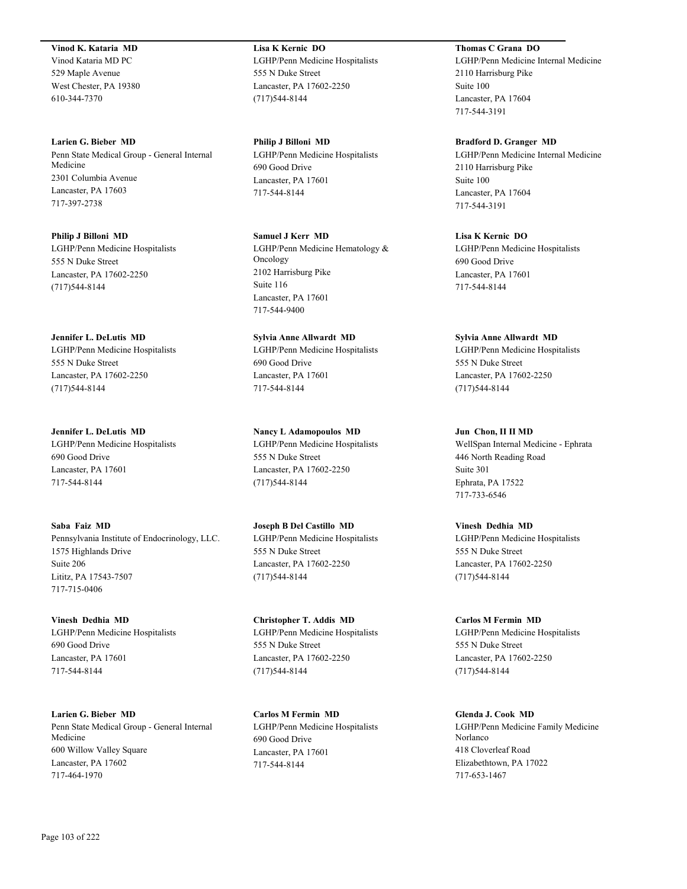**Vinod K. Kataria MD**
Vinod Kataria MD PC
529 Maple Avenue
West Chester, PA 19380
610-344-7370

**Larien G. Bieber MD**
Penn State Medical Group - General Internal Medicine
2301 Columbia Avenue
Lancaster, PA 17603
717-397-2738

**Philip J Billoni MD**
LGHP/Penn Medicine Hospitalists
555 N Duke Street
Lancaster, PA 17602-2250
(717)544-8144

**Jennifer L. DeLutis MD**
LGHP/Penn Medicine Hospitalists
555 N Duke Street
Lancaster, PA 17602-2250
(717)544-8144

**Jennifer L. DeLutis MD**
LGHP/Penn Medicine Hospitalists
690 Good Drive
Lancaster, PA 17601
717-544-8144

**Saba Faiz MD**
Pennsylvania Institute of Endocrinology, LLC.
1575 Highlands Drive
Suite 206
Lititz, PA 17543-7507
717-715-0406

**Vinesh Dedhia MD**
LGHP/Penn Medicine Hospitalists
690 Good Drive
Lancaster, PA 17601
717-544-8144

**Larien G. Bieber MD**
Penn State Medical Group - General Internal Medicine
600 Willow Valley Square
Lancaster, PA 17602
717-464-1970

**Lisa K Kernic DO**
LGHP/Penn Medicine Hospitalists
555 N Duke Street
Lancaster, PA 17602-2250
(717)544-8144

**Philip J Billoni MD**
LGHP/Penn Medicine Hospitalists
690 Good Drive
Lancaster, PA 17601
717-544-8144

**Samuel J Kerr MD**
LGHP/Penn Medicine Hematology & Oncology
2102 Harrisburg Pike
Suite 116
Lancaster, PA 17601
717-544-9400

**Sylvia Anne Allwardt MD**
LGHP/Penn Medicine Hospitalists
690 Good Drive
Lancaster, PA 17601
717-544-8144

**Nancy L Adamopoulos MD**
LGHP/Penn Medicine Hospitalists
555 N Duke Street
Lancaster, PA 17602-2250
(717)544-8144

**Joseph B Del Castillo MD**
LGHP/Penn Medicine Hospitalists
555 N Duke Street
Lancaster, PA 17602-2250
(717)544-8144

**Christopher T. Addis MD**
LGHP/Penn Medicine Hospitalists
555 N Duke Street
Lancaster, PA 17602-2250
(717)544-8144

**Carlos M Fermin MD**
LGHP/Penn Medicine Hospitalists
690 Good Drive
Lancaster, PA 17601
717-544-8144

**Thomas C Grana DO**
LGHP/Penn Medicine Internal Medicine
2110 Harrisburg Pike
Suite 100
Lancaster, PA 17604
717-544-3191

**Bradford D. Granger MD**
LGHP/Penn Medicine Internal Medicine
2110 Harrisburg Pike
Suite 100
Lancaster, PA 17604
717-544-3191

**Lisa K Kernic DO**
LGHP/Penn Medicine Hospitalists
690 Good Drive
Lancaster, PA 17601
717-544-8144

**Sylvia Anne Allwardt MD**
LGHP/Penn Medicine Hospitalists
555 N Duke Street
Lancaster, PA 17602-2250
(717)544-8144

**Jun Chon, II II MD**
WellSpan Internal Medicine - Ephrata
446 North Reading Road
Suite 301
Ephrata, PA 17522
717-733-6546

**Vinesh Dedhia MD**
LGHP/Penn Medicine Hospitalists
555 N Duke Street
Lancaster, PA 17602-2250
(717)544-8144

**Carlos M Fermin MD**
LGHP/Penn Medicine Hospitalists
555 N Duke Street
Lancaster, PA 17602-2250
(717)544-8144

**Glenda J. Cook MD**
LGHP/Penn Medicine Family Medicine Norlanco
418 Cloverleaf Road
Elizabethtown, PA 17022
717-653-1467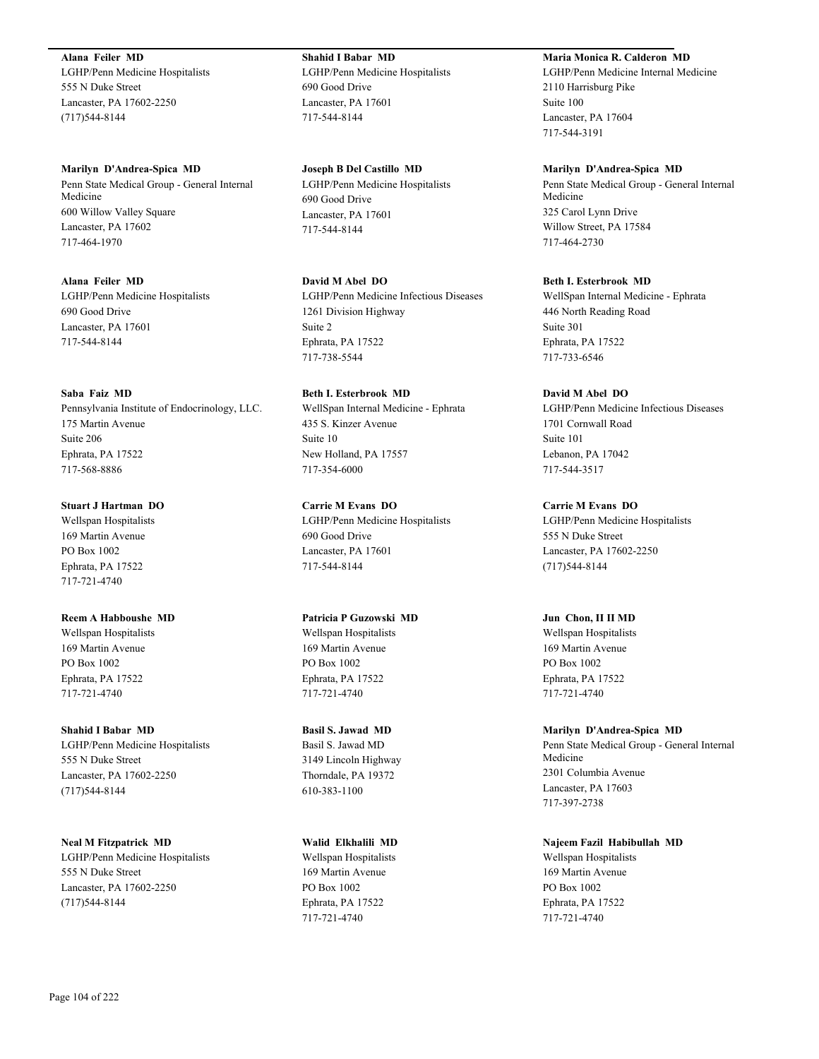**Alana Feiler MD**
LGHP/Penn Medicine Hospitalists
555 N Duke Street
Lancaster, PA 17602-2250
(717)544-8144

**Marilyn D'Andrea-Spica MD**
Penn State Medical Group - General Internal Medicine
600 Willow Valley Square
Lancaster, PA 17602
717-464-1970

**Alana Feiler MD**
LGHP/Penn Medicine Hospitalists
690 Good Drive
Lancaster, PA 17601
717-544-8144

**Saba Faiz MD**
Pennsylvania Institute of Endocrinology, LLC.
175 Martin Avenue
Suite 206
Ephrata, PA 17522
717-568-8886

**Stuart J Hartman DO**
Wellspan Hospitalists
169 Martin Avenue
PO Box 1002
Ephrata, PA 17522
717-721-4740

**Reem A Habboushe MD**
Wellspan Hospitalists
169 Martin Avenue
PO Box 1002
Ephrata, PA 17522
717-721-4740

**Shahid I Babar MD**
LGHP/Penn Medicine Hospitalists
555 N Duke Street
Lancaster, PA 17602-2250
(717)544-8144

**Neal M Fitzpatrick MD**
LGHP/Penn Medicine Hospitalists
555 N Duke Street
Lancaster, PA 17602-2250
(717)544-8144

**Shahid I Babar MD**
LGHP/Penn Medicine Hospitalists
690 Good Drive
Lancaster, PA 17601
717-544-8144

**Joseph B Del Castillo MD**
LGHP/Penn Medicine Hospitalists
690 Good Drive
Lancaster, PA 17601
717-544-8144

**David M Abel DO**
LGHP/Penn Medicine Infectious Diseases
1261 Division Highway
Suite 2
Ephrata, PA 17522
717-738-5544

**Beth I. Esterbrook MD**
WellSpan Internal Medicine - Ephrata
435 S. Kinzer Avenue
Suite 10
New Holland, PA 17557
717-354-6000

**Carrie M Evans DO**
LGHP/Penn Medicine Hospitalists
690 Good Drive
Lancaster, PA 17601
717-544-8144

**Patricia P Guzowski MD**
Wellspan Hospitalists
169 Martin Avenue
PO Box 1002
Ephrata, PA 17522
717-721-4740

**Basil S. Jawad MD**
Basil S. Jawad MD
3149 Lincoln Highway
Thorndale, PA 19372
610-383-1100

**Walid Elkhalili MD**
Wellspan Hospitalists
169 Martin Avenue
PO Box 1002
Ephrata, PA 17522
717-721-4740

**Maria Monica R. Calderon MD**
LGHP/Penn Medicine Internal Medicine
2110 Harrisburg Pike
Suite 100
Lancaster, PA 17604
717-544-3191

**Marilyn D'Andrea-Spica MD**
Penn State Medical Group - General Internal Medicine
325 Carol Lynn Drive
Willow Street, PA 17584
717-464-2730

**Beth I. Esterbrook MD**
WellSpan Internal Medicine - Ephrata
446 North Reading Road
Suite 301
Ephrata, PA 17522
717-733-6546

**David M Abel DO**
LGHP/Penn Medicine Infectious Diseases
1701 Cornwall Road
Suite 101
Lebanon, PA 17042
717-544-3517

**Carrie M Evans DO**
LGHP/Penn Medicine Hospitalists
555 N Duke Street
Lancaster, PA 17602-2250
(717)544-8144

**Jun Chon, II II MD**
Wellspan Hospitalists
169 Martin Avenue
PO Box 1002
Ephrata, PA 17522
717-721-4740

**Marilyn D'Andrea-Spica MD**
Penn State Medical Group - General Internal Medicine
2301 Columbia Avenue
Lancaster, PA 17603
717-397-2738

**Najeem Fazil Habibullah MD**
Wellspan Hospitalists
169 Martin Avenue
PO Box 1002
Ephrata, PA 17522
717-721-4740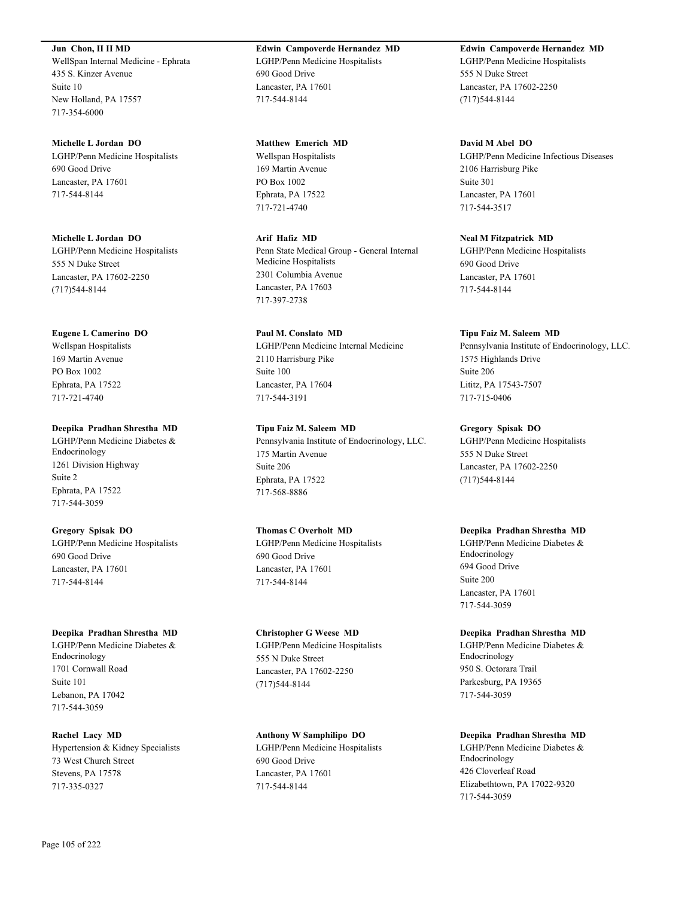**Jun Chon, II II MD**
WellSpan Internal Medicine - Ephrata
435 S. Kinzer Avenue
Suite 10
New Holland, PA 17557
717-354-6000

**Michelle L Jordan DO**
LGHP/Penn Medicine Hospitalists
690 Good Drive
Lancaster, PA 17601
717-544-8144

**Michelle L Jordan DO**
LGHP/Penn Medicine Hospitalists
555 N Duke Street
Lancaster, PA 17602-2250
(717)544-8144

**Eugene L Camerino DO**
Wellspan Hospitalists
169 Martin Avenue
PO Box 1002
Ephrata, PA 17522
717-721-4740

**Deepika Pradhan Shrestha MD**
LGHP/Penn Medicine Diabetes & Endocrinology
1261 Division Highway
Suite 2
Ephrata, PA 17522
717-544-3059

**Gregory Spisak DO**
LGHP/Penn Medicine Hospitalists
690 Good Drive
Lancaster, PA 17601
717-544-8144

**Deepika Pradhan Shrestha MD**
LGHP/Penn Medicine Diabetes & Endocrinology
1701 Cornwall Road
Suite 101
Lebanon, PA 17042
717-544-3059

**Rachel Lacy MD**
Hypertension & Kidney Specialists
73 West Church Street
Stevens, PA 17578
717-335-0327

**Edwin Campoverde Hernandez MD**
LGHP/Penn Medicine Hospitalists
690 Good Drive
Lancaster, PA 17601
717-544-8144

**Matthew Emerich MD**
Wellspan Hospitalists
169 Martin Avenue
PO Box 1002
Ephrata, PA 17522
717-721-4740

**Arif Hafiz MD**
Penn State Medical Group - General Internal Medicine Hospitalists
2301 Columbia Avenue
Lancaster, PA 17603
717-397-2738

**Paul M. Conslato MD**
LGHP/Penn Medicine Internal Medicine
2110 Harrisburg Pike
Suite 100
Lancaster, PA 17604
717-544-3191

**Tipu Faiz M. Saleem MD**
Pennsylvania Institute of Endocrinology, LLC.
175 Martin Avenue
Suite 206
Ephrata, PA 17522
717-568-8886

**Thomas C Overholt MD**
LGHP/Penn Medicine Hospitalists
690 Good Drive
Lancaster, PA 17601
717-544-8144

**Christopher G Weese MD**
LGHP/Penn Medicine Hospitalists
555 N Duke Street
Lancaster, PA 17602-2250
(717)544-8144

**Anthony W Samphilipo DO**
LGHP/Penn Medicine Hospitalists
690 Good Drive
Lancaster, PA 17601
717-544-8144

**Edwin Campoverde Hernandez MD**
LGHP/Penn Medicine Hospitalists
555 N Duke Street
Lancaster, PA 17602-2250
(717)544-8144

**David M Abel DO**
LGHP/Penn Medicine Infectious Diseases
2106 Harrisburg Pike
Suite 301
Lancaster, PA 17601
717-544-3517

**Neal M Fitzpatrick MD**
LGHP/Penn Medicine Hospitalists
690 Good Drive
Lancaster, PA 17601
717-544-8144

**Tipu Faiz M. Saleem MD**
Pennsylvania Institute of Endocrinology, LLC.
1575 Highlands Drive
Suite 206
Lititz, PA 17543-7507
717-715-0406

**Gregory Spisak DO**
LGHP/Penn Medicine Hospitalists
555 N Duke Street
Lancaster, PA 17602-2250
(717)544-8144

**Deepika Pradhan Shrestha MD**
LGHP/Penn Medicine Diabetes & Endocrinology
694 Good Drive
Suite 200
Lancaster, PA 17601
717-544-3059

**Deepika Pradhan Shrestha MD**
LGHP/Penn Medicine Diabetes & Endocrinology
950 S. Octorara Trail
Parkesburg, PA 19365
717-544-3059

**Deepika Pradhan Shrestha MD**
LGHP/Penn Medicine Diabetes & Endocrinology
426 Cloverleaf Road
Elizabethtown, PA 17022-9320
717-544-3059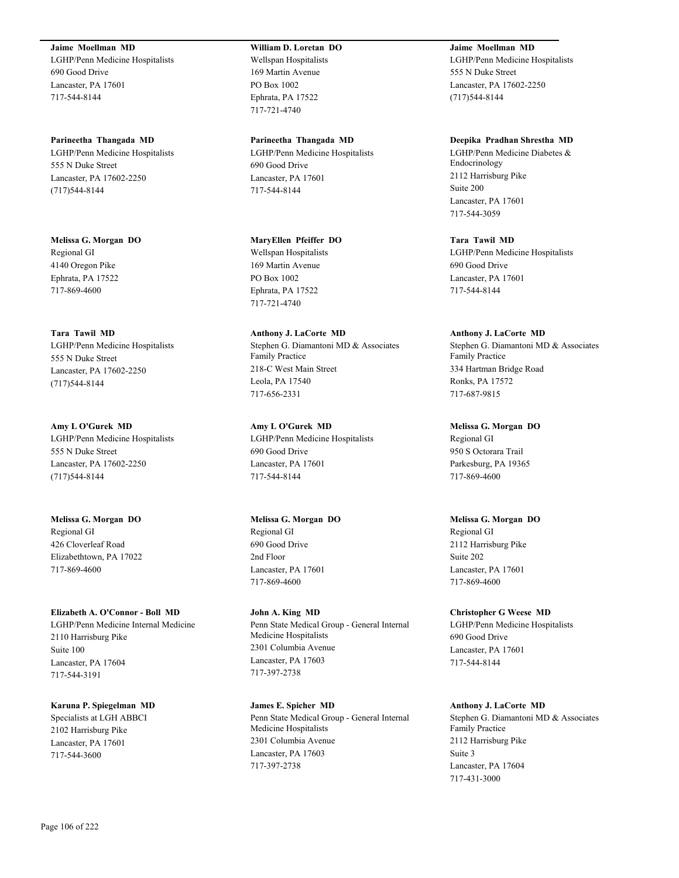**Jaime Moellman MD**
LGHP/Penn Medicine Hospitalists
690 Good Drive
Lancaster, PA 17601
717-544-8144

**Parineetha Thangada MD**
LGHP/Penn Medicine Hospitalists
555 N Duke Street
Lancaster, PA 17602-2250
(717)544-8144

**Melissa G. Morgan DO**
Regional GI
4140 Oregon Pike
Ephrata, PA 17522
717-869-4600

**Tara Tawil MD**
LGHP/Penn Medicine Hospitalists
555 N Duke Street
Lancaster, PA 17602-2250
(717)544-8144

**Amy L O'Gurek MD**
LGHP/Penn Medicine Hospitalists
555 N Duke Street
Lancaster, PA 17602-2250
(717)544-8144

**Melissa G. Morgan DO**
Regional GI
426 Cloverleaf Road
Elizabethtown, PA 17022
717-869-4600

**Elizabeth A. O'Connor - Boll MD**
LGHP/Penn Medicine Internal Medicine
2110 Harrisburg Pike
Suite 100
Lancaster, PA 17604
717-544-3191

**Karuna P. Spiegelman MD**
Specialists at LGH ABBCI
2102 Harrisburg Pike
Lancaster, PA 17601
717-544-3600

**William D. Loretan DO**
Wellspan Hospitalists
169 Martin Avenue
PO Box 1002
Ephrata, PA 17522
717-721-4740

**Parineetha Thangada MD**
LGHP/Penn Medicine Hospitalists
690 Good Drive
Lancaster, PA 17601
717-544-8144

**MaryEllen Pfeiffer DO**
Wellspan Hospitalists
169 Martin Avenue
PO Box 1002
Ephrata, PA 17522
717-721-4740

**Anthony J. LaCorte MD**
Stephen G. Diamantoni MD & Associates Family Practice
218-C West Main Street
Leola, PA 17540
717-656-2331

**Amy L O'Gurek MD**
LGHP/Penn Medicine Hospitalists
690 Good Drive
Lancaster, PA 17601
717-544-8144

**Melissa G. Morgan DO**
Regional GI
690 Good Drive
2nd Floor
Lancaster, PA 17601
717-869-4600

**John A. King MD**
Penn State Medical Group - General Internal Medicine Hospitalists
2301 Columbia Avenue
Lancaster, PA 17603
717-397-2738

**James E. Spicher MD**
Penn State Medical Group - General Internal Medicine Hospitalists
2301 Columbia Avenue
Lancaster, PA 17603
717-397-2738

**Jaime Moellman MD**
LGHP/Penn Medicine Hospitalists
555 N Duke Street
Lancaster, PA 17602-2250
(717)544-8144

**Deepika Pradhan Shrestha MD**
LGHP/Penn Medicine Diabetes & Endocrinology
2112 Harrisburg Pike
Suite 200
Lancaster, PA 17601
717-544-3059

**Tara Tawil MD**
LGHP/Penn Medicine Hospitalists
690 Good Drive
Lancaster, PA 17601
717-544-8144

**Anthony J. LaCorte MD**
Stephen G. Diamantoni MD & Associates Family Practice
334 Hartman Bridge Road
Ronks, PA 17572
717-687-9815

**Melissa G. Morgan DO**
Regional GI
950 S Octorara Trail
Parkesburg, PA 19365
717-869-4600

**Melissa G. Morgan DO**
Regional GI
2112 Harrisburg Pike
Suite 202
Lancaster, PA 17601
717-869-4600

**Christopher G Weese MD**
LGHP/Penn Medicine Hospitalists
690 Good Drive
Lancaster, PA 17601
717-544-8144

**Anthony J. LaCorte MD**
Stephen G. Diamantoni MD & Associates Family Practice
2112 Harrisburg Pike
Suite 3
Lancaster, PA 17604
717-431-3000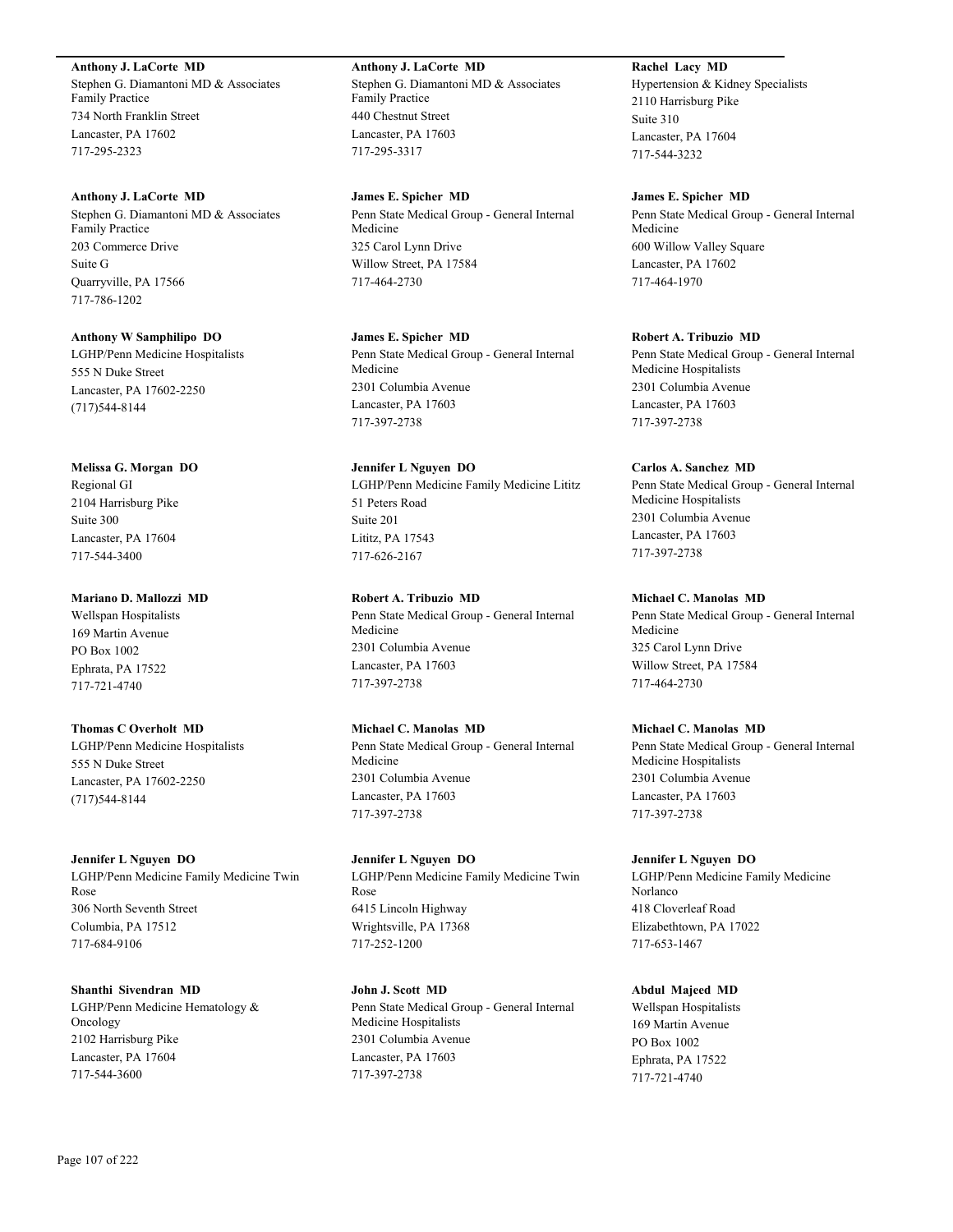**Anthony J. LaCorte MD**
Stephen G. Diamantoni MD & Associates Family Practice
734 North Franklin Street
Lancaster, PA 17602
717-295-2323

**Anthony J. LaCorte MD**
Stephen G. Diamantoni MD & Associates Family Practice
203 Commerce Drive
Suite G
Quarryville, PA 17566
717-786-1202

**Anthony W Samphilipo DO**
LGHP/Penn Medicine Hospitalists
555 N Duke Street
Lancaster, PA 17602-2250
(717)544-8144

**Melissa G. Morgan DO**
Regional GI
2104 Harrisburg Pike
Suite 300
Lancaster, PA 17604
717-544-3400

**Mariano D. Mallozzi MD**
Wellspan Hospitalists
169 Martin Avenue
PO Box 1002
Ephrata, PA 17522
717-721-4740

**Thomas C Overholt MD**
LGHP/Penn Medicine Hospitalists
555 N Duke Street
Lancaster, PA 17602-2250
(717)544-8144

**Jennifer L Nguyen DO**
LGHP/Penn Medicine Family Medicine Twin Rose
306 North Seventh Street
Columbia, PA 17512
717-684-9106

**Shanthi Sivendran MD**
LGHP/Penn Medicine Hematology & Oncology
2102 Harrisburg Pike
Lancaster, PA 17604
717-544-3600

**Anthony J. LaCorte MD**
Stephen G. Diamantoni MD & Associates Family Practice
440 Chestnut Street
Lancaster, PA 17603
717-295-3317

**James E. Spicher MD**
Penn State Medical Group - General Internal Medicine
325 Carol Lynn Drive
Willow Street, PA 17584
717-464-2730

**James E. Spicher MD**
Penn State Medical Group - General Internal Medicine
2301 Columbia Avenue
Lancaster, PA 17603
717-397-2738

**Jennifer L Nguyen DO**
LGHP/Penn Medicine Family Medicine Lititz
51 Peters Road
Suite 201
Lititz, PA 17543
717-626-2167

**Robert A. Tribuzio MD**
Penn State Medical Group - General Internal Medicine
2301 Columbia Avenue
Lancaster, PA 17603
717-397-2738

**Michael C. Manolas MD**
Penn State Medical Group - General Internal Medicine
2301 Columbia Avenue
Lancaster, PA 17603
717-397-2738

**Jennifer L Nguyen DO**
LGHP/Penn Medicine Family Medicine Twin Rose
6415 Lincoln Highway
Wrightsville, PA 17368
717-252-1200

**John J. Scott MD**
Penn State Medical Group - General Internal Medicine Hospitalists
2301 Columbia Avenue
Lancaster, PA 17603
717-397-2738

**Rachel Lacy MD**
Hypertension & Kidney Specialists
2110 Harrisburg Pike
Suite 310
Lancaster, PA 17604
717-544-3232

**James E. Spicher MD**
Penn State Medical Group - General Internal Medicine
600 Willow Valley Square
Lancaster, PA 17602
717-464-1970

**Robert A. Tribuzio MD**
Penn State Medical Group - General Internal Medicine Hospitalists
2301 Columbia Avenue
Lancaster, PA 17603
717-397-2738

**Carlos A. Sanchez MD**
Penn State Medical Group - General Internal Medicine Hospitalists
2301 Columbia Avenue
Lancaster, PA 17603
717-397-2738

**Michael C. Manolas MD**
Penn State Medical Group - General Internal Medicine
325 Carol Lynn Drive
Willow Street, PA 17584
717-464-2730

**Michael C. Manolas MD**
Penn State Medical Group - General Internal Medicine Hospitalists
2301 Columbia Avenue
Lancaster, PA 17603
717-397-2738

**Jennifer L Nguyen DO**
LGHP/Penn Medicine Family Medicine Norlanco
418 Cloverleaf Road
Elizabethtown, PA 17022
717-653-1467

**Abdul Majeed MD**
Wellspan Hospitalists
169 Martin Avenue
PO Box 1002
Ephrata, PA 17522
717-721-4740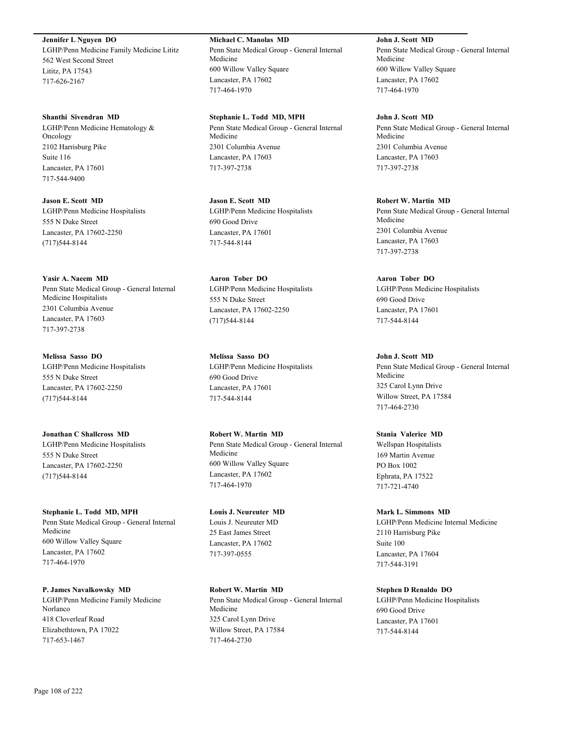**Jennifer L Nguyen DO**
LGHP/Penn Medicine Family Medicine Lititz
562 West Second Street
Lititz, PA 17543
717-626-2167

**Shanthi Sivendran MD**
LGHP/Penn Medicine Hematology & Oncology
2102 Harrisburg Pike
Suite 116
Lancaster, PA 17601
717-544-9400

**Jason E. Scott MD**
LGHP/Penn Medicine Hospitalists
555 N Duke Street
Lancaster, PA 17602-2250
(717)544-8144

**Yasir A. Naeem MD**
Penn State Medical Group - General Internal Medicine Hospitalists
2301 Columbia Avenue
Lancaster, PA 17603
717-397-2738

**Melissa Sasso DO**
LGHP/Penn Medicine Hospitalists
555 N Duke Street
Lancaster, PA 17602-2250
(717)544-8144

**Jonathan C Shallcross MD**
LGHP/Penn Medicine Hospitalists
555 N Duke Street
Lancaster, PA 17602-2250
(717)544-8144

**Stephanie L. Todd MD, MPH**
Penn State Medical Group - General Internal Medicine
600 Willow Valley Square
Lancaster, PA 17602
717-464-1970

**P. James Navalkowsky MD**
LGHP/Penn Medicine Family Medicine Norlanco
418 Cloverleaf Road
Elizabethtown, PA 17022
717-653-1467

**Michael C. Manolas MD**
Penn State Medical Group - General Internal Medicine
600 Willow Valley Square
Lancaster, PA 17602
717-464-1970

**Stephanie L. Todd MD, MPH**
Penn State Medical Group - General Internal Medicine
2301 Columbia Avenue
Lancaster, PA 17603
717-397-2738

**Jason E. Scott MD**
LGHP/Penn Medicine Hospitalists
690 Good Drive
Lancaster, PA 17601
717-544-8144

**Aaron Tober DO**
LGHP/Penn Medicine Hospitalists
555 N Duke Street
Lancaster, PA 17602-2250
(717)544-8144

**Melissa Sasso DO**
LGHP/Penn Medicine Hospitalists
690 Good Drive
Lancaster, PA 17601
717-544-8144

**Robert W. Martin MD**
Penn State Medical Group - General Internal Medicine
600 Willow Valley Square
Lancaster, PA 17602
717-464-1970

**Louis J. Neureuter MD**
Louis J. Neureuter MD
25 East James Street
Lancaster, PA 17602
717-397-0555

**Robert W. Martin MD**
Penn State Medical Group - General Internal Medicine
325 Carol Lynn Drive
Willow Street, PA 17584
717-464-2730

**John J. Scott MD**
Penn State Medical Group - General Internal Medicine
600 Willow Valley Square
Lancaster, PA 17602
717-464-1970

**John J. Scott MD**
Penn State Medical Group - General Internal Medicine
2301 Columbia Avenue
Lancaster, PA 17603
717-397-2738

**Robert W. Martin MD**
Penn State Medical Group - General Internal Medicine
2301 Columbia Avenue
Lancaster, PA 17603
717-397-2738

**Aaron Tober DO**
LGHP/Penn Medicine Hospitalists
690 Good Drive
Lancaster, PA 17601
717-544-8144

**John J. Scott MD**
Penn State Medical Group - General Internal Medicine
325 Carol Lynn Drive
Willow Street, PA 17584
717-464-2730

**Stania Valerice MD**
Wellspan Hospitalists
169 Martin Avenue
PO Box 1002
Ephrata, PA 17522
717-721-4740

**Mark L. Simmons MD**
LGHP/Penn Medicine Internal Medicine
2110 Harrisburg Pike
Suite 100
Lancaster, PA 17604
717-544-3191

**Stephen D Renaldo DO**
LGHP/Penn Medicine Hospitalists
690 Good Drive
Lancaster, PA 17601
717-544-8144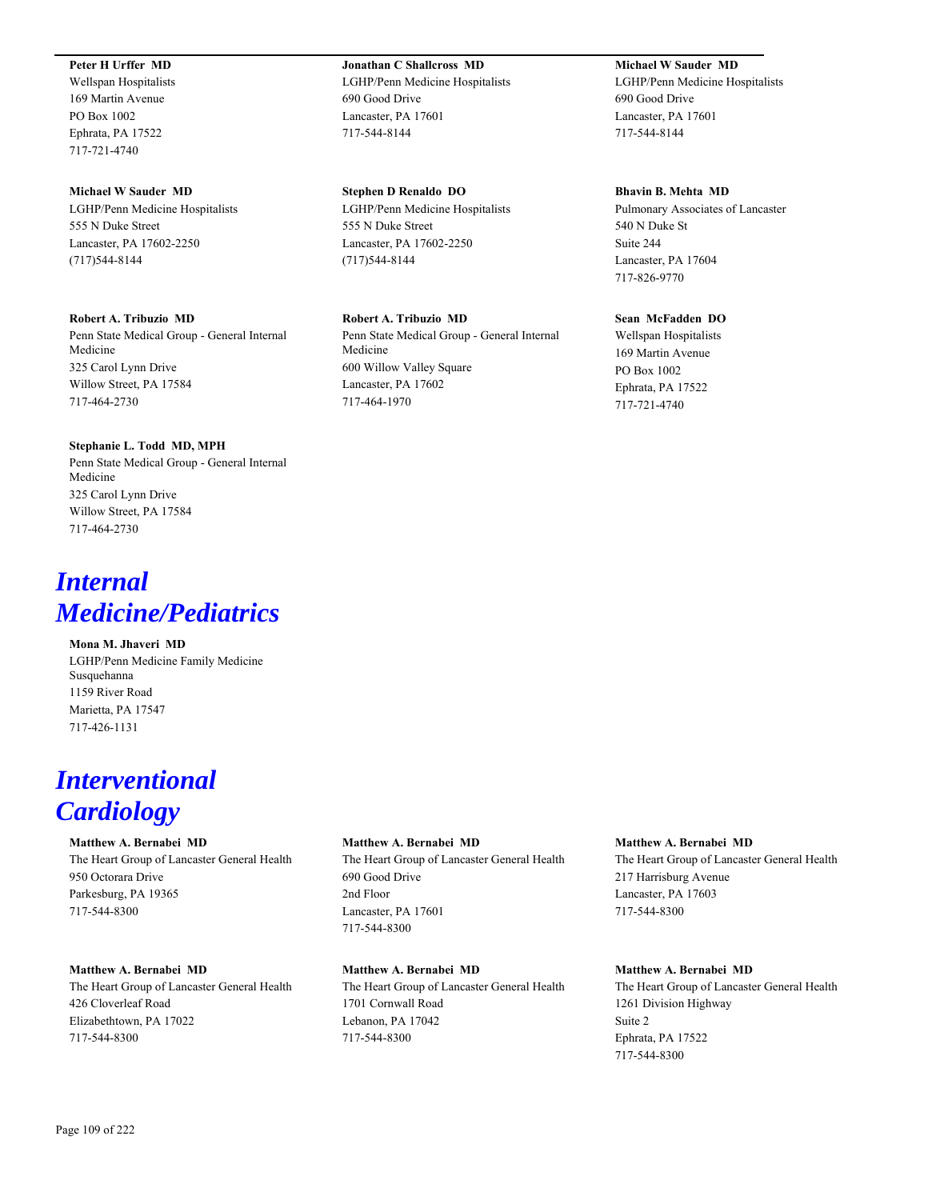**Peter H Urffer MD**
Wellspan Hospitalists
169 Martin Avenue
PO Box 1002
Ephrata, PA 17522
717-721-4740

**Jonathan C Shallcross MD**
LGHP/Penn Medicine Hospitalists
690 Good Drive
Lancaster, PA 17601
717-544-8144

**Michael W Sauder MD**
LGHP/Penn Medicine Hospitalists
690 Good Drive
Lancaster, PA 17601
717-544-8144

**Michael W Sauder MD**
LGHP/Penn Medicine Hospitalists
555 N Duke Street
Lancaster, PA 17602-2250
(717)544-8144

**Stephen D Renaldo DO**
LGHP/Penn Medicine Hospitalists
555 N Duke Street
Lancaster, PA 17602-2250
(717)544-8144

**Bhavin B. Mehta MD**
Pulmonary Associates of Lancaster
540 N Duke St
Suite 244
Lancaster, PA 17604
717-826-9770

**Robert A. Tribuzio MD**
Penn State Medical Group - General Internal Medicine
325 Carol Lynn Drive
Willow Street, PA 17584
717-464-2730

**Robert A. Tribuzio MD**
Penn State Medical Group - General Internal Medicine
600 Willow Valley Square
Lancaster, PA 17602
717-464-1970

**Sean McFadden DO**
Wellspan Hospitalists
169 Martin Avenue
PO Box 1002
Ephrata, PA 17522
717-721-4740

**Stephanie L. Todd MD, MPH**
Penn State Medical Group - General Internal Medicine
325 Carol Lynn Drive
Willow Street, PA 17584
717-464-2730

# *Internal Medicine/Pediatrics*

**Mona M. Jhaveri MD**
LGHP/Penn Medicine Family Medicine Susquehanna
1159 River Road
Marietta, PA 17547
717-426-1131

# *Interventional Cardiology*

**Matthew A. Bernabei MD**
The Heart Group of Lancaster General Health
950 Octorara Drive
Parkesburg, PA 19365
717-544-8300

**Matthew A. Bernabei MD**
The Heart Group of Lancaster General Health
690 Good Drive
2nd Floor
Lancaster, PA 17601
717-544-8300

**Matthew A. Bernabei MD**
The Heart Group of Lancaster General Health
217 Harrisburg Avenue
Lancaster, PA 17603
717-544-8300

**Matthew A. Bernabei MD**
The Heart Group of Lancaster General Health
426 Cloverleaf Road
Elizabethtown, PA 17022
717-544-8300

**Matthew A. Bernabei MD**
The Heart Group of Lancaster General Health
1701 Cornwall Road
Lebanon, PA 17042
717-544-8300

**Matthew A. Bernabei MD**
The Heart Group of Lancaster General Health
1261 Division Highway
Suite 2
Ephrata, PA 17522
717-544-8300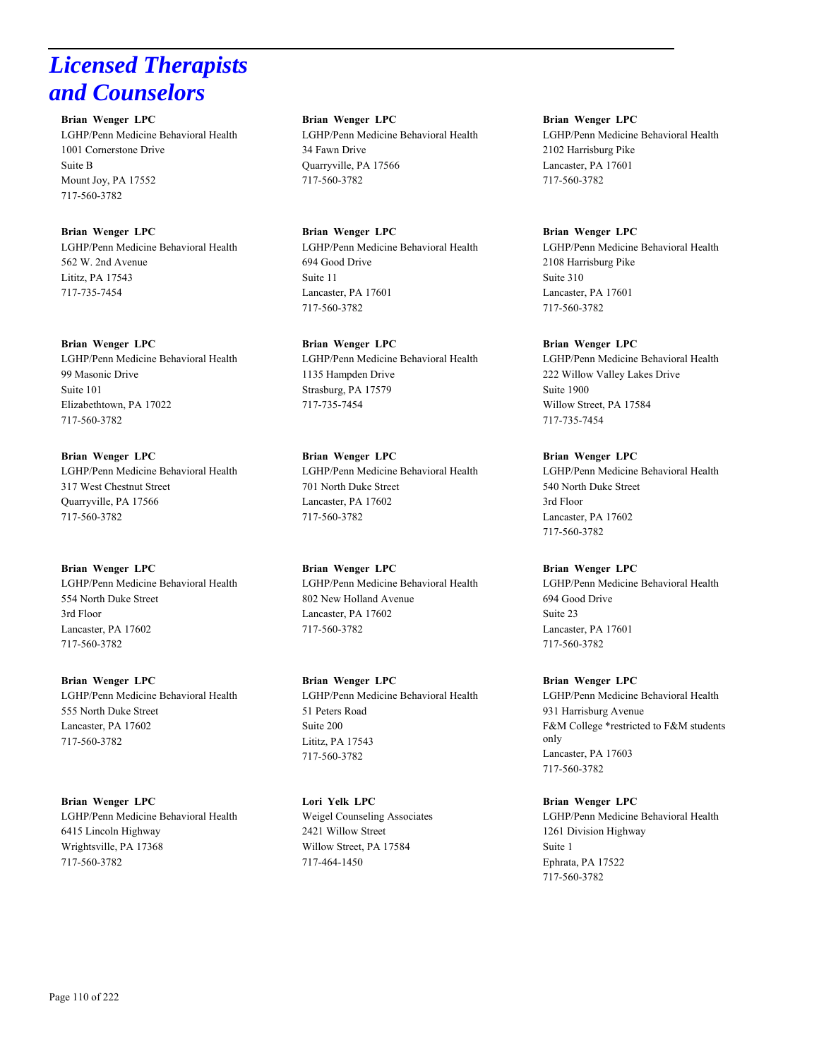# *Licensed Therapists and Counselors*

**Brian Wenger LPC**
LGHP/Penn Medicine Behavioral Health
1001 Cornerstone Drive
Suite B
Mount Joy, PA 17552
717-560-3782

**Brian Wenger LPC**
LGHP/Penn Medicine Behavioral Health
562 W. 2nd Avenue
Lititz, PA 17543
717-735-7454

**Brian Wenger LPC**
LGHP/Penn Medicine Behavioral Health
99 Masonic Drive
Suite 101
Elizabethtown, PA 17022
717-560-3782

**Brian Wenger LPC**
LGHP/Penn Medicine Behavioral Health
317 West Chestnut Street
Quarryville, PA 17566
717-560-3782

**Brian Wenger LPC**
LGHP/Penn Medicine Behavioral Health
554 North Duke Street
3rd Floor
Lancaster, PA 17602
717-560-3782

**Brian Wenger LPC**
LGHP/Penn Medicine Behavioral Health
555 North Duke Street
Lancaster, PA 17602
717-560-3782

**Brian Wenger LPC**
LGHP/Penn Medicine Behavioral Health
6415 Lincoln Highway
Wrightsville, PA 17368
717-560-3782

**Brian Wenger LPC**
LGHP/Penn Medicine Behavioral Health
34 Fawn Drive
Quarryville, PA 17566
717-560-3782

**Brian Wenger LPC**
LGHP/Penn Medicine Behavioral Health
694 Good Drive
Suite 11
Lancaster, PA 17601
717-560-3782

**Brian Wenger LPC**
LGHP/Penn Medicine Behavioral Health
1135 Hampden Drive
Strasburg, PA 17579
717-735-7454

**Brian Wenger LPC**
LGHP/Penn Medicine Behavioral Health
701 North Duke Street
Lancaster, PA 17602
717-560-3782

**Brian Wenger LPC**
LGHP/Penn Medicine Behavioral Health
802 New Holland Avenue
Lancaster, PA 17602
717-560-3782

**Brian Wenger LPC**
LGHP/Penn Medicine Behavioral Health
51 Peters Road
Suite 200
Lititz, PA 17543
717-560-3782

**Lori Yelk LPC**
Weigel Counseling Associates
2421 Willow Street
Willow Street, PA 17584
717-464-1450

**Brian Wenger LPC**
LGHP/Penn Medicine Behavioral Health
2102 Harrisburg Pike
Lancaster, PA 17601
717-560-3782

**Brian Wenger LPC**
LGHP/Penn Medicine Behavioral Health
2108 Harrisburg Pike
Suite 310
Lancaster, PA 17601
717-560-3782

**Brian Wenger LPC**
LGHP/Penn Medicine Behavioral Health
222 Willow Valley Lakes Drive
Suite 1900
Willow Street, PA 17584
717-735-7454

**Brian Wenger LPC**
LGHP/Penn Medicine Behavioral Health
540 North Duke Street
3rd Floor
Lancaster, PA 17602
717-560-3782

**Brian Wenger LPC**
LGHP/Penn Medicine Behavioral Health
694 Good Drive
Suite 23
Lancaster, PA 17601
717-560-3782

**Brian Wenger LPC**
LGHP/Penn Medicine Behavioral Health
931 Harrisburg Avenue
F&M College *restricted to F&M students only
Lancaster, PA 17603
717-560-3782

**Brian Wenger LPC**
LGHP/Penn Medicine Behavioral Health
1261 Division Highway
Suite 1
Ephrata, PA 17522
717-560-3782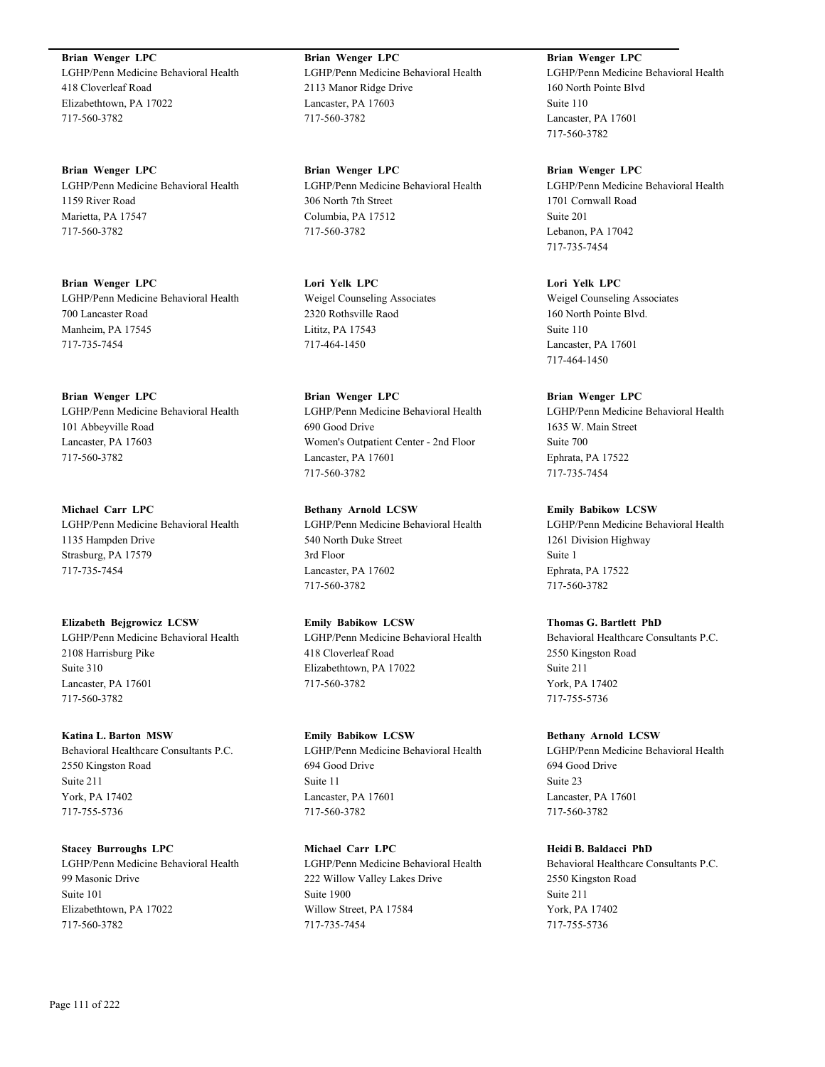**Brian Wenger LPC**
LGHP/Penn Medicine Behavioral Health
418 Cloverleaf Road
Elizabethtown, PA 17022
717-560-3782

**Brian Wenger LPC**
LGHP/Penn Medicine Behavioral Health
1159 River Road
Marietta, PA 17547
717-560-3782

**Brian Wenger LPC**
LGHP/Penn Medicine Behavioral Health
700 Lancaster Road
Manheim, PA 17545
717-735-7454

**Brian Wenger LPC**
LGHP/Penn Medicine Behavioral Health
101 Abbeyville Road
Lancaster, PA 17603
717-560-3782

**Michael Carr LPC**
LGHP/Penn Medicine Behavioral Health
1135 Hampden Drive
Strasburg, PA 17579
717-735-7454

**Elizabeth Bejgrowicz LCSW**
LGHP/Penn Medicine Behavioral Health
2108 Harrisburg Pike
Suite 310
Lancaster, PA 17601
717-560-3782

**Katina L. Barton MSW**
Behavioral Healthcare Consultants P.C.
2550 Kingston Road
Suite 211
York, PA 17402
717-755-5736

**Stacey Burroughs LPC**
LGHP/Penn Medicine Behavioral Health
99 Masonic Drive
Suite 101
Elizabethtown, PA 17022
717-560-3782

**Brian Wenger LPC**
LGHP/Penn Medicine Behavioral Health
2113 Manor Ridge Drive
Lancaster, PA 17603
717-560-3782

**Brian Wenger LPC**
LGHP/Penn Medicine Behavioral Health
306 North 7th Street
Columbia, PA 17512
717-560-3782

**Lori Yelk LPC**
Weigel Counseling Associates
2320 Rothsville Raod
Lititz, PA 17543
717-464-1450

**Brian Wenger LPC**
LGHP/Penn Medicine Behavioral Health
690 Good Drive
Women's Outpatient Center - 2nd Floor
Lancaster, PA 17601
717-560-3782

**Bethany Arnold LCSW**
LGHP/Penn Medicine Behavioral Health
540 North Duke Street
3rd Floor
Lancaster, PA 17602
717-560-3782

**Emily Babikow LCSW**
LGHP/Penn Medicine Behavioral Health
418 Cloverleaf Road
Elizabethtown, PA 17022
717-560-3782

**Emily Babikow LCSW**
LGHP/Penn Medicine Behavioral Health
694 Good Drive
Suite 11
Lancaster, PA 17601
717-560-3782

**Michael Carr LPC**
LGHP/Penn Medicine Behavioral Health
222 Willow Valley Lakes Drive
Suite 1900
Willow Street, PA 17584
717-735-7454

**Brian Wenger LPC**
LGHP/Penn Medicine Behavioral Health
160 North Pointe Blvd
Suite 110
Lancaster, PA 17601
717-560-3782

**Brian Wenger LPC**
LGHP/Penn Medicine Behavioral Health
1701 Cornwall Road
Suite 201
Lebanon, PA 17042
717-735-7454

**Lori Yelk LPC**
Weigel Counseling Associates
160 North Pointe Blvd.
Suite 110
Lancaster, PA 17601
717-464-1450

**Brian Wenger LPC**
LGHP/Penn Medicine Behavioral Health
1635 W. Main Street
Suite 700
Ephrata, PA 17522
717-735-7454

**Emily Babikow LCSW**
LGHP/Penn Medicine Behavioral Health
1261 Division Highway
Suite 1
Ephrata, PA 17522
717-560-3782

**Thomas G. Bartlett PhD**
Behavioral Healthcare Consultants P.C.
2550 Kingston Road
Suite 211
York, PA 17402
717-755-5736

**Bethany Arnold LCSW**
LGHP/Penn Medicine Behavioral Health
694 Good Drive
Suite 23
Lancaster, PA 17601
717-560-3782

**Heidi B. Baldacci PhD**
Behavioral Healthcare Consultants P.C.
2550 Kingston Road
Suite 211
York, PA 17402
717-755-5736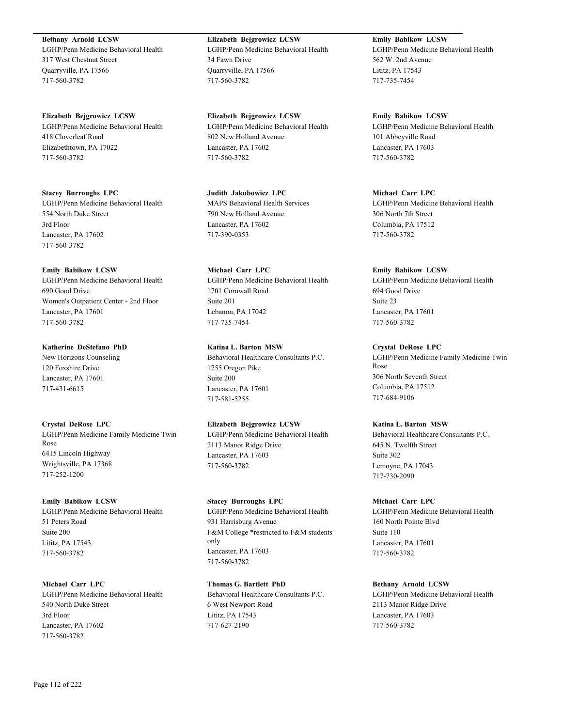**Bethany Arnold LCSW**
LGHP/Penn Medicine Behavioral Health
317 West Chestnut Street
Quarryville, PA 17566
717-560-3782

**Elizabeth Bejgrowicz LCSW**
LGHP/Penn Medicine Behavioral Health
418 Cloverleaf Road
Elizabethtown, PA 17022
717-560-3782

**Stacey Burroughs LPC**
LGHP/Penn Medicine Behavioral Health
554 North Duke Street
3rd Floor
Lancaster, PA 17602
717-560-3782

**Emily Babikow LCSW**
LGHP/Penn Medicine Behavioral Health
690 Good Drive
Women's Outpatient Center - 2nd Floor
Lancaster, PA 17601
717-560-3782

**Katherine DeStefano PhD**
New Horizons Counseling
120 Foxshire Drive
Lancaster, PA 17601
717-431-6615

**Crystal DeRose LPC**
LGHP/Penn Medicine Family Medicine Twin Rose
6415 Lincoln Highway
Wrightsville, PA 17368
717-252-1200

**Emily Babikow LCSW**
LGHP/Penn Medicine Behavioral Health
51 Peters Road
Suite 200
Lititz, PA 17543
717-560-3782

**Michael Carr LPC**
LGHP/Penn Medicine Behavioral Health
540 North Duke Street
3rd Floor
Lancaster, PA 17602
717-560-3782

**Elizabeth Bejgrowicz LCSW**
LGHP/Penn Medicine Behavioral Health
34 Fawn Drive
Quarryville, PA 17566
717-560-3782

**Elizabeth Bejgrowicz LCSW**
LGHP/Penn Medicine Behavioral Health
802 New Holland Avenue
Lancaster, PA 17602
717-560-3782

**Judith Jakubowicz LPC**
MAPS Behavioral Health Services
790 New Holland Avenue
Lancaster, PA 17602
717-390-0353

**Michael Carr LPC**
LGHP/Penn Medicine Behavioral Health
1701 Cornwall Road
Suite 201
Lebanon, PA 17042
717-735-7454

**Katina L. Barton MSW**
Behavioral Healthcare Consultants P.C.
1755 Oregon Pike
Suite 200
Lancaster, PA 17601
717-581-5255

**Elizabeth Bejgrowicz LCSW**
LGHP/Penn Medicine Behavioral Health
2113 Manor Ridge Drive
Lancaster, PA 17603
717-560-3782

**Stacey Burroughs LPC**
LGHP/Penn Medicine Behavioral Health
931 Harrisburg Avenue
F&M College *restricted to F&M students only
Lancaster, PA 17603
717-560-3782

**Thomas G. Bartlett PhD**
Behavioral Healthcare Consultants P.C.
6 West Newport Road
Lititz, PA 17543
717-627-2190

**Emily Babikow LCSW**
LGHP/Penn Medicine Behavioral Health
562 W. 2nd Avenue
Lititz, PA 17543
717-735-7454

**Emily Babikow LCSW**
LGHP/Penn Medicine Behavioral Health
101 Abbeyville Road
Lancaster, PA 17603
717-560-3782

**Michael Carr LPC**
LGHP/Penn Medicine Behavioral Health
306 North 7th Street
Columbia, PA 17512
717-560-3782

**Emily Babikow LCSW**
LGHP/Penn Medicine Behavioral Health
694 Good Drive
Suite 23
Lancaster, PA 17601
717-560-3782

**Crystal DeRose LPC**
LGHP/Penn Medicine Family Medicine Twin Rose
306 North Seventh Street
Columbia, PA 17512
717-684-9106

**Katina L. Barton MSW**
Behavioral Healthcare Consultants P.C.
645 N. Twelfth Street
Suite 302
Lemoyne, PA 17043
717-730-2090

**Michael Carr LPC**
LGHP/Penn Medicine Behavioral Health
160 North Pointe Blvd
Suite 110
Lancaster, PA 17601
717-560-3782

**Bethany Arnold LCSW**
LGHP/Penn Medicine Behavioral Health
2113 Manor Ridge Drive
Lancaster, PA 17603
717-560-3782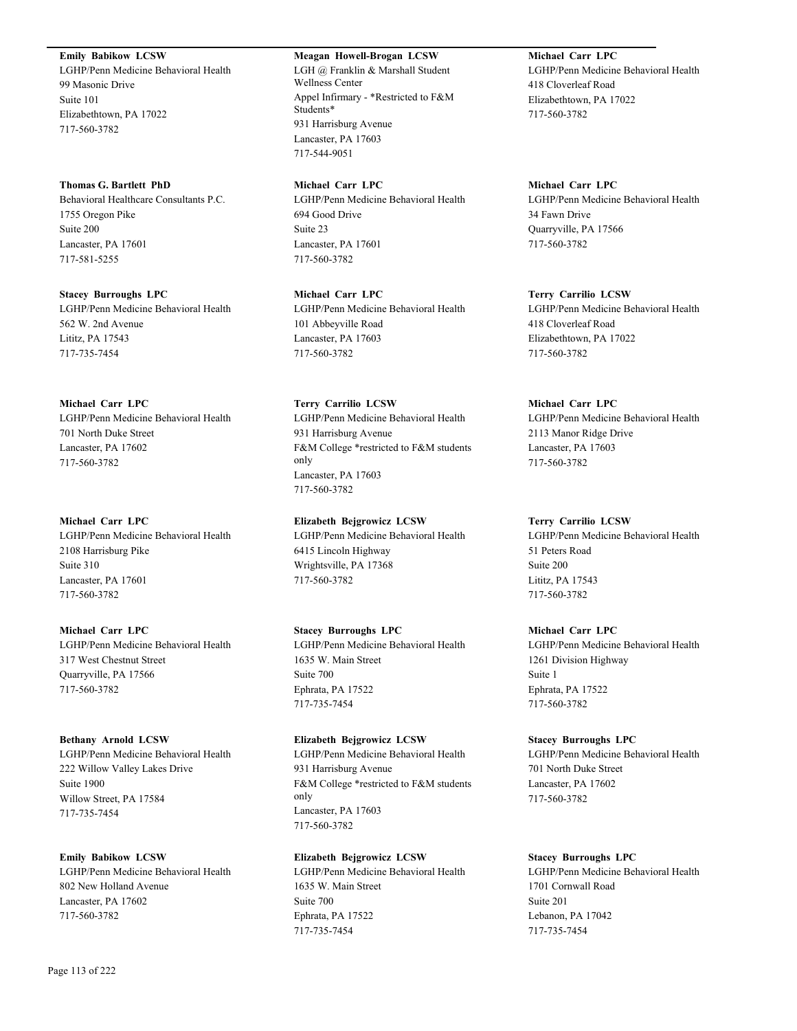**Emily Babikow LCSW**
LGHP/Penn Medicine Behavioral Health
99 Masonic Drive
Suite 101
Elizabethtown, PA 17022
717-560-3782

**Thomas G. Bartlett PhD**
Behavioral Healthcare Consultants P.C.
1755 Oregon Pike
Suite 200
Lancaster, PA 17601
717-581-5255

**Stacey Burroughs LPC**
LGHP/Penn Medicine Behavioral Health
562 W. 2nd Avenue
Lititz, PA 17543
717-735-7454

**Michael Carr LPC**
LGHP/Penn Medicine Behavioral Health
701 North Duke Street
Lancaster, PA 17602
717-560-3782

**Michael Carr LPC**
LGHP/Penn Medicine Behavioral Health
2108 Harrisburg Pike
Suite 310
Lancaster, PA 17601
717-560-3782

**Michael Carr LPC**
LGHP/Penn Medicine Behavioral Health
317 West Chestnut Street
Quarryville, PA 17566
717-560-3782

**Bethany Arnold LCSW**
LGHP/Penn Medicine Behavioral Health
222 Willow Valley Lakes Drive
Suite 1900
Willow Street, PA 17584
717-735-7454

**Emily Babikow LCSW**
LGHP/Penn Medicine Behavioral Health
802 New Holland Avenue
Lancaster, PA 17602
717-560-3782

**Meagan Howell-Brogan LCSW**
LGH @ Franklin & Marshall Student Wellness Center
Appel Infirmary - *Restricted to F&M Students*
931 Harrisburg Avenue
Lancaster, PA 17603
717-544-9051

**Michael Carr LPC**
LGHP/Penn Medicine Behavioral Health
694 Good Drive
Suite 23
Lancaster, PA 17601
717-560-3782

**Michael Carr LPC**
LGHP/Penn Medicine Behavioral Health
101 Abbeyville Road
Lancaster, PA 17603
717-560-3782

**Terry Carrilio LCSW**
LGHP/Penn Medicine Behavioral Health
931 Harrisburg Avenue
F&M College *restricted to F&M students only
Lancaster, PA 17603
717-560-3782

**Elizabeth Bejgrowicz LCSW**
LGHP/Penn Medicine Behavioral Health
6415 Lincoln Highway
Wrightsville, PA 17368
717-560-3782

**Stacey Burroughs LPC**
LGHP/Penn Medicine Behavioral Health
1635 W. Main Street
Suite 700
Ephrata, PA 17522
717-735-7454

**Elizabeth Bejgrowicz LCSW**
LGHP/Penn Medicine Behavioral Health
931 Harrisburg Avenue
F&M College *restricted to F&M students only
Lancaster, PA 17603
717-560-3782

**Elizabeth Bejgrowicz LCSW**
LGHP/Penn Medicine Behavioral Health
1635 W. Main Street
Suite 700
Ephrata, PA 17522
717-735-7454

**Michael Carr LPC**
LGHP/Penn Medicine Behavioral Health
418 Cloverleaf Road
Elizabethtown, PA 17022
717-560-3782

**Michael Carr LPC**
LGHP/Penn Medicine Behavioral Health
34 Fawn Drive
Quarryville, PA 17566
717-560-3782

**Terry Carrilio LCSW**
LGHP/Penn Medicine Behavioral Health
418 Cloverleaf Road
Elizabethtown, PA 17022
717-560-3782

**Michael Carr LPC**
LGHP/Penn Medicine Behavioral Health
2113 Manor Ridge Drive
Lancaster, PA 17603
717-560-3782

**Terry Carrilio LCSW**
LGHP/Penn Medicine Behavioral Health
51 Peters Road
Suite 200
Lititz, PA 17543
717-560-3782

**Michael Carr LPC**
LGHP/Penn Medicine Behavioral Health
1261 Division Highway
Suite 1
Ephrata, PA 17522
717-560-3782

**Stacey Burroughs LPC**
LGHP/Penn Medicine Behavioral Health
701 North Duke Street
Lancaster, PA 17602
717-560-3782

**Stacey Burroughs LPC**
LGHP/Penn Medicine Behavioral Health
1701 Cornwall Road
Suite 201
Lebanon, PA 17042
717-735-7454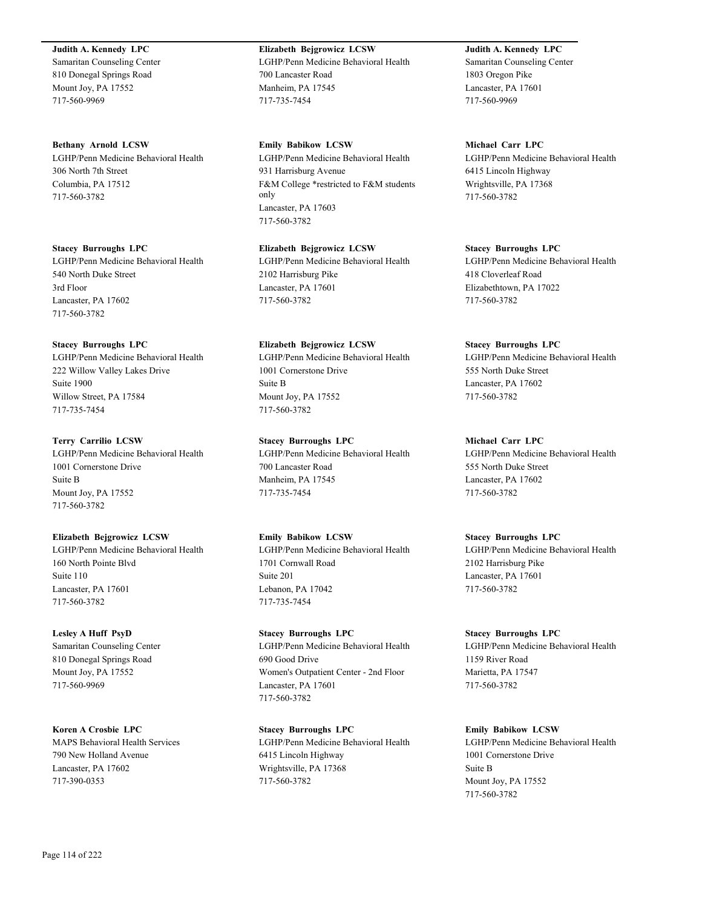**Judith A. Kennedy LPC**
Samaritan Counseling Center
810 Donegal Springs Road
Mount Joy, PA 17552
717-560-9969

**Bethany Arnold LCSW**
LGHP/Penn Medicine Behavioral Health
306 North 7th Street
Columbia, PA 17512
717-560-3782

**Stacey Burroughs LPC**
LGHP/Penn Medicine Behavioral Health
540 North Duke Street
3rd Floor
Lancaster, PA 17602
717-560-3782

**Stacey Burroughs LPC**
LGHP/Penn Medicine Behavioral Health
222 Willow Valley Lakes Drive
Suite 1900
Willow Street, PA 17584
717-735-7454

**Terry Carrilio LCSW**
LGHP/Penn Medicine Behavioral Health
1001 Cornerstone Drive
Suite B
Mount Joy, PA 17552
717-560-3782

**Elizabeth Bejgrowicz LCSW**
LGHP/Penn Medicine Behavioral Health
160 North Pointe Blvd
Suite 110
Lancaster, PA 17601
717-560-3782

**Lesley A Huff PsyD**
Samaritan Counseling Center
810 Donegal Springs Road
Mount Joy, PA 17552
717-560-9969

**Koren A Crosbie LPC**
MAPS Behavioral Health Services
790 New Holland Avenue
Lancaster, PA 17602
717-390-0353

**Elizabeth Bejgrowicz LCSW**
LGHP/Penn Medicine Behavioral Health
700 Lancaster Road
Manheim, PA 17545
717-735-7454

**Emily Babikow LCSW**
LGHP/Penn Medicine Behavioral Health
931 Harrisburg Avenue
F&M College *restricted to F&M students only
Lancaster, PA 17603
717-560-3782

**Elizabeth Bejgrowicz LCSW**
LGHP/Penn Medicine Behavioral Health
2102 Harrisburg Pike
Lancaster, PA 17601
717-560-3782

**Elizabeth Bejgrowicz LCSW**
LGHP/Penn Medicine Behavioral Health
1001 Cornerstone Drive
Suite B
Mount Joy, PA 17552
717-560-3782

**Stacey Burroughs LPC**
LGHP/Penn Medicine Behavioral Health
700 Lancaster Road
Manheim, PA 17545
717-735-7454

**Emily Babikow LCSW**
LGHP/Penn Medicine Behavioral Health
1701 Cornwall Road
Suite 201
Lebanon, PA 17042
717-735-7454

**Stacey Burroughs LPC**
LGHP/Penn Medicine Behavioral Health
690 Good Drive
Women's Outpatient Center - 2nd Floor
Lancaster, PA 17601
717-560-3782

**Stacey Burroughs LPC**
LGHP/Penn Medicine Behavioral Health
6415 Lincoln Highway
Wrightsville, PA 17368
717-560-3782

**Judith A. Kennedy LPC**
Samaritan Counseling Center
1803 Oregon Pike
Lancaster, PA 17601
717-560-9969

**Michael Carr LPC**
LGHP/Penn Medicine Behavioral Health
6415 Lincoln Highway
Wrightsville, PA 17368
717-560-3782

**Stacey Burroughs LPC**
LGHP/Penn Medicine Behavioral Health
418 Cloverleaf Road
Elizabethtown, PA 17022
717-560-3782

**Stacey Burroughs LPC**
LGHP/Penn Medicine Behavioral Health
555 North Duke Street
Lancaster, PA 17602
717-560-3782

**Michael Carr LPC**
LGHP/Penn Medicine Behavioral Health
555 North Duke Street
Lancaster, PA 17602
717-560-3782

**Stacey Burroughs LPC**
LGHP/Penn Medicine Behavioral Health
2102 Harrisburg Pike
Lancaster, PA 17601
717-560-3782

**Stacey Burroughs LPC**
LGHP/Penn Medicine Behavioral Health
1159 River Road
Marietta, PA 17547
717-560-3782

**Emily Babikow LCSW**
LGHP/Penn Medicine Behavioral Health
1001 Cornerstone Drive
Suite B
Mount Joy, PA 17552
717-560-3782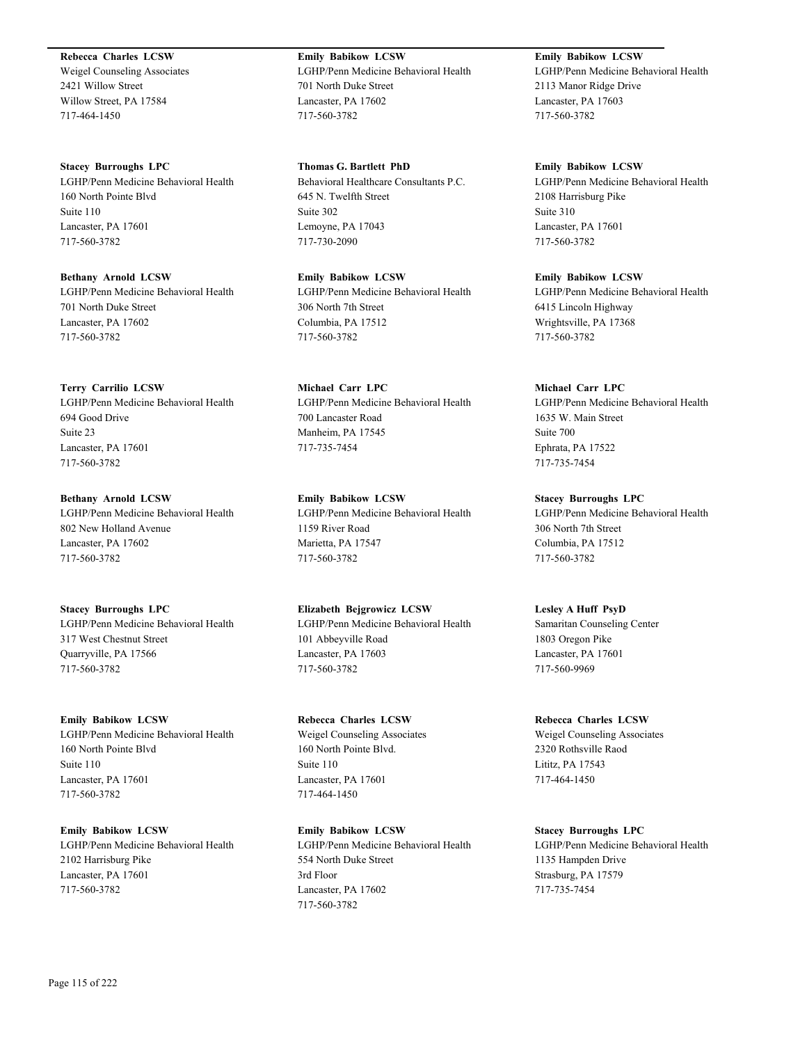**Rebecca Charles LCSW**
Weigel Counseling Associates
2421 Willow Street
Willow Street, PA 17584
717-464-1450

**Stacey Burroughs LPC**
LGHP/Penn Medicine Behavioral Health
160 North Pointe Blvd
Suite 110
Lancaster, PA 17601
717-560-3782

**Bethany Arnold LCSW**
LGHP/Penn Medicine Behavioral Health
701 North Duke Street
Lancaster, PA 17602
717-560-3782

**Terry Carrilio LCSW**
LGHP/Penn Medicine Behavioral Health
694 Good Drive
Suite 23
Lancaster, PA 17601
717-560-3782

**Bethany Arnold LCSW**
LGHP/Penn Medicine Behavioral Health
802 New Holland Avenue
Lancaster, PA 17602
717-560-3782

**Stacey Burroughs LPC**
LGHP/Penn Medicine Behavioral Health
317 West Chestnut Street
Quarryville, PA 17566
717-560-3782

**Emily Babikow LCSW**
LGHP/Penn Medicine Behavioral Health
160 North Pointe Blvd
Suite 110
Lancaster, PA 17601
717-560-3782

**Emily Babikow LCSW**
LGHP/Penn Medicine Behavioral Health
2102 Harrisburg Pike
Lancaster, PA 17601
717-560-3782

**Emily Babikow LCSW**
LGHP/Penn Medicine Behavioral Health
701 North Duke Street
Lancaster, PA 17602
717-560-3782

**Thomas G. Bartlett PhD**
Behavioral Healthcare Consultants P.C.
645 N. Twelfth Street
Suite 302
Lemoyne, PA 17043
717-730-2090

**Emily Babikow LCSW**
LGHP/Penn Medicine Behavioral Health
306 North 7th Street
Columbia, PA 17512
717-560-3782

**Michael Carr LPC**
LGHP/Penn Medicine Behavioral Health
700 Lancaster Road
Manheim, PA 17545
717-735-7454

**Emily Babikow LCSW**
LGHP/Penn Medicine Behavioral Health
1159 River Road
Marietta, PA 17547
717-560-3782

**Elizabeth Bejgrowicz LCSW**
LGHP/Penn Medicine Behavioral Health
101 Abbeyville Road
Lancaster, PA 17603
717-560-3782

**Rebecca Charles LCSW**
Weigel Counseling Associates
160 North Pointe Blvd.
Suite 110
Lancaster, PA 17601
717-464-1450

**Emily Babikow LCSW**
LGHP/Penn Medicine Behavioral Health
554 North Duke Street
3rd Floor
Lancaster, PA 17602
717-560-3782

**Emily Babikow LCSW**
LGHP/Penn Medicine Behavioral Health
2113 Manor Ridge Drive
Lancaster, PA 17603
717-560-3782

**Emily Babikow LCSW**
LGHP/Penn Medicine Behavioral Health
2108 Harrisburg Pike
Suite 310
Lancaster, PA 17601
717-560-3782

**Emily Babikow LCSW**
LGHP/Penn Medicine Behavioral Health
6415 Lincoln Highway
Wrightsville, PA 17368
717-560-3782

**Michael Carr LPC**
LGHP/Penn Medicine Behavioral Health
1635 W. Main Street
Suite 700
Ephrata, PA 17522
717-735-7454

**Stacey Burroughs LPC**
LGHP/Penn Medicine Behavioral Health
306 North 7th Street
Columbia, PA 17512
717-560-3782

**Lesley A Huff PsyD**
Samaritan Counseling Center
1803 Oregon Pike
Lancaster, PA 17601
717-560-9969

**Rebecca Charles LCSW**
Weigel Counseling Associates
2320 Rothsville Raod
Lititz, PA 17543
717-464-1450

**Stacey Burroughs LPC**
LGHP/Penn Medicine Behavioral Health
1135 Hampden Drive
Strasburg, PA 17579
717-735-7454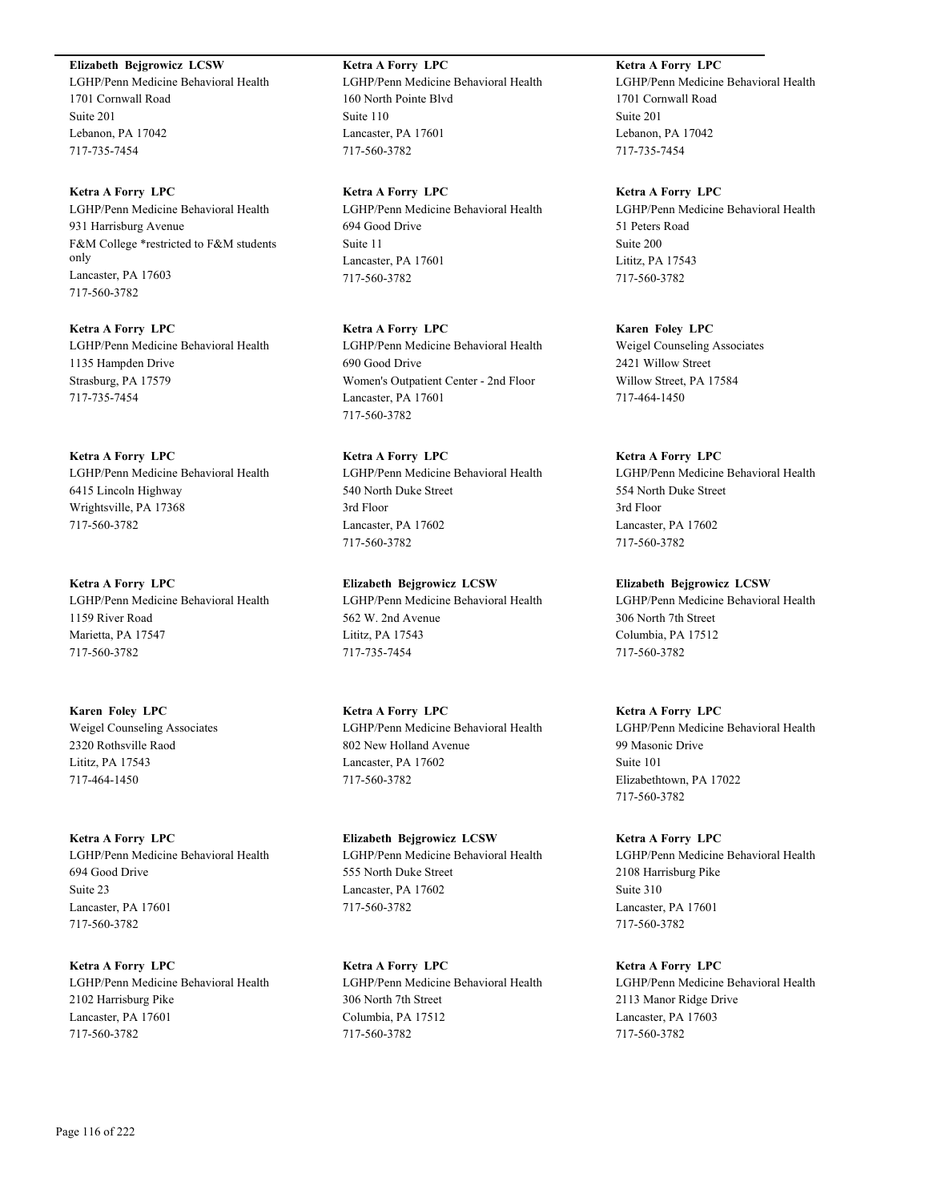**Elizabeth Bejgrowicz LCSW**
LGHP/Penn Medicine Behavioral Health
1701 Cornwall Road
Suite 201
Lebanon, PA 17042
717-735-7454

**Ketra A Forry LPC**
LGHP/Penn Medicine Behavioral Health
931 Harrisburg Avenue
F&M College *restricted to F&M students only
Lancaster, PA 17603
717-560-3782

**Ketra A Forry LPC**
LGHP/Penn Medicine Behavioral Health
1135 Hampden Drive
Strasburg, PA 17579
717-735-7454

**Ketra A Forry LPC**
LGHP/Penn Medicine Behavioral Health
6415 Lincoln Highway
Wrightsville, PA 17368
717-560-3782

**Ketra A Forry LPC**
LGHP/Penn Medicine Behavioral Health
1159 River Road
Marietta, PA 17547
717-560-3782

**Karen Foley LPC**
Weigel Counseling Associates
2320 Rothsville Raod
Lititz, PA 17543
717-464-1450

**Ketra A Forry LPC**
LGHP/Penn Medicine Behavioral Health
694 Good Drive
Suite 23
Lancaster, PA 17601
717-560-3782

**Ketra A Forry LPC**
LGHP/Penn Medicine Behavioral Health
2102 Harrisburg Pike
Lancaster, PA 17601
717-560-3782

**Ketra A Forry LPC**
LGHP/Penn Medicine Behavioral Health
160 North Pointe Blvd
Suite 110
Lancaster, PA 17601
717-560-3782

**Ketra A Forry LPC**
LGHP/Penn Medicine Behavioral Health
694 Good Drive
Suite 11
Lancaster, PA 17601
717-560-3782

**Ketra A Forry LPC**
LGHP/Penn Medicine Behavioral Health
690 Good Drive
Women's Outpatient Center - 2nd Floor
Lancaster, PA 17601
717-560-3782

**Ketra A Forry LPC**
LGHP/Penn Medicine Behavioral Health
540 North Duke Street
3rd Floor
Lancaster, PA 17602
717-560-3782

**Elizabeth Bejgrowicz LCSW**
LGHP/Penn Medicine Behavioral Health
562 W. 2nd Avenue
Lititz, PA 17543
717-735-7454

**Ketra A Forry LPC**
LGHP/Penn Medicine Behavioral Health
802 New Holland Avenue
Lancaster, PA 17602
717-560-3782

**Elizabeth Bejgrowicz LCSW**
LGHP/Penn Medicine Behavioral Health
555 North Duke Street
Lancaster, PA 17602
717-560-3782

**Ketra A Forry LPC**
LGHP/Penn Medicine Behavioral Health
306 North 7th Street
Columbia, PA 17512
717-560-3782

**Ketra A Forry LPC**
LGHP/Penn Medicine Behavioral Health
1701 Cornwall Road
Suite 201
Lebanon, PA 17042
717-735-7454

**Ketra A Forry LPC**
LGHP/Penn Medicine Behavioral Health
51 Peters Road
Suite 200
Lititz, PA 17543
717-560-3782

**Karen Foley LPC**
Weigel Counseling Associates
2421 Willow Street
Willow Street, PA 17584
717-464-1450

**Ketra A Forry LPC**
LGHP/Penn Medicine Behavioral Health
554 North Duke Street
3rd Floor
Lancaster, PA 17602
717-560-3782

**Elizabeth Bejgrowicz LCSW**
LGHP/Penn Medicine Behavioral Health
306 North 7th Street
Columbia, PA 17512
717-560-3782

**Ketra A Forry LPC**
LGHP/Penn Medicine Behavioral Health
99 Masonic Drive
Suite 101
Elizabethtown, PA 17022
717-560-3782

**Ketra A Forry LPC**
LGHP/Penn Medicine Behavioral Health
2108 Harrisburg Pike
Suite 310
Lancaster, PA 17601
717-560-3782

**Ketra A Forry LPC**
LGHP/Penn Medicine Behavioral Health
2113 Manor Ridge Drive
Lancaster, PA 17603
717-560-3782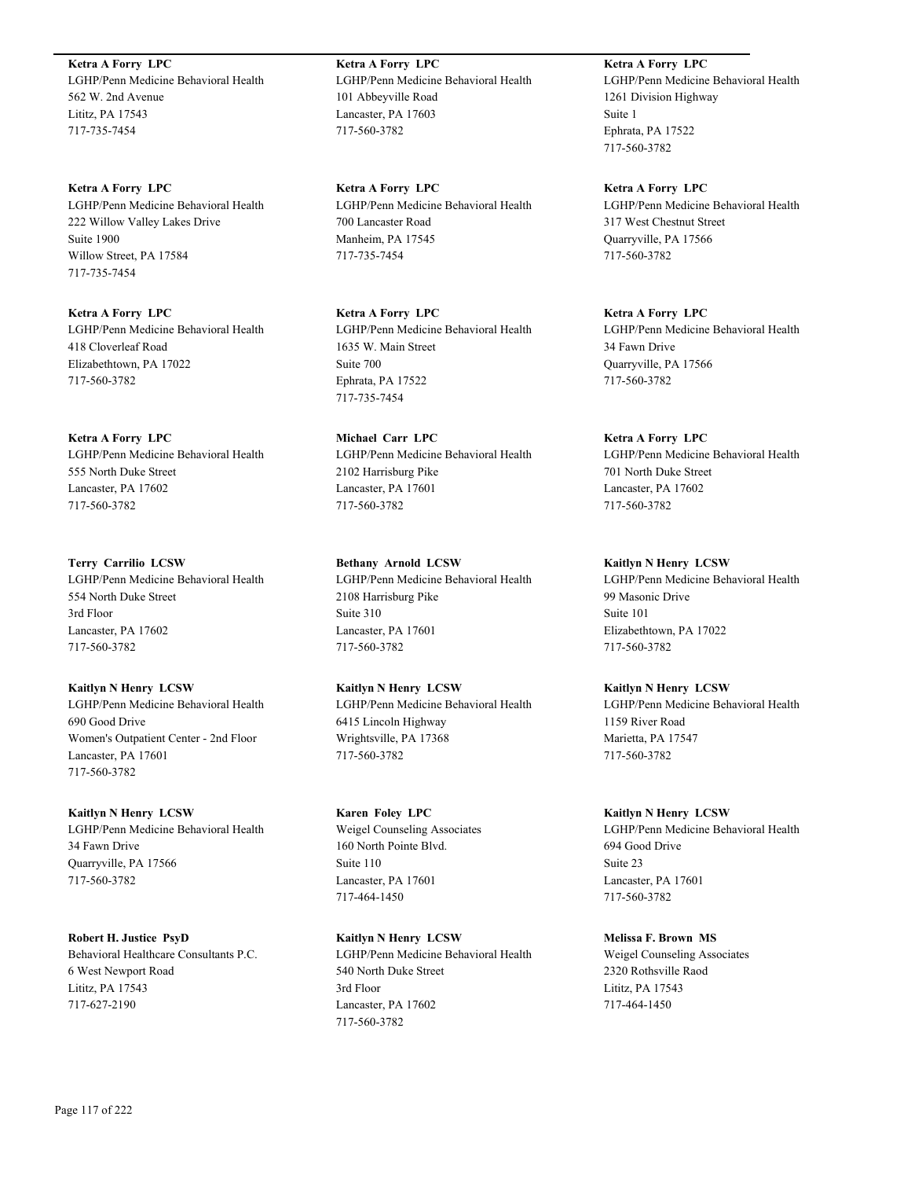**Ketra A Forry LPC**
LGHP/Penn Medicine Behavioral Health
562 W. 2nd Avenue
Lititz, PA 17543
717-735-7454

**Ketra A Forry LPC**
LGHP/Penn Medicine Behavioral Health
101 Abbeyville Road
Lancaster, PA 17603
717-560-3782

**Ketra A Forry LPC**
LGHP/Penn Medicine Behavioral Health
1261 Division Highway
Suite 1
Ephrata, PA 17522
717-560-3782

**Ketra A Forry LPC**
LGHP/Penn Medicine Behavioral Health
222 Willow Valley Lakes Drive
Suite 1900
Willow Street, PA 17584
717-735-7454

**Ketra A Forry LPC**
LGHP/Penn Medicine Behavioral Health
700 Lancaster Road
Manheim, PA 17545
717-735-7454

**Ketra A Forry LPC**
LGHP/Penn Medicine Behavioral Health
317 West Chestnut Street
Quarryville, PA 17566
717-560-3782

**Ketra A Forry LPC**
LGHP/Penn Medicine Behavioral Health
418 Cloverleaf Road
Elizabethtown, PA 17022
717-560-3782

**Ketra A Forry LPC**
LGHP/Penn Medicine Behavioral Health
1635 W. Main Street
Suite 700
Ephrata, PA 17522
717-735-7454

**Ketra A Forry LPC**
LGHP/Penn Medicine Behavioral Health
34 Fawn Drive
Quarryville, PA 17566
717-560-3782

**Ketra A Forry LPC**
LGHP/Penn Medicine Behavioral Health
555 North Duke Street
Lancaster, PA 17602
717-560-3782

**Michael Carr LPC**
LGHP/Penn Medicine Behavioral Health
2102 Harrisburg Pike
Lancaster, PA 17601
717-560-3782

**Ketra A Forry LPC**
LGHP/Penn Medicine Behavioral Health
701 North Duke Street
Lancaster, PA 17602
717-560-3782

**Terry Carrilio LCSW**
LGHP/Penn Medicine Behavioral Health
554 North Duke Street
3rd Floor
Lancaster, PA 17602
717-560-3782

**Bethany Arnold LCSW**
LGHP/Penn Medicine Behavioral Health
2108 Harrisburg Pike
Suite 310
Lancaster, PA 17601
717-560-3782

**Kaitlyn N Henry LCSW**
LGHP/Penn Medicine Behavioral Health
99 Masonic Drive
Suite 101
Elizabethtown, PA 17022
717-560-3782

**Kaitlyn N Henry LCSW**
LGHP/Penn Medicine Behavioral Health
690 Good Drive
Women's Outpatient Center - 2nd Floor
Lancaster, PA 17601
717-560-3782

**Kaitlyn N Henry LCSW**
LGHP/Penn Medicine Behavioral Health
6415 Lincoln Highway
Wrightsville, PA 17368
717-560-3782

**Kaitlyn N Henry LCSW**
LGHP/Penn Medicine Behavioral Health
1159 River Road
Marietta, PA 17547
717-560-3782

**Kaitlyn N Henry LCSW**
LGHP/Penn Medicine Behavioral Health
34 Fawn Drive
Quarryville, PA 17566
717-560-3782

**Karen Foley LPC**
Weigel Counseling Associates
160 North Pointe Blvd.
Suite 110
Lancaster, PA 17601
717-464-1450

**Kaitlyn N Henry LCSW**
LGHP/Penn Medicine Behavioral Health
694 Good Drive
Suite 23
Lancaster, PA 17601
717-560-3782

**Robert H. Justice PsyD**
Behavioral Healthcare Consultants P.C.
6 West Newport Road
Lititz, PA 17543
717-627-2190

**Kaitlyn N Henry LCSW**
LGHP/Penn Medicine Behavioral Health
540 North Duke Street
3rd Floor
Lancaster, PA 17602
717-560-3782

**Melissa F. Brown MS**
Weigel Counseling Associates
2320 Rothsville Raod
Lititz, PA 17543
717-464-1450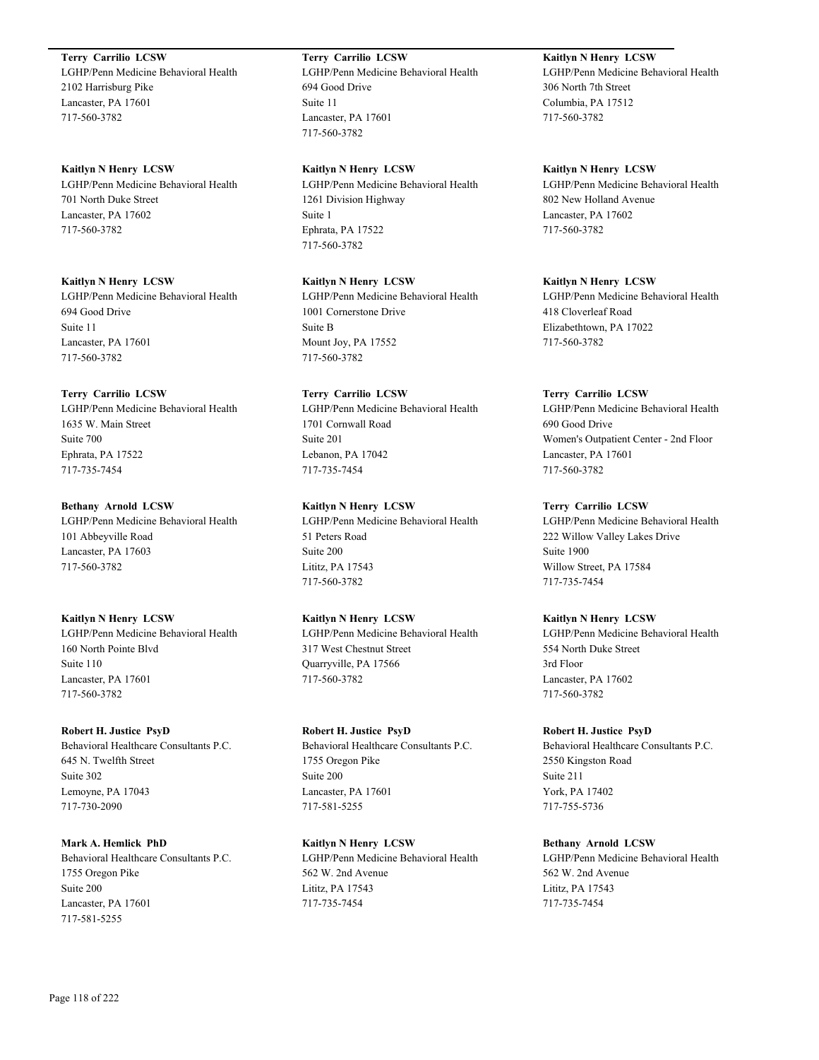**Terry Carrilio LCSW**
LGHP/Penn Medicine Behavioral Health
2102 Harrisburg Pike
Lancaster, PA 17601
717-560-3782

**Kaitlyn N Henry LCSW**
LGHP/Penn Medicine Behavioral Health
701 North Duke Street
Lancaster, PA 17602
717-560-3782

**Kaitlyn N Henry LCSW**
LGHP/Penn Medicine Behavioral Health
694 Good Drive
Suite 11
Lancaster, PA 17601
717-560-3782

**Terry Carrilio LCSW**
LGHP/Penn Medicine Behavioral Health
1635 W. Main Street
Suite 700
Ephrata, PA 17522
717-735-7454

**Bethany Arnold LCSW**
LGHP/Penn Medicine Behavioral Health
101 Abbeyville Road
Lancaster, PA 17603
717-560-3782

**Kaitlyn N Henry LCSW**
LGHP/Penn Medicine Behavioral Health
160 North Pointe Blvd
Suite 110
Lancaster, PA 17601
717-560-3782

**Robert H. Justice PsyD**
Behavioral Healthcare Consultants P.C.
645 N. Twelfth Street
Suite 302
Lemoyne, PA 17043
717-730-2090

**Mark A. Hemlick PhD**
Behavioral Healthcare Consultants P.C.
1755 Oregon Pike
Suite 200
Lancaster, PA 17601
717-581-5255

**Terry Carrilio LCSW**
LGHP/Penn Medicine Behavioral Health
694 Good Drive
Suite 11
Lancaster, PA 17601
717-560-3782

**Kaitlyn N Henry LCSW**
LGHP/Penn Medicine Behavioral Health
1261 Division Highway
Suite 1
Ephrata, PA 17522
717-560-3782

**Kaitlyn N Henry LCSW**
LGHP/Penn Medicine Behavioral Health
1001 Cornerstone Drive
Suite B
Mount Joy, PA 17552
717-560-3782

**Terry Carrilio LCSW**
LGHP/Penn Medicine Behavioral Health
1701 Cornwall Road
Suite 201
Lebanon, PA 17042
717-735-7454

**Kaitlyn N Henry LCSW**
LGHP/Penn Medicine Behavioral Health
51 Peters Road
Suite 200
Lititz, PA 17543
717-560-3782

**Kaitlyn N Henry LCSW**
LGHP/Penn Medicine Behavioral Health
317 West Chestnut Street
Quarryville, PA 17566
717-560-3782

**Robert H. Justice PsyD**
Behavioral Healthcare Consultants P.C.
1755 Oregon Pike
Suite 200
Lancaster, PA 17601
717-581-5255

**Kaitlyn N Henry LCSW**
LGHP/Penn Medicine Behavioral Health
562 W. 2nd Avenue
Lititz, PA 17543
717-735-7454

**Kaitlyn N Henry LCSW**
LGHP/Penn Medicine Behavioral Health
306 North 7th Street
Columbia, PA 17512
717-560-3782

**Kaitlyn N Henry LCSW**
LGHP/Penn Medicine Behavioral Health
802 New Holland Avenue
Lancaster, PA 17602
717-560-3782

**Kaitlyn N Henry LCSW**
LGHP/Penn Medicine Behavioral Health
418 Cloverleaf Road
Elizabethtown, PA 17022
717-560-3782

**Terry Carrilio LCSW**
LGHP/Penn Medicine Behavioral Health
690 Good Drive
Women's Outpatient Center - 2nd Floor
Lancaster, PA 17601
717-560-3782

**Terry Carrilio LCSW**
LGHP/Penn Medicine Behavioral Health
222 Willow Valley Lakes Drive
Suite 1900
Willow Street, PA 17584
717-735-7454

**Kaitlyn N Henry LCSW**
LGHP/Penn Medicine Behavioral Health
554 North Duke Street
3rd Floor
Lancaster, PA 17602
717-560-3782

**Robert H. Justice PsyD**
Behavioral Healthcare Consultants P.C.
2550 Kingston Road
Suite 211
York, PA 17402
717-755-5736

**Bethany Arnold LCSW**
LGHP/Penn Medicine Behavioral Health
562 W. 2nd Avenue
Lititz, PA 17543
717-735-7454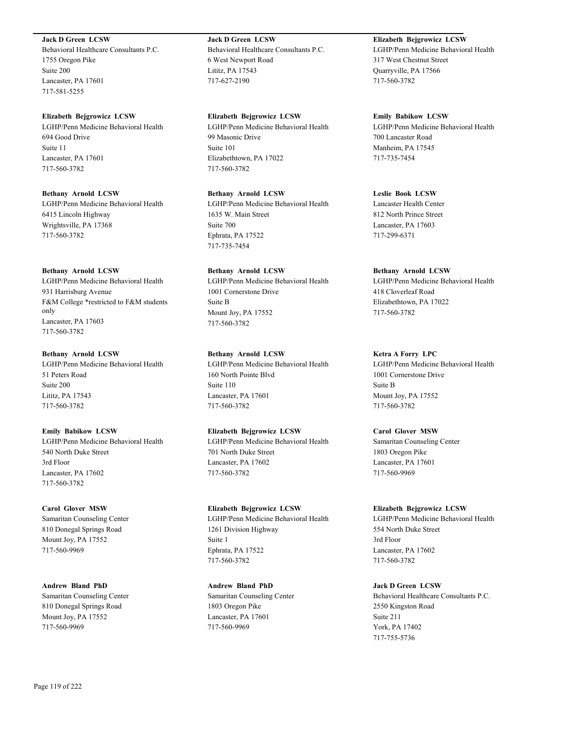**Jack D Green LCSW**
Behavioral Healthcare Consultants P.C.
1755 Oregon Pike
Suite 200
Lancaster, PA 17601
717-581-5255

**Elizabeth Bejgrowicz LCSW**
LGHP/Penn Medicine Behavioral Health
694 Good Drive
Suite 11
Lancaster, PA 17601
717-560-3782

**Bethany Arnold LCSW**
LGHP/Penn Medicine Behavioral Health
6415 Lincoln Highway
Wrightsville, PA 17368
717-560-3782

**Bethany Arnold LCSW**
LGHP/Penn Medicine Behavioral Health
931 Harrisburg Avenue
F&M College *restricted to F&M students only
Lancaster, PA 17603
717-560-3782

**Bethany Arnold LCSW**
LGHP/Penn Medicine Behavioral Health
51 Peters Road
Suite 200
Lititz, PA 17543
717-560-3782

**Emily Babikow LCSW**
LGHP/Penn Medicine Behavioral Health
540 North Duke Street
3rd Floor
Lancaster, PA 17602
717-560-3782

**Carol Glover MSW**
Samaritan Counseling Center
810 Donegal Springs Road
Mount Joy, PA 17552
717-560-9969

**Andrew Bland PhD**
Samaritan Counseling Center
810 Donegal Springs Road
Mount Joy, PA 17552
717-560-9969

**Jack D Green LCSW**
Behavioral Healthcare Consultants P.C.
6 West Newport Road
Lititz, PA 17543
717-627-2190

**Elizabeth Bejgrowicz LCSW**
LGHP/Penn Medicine Behavioral Health
99 Masonic Drive
Suite 101
Elizabethtown, PA 17022
717-560-3782

**Bethany Arnold LCSW**
LGHP/Penn Medicine Behavioral Health
1635 W. Main Street
Suite 700
Ephrata, PA 17522
717-735-7454

**Bethany Arnold LCSW**
LGHP/Penn Medicine Behavioral Health
1001 Cornerstone Drive
Suite B
Mount Joy, PA 17552
717-560-3782

**Bethany Arnold LCSW**
LGHP/Penn Medicine Behavioral Health
160 North Pointe Blvd
Suite 110
Lancaster, PA 17601
717-560-3782

**Elizabeth Bejgrowicz LCSW**
LGHP/Penn Medicine Behavioral Health
701 North Duke Street
Lancaster, PA 17602
717-560-3782

**Elizabeth Bejgrowicz LCSW**
LGHP/Penn Medicine Behavioral Health
1261 Division Highway
Suite 1
Ephrata, PA 17522
717-560-3782

**Andrew Bland PhD**
Samaritan Counseling Center
1803 Oregon Pike
Lancaster, PA 17601
717-560-9969

**Elizabeth Bejgrowicz LCSW**
LGHP/Penn Medicine Behavioral Health
317 West Chestnut Street
Quarryville, PA 17566
717-560-3782

**Emily Babikow LCSW**
LGHP/Penn Medicine Behavioral Health
700 Lancaster Road
Manheim, PA 17545
717-735-7454

**Leslie Book LCSW**
Lancaster Health Center
812 North Prince Street
Lancaster, PA 17603
717-299-6371

**Bethany Arnold LCSW**
LGHP/Penn Medicine Behavioral Health
418 Cloverleaf Road
Elizabethtown, PA 17022
717-560-3782

**Ketra A Forry LPC**
LGHP/Penn Medicine Behavioral Health
1001 Cornerstone Drive
Suite B
Mount Joy, PA 17552
717-560-3782

**Carol Glover MSW**
Samaritan Counseling Center
1803 Oregon Pike
Lancaster, PA 17601
717-560-9969

**Elizabeth Bejgrowicz LCSW**
LGHP/Penn Medicine Behavioral Health
554 North Duke Street
3rd Floor
Lancaster, PA 17602
717-560-3782

**Jack D Green LCSW**
Behavioral Healthcare Consultants P.C.
2550 Kingston Road
Suite 211
York, PA 17402
717-755-5736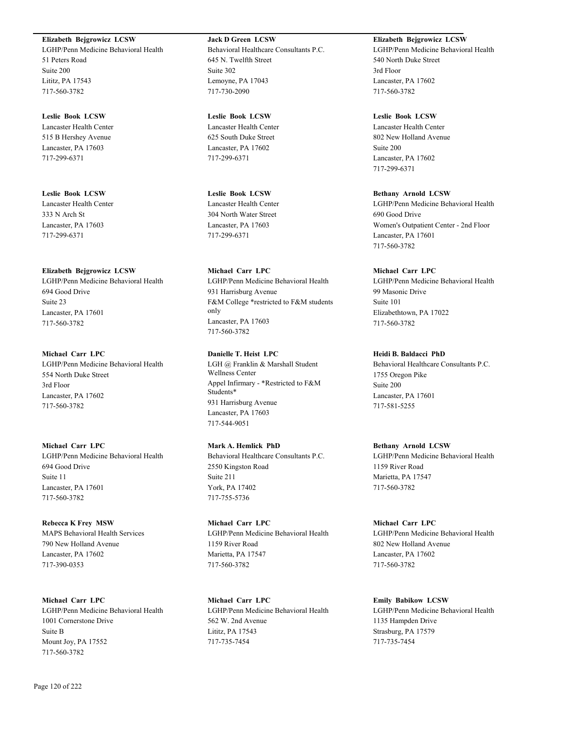**Elizabeth Bejgrowicz LCSW**
LGHP/Penn Medicine Behavioral Health
51 Peters Road
Suite 200
Lititz, PA 17543
717-560-3782

**Leslie Book LCSW**
Lancaster Health Center
515 B Hershey Avenue
Lancaster, PA 17603
717-299-6371

**Leslie Book LCSW**
Lancaster Health Center
333 N Arch St
Lancaster, PA 17603
717-299-6371

**Elizabeth Bejgrowicz LCSW**
LGHP/Penn Medicine Behavioral Health
694 Good Drive
Suite 23
Lancaster, PA 17601
717-560-3782

**Michael Carr LPC**
LGHP/Penn Medicine Behavioral Health
554 North Duke Street
3rd Floor
Lancaster, PA 17602
717-560-3782

**Michael Carr LPC**
LGHP/Penn Medicine Behavioral Health
694 Good Drive
Suite 11
Lancaster, PA 17601
717-560-3782

**Rebecca K Frey MSW**
MAPS Behavioral Health Services
790 New Holland Avenue
Lancaster, PA 17602
717-390-0353

**Michael Carr LPC**
LGHP/Penn Medicine Behavioral Health
1001 Cornerstone Drive
Suite B
Mount Joy, PA 17552
717-560-3782

**Jack D Green LCSW**
Behavioral Healthcare Consultants P.C.
645 N. Twelfth Street
Suite 302
Lemoyne, PA 17043
717-730-2090

**Leslie Book LCSW**
Lancaster Health Center
625 South Duke Street
Lancaster, PA 17602
717-299-6371

**Leslie Book LCSW**
Lancaster Health Center
304 North Water Street
Lancaster, PA 17603
717-299-6371

**Michael Carr LPC**
LGHP/Penn Medicine Behavioral Health
931 Harrisburg Avenue
F&M College *restricted to F&M students only
Lancaster, PA 17603
717-560-3782

**Danielle T. Heist LPC**
LGH @ Franklin & Marshall Student Wellness Center
Appel Infirmary - *Restricted to F&M Students*
931 Harrisburg Avenue
Lancaster, PA 17603
717-544-9051

**Mark A. Hemlick PhD**
Behavioral Healthcare Consultants P.C.
2550 Kingston Road
Suite 211
York, PA 17402
717-755-5736

**Michael Carr LPC**
LGHP/Penn Medicine Behavioral Health
1159 River Road
Marietta, PA 17547
717-560-3782

**Michael Carr LPC**
LGHP/Penn Medicine Behavioral Health
562 W. 2nd Avenue
Lititz, PA 17543
717-735-7454

**Elizabeth Bejgrowicz LCSW**
LGHP/Penn Medicine Behavioral Health
540 North Duke Street
3rd Floor
Lancaster, PA 17602
717-560-3782

**Leslie Book LCSW**
Lancaster Health Center
802 New Holland Avenue
Suite 200
Lancaster, PA 17602
717-299-6371

**Bethany Arnold LCSW**
LGHP/Penn Medicine Behavioral Health
690 Good Drive
Women's Outpatient Center - 2nd Floor
Lancaster, PA 17601
717-560-3782

**Michael Carr LPC**
LGHP/Penn Medicine Behavioral Health
99 Masonic Drive
Suite 101
Elizabethtown, PA 17022
717-560-3782

**Heidi B. Baldacci PhD**
Behavioral Healthcare Consultants P.C.
1755 Oregon Pike
Suite 200
Lancaster, PA 17601
717-581-5255

**Bethany Arnold LCSW**
LGHP/Penn Medicine Behavioral Health
1159 River Road
Marietta, PA 17547
717-560-3782

**Michael Carr LPC**
LGHP/Penn Medicine Behavioral Health
802 New Holland Avenue
Lancaster, PA 17602
717-560-3782

**Emily Babikow LCSW**
LGHP/Penn Medicine Behavioral Health
1135 Hampden Drive
Strasburg, PA 17579
717-735-7454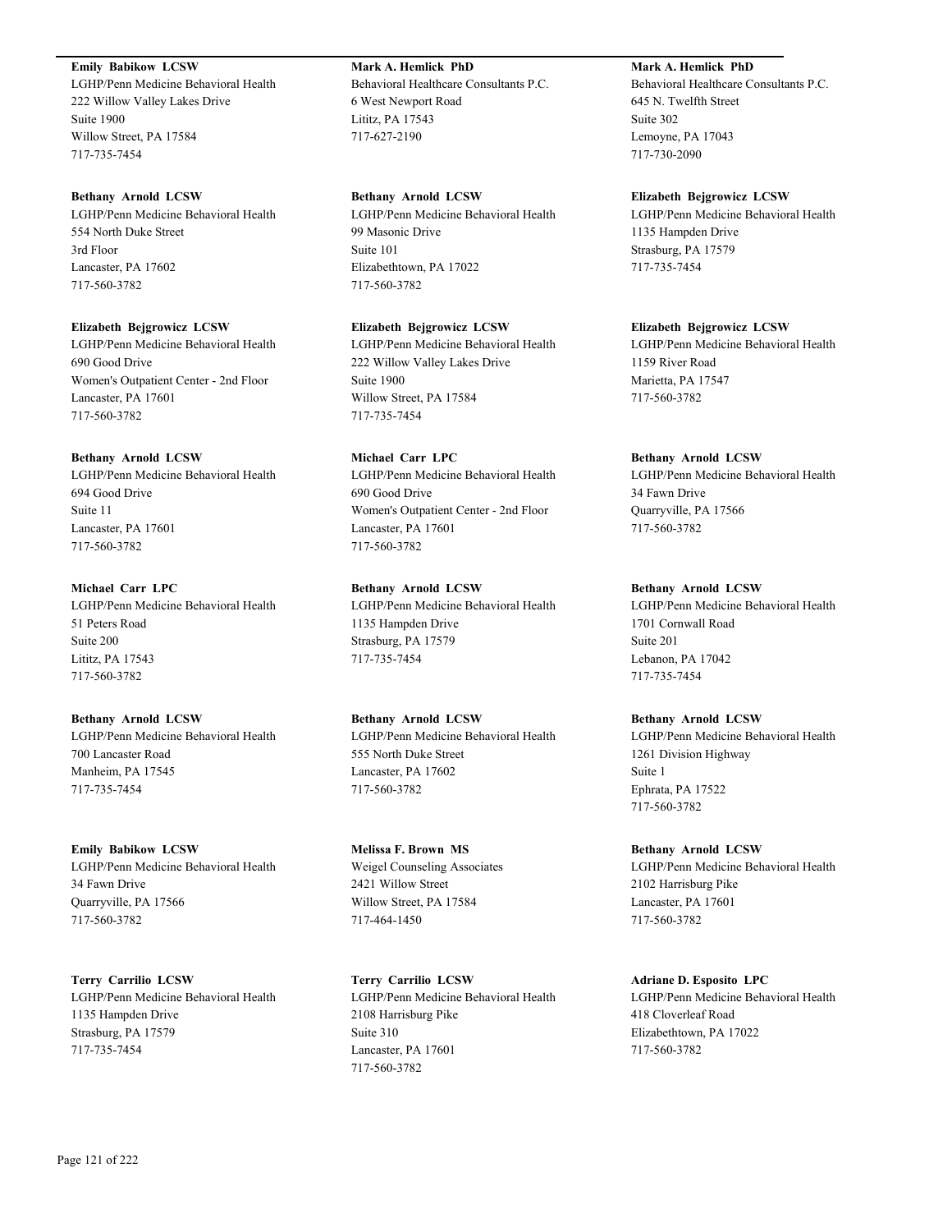**Emily Babikow LCSW**
LGHP/Penn Medicine Behavioral Health
222 Willow Valley Lakes Drive
Suite 1900
Willow Street, PA 17584
717-735-7454

**Bethany Arnold LCSW**
LGHP/Penn Medicine Behavioral Health
554 North Duke Street
3rd Floor
Lancaster, PA 17602
717-560-3782

**Elizabeth Bejgrowicz LCSW**
LGHP/Penn Medicine Behavioral Health
690 Good Drive
Women's Outpatient Center - 2nd Floor
Lancaster, PA 17601
717-560-3782

**Bethany Arnold LCSW**
LGHP/Penn Medicine Behavioral Health
694 Good Drive
Suite 11
Lancaster, PA 17601
717-560-3782

**Michael Carr LPC**
LGHP/Penn Medicine Behavioral Health
51 Peters Road
Suite 200
Lititz, PA 17543
717-560-3782

**Bethany Arnold LCSW**
LGHP/Penn Medicine Behavioral Health
700 Lancaster Road
Manheim, PA 17545
717-735-7454

**Emily Babikow LCSW**
LGHP/Penn Medicine Behavioral Health
34 Fawn Drive
Quarryville, PA 17566
717-560-3782

**Terry Carrilio LCSW**
LGHP/Penn Medicine Behavioral Health
1135 Hampden Drive
Strasburg, PA 17579
717-735-7454

**Mark A. Hemlick PhD**
Behavioral Healthcare Consultants P.C.
6 West Newport Road
Lititz, PA 17543
717-627-2190

**Bethany Arnold LCSW**
LGHP/Penn Medicine Behavioral Health
99 Masonic Drive
Suite 101
Elizabethtown, PA 17022
717-560-3782

**Elizabeth Bejgrowicz LCSW**
LGHP/Penn Medicine Behavioral Health
222 Willow Valley Lakes Drive
Suite 1900
Willow Street, PA 17584
717-735-7454

**Michael Carr LPC**
LGHP/Penn Medicine Behavioral Health
690 Good Drive
Women's Outpatient Center - 2nd Floor
Lancaster, PA 17601
717-560-3782

**Bethany Arnold LCSW**
LGHP/Penn Medicine Behavioral Health
1135 Hampden Drive
Strasburg, PA 17579
717-735-7454

**Bethany Arnold LCSW**
LGHP/Penn Medicine Behavioral Health
555 North Duke Street
Lancaster, PA 17602
717-560-3782

**Melissa F. Brown MS**
Weigel Counseling Associates
2421 Willow Street
Willow Street, PA 17584
717-464-1450

**Terry Carrilio LCSW**
LGHP/Penn Medicine Behavioral Health
2108 Harrisburg Pike
Suite 310
Lancaster, PA 17601
717-560-3782

**Mark A. Hemlick PhD**
Behavioral Healthcare Consultants P.C.
645 N. Twelfth Street
Suite 302
Lemoyne, PA 17043
717-730-2090

**Elizabeth Bejgrowicz LCSW**
LGHP/Penn Medicine Behavioral Health
1135 Hampden Drive
Strasburg, PA 17579
717-735-7454

**Elizabeth Bejgrowicz LCSW**
LGHP/Penn Medicine Behavioral Health
1159 River Road
Marietta, PA 17547
717-560-3782

**Bethany Arnold LCSW**
LGHP/Penn Medicine Behavioral Health
34 Fawn Drive
Quarryville, PA 17566
717-560-3782

**Bethany Arnold LCSW**
LGHP/Penn Medicine Behavioral Health
1701 Cornwall Road
Suite 201
Lebanon, PA 17042
717-735-7454

**Bethany Arnold LCSW**
LGHP/Penn Medicine Behavioral Health
1261 Division Highway
Suite 1
Ephrata, PA 17522
717-560-3782

**Bethany Arnold LCSW**
LGHP/Penn Medicine Behavioral Health
2102 Harrisburg Pike
Lancaster, PA 17601
717-560-3782

**Adriane D. Esposito LPC**
LGHP/Penn Medicine Behavioral Health
418 Cloverleaf Road
Elizabethtown, PA 17022
717-560-3782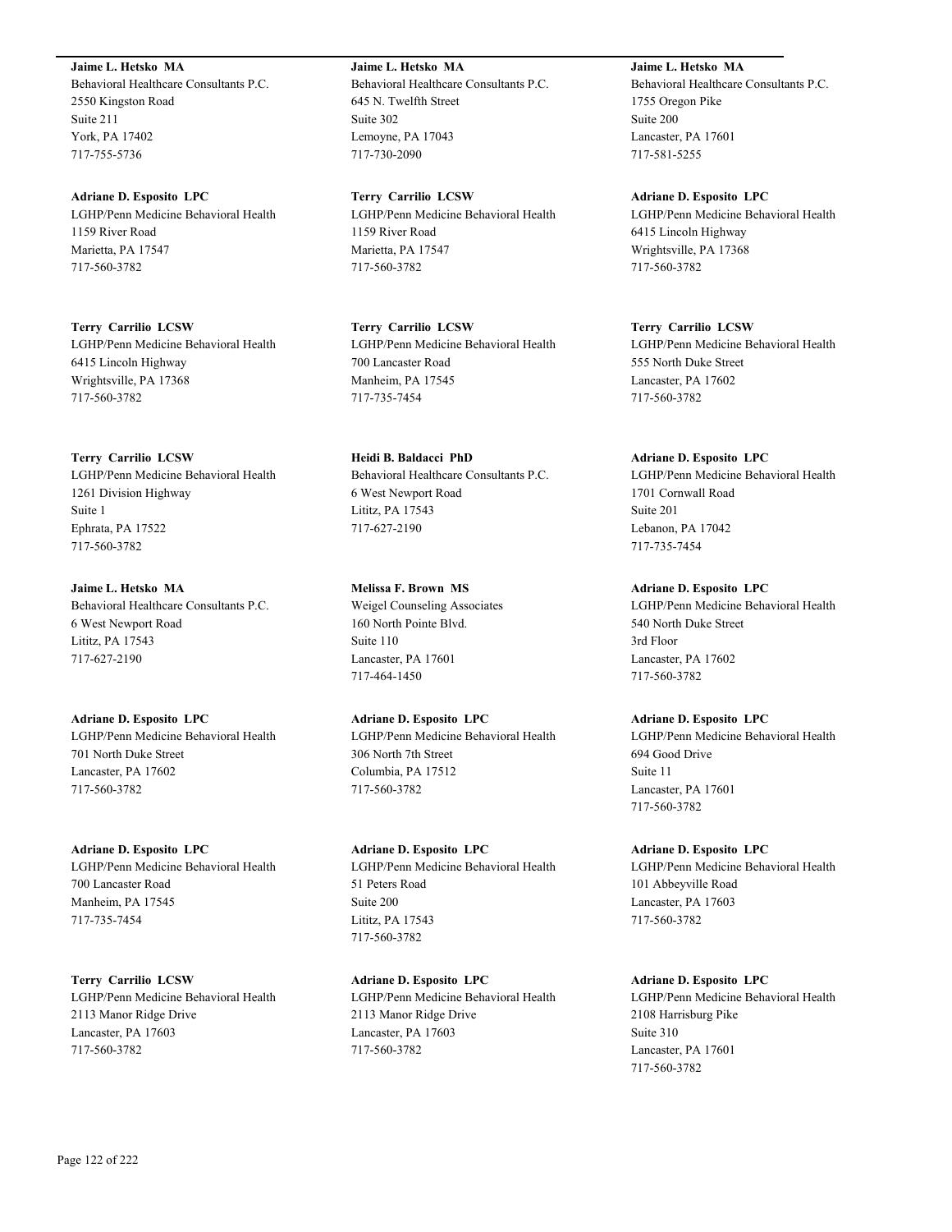**Jaime L. Hetsko MA**
Behavioral Healthcare Consultants P.C.
2550 Kingston Road
Suite 211
York, PA 17402
717-755-5736

**Adriane D. Esposito LPC**
LGHP/Penn Medicine Behavioral Health
1159 River Road
Marietta, PA 17547
717-560-3782

**Terry Carrilio LCSW**
LGHP/Penn Medicine Behavioral Health
6415 Lincoln Highway
Wrightsville, PA 17368
717-560-3782

**Terry Carrilio LCSW**
LGHP/Penn Medicine Behavioral Health
1261 Division Highway
Suite 1
Ephrata, PA 17522
717-560-3782

**Jaime L. Hetsko MA**
Behavioral Healthcare Consultants P.C.
6 West Newport Road
Lititz, PA 17543
717-627-2190

**Adriane D. Esposito LPC**
LGHP/Penn Medicine Behavioral Health
701 North Duke Street
Lancaster, PA 17602
717-560-3782

**Adriane D. Esposito LPC**
LGHP/Penn Medicine Behavioral Health
700 Lancaster Road
Manheim, PA 17545
717-735-7454

**Terry Carrilio LCSW**
LGHP/Penn Medicine Behavioral Health
2113 Manor Ridge Drive
Lancaster, PA 17603
717-560-3782

**Jaime L. Hetsko MA**
Behavioral Healthcare Consultants P.C.
645 N. Twelfth Street
Suite 302
Lemoyne, PA 17043
717-730-2090

**Terry Carrilio LCSW**
LGHP/Penn Medicine Behavioral Health
1159 River Road
Marietta, PA 17547
717-560-3782

**Terry Carrilio LCSW**
LGHP/Penn Medicine Behavioral Health
700 Lancaster Road
Manheim, PA 17545
717-735-7454

**Heidi B. Baldacci PhD**
Behavioral Healthcare Consultants P.C.
6 West Newport Road
Lititz, PA 17543
717-627-2190

**Melissa F. Brown MS**
Weigel Counseling Associates
160 North Pointe Blvd.
Suite 110
Lancaster, PA 17601
717-464-1450

**Adriane D. Esposito LPC**
LGHP/Penn Medicine Behavioral Health
306 North 7th Street
Columbia, PA 17512
717-560-3782

**Adriane D. Esposito LPC**
LGHP/Penn Medicine Behavioral Health
51 Peters Road
Suite 200
Lititz, PA 17543
717-560-3782

**Adriane D. Esposito LPC**
LGHP/Penn Medicine Behavioral Health
2113 Manor Ridge Drive
Lancaster, PA 17603
717-560-3782

**Jaime L. Hetsko MA**
Behavioral Healthcare Consultants P.C.
1755 Oregon Pike
Suite 200
Lancaster, PA 17601
717-581-5255

**Adriane D. Esposito LPC**
LGHP/Penn Medicine Behavioral Health
6415 Lincoln Highway
Wrightsville, PA 17368
717-560-3782

**Terry Carrilio LCSW**
LGHP/Penn Medicine Behavioral Health
555 North Duke Street
Lancaster, PA 17602
717-560-3782

**Adriane D. Esposito LPC**
LGHP/Penn Medicine Behavioral Health
1701 Cornwall Road
Suite 201
Lebanon, PA 17042
717-735-7454

**Adriane D. Esposito LPC**
LGHP/Penn Medicine Behavioral Health
540 North Duke Street
3rd Floor
Lancaster, PA 17602
717-560-3782

**Adriane D. Esposito LPC**
LGHP/Penn Medicine Behavioral Health
694 Good Drive
Suite 11
Lancaster, PA 17601
717-560-3782

**Adriane D. Esposito LPC**
LGHP/Penn Medicine Behavioral Health
101 Abbeyville Road
Lancaster, PA 17603
717-560-3782

**Adriane D. Esposito LPC**
LGHP/Penn Medicine Behavioral Health
2108 Harrisburg Pike
Suite 310
Lancaster, PA 17601
717-560-3782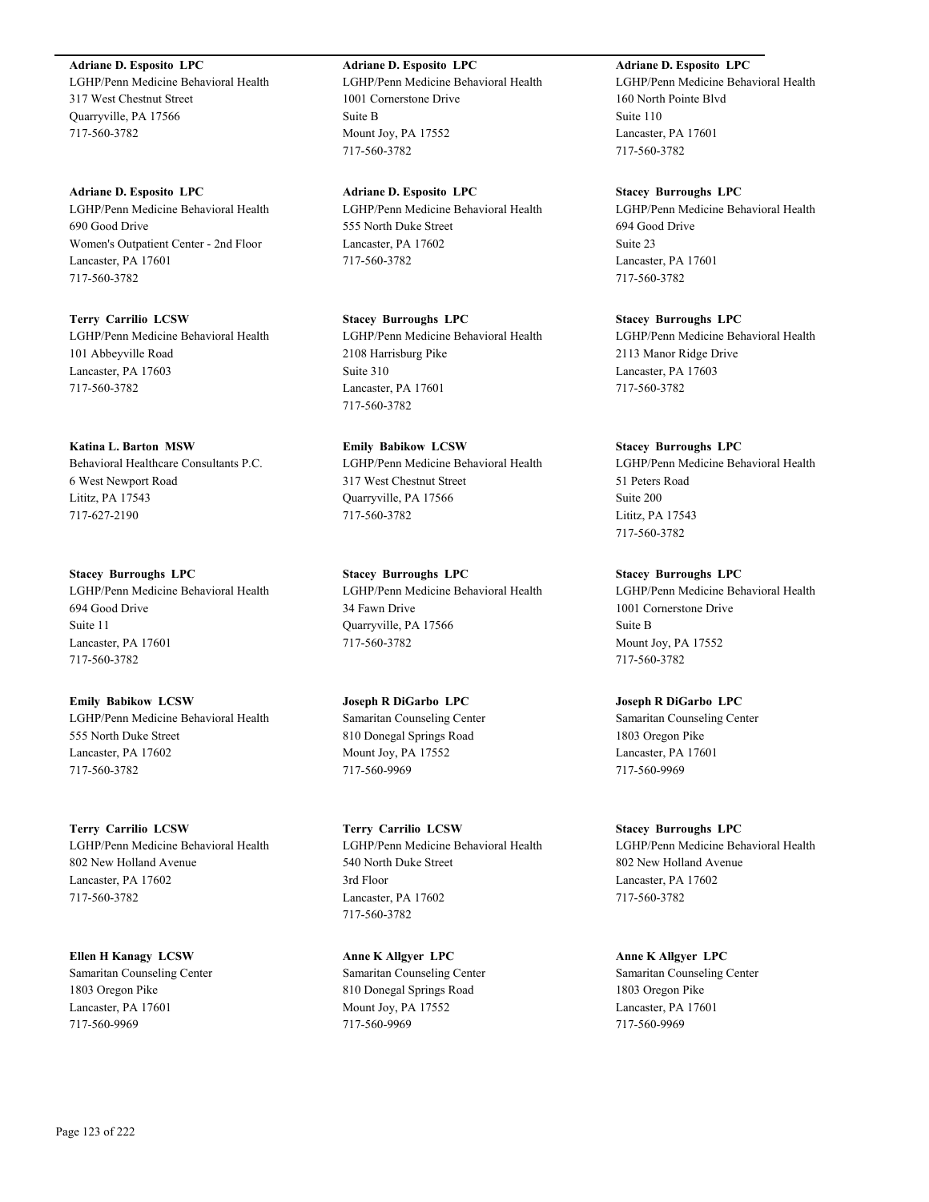**Adriane D. Esposito LPC**
LGHP/Penn Medicine Behavioral Health
317 West Chestnut Street
Quarryville, PA 17566
717-560-3782

**Adriane D. Esposito LPC**
LGHP/Penn Medicine Behavioral Health
690 Good Drive
Women's Outpatient Center - 2nd Floor
Lancaster, PA 17601
717-560-3782

**Terry Carrilio LCSW**
LGHP/Penn Medicine Behavioral Health
101 Abbeyville Road
Lancaster, PA 17603
717-560-3782

**Katina L. Barton MSW**
Behavioral Healthcare Consultants P.C.
6 West Newport Road
Lititz, PA 17543
717-627-2190

**Stacey Burroughs LPC**
LGHP/Penn Medicine Behavioral Health
694 Good Drive
Suite 11
Lancaster, PA 17601
717-560-3782

**Emily Babikow LCSW**
LGHP/Penn Medicine Behavioral Health
555 North Duke Street
Lancaster, PA 17602
717-560-3782

**Terry Carrilio LCSW**
LGHP/Penn Medicine Behavioral Health
802 New Holland Avenue
Lancaster, PA 17602
717-560-3782

**Ellen H Kanagy LCSW**
Samaritan Counseling Center
1803 Oregon Pike
Lancaster, PA 17601
717-560-9969

**Adriane D. Esposito LPC**
LGHP/Penn Medicine Behavioral Health
1001 Cornerstone Drive
Suite B
Mount Joy, PA 17552
717-560-3782

**Adriane D. Esposito LPC**
LGHP/Penn Medicine Behavioral Health
555 North Duke Street
Lancaster, PA 17602
717-560-3782

**Stacey Burroughs LPC**
LGHP/Penn Medicine Behavioral Health
2108 Harrisburg Pike
Suite 310
Lancaster, PA 17601
717-560-3782

**Emily Babikow LCSW**
LGHP/Penn Medicine Behavioral Health
317 West Chestnut Street
Quarryville, PA 17566
717-560-3782

**Stacey Burroughs LPC**
LGHP/Penn Medicine Behavioral Health
34 Fawn Drive
Quarryville, PA 17566
717-560-3782

**Joseph R DiGarbo LPC**
Samaritan Counseling Center
810 Donegal Springs Road
Mount Joy, PA 17552
717-560-9969

**Terry Carrilio LCSW**
LGHP/Penn Medicine Behavioral Health
540 North Duke Street
3rd Floor
Lancaster, PA 17602
717-560-3782

**Anne K Allgyer LPC**
Samaritan Counseling Center
810 Donegal Springs Road
Mount Joy, PA 17552
717-560-9969

**Adriane D. Esposito LPC**
LGHP/Penn Medicine Behavioral Health
160 North Pointe Blvd
Suite 110
Lancaster, PA 17601
717-560-3782

**Stacey Burroughs LPC**
LGHP/Penn Medicine Behavioral Health
694 Good Drive
Suite 23
Lancaster, PA 17601
717-560-3782

**Stacey Burroughs LPC**
LGHP/Penn Medicine Behavioral Health
2113 Manor Ridge Drive
Lancaster, PA 17603
717-560-3782

**Stacey Burroughs LPC**
LGHP/Penn Medicine Behavioral Health
51 Peters Road
Suite 200
Lititz, PA 17543
717-560-3782

**Stacey Burroughs LPC**
LGHP/Penn Medicine Behavioral Health
1001 Cornerstone Drive
Suite B
Mount Joy, PA 17552
717-560-3782

**Joseph R DiGarbo LPC**
Samaritan Counseling Center
1803 Oregon Pike
Lancaster, PA 17601
717-560-9969

**Stacey Burroughs LPC**
LGHP/Penn Medicine Behavioral Health
802 New Holland Avenue
Lancaster, PA 17602
717-560-3782

**Anne K Allgyer LPC**
Samaritan Counseling Center
1803 Oregon Pike
Lancaster, PA 17601
717-560-9969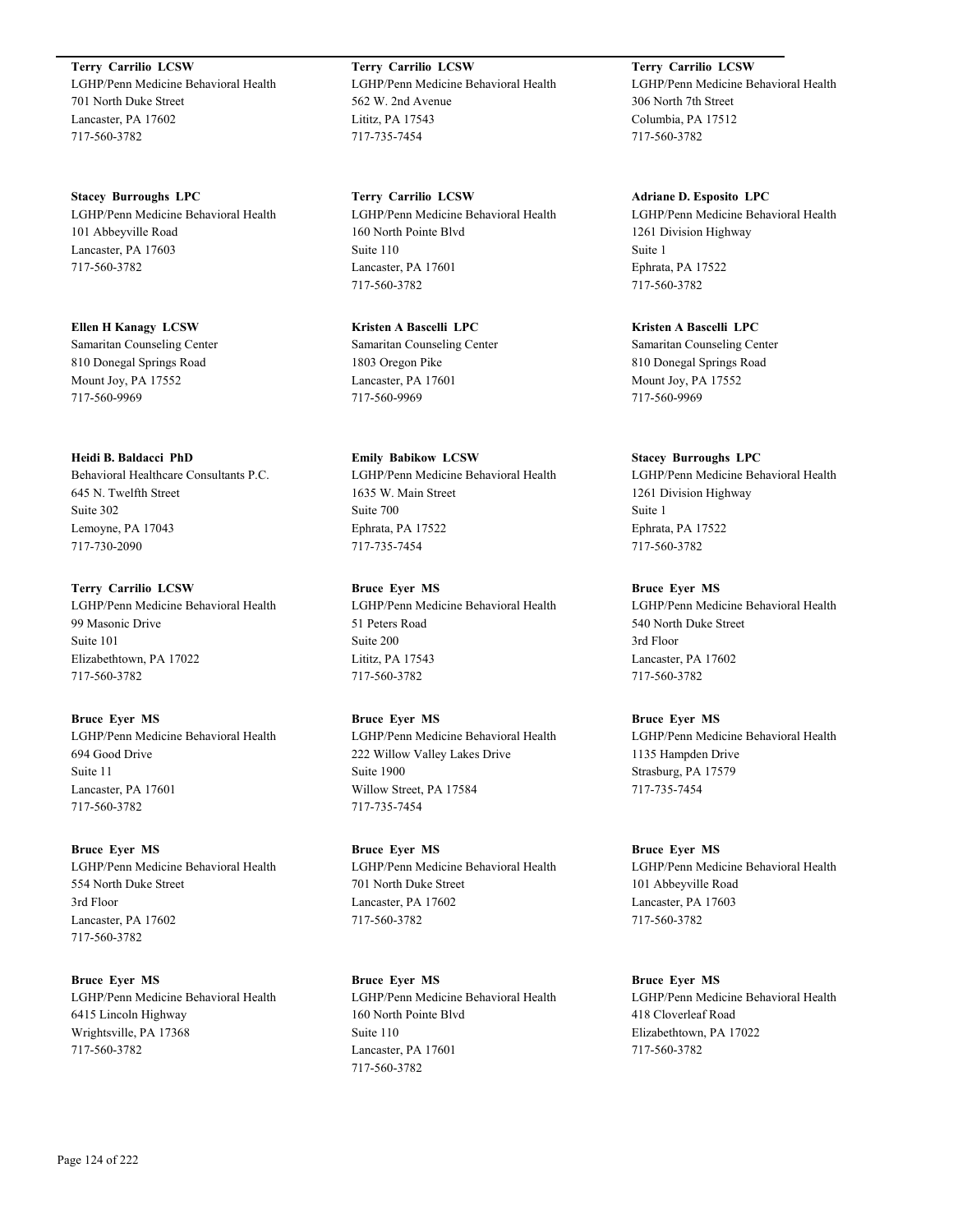**Terry Carrilio LCSW**
LGHP/Penn Medicine Behavioral Health
701 North Duke Street
Lancaster, PA 17602
717-560-3782

**Stacey Burroughs LPC**
LGHP/Penn Medicine Behavioral Health
101 Abbeyville Road
Lancaster, PA 17603
717-560-3782

**Ellen H Kanagy LCSW**
Samaritan Counseling Center
810 Donegal Springs Road
Mount Joy, PA 17552
717-560-9969

**Heidi B. Baldacci PhD**
Behavioral Healthcare Consultants P.C.
645 N. Twelfth Street
Suite 302
Lemoyne, PA 17043
717-730-2090

**Terry Carrilio LCSW**
LGHP/Penn Medicine Behavioral Health
99 Masonic Drive
Suite 101
Elizabethtown, PA 17022
717-560-3782

**Bruce Eyer MS**
LGHP/Penn Medicine Behavioral Health
694 Good Drive
Suite 11
Lancaster, PA 17601
717-560-3782

**Bruce Eyer MS**
LGHP/Penn Medicine Behavioral Health
554 North Duke Street
3rd Floor
Lancaster, PA 17602
717-560-3782

**Bruce Eyer MS**
LGHP/Penn Medicine Behavioral Health
6415 Lincoln Highway
Wrightsville, PA 17368
717-560-3782

**Terry Carrilio LCSW**
LGHP/Penn Medicine Behavioral Health
562 W. 2nd Avenue
Lititz, PA 17543
717-735-7454

**Terry Carrilio LCSW**
LGHP/Penn Medicine Behavioral Health
160 North Pointe Blvd
Suite 110
Lancaster, PA 17601
717-560-3782

**Kristen A Bascelli LPC**
Samaritan Counseling Center
1803 Oregon Pike
Lancaster, PA 17601
717-560-9969

**Emily Babikow LCSW**
LGHP/Penn Medicine Behavioral Health
1635 W. Main Street
Suite 700
Ephrata, PA 17522
717-735-7454

**Bruce Eyer MS**
LGHP/Penn Medicine Behavioral Health
51 Peters Road
Suite 200
Lititz, PA 17543
717-560-3782

**Bruce Eyer MS**
LGHP/Penn Medicine Behavioral Health
222 Willow Valley Lakes Drive
Suite 1900
Willow Street, PA 17584
717-735-7454

**Bruce Eyer MS**
LGHP/Penn Medicine Behavioral Health
701 North Duke Street
Lancaster, PA 17602
717-560-3782

**Bruce Eyer MS**
LGHP/Penn Medicine Behavioral Health
160 North Pointe Blvd
Suite 110
Lancaster, PA 17601
717-560-3782

**Terry Carrilio LCSW**
LGHP/Penn Medicine Behavioral Health
306 North 7th Street
Columbia, PA 17512
717-560-3782

**Adriane D. Esposito LPC**
LGHP/Penn Medicine Behavioral Health
1261 Division Highway
Suite 1
Ephrata, PA 17522
717-560-3782

**Kristen A Bascelli LPC**
Samaritan Counseling Center
810 Donegal Springs Road
Mount Joy, PA 17552
717-560-9969

**Stacey Burroughs LPC**
LGHP/Penn Medicine Behavioral Health
1261 Division Highway
Suite 1
Ephrata, PA 17522
717-560-3782

**Bruce Eyer MS**
LGHP/Penn Medicine Behavioral Health
540 North Duke Street
3rd Floor
Lancaster, PA 17602
717-560-3782

**Bruce Eyer MS**
LGHP/Penn Medicine Behavioral Health
1135 Hampden Drive
Strasburg, PA 17579
717-735-7454

**Bruce Eyer MS**
LGHP/Penn Medicine Behavioral Health
101 Abbeyville Road
Lancaster, PA 17603
717-560-3782

**Bruce Eyer MS**
LGHP/Penn Medicine Behavioral Health
418 Cloverleaf Road
Elizabethtown, PA 17022
717-560-3782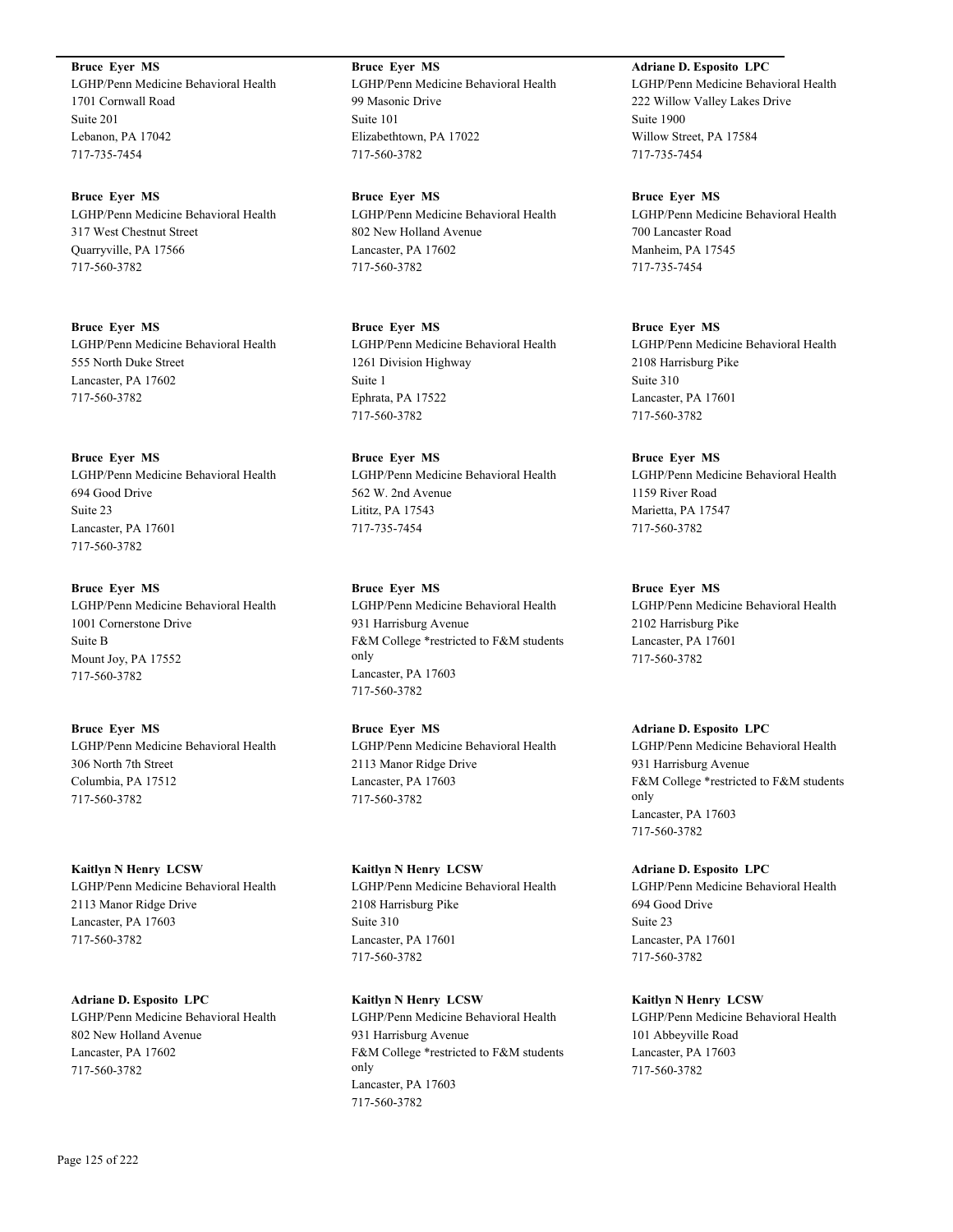**Bruce Eyer MS**
LGHP/Penn Medicine Behavioral Health
1701 Cornwall Road
Suite 201
Lebanon, PA 17042
717-735-7454

**Bruce Eyer MS**
LGHP/Penn Medicine Behavioral Health
317 West Chestnut Street
Quarryville, PA 17566
717-560-3782

**Bruce Eyer MS**
LGHP/Penn Medicine Behavioral Health
555 North Duke Street
Lancaster, PA 17602
717-560-3782

**Bruce Eyer MS**
LGHP/Penn Medicine Behavioral Health
694 Good Drive
Suite 23
Lancaster, PA 17601
717-560-3782

**Bruce Eyer MS**
LGHP/Penn Medicine Behavioral Health
1001 Cornerstone Drive
Suite B
Mount Joy, PA 17552
717-560-3782

**Bruce Eyer MS**
LGHP/Penn Medicine Behavioral Health
306 North 7th Street
Columbia, PA 17512
717-560-3782

**Kaitlyn N Henry LCSW**
LGHP/Penn Medicine Behavioral Health
2113 Manor Ridge Drive
Lancaster, PA 17603
717-560-3782

**Adriane D. Esposito LPC**
LGHP/Penn Medicine Behavioral Health
802 New Holland Avenue
Lancaster, PA 17602
717-560-3782

**Bruce Eyer MS**
LGHP/Penn Medicine Behavioral Health
99 Masonic Drive
Suite 101
Elizabethtown, PA 17022
717-560-3782

**Bruce Eyer MS**
LGHP/Penn Medicine Behavioral Health
802 New Holland Avenue
Lancaster, PA 17602
717-560-3782

**Bruce Eyer MS**
LGHP/Penn Medicine Behavioral Health
1261 Division Highway
Suite 1
Ephrata, PA 17522
717-560-3782

**Bruce Eyer MS**
LGHP/Penn Medicine Behavioral Health
562 W. 2nd Avenue
Lititz, PA 17543
717-735-7454

**Bruce Eyer MS**
LGHP/Penn Medicine Behavioral Health
931 Harrisburg Avenue
F&M College *restricted to F&M students only
Lancaster, PA 17603
717-560-3782

**Bruce Eyer MS**
LGHP/Penn Medicine Behavioral Health
2113 Manor Ridge Drive
Lancaster, PA 17603
717-560-3782

**Kaitlyn N Henry LCSW**
LGHP/Penn Medicine Behavioral Health
2108 Harrisburg Pike
Suite 310
Lancaster, PA 17601
717-560-3782

**Kaitlyn N Henry LCSW**
LGHP/Penn Medicine Behavioral Health
931 Harrisburg Avenue
F&M College *restricted to F&M students only
Lancaster, PA 17603
717-560-3782

**Adriane D. Esposito LPC**
LGHP/Penn Medicine Behavioral Health
222 Willow Valley Lakes Drive
Suite 1900
Willow Street, PA 17584
717-735-7454

**Bruce Eyer MS**
LGHP/Penn Medicine Behavioral Health
700 Lancaster Road
Manheim, PA 17545
717-735-7454

**Bruce Eyer MS**
LGHP/Penn Medicine Behavioral Health
2108 Harrisburg Pike
Suite 310
Lancaster, PA 17601
717-560-3782

**Bruce Eyer MS**
LGHP/Penn Medicine Behavioral Health
1159 River Road
Marietta, PA 17547
717-560-3782

**Bruce Eyer MS**
LGHP/Penn Medicine Behavioral Health
2102 Harrisburg Pike
Lancaster, PA 17601
717-560-3782

**Adriane D. Esposito LPC**
LGHP/Penn Medicine Behavioral Health
931 Harrisburg Avenue
F&M College *restricted to F&M students only
Lancaster, PA 17603
717-560-3782

**Adriane D. Esposito LPC**
LGHP/Penn Medicine Behavioral Health
694 Good Drive
Suite 23
Lancaster, PA 17601
717-560-3782

**Kaitlyn N Henry LCSW**
LGHP/Penn Medicine Behavioral Health
101 Abbeyville Road
Lancaster, PA 17603
717-560-3782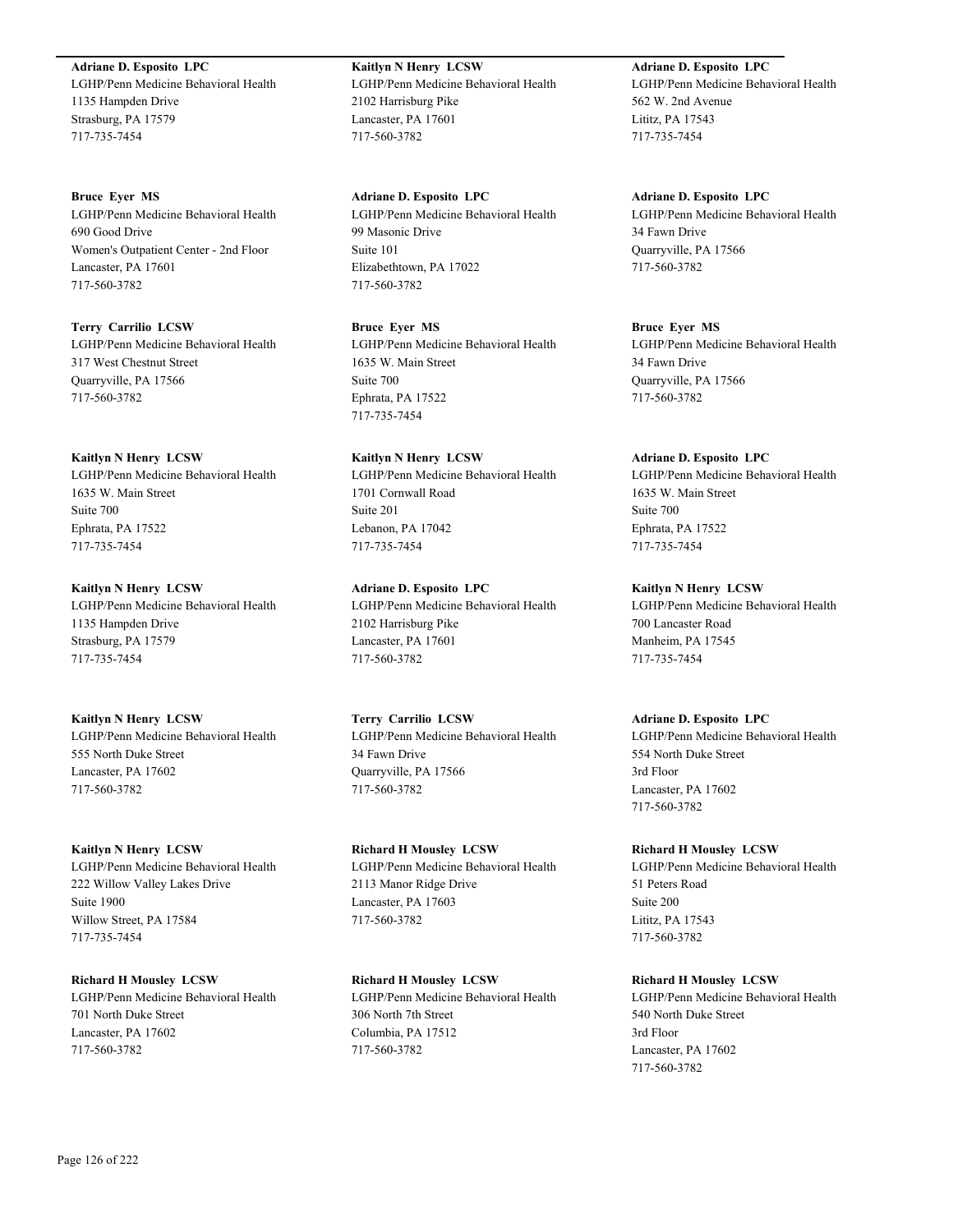**Adriane D. Esposito  LPC**
LGHP/Penn Medicine Behavioral Health
1135 Hampden Drive
Strasburg, PA 17579
717-735-7454

**Bruce  Eyer  MS**
LGHP/Penn Medicine Behavioral Health
690 Good Drive
Women's Outpatient Center - 2nd Floor
Lancaster, PA 17601
717-560-3782

**Terry  Carrilio  LCSW**
LGHP/Penn Medicine Behavioral Health
317 West Chestnut Street
Quarryville, PA 17566
717-560-3782

**Kaitlyn N Henry  LCSW**
LGHP/Penn Medicine Behavioral Health
1635 W. Main Street
Suite 700
Ephrata, PA 17522
717-735-7454

**Kaitlyn N Henry  LCSW**
LGHP/Penn Medicine Behavioral Health
1135 Hampden Drive
Strasburg, PA 17579
717-735-7454

**Kaitlyn N Henry  LCSW**
LGHP/Penn Medicine Behavioral Health
555 North Duke Street
Lancaster, PA 17602
717-560-3782

**Kaitlyn N Henry  LCSW**
LGHP/Penn Medicine Behavioral Health
222 Willow Valley Lakes Drive
Suite 1900
Willow Street, PA 17584
717-735-7454

**Richard H Mousley  LCSW**
LGHP/Penn Medicine Behavioral Health
701 North Duke Street
Lancaster, PA 17602
717-560-3782

**Kaitlyn N Henry  LCSW**
LGHP/Penn Medicine Behavioral Health
2102 Harrisburg Pike
Lancaster, PA 17601
717-560-3782

**Adriane D. Esposito  LPC**
LGHP/Penn Medicine Behavioral Health
99 Masonic Drive
Suite 101
Elizabethtown, PA 17022
717-560-3782

**Bruce  Eyer  MS**
LGHP/Penn Medicine Behavioral Health
1635 W. Main Street
Suite 700
Ephrata, PA 17522
717-735-7454

**Kaitlyn N Henry  LCSW**
LGHP/Penn Medicine Behavioral Health
1701 Cornwall Road
Suite 201
Lebanon, PA 17042
717-735-7454

**Adriane D. Esposito  LPC**
LGHP/Penn Medicine Behavioral Health
2102 Harrisburg Pike
Lancaster, PA 17601
717-560-3782

**Terry  Carrilio  LCSW**
LGHP/Penn Medicine Behavioral Health
34 Fawn Drive
Quarryville, PA 17566
717-560-3782

**Richard H Mousley  LCSW**
LGHP/Penn Medicine Behavioral Health
2113 Manor Ridge Drive
Lancaster, PA 17603
717-560-3782

**Richard H Mousley  LCSW**
LGHP/Penn Medicine Behavioral Health
306 North 7th Street
Columbia, PA 17512
717-560-3782

**Adriane D. Esposito  LPC**
LGHP/Penn Medicine Behavioral Health
562 W. 2nd Avenue
Lititz, PA 17543
717-735-7454

**Adriane D. Esposito  LPC**
LGHP/Penn Medicine Behavioral Health
34 Fawn Drive
Quarryville, PA 17566
717-560-3782

**Bruce  Eyer  MS**
LGHP/Penn Medicine Behavioral Health
34 Fawn Drive
Quarryville, PA 17566
717-560-3782

**Adriane D. Esposito  LPC**
LGHP/Penn Medicine Behavioral Health
1635 W. Main Street
Suite 700
Ephrata, PA 17522
717-735-7454

**Kaitlyn N Henry  LCSW**
LGHP/Penn Medicine Behavioral Health
700 Lancaster Road
Manheim, PA 17545
717-735-7454

**Adriane D. Esposito  LPC**
LGHP/Penn Medicine Behavioral Health
554 North Duke Street
3rd Floor
Lancaster, PA 17602
717-560-3782

**Richard H Mousley  LCSW**
LGHP/Penn Medicine Behavioral Health
51 Peters Road
Suite 200
Lititz, PA 17543
717-560-3782

**Richard H Mousley  LCSW**
LGHP/Penn Medicine Behavioral Health
540 North Duke Street
3rd Floor
Lancaster, PA 17602
717-560-3782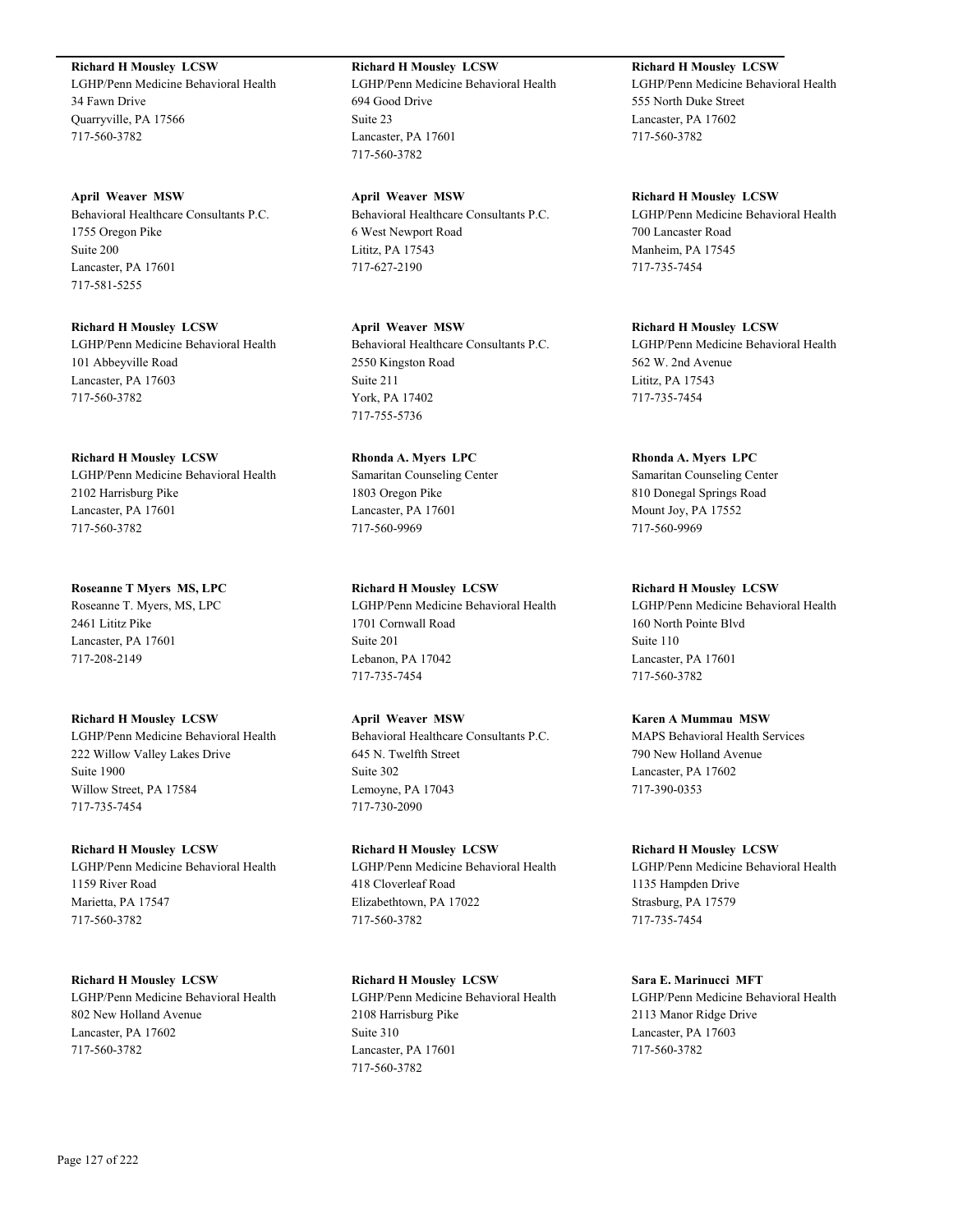**Richard H Mousley LCSW**
LGHP/Penn Medicine Behavioral Health
34 Fawn Drive
Quarryville, PA 17566
717-560-3782

**April Weaver MSW**
Behavioral Healthcare Consultants P.C.
1755 Oregon Pike
Suite 200
Lancaster, PA 17601
717-581-5255

**Richard H Mousley LCSW**
LGHP/Penn Medicine Behavioral Health
101 Abbeyville Road
Lancaster, PA 17603
717-560-3782

**Richard H Mousley LCSW**
LGHP/Penn Medicine Behavioral Health
2102 Harrisburg Pike
Lancaster, PA 17601
717-560-3782

**Roseanne T Myers MS, LPC**
Roseanne T. Myers, MS, LPC
2461 Lititz Pike
Lancaster, PA 17601
717-208-2149

**Richard H Mousley LCSW**
LGHP/Penn Medicine Behavioral Health
222 Willow Valley Lakes Drive
Suite 1900
Willow Street, PA 17584
717-735-7454

**Richard H Mousley LCSW**
LGHP/Penn Medicine Behavioral Health
1159 River Road
Marietta, PA 17547
717-560-3782

**Richard H Mousley LCSW**
LGHP/Penn Medicine Behavioral Health
802 New Holland Avenue
Lancaster, PA 17602
717-560-3782

**Richard H Mousley LCSW**
LGHP/Penn Medicine Behavioral Health
694 Good Drive
Suite 23
Lancaster, PA 17601
717-560-3782

**April Weaver MSW**
Behavioral Healthcare Consultants P.C.
6 West Newport Road
Lititz, PA 17543
717-627-2190

**April Weaver MSW**
Behavioral Healthcare Consultants P.C.
2550 Kingston Road
Suite 211
York, PA 17402
717-755-5736

**Rhonda A. Myers LPC**
Samaritan Counseling Center
1803 Oregon Pike
Lancaster, PA 17601
717-560-9969

**Richard H Mousley LCSW**
LGHP/Penn Medicine Behavioral Health
1701 Cornwall Road
Suite 201
Lebanon, PA 17042
717-735-7454

**April Weaver MSW**
Behavioral Healthcare Consultants P.C.
645 N. Twelfth Street
Suite 302
Lemoyne, PA 17043
717-730-2090

**Richard H Mousley LCSW**
LGHP/Penn Medicine Behavioral Health
418 Cloverleaf Road
Elizabethtown, PA 17022
717-560-3782

**Richard H Mousley LCSW**
LGHP/Penn Medicine Behavioral Health
2108 Harrisburg Pike
Suite 310
Lancaster, PA 17601
717-560-3782

**Richard H Mousley LCSW**
LGHP/Penn Medicine Behavioral Health
555 North Duke Street
Lancaster, PA 17602
717-560-3782

**Richard H Mousley LCSW**
LGHP/Penn Medicine Behavioral Health
700 Lancaster Road
Manheim, PA 17545
717-735-7454

**Richard H Mousley LCSW**
LGHP/Penn Medicine Behavioral Health
562 W. 2nd Avenue
Lititz, PA 17543
717-735-7454

**Rhonda A. Myers LPC**
Samaritan Counseling Center
810 Donegal Springs Road
Mount Joy, PA 17552
717-560-9969

**Richard H Mousley LCSW**
LGHP/Penn Medicine Behavioral Health
160 North Pointe Blvd
Suite 110
Lancaster, PA 17601
717-560-3782

**Karen A Mummau MSW**
MAPS Behavioral Health Services
790 New Holland Avenue
Lancaster, PA 17602
717-390-0353

**Richard H Mousley LCSW**
LGHP/Penn Medicine Behavioral Health
1135 Hampden Drive
Strasburg, PA 17579
717-735-7454

**Sara E. Marinucci MFT**
LGHP/Penn Medicine Behavioral Health
2113 Manor Ridge Drive
Lancaster, PA 17603
717-560-3782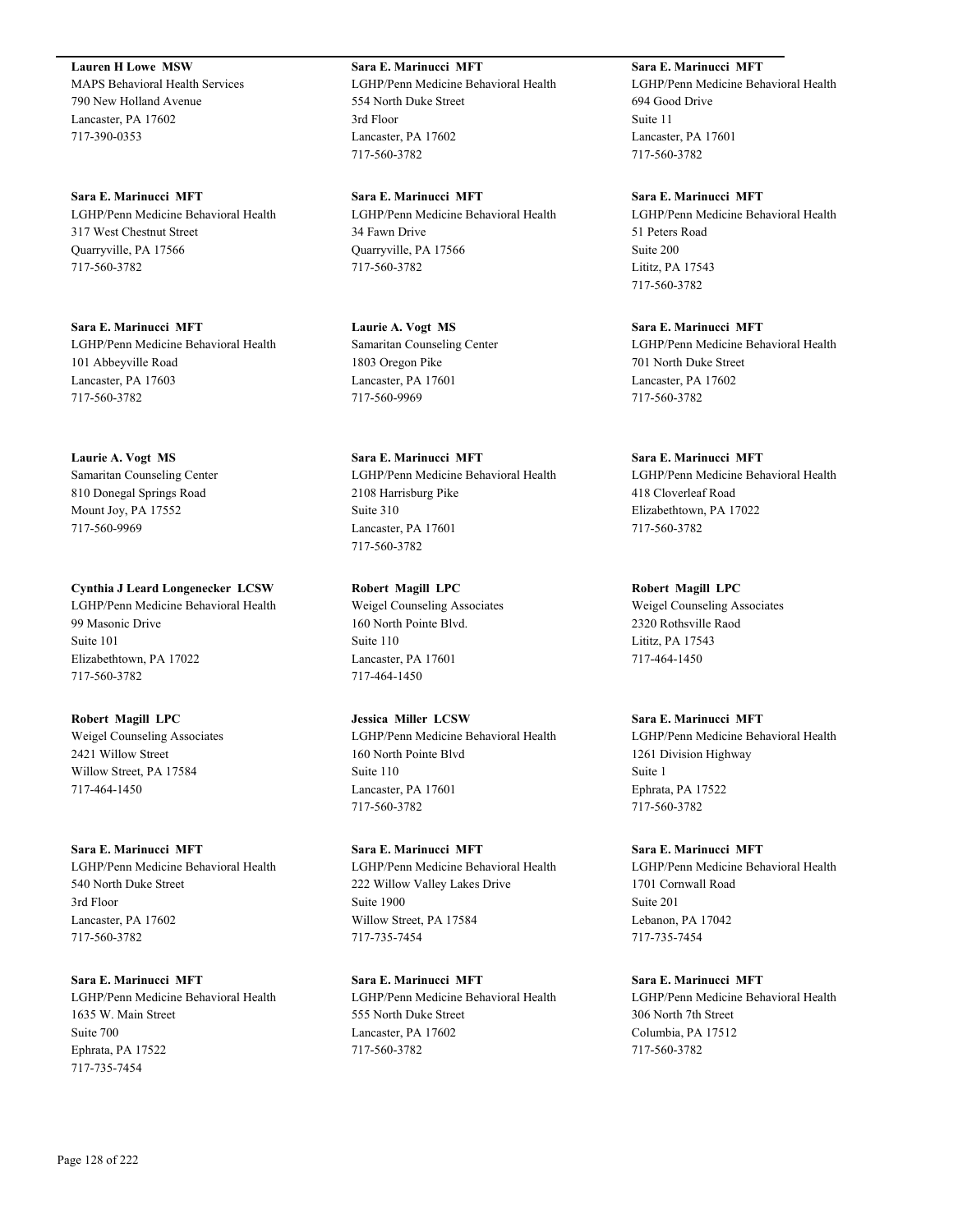**Lauren H Lowe  MSW**
MAPS Behavioral Health Services
790 New Holland Avenue
Lancaster, PA 17602
717-390-0353

**Sara E. Marinucci  MFT**
LGHP/Penn Medicine Behavioral Health
317 West Chestnut Street
Quarryville, PA 17566
717-560-3782

**Sara E. Marinucci  MFT**
LGHP/Penn Medicine Behavioral Health
101 Abbeyville Road
Lancaster, PA 17603
717-560-3782

**Laurie A. Vogt  MS**
Samaritan Counseling Center
810 Donegal Springs Road
Mount Joy, PA 17552
717-560-9969

**Cynthia J Leard Longenecker  LCSW**
LGHP/Penn Medicine Behavioral Health
99 Masonic Drive
Suite 101
Elizabethtown, PA 17022
717-560-3782

**Robert  Magill  LPC**
Weigel Counseling Associates
2421 Willow Street
Willow Street, PA 17584
717-464-1450

**Sara E. Marinucci  MFT**
LGHP/Penn Medicine Behavioral Health
540 North Duke Street
3rd Floor
Lancaster, PA 17602
717-560-3782

**Sara E. Marinucci  MFT**
LGHP/Penn Medicine Behavioral Health
1635 W. Main Street
Suite 700
Ephrata, PA 17522
717-735-7454

**Sara E. Marinucci  MFT**
LGHP/Penn Medicine Behavioral Health
554 North Duke Street
3rd Floor
Lancaster, PA 17602
717-560-3782

**Sara E. Marinucci  MFT**
LGHP/Penn Medicine Behavioral Health
34 Fawn Drive
Quarryville, PA 17566
717-560-3782

**Laurie A. Vogt  MS**
Samaritan Counseling Center
1803 Oregon Pike
Lancaster, PA 17601
717-560-9969

**Sara E. Marinucci  MFT**
LGHP/Penn Medicine Behavioral Health
2108 Harrisburg Pike
Suite 310
Lancaster, PA 17601
717-560-3782

**Robert  Magill  LPC**
Weigel Counseling Associates
160 North Pointe Blvd.
Suite 110
Lancaster, PA 17601
717-464-1450

**Jessica  Miller  LCSW**
LGHP/Penn Medicine Behavioral Health
160 North Pointe Blvd
Suite 110
Lancaster, PA 17601
717-560-3782

**Sara E. Marinucci  MFT**
LGHP/Penn Medicine Behavioral Health
222 Willow Valley Lakes Drive
Suite 1900
Willow Street, PA 17584
717-735-7454

**Sara E. Marinucci  MFT**
LGHP/Penn Medicine Behavioral Health
555 North Duke Street
Lancaster, PA 17602
717-560-3782

**Sara E. Marinucci  MFT**
LGHP/Penn Medicine Behavioral Health
694 Good Drive
Suite 11
Lancaster, PA 17601
717-560-3782

**Sara E. Marinucci  MFT**
LGHP/Penn Medicine Behavioral Health
51 Peters Road
Suite 200
Lititz, PA 17543
717-560-3782

**Sara E. Marinucci  MFT**
LGHP/Penn Medicine Behavioral Health
701 North Duke Street
Lancaster, PA 17602
717-560-3782

**Sara E. Marinucci  MFT**
LGHP/Penn Medicine Behavioral Health
418 Cloverleaf Road
Elizabethtown, PA 17022
717-560-3782

**Robert  Magill  LPC**
Weigel Counseling Associates
2320 Rothsville Raod
Lititz, PA 17543
717-464-1450

**Sara E. Marinucci  MFT**
LGHP/Penn Medicine Behavioral Health
1261 Division Highway
Suite 1
Ephrata, PA 17522
717-560-3782

**Sara E. Marinucci  MFT**
LGHP/Penn Medicine Behavioral Health
1701 Cornwall Road
Suite 201
Lebanon, PA 17042
717-735-7454

**Sara E. Marinucci  MFT**
LGHP/Penn Medicine Behavioral Health
306 North 7th Street
Columbia, PA 17512
717-560-3782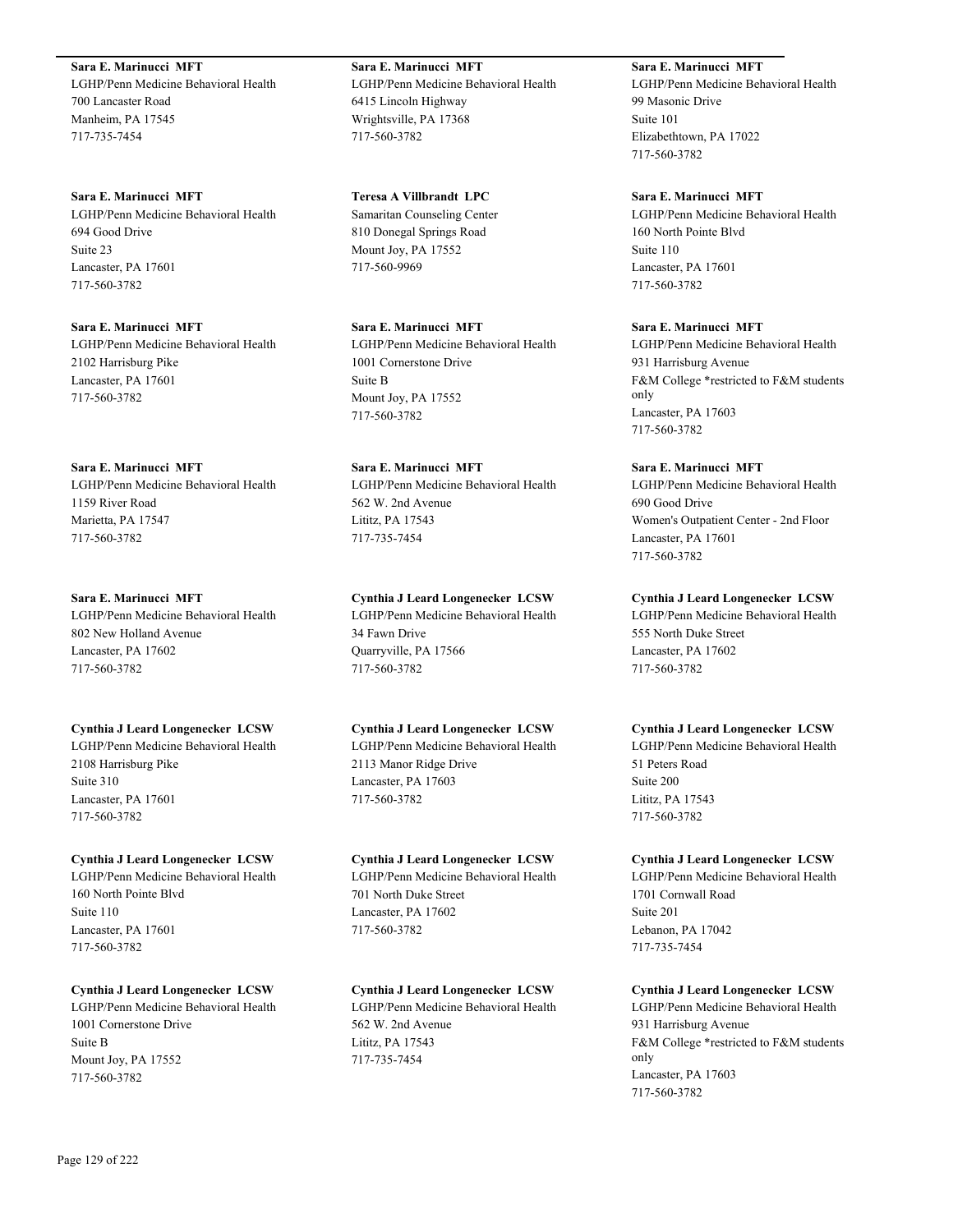**Sara E. Marinucci  MFT**
LGHP/Penn Medicine Behavioral Health
700 Lancaster Road
Manheim, PA 17545
717-735-7454

**Sara E. Marinucci  MFT**
LGHP/Penn Medicine Behavioral Health
694 Good Drive
Suite 23
Lancaster, PA 17601
717-560-3782

**Sara E. Marinucci  MFT**
LGHP/Penn Medicine Behavioral Health
2102 Harrisburg Pike
Lancaster, PA 17601
717-560-3782

**Sara E. Marinucci  MFT**
LGHP/Penn Medicine Behavioral Health
1159 River Road
Marietta, PA 17547
717-560-3782

**Sara E. Marinucci  MFT**
LGHP/Penn Medicine Behavioral Health
802 New Holland Avenue
Lancaster, PA 17602
717-560-3782

**Cynthia J Leard Longenecker  LCSW**
LGHP/Penn Medicine Behavioral Health
2108 Harrisburg Pike
Suite 310
Lancaster, PA 17601
717-560-3782

**Cynthia J Leard Longenecker  LCSW**
LGHP/Penn Medicine Behavioral Health
160 North Pointe Blvd
Suite 110
Lancaster, PA 17601
717-560-3782

**Cynthia J Leard Longenecker  LCSW**
LGHP/Penn Medicine Behavioral Health
1001 Cornerstone Drive
Suite B
Mount Joy, PA 17552
717-560-3782

**Sara E. Marinucci  MFT**
LGHP/Penn Medicine Behavioral Health
6415 Lincoln Highway
Wrightsville, PA 17368
717-560-3782

**Teresa A Villbrandt  LPC**
Samaritan Counseling Center
810 Donegal Springs Road
Mount Joy, PA 17552
717-560-9969

**Sara E. Marinucci  MFT**
LGHP/Penn Medicine Behavioral Health
1001 Cornerstone Drive
Suite B
Mount Joy, PA 17552
717-560-3782

**Sara E. Marinucci  MFT**
LGHP/Penn Medicine Behavioral Health
562 W. 2nd Avenue
Lititz, PA 17543
717-735-7454

**Cynthia J Leard Longenecker  LCSW**
LGHP/Penn Medicine Behavioral Health
34 Fawn Drive
Quarryville, PA 17566
717-560-3782

**Cynthia J Leard Longenecker  LCSW**
LGHP/Penn Medicine Behavioral Health
2113 Manor Ridge Drive
Lancaster, PA 17603
717-560-3782

**Cynthia J Leard Longenecker  LCSW**
LGHP/Penn Medicine Behavioral Health
701 North Duke Street
Lancaster, PA 17602
717-560-3782

**Cynthia J Leard Longenecker  LCSW**
LGHP/Penn Medicine Behavioral Health
562 W. 2nd Avenue
Lititz, PA 17543
717-735-7454

**Sara E. Marinucci  MFT**
LGHP/Penn Medicine Behavioral Health
99 Masonic Drive
Suite 101
Elizabethtown, PA 17022
717-560-3782

**Sara E. Marinucci  MFT**
LGHP/Penn Medicine Behavioral Health
160 North Pointe Blvd
Suite 110
Lancaster, PA 17601
717-560-3782

**Sara E. Marinucci  MFT**
LGHP/Penn Medicine Behavioral Health
931 Harrisburg Avenue
F&M College *restricted to F&M students only
Lancaster, PA 17603
717-560-3782

**Sara E. Marinucci  MFT**
LGHP/Penn Medicine Behavioral Health
690 Good Drive
Women's Outpatient Center - 2nd Floor
Lancaster, PA 17601
717-560-3782

**Cynthia J Leard Longenecker  LCSW**
LGHP/Penn Medicine Behavioral Health
555 North Duke Street
Lancaster, PA 17602
717-560-3782

**Cynthia J Leard Longenecker  LCSW**
LGHP/Penn Medicine Behavioral Health
51 Peters Road
Suite 200
Lititz, PA 17543
717-560-3782

**Cynthia J Leard Longenecker  LCSW**
LGHP/Penn Medicine Behavioral Health
1701 Cornwall Road
Suite 201
Lebanon, PA 17042
717-735-7454

**Cynthia J Leard Longenecker  LCSW**
LGHP/Penn Medicine Behavioral Health
931 Harrisburg Avenue
F&M College *restricted to F&M students only
Lancaster, PA 17603
717-560-3782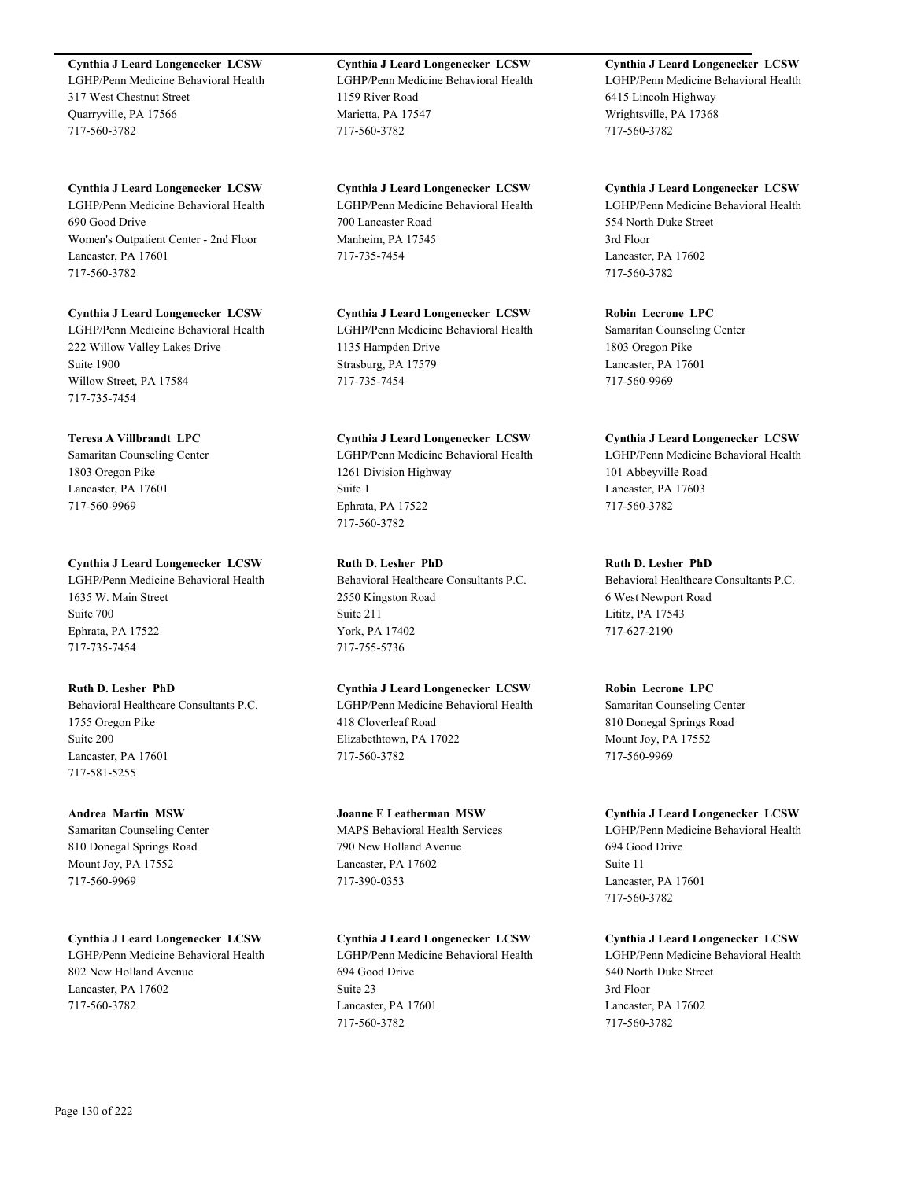**Cynthia J Leard Longenecker LCSW**
LGHP/Penn Medicine Behavioral Health
317 West Chestnut Street
Quarryville, PA 17566
717-560-3782

**Cynthia J Leard Longenecker LCSW**
LGHP/Penn Medicine Behavioral Health
690 Good Drive
Women's Outpatient Center - 2nd Floor
Lancaster, PA 17601
717-560-3782

**Cynthia J Leard Longenecker LCSW**
LGHP/Penn Medicine Behavioral Health
222 Willow Valley Lakes Drive
Suite 1900
Willow Street, PA 17584
717-735-7454

**Teresa A Villbrandt LPC**
Samaritan Counseling Center
1803 Oregon Pike
Lancaster, PA 17601
717-560-9969

**Cynthia J Leard Longenecker LCSW**
LGHP/Penn Medicine Behavioral Health
1635 W. Main Street
Suite 700
Ephrata, PA 17522
717-735-7454

**Ruth D. Lesher PhD**
Behavioral Healthcare Consultants P.C.
1755 Oregon Pike
Suite 200
Lancaster, PA 17601
717-581-5255

**Andrea Martin MSW**
Samaritan Counseling Center
810 Donegal Springs Road
Mount Joy, PA 17552
717-560-9969

**Cynthia J Leard Longenecker LCSW**
LGHP/Penn Medicine Behavioral Health
802 New Holland Avenue
Lancaster, PA 17602
717-560-3782

**Cynthia J Leard Longenecker LCSW**
LGHP/Penn Medicine Behavioral Health
1159 River Road
Marietta, PA 17547
717-560-3782

**Cynthia J Leard Longenecker LCSW**
LGHP/Penn Medicine Behavioral Health
700 Lancaster Road
Manheim, PA 17545
717-735-7454

**Cynthia J Leard Longenecker LCSW**
LGHP/Penn Medicine Behavioral Health
1135 Hampden Drive
Strasburg, PA 17579
717-735-7454

**Cynthia J Leard Longenecker LCSW**
LGHP/Penn Medicine Behavioral Health
1261 Division Highway
Suite 1
Ephrata, PA 17522
717-560-3782

**Ruth D. Lesher PhD**
Behavioral Healthcare Consultants P.C.
2550 Kingston Road
Suite 211
York, PA 17402
717-755-5736

**Cynthia J Leard Longenecker LCSW**
LGHP/Penn Medicine Behavioral Health
418 Cloverleaf Road
Elizabethtown, PA 17022
717-560-3782

**Joanne E Leatherman MSW**
MAPS Behavioral Health Services
790 New Holland Avenue
Lancaster, PA 17602
717-390-0353

**Cynthia J Leard Longenecker LCSW**
LGHP/Penn Medicine Behavioral Health
694 Good Drive
Suite 23
Lancaster, PA 17601
717-560-3782

**Cynthia J Leard Longenecker LCSW**
LGHP/Penn Medicine Behavioral Health
6415 Lincoln Highway
Wrightsville, PA 17368
717-560-3782

**Cynthia J Leard Longenecker LCSW**
LGHP/Penn Medicine Behavioral Health
554 North Duke Street
3rd Floor
Lancaster, PA 17602
717-560-3782

**Robin Lecrone LPC**
Samaritan Counseling Center
1803 Oregon Pike
Lancaster, PA 17601
717-560-9969

**Cynthia J Leard Longenecker LCSW**
LGHP/Penn Medicine Behavioral Health
101 Abbeyville Road
Lancaster, PA 17603
717-560-3782

**Ruth D. Lesher PhD**
Behavioral Healthcare Consultants P.C.
6 West Newport Road
Lititz, PA 17543
717-627-2190

**Robin Lecrone LPC**
Samaritan Counseling Center
810 Donegal Springs Road
Mount Joy, PA 17552
717-560-9969

**Cynthia J Leard Longenecker LCSW**
LGHP/Penn Medicine Behavioral Health
694 Good Drive
Suite 11
Lancaster, PA 17601
717-560-3782

**Cynthia J Leard Longenecker LCSW**
LGHP/Penn Medicine Behavioral Health
540 North Duke Street
3rd Floor
Lancaster, PA 17602
717-560-3782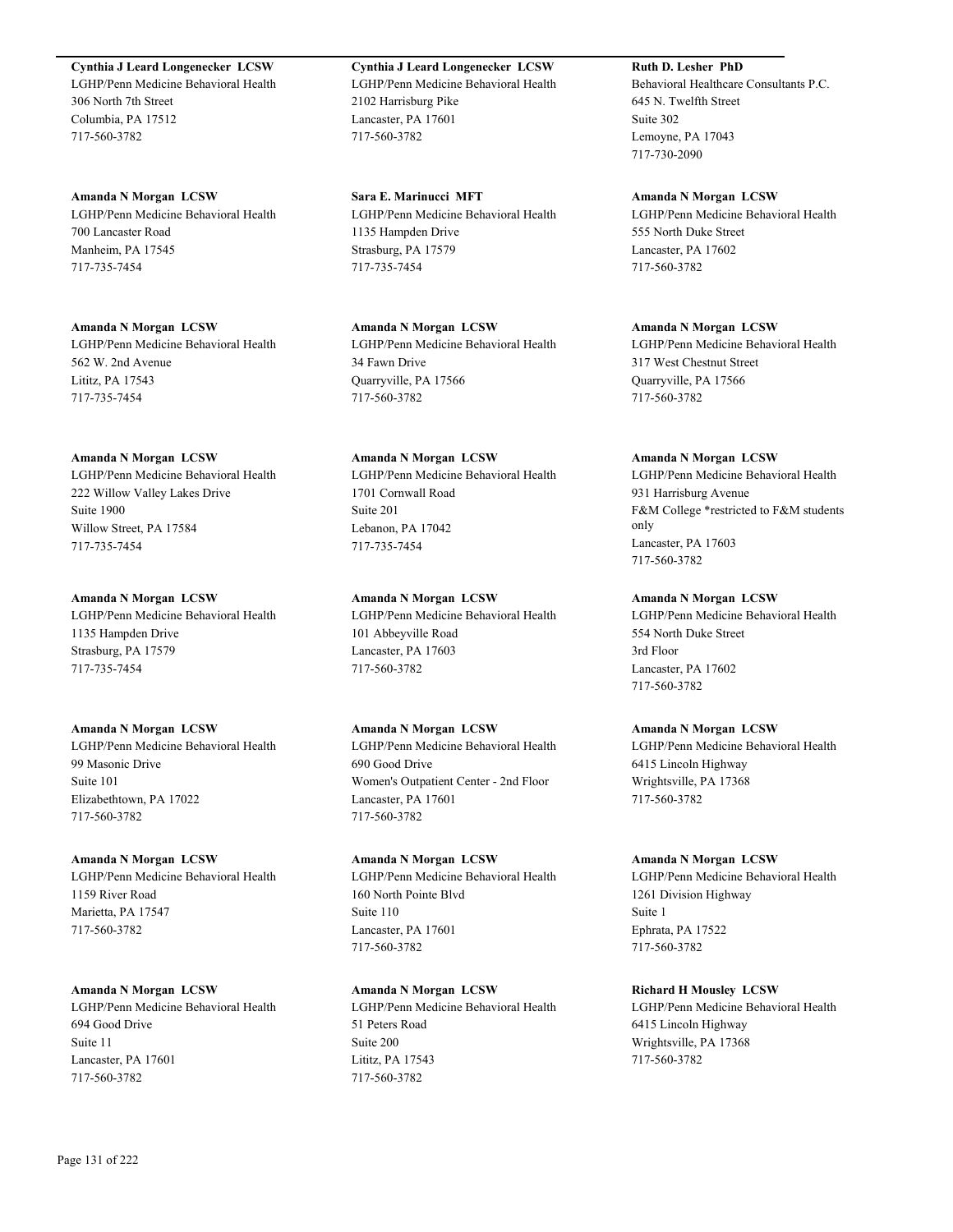**Cynthia J Leard Longenecker LCSW**
LGHP/Penn Medicine Behavioral Health
306 North 7th Street
Columbia, PA 17512
717-560-3782

**Amanda N Morgan LCSW**
LGHP/Penn Medicine Behavioral Health
700 Lancaster Road
Manheim, PA 17545
717-735-7454

**Amanda N Morgan LCSW**
LGHP/Penn Medicine Behavioral Health
562 W. 2nd Avenue
Lititz, PA 17543
717-735-7454

**Amanda N Morgan LCSW**
LGHP/Penn Medicine Behavioral Health
222 Willow Valley Lakes Drive
Suite 1900
Willow Street, PA 17584
717-735-7454

**Amanda N Morgan LCSW**
LGHP/Penn Medicine Behavioral Health
1135 Hampden Drive
Strasburg, PA 17579
717-735-7454

**Amanda N Morgan LCSW**
LGHP/Penn Medicine Behavioral Health
99 Masonic Drive
Suite 101
Elizabethtown, PA 17022
717-560-3782

**Amanda N Morgan LCSW**
LGHP/Penn Medicine Behavioral Health
1159 River Road
Marietta, PA 17547
717-560-3782

**Amanda N Morgan LCSW**
LGHP/Penn Medicine Behavioral Health
694 Good Drive
Suite 11
Lancaster, PA 17601
717-560-3782

**Cynthia J Leard Longenecker LCSW**
LGHP/Penn Medicine Behavioral Health
2102 Harrisburg Pike
Lancaster, PA 17601
717-560-3782

**Sara E. Marinucci MFT**
LGHP/Penn Medicine Behavioral Health
1135 Hampden Drive
Strasburg, PA 17579
717-735-7454

**Amanda N Morgan LCSW**
LGHP/Penn Medicine Behavioral Health
34 Fawn Drive
Quarryville, PA 17566
717-560-3782

**Amanda N Morgan LCSW**
LGHP/Penn Medicine Behavioral Health
1701 Cornwall Road
Suite 201
Lebanon, PA 17042
717-735-7454

**Amanda N Morgan LCSW**
LGHP/Penn Medicine Behavioral Health
101 Abbeyville Road
Lancaster, PA 17603
717-560-3782

**Amanda N Morgan LCSW**
LGHP/Penn Medicine Behavioral Health
690 Good Drive
Women's Outpatient Center - 2nd Floor
Lancaster, PA 17601
717-560-3782

**Amanda N Morgan LCSW**
LGHP/Penn Medicine Behavioral Health
160 North Pointe Blvd
Suite 110
Lancaster, PA 17601
717-560-3782

**Amanda N Morgan LCSW**
LGHP/Penn Medicine Behavioral Health
51 Peters Road
Suite 200
Lititz, PA 17543
717-560-3782

**Ruth D. Lesher PhD**
Behavioral Healthcare Consultants P.C.
645 N. Twelfth Street
Suite 302
Lemoyne, PA 17043
717-730-2090

**Amanda N Morgan LCSW**
LGHP/Penn Medicine Behavioral Health
555 North Duke Street
Lancaster, PA 17602
717-560-3782

**Amanda N Morgan LCSW**
LGHP/Penn Medicine Behavioral Health
317 West Chestnut Street
Quarryville, PA 17566
717-560-3782

**Amanda N Morgan LCSW**
LGHP/Penn Medicine Behavioral Health
931 Harrisburg Avenue
F&M College *restricted to F&M students only
Lancaster, PA 17603
717-560-3782

**Amanda N Morgan LCSW**
LGHP/Penn Medicine Behavioral Health
554 North Duke Street
3rd Floor
Lancaster, PA 17602
717-560-3782

**Amanda N Morgan LCSW**
LGHP/Penn Medicine Behavioral Health
6415 Lincoln Highway
Wrightsville, PA 17368
717-560-3782

**Amanda N Morgan LCSW**
LGHP/Penn Medicine Behavioral Health
1261 Division Highway
Suite 1
Ephrata, PA 17522
717-560-3782

**Richard H Mousley LCSW**
LGHP/Penn Medicine Behavioral Health
6415 Lincoln Highway
Wrightsville, PA 17368
717-560-3782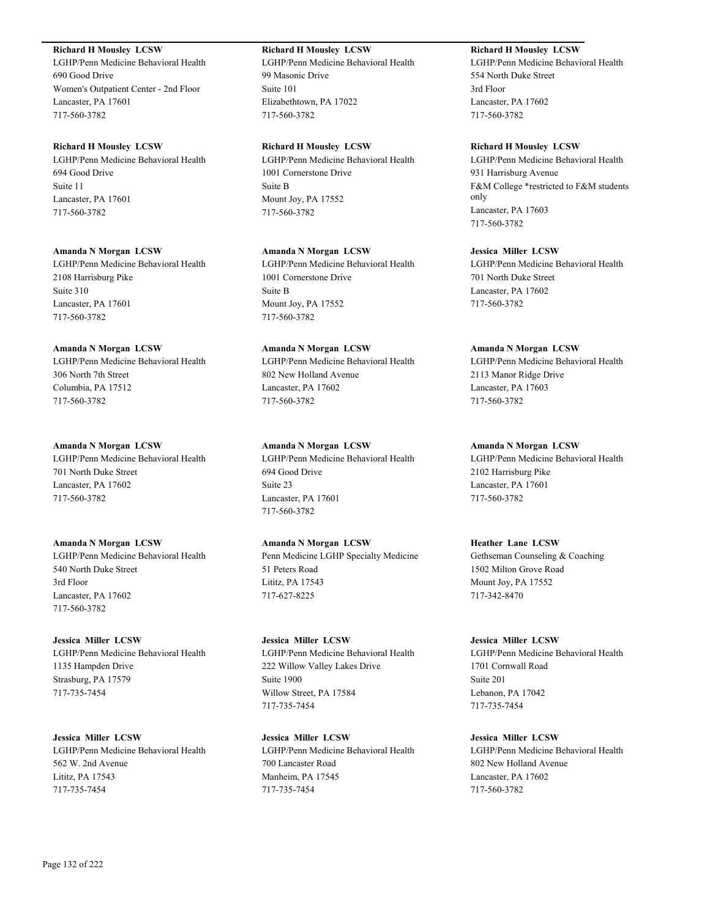**Richard H Mousley LCSW**
LGHP/Penn Medicine Behavioral Health
690 Good Drive
Women's Outpatient Center - 2nd Floor
Lancaster, PA 17601
717-560-3782

**Richard H Mousley LCSW**
LGHP/Penn Medicine Behavioral Health
694 Good Drive
Suite 11
Lancaster, PA 17601
717-560-3782

**Amanda N Morgan LCSW**
LGHP/Penn Medicine Behavioral Health
2108 Harrisburg Pike
Suite 310
Lancaster, PA 17601
717-560-3782

**Amanda N Morgan LCSW**
LGHP/Penn Medicine Behavioral Health
306 North 7th Street
Columbia, PA 17512
717-560-3782

**Amanda N Morgan LCSW**
LGHP/Penn Medicine Behavioral Health
701 North Duke Street
Lancaster, PA 17602
717-560-3782

**Amanda N Morgan LCSW**
LGHP/Penn Medicine Behavioral Health
540 North Duke Street
3rd Floor
Lancaster, PA 17602
717-560-3782

**Jessica Miller LCSW**
LGHP/Penn Medicine Behavioral Health
1135 Hampden Drive
Strasburg, PA 17579
717-735-7454

**Jessica Miller LCSW**
LGHP/Penn Medicine Behavioral Health
562 W. 2nd Avenue
Lititz, PA 17543
717-735-7454

**Richard H Mousley LCSW**
LGHP/Penn Medicine Behavioral Health
99 Masonic Drive
Suite 101
Elizabethtown, PA 17022
717-560-3782

**Richard H Mousley LCSW**
LGHP/Penn Medicine Behavioral Health
1001 Cornerstone Drive
Suite B
Mount Joy, PA 17552
717-560-3782

**Amanda N Morgan LCSW**
LGHP/Penn Medicine Behavioral Health
1001 Cornerstone Drive
Suite B
Mount Joy, PA 17552
717-560-3782

**Amanda N Morgan LCSW**
LGHP/Penn Medicine Behavioral Health
802 New Holland Avenue
Lancaster, PA 17602
717-560-3782

**Amanda N Morgan LCSW**
LGHP/Penn Medicine Behavioral Health
694 Good Drive
Suite 23
Lancaster, PA 17601
717-560-3782

**Amanda N Morgan LCSW**
Penn Medicine LGHP Specialty Medicine
51 Peters Road
Lititz, PA 17543
717-627-8225

**Jessica Miller LCSW**
LGHP/Penn Medicine Behavioral Health
222 Willow Valley Lakes Drive
Suite 1900
Willow Street, PA 17584
717-735-7454

**Jessica Miller LCSW**
LGHP/Penn Medicine Behavioral Health
700 Lancaster Road
Manheim, PA 17545
717-735-7454

**Richard H Mousley LCSW**
LGHP/Penn Medicine Behavioral Health
554 North Duke Street
3rd Floor
Lancaster, PA 17602
717-560-3782

**Richard H Mousley LCSW**
LGHP/Penn Medicine Behavioral Health
931 Harrisburg Avenue
F&M College *restricted to F&M students only
Lancaster, PA 17603
717-560-3782

**Jessica Miller LCSW**
LGHP/Penn Medicine Behavioral Health
701 North Duke Street
Lancaster, PA 17602
717-560-3782

**Amanda N Morgan LCSW**
LGHP/Penn Medicine Behavioral Health
2113 Manor Ridge Drive
Lancaster, PA 17603
717-560-3782

**Amanda N Morgan LCSW**
LGHP/Penn Medicine Behavioral Health
2102 Harrisburg Pike
Lancaster, PA 17601
717-560-3782

**Heather Lane LCSW**
Gethseman Counseling & Coaching
1502 Milton Grove Road
Mount Joy, PA 17552
717-342-8470

**Jessica Miller LCSW**
LGHP/Penn Medicine Behavioral Health
1701 Cornwall Road
Suite 201
Lebanon, PA 17042
717-735-7454

**Jessica Miller LCSW**
LGHP/Penn Medicine Behavioral Health
802 New Holland Avenue
Lancaster, PA 17602
717-560-3782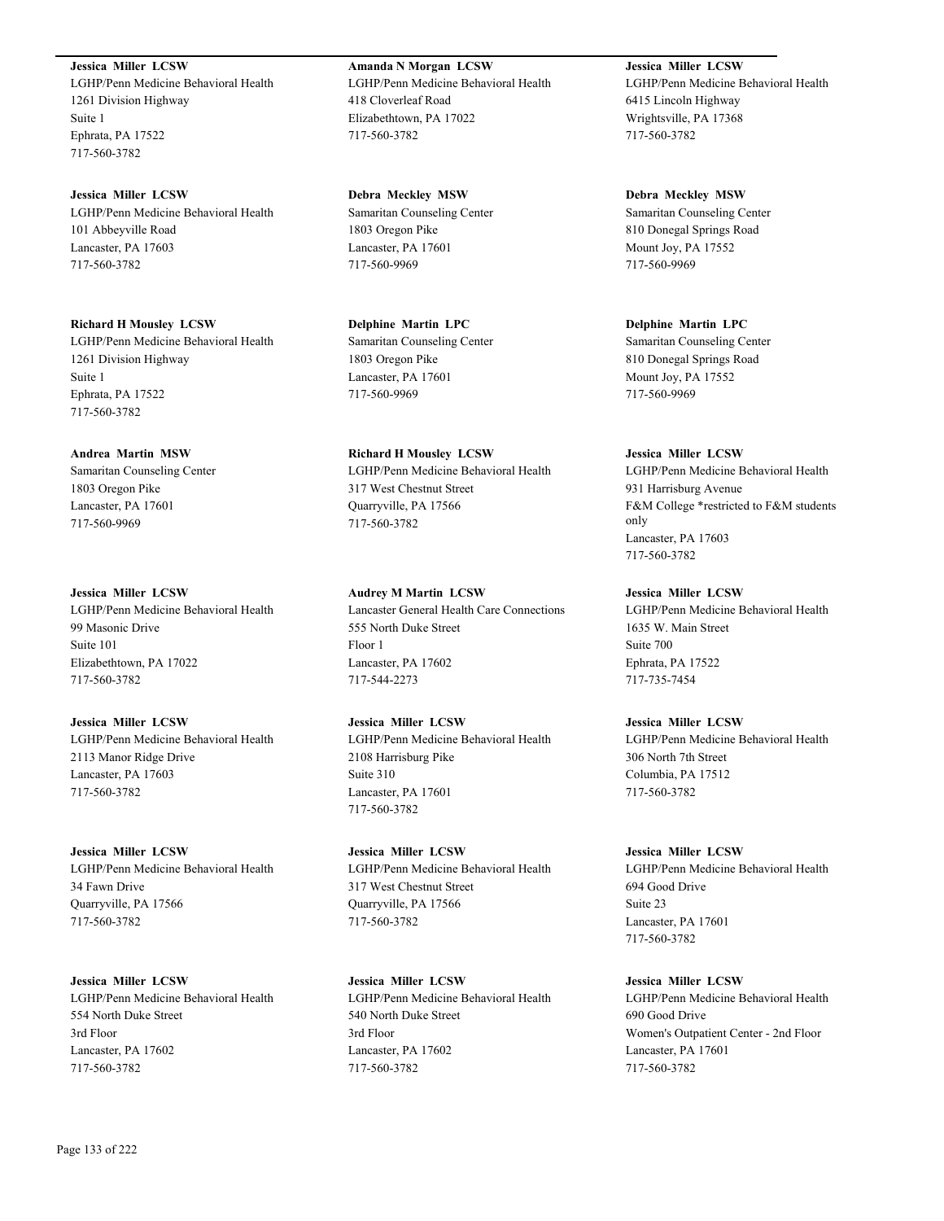**Jessica Miller LCSW**
LGHP/Penn Medicine Behavioral Health
1261 Division Highway
Suite 1
Ephrata, PA 17522
717-560-3782

**Jessica Miller LCSW**
LGHP/Penn Medicine Behavioral Health
101 Abbeyville Road
Lancaster, PA 17603
717-560-3782

**Richard H Mousley LCSW**
LGHP/Penn Medicine Behavioral Health
1261 Division Highway
Suite 1
Ephrata, PA 17522
717-560-3782

**Andrea Martin MSW**
Samaritan Counseling Center
1803 Oregon Pike
Lancaster, PA 17601
717-560-9969

**Jessica Miller LCSW**
LGHP/Penn Medicine Behavioral Health
99 Masonic Drive
Suite 101
Elizabethtown, PA 17022
717-560-3782

**Jessica Miller LCSW**
LGHP/Penn Medicine Behavioral Health
2113 Manor Ridge Drive
Lancaster, PA 17603
717-560-3782

**Jessica Miller LCSW**
LGHP/Penn Medicine Behavioral Health
34 Fawn Drive
Quarryville, PA 17566
717-560-3782

**Jessica Miller LCSW**
LGHP/Penn Medicine Behavioral Health
554 North Duke Street
3rd Floor
Lancaster, PA 17602
717-560-3782

**Amanda N Morgan LCSW**
LGHP/Penn Medicine Behavioral Health
418 Cloverleaf Road
Elizabethtown, PA 17022
717-560-3782

**Debra Meckley MSW**
Samaritan Counseling Center
1803 Oregon Pike
Lancaster, PA 17601
717-560-9969

**Delphine Martin LPC**
Samaritan Counseling Center
1803 Oregon Pike
Lancaster, PA 17601
717-560-9969

**Richard H Mousley LCSW**
LGHP/Penn Medicine Behavioral Health
317 West Chestnut Street
Quarryville, PA 17566
717-560-3782

**Audrey M Martin LCSW**
Lancaster General Health Care Connections
555 North Duke Street
Floor 1
Lancaster, PA 17602
717-544-2273

**Jessica Miller LCSW**
LGHP/Penn Medicine Behavioral Health
2108 Harrisburg Pike
Suite 310
Lancaster, PA 17601
717-560-3782

**Jessica Miller LCSW**
LGHP/Penn Medicine Behavioral Health
317 West Chestnut Street
Quarryville, PA 17566
717-560-3782

**Jessica Miller LCSW**
LGHP/Penn Medicine Behavioral Health
540 North Duke Street
3rd Floor
Lancaster, PA 17602
717-560-3782

**Jessica Miller LCSW**
LGHP/Penn Medicine Behavioral Health
6415 Lincoln Highway
Wrightsville, PA 17368
717-560-3782

**Debra Meckley MSW**
Samaritan Counseling Center
810 Donegal Springs Road
Mount Joy, PA 17552
717-560-9969

**Delphine Martin LPC**
Samaritan Counseling Center
810 Donegal Springs Road
Mount Joy, PA 17552
717-560-9969

**Jessica Miller LCSW**
LGHP/Penn Medicine Behavioral Health
931 Harrisburg Avenue
F&M College *restricted to F&M students only
Lancaster, PA 17603
717-560-3782

**Jessica Miller LCSW**
LGHP/Penn Medicine Behavioral Health
1635 W. Main Street
Suite 700
Ephrata, PA 17522
717-735-7454

**Jessica Miller LCSW**
LGHP/Penn Medicine Behavioral Health
306 North 7th Street
Columbia, PA 17512
717-560-3782

**Jessica Miller LCSW**
LGHP/Penn Medicine Behavioral Health
694 Good Drive
Suite 23
Lancaster, PA 17601
717-560-3782

**Jessica Miller LCSW**
LGHP/Penn Medicine Behavioral Health
690 Good Drive
Women's Outpatient Center - 2nd Floor
Lancaster, PA 17601
717-560-3782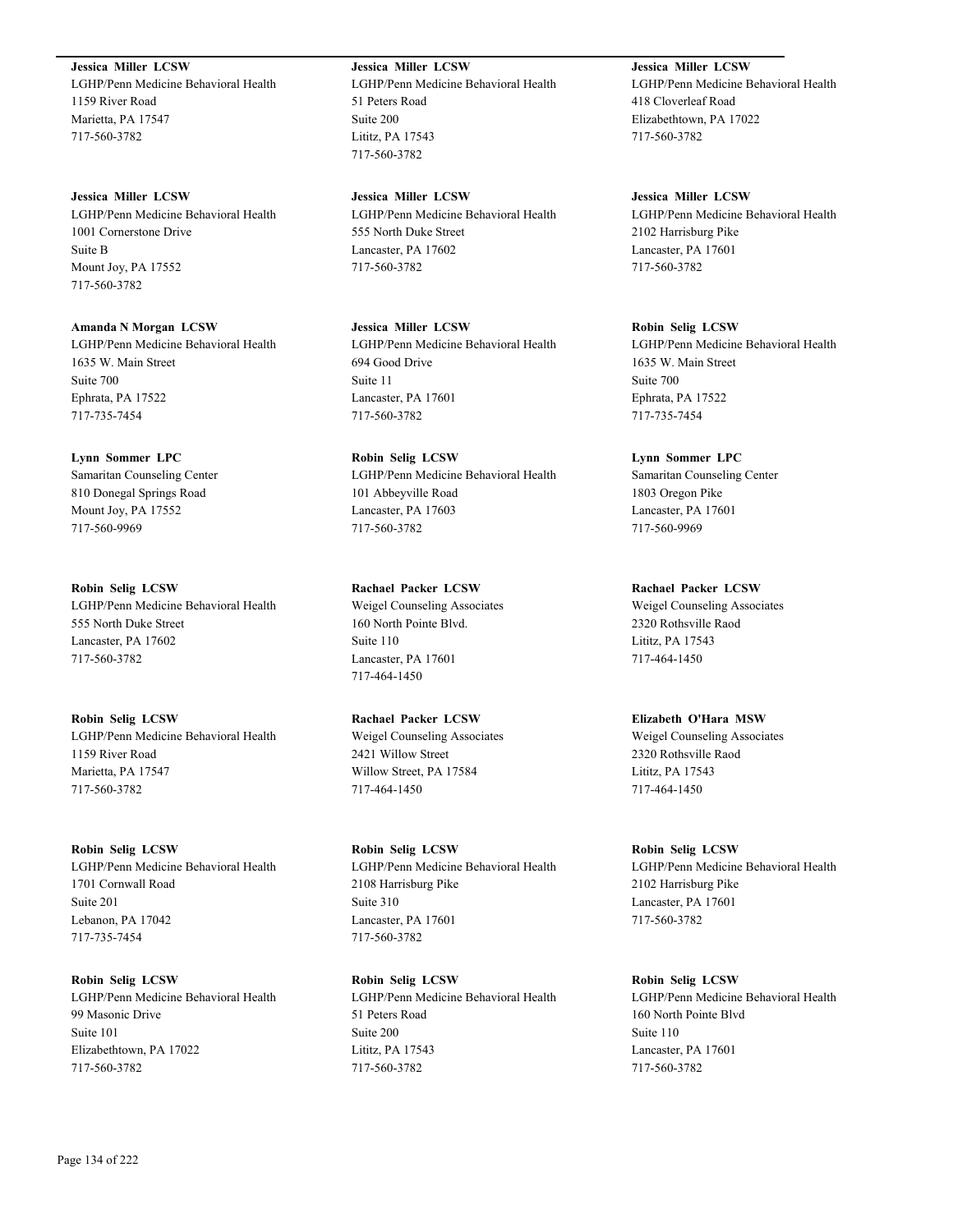**Jessica Miller LCSW**
LGHP/Penn Medicine Behavioral Health
1159 River Road
Marietta, PA 17547
717-560-3782

**Jessica Miller LCSW**
LGHP/Penn Medicine Behavioral Health
51 Peters Road
Suite 200
Lititz, PA 17543
717-560-3782

**Jessica Miller LCSW**
LGHP/Penn Medicine Behavioral Health
418 Cloverleaf Road
Elizabethtown, PA 17022
717-560-3782

**Jessica Miller LCSW**
LGHP/Penn Medicine Behavioral Health
1001 Cornerstone Drive
Suite B
Mount Joy, PA 17552
717-560-3782

**Jessica Miller LCSW**
LGHP/Penn Medicine Behavioral Health
555 North Duke Street
Lancaster, PA 17602
717-560-3782

**Jessica Miller LCSW**
LGHP/Penn Medicine Behavioral Health
2102 Harrisburg Pike
Lancaster, PA 17601
717-560-3782

**Amanda N Morgan LCSW**
LGHP/Penn Medicine Behavioral Health
1635 W. Main Street
Suite 700
Ephrata, PA 17522
717-735-7454

**Jessica Miller LCSW**
LGHP/Penn Medicine Behavioral Health
694 Good Drive
Suite 11
Lancaster, PA 17601
717-560-3782

**Robin Selig LCSW**
LGHP/Penn Medicine Behavioral Health
1635 W. Main Street
Suite 700
Ephrata, PA 17522
717-735-7454

**Lynn Sommer LPC**
Samaritan Counseling Center
810 Donegal Springs Road
Mount Joy, PA 17552
717-560-9969

**Robin Selig LCSW**
LGHP/Penn Medicine Behavioral Health
101 Abbeyville Road
Lancaster, PA 17603
717-560-3782

**Lynn Sommer LPC**
Samaritan Counseling Center
1803 Oregon Pike
Lancaster, PA 17601
717-560-9969

**Robin Selig LCSW**
LGHP/Penn Medicine Behavioral Health
555 North Duke Street
Lancaster, PA 17602
717-560-3782

**Rachael Packer LCSW**
Weigel Counseling Associates
160 North Pointe Blvd.
Suite 110
Lancaster, PA 17601
717-464-1450

**Rachael Packer LCSW**
Weigel Counseling Associates
2320 Rothsville Raod
Lititz, PA 17543
717-464-1450

**Robin Selig LCSW**
LGHP/Penn Medicine Behavioral Health
1159 River Road
Marietta, PA 17547
717-560-3782

**Rachael Packer LCSW**
Weigel Counseling Associates
2421 Willow Street
Willow Street, PA 17584
717-464-1450

**Elizabeth O'Hara MSW**
Weigel Counseling Associates
2320 Rothsville Raod
Lititz, PA 17543
717-464-1450

**Robin Selig LCSW**
LGHP/Penn Medicine Behavioral Health
1701 Cornwall Road
Suite 201
Lebanon, PA 17042
717-735-7454

**Robin Selig LCSW**
LGHP/Penn Medicine Behavioral Health
2108 Harrisburg Pike
Suite 310
Lancaster, PA 17601
717-560-3782

**Robin Selig LCSW**
LGHP/Penn Medicine Behavioral Health
2102 Harrisburg Pike
Lancaster, PA 17601
717-560-3782

**Robin Selig LCSW**
LGHP/Penn Medicine Behavioral Health
99 Masonic Drive
Suite 101
Elizabethtown, PA 17022
717-560-3782

**Robin Selig LCSW**
LGHP/Penn Medicine Behavioral Health
51 Peters Road
Suite 200
Lititz, PA 17543
717-560-3782

**Robin Selig LCSW**
LGHP/Penn Medicine Behavioral Health
160 North Pointe Blvd
Suite 110
Lancaster, PA 17601
717-560-3782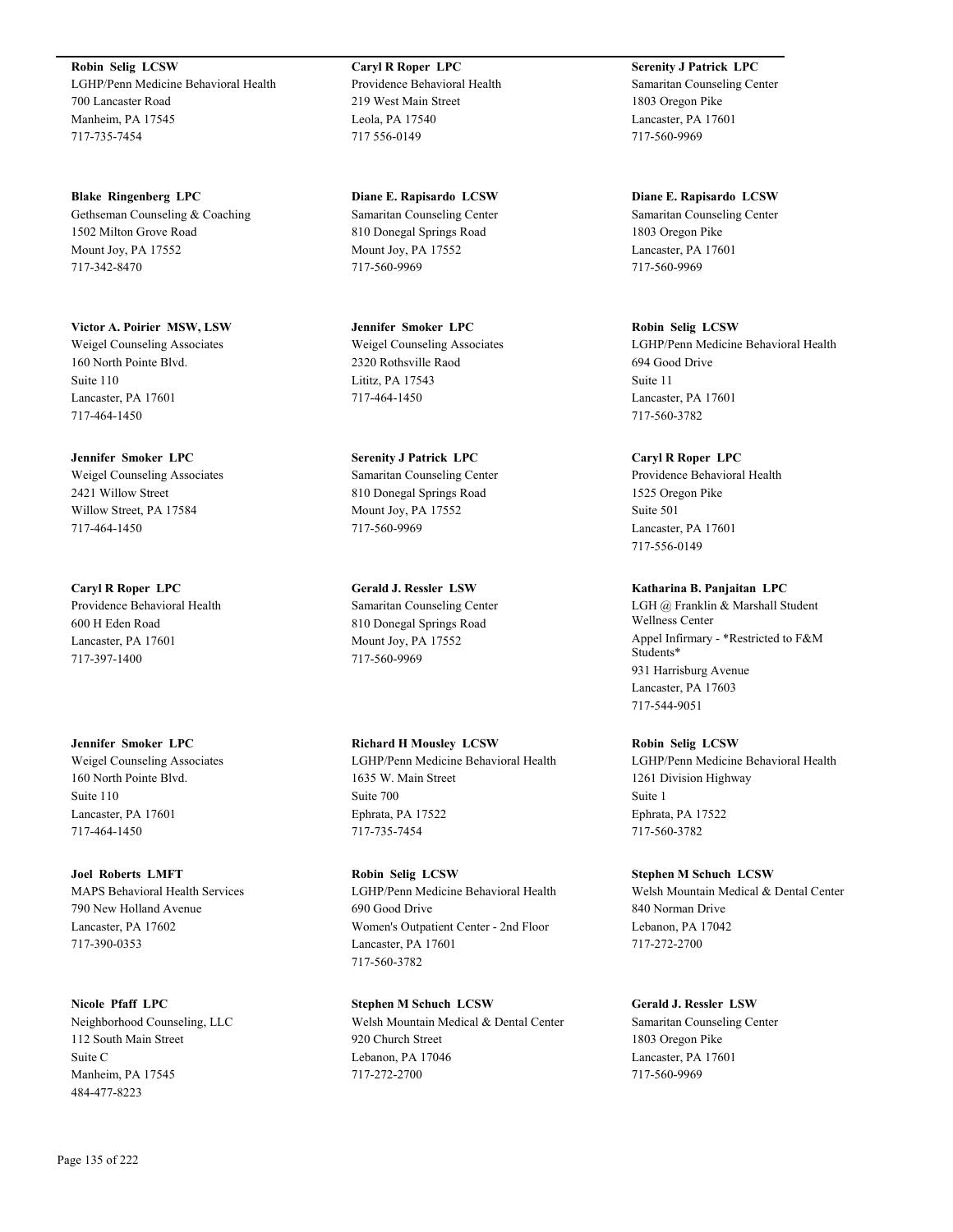**Robin Selig LCSW**
LGHP/Penn Medicine Behavioral Health
700 Lancaster Road
Manheim, PA 17545
717-735-7454

**Blake Ringenberg LPC**
Gethseman Counseling & Coaching
1502 Milton Grove Road
Mount Joy, PA 17552
717-342-8470

**Victor A. Poirier MSW, LSW**
Weigel Counseling Associates
160 North Pointe Blvd.
Suite 110
Lancaster, PA 17601
717-464-1450

**Jennifer Smoker LPC**
Weigel Counseling Associates
2421 Willow Street
Willow Street, PA 17584
717-464-1450

**Caryl R Roper LPC**
Providence Behavioral Health
600 H Eden Road
Lancaster, PA 17601
717-397-1400

**Jennifer Smoker LPC**
Weigel Counseling Associates
160 North Pointe Blvd.
Suite 110
Lancaster, PA 17601
717-464-1450

**Joel Roberts LMFT**
MAPS Behavioral Health Services
790 New Holland Avenue
Lancaster, PA 17602
717-390-0353

**Nicole Pfaff LPC**
Neighborhood Counseling, LLC
112 South Main Street
Suite C
Manheim, PA 17545
484-477-8223

**Caryl R Roper LPC**
Providence Behavioral Health
219 West Main Street
Leola, PA 17540
717 556-0149

**Diane E. Rapisardo LCSW**
Samaritan Counseling Center
810 Donegal Springs Road
Mount Joy, PA 17552
717-560-9969

**Jennifer Smoker LPC**
Weigel Counseling Associates
2320 Rothsville Raod
Lititz, PA 17543
717-464-1450

**Serenity J Patrick LPC**
Samaritan Counseling Center
810 Donegal Springs Road
Mount Joy, PA 17552
717-560-9969

**Gerald J. Ressler LSW**
Samaritan Counseling Center
810 Donegal Springs Road
Mount Joy, PA 17552
717-560-9969

**Richard H Mousley LCSW**
LGHP/Penn Medicine Behavioral Health
1635 W. Main Street
Suite 700
Ephrata, PA 17522
717-735-7454

**Robin Selig LCSW**
LGHP/Penn Medicine Behavioral Health
690 Good Drive
Women's Outpatient Center - 2nd Floor
Lancaster, PA 17601
717-560-3782

**Stephen M Schuch LCSW**
Welsh Mountain Medical & Dental Center
920 Church Street
Lebanon, PA 17046
717-272-2700

**Serenity J Patrick LPC**
Samaritan Counseling Center
1803 Oregon Pike
Lancaster, PA 17601
717-560-9969

**Diane E. Rapisardo LCSW**
Samaritan Counseling Center
1803 Oregon Pike
Lancaster, PA 17601
717-560-9969

**Robin Selig LCSW**
LGHP/Penn Medicine Behavioral Health
694 Good Drive
Suite 11
Lancaster, PA 17601
717-560-3782

**Caryl R Roper LPC**
Providence Behavioral Health
1525 Oregon Pike
Suite 501
Lancaster, PA 17601
717-556-0149

**Katharina B. Panjaitan LPC**
LGH @ Franklin & Marshall Student Wellness Center
Appel Infirmary - *Restricted to F&M Students*
931 Harrisburg Avenue
Lancaster, PA 17603
717-544-9051

**Robin Selig LCSW**
LGHP/Penn Medicine Behavioral Health
1261 Division Highway
Suite 1
Ephrata, PA 17522
717-560-3782

**Stephen M Schuch LCSW**
Welsh Mountain Medical & Dental Center
840 Norman Drive
Lebanon, PA 17042
717-272-2700

**Gerald J. Ressler LSW**
Samaritan Counseling Center
1803 Oregon Pike
Lancaster, PA 17601
717-560-9969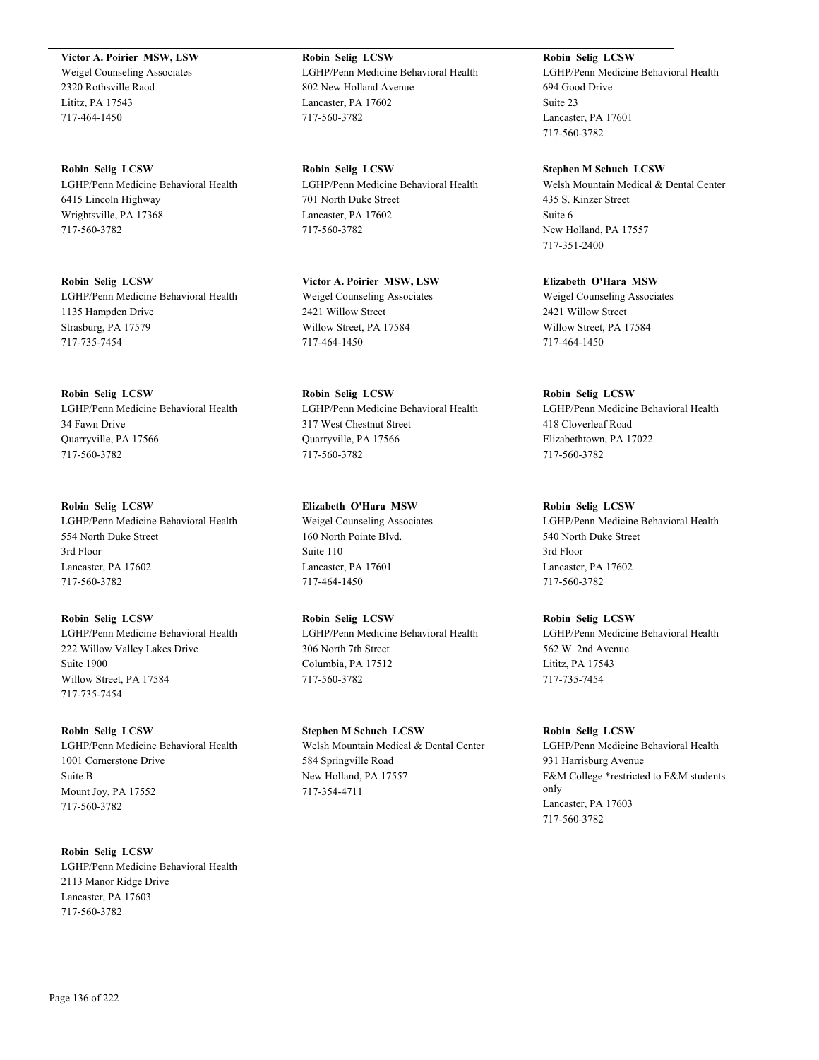**Victor A. Poirier  MSW, LSW**
Weigel Counseling Associates
2320 Rothsville Raod
Lititz, PA 17543
717-464-1450

**Robin  Selig  LCSW**
LGHP/Penn Medicine Behavioral Health
6415 Lincoln Highway
Wrightsville, PA 17368
717-560-3782

**Robin  Selig  LCSW**
LGHP/Penn Medicine Behavioral Health
1135 Hampden Drive
Strasburg, PA 17579
717-735-7454

**Robin  Selig  LCSW**
LGHP/Penn Medicine Behavioral Health
34 Fawn Drive
Quarryville, PA 17566
717-560-3782

**Robin  Selig  LCSW**
LGHP/Penn Medicine Behavioral Health
554 North Duke Street
3rd Floor
Lancaster, PA 17602
717-560-3782

**Robin  Selig  LCSW**
LGHP/Penn Medicine Behavioral Health
222 Willow Valley Lakes Drive
Suite 1900
Willow Street, PA 17584
717-735-7454

**Robin  Selig  LCSW**
LGHP/Penn Medicine Behavioral Health
1001 Cornerstone Drive
Suite B
Mount Joy, PA 17552
717-560-3782

**Robin  Selig  LCSW**
LGHP/Penn Medicine Behavioral Health
2113 Manor Ridge Drive
Lancaster, PA 17603
717-560-3782

**Robin  Selig  LCSW**
LGHP/Penn Medicine Behavioral Health
802 New Holland Avenue
Lancaster, PA 17602
717-560-3782

**Robin  Selig  LCSW**
LGHP/Penn Medicine Behavioral Health
701 North Duke Street
Lancaster, PA 17602
717-560-3782

**Victor A. Poirier  MSW, LSW**
Weigel Counseling Associates
2421 Willow Street
Willow Street, PA 17584
717-464-1450

**Robin  Selig  LCSW**
LGHP/Penn Medicine Behavioral Health
317 West Chestnut Street
Quarryville, PA 17566
717-560-3782

**Elizabeth  O'Hara  MSW**
Weigel Counseling Associates
160 North Pointe Blvd.
Suite 110
Lancaster, PA 17601
717-464-1450

**Robin  Selig  LCSW**
LGHP/Penn Medicine Behavioral Health
306 North 7th Street
Columbia, PA 17512
717-560-3782

**Stephen M Schuch  LCSW**
Welsh Mountain Medical & Dental Center
584 Springville Road
New Holland, PA 17557
717-354-4711

**Robin  Selig  LCSW**
LGHP/Penn Medicine Behavioral Health
694 Good Drive
Suite 23
Lancaster, PA 17601
717-560-3782

**Stephen M Schuch  LCSW**
Welsh Mountain Medical & Dental Center
435 S. Kinzer Street
Suite 6
New Holland, PA 17557
717-351-2400

**Elizabeth  O'Hara  MSW**
Weigel Counseling Associates
2421 Willow Street
Willow Street, PA 17584
717-464-1450

**Robin  Selig  LCSW**
LGHP/Penn Medicine Behavioral Health
418 Cloverleaf Road
Elizabethtown, PA 17022
717-560-3782

**Robin  Selig  LCSW**
LGHP/Penn Medicine Behavioral Health
540 North Duke Street
3rd Floor
Lancaster, PA 17602
717-560-3782

**Robin  Selig  LCSW**
LGHP/Penn Medicine Behavioral Health
562 W. 2nd Avenue
Lititz, PA 17543
717-735-7454

**Robin  Selig  LCSW**
LGHP/Penn Medicine Behavioral Health
931 Harrisburg Avenue
F&M College *restricted to F&M students only
Lancaster, PA 17603
717-560-3782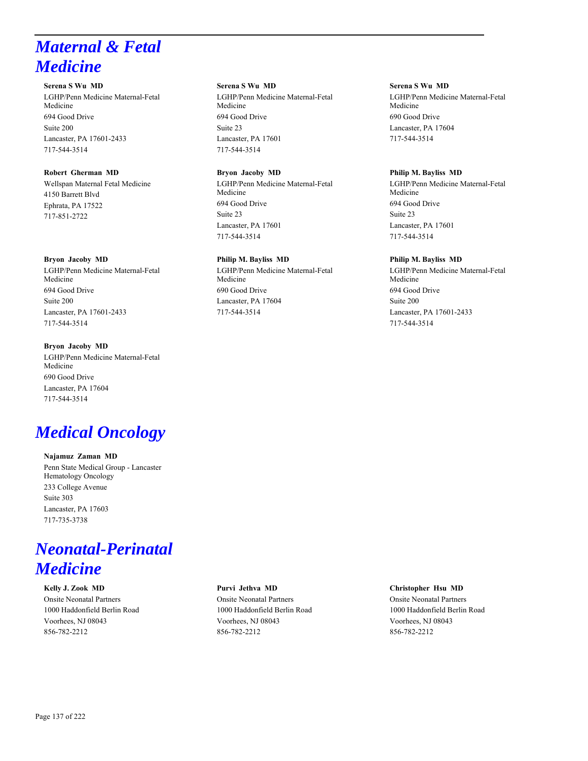# Maternal & Fetal Medicine

**Serena S Wu MD**
LGHP/Penn Medicine Maternal-Fetal Medicine
694 Good Drive
Suite 200
Lancaster, PA 17601-2433
717-544-3514

**Serena S Wu MD**
LGHP/Penn Medicine Maternal-Fetal Medicine
694 Good Drive
Suite 23
Lancaster, PA 17601
717-544-3514

**Serena S Wu MD**
LGHP/Penn Medicine Maternal-Fetal Medicine
690 Good Drive
Lancaster, PA 17604
717-544-3514

**Robert Gherman MD**
Wellspan Maternal Fetal Medicine
4150 Barrett Blvd
Ephrata, PA 17522
717-851-2722

**Bryon Jacoby MD**
LGHP/Penn Medicine Maternal-Fetal Medicine
694 Good Drive
Suite 23
Lancaster, PA 17601
717-544-3514

**Philip M. Bayliss MD**
LGHP/Penn Medicine Maternal-Fetal Medicine
694 Good Drive
Suite 23
Lancaster, PA 17601
717-544-3514

**Bryon Jacoby MD**
LGHP/Penn Medicine Maternal-Fetal Medicine
694 Good Drive
Suite 200
Lancaster, PA 17601-2433
717-544-3514

**Philip M. Bayliss MD**
LGHP/Penn Medicine Maternal-Fetal Medicine
690 Good Drive
Lancaster, PA 17604
717-544-3514

**Philip M. Bayliss MD**
LGHP/Penn Medicine Maternal-Fetal Medicine
694 Good Drive
Suite 200
Lancaster, PA 17601-2433
717-544-3514

**Bryon Jacoby MD**
LGHP/Penn Medicine Maternal-Fetal Medicine
690 Good Drive
Lancaster, PA 17604
717-544-3514

# Medical Oncology

**Najamuz Zaman MD**
Penn State Medical Group - Lancaster Hematology Oncology
233 College Avenue
Suite 303
Lancaster, PA 17603
717-735-3738

# Neonatal-Perinatal Medicine

**Kelly J. Zook MD**
Onsite Neonatal Partners
1000 Haddonfield Berlin Road
Voorhees, NJ 08043
856-782-2212

**Purvi Jethva MD**
Onsite Neonatal Partners
1000 Haddonfield Berlin Road
Voorhees, NJ 08043
856-782-2212

**Christopher Hsu MD**
Onsite Neonatal Partners
1000 Haddonfield Berlin Road
Voorhees, NJ 08043
856-782-2212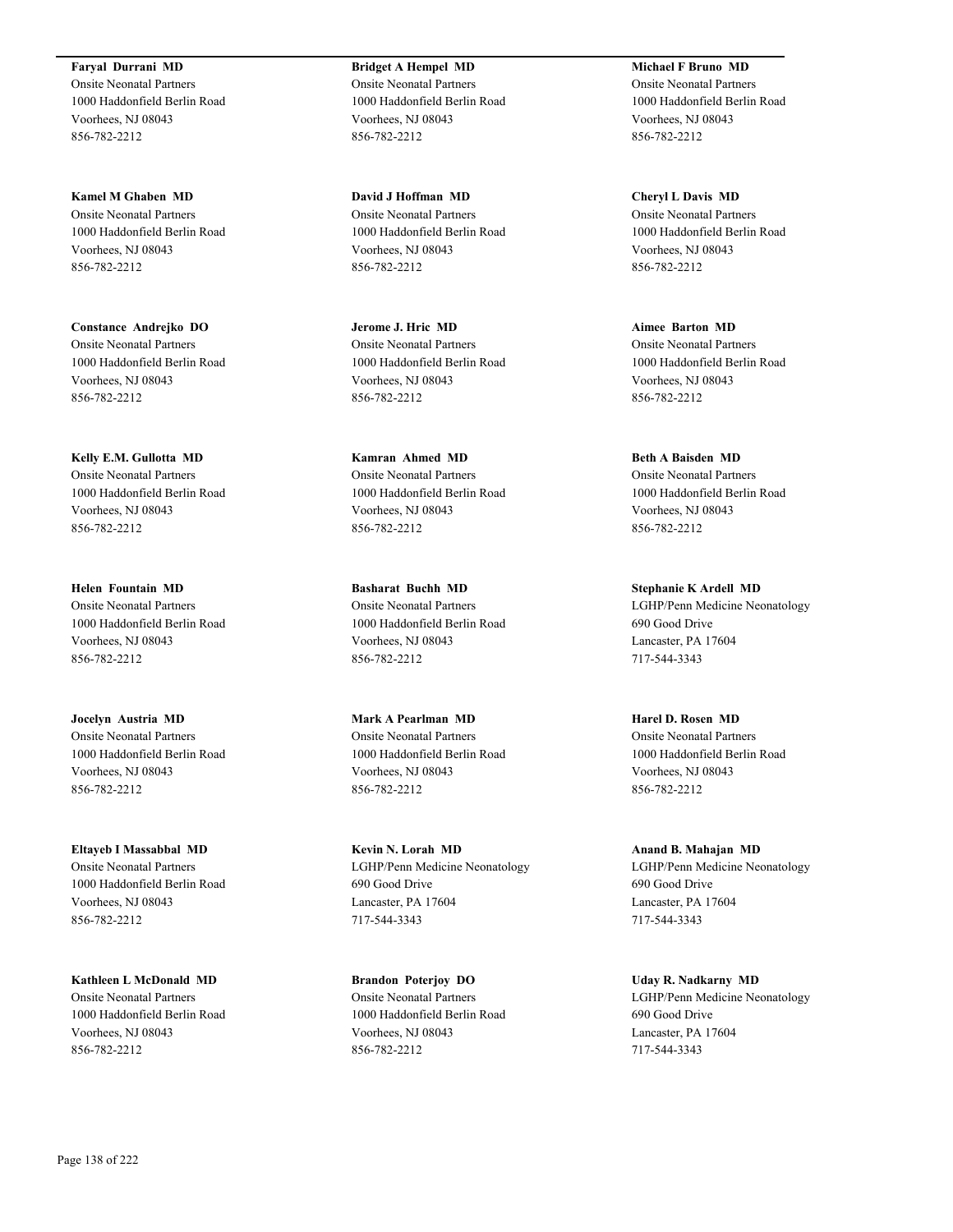**Faryal Durrani MD**
Onsite Neonatal Partners
1000 Haddonfield Berlin Road
Voorhees, NJ 08043
856-782-2212

**Kamel M Ghaben MD**
Onsite Neonatal Partners
1000 Haddonfield Berlin Road
Voorhees, NJ 08043
856-782-2212

**Constance Andrejko DO**
Onsite Neonatal Partners
1000 Haddonfield Berlin Road
Voorhees, NJ 08043
856-782-2212

**Kelly E.M. Gullotta MD**
Onsite Neonatal Partners
1000 Haddonfield Berlin Road
Voorhees, NJ 08043
856-782-2212

**Helen Fountain MD**
Onsite Neonatal Partners
1000 Haddonfield Berlin Road
Voorhees, NJ 08043
856-782-2212

**Jocelyn Austria MD**
Onsite Neonatal Partners
1000 Haddonfield Berlin Road
Voorhees, NJ 08043
856-782-2212

**Eltayeb I Massabbal MD**
Onsite Neonatal Partners
1000 Haddonfield Berlin Road
Voorhees, NJ 08043
856-782-2212

**Kathleen L McDonald MD**
Onsite Neonatal Partners
1000 Haddonfield Berlin Road
Voorhees, NJ 08043
856-782-2212

**Bridget A Hempel MD**
Onsite Neonatal Partners
1000 Haddonfield Berlin Road
Voorhees, NJ 08043
856-782-2212

**David J Hoffman MD**
Onsite Neonatal Partners
1000 Haddonfield Berlin Road
Voorhees, NJ 08043
856-782-2212

**Jerome J. Hric MD**
Onsite Neonatal Partners
1000 Haddonfield Berlin Road
Voorhees, NJ 08043
856-782-2212

**Kamran Ahmed MD**
Onsite Neonatal Partners
1000 Haddonfield Berlin Road
Voorhees, NJ 08043
856-782-2212

**Basharat Buchh MD**
Onsite Neonatal Partners
1000 Haddonfield Berlin Road
Voorhees, NJ 08043
856-782-2212

**Mark A Pearlman MD**
Onsite Neonatal Partners
1000 Haddonfield Berlin Road
Voorhees, NJ 08043
856-782-2212

**Kevin N. Lorah MD**
LGHP/Penn Medicine Neonatology
690 Good Drive
Lancaster, PA 17604
717-544-3343

**Brandon Poterjoy DO**
Onsite Neonatal Partners
1000 Haddonfield Berlin Road
Voorhees, NJ 08043
856-782-2212

**Michael F Bruno MD**
Onsite Neonatal Partners
1000 Haddonfield Berlin Road
Voorhees, NJ 08043
856-782-2212

**Cheryl L Davis MD**
Onsite Neonatal Partners
1000 Haddonfield Berlin Road
Voorhees, NJ 08043
856-782-2212

**Aimee Barton MD**
Onsite Neonatal Partners
1000 Haddonfield Berlin Road
Voorhees, NJ 08043
856-782-2212

**Beth A Baisden MD**
Onsite Neonatal Partners
1000 Haddonfield Berlin Road
Voorhees, NJ 08043
856-782-2212

**Stephanie K Ardell MD**
LGHP/Penn Medicine Neonatology
690 Good Drive
Lancaster, PA 17604
717-544-3343

**Harel D. Rosen MD**
Onsite Neonatal Partners
1000 Haddonfield Berlin Road
Voorhees, NJ 08043
856-782-2212

**Anand B. Mahajan MD**
LGHP/Penn Medicine Neonatology
690 Good Drive
Lancaster, PA 17604
717-544-3343

**Uday R. Nadkarny MD**
LGHP/Penn Medicine Neonatology
690 Good Drive
Lancaster, PA 17604
717-544-3343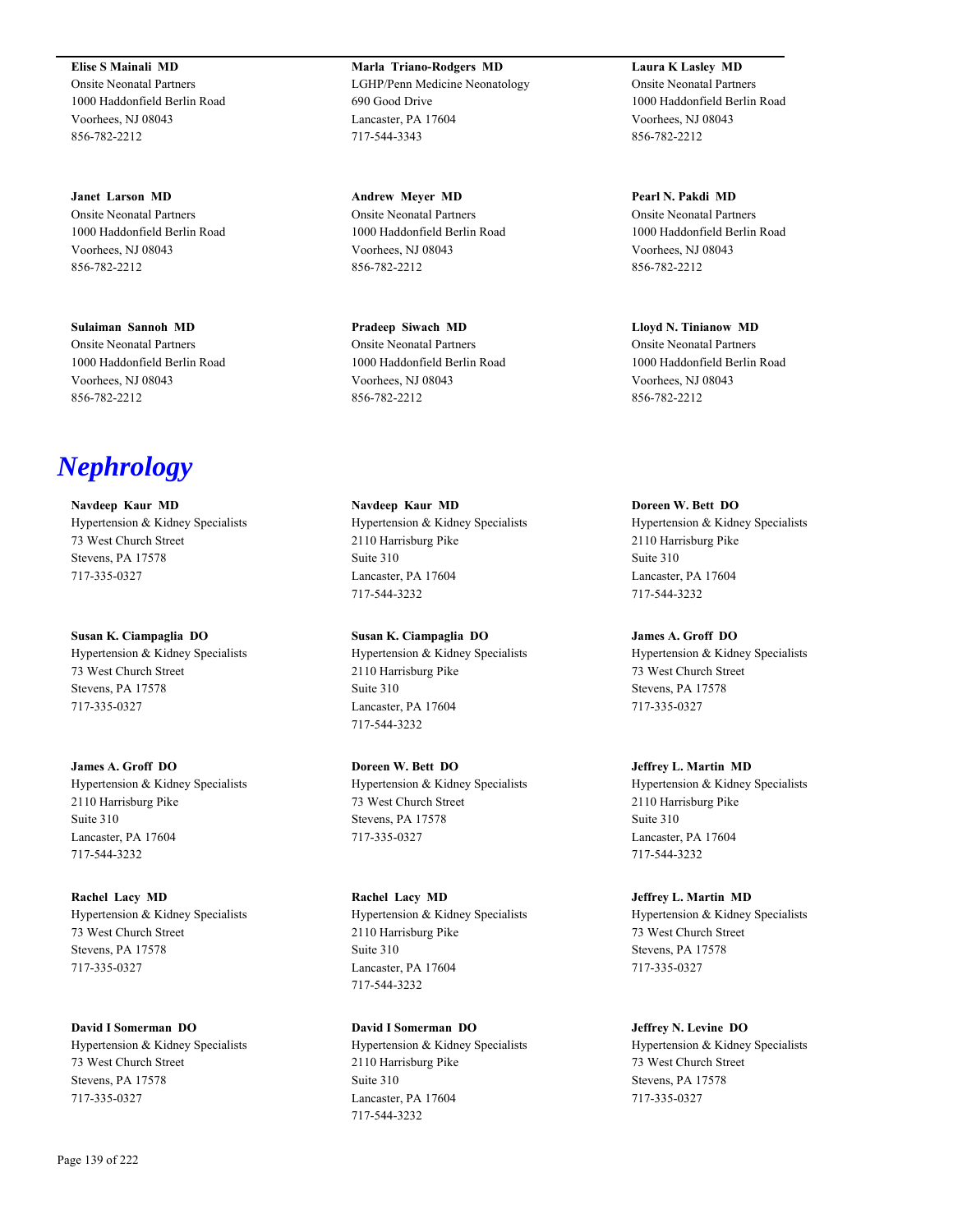**Elise S Mainali MD**
Onsite Neonatal Partners
1000 Haddonfield Berlin Road
Voorhees, NJ 08043
856-782-2212

**Marla Triano-Rodgers MD**
LGHP/Penn Medicine Neonatology
690 Good Drive
Lancaster, PA 17604
717-544-3343

**Laura K Lasley MD**
Onsite Neonatal Partners
1000 Haddonfield Berlin Road
Voorhees, NJ 08043
856-782-2212

**Janet Larson MD**
Onsite Neonatal Partners
1000 Haddonfield Berlin Road
Voorhees, NJ 08043
856-782-2212

**Andrew Meyer MD**
Onsite Neonatal Partners
1000 Haddonfield Berlin Road
Voorhees, NJ 08043
856-782-2212

**Pearl N. Pakdi MD**
Onsite Neonatal Partners
1000 Haddonfield Berlin Road
Voorhees, NJ 08043
856-782-2212

**Sulaiman Sannoh MD**
Onsite Neonatal Partners
1000 Haddonfield Berlin Road
Voorhees, NJ 08043
856-782-2212

**Pradeep Siwach MD**
Onsite Neonatal Partners
1000 Haddonfield Berlin Road
Voorhees, NJ 08043
856-782-2212

**Lloyd N. Tinianow MD**
Onsite Neonatal Partners
1000 Haddonfield Berlin Road
Voorhees, NJ 08043
856-782-2212

# *Nephrology*

**Navdeep Kaur MD**
Hypertension & Kidney Specialists
73 West Church Street
Stevens, PA 17578
717-335-0327

**Navdeep Kaur MD**
Hypertension & Kidney Specialists
2110 Harrisburg Pike
Suite 310
Lancaster, PA 17604
717-544-3232

**Doreen W. Bett DO**
Hypertension & Kidney Specialists
2110 Harrisburg Pike
Suite 310
Lancaster, PA 17604
717-544-3232

**Susan K. Ciampaglia DO**
Hypertension & Kidney Specialists
73 West Church Street
Stevens, PA 17578
717-335-0327

**Susan K. Ciampaglia DO**
Hypertension & Kidney Specialists
2110 Harrisburg Pike
Suite 310
Lancaster, PA 17604
717-544-3232

**James A. Groff DO**
Hypertension & Kidney Specialists
73 West Church Street
Stevens, PA 17578
717-335-0327

**James A. Groff DO**
Hypertension & Kidney Specialists
2110 Harrisburg Pike
Suite 310
Lancaster, PA 17604
717-544-3232

**Doreen W. Bett DO**
Hypertension & Kidney Specialists
73 West Church Street
Stevens, PA 17578
717-335-0327

**Jeffrey L. Martin MD**
Hypertension & Kidney Specialists
2110 Harrisburg Pike
Suite 310
Lancaster, PA 17604
717-544-3232

**Rachel Lacy MD**
Hypertension & Kidney Specialists
73 West Church Street
Stevens, PA 17578
717-335-0327

**Rachel Lacy MD**
Hypertension & Kidney Specialists
2110 Harrisburg Pike
Suite 310
Lancaster, PA 17604
717-544-3232

**Jeffrey L. Martin MD**
Hypertension & Kidney Specialists
73 West Church Street
Stevens, PA 17578
717-335-0327

**David I Somerman DO**
Hypertension & Kidney Specialists
73 West Church Street
Stevens, PA 17578
717-335-0327

**David I Somerman DO**
Hypertension & Kidney Specialists
2110 Harrisburg Pike
Suite 310
Lancaster, PA 17604
717-544-3232

**Jeffrey N. Levine DO**
Hypertension & Kidney Specialists
73 West Church Street
Stevens, PA 17578
717-335-0327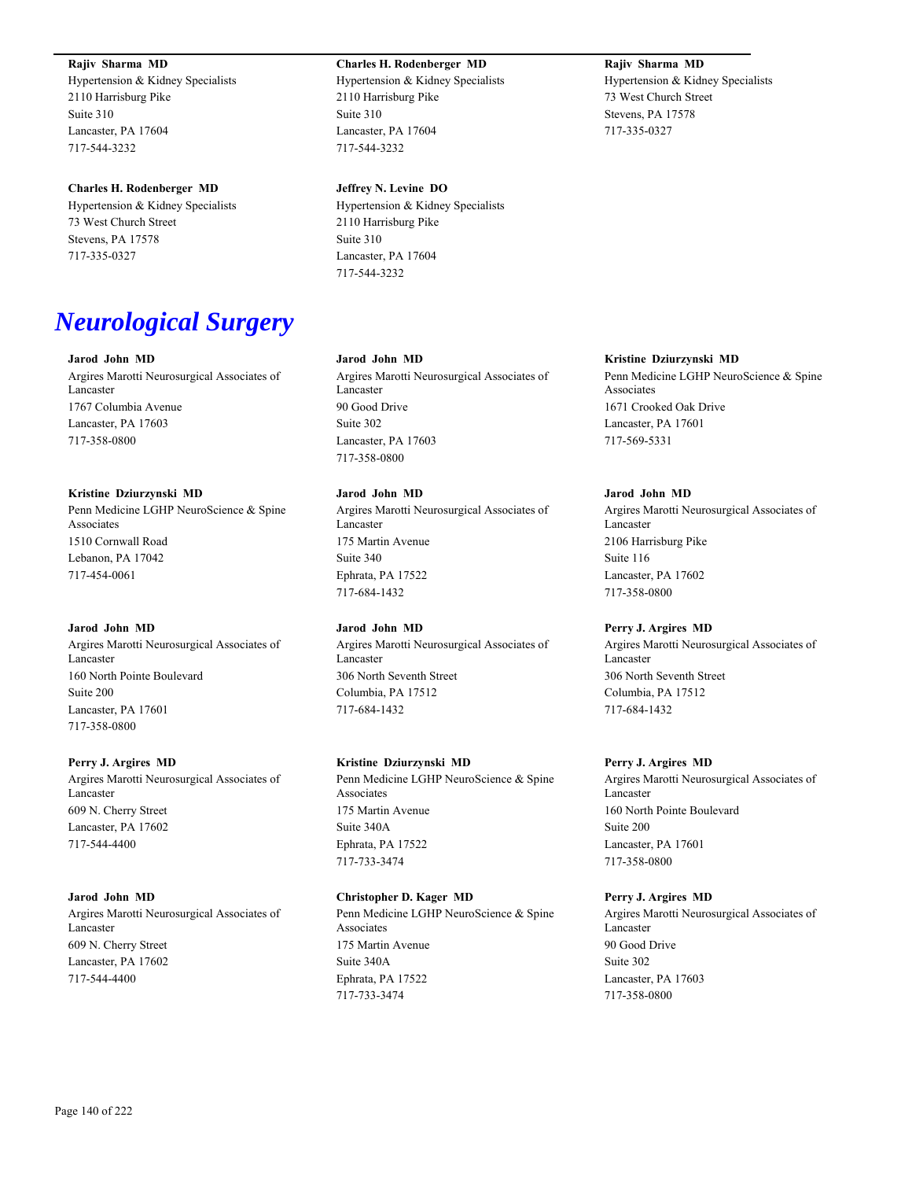**Rajiv Sharma MD**
Hypertension & Kidney Specialists
2110 Harrisburg Pike
Suite 310
Lancaster, PA 17604
717-544-3232

**Charles H. Rodenberger MD**
Hypertension & Kidney Specialists
73 West Church Street
Stevens, PA 17578
717-335-0327

**Charles H. Rodenberger MD**
Hypertension & Kidney Specialists
2110 Harrisburg Pike
Suite 310
Lancaster, PA 17604
717-544-3232

**Jeffrey N. Levine DO**
Hypertension & Kidney Specialists
2110 Harrisburg Pike
Suite 310
Lancaster, PA 17604
717-544-3232

**Rajiv Sharma MD**
Hypertension & Kidney Specialists
73 West Church Street
Stevens, PA 17578
717-335-0327

# *Neurological Surgery*

**Jarod John MD**
Argires Marotti Neurosurgical Associates of Lancaster
1767 Columbia Avenue
Lancaster, PA 17603
717-358-0800

**Kristine Dziurzynski MD**
Penn Medicine LGHP NeuroScience & Spine Associates
1510 Cornwall Road
Lebanon, PA 17042
717-454-0061

**Jarod John MD**
Argires Marotti Neurosurgical Associates of Lancaster
160 North Pointe Boulevard
Suite 200
Lancaster, PA 17601
717-358-0800

**Perry J. Argires MD**
Argires Marotti Neurosurgical Associates of Lancaster
609 N. Cherry Street
Lancaster, PA 17602
717-544-4400

**Jarod John MD**
Argires Marotti Neurosurgical Associates of Lancaster
609 N. Cherry Street
Lancaster, PA 17602
717-544-4400

**Jarod John MD**
Argires Marotti Neurosurgical Associates of Lancaster
90 Good Drive
Suite 302
Lancaster, PA 17603
717-358-0800

**Jarod John MD**
Argires Marotti Neurosurgical Associates of Lancaster
175 Martin Avenue
Suite 340
Ephrata, PA 17522
717-684-1432

**Jarod John MD**
Argires Marotti Neurosurgical Associates of Lancaster
306 North Seventh Street
Columbia, PA 17512
717-684-1432

**Kristine Dziurzynski MD**
Penn Medicine LGHP NeuroScience & Spine Associates
175 Martin Avenue
Suite 340A
Ephrata, PA 17522
717-733-3474

**Christopher D. Kager MD**
Penn Medicine LGHP NeuroScience & Spine Associates
175 Martin Avenue
Suite 340A
Ephrata, PA 17522
717-733-3474

**Kristine Dziurzynski MD**
Penn Medicine LGHP NeuroScience & Spine Associates
1671 Crooked Oak Drive
Lancaster, PA 17601
717-569-5331

**Jarod John MD**
Argires Marotti Neurosurgical Associates of Lancaster
2106 Harrisburg Pike
Suite 116
Lancaster, PA 17602
717-358-0800

**Perry J. Argires MD**
Argires Marotti Neurosurgical Associates of Lancaster
306 North Seventh Street
Columbia, PA 17512
717-684-1432

**Perry J. Argires MD**
Argires Marotti Neurosurgical Associates of Lancaster
160 North Pointe Boulevard
Suite 200
Lancaster, PA 17601
717-358-0800

**Perry J. Argires MD**
Argires Marotti Neurosurgical Associates of Lancaster
90 Good Drive
Suite 302
Lancaster, PA 17603
717-358-0800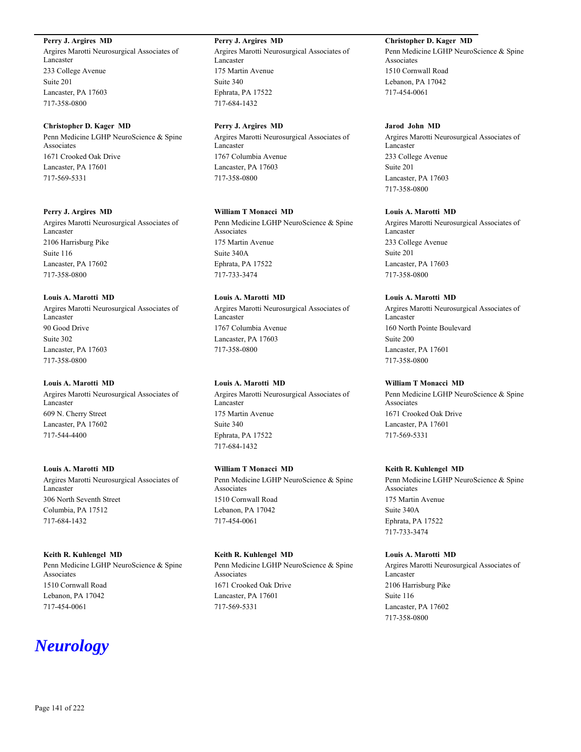**Perry J. Argires MD**
Argires Marotti Neurosurgical Associates of Lancaster
233 College Avenue
Suite 201
Lancaster, PA 17603
717-358-0800

**Christopher D. Kager MD**
Penn Medicine LGHP NeuroScience & Spine Associates
1671 Crooked Oak Drive
Lancaster, PA 17601
717-569-5331

**Perry J. Argires MD**
Argires Marotti Neurosurgical Associates of Lancaster
2106 Harrisburg Pike
Suite 116
Lancaster, PA 17602
717-358-0800

**Louis A. Marotti MD**
Argires Marotti Neurosurgical Associates of Lancaster
90 Good Drive
Suite 302
Lancaster, PA 17603
717-358-0800

**Louis A. Marotti MD**
Argires Marotti Neurosurgical Associates of Lancaster
609 N. Cherry Street
Lancaster, PA 17602
717-544-4400

**Louis A. Marotti MD**
Argires Marotti Neurosurgical Associates of Lancaster
306 North Seventh Street
Columbia, PA 17512
717-684-1432

**Keith R. Kuhlengel MD**
Penn Medicine LGHP NeuroScience & Spine Associates
1510 Cornwall Road
Lebanon, PA 17042
717-454-0061

**Perry J. Argires MD**
Argires Marotti Neurosurgical Associates of Lancaster
175 Martin Avenue
Suite 340
Ephrata, PA 17522
717-684-1432

**Perry J. Argires MD**
Argires Marotti Neurosurgical Associates of Lancaster
1767 Columbia Avenue
Lancaster, PA 17603
717-358-0800

**William T Monacci MD**
Penn Medicine LGHP NeuroScience & Spine Associates
175 Martin Avenue
Suite 340A
Ephrata, PA 17522
717-733-3474

**Louis A. Marotti MD**
Argires Marotti Neurosurgical Associates of Lancaster
1767 Columbia Avenue
Lancaster, PA 17603
717-358-0800

**Louis A. Marotti MD**
Argires Marotti Neurosurgical Associates of Lancaster
175 Martin Avenue
Suite 340
Ephrata, PA 17522
717-684-1432

**William T Monacci MD**
Penn Medicine LGHP NeuroScience & Spine Associates
1510 Cornwall Road
Lebanon, PA 17042
717-454-0061

**Keith R. Kuhlengel MD**
Penn Medicine LGHP NeuroScience & Spine Associates
1671 Crooked Oak Drive
Lancaster, PA 17601
717-569-5331

**Christopher D. Kager MD**
Penn Medicine LGHP NeuroScience & Spine Associates
1510 Cornwall Road
Lebanon, PA 17042
717-454-0061

**Jarod John MD**
Argires Marotti Neurosurgical Associates of Lancaster
233 College Avenue
Suite 201
Lancaster, PA 17603
717-358-0800

**Louis A. Marotti MD**
Argires Marotti Neurosurgical Associates of Lancaster
233 College Avenue
Suite 201
Lancaster, PA 17603
717-358-0800

**Louis A. Marotti MD**
Argires Marotti Neurosurgical Associates of Lancaster
160 North Pointe Boulevard
Suite 200
Lancaster, PA 17601
717-358-0800

**William T Monacci MD**
Penn Medicine LGHP NeuroScience & Spine Associates
1671 Crooked Oak Drive
Lancaster, PA 17601
717-569-5331

**Keith R. Kuhlengel MD**
Penn Medicine LGHP NeuroScience & Spine Associates
175 Martin Avenue
Suite 340A
Ephrata, PA 17522
717-733-3474

**Louis A. Marotti MD**
Argires Marotti Neurosurgical Associates of Lancaster
2106 Harrisburg Pike
Suite 116
Lancaster, PA 17602
717-358-0800

# *Neurology*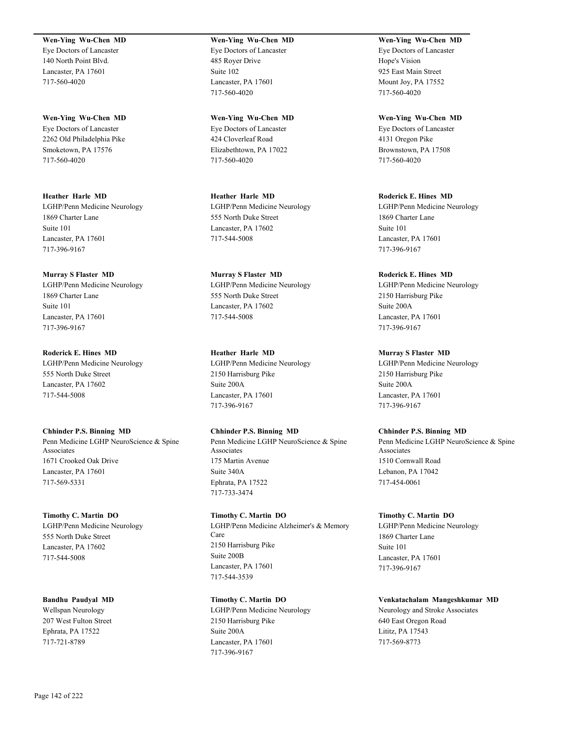**Wen-Ying Wu-Chen MD**
Eye Doctors of Lancaster
140 North Point Blvd.
Lancaster, PA 17601
717-560-4020

**Wen-Ying Wu-Chen MD**
Eye Doctors of Lancaster
485 Royer Drive
Suite 102
Lancaster, PA 17601
717-560-4020

**Wen-Ying Wu-Chen MD**
Eye Doctors of Lancaster
Hope's Vision
925 East Main Street
Mount Joy, PA 17552
717-560-4020

**Wen-Ying Wu-Chen MD**
Eye Doctors of Lancaster
2262 Old Philadelphia Pike
Smoketown, PA 17576
717-560-4020

**Wen-Ying Wu-Chen MD**
Eye Doctors of Lancaster
424 Cloverleaf Road
Elizabethtown, PA 17022
717-560-4020

**Wen-Ying Wu-Chen MD**
Eye Doctors of Lancaster
4131 Oregon Pike
Brownstown, PA 17508
717-560-4020

**Heather Harle MD**
LGHP/Penn Medicine Neurology
1869 Charter Lane
Suite 101
Lancaster, PA 17601
717-396-9167

**Heather Harle MD**
LGHP/Penn Medicine Neurology
555 North Duke Street
Lancaster, PA 17602
717-544-5008

**Roderick E. Hines MD**
LGHP/Penn Medicine Neurology
1869 Charter Lane
Suite 101
Lancaster, PA 17601
717-396-9167

**Murray S Flaster MD**
LGHP/Penn Medicine Neurology
1869 Charter Lane
Suite 101
Lancaster, PA 17601
717-396-9167

**Murray S Flaster MD**
LGHP/Penn Medicine Neurology
555 North Duke Street
Lancaster, PA 17602
717-544-5008

**Roderick E. Hines MD**
LGHP/Penn Medicine Neurology
2150 Harrisburg Pike
Suite 200A
Lancaster, PA 17601
717-396-9167

**Roderick E. Hines MD**
LGHP/Penn Medicine Neurology
555 North Duke Street
Lancaster, PA 17602
717-544-5008

**Heather Harle MD**
LGHP/Penn Medicine Neurology
2150 Harrisburg Pike
Suite 200A
Lancaster, PA 17601
717-396-9167

**Murray S Flaster MD**
LGHP/Penn Medicine Neurology
2150 Harrisburg Pike
Suite 200A
Lancaster, PA 17601
717-396-9167

**Chhinder P.S. Binning MD**
Penn Medicine LGHP NeuroScience & Spine Associates
1671 Crooked Oak Drive
Lancaster, PA 17601
717-569-5331

**Chhinder P.S. Binning MD**
Penn Medicine LGHP NeuroScience & Spine Associates
175 Martin Avenue
Suite 340A
Ephrata, PA 17522
717-733-3474

**Chhinder P.S. Binning MD**
Penn Medicine LGHP NeuroScience & Spine Associates
1510 Cornwall Road
Lebanon, PA 17042
717-454-0061

**Timothy C. Martin DO**
LGHP/Penn Medicine Neurology
555 North Duke Street
Lancaster, PA 17602
717-544-5008

**Timothy C. Martin DO**
LGHP/Penn Medicine Alzheimer's & Memory Care
2150 Harrisburg Pike
Suite 200B
Lancaster, PA 17601
717-544-3539

**Timothy C. Martin DO**
LGHP/Penn Medicine Neurology
1869 Charter Lane
Suite 101
Lancaster, PA 17601
717-396-9167

**Bandhu Paudyal MD**
Wellspan Neurology
207 West Fulton Street
Ephrata, PA 17522
717-721-8789

**Timothy C. Martin DO**
LGHP/Penn Medicine Neurology
2150 Harrisburg Pike
Suite 200A
Lancaster, PA 17601
717-396-9167

**Venkatachalam Mangeshkumar MD**
Neurology and Stroke Associates
640 East Oregon Road
Lititz, PA 17543
717-569-8773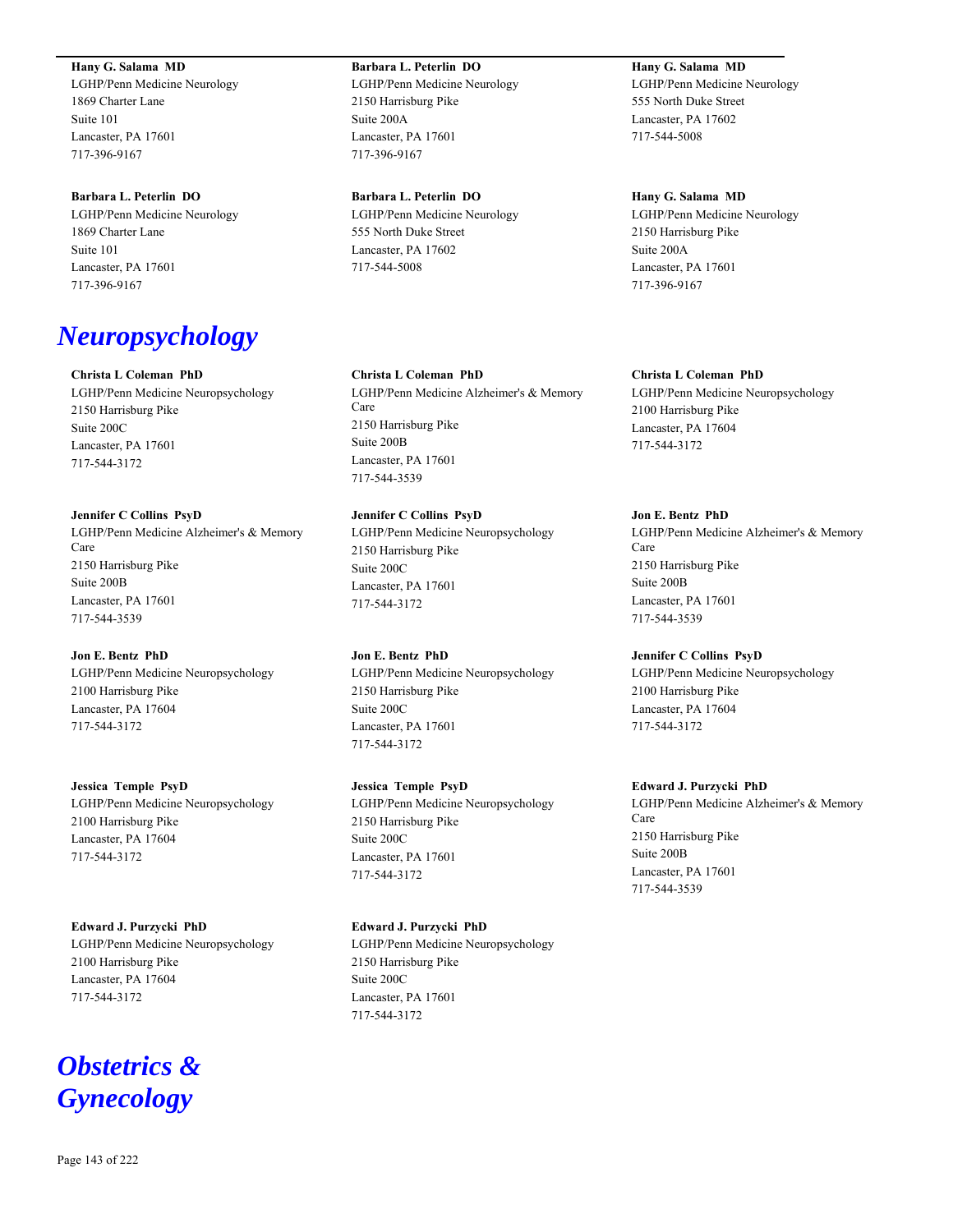**Hany G. Salama MD**
LGHP/Penn Medicine Neurology
1869 Charter Lane
Suite 101
Lancaster, PA 17601
717-396-9167

**Barbara L. Peterlin DO**
LGHP/Penn Medicine Neurology
1869 Charter Lane
Suite 101
Lancaster, PA 17601
717-396-9167

**Barbara L. Peterlin DO**
LGHP/Penn Medicine Neurology
2150 Harrisburg Pike
Suite 200A
Lancaster, PA 17601
717-396-9167

**Barbara L. Peterlin DO**
LGHP/Penn Medicine Neurology
555 North Duke Street
Lancaster, PA 17602
717-544-5008

**Hany G. Salama MD**
LGHP/Penn Medicine Neurology
555 North Duke Street
Lancaster, PA 17602
717-544-5008

**Hany G. Salama MD**
LGHP/Penn Medicine Neurology
2150 Harrisburg Pike
Suite 200A
Lancaster, PA 17601
717-396-9167

# *Neuropsychology*

**Christa L Coleman PhD**
LGHP/Penn Medicine Neuropsychology
2150 Harrisburg Pike
Suite 200C
Lancaster, PA 17601
717-544-3172

**Jennifer C Collins PsyD**
LGHP/Penn Medicine Alzheimer's & Memory Care
2150 Harrisburg Pike
Suite 200B
Lancaster, PA 17601
717-544-3539

**Jon E. Bentz PhD**
LGHP/Penn Medicine Neuropsychology
2100 Harrisburg Pike
Lancaster, PA 17604
717-544-3172

**Jessica Temple PsyD**
LGHP/Penn Medicine Neuropsychology
2100 Harrisburg Pike
Lancaster, PA 17604
717-544-3172

**Edward J. Purzycki PhD**
LGHP/Penn Medicine Neuropsychology
2100 Harrisburg Pike
Lancaster, PA 17604
717-544-3172

**Christa L Coleman PhD**
LGHP/Penn Medicine Alzheimer's & Memory Care
2150 Harrisburg Pike
Suite 200B
Lancaster, PA 17601
717-544-3539

**Jennifer C Collins PsyD**
LGHP/Penn Medicine Neuropsychology
2150 Harrisburg Pike
Suite 200C
Lancaster, PA 17601
717-544-3172

**Jon E. Bentz PhD**
LGHP/Penn Medicine Neuropsychology
2150 Harrisburg Pike
Suite 200C
Lancaster, PA 17601
717-544-3172

**Jessica Temple PsyD**
LGHP/Penn Medicine Neuropsychology
2150 Harrisburg Pike
Suite 200C
Lancaster, PA 17601
717-544-3172

**Edward J. Purzycki PhD**
LGHP/Penn Medicine Neuropsychology
2150 Harrisburg Pike
Suite 200C
Lancaster, PA 17601
717-544-3172

**Christa L Coleman PhD**
LGHP/Penn Medicine Neuropsychology
2100 Harrisburg Pike
Lancaster, PA 17604
717-544-3172

**Jon E. Bentz PhD**
LGHP/Penn Medicine Alzheimer's & Memory Care
2150 Harrisburg Pike
Suite 200B
Lancaster, PA 17601
717-544-3539

**Jennifer C Collins PsyD**
LGHP/Penn Medicine Neuropsychology
2100 Harrisburg Pike
Lancaster, PA 17604
717-544-3172

**Edward J. Purzycki PhD**
LGHP/Penn Medicine Alzheimer's & Memory Care
2150 Harrisburg Pike
Suite 200B
Lancaster, PA 17601
717-544-3539

# *Obstetrics & Gynecology*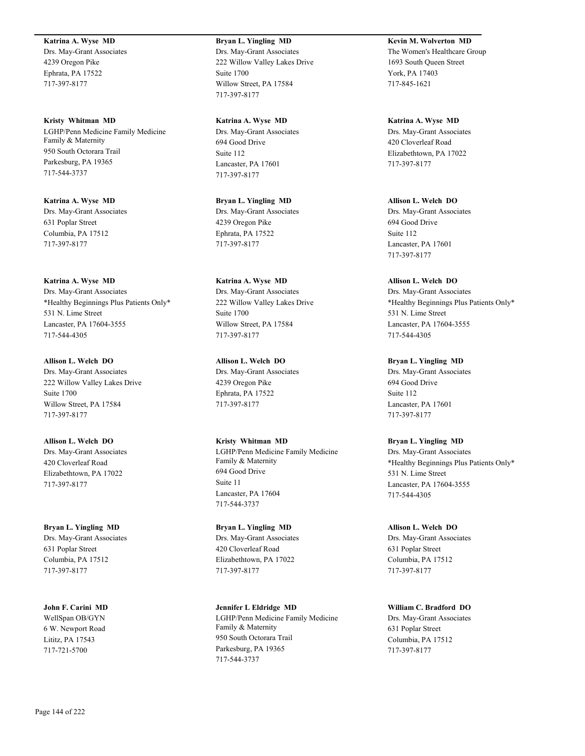**Katrina A. Wyse MD**
Drs. May-Grant Associates
4239 Oregon Pike
Ephrata, PA 17522
717-397-8177

**Kristy Whitman MD**
LGHP/Penn Medicine Family Medicine Family & Maternity
950 South Octorara Trail
Parkesburg, PA 19365
717-544-3737

**Katrina A. Wyse MD**
Drs. May-Grant Associates
631 Poplar Street
Columbia, PA 17512
717-397-8177

**Katrina A. Wyse MD**
Drs. May-Grant Associates
*Healthy Beginnings Plus Patients Only*
531 N. Lime Street
Lancaster, PA 17604-3555
717-544-4305

**Allison L. Welch DO**
Drs. May-Grant Associates
222 Willow Valley Lakes Drive
Suite 1700
Willow Street, PA 17584
717-397-8177

**Allison L. Welch DO**
Drs. May-Grant Associates
420 Cloverleaf Road
Elizabethtown, PA 17022
717-397-8177

**Bryan L. Yingling MD**
Drs. May-Grant Associates
631 Poplar Street
Columbia, PA 17512
717-397-8177

**John F. Carini MD**
WellSpan OB/GYN
6 W. Newport Road
Lititz, PA 17543
717-721-5700

**Bryan L. Yingling MD**
Drs. May-Grant Associates
222 Willow Valley Lakes Drive
Suite 1700
Willow Street, PA 17584
717-397-8177

**Katrina A. Wyse MD**
Drs. May-Grant Associates
694 Good Drive
Suite 112
Lancaster, PA 17601
717-397-8177

**Bryan L. Yingling MD**
Drs. May-Grant Associates
4239 Oregon Pike
Ephrata, PA 17522
717-397-8177

**Katrina A. Wyse MD**
Drs. May-Grant Associates
222 Willow Valley Lakes Drive
Suite 1700
Willow Street, PA 17584
717-397-8177

**Allison L. Welch DO**
Drs. May-Grant Associates
4239 Oregon Pike
Ephrata, PA 17522
717-397-8177

**Kristy Whitman MD**
LGHP/Penn Medicine Family Medicine Family & Maternity
694 Good Drive
Suite 11
Lancaster, PA 17604
717-544-3737

**Bryan L. Yingling MD**
Drs. May-Grant Associates
420 Cloverleaf Road
Elizabethtown, PA 17022
717-397-8177

**Jennifer L Eldridge MD**
LGHP/Penn Medicine Family Medicine Family & Maternity
950 South Octorara Trail
Parkesburg, PA 19365
717-544-3737

**Kevin M. Wolverton MD**
The Women's Healthcare Group
1693 South Queen Street
York, PA 17403
717-845-1621

**Katrina A. Wyse MD**
Drs. May-Grant Associates
420 Cloverleaf Road
Elizabethtown, PA 17022
717-397-8177

**Allison L. Welch DO**
Drs. May-Grant Associates
694 Good Drive
Suite 112
Lancaster, PA 17601
717-397-8177

**Allison L. Welch DO**
Drs. May-Grant Associates
*Healthy Beginnings Plus Patients Only*
531 N. Lime Street
Lancaster, PA 17604-3555
717-544-4305

**Bryan L. Yingling MD**
Drs. May-Grant Associates
694 Good Drive
Suite 112
Lancaster, PA 17601
717-397-8177

**Bryan L. Yingling MD**
Drs. May-Grant Associates
*Healthy Beginnings Plus Patients Only*
531 N. Lime Street
Lancaster, PA 17604-3555
717-544-4305

**Allison L. Welch DO**
Drs. May-Grant Associates
631 Poplar Street
Columbia, PA 17512
717-397-8177

**William C. Bradford DO**
Drs. May-Grant Associates
631 Poplar Street
Columbia, PA 17512
717-397-8177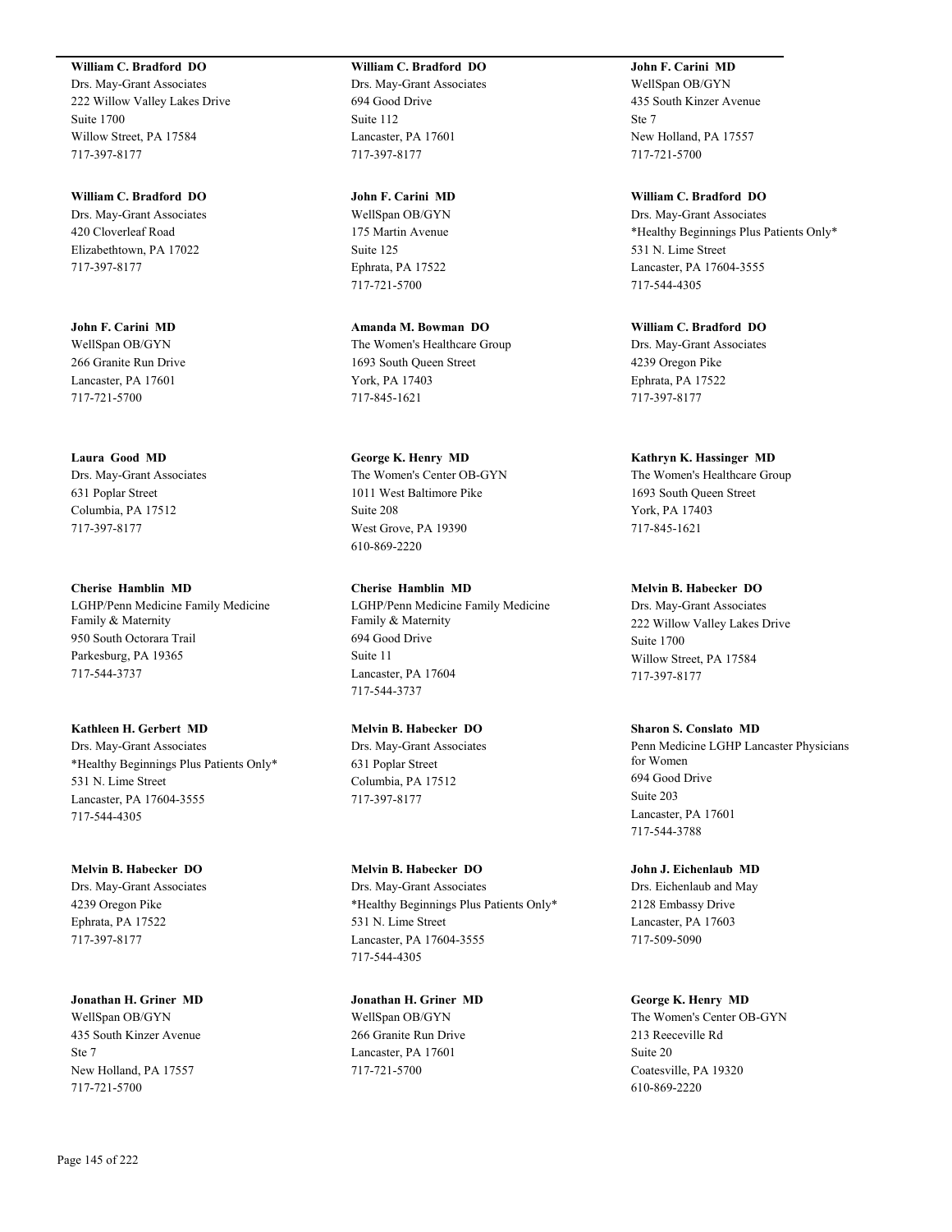**William C. Bradford DO**
Drs. May-Grant Associates
222 Willow Valley Lakes Drive
Suite 1700
Willow Street, PA 17584
717-397-8177

**William C. Bradford DO**
Drs. May-Grant Associates
420 Cloverleaf Road
Elizabethtown, PA 17022
717-397-8177

**John F. Carini MD**
WellSpan OB/GYN
266 Granite Run Drive
Lancaster, PA 17601
717-721-5700

**Laura Good MD**
Drs. May-Grant Associates
631 Poplar Street
Columbia, PA 17512
717-397-8177

**Cherise Hamblin MD**
LGHP/Penn Medicine Family Medicine Family & Maternity
950 South Octorara Trail
Parkesburg, PA 19365
717-544-3737

**Kathleen H. Gerbert MD**
Drs. May-Grant Associates
*Healthy Beginnings Plus Patients Only*
531 N. Lime Street
Lancaster, PA 17604-3555
717-544-4305

**Melvin B. Habecker DO**
Drs. May-Grant Associates
4239 Oregon Pike
Ephrata, PA 17522
717-397-8177

**Jonathan H. Griner MD**
WellSpan OB/GYN
435 South Kinzer Avenue
Ste 7
New Holland, PA 17557
717-721-5700

**William C. Bradford DO**
Drs. May-Grant Associates
694 Good Drive
Suite 112
Lancaster, PA 17601
717-397-8177

**John F. Carini MD**
WellSpan OB/GYN
175 Martin Avenue
Suite 125
Ephrata, PA 17522
717-721-5700

**Amanda M. Bowman DO**
The Women's Healthcare Group
1693 South Queen Street
York, PA 17403
717-845-1621

**George K. Henry MD**
The Women's Center OB-GYN
1011 West Baltimore Pike
Suite 208
West Grove, PA 19390
610-869-2220

**Cherise Hamblin MD**
LGHP/Penn Medicine Family Medicine Family & Maternity
694 Good Drive
Suite 11
Lancaster, PA 17604
717-544-3737

**Melvin B. Habecker DO**
Drs. May-Grant Associates
631 Poplar Street
Columbia, PA 17512
717-397-8177

**Melvin B. Habecker DO**
Drs. May-Grant Associates
*Healthy Beginnings Plus Patients Only*
531 N. Lime Street
Lancaster, PA 17604-3555
717-544-4305

**Jonathan H. Griner MD**
WellSpan OB/GYN
266 Granite Run Drive
Lancaster, PA 17601
717-721-5700

**John F. Carini MD**
WellSpan OB/GYN
435 South Kinzer Avenue
Ste 7
New Holland, PA 17557
717-721-5700

**William C. Bradford DO**
Drs. May-Grant Associates
*Healthy Beginnings Plus Patients Only*
531 N. Lime Street
Lancaster, PA 17604-3555
717-544-4305

**William C. Bradford DO**
Drs. May-Grant Associates
4239 Oregon Pike
Ephrata, PA 17522
717-397-8177

**Kathryn K. Hassinger MD**
The Women's Healthcare Group
1693 South Queen Street
York, PA 17403
717-845-1621

**Melvin B. Habecker DO**
Drs. May-Grant Associates
222 Willow Valley Lakes Drive
Suite 1700
Willow Street, PA 17584
717-397-8177

**Sharon S. Conslato MD**
Penn Medicine LGHP Lancaster Physicians for Women
694 Good Drive
Suite 203
Lancaster, PA 17601
717-544-3788

**John J. Eichenlaub MD**
Drs. Eichenlaub and May
2128 Embassy Drive
Lancaster, PA 17603
717-509-5090

**George K. Henry MD**
The Women's Center OB-GYN
213 Reeceville Rd
Suite 20
Coatesville, PA 19320
610-869-2220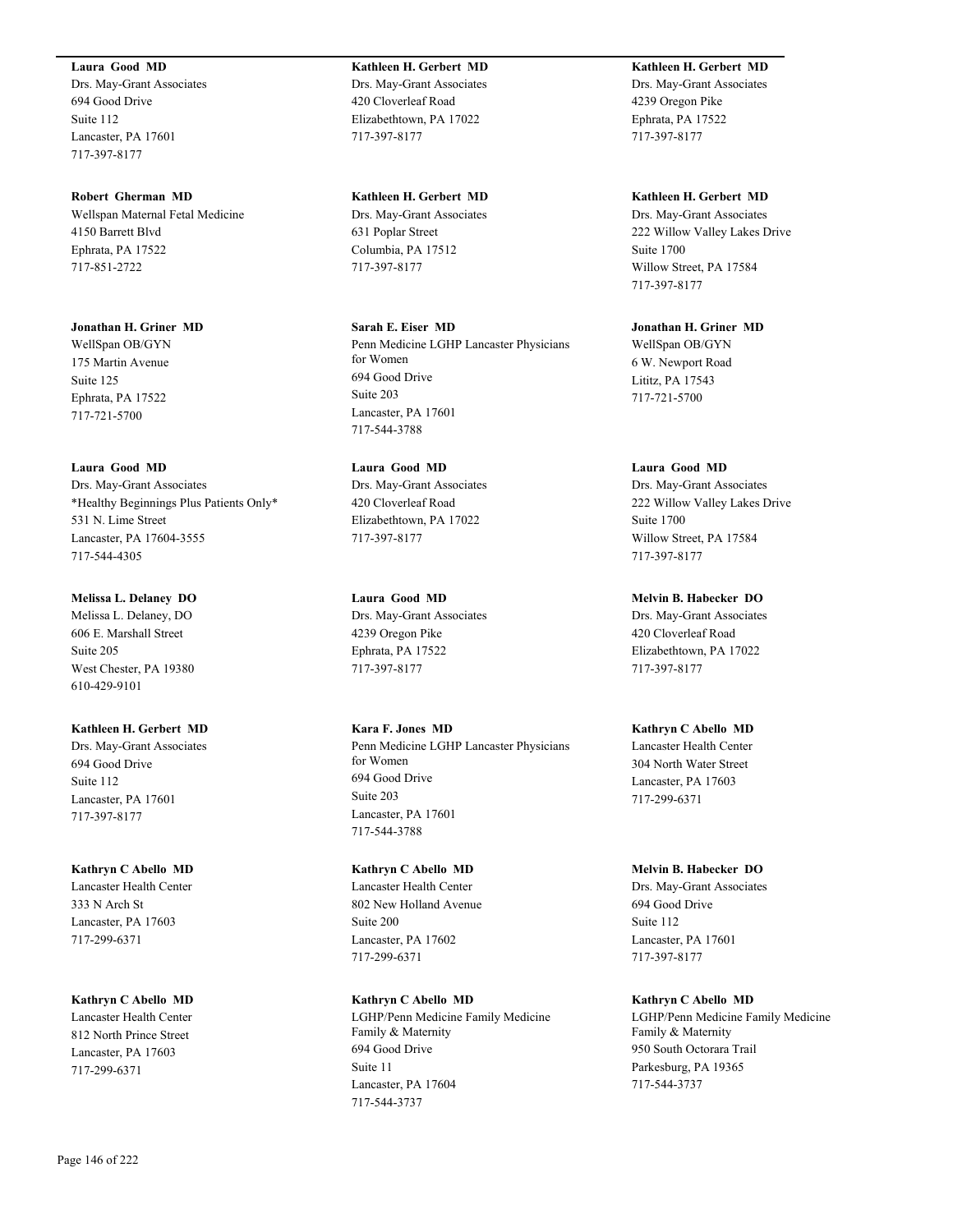**Laura Good MD**
Drs. May-Grant Associates
694 Good Drive
Suite 112
Lancaster, PA 17601
717-397-8177

**Robert Gherman MD**
Wellspan Maternal Fetal Medicine
4150 Barrett Blvd
Ephrata, PA 17522
717-851-2722

**Jonathan H. Griner MD**
WellSpan OB/GYN
175 Martin Avenue
Suite 125
Ephrata, PA 17522
717-721-5700

**Laura Good MD**
Drs. May-Grant Associates
*Healthy Beginnings Plus Patients Only*
531 N. Lime Street
Lancaster, PA 17604-3555
717-544-4305

**Melissa L. Delaney DO**
Melissa L. Delaney, DO
606 E. Marshall Street
Suite 205
West Chester, PA 19380
610-429-9101

**Kathleen H. Gerbert MD**
Drs. May-Grant Associates
694 Good Drive
Suite 112
Lancaster, PA 17601
717-397-8177

**Kathryn C Abello MD**
Lancaster Health Center
333 N Arch St
Lancaster, PA 17603
717-299-6371

**Kathryn C Abello MD**
Lancaster Health Center
812 North Prince Street
Lancaster, PA 17603
717-299-6371

**Kathleen H. Gerbert MD**
Drs. May-Grant Associates
420 Cloverleaf Road
Elizabethtown, PA 17022
717-397-8177

**Kathleen H. Gerbert MD**
Drs. May-Grant Associates
631 Poplar Street
Columbia, PA 17512
717-397-8177

**Sarah E. Eiser MD**
Penn Medicine LGHP Lancaster Physicians for Women
694 Good Drive
Suite 203
Lancaster, PA 17601
717-544-3788

**Laura Good MD**
Drs. May-Grant Associates
420 Cloverleaf Road
Elizabethtown, PA 17022
717-397-8177

**Laura Good MD**
Drs. May-Grant Associates
4239 Oregon Pike
Ephrata, PA 17522
717-397-8177

**Kara F. Jones MD**
Penn Medicine LGHP Lancaster Physicians for Women
694 Good Drive
Suite 203
Lancaster, PA 17601
717-544-3788

**Kathryn C Abello MD**
Lancaster Health Center
802 New Holland Avenue
Suite 200
Lancaster, PA 17602
717-299-6371

**Kathryn C Abello MD**
LGHP/Penn Medicine Family Medicine Family & Maternity
694 Good Drive
Suite 11
Lancaster, PA 17604
717-544-3737

**Kathleen H. Gerbert MD**
Drs. May-Grant Associates
4239 Oregon Pike
Ephrata, PA 17522
717-397-8177

**Kathleen H. Gerbert MD**
Drs. May-Grant Associates
222 Willow Valley Lakes Drive
Suite 1700
Willow Street, PA 17584
717-397-8177

**Jonathan H. Griner MD**
WellSpan OB/GYN
6 W. Newport Road
Lititz, PA 17543
717-721-5700

**Laura Good MD**
Drs. May-Grant Associates
222 Willow Valley Lakes Drive
Suite 1700
Willow Street, PA 17584
717-397-8177

**Melvin B. Habecker DO**
Drs. May-Grant Associates
420 Cloverleaf Road
Elizabethtown, PA 17022
717-397-8177

**Kathryn C Abello MD**
Lancaster Health Center
304 North Water Street
Lancaster, PA 17603
717-299-6371

**Melvin B. Habecker DO**
Drs. May-Grant Associates
694 Good Drive
Suite 112
Lancaster, PA 17601
717-397-8177

**Kathryn C Abello MD**
LGHP/Penn Medicine Family Medicine Family & Maternity
950 South Octorara Trail
Parkesburg, PA 19365
717-544-3737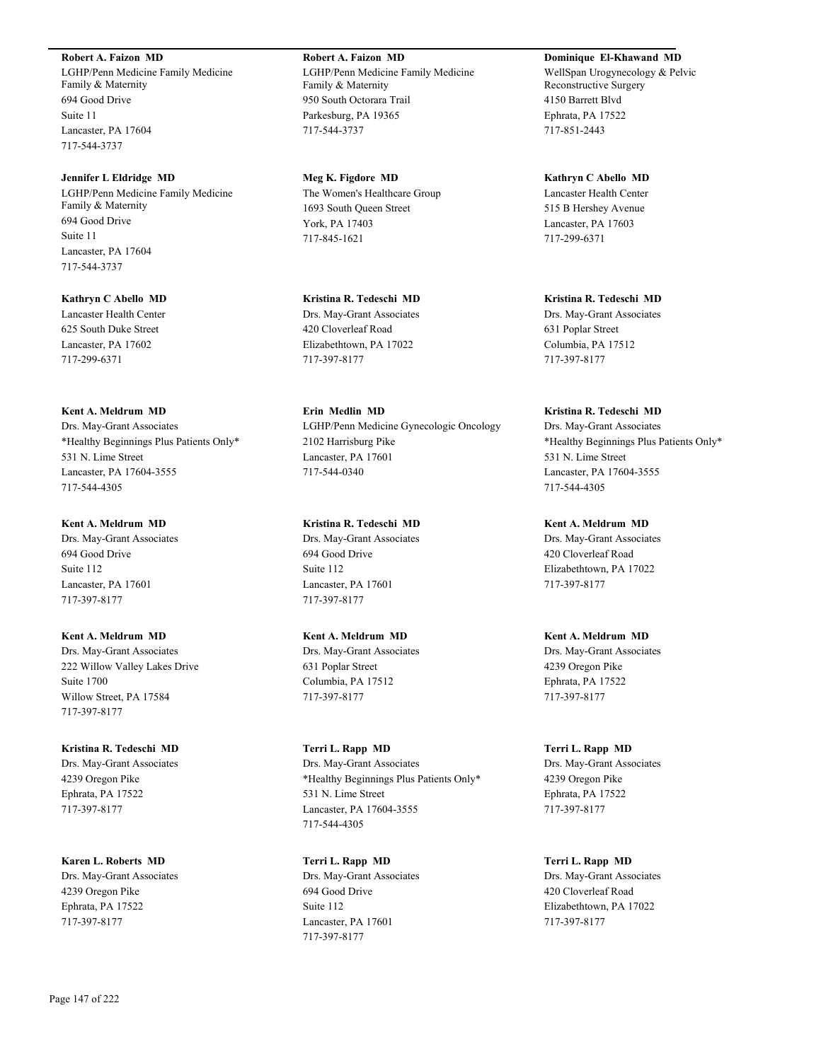**Robert A. Faizon MD**
LGHP/Penn Medicine Family Medicine Family & Maternity
694 Good Drive
Suite 11
Lancaster, PA 17604
717-544-3737

**Jennifer L Eldridge MD**
LGHP/Penn Medicine Family Medicine Family & Maternity
694 Good Drive
Suite 11
Lancaster, PA 17604
717-544-3737

**Kathryn C Abello MD**
Lancaster Health Center
625 South Duke Street
Lancaster, PA 17602
717-299-6371

**Kent A. Meldrum MD**
Drs. May-Grant Associates
*Healthy Beginnings Plus Patients Only*
531 N. Lime Street
Lancaster, PA 17604-3555
717-544-4305

**Kent A. Meldrum MD**
Drs. May-Grant Associates
694 Good Drive
Suite 112
Lancaster, PA 17601
717-397-8177

**Kent A. Meldrum MD**
Drs. May-Grant Associates
222 Willow Valley Lakes Drive
Suite 1700
Willow Street, PA 17584
717-397-8177

**Kristina R. Tedeschi MD**
Drs. May-Grant Associates
4239 Oregon Pike
Ephrata, PA 17522
717-397-8177

**Karen L. Roberts MD**
Drs. May-Grant Associates
4239 Oregon Pike
Ephrata, PA 17522
717-397-8177

**Robert A. Faizon MD**
LGHP/Penn Medicine Family Medicine Family & Maternity
950 South Octorara Trail
Parkesburg, PA 19365
717-544-3737

**Meg K. Figdore MD**
The Women's Healthcare Group
1693 South Queen Street
York, PA 17403
717-845-1621

**Kristina R. Tedeschi MD**
Drs. May-Grant Associates
420 Cloverleaf Road
Elizabethtown, PA 17022
717-397-8177

**Erin Medlin MD**
LGHP/Penn Medicine Gynecologic Oncology
2102 Harrisburg Pike
Lancaster, PA 17601
717-544-0340

**Kristina R. Tedeschi MD**
Drs. May-Grant Associates
694 Good Drive
Suite 112
Lancaster, PA 17601
717-397-8177

**Kent A. Meldrum MD**
Drs. May-Grant Associates
631 Poplar Street
Columbia, PA 17512
717-397-8177

**Terri L. Rapp MD**
Drs. May-Grant Associates
*Healthy Beginnings Plus Patients Only*
531 N. Lime Street
Lancaster, PA 17604-3555
717-544-4305

**Terri L. Rapp MD**
Drs. May-Grant Associates
694 Good Drive
Suite 112
Lancaster, PA 17601
717-397-8177

**Dominique El-Khawand MD**
WellSpan Urogynecology & Pelvic Reconstructive Surgery
4150 Barrett Blvd
Ephrata, PA 17522
717-851-2443

**Kathryn C Abello MD**
Lancaster Health Center
515 B Hershey Avenue
Lancaster, PA 17603
717-299-6371

**Kristina R. Tedeschi MD**
Drs. May-Grant Associates
631 Poplar Street
Columbia, PA 17512
717-397-8177

**Kristina R. Tedeschi MD**
Drs. May-Grant Associates
*Healthy Beginnings Plus Patients Only*
531 N. Lime Street
Lancaster, PA 17604-3555
717-544-4305

**Kent A. Meldrum MD**
Drs. May-Grant Associates
420 Cloverleaf Road
Elizabethtown, PA 17022
717-397-8177

**Kent A. Meldrum MD**
Drs. May-Grant Associates
4239 Oregon Pike
Ephrata, PA 17522
717-397-8177

**Terri L. Rapp MD**
Drs. May-Grant Associates
4239 Oregon Pike
Ephrata, PA 17522
717-397-8177

**Terri L. Rapp MD**
Drs. May-Grant Associates
420 Cloverleaf Road
Elizabethtown, PA 17022
717-397-8177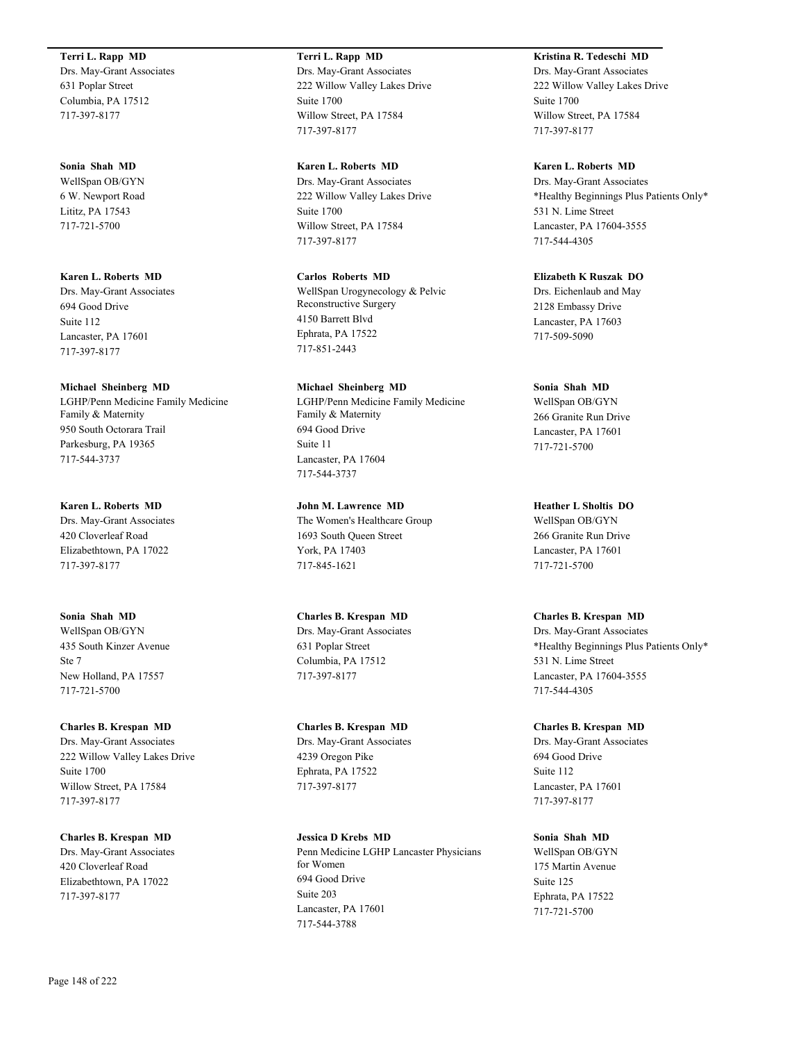**Terri L. Rapp MD**
Drs. May-Grant Associates
631 Poplar Street
Columbia, PA 17512
717-397-8177

**Sonia Shah MD**
WellSpan OB/GYN
6 W. Newport Road
Lititz, PA 17543
717-721-5700

**Karen L. Roberts MD**
Drs. May-Grant Associates
694 Good Drive
Suite 112
Lancaster, PA 17601
717-397-8177

**Michael Sheinberg MD**
LGHP/Penn Medicine Family Medicine Family & Maternity
950 South Octorara Trail
Parkesburg, PA 19365
717-544-3737

**Karen L. Roberts MD**
Drs. May-Grant Associates
420 Cloverleaf Road
Elizabethtown, PA 17022
717-397-8177

**Sonia Shah MD**
WellSpan OB/GYN
435 South Kinzer Avenue
Ste 7
New Holland, PA 17557
717-721-5700

**Charles B. Krespan MD**
Drs. May-Grant Associates
222 Willow Valley Lakes Drive
Suite 1700
Willow Street, PA 17584
717-397-8177

**Charles B. Krespan MD**
Drs. May-Grant Associates
420 Cloverleaf Road
Elizabethtown, PA 17022
717-397-8177

**Terri L. Rapp MD**
Drs. May-Grant Associates
222 Willow Valley Lakes Drive
Suite 1700
Willow Street, PA 17584
717-397-8177

**Karen L. Roberts MD**
Drs. May-Grant Associates
222 Willow Valley Lakes Drive
Suite 1700
Willow Street, PA 17584
717-397-8177

**Carlos Roberts MD**
WellSpan Urogynecology & Pelvic Reconstructive Surgery
4150 Barrett Blvd
Ephrata, PA 17522
717-851-2443

**Michael Sheinberg MD**
LGHP/Penn Medicine Family Medicine Family & Maternity
694 Good Drive
Suite 11
Lancaster, PA 17604
717-544-3737

**John M. Lawrence MD**
The Women's Healthcare Group
1693 South Queen Street
York, PA 17403
717-845-1621

**Charles B. Krespan MD**
Drs. May-Grant Associates
631 Poplar Street
Columbia, PA 17512
717-397-8177

**Charles B. Krespan MD**
Drs. May-Grant Associates
4239 Oregon Pike
Ephrata, PA 17522
717-397-8177

**Jessica D Krebs MD**
Penn Medicine LGHP Lancaster Physicians for Women
694 Good Drive
Suite 203
Lancaster, PA 17601
717-544-3788

**Kristina R. Tedeschi MD**
Drs. May-Grant Associates
222 Willow Valley Lakes Drive
Suite 1700
Willow Street, PA 17584
717-397-8177

**Karen L. Roberts MD**
Drs. May-Grant Associates
*Healthy Beginnings Plus Patients Only*
531 N. Lime Street
Lancaster, PA 17604-3555
717-544-4305

**Elizabeth K Ruszak DO**
Drs. Eichenlaub and May
2128 Embassy Drive
Lancaster, PA 17603
717-509-5090

**Sonia Shah MD**
WellSpan OB/GYN
266 Granite Run Drive
Lancaster, PA 17601
717-721-5700

**Heather L Sholtis DO**
WellSpan OB/GYN
266 Granite Run Drive
Lancaster, PA 17601
717-721-5700

**Charles B. Krespan MD**
Drs. May-Grant Associates
*Healthy Beginnings Plus Patients Only*
531 N. Lime Street
Lancaster, PA 17604-3555
717-544-4305

**Charles B. Krespan MD**
Drs. May-Grant Associates
694 Good Drive
Suite 112
Lancaster, PA 17601
717-397-8177

**Sonia Shah MD**
WellSpan OB/GYN
175 Martin Avenue
Suite 125
Ephrata, PA 17522
717-721-5700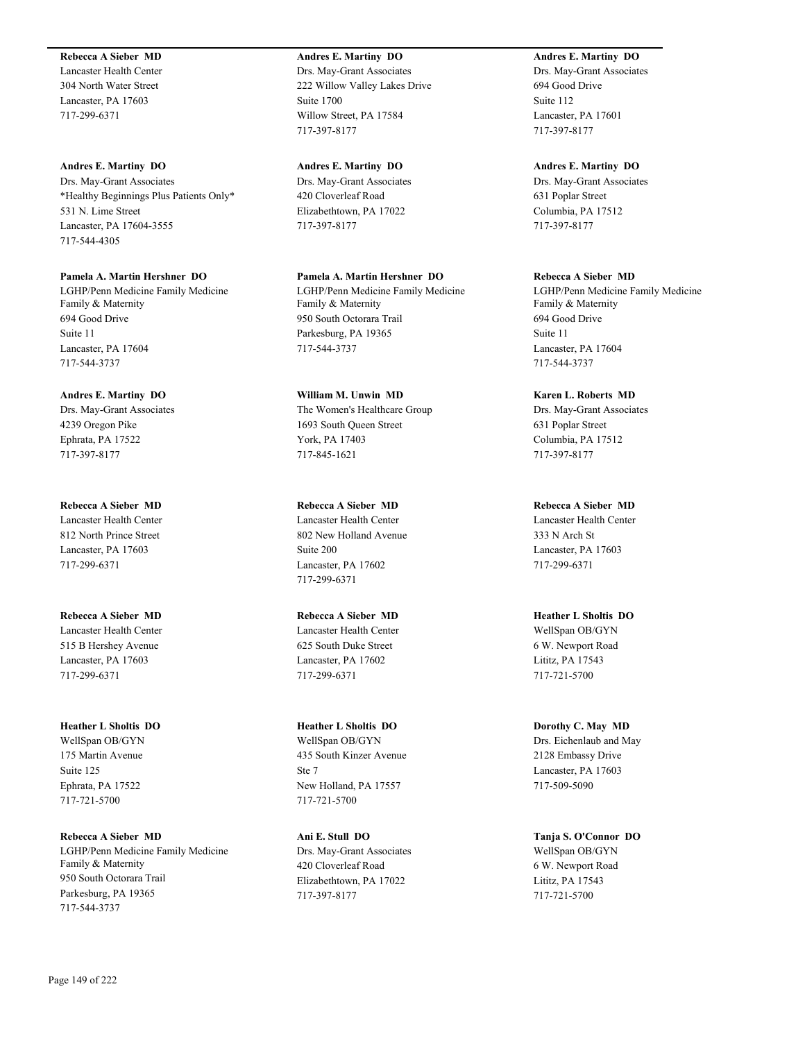**Rebecca A Sieber MD**
Lancaster Health Center
304 North Water Street
Lancaster, PA 17603
717-299-6371

**Andres E. Martiny DO**
Drs. May-Grant Associates
222 Willow Valley Lakes Drive
Suite 1700
Willow Street, PA 17584
717-397-8177

**Andres E. Martiny DO**
Drs. May-Grant Associates
694 Good Drive
Suite 112
Lancaster, PA 17601
717-397-8177

**Andres E. Martiny DO**
Drs. May-Grant Associates
*Healthy Beginnings Plus Patients Only*
531 N. Lime Street
Lancaster, PA 17604-3555
717-544-4305

**Andres E. Martiny DO**
Drs. May-Grant Associates
420 Cloverleaf Road
Elizabethtown, PA 17022
717-397-8177

**Andres E. Martiny DO**
Drs. May-Grant Associates
631 Poplar Street
Columbia, PA 17512
717-397-8177

**Pamela A. Martin Hershner DO**
LGHP/Penn Medicine Family Medicine Family & Maternity
694 Good Drive
Suite 11
Lancaster, PA 17604
717-544-3737

**Pamela A. Martin Hershner DO**
LGHP/Penn Medicine Family Medicine Family & Maternity
950 South Octorara Trail
Parkesburg, PA 19365
717-544-3737

**Rebecca A Sieber MD**
LGHP/Penn Medicine Family Medicine Family & Maternity
694 Good Drive
Suite 11
Lancaster, PA 17604
717-544-3737

**Andres E. Martiny DO**
Drs. May-Grant Associates
4239 Oregon Pike
Ephrata, PA 17522
717-397-8177

**William M. Unwin MD**
The Women's Healthcare Group
1693 South Queen Street
York, PA 17403
717-845-1621

**Karen L. Roberts MD**
Drs. May-Grant Associates
631 Poplar Street
Columbia, PA 17512
717-397-8177

**Rebecca A Sieber MD**
Lancaster Health Center
812 North Prince Street
Lancaster, PA 17603
717-299-6371

**Rebecca A Sieber MD**
Lancaster Health Center
802 New Holland Avenue
Suite 200
Lancaster, PA 17602
717-299-6371

**Rebecca A Sieber MD**
Lancaster Health Center
333 N Arch St
Lancaster, PA 17603
717-299-6371

**Rebecca A Sieber MD**
Lancaster Health Center
515 B Hershey Avenue
Lancaster, PA 17603
717-299-6371

**Rebecca A Sieber MD**
Lancaster Health Center
625 South Duke Street
Lancaster, PA 17602
717-299-6371

**Heather L Sholtis DO**
WellSpan OB/GYN
6 W. Newport Road
Lititz, PA 17543
717-721-5700

**Heather L Sholtis DO**
WellSpan OB/GYN
175 Martin Avenue
Suite 125
Ephrata, PA 17522
717-721-5700

**Heather L Sholtis DO**
WellSpan OB/GYN
435 South Kinzer Avenue
Ste 7
New Holland, PA 17557
717-721-5700

**Dorothy C. May MD**
Drs. Eichenlaub and May
2128 Embassy Drive
Lancaster, PA 17603
717-509-5090

**Rebecca A Sieber MD**
LGHP/Penn Medicine Family Medicine Family & Maternity
950 South Octorara Trail
Parkesburg, PA 19365
717-544-3737

**Ani E. Stull DO**
Drs. May-Grant Associates
420 Cloverleaf Road
Elizabethtown, PA 17022
717-397-8177

**Tanja S. O'Connor DO**
WellSpan OB/GYN
6 W. Newport Road
Lititz, PA 17543
717-721-5700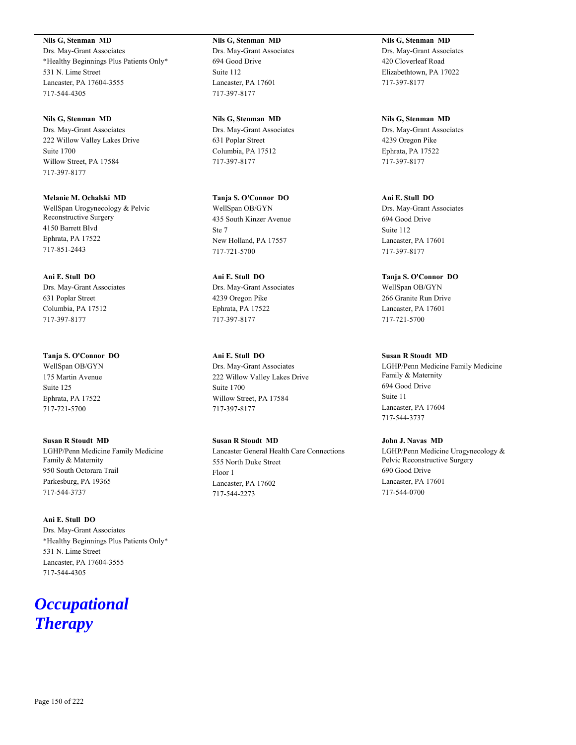**Nils G, Stenman MD**
Drs. May-Grant Associates
*Healthy Beginnings Plus Patients Only*
531 N. Lime Street
Lancaster, PA 17604-3555
717-544-4305

**Nils G, Stenman MD**
Drs. May-Grant Associates
694 Good Drive
Suite 112
Lancaster, PA 17601
717-397-8177

**Nils G, Stenman MD**
Drs. May-Grant Associates
420 Cloverleaf Road
Elizabethtown, PA 17022
717-397-8177

**Nils G, Stenman MD**
Drs. May-Grant Associates
222 Willow Valley Lakes Drive
Suite 1700
Willow Street, PA 17584
717-397-8177

**Nils G, Stenman MD**
Drs. May-Grant Associates
631 Poplar Street
Columbia, PA 17512
717-397-8177

**Nils G, Stenman MD**
Drs. May-Grant Associates
4239 Oregon Pike
Ephrata, PA 17522
717-397-8177

**Melanie M. Ochalski MD**
WellSpan Urogynecology & Pelvic Reconstructive Surgery
4150 Barrett Blvd
Ephrata, PA 17522
717-851-2443

**Tanja S. O'Connor DO**
WellSpan OB/GYN
435 South Kinzer Avenue
Ste 7
New Holland, PA 17557
717-721-5700

**Ani E. Stull DO**
Drs. May-Grant Associates
694 Good Drive
Suite 112
Lancaster, PA 17601
717-397-8177

**Ani E. Stull DO**
Drs. May-Grant Associates
631 Poplar Street
Columbia, PA 17512
717-397-8177

**Ani E. Stull DO**
Drs. May-Grant Associates
4239 Oregon Pike
Ephrata, PA 17522
717-397-8177

**Tanja S. O'Connor DO**
WellSpan OB/GYN
266 Granite Run Drive
Lancaster, PA 17601
717-721-5700

**Tanja S. O'Connor DO**
WellSpan OB/GYN
175 Martin Avenue
Suite 125
Ephrata, PA 17522
717-721-5700

**Ani E. Stull DO**
Drs. May-Grant Associates
222 Willow Valley Lakes Drive
Suite 1700
Willow Street, PA 17584
717-397-8177

**Susan R Stoudt MD**
LGHP/Penn Medicine Family Medicine Family & Maternity
694 Good Drive
Suite 11
Lancaster, PA 17604
717-544-3737

**Susan R Stoudt MD**
LGHP/Penn Medicine Family Medicine Family & Maternity
950 South Octorara Trail
Parkesburg, PA 19365
717-544-3737

**Susan R Stoudt MD**
Lancaster General Health Care Connections
555 North Duke Street
Floor 1
Lancaster, PA 17602
717-544-2273

**John J. Navas MD**
LGHP/Penn Medicine Urogynecology & Pelvic Reconstructive Surgery
690 Good Drive
Lancaster, PA 17601
717-544-0700

**Ani E. Stull DO**
Drs. May-Grant Associates
*Healthy Beginnings Plus Patients Only*
531 N. Lime Street
Lancaster, PA 17604-3555
717-544-4305

# *Occupational Therapy*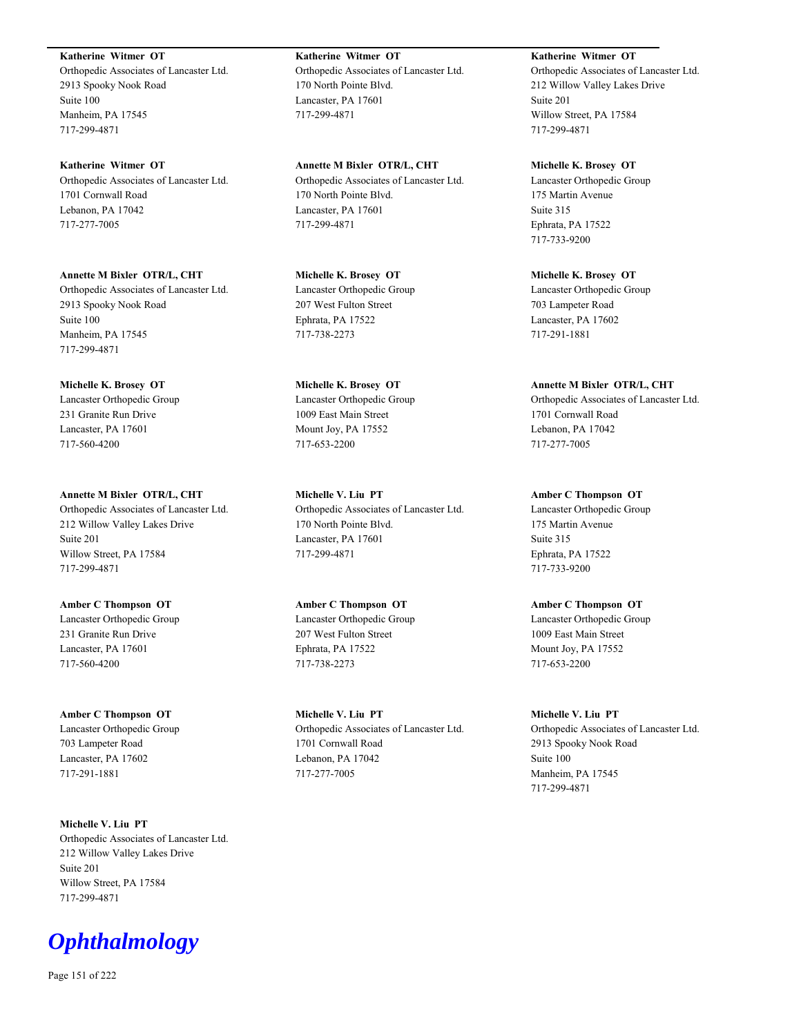**Katherine Witmer OT**
Orthopedic Associates of Lancaster Ltd.
2913 Spooky Nook Road
Suite 100
Manheim, PA 17545
717-299-4871

**Katherine Witmer OT**
Orthopedic Associates of Lancaster Ltd.
1701 Cornwall Road
Lebanon, PA 17042
717-277-7005

**Annette M Bixler OTR/L, CHT**
Orthopedic Associates of Lancaster Ltd.
2913 Spooky Nook Road
Suite 100
Manheim, PA 17545
717-299-4871

**Michelle K. Brosey OT**
Lancaster Orthopedic Group
231 Granite Run Drive
Lancaster, PA 17601
717-560-4200

**Annette M Bixler OTR/L, CHT**
Orthopedic Associates of Lancaster Ltd.
212 Willow Valley Lakes Drive
Suite 201
Willow Street, PA 17584
717-299-4871

**Amber C Thompson OT**
Lancaster Orthopedic Group
231 Granite Run Drive
Lancaster, PA 17601
717-560-4200

**Amber C Thompson OT**
Lancaster Orthopedic Group
703 Lampeter Road
Lancaster, PA 17602
717-291-1881

**Michelle V. Liu PT**
Orthopedic Associates of Lancaster Ltd.
212 Willow Valley Lakes Drive
Suite 201
Willow Street, PA 17584
717-299-4871

**Katherine Witmer OT**
Orthopedic Associates of Lancaster Ltd.
170 North Pointe Blvd.
Lancaster, PA 17601
717-299-4871

**Annette M Bixler OTR/L, CHT**
Orthopedic Associates of Lancaster Ltd.
170 North Pointe Blvd.
Lancaster, PA 17601
717-299-4871

**Michelle K. Brosey OT**
Lancaster Orthopedic Group
207 West Fulton Street
Ephrata, PA 17522
717-738-2273

**Michelle K. Brosey OT**
Lancaster Orthopedic Group
1009 East Main Street
Mount Joy, PA 17552
717-653-2200

**Michelle V. Liu PT**
Orthopedic Associates of Lancaster Ltd.
170 North Pointe Blvd.
Lancaster, PA 17601
717-299-4871

**Amber C Thompson OT**
Lancaster Orthopedic Group
207 West Fulton Street
Ephrata, PA 17522
717-738-2273

**Michelle V. Liu PT**
Orthopedic Associates of Lancaster Ltd.
1701 Cornwall Road
Lebanon, PA 17042
717-277-7005

**Katherine Witmer OT**
Orthopedic Associates of Lancaster Ltd.
212 Willow Valley Lakes Drive
Suite 201
Willow Street, PA 17584
717-299-4871

**Michelle K. Brosey OT**
Lancaster Orthopedic Group
175 Martin Avenue
Suite 315
Ephrata, PA 17522
717-733-9200

**Michelle K. Brosey OT**
Lancaster Orthopedic Group
703 Lampeter Road
Lancaster, PA 17602
717-291-1881

**Annette M Bixler OTR/L, CHT**
Orthopedic Associates of Lancaster Ltd.
1701 Cornwall Road
Lebanon, PA 17042
717-277-7005

**Amber C Thompson OT**
Lancaster Orthopedic Group
175 Martin Avenue
Suite 315
Ephrata, PA 17522
717-733-9200

**Amber C Thompson OT**
Lancaster Orthopedic Group
1009 East Main Street
Mount Joy, PA 17552
717-653-2200

**Michelle V. Liu PT**
Orthopedic Associates of Lancaster Ltd.
2913 Spooky Nook Road
Suite 100
Manheim, PA 17545
717-299-4871

# *Ophthalmology*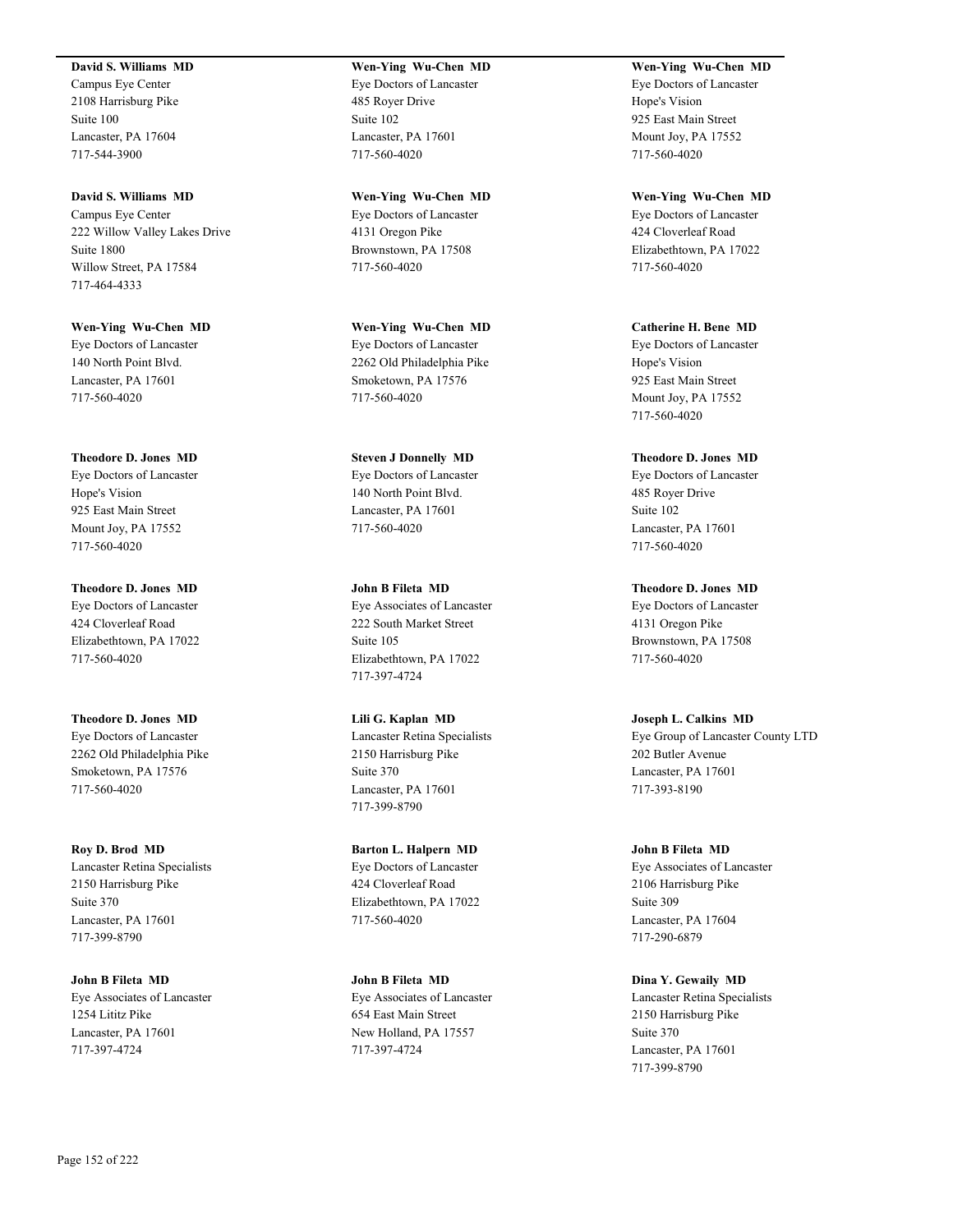**David S. Williams MD**
Campus Eye Center
2108 Harrisburg Pike
Suite 100
Lancaster, PA 17604
717-544-3900

**David S. Williams MD**
Campus Eye Center
222 Willow Valley Lakes Drive
Suite 1800
Willow Street, PA 17584
717-464-4333

**Wen-Ying Wu-Chen MD**
Eye Doctors of Lancaster
140 North Point Blvd.
Lancaster, PA 17601
717-560-4020

**Theodore D. Jones MD**
Eye Doctors of Lancaster
Hope's Vision
925 East Main Street
Mount Joy, PA 17552
717-560-4020

**Theodore D. Jones MD**
Eye Doctors of Lancaster
424 Cloverleaf Road
Elizabethtown, PA 17022
717-560-4020

**Theodore D. Jones MD**
Eye Doctors of Lancaster
2262 Old Philadelphia Pike
Smoketown, PA 17576
717-560-4020

**Roy D. Brod MD**
Lancaster Retina Specialists
2150 Harrisburg Pike
Suite 370
Lancaster, PA 17601
717-399-8790

**John B Fileta MD**
Eye Associates of Lancaster
1254 Lititz Pike
Lancaster, PA 17601
717-397-4724

**Wen-Ying Wu-Chen MD**
Eye Doctors of Lancaster
485 Royer Drive
Suite 102
Lancaster, PA 17601
717-560-4020

**Wen-Ying Wu-Chen MD**
Eye Doctors of Lancaster
4131 Oregon Pike
Brownstown, PA 17508
717-560-4020

**Wen-Ying Wu-Chen MD**
Eye Doctors of Lancaster
2262 Old Philadelphia Pike
Smoketown, PA 17576
717-560-4020

**Steven J Donnelly MD**
Eye Doctors of Lancaster
140 North Point Blvd.
Lancaster, PA 17601
717-560-4020

**John B Fileta MD**
Eye Associates of Lancaster
222 South Market Street
Suite 105
Elizabethtown, PA 17022
717-397-4724

**Lili G. Kaplan MD**
Lancaster Retina Specialists
2150 Harrisburg Pike
Suite 370
Lancaster, PA 17601
717-399-8790

**Barton L. Halpern MD**
Eye Doctors of Lancaster
424 Cloverleaf Road
Elizabethtown, PA 17022
717-560-4020

**John B Fileta MD**
Eye Associates of Lancaster
654 East Main Street
New Holland, PA 17557
717-397-4724

**Wen-Ying Wu-Chen MD**
Eye Doctors of Lancaster
Hope's Vision
925 East Main Street
Mount Joy, PA 17552
717-560-4020

**Wen-Ying Wu-Chen MD**
Eye Doctors of Lancaster
424 Cloverleaf Road
Elizabethtown, PA 17022
717-560-4020

**Catherine H. Bene MD**
Eye Doctors of Lancaster
Hope's Vision
925 East Main Street
Mount Joy, PA 17552
717-560-4020

**Theodore D. Jones MD**
Eye Doctors of Lancaster
485 Royer Drive
Suite 102
Lancaster, PA 17601
717-560-4020

**Theodore D. Jones MD**
Eye Doctors of Lancaster
4131 Oregon Pike
Brownstown, PA 17508
717-560-4020

**Joseph L. Calkins MD**
Eye Group of Lancaster County LTD
202 Butler Avenue
Lancaster, PA 17601
717-393-8190

**John B Fileta MD**
Eye Associates of Lancaster
2106 Harrisburg Pike
Suite 309
Lancaster, PA 17604
717-290-6879

**Dina Y. Gewaily MD**
Lancaster Retina Specialists
2150 Harrisburg Pike
Suite 370
Lancaster, PA 17601
717-399-8790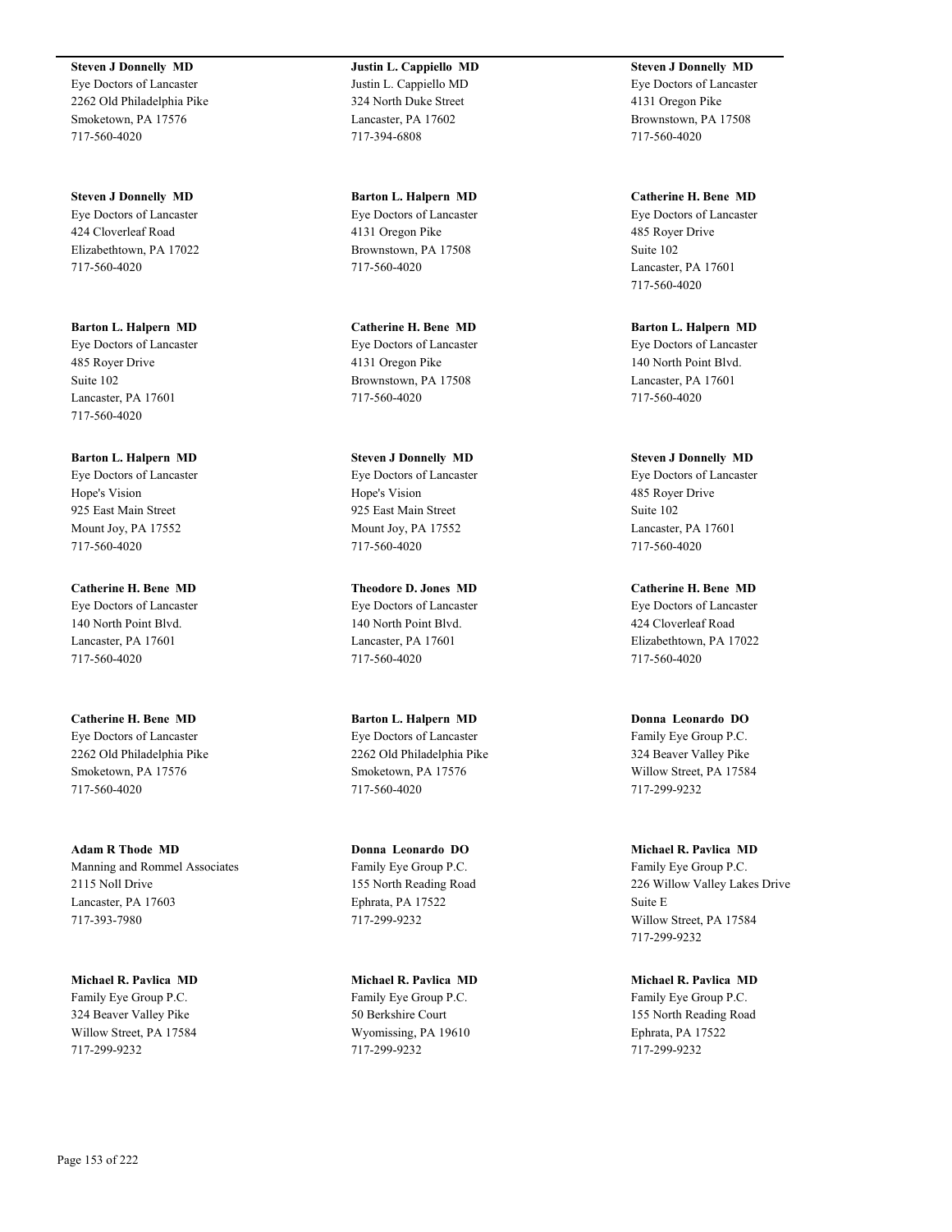**Steven J Donnelly MD**
Eye Doctors of Lancaster
2262 Old Philadelphia Pike
Smoketown, PA 17576
717-560-4020

**Steven J Donnelly MD**
Eye Doctors of Lancaster
424 Cloverleaf Road
Elizabethtown, PA 17022
717-560-4020

**Barton L. Halpern MD**
Eye Doctors of Lancaster
485 Royer Drive
Suite 102
Lancaster, PA 17601
717-560-4020

**Barton L. Halpern MD**
Eye Doctors of Lancaster
Hope's Vision
925 East Main Street
Mount Joy, PA 17552
717-560-4020

**Catherine H. Bene MD**
Eye Doctors of Lancaster
140 North Point Blvd.
Lancaster, PA 17601
717-560-4020

**Catherine H. Bene MD**
Eye Doctors of Lancaster
2262 Old Philadelphia Pike
Smoketown, PA 17576
717-560-4020

**Adam R Thode MD**
Manning and Rommel Associates
2115 Noll Drive
Lancaster, PA 17603
717-393-7980

**Michael R. Pavlica MD**
Family Eye Group P.C.
324 Beaver Valley Pike
Willow Street, PA 17584
717-299-9232

**Justin L. Cappiello MD**
Justin L. Cappiello MD
324 North Duke Street
Lancaster, PA 17602
717-394-6808

**Barton L. Halpern MD**
Eye Doctors of Lancaster
4131 Oregon Pike
Brownstown, PA 17508
717-560-4020

**Catherine H. Bene MD**
Eye Doctors of Lancaster
4131 Oregon Pike
Brownstown, PA 17508
717-560-4020

**Steven J Donnelly MD**
Eye Doctors of Lancaster
Hope's Vision
925 East Main Street
Mount Joy, PA 17552
717-560-4020

**Theodore D. Jones MD**
Eye Doctors of Lancaster
140 North Point Blvd.
Lancaster, PA 17601
717-560-4020

**Barton L. Halpern MD**
Eye Doctors of Lancaster
2262 Old Philadelphia Pike
Smoketown, PA 17576
717-560-4020

**Donna Leonardo DO**
Family Eye Group P.C.
155 North Reading Road
Ephrata, PA 17522
717-299-9232

**Michael R. Pavlica MD**
Family Eye Group P.C.
50 Berkshire Court
Wyomissing, PA 19610
717-299-9232

**Steven J Donnelly MD**
Eye Doctors of Lancaster
4131 Oregon Pike
Brownstown, PA 17508
717-560-4020

**Catherine H. Bene MD**
Eye Doctors of Lancaster
485 Royer Drive
Suite 102
Lancaster, PA 17601
717-560-4020

**Barton L. Halpern MD**
Eye Doctors of Lancaster
140 North Point Blvd.
Lancaster, PA 17601
717-560-4020

**Steven J Donnelly MD**
Eye Doctors of Lancaster
485 Royer Drive
Suite 102
Lancaster, PA 17601
717-560-4020

**Catherine H. Bene MD**
Eye Doctors of Lancaster
424 Cloverleaf Road
Elizabethtown, PA 17022
717-560-4020

**Donna Leonardo DO**
Family Eye Group P.C.
324 Beaver Valley Pike
Willow Street, PA 17584
717-299-9232

**Michael R. Pavlica MD**
Family Eye Group P.C.
226 Willow Valley Lakes Drive
Suite E
Willow Street, PA 17584
717-299-9232

**Michael R. Pavlica MD**
Family Eye Group P.C.
155 North Reading Road
Ephrata, PA 17522
717-299-9232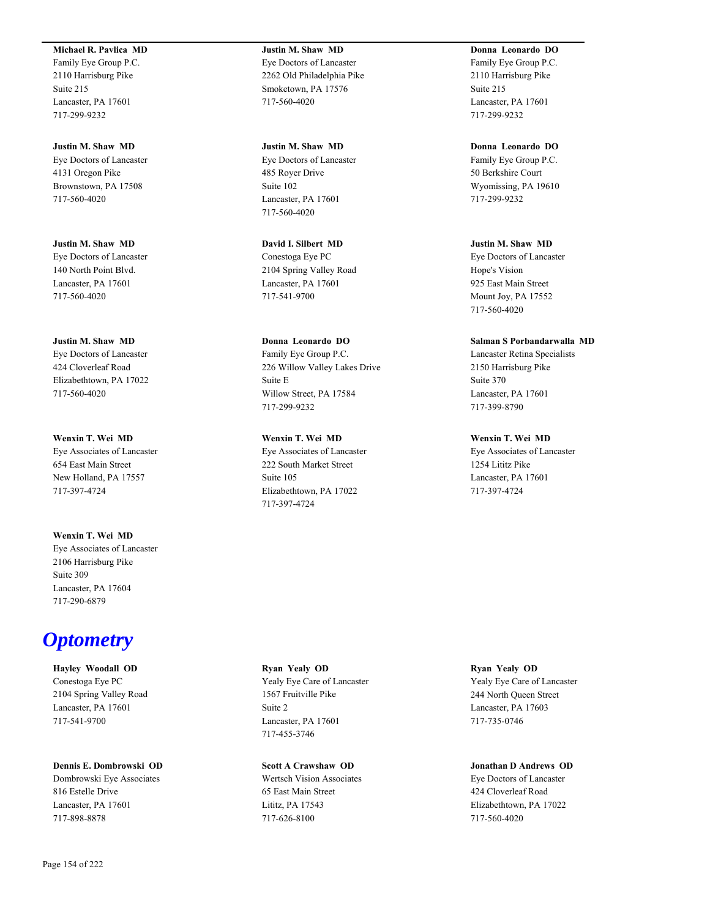**Michael R. Pavlica MD**
Family Eye Group P.C.
2110 Harrisburg Pike
Suite 215
Lancaster, PA 17601
717-299-9232

**Justin M. Shaw MD**
Eye Doctors of Lancaster
4131 Oregon Pike
Brownstown, PA 17508
717-560-4020

**Justin M. Shaw MD**
Eye Doctors of Lancaster
140 North Point Blvd.
Lancaster, PA 17601
717-560-4020

**Justin M. Shaw MD**
Eye Doctors of Lancaster
424 Cloverleaf Road
Elizabethtown, PA 17022
717-560-4020

**Wenxin T. Wei MD**
Eye Associates of Lancaster
654 East Main Street
New Holland, PA 17557
717-397-4724

**Wenxin T. Wei MD**
Eye Associates of Lancaster
2106 Harrisburg Pike
Suite 309
Lancaster, PA 17604
717-290-6879

**Justin M. Shaw MD**
Eye Doctors of Lancaster
2262 Old Philadelphia Pike
Smoketown, PA 17576
717-560-4020

**Justin M. Shaw MD**
Eye Doctors of Lancaster
485 Royer Drive
Suite 102
Lancaster, PA 17601
717-560-4020

**David I. Silbert MD**
Conestoga Eye PC
2104 Spring Valley Road
Lancaster, PA 17601
717-541-9700

**Donna Leonardo DO**
Family Eye Group P.C.
226 Willow Valley Lakes Drive
Suite E
Willow Street, PA 17584
717-299-9232

**Wenxin T. Wei MD**
Eye Associates of Lancaster
222 South Market Street
Suite 105
Elizabethtown, PA 17022
717-397-4724

**Donna Leonardo DO**
Family Eye Group P.C.
2110 Harrisburg Pike
Suite 215
Lancaster, PA 17601
717-299-9232

**Donna Leonardo DO**
Family Eye Group P.C.
50 Berkshire Court
Wyomissing, PA 19610
717-299-9232

**Justin M. Shaw MD**
Eye Doctors of Lancaster
Hope's Vision
925 East Main Street
Mount Joy, PA 17552
717-560-4020

**Salman S Porbandarwalla MD**
Lancaster Retina Specialists
2150 Harrisburg Pike
Suite 370
Lancaster, PA 17601
717-399-8790

**Wenxin T. Wei MD**
Eye Associates of Lancaster
1254 Lititz Pike
Lancaster, PA 17601
717-397-4724

# *Optometry*

**Hayley Woodall OD**
Conestoga Eye PC
2104 Spring Valley Road
Lancaster, PA 17601
717-541-9700

**Dennis E. Dombrowski OD**
Dombrowski Eye Associates
816 Estelle Drive
Lancaster, PA 17601
717-898-8878

**Ryan Yealy OD**
Yealy Eye Care of Lancaster
1567 Fruitville Pike
Suite 2
Lancaster, PA 17601
717-455-3746

**Scott A Crawshaw OD**
Wertsch Vision Associates
65 East Main Street
Lititz, PA 17543
717-626-8100

**Ryan Yealy OD**
Yealy Eye Care of Lancaster
244 North Queen Street
Lancaster, PA 17603
717-735-0746

**Jonathan D Andrews OD**
Eye Doctors of Lancaster
424 Cloverleaf Road
Elizabethtown, PA 17022
717-560-4020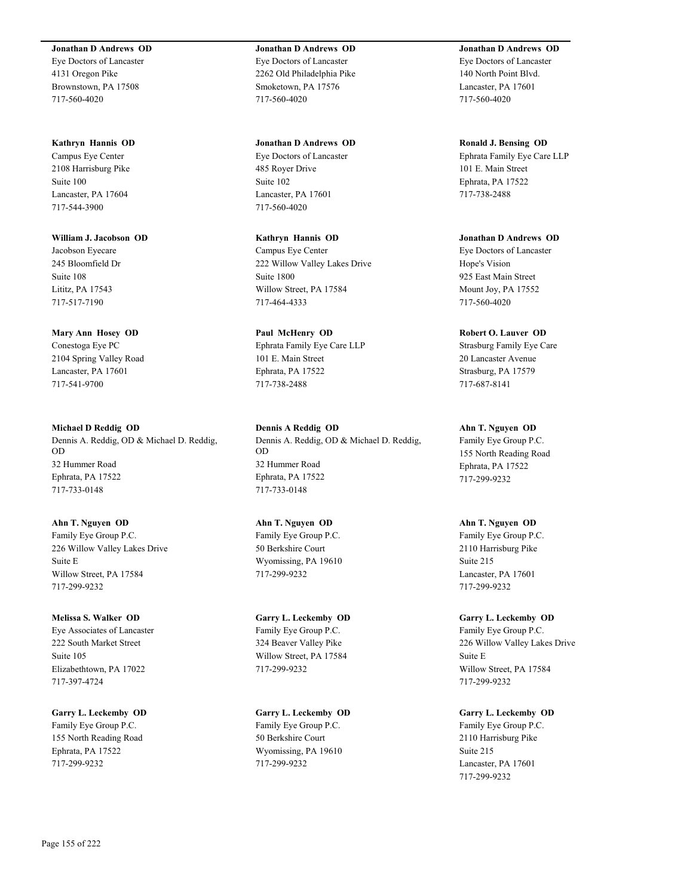**Jonathan D Andrews OD**
Eye Doctors of Lancaster
4131 Oregon Pike
Brownstown, PA 17508
717-560-4020

**Kathryn Hannis OD**
Campus Eye Center
2108 Harrisburg Pike
Suite 100
Lancaster, PA 17604
717-544-3900

**William J. Jacobson OD**
Jacobson Eyecare
245 Bloomfield Dr
Suite 108
Lititz, PA 17543
717-517-7190

**Mary Ann Hosey OD**
Conestoga Eye PC
2104 Spring Valley Road
Lancaster, PA 17601
717-541-9700

**Michael D Reddig OD**
Dennis A. Reddig, OD & Michael D. Reddig, OD
32 Hummer Road
Ephrata, PA 17522
717-733-0148

**Ahn T. Nguyen OD**
Family Eye Group P.C.
226 Willow Valley Lakes Drive
Suite E
Willow Street, PA 17584
717-299-9232

**Melissa S. Walker OD**
Eye Associates of Lancaster
222 South Market Street
Suite 105
Elizabethtown, PA 17022
717-397-4724

**Garry L. Leckemby OD**
Family Eye Group P.C.
155 North Reading Road
Ephrata, PA 17522
717-299-9232

**Jonathan D Andrews OD**
Eye Doctors of Lancaster
2262 Old Philadelphia Pike
Smoketown, PA 17576
717-560-4020

**Jonathan D Andrews OD**
Eye Doctors of Lancaster
485 Royer Drive
Suite 102
Lancaster, PA 17601
717-560-4020

**Kathryn Hannis OD**
Campus Eye Center
222 Willow Valley Lakes Drive
Suite 1800
Willow Street, PA 17584
717-464-4333

**Paul McHenry OD**
Ephrata Family Eye Care LLP
101 E. Main Street
Ephrata, PA 17522
717-738-2488

**Dennis A Reddig OD**
Dennis A. Reddig, OD & Michael D. Reddig, OD
32 Hummer Road
Ephrata, PA 17522
717-733-0148

**Ahn T. Nguyen OD**
Family Eye Group P.C.
50 Berkshire Court
Wyomissing, PA 19610
717-299-9232

**Garry L. Leckemby OD**
Family Eye Group P.C.
324 Beaver Valley Pike
Willow Street, PA 17584
717-299-9232

**Garry L. Leckemby OD**
Family Eye Group P.C.
50 Berkshire Court
Wyomissing, PA 19610
717-299-9232

**Jonathan D Andrews OD**
Eye Doctors of Lancaster
140 North Point Blvd.
Lancaster, PA 17601
717-560-4020

**Ronald J. Bensing OD**
Ephrata Family Eye Care LLP
101 E. Main Street
Ephrata, PA 17522
717-738-2488

**Jonathan D Andrews OD**
Eye Doctors of Lancaster
Hope's Vision
925 East Main Street
Mount Joy, PA 17552
717-560-4020

**Robert O. Lauver OD**
Strasburg Family Eye Care
20 Lancaster Avenue
Strasburg, PA 17579
717-687-8141

**Ahn T. Nguyen OD**
Family Eye Group P.C.
155 North Reading Road
Ephrata, PA 17522
717-299-9232

**Ahn T. Nguyen OD**
Family Eye Group P.C.
2110 Harrisburg Pike
Suite 215
Lancaster, PA 17601
717-299-9232

**Garry L. Leckemby OD**
Family Eye Group P.C.
226 Willow Valley Lakes Drive
Suite E
Willow Street, PA 17584
717-299-9232

**Garry L. Leckemby OD**
Family Eye Group P.C.
2110 Harrisburg Pike
Suite 215
Lancaster, PA 17601
717-299-9232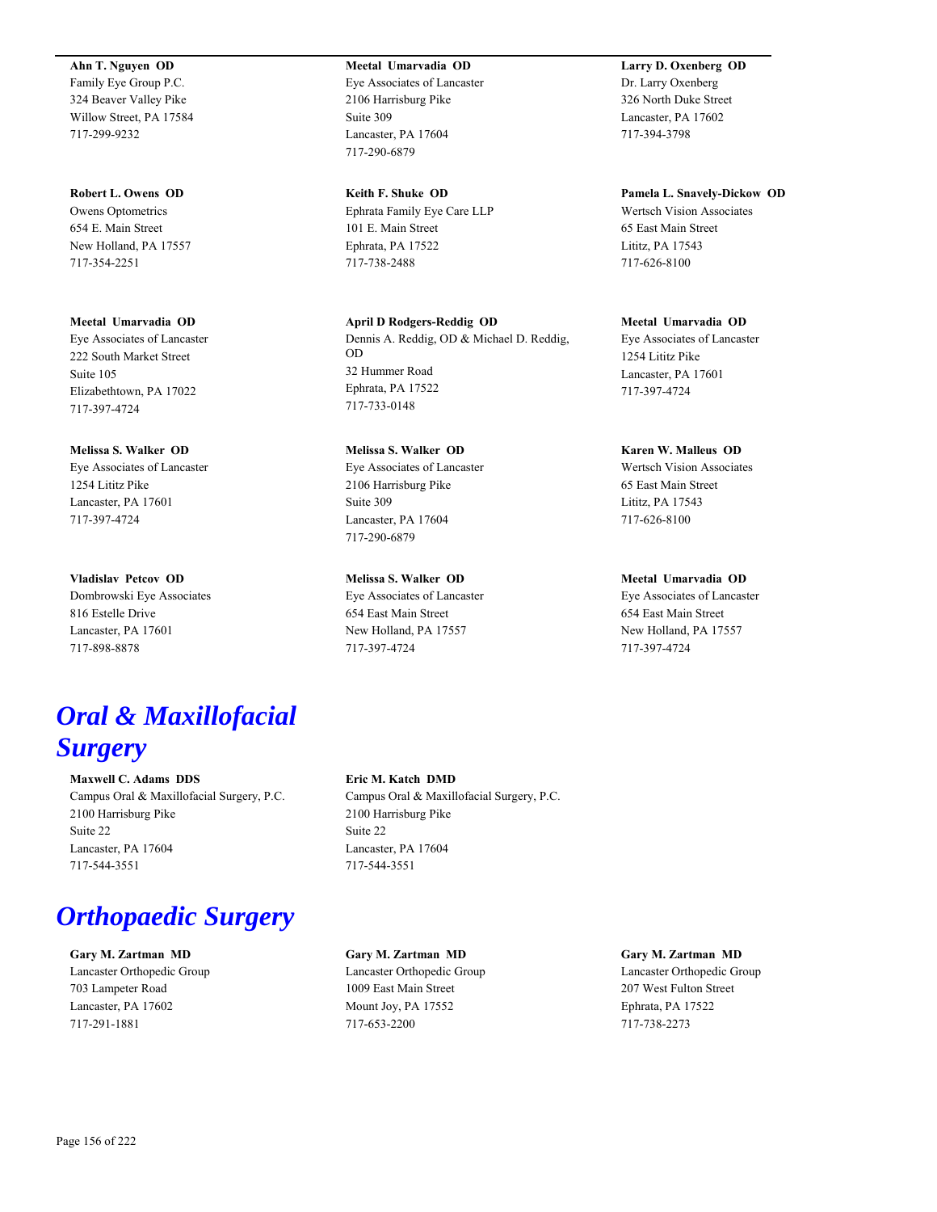**Ahn T. Nguyen OD**
Family Eye Group P.C.
324 Beaver Valley Pike
Willow Street, PA 17584
717-299-9232

**Meetal Umarvadia OD**
Eye Associates of Lancaster
2106 Harrisburg Pike
Suite 309
Lancaster, PA 17604
717-290-6879

**Larry D. Oxenberg OD**
Dr. Larry Oxenberg
326 North Duke Street
Lancaster, PA 17602
717-394-3798

**Robert L. Owens OD**
Owens Optometrics
654 E. Main Street
New Holland, PA 17557
717-354-2251

**Keith F. Shuke OD**
Ephrata Family Eye Care LLP
101 E. Main Street
Ephrata, PA 17522
717-738-2488

**Pamela L. Snavely-Dickow OD**
Wertsch Vision Associates
65 East Main Street
Lititz, PA 17543
717-626-8100

**Meetal Umarvadia OD**
Eye Associates of Lancaster
222 South Market Street
Suite 105
Elizabethtown, PA 17022
717-397-4724

**April D Rodgers-Reddig OD**
Dennis A. Reddig, OD & Michael D. Reddig, OD
32 Hummer Road
Ephrata, PA 17522
717-733-0148

**Meetal Umarvadia OD**
Eye Associates of Lancaster
1254 Lititz Pike
Lancaster, PA 17601
717-397-4724

**Melissa S. Walker OD**
Eye Associates of Lancaster
1254 Lititz Pike
Lancaster, PA 17601
717-397-4724

**Melissa S. Walker OD**
Eye Associates of Lancaster
2106 Harrisburg Pike
Suite 309
Lancaster, PA 17604
717-290-6879

**Karen W. Malleus OD**
Wertsch Vision Associates
65 East Main Street
Lititz, PA 17543
717-626-8100

**Vladislav Petcov OD**
Dombrowski Eye Associates
816 Estelle Drive
Lancaster, PA 17601
717-898-8878

**Melissa S. Walker OD**
Eye Associates of Lancaster
654 East Main Street
New Holland, PA 17557
717-397-4724

**Meetal Umarvadia OD**
Eye Associates of Lancaster
654 East Main Street
New Holland, PA 17557
717-397-4724

# *Oral & Maxillofacial Surgery*

**Maxwell C. Adams DDS**
Campus Oral & Maxillofacial Surgery, P.C.
2100 Harrisburg Pike
Suite 22
Lancaster, PA 17604
717-544-3551

**Eric M. Katch DMD**
Campus Oral & Maxillofacial Surgery, P.C.
2100 Harrisburg Pike
Suite 22
Lancaster, PA 17604
717-544-3551

# *Orthopaedic Surgery*

**Gary M. Zartman MD**
Lancaster Orthopedic Group
703 Lampeter Road
Lancaster, PA 17602
717-291-1881

**Gary M. Zartman MD**
Lancaster Orthopedic Group
1009 East Main Street
Mount Joy, PA 17552
717-653-2200

**Gary M. Zartman MD**
Lancaster Orthopedic Group
207 West Fulton Street
Ephrata, PA 17522
717-738-2273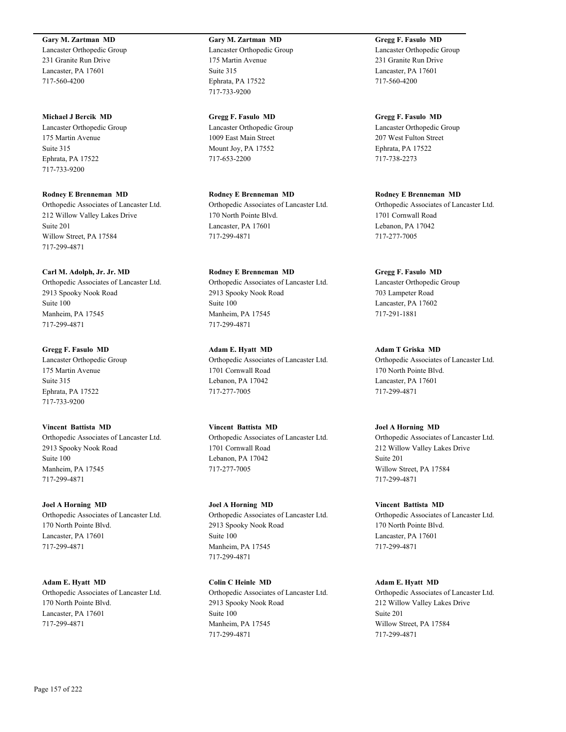**Gary M. Zartman MD**
Lancaster Orthopedic Group
231 Granite Run Drive
Lancaster, PA 17601
717-560-4200

**Michael J Bercik MD**
Lancaster Orthopedic Group
175 Martin Avenue
Suite 315
Ephrata, PA 17522
717-733-9200

**Rodney E Brenneman MD**
Orthopedic Associates of Lancaster Ltd.
212 Willow Valley Lakes Drive
Suite 201
Willow Street, PA 17584
717-299-4871

**Carl M. Adolph, Jr. Jr. MD**
Orthopedic Associates of Lancaster Ltd.
2913 Spooky Nook Road
Suite 100
Manheim, PA 17545
717-299-4871

**Gregg F. Fasulo MD**
Lancaster Orthopedic Group
175 Martin Avenue
Suite 315
Ephrata, PA 17522
717-733-9200

**Vincent Battista MD**
Orthopedic Associates of Lancaster Ltd.
2913 Spooky Nook Road
Suite 100
Manheim, PA 17545
717-299-4871

**Joel A Horning MD**
Orthopedic Associates of Lancaster Ltd.
170 North Pointe Blvd.
Lancaster, PA 17601
717-299-4871

**Adam E. Hyatt MD**
Orthopedic Associates of Lancaster Ltd.
170 North Pointe Blvd.
Lancaster, PA 17601
717-299-4871

**Gary M. Zartman MD**
Lancaster Orthopedic Group
175 Martin Avenue
Suite 315
Ephrata, PA 17522
717-733-9200

**Gregg F. Fasulo MD**
Lancaster Orthopedic Group
1009 East Main Street
Mount Joy, PA 17552
717-653-2200

**Rodney E Brenneman MD**
Orthopedic Associates of Lancaster Ltd.
170 North Pointe Blvd.
Lancaster, PA 17601
717-299-4871

**Rodney E Brenneman MD**
Orthopedic Associates of Lancaster Ltd.
2913 Spooky Nook Road
Suite 100
Manheim, PA 17545
717-299-4871

**Adam E. Hyatt MD**
Orthopedic Associates of Lancaster Ltd.
1701 Cornwall Road
Lebanon, PA 17042
717-277-7005

**Vincent Battista MD**
Orthopedic Associates of Lancaster Ltd.
1701 Cornwall Road
Lebanon, PA 17042
717-277-7005

**Joel A Horning MD**
Orthopedic Associates of Lancaster Ltd.
2913 Spooky Nook Road
Suite 100
Manheim, PA 17545
717-299-4871

**Colin C Heinle MD**
Orthopedic Associates of Lancaster Ltd.
2913 Spooky Nook Road
Suite 100
Manheim, PA 17545
717-299-4871

**Gregg F. Fasulo MD**
Lancaster Orthopedic Group
231 Granite Run Drive
Lancaster, PA 17601
717-560-4200

**Gregg F. Fasulo MD**
Lancaster Orthopedic Group
207 West Fulton Street
Ephrata, PA 17522
717-738-2273

**Rodney E Brenneman MD**
Orthopedic Associates of Lancaster Ltd.
1701 Cornwall Road
Lebanon, PA 17042
717-277-7005

**Gregg F. Fasulo MD**
Lancaster Orthopedic Group
703 Lampeter Road
Lancaster, PA 17602
717-291-1881

**Adam T Griska MD**
Orthopedic Associates of Lancaster Ltd.
170 North Pointe Blvd.
Lancaster, PA 17601
717-299-4871

**Joel A Horning MD**
Orthopedic Associates of Lancaster Ltd.
212 Willow Valley Lakes Drive
Suite 201
Willow Street, PA 17584
717-299-4871

**Vincent Battista MD**
Orthopedic Associates of Lancaster Ltd.
170 North Pointe Blvd.
Lancaster, PA 17601
717-299-4871

**Adam E. Hyatt MD**
Orthopedic Associates of Lancaster Ltd.
212 Willow Valley Lakes Drive
Suite 201
Willow Street, PA 17584
717-299-4871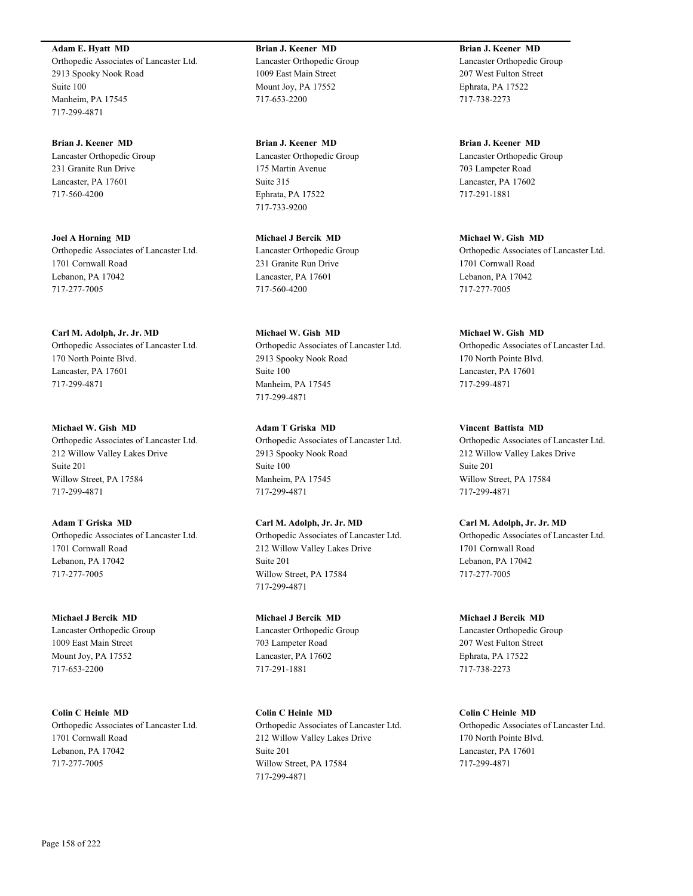**Adam E. Hyatt  MD**
Orthopedic Associates of Lancaster Ltd.
2913 Spooky Nook Road
Suite 100
Manheim, PA 17545
717-299-4871

**Brian J. Keener  MD**
Lancaster Orthopedic Group
1009 East Main Street
Mount Joy, PA 17552
717-653-2200

**Brian J. Keener  MD**
Lancaster Orthopedic Group
207 West Fulton Street
Ephrata, PA 17522
717-738-2273

**Brian J. Keener  MD**
Lancaster Orthopedic Group
231 Granite Run Drive
Lancaster, PA 17601
717-560-4200

**Brian J. Keener  MD**
Lancaster Orthopedic Group
175 Martin Avenue
Suite 315
Ephrata, PA 17522
717-733-9200

**Brian J. Keener  MD**
Lancaster Orthopedic Group
703 Lampeter Road
Lancaster, PA 17602
717-291-1881

**Joel A Horning  MD**
Orthopedic Associates of Lancaster Ltd.
1701 Cornwall Road
Lebanon, PA 17042
717-277-7005

**Michael J Bercik  MD**
Lancaster Orthopedic Group
231 Granite Run Drive
Lancaster, PA 17601
717-560-4200

**Michael W. Gish  MD**
Orthopedic Associates of Lancaster Ltd.
1701 Cornwall Road
Lebanon, PA 17042
717-277-7005

**Carl M. Adolph, Jr. Jr. MD**
Orthopedic Associates of Lancaster Ltd.
170 North Pointe Blvd.
Lancaster, PA 17601
717-299-4871

**Michael W. Gish  MD**
Orthopedic Associates of Lancaster Ltd.
2913 Spooky Nook Road
Suite 100
Manheim, PA 17545
717-299-4871

**Michael W. Gish  MD**
Orthopedic Associates of Lancaster Ltd.
170 North Pointe Blvd.
Lancaster, PA 17601
717-299-4871

**Michael W. Gish  MD**
Orthopedic Associates of Lancaster Ltd.
212 Willow Valley Lakes Drive
Suite 201
Willow Street, PA 17584
717-299-4871

**Adam T Griska  MD**
Orthopedic Associates of Lancaster Ltd.
2913 Spooky Nook Road
Suite 100
Manheim, PA 17545
717-299-4871

**Vincent  Battista  MD**
Orthopedic Associates of Lancaster Ltd.
212 Willow Valley Lakes Drive
Suite 201
Willow Street, PA 17584
717-299-4871

**Adam T Griska  MD**
Orthopedic Associates of Lancaster Ltd.
1701 Cornwall Road
Lebanon, PA 17042
717-277-7005

**Carl M. Adolph, Jr. Jr. MD**
Orthopedic Associates of Lancaster Ltd.
212 Willow Valley Lakes Drive
Suite 201
Willow Street, PA 17584
717-299-4871

**Carl M. Adolph, Jr. Jr. MD**
Orthopedic Associates of Lancaster Ltd.
1701 Cornwall Road
Lebanon, PA 17042
717-277-7005

**Michael J Bercik  MD**
Lancaster Orthopedic Group
1009 East Main Street
Mount Joy, PA 17552
717-653-2200

**Michael J Bercik  MD**
Lancaster Orthopedic Group
703 Lampeter Road
Lancaster, PA 17602
717-291-1881

**Michael J Bercik  MD**
Lancaster Orthopedic Group
207 West Fulton Street
Ephrata, PA 17522
717-738-2273

**Colin C Heinle  MD**
Orthopedic Associates of Lancaster Ltd.
1701 Cornwall Road
Lebanon, PA 17042
717-277-7005

**Colin C Heinle  MD**
Orthopedic Associates of Lancaster Ltd.
212 Willow Valley Lakes Drive
Suite 201
Willow Street, PA 17584
717-299-4871

**Colin C Heinle  MD**
Orthopedic Associates of Lancaster Ltd.
170 North Pointe Blvd.
Lancaster, PA 17601
717-299-4871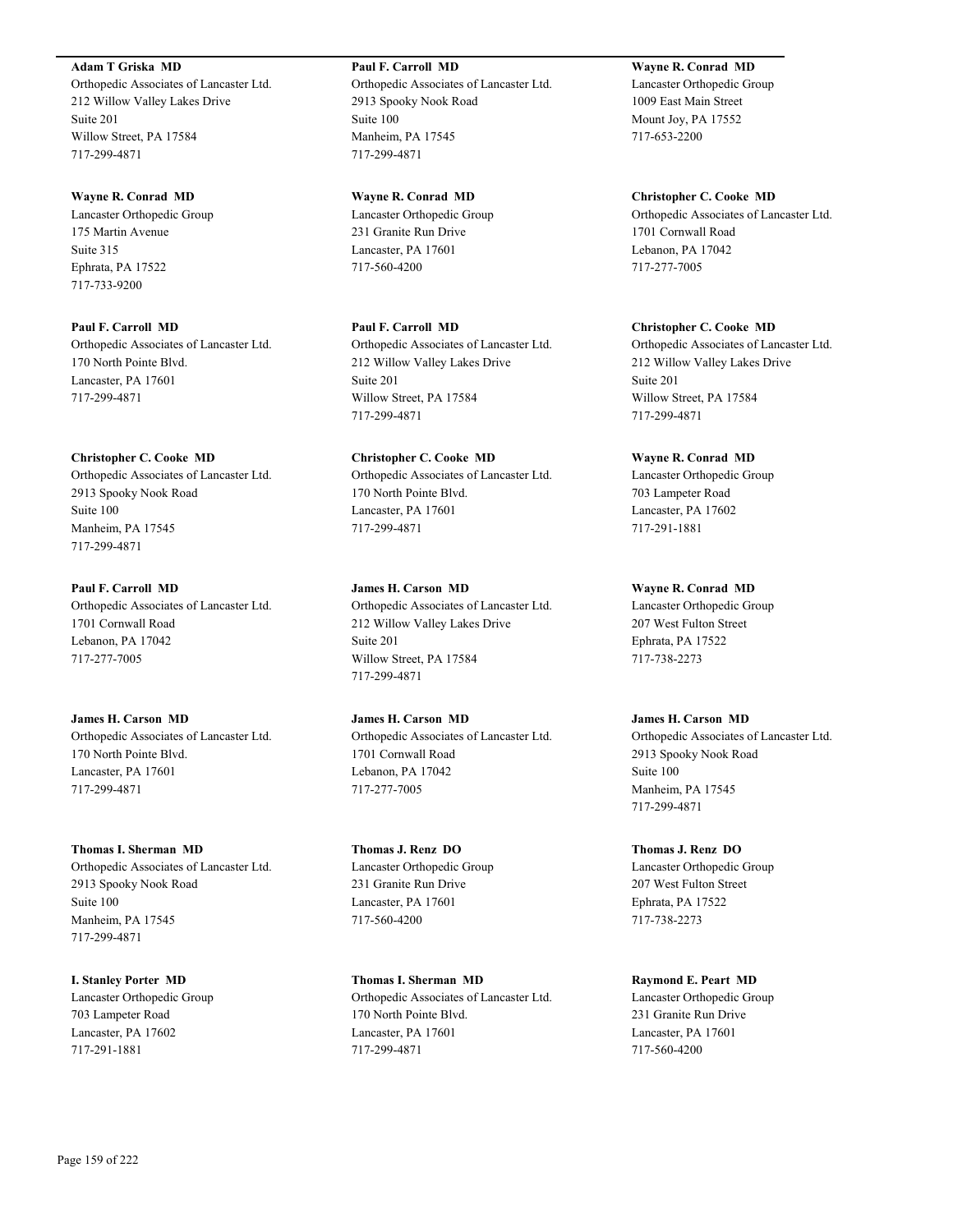**Adam T Griska MD**
Orthopedic Associates of Lancaster Ltd.
212 Willow Valley Lakes Drive
Suite 201
Willow Street, PA 17584
717-299-4871

**Wayne R. Conrad MD**
Lancaster Orthopedic Group
175 Martin Avenue
Suite 315
Ephrata, PA 17522
717-733-9200

**Paul F. Carroll MD**
Orthopedic Associates of Lancaster Ltd.
170 North Pointe Blvd.
Lancaster, PA 17601
717-299-4871

**Christopher C. Cooke MD**
Orthopedic Associates of Lancaster Ltd.
2913 Spooky Nook Road
Suite 100
Manheim, PA 17545
717-299-4871

**Paul F. Carroll MD**
Orthopedic Associates of Lancaster Ltd.
1701 Cornwall Road
Lebanon, PA 17042
717-277-7005

**James H. Carson MD**
Orthopedic Associates of Lancaster Ltd.
170 North Pointe Blvd.
Lancaster, PA 17601
717-299-4871

**Thomas I. Sherman MD**
Orthopedic Associates of Lancaster Ltd.
2913 Spooky Nook Road
Suite 100
Manheim, PA 17545
717-299-4871

**I. Stanley Porter MD**
Lancaster Orthopedic Group
703 Lampeter Road
Lancaster, PA 17602
717-291-1881

**Paul F. Carroll MD**
Orthopedic Associates of Lancaster Ltd.
2913 Spooky Nook Road
Suite 100
Manheim, PA 17545
717-299-4871

**Wayne R. Conrad MD**
Lancaster Orthopedic Group
231 Granite Run Drive
Lancaster, PA 17601
717-560-4200

**Paul F. Carroll MD**
Orthopedic Associates of Lancaster Ltd.
212 Willow Valley Lakes Drive
Suite 201
Willow Street, PA 17584
717-299-4871

**Christopher C. Cooke MD**
Orthopedic Associates of Lancaster Ltd.
170 North Pointe Blvd.
Lancaster, PA 17601
717-299-4871

**James H. Carson MD**
Orthopedic Associates of Lancaster Ltd.
212 Willow Valley Lakes Drive
Suite 201
Willow Street, PA 17584
717-299-4871

**James H. Carson MD**
Orthopedic Associates of Lancaster Ltd.
1701 Cornwall Road
Lebanon, PA 17042
717-277-7005

**Thomas J. Renz DO**
Lancaster Orthopedic Group
231 Granite Run Drive
Lancaster, PA 17601
717-560-4200

**Thomas I. Sherman MD**
Orthopedic Associates of Lancaster Ltd.
170 North Pointe Blvd.
Lancaster, PA 17601
717-299-4871

**Wayne R. Conrad MD**
Lancaster Orthopedic Group
1009 East Main Street
Mount Joy, PA 17552
717-653-2200

**Christopher C. Cooke MD**
Orthopedic Associates of Lancaster Ltd.
1701 Cornwall Road
Lebanon, PA 17042
717-277-7005

**Christopher C. Cooke MD**
Orthopedic Associates of Lancaster Ltd.
212 Willow Valley Lakes Drive
Suite 201
Willow Street, PA 17584
717-299-4871

**Wayne R. Conrad MD**
Lancaster Orthopedic Group
703 Lampeter Road
Lancaster, PA 17602
717-291-1881

**Wayne R. Conrad MD**
Lancaster Orthopedic Group
207 West Fulton Street
Ephrata, PA 17522
717-738-2273

**James H. Carson MD**
Orthopedic Associates of Lancaster Ltd.
2913 Spooky Nook Road
Suite 100
Manheim, PA 17545
717-299-4871

**Thomas J. Renz DO**
Lancaster Orthopedic Group
207 West Fulton Street
Ephrata, PA 17522
717-738-2273

**Raymond E. Peart MD**
Lancaster Orthopedic Group
231 Granite Run Drive
Lancaster, PA 17601
717-560-4200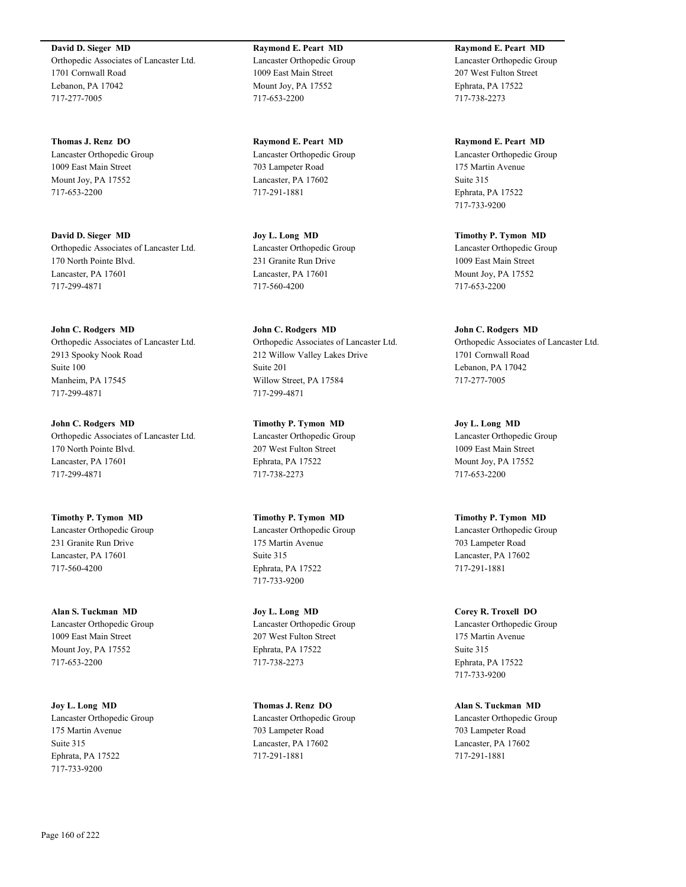**David D. Sieger MD**
Orthopedic Associates of Lancaster Ltd.
1701 Cornwall Road
Lebanon, PA 17042
717-277-7005

**Thomas J. Renz DO**
Lancaster Orthopedic Group
1009 East Main Street
Mount Joy, PA 17552
717-653-2200

**David D. Sieger MD**
Orthopedic Associates of Lancaster Ltd.
170 North Pointe Blvd.
Lancaster, PA 17601
717-299-4871

**John C. Rodgers MD**
Orthopedic Associates of Lancaster Ltd.
2913 Spooky Nook Road
Suite 100
Manheim, PA 17545
717-299-4871

**John C. Rodgers MD**
Orthopedic Associates of Lancaster Ltd.
170 North Pointe Blvd.
Lancaster, PA 17601
717-299-4871

**Timothy P. Tymon MD**
Lancaster Orthopedic Group
231 Granite Run Drive
Lancaster, PA 17601
717-560-4200

**Alan S. Tuckman MD**
Lancaster Orthopedic Group
1009 East Main Street
Mount Joy, PA 17552
717-653-2200

**Joy L. Long MD**
Lancaster Orthopedic Group
175 Martin Avenue
Suite 315
Ephrata, PA 17522
717-733-9200

**Raymond E. Peart MD**
Lancaster Orthopedic Group
1009 East Main Street
Mount Joy, PA 17552
717-653-2200

**Raymond E. Peart MD**
Lancaster Orthopedic Group
703 Lampeter Road
Lancaster, PA 17602
717-291-1881

**Joy L. Long MD**
Lancaster Orthopedic Group
231 Granite Run Drive
Lancaster, PA 17601
717-560-4200

**John C. Rodgers MD**
Orthopedic Associates of Lancaster Ltd.
212 Willow Valley Lakes Drive
Suite 201
Willow Street, PA 17584
717-299-4871

**Timothy P. Tymon MD**
Lancaster Orthopedic Group
207 West Fulton Street
Ephrata, PA 17522
717-738-2273

**Timothy P. Tymon MD**
Lancaster Orthopedic Group
175 Martin Avenue
Suite 315
Ephrata, PA 17522
717-733-9200

**Joy L. Long MD**
Lancaster Orthopedic Group
207 West Fulton Street
Ephrata, PA 17522
717-738-2273

**Thomas J. Renz DO**
Lancaster Orthopedic Group
703 Lampeter Road
Lancaster, PA 17602
717-291-1881

**Raymond E. Peart MD**
Lancaster Orthopedic Group
207 West Fulton Street
Ephrata, PA 17522
717-738-2273

**Raymond E. Peart MD**
Lancaster Orthopedic Group
175 Martin Avenue
Suite 315
Ephrata, PA 17522
717-733-9200

**Timothy P. Tymon MD**
Lancaster Orthopedic Group
1009 East Main Street
Mount Joy, PA 17552
717-653-2200

**John C. Rodgers MD**
Orthopedic Associates of Lancaster Ltd.
1701 Cornwall Road
Lebanon, PA 17042
717-277-7005

**Joy L. Long MD**
Lancaster Orthopedic Group
1009 East Main Street
Mount Joy, PA 17552
717-653-2200

**Timothy P. Tymon MD**
Lancaster Orthopedic Group
703 Lampeter Road
Lancaster, PA 17602
717-291-1881

**Corey R. Troxell DO**
Lancaster Orthopedic Group
175 Martin Avenue
Suite 315
Ephrata, PA 17522
717-733-9200

**Alan S. Tuckman MD**
Lancaster Orthopedic Group
703 Lampeter Road
Lancaster, PA 17602
717-291-1881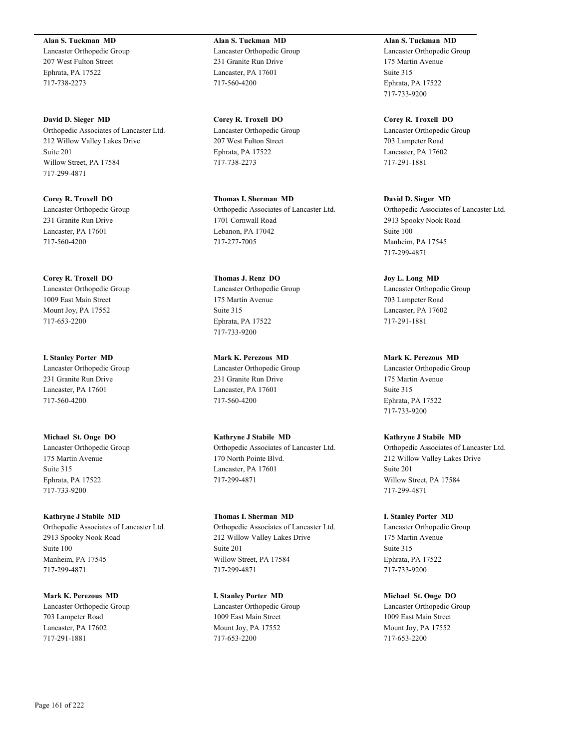**Alan S. Tuckman MD**
Lancaster Orthopedic Group
207 West Fulton Street
Ephrata, PA 17522
717-738-2273

**David D. Sieger MD**
Orthopedic Associates of Lancaster Ltd.
212 Willow Valley Lakes Drive
Suite 201
Willow Street, PA 17584
717-299-4871

**Corey R. Troxell DO**
Lancaster Orthopedic Group
231 Granite Run Drive
Lancaster, PA 17601
717-560-4200

**Corey R. Troxell DO**
Lancaster Orthopedic Group
1009 East Main Street
Mount Joy, PA 17552
717-653-2200

**I. Stanley Porter MD**
Lancaster Orthopedic Group
231 Granite Run Drive
Lancaster, PA 17601
717-560-4200

**Michael St. Onge DO**
Lancaster Orthopedic Group
175 Martin Avenue
Suite 315
Ephrata, PA 17522
717-733-9200

**Kathryne J Stabile MD**
Orthopedic Associates of Lancaster Ltd.
2913 Spooky Nook Road
Suite 100
Manheim, PA 17545
717-299-4871

**Mark K. Perezous MD**
Lancaster Orthopedic Group
703 Lampeter Road
Lancaster, PA 17602
717-291-1881

**Alan S. Tuckman MD**
Lancaster Orthopedic Group
231 Granite Run Drive
Lancaster, PA 17601
717-560-4200

**Corey R. Troxell DO**
Lancaster Orthopedic Group
207 West Fulton Street
Ephrata, PA 17522
717-738-2273

**Thomas I. Sherman MD**
Orthopedic Associates of Lancaster Ltd.
1701 Cornwall Road
Lebanon, PA 17042
717-277-7005

**Thomas J. Renz DO**
Lancaster Orthopedic Group
175 Martin Avenue
Suite 315
Ephrata, PA 17522
717-733-9200

**Mark K. Perezous MD**
Lancaster Orthopedic Group
231 Granite Run Drive
Lancaster, PA 17601
717-560-4200

**Kathryne J Stabile MD**
Orthopedic Associates of Lancaster Ltd.
170 North Pointe Blvd.
Lancaster, PA 17601
717-299-4871

**Thomas I. Sherman MD**
Orthopedic Associates of Lancaster Ltd.
212 Willow Valley Lakes Drive
Suite 201
Willow Street, PA 17584
717-299-4871

**I. Stanley Porter MD**
Lancaster Orthopedic Group
1009 East Main Street
Mount Joy, PA 17552
717-653-2200

**Alan S. Tuckman MD**
Lancaster Orthopedic Group
175 Martin Avenue
Suite 315
Ephrata, PA 17522
717-733-9200

**Corey R. Troxell DO**
Lancaster Orthopedic Group
703 Lampeter Road
Lancaster, PA 17602
717-291-1881

**David D. Sieger MD**
Orthopedic Associates of Lancaster Ltd.
2913 Spooky Nook Road
Suite 100
Manheim, PA 17545
717-299-4871

**Joy L. Long MD**
Lancaster Orthopedic Group
703 Lampeter Road
Lancaster, PA 17602
717-291-1881

**Mark K. Perezous MD**
Lancaster Orthopedic Group
175 Martin Avenue
Suite 315
Ephrata, PA 17522
717-733-9200

**Kathryne J Stabile MD**
Orthopedic Associates of Lancaster Ltd.
212 Willow Valley Lakes Drive
Suite 201
Willow Street, PA 17584
717-299-4871

**I. Stanley Porter MD**
Lancaster Orthopedic Group
175 Martin Avenue
Suite 315
Ephrata, PA 17522
717-733-9200

**Michael St. Onge DO**
Lancaster Orthopedic Group
1009 East Main Street
Mount Joy, PA 17552
717-653-2200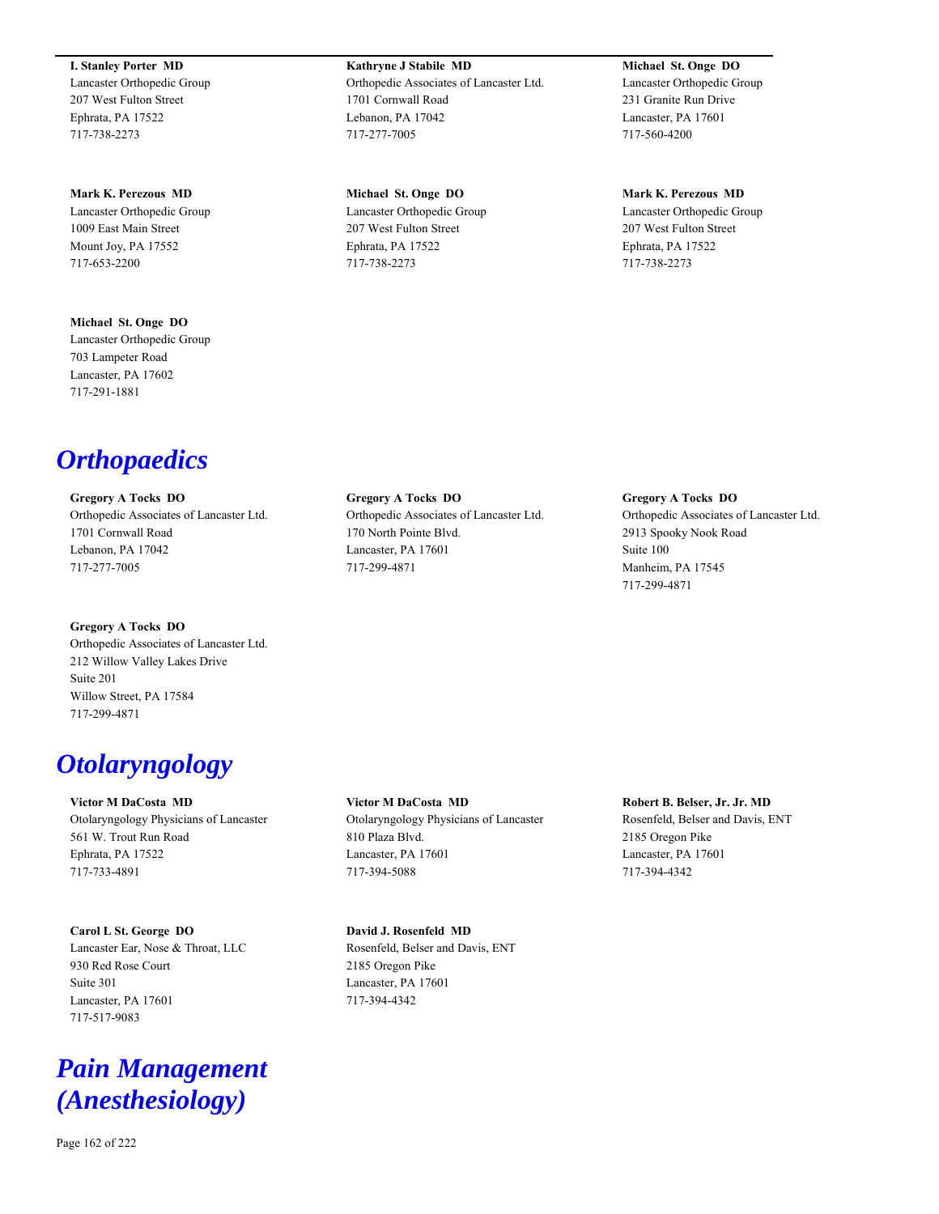**I. Stanley Porter MD**
Lancaster Orthopedic Group
207 West Fulton Street
Ephrata, PA 17522
717-738-2273

**Kathryne J Stabile MD**
Orthopedic Associates of Lancaster Ltd.
1701 Cornwall Road
Lebanon, PA 17042
717-277-7005

**Michael St. Onge DO**
Lancaster Orthopedic Group
231 Granite Run Drive
Lancaster, PA 17601
717-560-4200

**Mark K. Perezous MD**
Lancaster Orthopedic Group
1009 East Main Street
Mount Joy, PA 17552
717-653-2200

**Michael St. Onge DO**
Lancaster Orthopedic Group
207 West Fulton Street
Ephrata, PA 17522
717-738-2273

**Mark K. Perezous MD**
Lancaster Orthopedic Group
207 West Fulton Street
Ephrata, PA 17522
717-738-2273

**Michael St. Onge DO**
Lancaster Orthopedic Group
703 Lampeter Road
Lancaster, PA 17602
717-291-1881

# *Orthopaedics*

**Gregory A Tocks DO**
Orthopedic Associates of Lancaster Ltd.
1701 Cornwall Road
Lebanon, PA 17042
717-277-7005

**Gregory A Tocks DO**
Orthopedic Associates of Lancaster Ltd.
170 North Pointe Blvd.
Lancaster, PA 17601
717-299-4871

**Gregory A Tocks DO**
Orthopedic Associates of Lancaster Ltd.
2913 Spooky Nook Road
Suite 100
Manheim, PA 17545
717-299-4871

**Gregory A Tocks DO**
Orthopedic Associates of Lancaster Ltd.
212 Willow Valley Lakes Drive
Suite 201
Willow Street, PA 17584
717-299-4871

# *Otolaryngology*

**Victor M DaCosta MD**
Otolaryngology Physicians of Lancaster
561 W. Trout Run Road
Ephrata, PA 17522
717-733-4891

**Victor M DaCosta MD**
Otolaryngology Physicians of Lancaster
810 Plaza Blvd.
Lancaster, PA 17601
717-394-5088

**Robert B. Belser, Jr. Jr. MD**
Rosenfeld, Belser and Davis, ENT
2185 Oregon Pike
Lancaster, PA 17601
717-394-4342

**Carol L St. George DO**
Lancaster Ear, Nose & Throat, LLC
930 Red Rose Court
Suite 301
Lancaster, PA 17601
717-517-9083

**David J. Rosenfeld MD**
Rosenfeld, Belser and Davis, ENT
2185 Oregon Pike
Lancaster, PA 17601
717-394-4342

# *Pain Management (Anesthesiology)*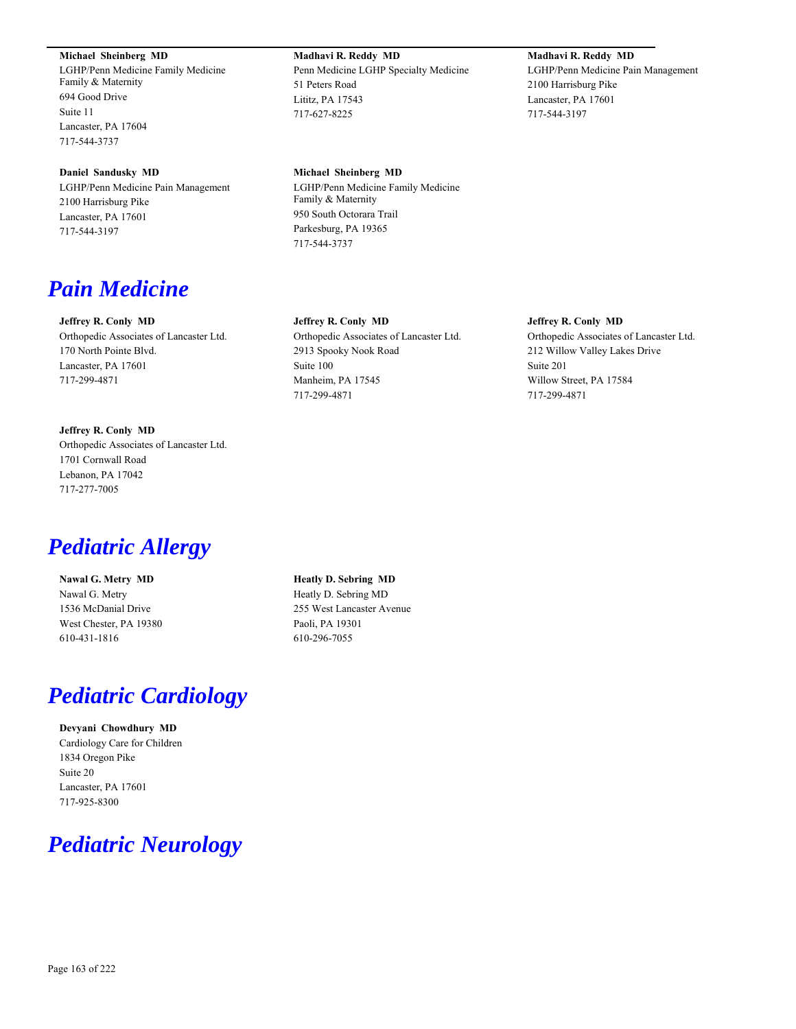**Michael Sheinberg MD**
LGHP/Penn Medicine Family Medicine Family & Maternity
694 Good Drive
Suite 11
Lancaster, PA 17604
717-544-3737

**Madhavi R. Reddy MD**
Penn Medicine LGHP Specialty Medicine
51 Peters Road
Lititz, PA 17543
717-627-8225

**Madhavi R. Reddy MD**
LGHP/Penn Medicine Pain Management
2100 Harrisburg Pike
Lancaster, PA 17601
717-544-3197

**Daniel Sandusky MD**
LGHP/Penn Medicine Pain Management
2100 Harrisburg Pike
Lancaster, PA 17601
717-544-3197

**Michael Sheinberg MD**
LGHP/Penn Medicine Family Medicine Family & Maternity
950 South Octorara Trail
Parkesburg, PA 19365
717-544-3737

# *Pain Medicine*

**Jeffrey R. Conly MD**
Orthopedic Associates of Lancaster Ltd.
170 North Pointe Blvd.
Lancaster, PA 17601
717-299-4871

**Jeffrey R. Conly MD**
Orthopedic Associates of Lancaster Ltd.
2913 Spooky Nook Road
Suite 100
Manheim, PA 17545
717-299-4871

**Jeffrey R. Conly MD**
Orthopedic Associates of Lancaster Ltd.
212 Willow Valley Lakes Drive
Suite 201
Willow Street, PA 17584
717-299-4871

**Jeffrey R. Conly MD**
Orthopedic Associates of Lancaster Ltd.
1701 Cornwall Road
Lebanon, PA 17042
717-277-7005

# *Pediatric Allergy*

**Nawal G. Metry MD**
Nawal G. Metry
1536 McDanial Drive
West Chester, PA 19380
610-431-1816

**Heatly D. Sebring MD**
Heatly D. Sebring MD
255 West Lancaster Avenue
Paoli, PA 19301
610-296-7055

# *Pediatric Cardiology*

**Devyani Chowdhury MD**
Cardiology Care for Children
1834 Oregon Pike
Suite 20
Lancaster, PA 17601
717-925-8300

# *Pediatric Neurology*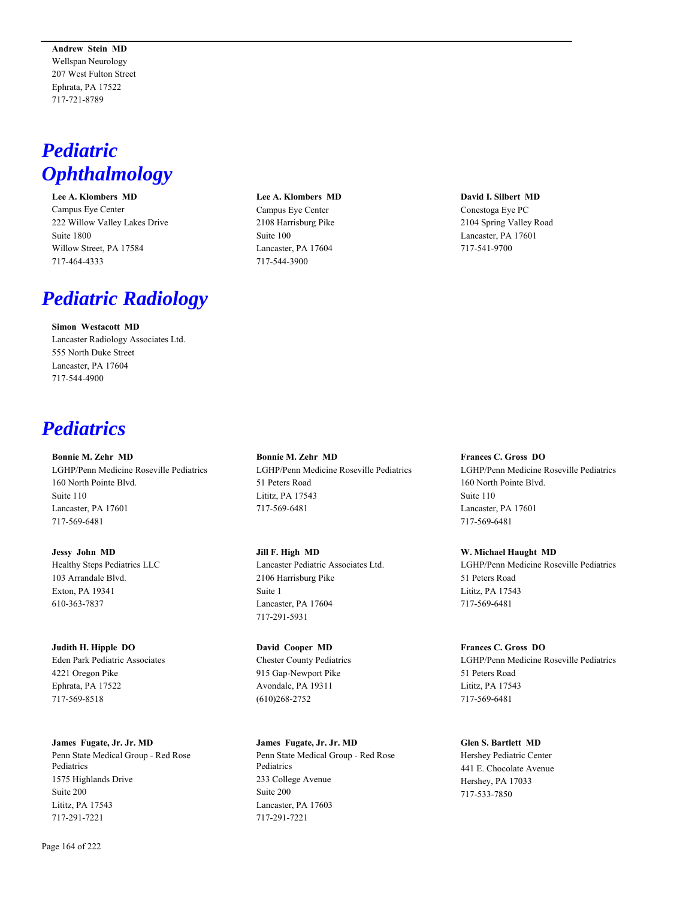**Andrew Stein MD**
Wellspan Neurology
207 West Fulton Street
Ephrata, PA 17522
717-721-8789

# Pediatric Ophthalmology

**Lee A. Klombers MD**
Campus Eye Center
222 Willow Valley Lakes Drive
Suite 1800
Willow Street, PA 17584
717-464-4333

**Lee A. Klombers MD**
Campus Eye Center
2108 Harrisburg Pike
Suite 100
Lancaster, PA 17604
717-544-3900

**David I. Silbert MD**
Conestoga Eye PC
2104 Spring Valley Road
Lancaster, PA 17601
717-541-9700

# Pediatric Radiology

**Simon Westacott MD**
Lancaster Radiology Associates Ltd.
555 North Duke Street
Lancaster, PA 17604
717-544-4900

# Pediatrics

**Bonnie M. Zehr MD**
LGHP/Penn Medicine Roseville Pediatrics
160 North Pointe Blvd.
Suite 110
Lancaster, PA 17601
717-569-6481

**Bonnie M. Zehr MD**
LGHP/Penn Medicine Roseville Pediatrics
51 Peters Road
Lititz, PA 17543
717-569-6481

**Frances C. Gross DO**
LGHP/Penn Medicine Roseville Pediatrics
160 North Pointe Blvd.
Suite 110
Lancaster, PA 17601
717-569-6481

**Jessy John MD**
Healthy Steps Pediatrics LLC
103 Arrandale Blvd.
Exton, PA 19341
610-363-7837

**Jill F. High MD**
Lancaster Pediatric Associates Ltd.
2106 Harrisburg Pike
Suite 1
Lancaster, PA 17604
717-291-5931

**W. Michael Haught MD**
LGHP/Penn Medicine Roseville Pediatrics
51 Peters Road
Lititz, PA 17543
717-569-6481

**Judith H. Hipple DO**
Eden Park Pediatric Associates
4221 Oregon Pike
Ephrata, PA 17522
717-569-8518

**David Cooper MD**
Chester County Pediatrics
915 Gap-Newport Pike
Avondale, PA 19311
(610)268-2752

**Frances C. Gross DO**
LGHP/Penn Medicine Roseville Pediatrics
51 Peters Road
Lititz, PA 17543
717-569-6481

**James Fugate, Jr. Jr. MD**
Penn State Medical Group - Red Rose Pediatrics
1575 Highlands Drive
Suite 200
Lititz, PA 17543
717-291-7221

**James Fugate, Jr. Jr. MD**
Penn State Medical Group - Red Rose Pediatrics
233 College Avenue
Suite 200
Lancaster, PA 17603
717-291-7221

**Glen S. Bartlett MD**
Hershey Pediatric Center
441 E. Chocolate Avenue
Hershey, PA 17033
717-533-7850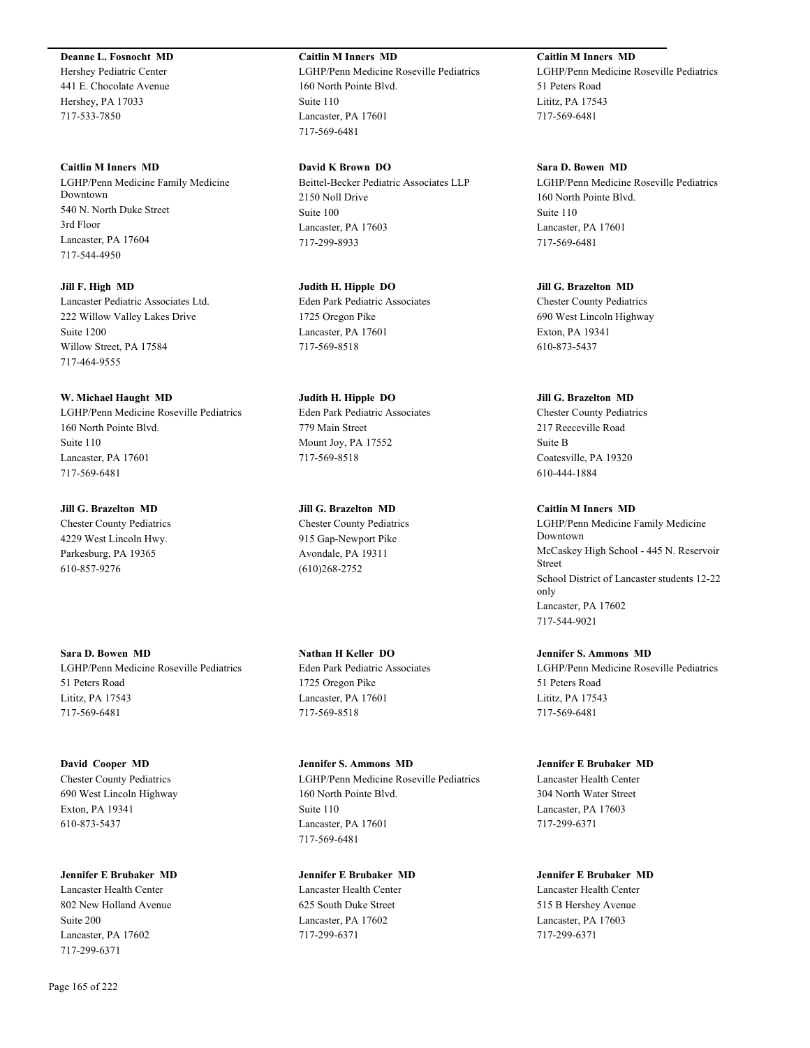**Deanne L. Fosnocht MD**
Hershey Pediatric Center
441 E. Chocolate Avenue
Hershey, PA 17033
717-533-7850

**Caitlin M Inners MD**
LGHP/Penn Medicine Family Medicine Downtown
540 N. North Duke Street
3rd Floor
Lancaster, PA 17604
717-544-4950

**Jill F. High MD**
Lancaster Pediatric Associates Ltd.
222 Willow Valley Lakes Drive
Suite 1200
Willow Street, PA 17584
717-464-9555

**W. Michael Haught MD**
LGHP/Penn Medicine Roseville Pediatrics
160 North Pointe Blvd.
Suite 110
Lancaster, PA 17601
717-569-6481

**Jill G. Brazelton MD**
Chester County Pediatrics
4229 West Lincoln Hwy.
Parkesburg, PA 19365
610-857-9276

**Sara D. Bowen MD**
LGHP/Penn Medicine Roseville Pediatrics
51 Peters Road
Lititz, PA 17543
717-569-6481

**David Cooper MD**
Chester County Pediatrics
690 West Lincoln Highway
Exton, PA 19341
610-873-5437

**Jennifer E Brubaker MD**
Lancaster Health Center
802 New Holland Avenue
Suite 200
Lancaster, PA 17602
717-299-6371

**Caitlin M Inners MD**
LGHP/Penn Medicine Roseville Pediatrics
160 North Pointe Blvd.
Suite 110
Lancaster, PA 17601
717-569-6481

**David K Brown DO**
Beittel-Becker Pediatric Associates LLP
2150 Noll Drive
Suite 100
Lancaster, PA 17603
717-299-8933

**Judith H. Hipple DO**
Eden Park Pediatric Associates
1725 Oregon Pike
Lancaster, PA 17601
717-569-8518

**Judith H. Hipple DO**
Eden Park Pediatric Associates
779 Main Street
Mount Joy, PA 17552
717-569-8518

**Jill G. Brazelton MD**
Chester County Pediatrics
915 Gap-Newport Pike
Avondale, PA 19311
(610)268-2752

**Nathan H Keller DO**
Eden Park Pediatric Associates
1725 Oregon Pike
Lancaster, PA 17601
717-569-8518

**Jennifer S. Ammons MD**
LGHP/Penn Medicine Roseville Pediatrics
160 North Pointe Blvd.
Suite 110
Lancaster, PA 17601
717-569-6481

**Jennifer E Brubaker MD**
Lancaster Health Center
625 South Duke Street
Lancaster, PA 17602
717-299-6371

**Caitlin M Inners MD**
LGHP/Penn Medicine Roseville Pediatrics
51 Peters Road
Lititz, PA 17543
717-569-6481

**Sara D. Bowen MD**
LGHP/Penn Medicine Roseville Pediatrics
160 North Pointe Blvd.
Suite 110
Lancaster, PA 17601
717-569-6481

**Jill G. Brazelton MD**
Chester County Pediatrics
690 West Lincoln Highway
Exton, PA 19341
610-873-5437

**Jill G. Brazelton MD**
Chester County Pediatrics
217 Reeceville Road
Suite B
Coatesville, PA 19320
610-444-1884

**Caitlin M Inners MD**
LGHP/Penn Medicine Family Medicine Downtown
McCaskey High School - 445 N. Reservoir Street
School District of Lancaster students 12-22 only
Lancaster, PA 17602
717-544-9021

**Jennifer S. Ammons MD**
LGHP/Penn Medicine Roseville Pediatrics
51 Peters Road
Lititz, PA 17543
717-569-6481

**Jennifer E Brubaker MD**
Lancaster Health Center
304 North Water Street
Lancaster, PA 17603
717-299-6371

**Jennifer E Brubaker MD**
Lancaster Health Center
515 B Hershey Avenue
Lancaster, PA 17603
717-299-6371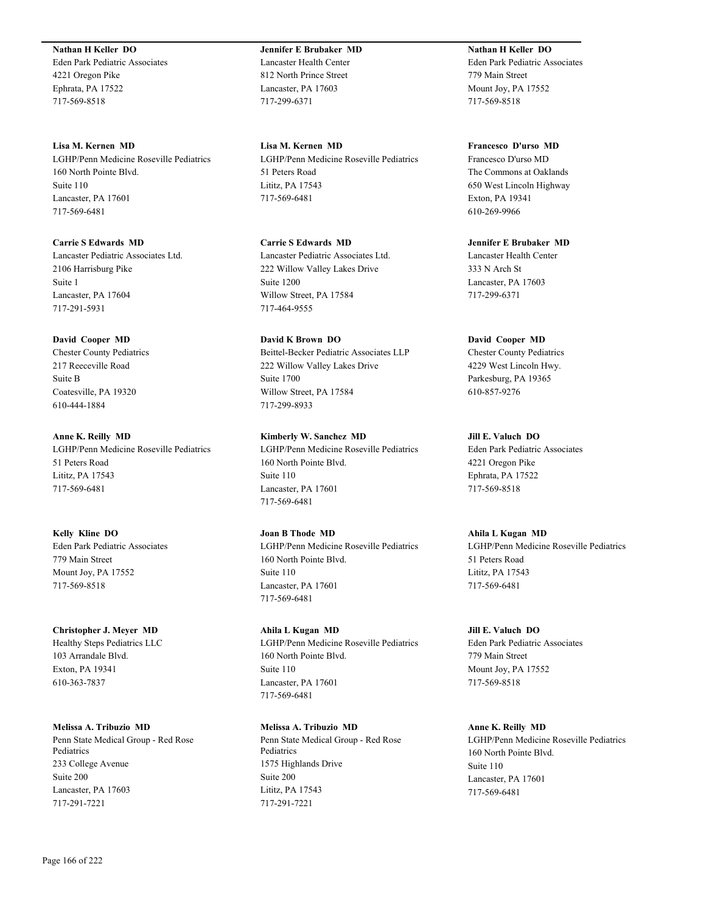**Nathan H Keller DO**
Eden Park Pediatric Associates
4221 Oregon Pike
Ephrata, PA 17522
717-569-8518

**Lisa M. Kernen MD**
LGHP/Penn Medicine Roseville Pediatrics
160 North Pointe Blvd.
Suite 110
Lancaster, PA 17601
717-569-6481

**Carrie S Edwards MD**
Lancaster Pediatric Associates Ltd.
2106 Harrisburg Pike
Suite 1
Lancaster, PA 17604
717-291-5931

**David Cooper MD**
Chester County Pediatrics
217 Reeceville Road
Suite B
Coatesville, PA 19320
610-444-1884

**Anne K. Reilly MD**
LGHP/Penn Medicine Roseville Pediatrics
51 Peters Road
Lititz, PA 17543
717-569-6481

**Kelly Kline DO**
Eden Park Pediatric Associates
779 Main Street
Mount Joy, PA 17552
717-569-8518

**Christopher J. Meyer MD**
Healthy Steps Pediatrics LLC
103 Arrandale Blvd.
Exton, PA 19341
610-363-7837

**Melissa A. Tribuzio MD**
Penn State Medical Group - Red Rose Pediatrics
233 College Avenue
Suite 200
Lancaster, PA 17603
717-291-7221

**Jennifer E Brubaker MD**
Lancaster Health Center
812 North Prince Street
Lancaster, PA 17603
717-299-6371

**Lisa M. Kernen MD**
LGHP/Penn Medicine Roseville Pediatrics
51 Peters Road
Lititz, PA 17543
717-569-6481

**Carrie S Edwards MD**
Lancaster Pediatric Associates Ltd.
222 Willow Valley Lakes Drive
Suite 1200
Willow Street, PA 17584
717-464-9555

**David K Brown DO**
Beittel-Becker Pediatric Associates LLP
222 Willow Valley Lakes Drive
Suite 1700
Willow Street, PA 17584
717-299-8933

**Kimberly W. Sanchez MD**
LGHP/Penn Medicine Roseville Pediatrics
160 North Pointe Blvd.
Suite 110
Lancaster, PA 17601
717-569-6481

**Joan B Thode MD**
LGHP/Penn Medicine Roseville Pediatrics
160 North Pointe Blvd.
Suite 110
Lancaster, PA 17601
717-569-6481

**Ahila L Kugan MD**
LGHP/Penn Medicine Roseville Pediatrics
160 North Pointe Blvd.
Suite 110
Lancaster, PA 17601
717-569-6481

**Melissa A. Tribuzio MD**
Penn State Medical Group - Red Rose Pediatrics
1575 Highlands Drive
Suite 200
Lititz, PA 17543
717-291-7221

**Nathan H Keller DO**
Eden Park Pediatric Associates
779 Main Street
Mount Joy, PA 17552
717-569-8518

**Francesco D'urso MD**
Francesco D'urso MD
The Commons at Oaklands
650 West Lincoln Highway
Exton, PA 19341
610-269-9966

**Jennifer E Brubaker MD**
Lancaster Health Center
333 N Arch St
Lancaster, PA 17603
717-299-6371

**David Cooper MD**
Chester County Pediatrics
4229 West Lincoln Hwy.
Parkesburg, PA 19365
610-857-9276

**Jill E. Valuch DO**
Eden Park Pediatric Associates
4221 Oregon Pike
Ephrata, PA 17522
717-569-8518

**Ahila L Kugan MD**
LGHP/Penn Medicine Roseville Pediatrics
51 Peters Road
Lititz, PA 17543
717-569-6481

**Jill E. Valuch DO**
Eden Park Pediatric Associates
779 Main Street
Mount Joy, PA 17552
717-569-8518

**Anne K. Reilly MD**
LGHP/Penn Medicine Roseville Pediatrics
160 North Pointe Blvd.
Suite 110
Lancaster, PA 17601
717-569-6481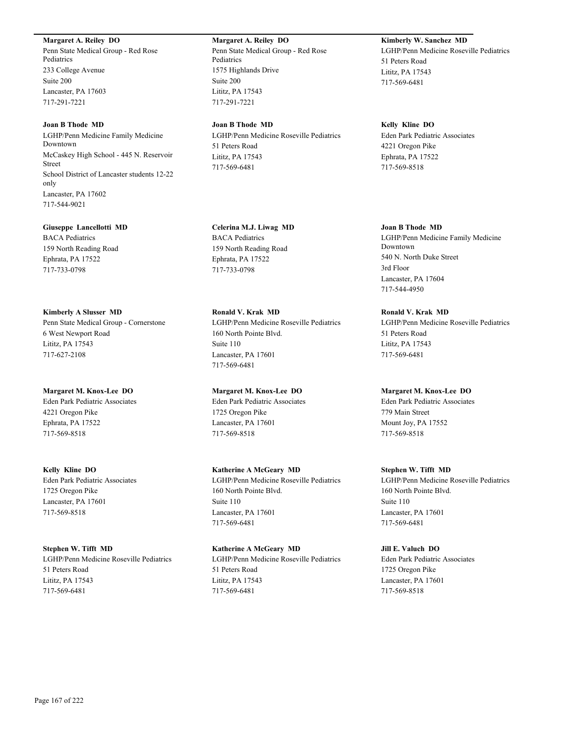**Margaret A. Reiley DO**
Penn State Medical Group - Red Rose Pediatrics
233 College Avenue
Suite 200
Lancaster, PA 17603
717-291-7221

**Margaret A. Reiley DO**
Penn State Medical Group - Red Rose Pediatrics
1575 Highlands Drive
Suite 200
Lititz, PA 17543
717-291-7221

**Kimberly W. Sanchez MD**
LGHP/Penn Medicine Roseville Pediatrics
51 Peters Road
Lititz, PA 17543
717-569-6481

**Joan B Thode MD**
LGHP/Penn Medicine Family Medicine Downtown
McCaskey High School - 445 N. Reservoir Street
School District of Lancaster students 12-22 only
Lancaster, PA 17602
717-544-9021

**Joan B Thode MD**
LGHP/Penn Medicine Roseville Pediatrics
51 Peters Road
Lititz, PA 17543
717-569-6481

**Kelly Kline DO**
Eden Park Pediatric Associates
4221 Oregon Pike
Ephrata, PA 17522
717-569-8518

**Giuseppe Lancellotti MD**
BACA Pediatrics
159 North Reading Road
Ephrata, PA 17522
717-733-0798

**Celerina M.J. Liwag MD**
BACA Pediatrics
159 North Reading Road
Ephrata, PA 17522
717-733-0798

**Joan B Thode MD**
LGHP/Penn Medicine Family Medicine Downtown
540 N. North Duke Street
3rd Floor
Lancaster, PA 17604
717-544-4950

**Kimberly A Slusser MD**
Penn State Medical Group - Cornerstone
6 West Newport Road
Lititz, PA 17543
717-627-2108

**Ronald V. Krak MD**
LGHP/Penn Medicine Roseville Pediatrics
160 North Pointe Blvd.
Suite 110
Lancaster, PA 17601
717-569-6481

**Ronald V. Krak MD**
LGHP/Penn Medicine Roseville Pediatrics
51 Peters Road
Lititz, PA 17543
717-569-6481

**Margaret M. Knox-Lee DO**
Eden Park Pediatric Associates
4221 Oregon Pike
Ephrata, PA 17522
717-569-8518

**Margaret M. Knox-Lee DO**
Eden Park Pediatric Associates
1725 Oregon Pike
Lancaster, PA 17601
717-569-8518

**Margaret M. Knox-Lee DO**
Eden Park Pediatric Associates
779 Main Street
Mount Joy, PA 17552
717-569-8518

**Kelly Kline DO**
Eden Park Pediatric Associates
1725 Oregon Pike
Lancaster, PA 17601
717-569-8518

**Katherine A McGeary MD**
LGHP/Penn Medicine Roseville Pediatrics
160 North Pointe Blvd.
Suite 110
Lancaster, PA 17601
717-569-6481

**Stephen W. Tifft MD**
LGHP/Penn Medicine Roseville Pediatrics
160 North Pointe Blvd.
Suite 110
Lancaster, PA 17601
717-569-6481

**Stephen W. Tifft MD**
LGHP/Penn Medicine Roseville Pediatrics
51 Peters Road
Lititz, PA 17543
717-569-6481

**Katherine A McGeary MD**
LGHP/Penn Medicine Roseville Pediatrics
51 Peters Road
Lititz, PA 17543
717-569-6481

**Jill E. Valuch DO**
Eden Park Pediatric Associates
1725 Oregon Pike
Lancaster, PA 17601
717-569-8518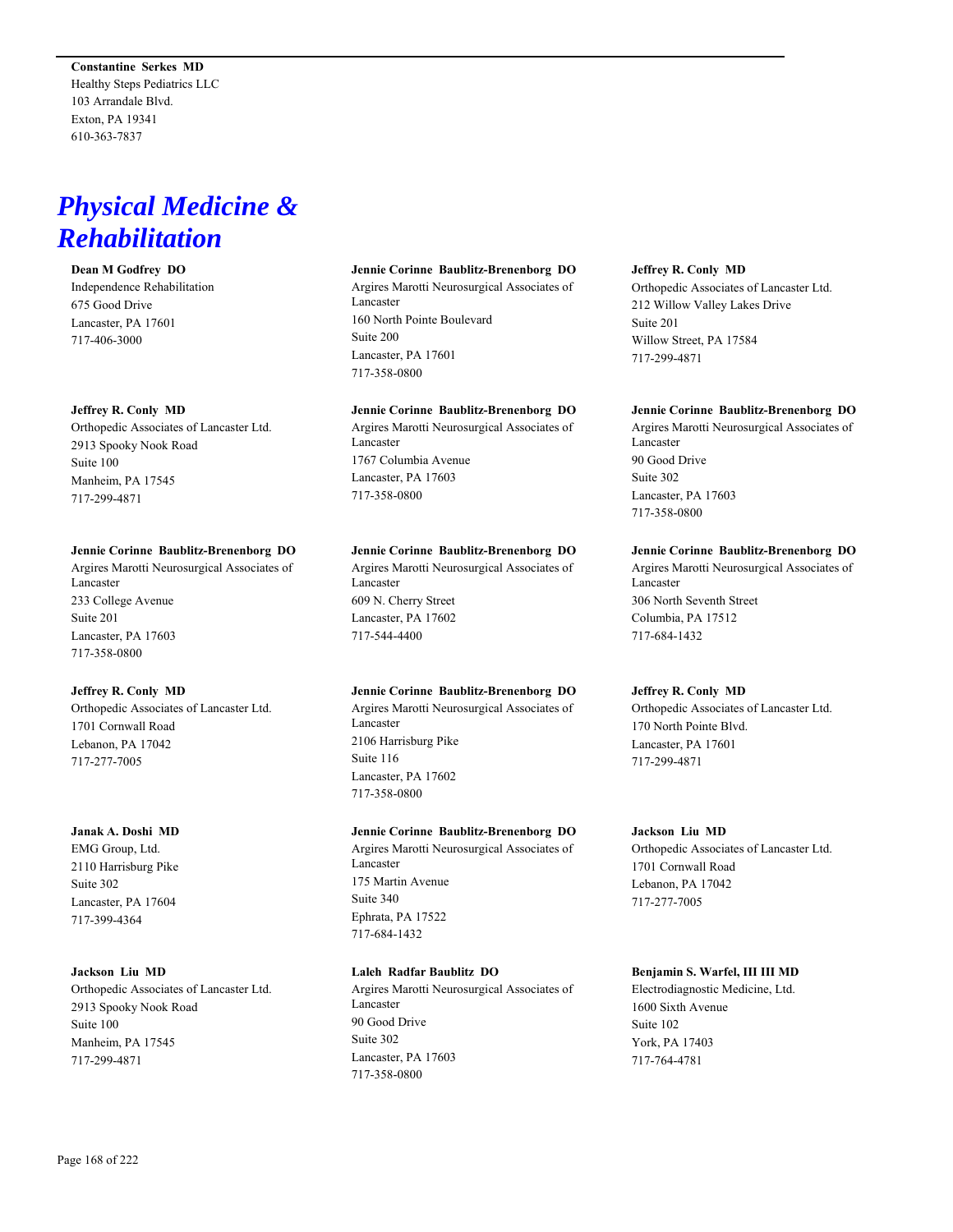**Constantine Serkes MD**
Healthy Steps Pediatrics LLC
103 Arrandale Blvd.
Exton, PA 19341
610-363-7837

# *Physical Medicine & Rehabilitation*

**Dean M Godfrey DO**
Independence Rehabilitation
675 Good Drive
Lancaster, PA 17601
717-406-3000

**Jeffrey R. Conly MD**
Orthopedic Associates of Lancaster Ltd.
2913 Spooky Nook Road
Suite 100
Manheim, PA 17545
717-299-4871

**Jennie Corinne Baublitz-Brenenborg DO**
Argires Marotti Neurosurgical Associates of Lancaster
233 College Avenue
Suite 201
Lancaster, PA 17603
717-358-0800

**Jeffrey R. Conly MD**
Orthopedic Associates of Lancaster Ltd.
1701 Cornwall Road
Lebanon, PA 17042
717-277-7005

**Janak A. Doshi MD**
EMG Group, Ltd.
2110 Harrisburg Pike
Suite 302
Lancaster, PA 17604
717-399-4364

**Jackson Liu MD**
Orthopedic Associates of Lancaster Ltd.
2913 Spooky Nook Road
Suite 100
Manheim, PA 17545
717-299-4871

**Jennie Corinne Baublitz-Brenenborg DO**
Argires Marotti Neurosurgical Associates of Lancaster
160 North Pointe Boulevard
Suite 200
Lancaster, PA 17601
717-358-0800

**Jennie Corinne Baublitz-Brenenborg DO**
Argires Marotti Neurosurgical Associates of Lancaster
1767 Columbia Avenue
Lancaster, PA 17603
717-358-0800

**Jennie Corinne Baublitz-Brenenborg DO**
Argires Marotti Neurosurgical Associates of Lancaster
609 N. Cherry Street
Lancaster, PA 17602
717-544-4400

**Jennie Corinne Baublitz-Brenenborg DO**
Argires Marotti Neurosurgical Associates of Lancaster
2106 Harrisburg Pike
Suite 116
Lancaster, PA 17602
717-358-0800

**Jennie Corinne Baublitz-Brenenborg DO**
Argires Marotti Neurosurgical Associates of Lancaster
175 Martin Avenue
Suite 340
Ephrata, PA 17522
717-684-1432

**Laleh Radfar Baublitz DO**
Argires Marotti Neurosurgical Associates of Lancaster
90 Good Drive
Suite 302
Lancaster, PA 17603
717-358-0800

**Jeffrey R. Conly MD**
Orthopedic Associates of Lancaster Ltd.
212 Willow Valley Lakes Drive
Suite 201
Willow Street, PA 17584
717-299-4871

**Jennie Corinne Baublitz-Brenenborg DO**
Argires Marotti Neurosurgical Associates of Lancaster
90 Good Drive
Suite 302
Lancaster, PA 17603
717-358-0800

**Jennie Corinne Baublitz-Brenenborg DO**
Argires Marotti Neurosurgical Associates of Lancaster
306 North Seventh Street
Columbia, PA 17512
717-684-1432

**Jeffrey R. Conly MD**
Orthopedic Associates of Lancaster Ltd.
170 North Pointe Blvd.
Lancaster, PA 17601
717-299-4871

**Jackson Liu MD**
Orthopedic Associates of Lancaster Ltd.
1701 Cornwall Road
Lebanon, PA 17042
717-277-7005

**Benjamin S. Warfel, III III MD**
Electrodiagnostic Medicine, Ltd.
1600 Sixth Avenue
Suite 102
York, PA 17403
717-764-4781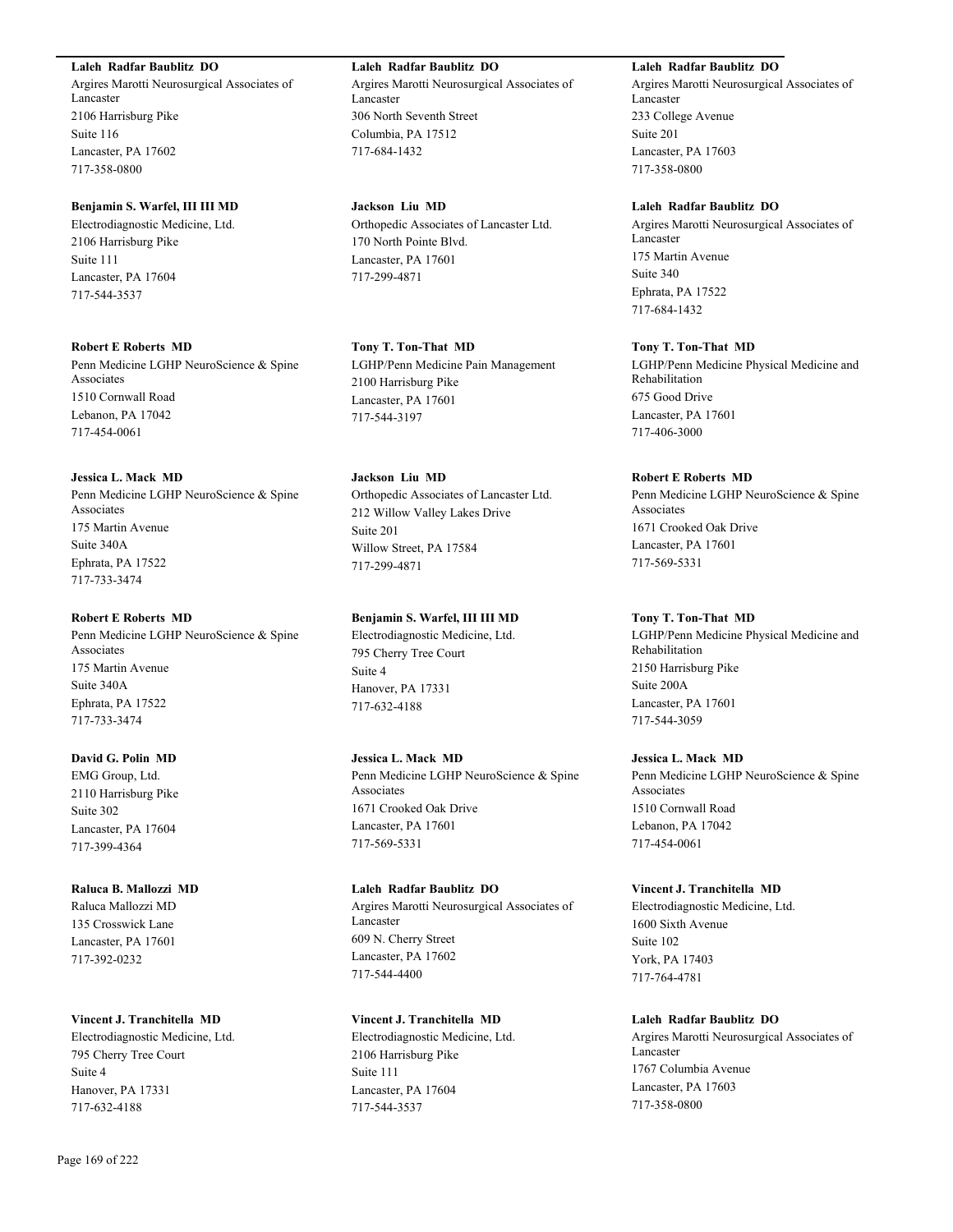**Laleh Radfar Baublitz DO**
Argires Marotti Neurosurgical Associates of Lancaster
2106 Harrisburg Pike
Suite 116
Lancaster, PA 17602
717-358-0800

**Benjamin S. Warfel, III III MD**
Electrodiagnostic Medicine, Ltd.
2106 Harrisburg Pike
Suite 111
Lancaster, PA 17604
717-544-3537

**Robert E Roberts MD**
Penn Medicine LGHP NeuroScience & Spine Associates
1510 Cornwall Road
Lebanon, PA 17042
717-454-0061

**Jessica L. Mack MD**
Penn Medicine LGHP NeuroScience & Spine Associates
175 Martin Avenue
Suite 340A
Ephrata, PA 17522
717-733-3474

**Robert E Roberts MD**
Penn Medicine LGHP NeuroScience & Spine Associates
175 Martin Avenue
Suite 340A
Ephrata, PA 17522
717-733-3474

**David G. Polin MD**
EMG Group, Ltd.
2110 Harrisburg Pike
Suite 302
Lancaster, PA 17604
717-399-4364

**Raluca B. Mallozzi MD**
Raluca Mallozzi MD
135 Crosswick Lane
Lancaster, PA 17601
717-392-0232

**Vincent J. Tranchitella MD**
Electrodiagnostic Medicine, Ltd.
795 Cherry Tree Court
Suite 4
Hanover, PA 17331
717-632-4188

**Laleh Radfar Baublitz DO**
Argires Marotti Neurosurgical Associates of Lancaster
306 North Seventh Street
Columbia, PA 17512
717-684-1432

**Jackson Liu MD**
Orthopedic Associates of Lancaster Ltd.
170 North Pointe Blvd.
Lancaster, PA 17601
717-299-4871

**Tony T. Ton-That MD**
LGHP/Penn Medicine Pain Management
2100 Harrisburg Pike
Lancaster, PA 17601
717-544-3197

**Jackson Liu MD**
Orthopedic Associates of Lancaster Ltd.
212 Willow Valley Lakes Drive
Suite 201
Willow Street, PA 17584
717-299-4871

**Benjamin S. Warfel, III III MD**
Electrodiagnostic Medicine, Ltd.
795 Cherry Tree Court
Suite 4
Hanover, PA 17331
717-632-4188

**Jessica L. Mack MD**
Penn Medicine LGHP NeuroScience & Spine Associates
1671 Crooked Oak Drive
Lancaster, PA 17601
717-569-5331

**Laleh Radfar Baublitz DO**
Argires Marotti Neurosurgical Associates of Lancaster
609 N. Cherry Street
Lancaster, PA 17602
717-544-4400

**Vincent J. Tranchitella MD**
Electrodiagnostic Medicine, Ltd.
2106 Harrisburg Pike
Suite 111
Lancaster, PA 17604
717-544-3537

**Laleh Radfar Baublitz DO**
Argires Marotti Neurosurgical Associates of Lancaster
233 College Avenue
Suite 201
Lancaster, PA 17603
717-358-0800

**Laleh Radfar Baublitz DO**
Argires Marotti Neurosurgical Associates of Lancaster
175 Martin Avenue
Suite 340
Ephrata, PA 17522
717-684-1432

**Tony T. Ton-That MD**
LGHP/Penn Medicine Physical Medicine and Rehabilitation
675 Good Drive
Lancaster, PA 17601
717-406-3000

**Robert E Roberts MD**
Penn Medicine LGHP NeuroScience & Spine Associates
1671 Crooked Oak Drive
Lancaster, PA 17601
717-569-5331

**Tony T. Ton-That MD**
LGHP/Penn Medicine Physical Medicine and Rehabilitation
2150 Harrisburg Pike
Suite 200A
Lancaster, PA 17601
717-544-3059

**Jessica L. Mack MD**
Penn Medicine LGHP NeuroScience & Spine Associates
1510 Cornwall Road
Lebanon, PA 17042
717-454-0061

**Vincent J. Tranchitella MD**
Electrodiagnostic Medicine, Ltd.
1600 Sixth Avenue
Suite 102
York, PA 17403
717-764-4781

**Laleh Radfar Baublitz DO**
Argires Marotti Neurosurgical Associates of Lancaster
1767 Columbia Avenue
Lancaster, PA 17603
717-358-0800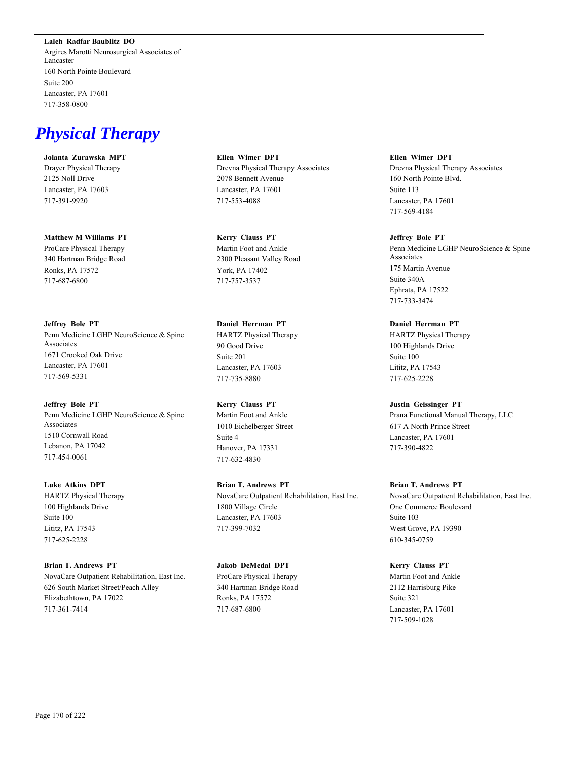**Laleh Radfar Baublitz DO**
Argires Marotti Neurosurgical Associates of Lancaster
160 North Pointe Boulevard
Suite 200
Lancaster, PA 17601
717-358-0800

# *Physical Therapy*

**Jolanta Zurawska MPT**
Drayer Physical Therapy
2125 Noll Drive
Lancaster, PA 17603
717-391-9920

**Ellen Wimer DPT**
Drevna Physical Therapy Associates
2078 Bennett Avenue
Lancaster, PA 17601
717-553-4088

**Ellen Wimer DPT**
Drevna Physical Therapy Associates
160 North Pointe Blvd.
Suite 113
Lancaster, PA 17601
717-569-4184

**Matthew M Williams PT**
ProCare Physical Therapy
340 Hartman Bridge Road
Ronks, PA 17572
717-687-6800

**Kerry Clauss PT**
Martin Foot and Ankle
2300 Pleasant Valley Road
York, PA 17402
717-757-3537

**Jeffrey Bole PT**
Penn Medicine LGHP NeuroScience & Spine Associates
175 Martin Avenue
Suite 340A
Ephrata, PA 17522
717-733-3474

**Jeffrey Bole PT**
Penn Medicine LGHP NeuroScience & Spine Associates
1671 Crooked Oak Drive
Lancaster, PA 17601
717-569-5331

**Daniel Herrman PT**
HARTZ Physical Therapy
90 Good Drive
Suite 201
Lancaster, PA 17603
717-735-8880

**Daniel Herrman PT**
HARTZ Physical Therapy
100 Highlands Drive
Suite 100
Lititz, PA 17543
717-625-2228

**Jeffrey Bole PT**
Penn Medicine LGHP NeuroScience & Spine Associates
1510 Cornwall Road
Lebanon, PA 17042
717-454-0061

**Kerry Clauss PT**
Martin Foot and Ankle
1010 Eichelberger Street
Suite 4
Hanover, PA 17331
717-632-4830

**Justin Geissinger PT**
Prana Functional Manual Therapy, LLC
617 A North Prince Street
Lancaster, PA 17601
717-390-4822

**Luke Atkins DPT**
HARTZ Physical Therapy
100 Highlands Drive
Suite 100
Lititz, PA 17543
717-625-2228

**Brian T. Andrews PT**
NovaCare Outpatient Rehabilitation, East Inc.
1800 Village Circle
Lancaster, PA 17603
717-399-7032

**Brian T. Andrews PT**
NovaCare Outpatient Rehabilitation, East Inc.
One Commerce Boulevard
Suite 103
West Grove, PA 19390
610-345-0759

**Brian T. Andrews PT**
NovaCare Outpatient Rehabilitation, East Inc.
626 South Market Street/Peach Alley
Elizabethtown, PA 17022
717-361-7414

**Jakob DeMedal DPT**
ProCare Physical Therapy
340 Hartman Bridge Road
Ronks, PA 17572
717-687-6800

**Kerry Clauss PT**
Martin Foot and Ankle
2112 Harrisburg Pike
Suite 321
Lancaster, PA 17601
717-509-1028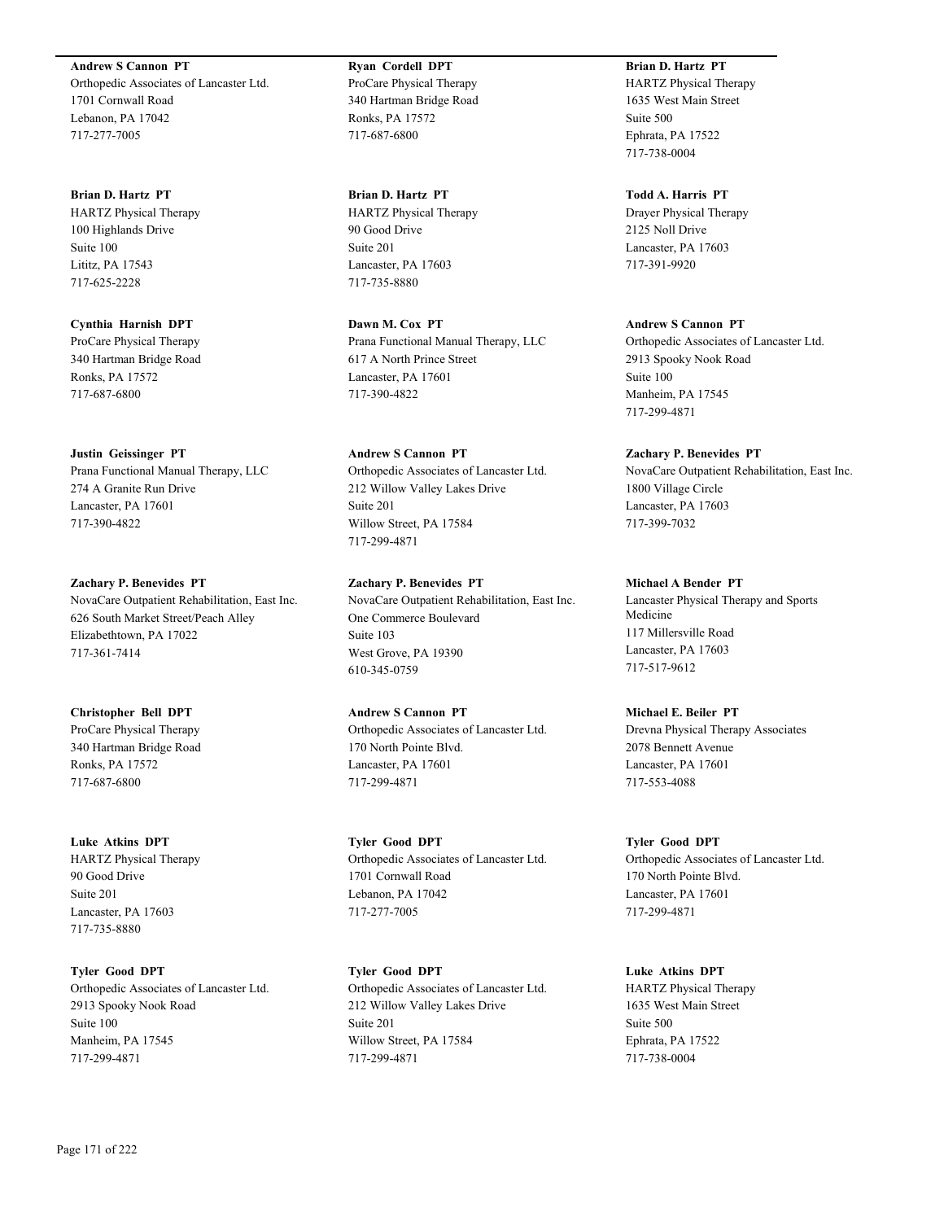**Andrew S Cannon PT**
Orthopedic Associates of Lancaster Ltd.
1701 Cornwall Road
Lebanon, PA 17042
717-277-7005

**Brian D. Hartz PT**
HARTZ Physical Therapy
100 Highlands Drive
Suite 100
Lititz, PA 17543
717-625-2228

**Cynthia Harnish DPT**
ProCare Physical Therapy
340 Hartman Bridge Road
Ronks, PA 17572
717-687-6800

**Justin Geissinger PT**
Prana Functional Manual Therapy, LLC
274 A Granite Run Drive
Lancaster, PA 17601
717-390-4822

**Zachary P. Benevides PT**
NovaCare Outpatient Rehabilitation, East Inc.
626 South Market Street/Peach Alley
Elizabethtown, PA 17022
717-361-7414

**Christopher Bell DPT**
ProCare Physical Therapy
340 Hartman Bridge Road
Ronks, PA 17572
717-687-6800

**Luke Atkins DPT**
HARTZ Physical Therapy
90 Good Drive
Suite 201
Lancaster, PA 17603
717-735-8880

**Tyler Good DPT**
Orthopedic Associates of Lancaster Ltd.
2913 Spooky Nook Road
Suite 100
Manheim, PA 17545
717-299-4871

**Ryan Cordell DPT**
ProCare Physical Therapy
340 Hartman Bridge Road
Ronks, PA 17572
717-687-6800

**Brian D. Hartz PT**
HARTZ Physical Therapy
90 Good Drive
Suite 201
Lancaster, PA 17603
717-735-8880

**Dawn M. Cox PT**
Prana Functional Manual Therapy, LLC
617 A North Prince Street
Lancaster, PA 17601
717-390-4822

**Andrew S Cannon PT**
Orthopedic Associates of Lancaster Ltd.
212 Willow Valley Lakes Drive
Suite 201
Willow Street, PA 17584
717-299-4871

**Zachary P. Benevides PT**
NovaCare Outpatient Rehabilitation, East Inc.
One Commerce Boulevard
Suite 103
West Grove, PA 19390
610-345-0759

**Andrew S Cannon PT**
Orthopedic Associates of Lancaster Ltd.
170 North Pointe Blvd.
Lancaster, PA 17601
717-299-4871

**Tyler Good DPT**
Orthopedic Associates of Lancaster Ltd.
1701 Cornwall Road
Lebanon, PA 17042
717-277-7005

**Tyler Good DPT**
Orthopedic Associates of Lancaster Ltd.
212 Willow Valley Lakes Drive
Suite 201
Willow Street, PA 17584
717-299-4871

**Brian D. Hartz PT**
HARTZ Physical Therapy
1635 West Main Street
Suite 500
Ephrata, PA 17522
717-738-0004

**Todd A. Harris PT**
Drayer Physical Therapy
2125 Noll Drive
Lancaster, PA 17603
717-391-9920

**Andrew S Cannon PT**
Orthopedic Associates of Lancaster Ltd.
2913 Spooky Nook Road
Suite 100
Manheim, PA 17545
717-299-4871

**Zachary P. Benevides PT**
NovaCare Outpatient Rehabilitation, East Inc.
1800 Village Circle
Lancaster, PA 17603
717-399-7032

**Michael A Bender PT**
Lancaster Physical Therapy and Sports Medicine
117 Millersville Road
Lancaster, PA 17603
717-517-9612

**Michael E. Beiler PT**
Drevna Physical Therapy Associates
2078 Bennett Avenue
Lancaster, PA 17601
717-553-4088

**Tyler Good DPT**
Orthopedic Associates of Lancaster Ltd.
170 North Pointe Blvd.
Lancaster, PA 17601
717-299-4871

**Luke Atkins DPT**
HARTZ Physical Therapy
1635 West Main Street
Suite 500
Ephrata, PA 17522
717-738-0004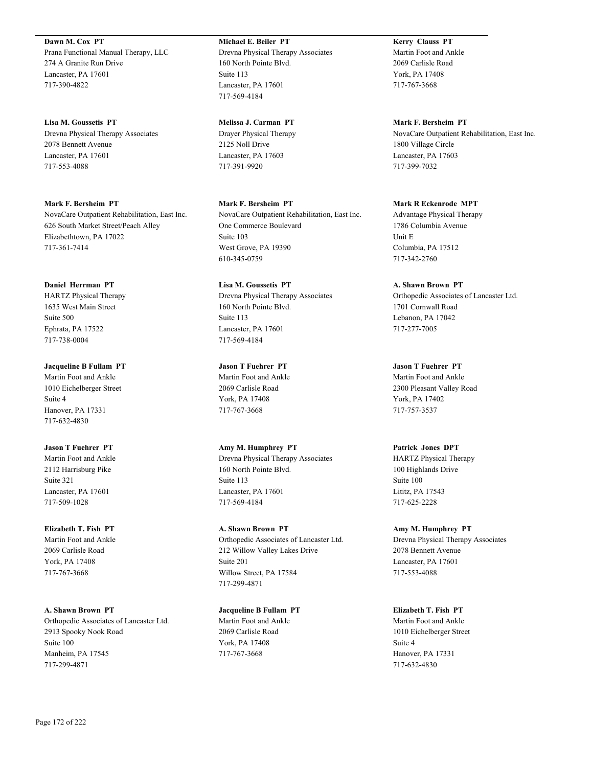**Dawn M. Cox PT**
Prana Functional Manual Therapy, LLC
274 A Granite Run Drive
Lancaster, PA 17601
717-390-4822

**Lisa M. Goussetis PT**
Drevna Physical Therapy Associates
2078 Bennett Avenue
Lancaster, PA 17601
717-553-4088

**Mark F. Bersheim PT**
NovaCare Outpatient Rehabilitation, East Inc.
626 South Market Street/Peach Alley
Elizabethtown, PA 17022
717-361-7414

**Daniel Herrman PT**
HARTZ Physical Therapy
1635 West Main Street
Suite 500
Ephrata, PA 17522
717-738-0004

**Jacqueline B Fullam PT**
Martin Foot and Ankle
1010 Eichelberger Street
Suite 4
Hanover, PA 17331
717-632-4830

**Jason T Fuehrer PT**
Martin Foot and Ankle
2112 Harrisburg Pike
Suite 321
Lancaster, PA 17601
717-509-1028

**Elizabeth T. Fish PT**
Martin Foot and Ankle
2069 Carlisle Road
York, PA 17408
717-767-3668

**A. Shawn Brown PT**
Orthopedic Associates of Lancaster Ltd.
2913 Spooky Nook Road
Suite 100
Manheim, PA 17545
717-299-4871

**Michael E. Beiler PT**
Drevna Physical Therapy Associates
160 North Pointe Blvd.
Suite 113
Lancaster, PA 17601
717-569-4184

**Melissa J. Carman PT**
Drayer Physical Therapy
2125 Noll Drive
Lancaster, PA 17603
717-391-9920

**Mark F. Bersheim PT**
NovaCare Outpatient Rehabilitation, East Inc.
One Commerce Boulevard
Suite 103
West Grove, PA 19390
610-345-0759

**Lisa M. Goussetis PT**
Drevna Physical Therapy Associates
160 North Pointe Blvd.
Suite 113
Lancaster, PA 17601
717-569-4184

**Jason T Fuehrer PT**
Martin Foot and Ankle
2069 Carlisle Road
York, PA 17408
717-767-3668

**Amy M. Humphrey PT**
Drevna Physical Therapy Associates
160 North Pointe Blvd.
Suite 113
Lancaster, PA 17601
717-569-4184

**A. Shawn Brown PT**
Orthopedic Associates of Lancaster Ltd.
212 Willow Valley Lakes Drive
Suite 201
Willow Street, PA 17584
717-299-4871

**Jacqueline B Fullam PT**
Martin Foot and Ankle
2069 Carlisle Road
York, PA 17408
717-767-3668

**Kerry Clauss PT**
Martin Foot and Ankle
2069 Carlisle Road
York, PA 17408
717-767-3668

**Mark F. Bersheim PT**
NovaCare Outpatient Rehabilitation, East Inc.
1800 Village Circle
Lancaster, PA 17603
717-399-7032

**Mark R Eckenrode MPT**
Advantage Physical Therapy
1786 Columbia Avenue
Unit E
Columbia, PA 17512
717-342-2760

**A. Shawn Brown PT**
Orthopedic Associates of Lancaster Ltd.
1701 Cornwall Road
Lebanon, PA 17042
717-277-7005

**Jason T Fuehrer PT**
Martin Foot and Ankle
2300 Pleasant Valley Road
York, PA 17402
717-757-3537

**Patrick Jones DPT**
HARTZ Physical Therapy
100 Highlands Drive
Suite 100
Lititz, PA 17543
717-625-2228

**Amy M. Humphrey PT**
Drevna Physical Therapy Associates
2078 Bennett Avenue
Lancaster, PA 17601
717-553-4088

**Elizabeth T. Fish PT**
Martin Foot and Ankle
1010 Eichelberger Street
Suite 4
Hanover, PA 17331
717-632-4830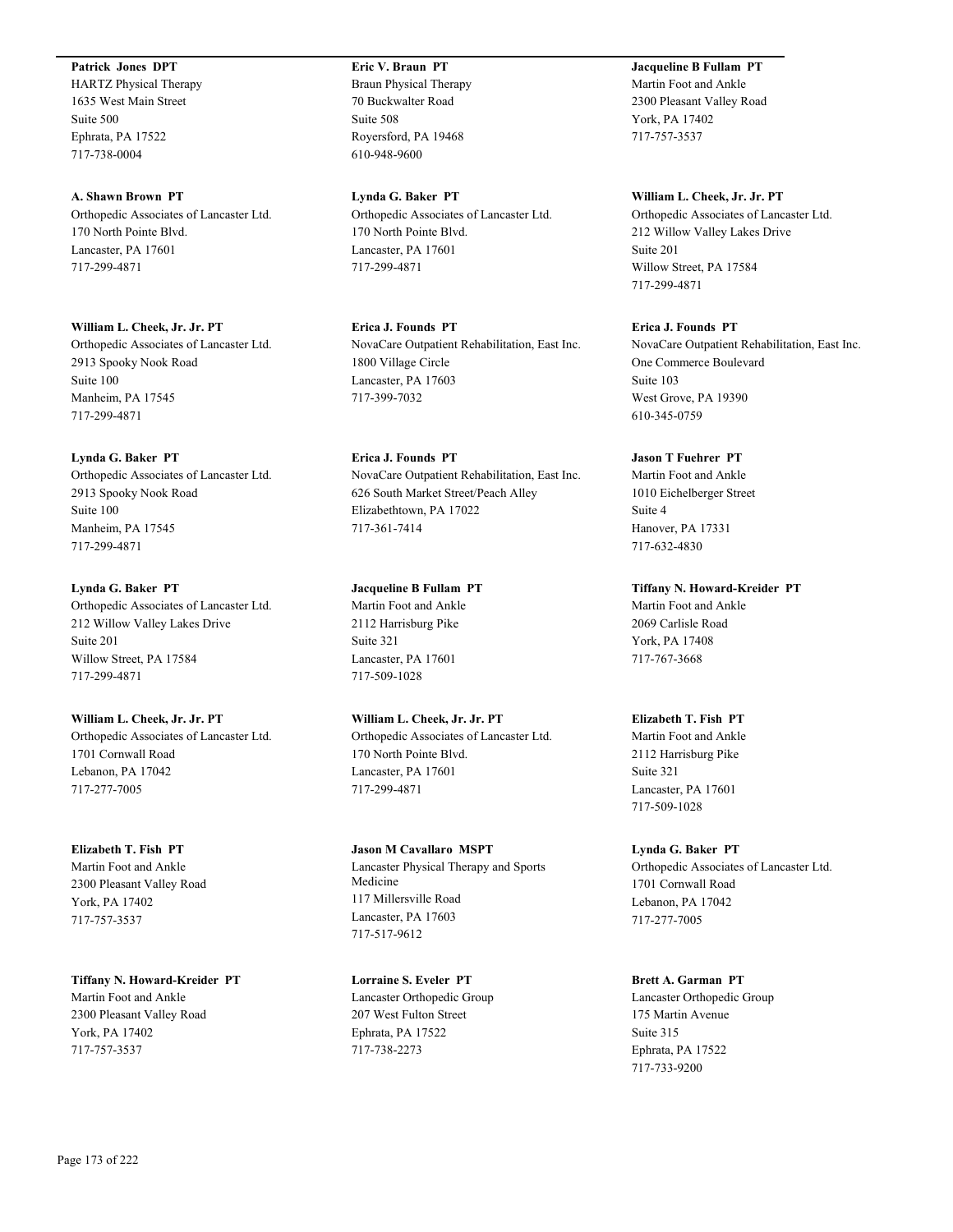**Patrick Jones DPT**
HARTZ Physical Therapy
1635 West Main Street
Suite 500
Ephrata, PA 17522
717-738-0004

**A. Shawn Brown PT**
Orthopedic Associates of Lancaster Ltd.
170 North Pointe Blvd.
Lancaster, PA 17601
717-299-4871

**William L. Cheek, Jr. Jr. PT**
Orthopedic Associates of Lancaster Ltd.
2913 Spooky Nook Road
Suite 100
Manheim, PA 17545
717-299-4871

**Lynda G. Baker PT**
Orthopedic Associates of Lancaster Ltd.
2913 Spooky Nook Road
Suite 100
Manheim, PA 17545
717-299-4871

**Lynda G. Baker PT**
Orthopedic Associates of Lancaster Ltd.
212 Willow Valley Lakes Drive
Suite 201
Willow Street, PA 17584
717-299-4871

**William L. Cheek, Jr. Jr. PT**
Orthopedic Associates of Lancaster Ltd.
1701 Cornwall Road
Lebanon, PA 17042
717-277-7005

**Elizabeth T. Fish PT**
Martin Foot and Ankle
2300 Pleasant Valley Road
York, PA 17402
717-757-3537

**Tiffany N. Howard-Kreider PT**
Martin Foot and Ankle
2300 Pleasant Valley Road
York, PA 17402
717-757-3537

**Eric V. Braun PT**
Braun Physical Therapy
70 Buckwalter Road
Suite 508
Royersford, PA 19468
610-948-9600

**Lynda G. Baker PT**
Orthopedic Associates of Lancaster Ltd.
170 North Pointe Blvd.
Lancaster, PA 17601
717-299-4871

**Erica J. Founds PT**
NovaCare Outpatient Rehabilitation, East Inc.
1800 Village Circle
Lancaster, PA 17603
717-399-7032

**Erica J. Founds PT**
NovaCare Outpatient Rehabilitation, East Inc.
626 South Market Street/Peach Alley
Elizabethtown, PA 17022
717-361-7414

**Jacqueline B Fullam PT**
Martin Foot and Ankle
2112 Harrisburg Pike
Suite 321
Lancaster, PA 17601
717-509-1028

**William L. Cheek, Jr. Jr. PT**
Orthopedic Associates of Lancaster Ltd.
170 North Pointe Blvd.
Lancaster, PA 17601
717-299-4871

**Jason M Cavallaro MSPT**
Lancaster Physical Therapy and Sports Medicine
117 Millersville Road
Lancaster, PA 17603
717-517-9612

**Lorraine S. Eveler PT**
Lancaster Orthopedic Group
207 West Fulton Street
Ephrata, PA 17522
717-738-2273

**Jacqueline B Fullam PT**
Martin Foot and Ankle
2300 Pleasant Valley Road
York, PA 17402
717-757-3537

**William L. Cheek, Jr. Jr. PT**
Orthopedic Associates of Lancaster Ltd.
212 Willow Valley Lakes Drive
Suite 201
Willow Street, PA 17584
717-299-4871

**Erica J. Founds PT**
NovaCare Outpatient Rehabilitation, East Inc.
One Commerce Boulevard
Suite 103
West Grove, PA 19390
610-345-0759

**Jason T Fuehrer PT**
Martin Foot and Ankle
1010 Eichelberger Street
Suite 4
Hanover, PA 17331
717-632-4830

**Tiffany N. Howard-Kreider PT**
Martin Foot and Ankle
2069 Carlisle Road
York, PA 17408
717-767-3668

**Elizabeth T. Fish PT**
Martin Foot and Ankle
2112 Harrisburg Pike
Suite 321
Lancaster, PA 17601
717-509-1028

**Lynda G. Baker PT**
Orthopedic Associates of Lancaster Ltd.
1701 Cornwall Road
Lebanon, PA 17042
717-277-7005

**Brett A. Garman PT**
Lancaster Orthopedic Group
175 Martin Avenue
Suite 315
Ephrata, PA 17522
717-733-9200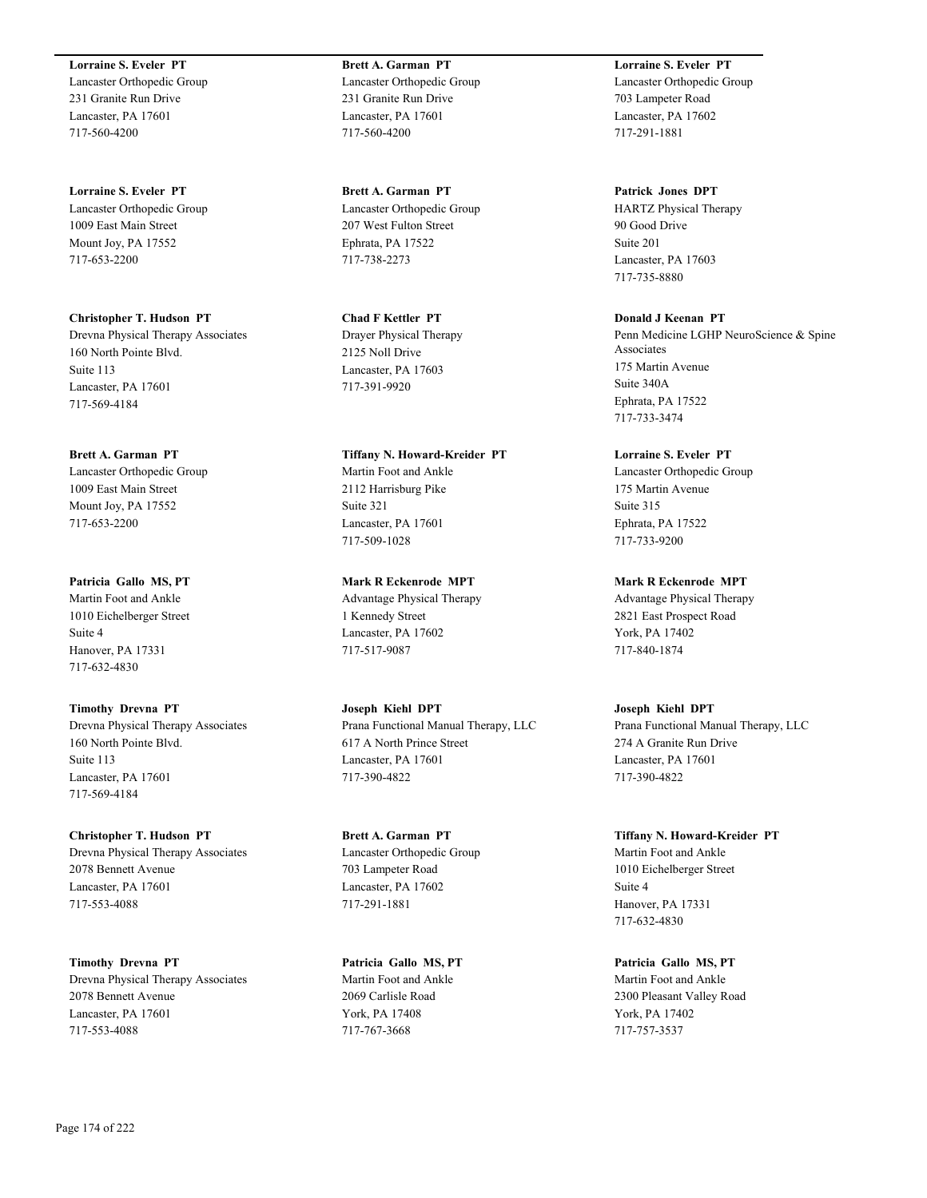**Lorraine S. Eveler PT**
Lancaster Orthopedic Group
231 Granite Run Drive
Lancaster, PA 17601
717-560-4200

**Lorraine S. Eveler PT**
Lancaster Orthopedic Group
1009 East Main Street
Mount Joy, PA 17552
717-653-2200

**Christopher T. Hudson PT**
Drevna Physical Therapy Associates
160 North Pointe Blvd.
Suite 113
Lancaster, PA 17601
717-569-4184

**Brett A. Garman PT**
Lancaster Orthopedic Group
1009 East Main Street
Mount Joy, PA 17552
717-653-2200

**Patricia Gallo MS, PT**
Martin Foot and Ankle
1010 Eichelberger Street
Suite 4
Hanover, PA 17331
717-632-4830

**Timothy Drevna PT**
Drevna Physical Therapy Associates
160 North Pointe Blvd.
Suite 113
Lancaster, PA 17601
717-569-4184

**Christopher T. Hudson PT**
Drevna Physical Therapy Associates
2078 Bennett Avenue
Lancaster, PA 17601
717-553-4088

**Timothy Drevna PT**
Drevna Physical Therapy Associates
2078 Bennett Avenue
Lancaster, PA 17601
717-553-4088

**Brett A. Garman PT**
Lancaster Orthopedic Group
231 Granite Run Drive
Lancaster, PA 17601
717-560-4200

**Brett A. Garman PT**
Lancaster Orthopedic Group
207 West Fulton Street
Ephrata, PA 17522
717-738-2273

**Chad F Kettler PT**
Drayer Physical Therapy
2125 Noll Drive
Lancaster, PA 17603
717-391-9920

**Tiffany N. Howard-Kreider PT**
Martin Foot and Ankle
2112 Harrisburg Pike
Suite 321
Lancaster, PA 17601
717-509-1028

**Mark R Eckenrode MPT**
Advantage Physical Therapy
1 Kennedy Street
Lancaster, PA 17602
717-517-9087

**Joseph Kiehl DPT**
Prana Functional Manual Therapy, LLC
617 A North Prince Street
Lancaster, PA 17601
717-390-4822

**Brett A. Garman PT**
Lancaster Orthopedic Group
703 Lampeter Road
Lancaster, PA 17602
717-291-1881

**Patricia Gallo MS, PT**
Martin Foot and Ankle
2069 Carlisle Road
York, PA 17408
717-767-3668

**Lorraine S. Eveler PT**
Lancaster Orthopedic Group
703 Lampeter Road
Lancaster, PA 17602
717-291-1881

**Patrick Jones DPT**
HARTZ Physical Therapy
90 Good Drive
Suite 201
Lancaster, PA 17603
717-735-8880

**Donald J Keenan PT**
Penn Medicine LGHP NeuroScience & Spine Associates
175 Martin Avenue
Suite 340A
Ephrata, PA 17522
717-733-3474

**Lorraine S. Eveler PT**
Lancaster Orthopedic Group
175 Martin Avenue
Suite 315
Ephrata, PA 17522
717-733-9200

**Mark R Eckenrode MPT**
Advantage Physical Therapy
2821 East Prospect Road
York, PA 17402
717-840-1874

**Joseph Kiehl DPT**
Prana Functional Manual Therapy, LLC
274 A Granite Run Drive
Lancaster, PA 17601
717-390-4822

**Tiffany N. Howard-Kreider PT**
Martin Foot and Ankle
1010 Eichelberger Street
Suite 4
Hanover, PA 17331
717-632-4830

**Patricia Gallo MS, PT**
Martin Foot and Ankle
2300 Pleasant Valley Road
York, PA 17402
717-757-3537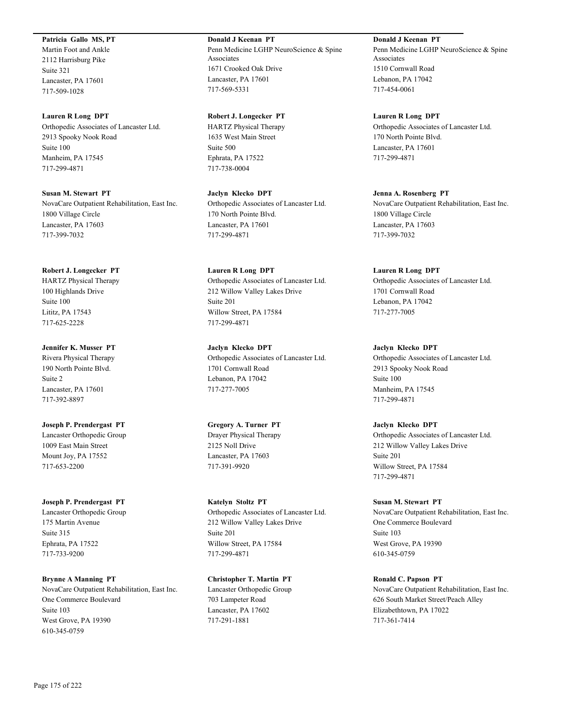**Patricia Gallo MS, PT**
Martin Foot and Ankle
2112 Harrisburg Pike
Suite 321
Lancaster, PA 17601
717-509-1028

**Lauren R Long DPT**
Orthopedic Associates of Lancaster Ltd.
2913 Spooky Nook Road
Suite 100
Manheim, PA 17545
717-299-4871

**Susan M. Stewart PT**
NovaCare Outpatient Rehabilitation, East Inc.
1800 Village Circle
Lancaster, PA 17603
717-399-7032

**Robert J. Longecker PT**
HARTZ Physical Therapy
100 Highlands Drive
Suite 100
Lititz, PA 17543
717-625-2228

**Jennifer K. Musser PT**
Rivera Physical Therapy
190 North Pointe Blvd.
Suite 2
Lancaster, PA 17601
717-392-8897

**Joseph P. Prendergast PT**
Lancaster Orthopedic Group
1009 East Main Street
Mount Joy, PA 17552
717-653-2200

**Joseph P. Prendergast PT**
Lancaster Orthopedic Group
175 Martin Avenue
Suite 315
Ephrata, PA 17522
717-733-9200

**Brynne A Manning PT**
NovaCare Outpatient Rehabilitation, East Inc.
One Commerce Boulevard
Suite 103
West Grove, PA 19390
610-345-0759

**Donald J Keenan PT**
Penn Medicine LGHP NeuroScience & Spine Associates
1671 Crooked Oak Drive
Lancaster, PA 17601
717-569-5331

**Robert J. Longecker PT**
HARTZ Physical Therapy
1635 West Main Street
Suite 500
Ephrata, PA 17522
717-738-0004

**Jaclyn Klecko DPT**
Orthopedic Associates of Lancaster Ltd.
170 North Pointe Blvd.
Lancaster, PA 17601
717-299-4871

**Lauren R Long DPT**
Orthopedic Associates of Lancaster Ltd.
212 Willow Valley Lakes Drive
Suite 201
Willow Street, PA 17584
717-299-4871

**Jaclyn Klecko DPT**
Orthopedic Associates of Lancaster Ltd.
1701 Cornwall Road
Lebanon, PA 17042
717-277-7005

**Gregory A. Turner PT**
Drayer Physical Therapy
2125 Noll Drive
Lancaster, PA 17603
717-391-9920

**Katelyn Stoltz PT**
Orthopedic Associates of Lancaster Ltd.
212 Willow Valley Lakes Drive
Suite 201
Willow Street, PA 17584
717-299-4871

**Christopher T. Martin PT**
Lancaster Orthopedic Group
703 Lampeter Road
Lancaster, PA 17602
717-291-1881

**Donald J Keenan PT**
Penn Medicine LGHP NeuroScience & Spine Associates
1510 Cornwall Road
Lebanon, PA 17042
717-454-0061

**Lauren R Long DPT**
Orthopedic Associates of Lancaster Ltd.
170 North Pointe Blvd.
Lancaster, PA 17601
717-299-4871

**Jenna A. Rosenberg PT**
NovaCare Outpatient Rehabilitation, East Inc.
1800 Village Circle
Lancaster, PA 17603
717-399-7032

**Lauren R Long DPT**
Orthopedic Associates of Lancaster Ltd.
1701 Cornwall Road
Lebanon, PA 17042
717-277-7005

**Jaclyn Klecko DPT**
Orthopedic Associates of Lancaster Ltd.
2913 Spooky Nook Road
Suite 100
Manheim, PA 17545
717-299-4871

**Jaclyn Klecko DPT**
Orthopedic Associates of Lancaster Ltd.
212 Willow Valley Lakes Drive
Suite 201
Willow Street, PA 17584
717-299-4871

**Susan M. Stewart PT**
NovaCare Outpatient Rehabilitation, East Inc.
One Commerce Boulevard
Suite 103
West Grove, PA 19390
610-345-0759

**Ronald C. Papson PT**
NovaCare Outpatient Rehabilitation, East Inc.
626 South Market Street/Peach Alley
Elizabethtown, PA 17022
717-361-7414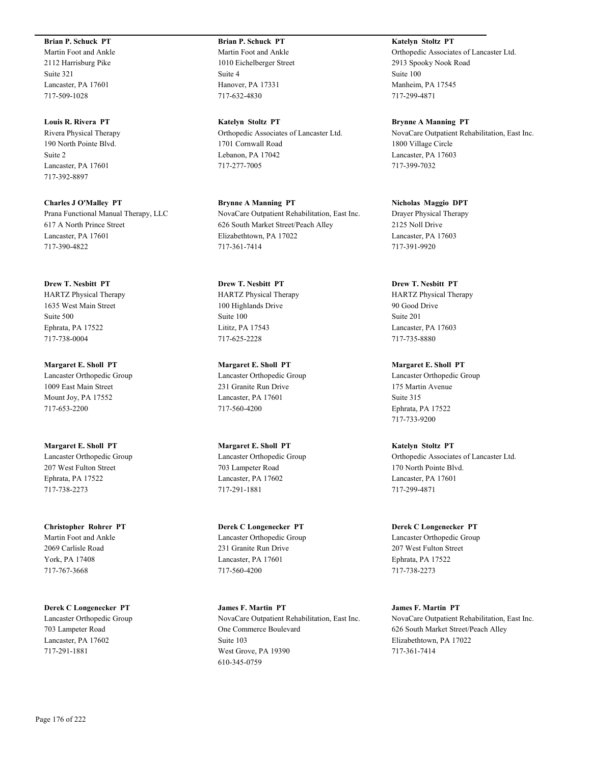**Brian P. Schuck PT**
Martin Foot and Ankle
2112 Harrisburg Pike
Suite 321
Lancaster, PA 17601
717-509-1028

**Louis R. Rivera PT**
Rivera Physical Therapy
190 North Pointe Blvd.
Suite 2
Lancaster, PA 17601
717-392-8897

**Charles J O'Malley PT**
Prana Functional Manual Therapy, LLC
617 A North Prince Street
Lancaster, PA 17601
717-390-4822

**Drew T. Nesbitt PT**
HARTZ Physical Therapy
1635 West Main Street
Suite 500
Ephrata, PA 17522
717-738-0004

**Margaret E. Sholl PT**
Lancaster Orthopedic Group
1009 East Main Street
Mount Joy, PA 17552
717-653-2200

**Margaret E. Sholl PT**
Lancaster Orthopedic Group
207 West Fulton Street
Ephrata, PA 17522
717-738-2273

**Christopher Rohrer PT**
Martin Foot and Ankle
2069 Carlisle Road
York, PA 17408
717-767-3668

**Derek C Longenecker PT**
Lancaster Orthopedic Group
703 Lampeter Road
Lancaster, PA 17602
717-291-1881

**Brian P. Schuck PT**
Martin Foot and Ankle
1010 Eichelberger Street
Suite 4
Hanover, PA 17331
717-632-4830

**Katelyn Stoltz PT**
Orthopedic Associates of Lancaster Ltd.
1701 Cornwall Road
Lebanon, PA 17042
717-277-7005

**Brynne A Manning PT**
NovaCare Outpatient Rehabilitation, East Inc.
626 South Market Street/Peach Alley
Elizabethtown, PA 17022
717-361-7414

**Drew T. Nesbitt PT**
HARTZ Physical Therapy
100 Highlands Drive
Suite 100
Lititz, PA 17543
717-625-2228

**Margaret E. Sholl PT**
Lancaster Orthopedic Group
231 Granite Run Drive
Lancaster, PA 17601
717-560-4200

**Margaret E. Sholl PT**
Lancaster Orthopedic Group
703 Lampeter Road
Lancaster, PA 17602
717-291-1881

**Derek C Longenecker PT**
Lancaster Orthopedic Group
231 Granite Run Drive
Lancaster, PA 17601
717-560-4200

**James F. Martin PT**
NovaCare Outpatient Rehabilitation, East Inc.
One Commerce Boulevard
Suite 103
West Grove, PA 19390
610-345-0759

**Katelyn Stoltz PT**
Orthopedic Associates of Lancaster Ltd.
2913 Spooky Nook Road
Suite 100
Manheim, PA 17545
717-299-4871

**Brynne A Manning PT**
NovaCare Outpatient Rehabilitation, East Inc.
1800 Village Circle
Lancaster, PA 17603
717-399-7032

**Nicholas Maggio DPT**
Drayer Physical Therapy
2125 Noll Drive
Lancaster, PA 17603
717-391-9920

**Drew T. Nesbitt PT**
HARTZ Physical Therapy
90 Good Drive
Suite 201
Lancaster, PA 17603
717-735-8880

**Margaret E. Sholl PT**
Lancaster Orthopedic Group
175 Martin Avenue
Suite 315
Ephrata, PA 17522
717-733-9200

**Katelyn Stoltz PT**
Orthopedic Associates of Lancaster Ltd.
170 North Pointe Blvd.
Lancaster, PA 17601
717-299-4871

**Derek C Longenecker PT**
Lancaster Orthopedic Group
207 West Fulton Street
Ephrata, PA 17522
717-738-2273

**James F. Martin PT**
NovaCare Outpatient Rehabilitation, East Inc.
626 South Market Street/Peach Alley
Elizabethtown, PA 17022
717-361-7414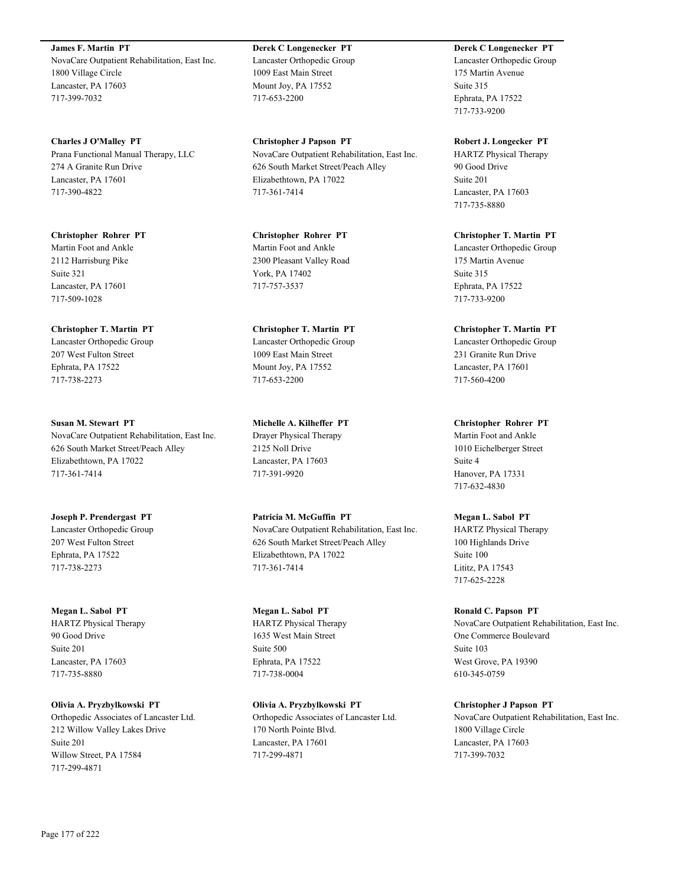**James F. Martin PT**
NovaCare Outpatient Rehabilitation, East Inc.
1800 Village Circle
Lancaster, PA 17603
717-399-7032

**Charles J O'Malley PT**
Prana Functional Manual Therapy, LLC
274 A Granite Run Drive
Lancaster, PA 17601
717-390-4822

**Christopher Rohrer PT**
Martin Foot and Ankle
2112 Harrisburg Pike
Suite 321
Lancaster, PA 17601
717-509-1028

**Christopher T. Martin PT**
Lancaster Orthopedic Group
207 West Fulton Street
Ephrata, PA 17522
717-738-2273

**Susan M. Stewart PT**
NovaCare Outpatient Rehabilitation, East Inc.
626 South Market Street/Peach Alley
Elizabethtown, PA 17022
717-361-7414

**Joseph P. Prendergast PT**
Lancaster Orthopedic Group
207 West Fulton Street
Ephrata, PA 17522
717-738-2273

**Megan L. Sabol PT**
HARTZ Physical Therapy
90 Good Drive
Suite 201
Lancaster, PA 17603
717-735-8880

**Olivia A. Pryzbylkowski PT**
Orthopedic Associates of Lancaster Ltd.
212 Willow Valley Lakes Drive
Suite 201
Willow Street, PA 17584
717-299-4871

**Derek C Longenecker PT**
Lancaster Orthopedic Group
1009 East Main Street
Mount Joy, PA 17552
717-653-2200

**Christopher J Papson PT**
NovaCare Outpatient Rehabilitation, East Inc.
626 South Market Street/Peach Alley
Elizabethtown, PA 17022
717-361-7414

**Christopher Rohrer PT**
Martin Foot and Ankle
2300 Pleasant Valley Road
York, PA 17402
717-757-3537

**Christopher T. Martin PT**
Lancaster Orthopedic Group
1009 East Main Street
Mount Joy, PA 17552
717-653-2200

**Michelle A. Kilheffer PT**
Drayer Physical Therapy
2125 Noll Drive
Lancaster, PA 17603
717-391-9920

**Patricia M. McGuffin PT**
NovaCare Outpatient Rehabilitation, East Inc.
626 South Market Street/Peach Alley
Elizabethtown, PA 17022
717-361-7414

**Megan L. Sabol PT**
HARTZ Physical Therapy
1635 West Main Street
Suite 500
Ephrata, PA 17522
717-738-0004

**Olivia A. Pryzbylkowski PT**
Orthopedic Associates of Lancaster Ltd.
170 North Pointe Blvd.
Lancaster, PA 17601
717-299-4871

**Derek C Longenecker PT**
Lancaster Orthopedic Group
175 Martin Avenue
Suite 315
Ephrata, PA 17522
717-733-9200

**Robert J. Longecker PT**
HARTZ Physical Therapy
90 Good Drive
Suite 201
Lancaster, PA 17603
717-735-8880

**Christopher T. Martin PT**
Lancaster Orthopedic Group
175 Martin Avenue
Suite 315
Ephrata, PA 17522
717-733-9200

**Christopher T. Martin PT**
Lancaster Orthopedic Group
231 Granite Run Drive
Lancaster, PA 17601
717-560-4200

**Christopher Rohrer PT**
Martin Foot and Ankle
1010 Eichelberger Street
Suite 4
Hanover, PA 17331
717-632-4830

**Megan L. Sabol PT**
HARTZ Physical Therapy
100 Highlands Drive
Suite 100
Lititz, PA 17543
717-625-2228

**Ronald C. Papson PT**
NovaCare Outpatient Rehabilitation, East Inc.
One Commerce Boulevard
Suite 103
West Grove, PA 19390
610-345-0759

**Christopher J Papson PT**
NovaCare Outpatient Rehabilitation, East Inc.
1800 Village Circle
Lancaster, PA 17603
717-399-7032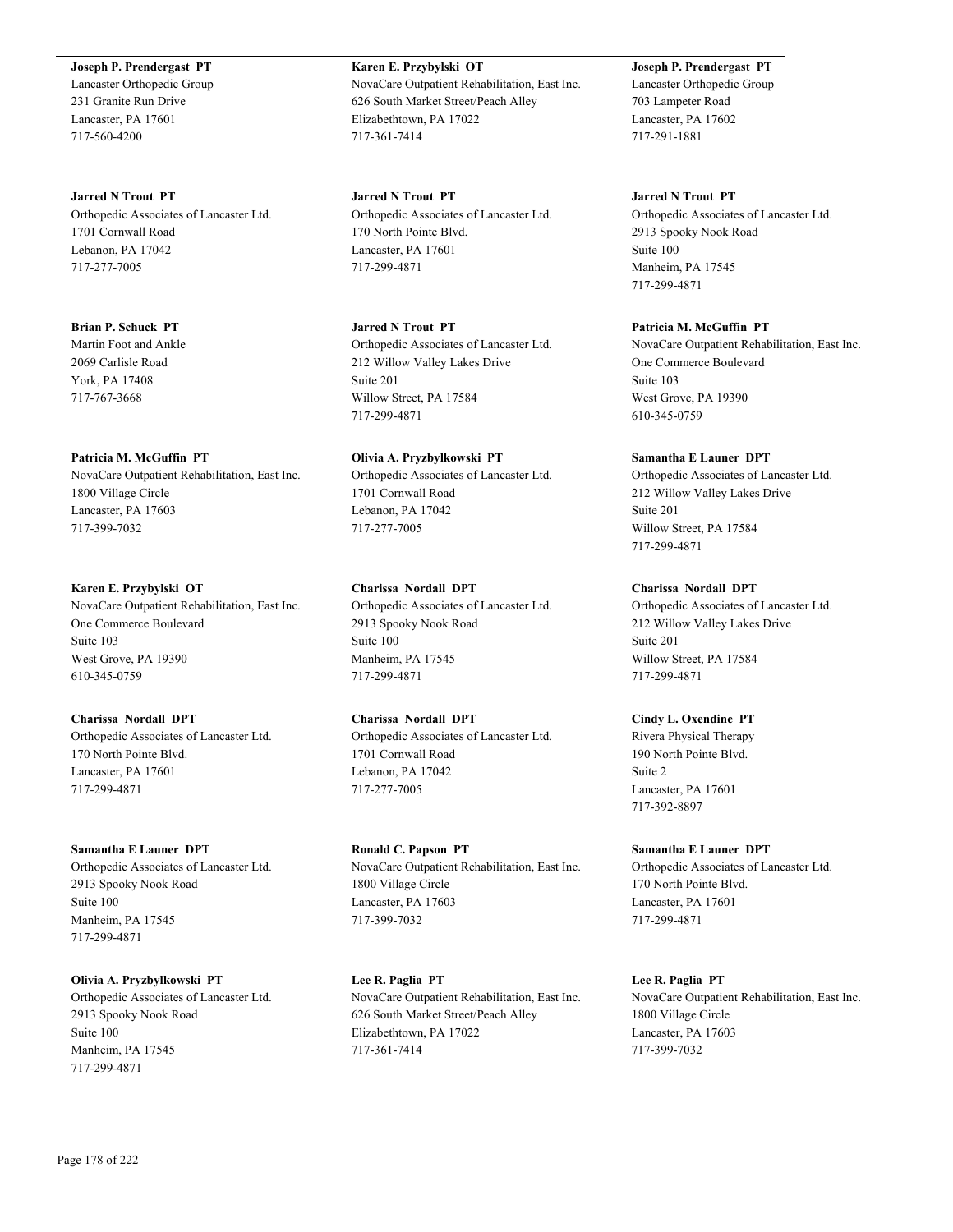**Joseph P. Prendergast PT**
Lancaster Orthopedic Group
231 Granite Run Drive
Lancaster, PA 17601
717-560-4200

**Jarred N Trout PT**
Orthopedic Associates of Lancaster Ltd.
1701 Cornwall Road
Lebanon, PA 17042
717-277-7005

**Brian P. Schuck PT**
Martin Foot and Ankle
2069 Carlisle Road
York, PA 17408
717-767-3668

**Patricia M. McGuffin PT**
NovaCare Outpatient Rehabilitation, East Inc.
1800 Village Circle
Lancaster, PA 17603
717-399-7032

**Karen E. Przybylski OT**
NovaCare Outpatient Rehabilitation, East Inc.
One Commerce Boulevard
Suite 103
West Grove, PA 19390
610-345-0759

**Charissa Nordall DPT**
Orthopedic Associates of Lancaster Ltd.
170 North Pointe Blvd.
Lancaster, PA 17601
717-299-4871

**Samantha E Launer DPT**
Orthopedic Associates of Lancaster Ltd.
2913 Spooky Nook Road
Suite 100
Manheim, PA 17545
717-299-4871

**Olivia A. Pryzbylkowski PT**
Orthopedic Associates of Lancaster Ltd.
2913 Spooky Nook Road
Suite 100
Manheim, PA 17545
717-299-4871

**Karen E. Przybylski OT**
NovaCare Outpatient Rehabilitation, East Inc.
626 South Market Street/Peach Alley
Elizabethtown, PA 17022
717-361-7414

**Jarred N Trout PT**
Orthopedic Associates of Lancaster Ltd.
170 North Pointe Blvd.
Lancaster, PA 17601
717-299-4871

**Jarred N Trout PT**
Orthopedic Associates of Lancaster Ltd.
212 Willow Valley Lakes Drive
Suite 201
Willow Street, PA 17584
717-299-4871

**Olivia A. Pryzbylkowski PT**
Orthopedic Associates of Lancaster Ltd.
1701 Cornwall Road
Lebanon, PA 17042
717-277-7005

**Charissa Nordall DPT**
Orthopedic Associates of Lancaster Ltd.
2913 Spooky Nook Road
Suite 100
Manheim, PA 17545
717-299-4871

**Charissa Nordall DPT**
Orthopedic Associates of Lancaster Ltd.
1701 Cornwall Road
Lebanon, PA 17042
717-277-7005

**Ronald C. Papson PT**
NovaCare Outpatient Rehabilitation, East Inc.
1800 Village Circle
Lancaster, PA 17603
717-399-7032

**Lee R. Paglia PT**
NovaCare Outpatient Rehabilitation, East Inc.
626 South Market Street/Peach Alley
Elizabethtown, PA 17022
717-361-7414

**Joseph P. Prendergast PT**
Lancaster Orthopedic Group
703 Lampeter Road
Lancaster, PA 17602
717-291-1881

**Jarred N Trout PT**
Orthopedic Associates of Lancaster Ltd.
2913 Spooky Nook Road
Suite 100
Manheim, PA 17545
717-299-4871

**Patricia M. McGuffin PT**
NovaCare Outpatient Rehabilitation, East Inc.
One Commerce Boulevard
Suite 103
West Grove, PA 19390
610-345-0759

**Samantha E Launer DPT**
Orthopedic Associates of Lancaster Ltd.
212 Willow Valley Lakes Drive
Suite 201
Willow Street, PA 17584
717-299-4871

**Charissa Nordall DPT**
Orthopedic Associates of Lancaster Ltd.
212 Willow Valley Lakes Drive
Suite 201
Willow Street, PA 17584
717-299-4871

**Cindy L. Oxendine PT**
Rivera Physical Therapy
190 North Pointe Blvd.
Suite 2
Lancaster, PA 17601
717-392-8897

**Samantha E Launer DPT**
Orthopedic Associates of Lancaster Ltd.
170 North Pointe Blvd.
Lancaster, PA 17601
717-299-4871

**Lee R. Paglia PT**
NovaCare Outpatient Rehabilitation, East Inc.
1800 Village Circle
Lancaster, PA 17603
717-399-7032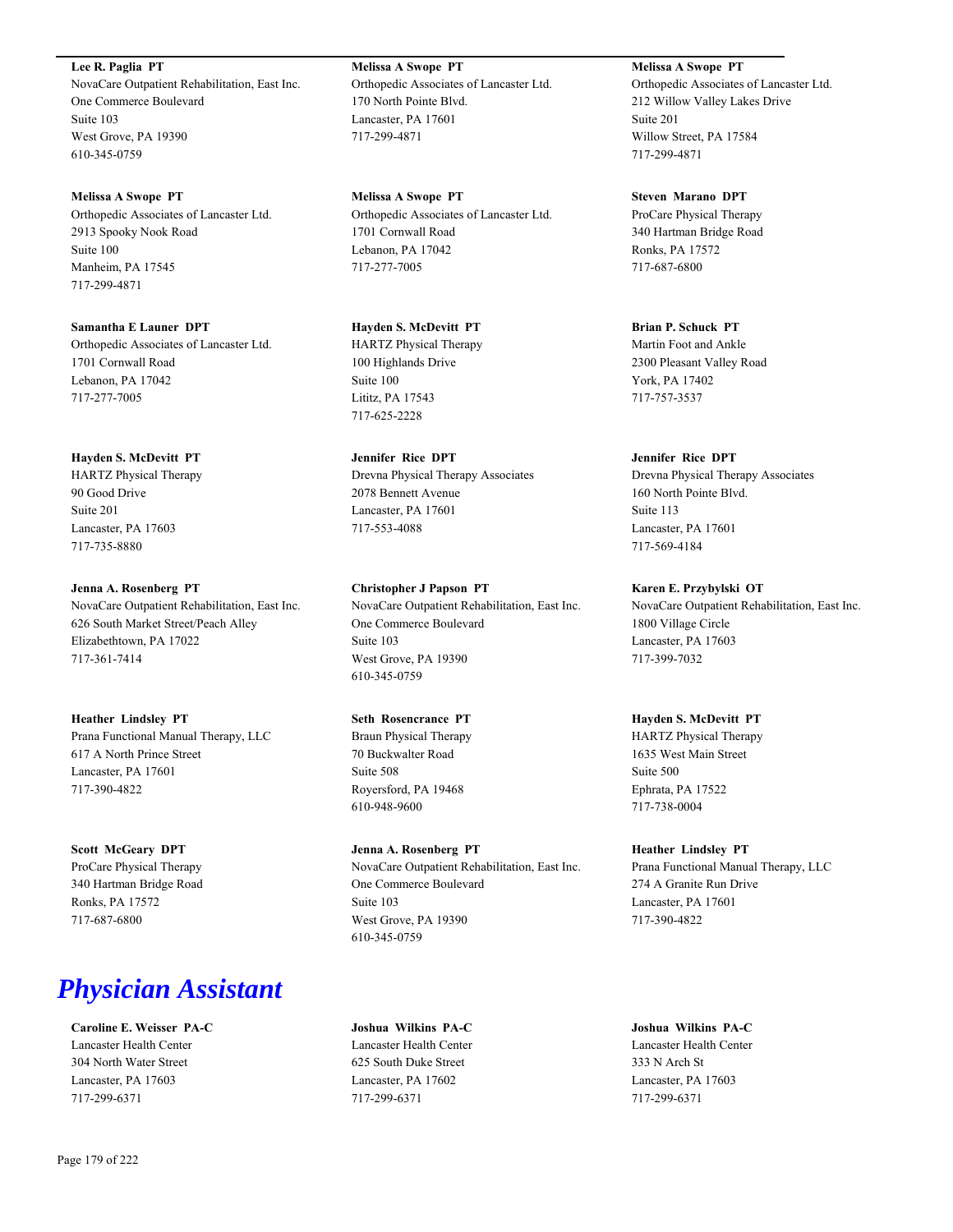**Lee R. Paglia PT**
NovaCare Outpatient Rehabilitation, East Inc.
One Commerce Boulevard
Suite 103
West Grove, PA 19390
610-345-0759

**Melissa A Swope PT**
Orthopedic Associates of Lancaster Ltd.
170 North Pointe Blvd.
Lancaster, PA 17601
717-299-4871

**Melissa A Swope PT**
Orthopedic Associates of Lancaster Ltd.
212 Willow Valley Lakes Drive
Suite 201
Willow Street, PA 17584
717-299-4871

**Melissa A Swope PT**
Orthopedic Associates of Lancaster Ltd.
2913 Spooky Nook Road
Suite 100
Manheim, PA 17545
717-299-4871

**Melissa A Swope PT**
Orthopedic Associates of Lancaster Ltd.
1701 Cornwall Road
Lebanon, PA 17042
717-277-7005

**Steven Marano DPT**
ProCare Physical Therapy
340 Hartman Bridge Road
Ronks, PA 17572
717-687-6800

**Samantha E Launer DPT**
Orthopedic Associates of Lancaster Ltd.
1701 Cornwall Road
Lebanon, PA 17042
717-277-7005

**Hayden S. McDevitt PT**
HARTZ Physical Therapy
100 Highlands Drive
Suite 100
Lititz, PA 17543
717-625-2228

**Brian P. Schuck PT**
Martin Foot and Ankle
2300 Pleasant Valley Road
York, PA 17402
717-757-3537

**Hayden S. McDevitt PT**
HARTZ Physical Therapy
90 Good Drive
Suite 201
Lancaster, PA 17603
717-735-8880

**Jennifer Rice DPT**
Drevna Physical Therapy Associates
2078 Bennett Avenue
Lancaster, PA 17601
717-553-4088

**Jennifer Rice DPT**
Drevna Physical Therapy Associates
160 North Pointe Blvd.
Suite 113
Lancaster, PA 17601
717-569-4184

**Jenna A. Rosenberg PT**
NovaCare Outpatient Rehabilitation, East Inc.
626 South Market Street/Peach Alley
Elizabethtown, PA 17022
717-361-7414

**Christopher J Papson PT**
NovaCare Outpatient Rehabilitation, East Inc.
One Commerce Boulevard
Suite 103
West Grove, PA 19390
610-345-0759

**Karen E. Przybylski OT**
NovaCare Outpatient Rehabilitation, East Inc.
1800 Village Circle
Lancaster, PA 17603
717-399-7032

**Heather Lindsley PT**
Prana Functional Manual Therapy, LLC
617 A North Prince Street
Lancaster, PA 17601
717-390-4822

**Seth Rosencrance PT**
Braun Physical Therapy
70 Buckwalter Road
Suite 508
Royersford, PA 19468
610-948-9600

**Hayden S. McDevitt PT**
HARTZ Physical Therapy
1635 West Main Street
Suite 500
Ephrata, PA 17522
717-738-0004

**Scott McGeary DPT**
ProCare Physical Therapy
340 Hartman Bridge Road
Ronks, PA 17572
717-687-6800

**Jenna A. Rosenberg PT**
NovaCare Outpatient Rehabilitation, East Inc.
One Commerce Boulevard
Suite 103
West Grove, PA 19390
610-345-0759

**Heather Lindsley PT**
Prana Functional Manual Therapy, LLC
274 A Granite Run Drive
Lancaster, PA 17601
717-390-4822

# *Physician Assistant*

**Caroline E. Weisser PA-C**
Lancaster Health Center
304 North Water Street
Lancaster, PA 17603
717-299-6371

**Joshua Wilkins PA-C**
Lancaster Health Center
625 South Duke Street
Lancaster, PA 17602
717-299-6371

**Joshua Wilkins PA-C**
Lancaster Health Center
333 N Arch St
Lancaster, PA 17603
717-299-6371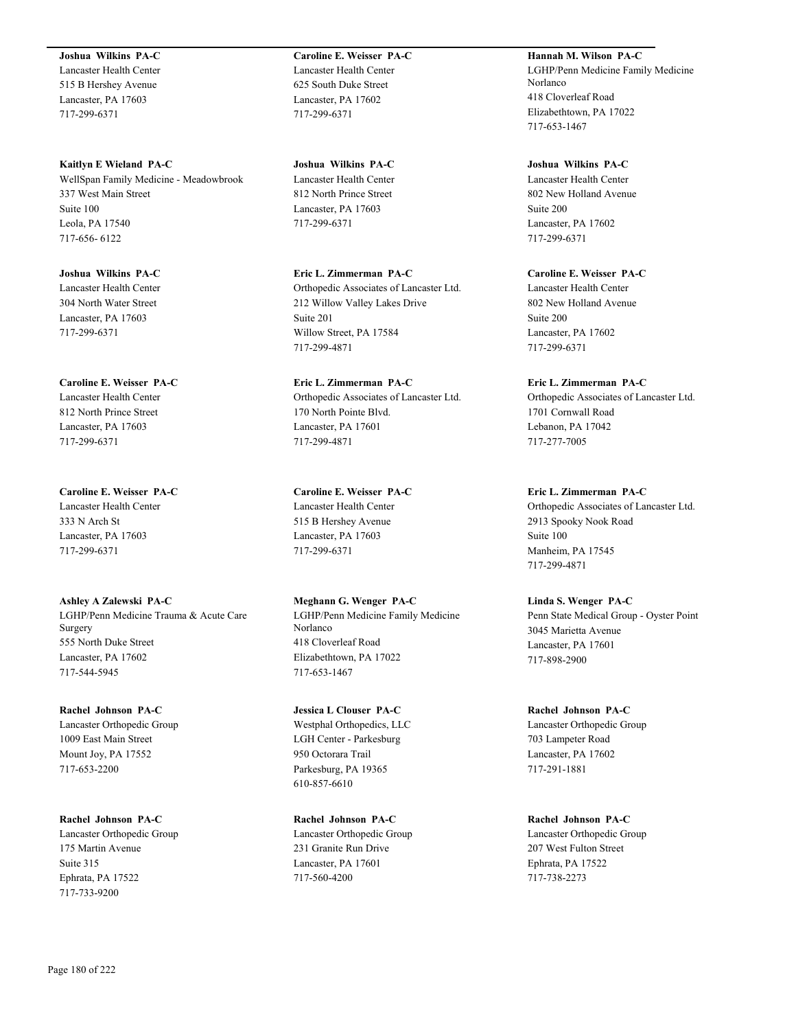**Joshua Wilkins PA-C**
Lancaster Health Center
515 B Hershey Avenue
Lancaster, PA 17603
717-299-6371

**Kaitlyn E Wieland PA-C**
WellSpan Family Medicine - Meadowbrook
337 West Main Street
Suite 100
Leola, PA 17540
717-656- 6122

**Joshua Wilkins PA-C**
Lancaster Health Center
304 North Water Street
Lancaster, PA 17603
717-299-6371

**Caroline E. Weisser PA-C**
Lancaster Health Center
812 North Prince Street
Lancaster, PA 17603
717-299-6371

**Caroline E. Weisser PA-C**
Lancaster Health Center
333 N Arch St
Lancaster, PA 17603
717-299-6371

**Ashley A Zalewski PA-C**
LGHP/Penn Medicine Trauma & Acute Care Surgery
555 North Duke Street
Lancaster, PA 17602
717-544-5945

**Rachel Johnson PA-C**
Lancaster Orthopedic Group
1009 East Main Street
Mount Joy, PA 17552
717-653-2200

**Rachel Johnson PA-C**
Lancaster Orthopedic Group
175 Martin Avenue
Suite 315
Ephrata, PA 17522
717-733-9200

**Caroline E. Weisser PA-C**
Lancaster Health Center
625 South Duke Street
Lancaster, PA 17602
717-299-6371

**Joshua Wilkins PA-C**
Lancaster Health Center
812 North Prince Street
Lancaster, PA 17603
717-299-6371

**Eric L. Zimmerman PA-C**
Orthopedic Associates of Lancaster Ltd.
212 Willow Valley Lakes Drive
Suite 201
Willow Street, PA 17584
717-299-4871

**Eric L. Zimmerman PA-C**
Orthopedic Associates of Lancaster Ltd.
170 North Pointe Blvd.
Lancaster, PA 17601
717-299-4871

**Caroline E. Weisser PA-C**
Lancaster Health Center
515 B Hershey Avenue
Lancaster, PA 17603
717-299-6371

**Meghann G. Wenger PA-C**
LGHP/Penn Medicine Family Medicine Norlanco
418 Cloverleaf Road
Elizabethtown, PA 17022
717-653-1467

**Jessica L Clouser PA-C**
Westphal Orthopedics, LLC
LGH Center - Parkesburg
950 Octorara Trail
Parkesburg, PA 19365
610-857-6610

**Rachel Johnson PA-C**
Lancaster Orthopedic Group
231 Granite Run Drive
Lancaster, PA 17601
717-560-4200

**Hannah M. Wilson PA-C**
LGHP/Penn Medicine Family Medicine Norlanco
418 Cloverleaf Road
Elizabethtown, PA 17022
717-653-1467

**Joshua Wilkins PA-C**
Lancaster Health Center
802 New Holland Avenue
Suite 200
Lancaster, PA 17602
717-299-6371

**Caroline E. Weisser PA-C**
Lancaster Health Center
802 New Holland Avenue
Suite 200
Lancaster, PA 17602
717-299-6371

**Eric L. Zimmerman PA-C**
Orthopedic Associates of Lancaster Ltd.
1701 Cornwall Road
Lebanon, PA 17042
717-277-7005

**Eric L. Zimmerman PA-C**
Orthopedic Associates of Lancaster Ltd.
2913 Spooky Nook Road
Suite 100
Manheim, PA 17545
717-299-4871

**Linda S. Wenger PA-C**
Penn State Medical Group - Oyster Point
3045 Marietta Avenue
Lancaster, PA 17601
717-898-2900

**Rachel Johnson PA-C**
Lancaster Orthopedic Group
703 Lampeter Road
Lancaster, PA 17602
717-291-1881

**Rachel Johnson PA-C**
Lancaster Orthopedic Group
207 West Fulton Street
Ephrata, PA 17522
717-738-2273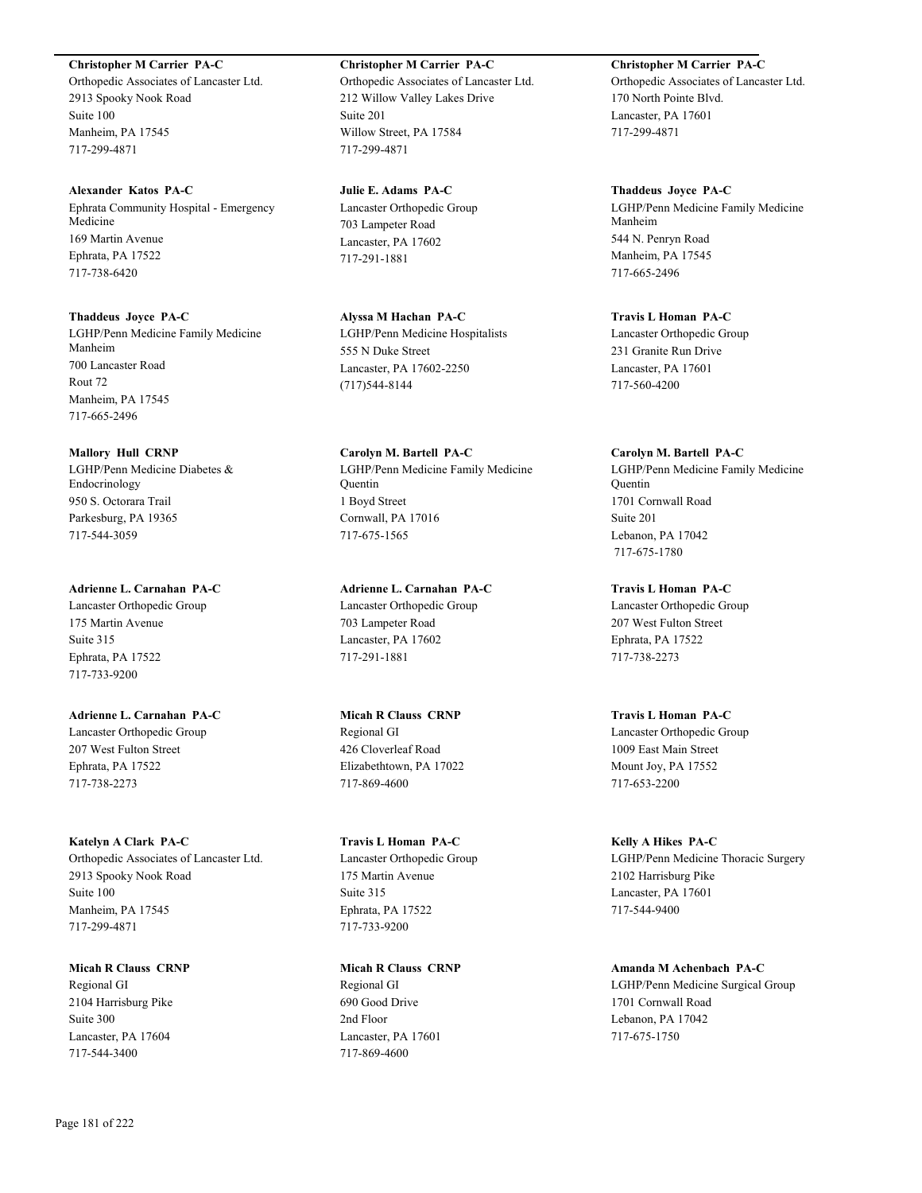**Christopher M Carrier PA-C**
Orthopedic Associates of Lancaster Ltd.
2913 Spooky Nook Road
Suite 100
Manheim, PA 17545
717-299-4871

**Alexander Katos PA-C**
Ephrata Community Hospital - Emergency Medicine
169 Martin Avenue
Ephrata, PA 17522
717-738-6420

**Thaddeus Joyce PA-C**
LGHP/Penn Medicine Family Medicine Manheim
700 Lancaster Road
Rout 72
Manheim, PA 17545
717-665-2496

**Mallory Hull CRNP**
LGHP/Penn Medicine Diabetes & Endocrinology
950 S. Octorara Trail
Parkesburg, PA 19365
717-544-3059

**Adrienne L. Carnahan PA-C**
Lancaster Orthopedic Group
175 Martin Avenue
Suite 315
Ephrata, PA 17522
717-733-9200

**Adrienne L. Carnahan PA-C**
Lancaster Orthopedic Group
207 West Fulton Street
Ephrata, PA 17522
717-738-2273

**Katelyn A Clark PA-C**
Orthopedic Associates of Lancaster Ltd.
2913 Spooky Nook Road
Suite 100
Manheim, PA 17545
717-299-4871

**Micah R Clauss CRNP**
Regional GI
2104 Harrisburg Pike
Suite 300
Lancaster, PA 17604
717-544-3400

**Christopher M Carrier PA-C**
Orthopedic Associates of Lancaster Ltd.
212 Willow Valley Lakes Drive
Suite 201
Willow Street, PA 17584
717-299-4871

**Julie E. Adams PA-C**
Lancaster Orthopedic Group
703 Lampeter Road
Lancaster, PA 17602
717-291-1881

**Alyssa M Hachan PA-C**
LGHP/Penn Medicine Hospitalists
555 N Duke Street
Lancaster, PA 17602-2250
(717)544-8144

**Carolyn M. Bartell PA-C**
LGHP/Penn Medicine Family Medicine Quentin
1 Boyd Street
Cornwall, PA 17016
717-675-1565

**Adrienne L. Carnahan PA-C**
Lancaster Orthopedic Group
703 Lampeter Road
Lancaster, PA 17602
717-291-1881

**Micah R Clauss CRNP**
Regional GI
426 Cloverleaf Road
Elizabethtown, PA 17022
717-869-4600

**Travis L Homan PA-C**
Lancaster Orthopedic Group
175 Martin Avenue
Suite 315
Ephrata, PA 17522
717-733-9200

**Micah R Clauss CRNP**
Regional GI
690 Good Drive
2nd Floor
Lancaster, PA 17601
717-869-4600

**Christopher M Carrier PA-C**
Orthopedic Associates of Lancaster Ltd.
170 North Pointe Blvd.
Lancaster, PA 17601
717-299-4871

**Thaddeus Joyce PA-C**
LGHP/Penn Medicine Family Medicine Manheim
544 N. Penryn Road
Manheim, PA 17545
717-665-2496

**Travis L Homan PA-C**
Lancaster Orthopedic Group
231 Granite Run Drive
Lancaster, PA 17601
717-560-4200

**Carolyn M. Bartell PA-C**
LGHP/Penn Medicine Family Medicine Quentin
1701 Cornwall Road
Suite 201
Lebanon, PA 17042
717-675-1780

**Travis L Homan PA-C**
Lancaster Orthopedic Group
207 West Fulton Street
Ephrata, PA 17522
717-738-2273

**Travis L Homan PA-C**
Lancaster Orthopedic Group
1009 East Main Street
Mount Joy, PA 17552
717-653-2200

**Kelly A Hikes PA-C**
LGHP/Penn Medicine Thoracic Surgery
2102 Harrisburg Pike
Lancaster, PA 17601
717-544-9400

**Amanda M Achenbach PA-C**
LGHP/Penn Medicine Surgical Group
1701 Cornwall Road
Lebanon, PA 17042
717-675-1750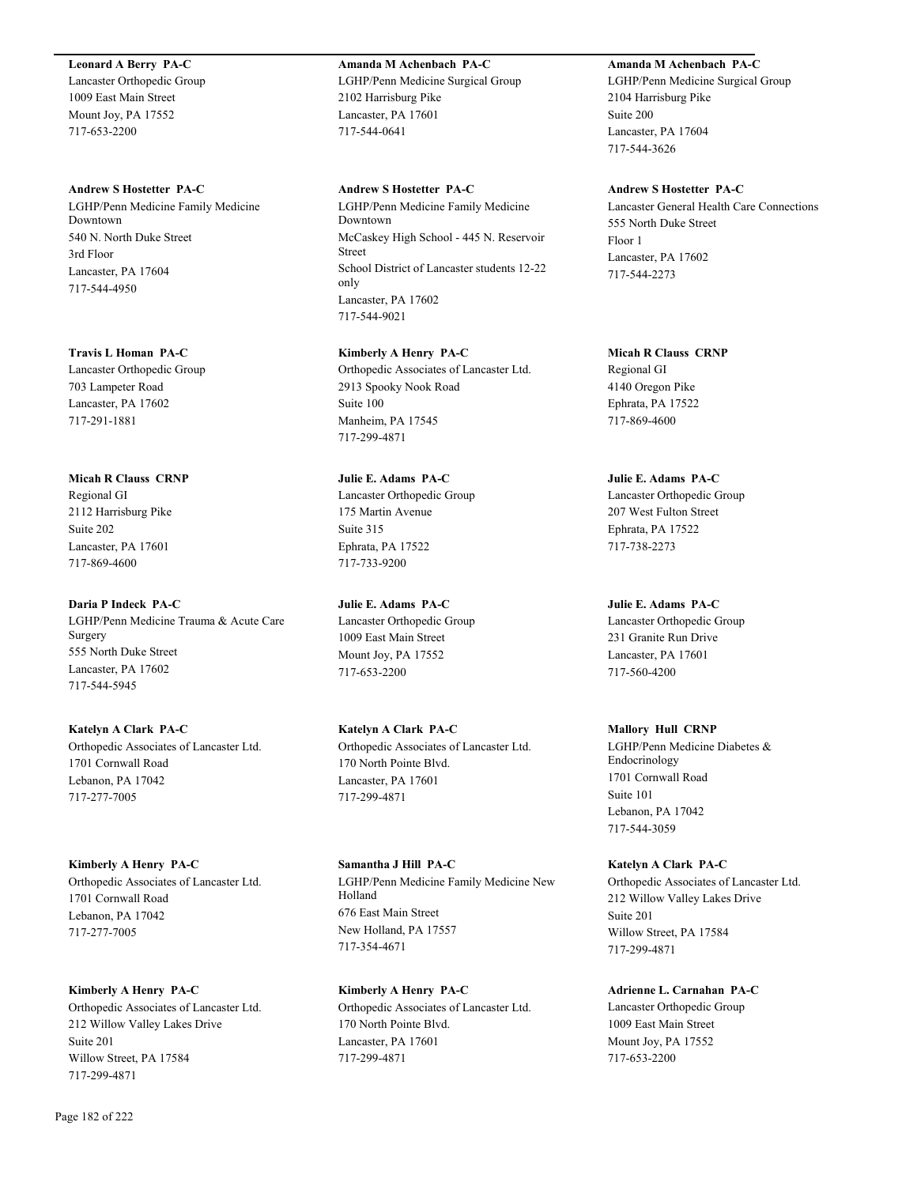**Leonard A Berry PA-C**
Lancaster Orthopedic Group
1009 East Main Street
Mount Joy, PA 17552
717-653-2200

**Amanda M Achenbach PA-C**
LGHP/Penn Medicine Surgical Group
2102 Harrisburg Pike
Lancaster, PA 17601
717-544-0641

**Amanda M Achenbach PA-C**
LGHP/Penn Medicine Surgical Group
2104 Harrisburg Pike
Suite 200
Lancaster, PA 17604
717-544-3626

**Andrew S Hostetter PA-C**
LGHP/Penn Medicine Family Medicine Downtown
540 N. North Duke Street
3rd Floor
Lancaster, PA 17604
717-544-4950

**Andrew S Hostetter PA-C**
LGHP/Penn Medicine Family Medicine Downtown
McCaskey High School - 445 N. Reservoir Street
School District of Lancaster students 12-22 only
Lancaster, PA 17602
717-544-9021

**Andrew S Hostetter PA-C**
Lancaster General Health Care Connections
555 North Duke Street
Floor 1
Lancaster, PA 17602
717-544-2273

**Travis L Homan PA-C**
Lancaster Orthopedic Group
703 Lampeter Road
Lancaster, PA 17602
717-291-1881

**Kimberly A Henry PA-C**
Orthopedic Associates of Lancaster Ltd.
2913 Spooky Nook Road
Suite 100
Manheim, PA 17545
717-299-4871

**Micah R Clauss CRNP**
Regional GI
4140 Oregon Pike
Ephrata, PA 17522
717-869-4600

**Micah R Clauss CRNP**
Regional GI
2112 Harrisburg Pike
Suite 202
Lancaster, PA 17601
717-869-4600

**Julie E. Adams PA-C**
Lancaster Orthopedic Group
175 Martin Avenue
Suite 315
Ephrata, PA 17522
717-733-9200

**Julie E. Adams PA-C**
Lancaster Orthopedic Group
207 West Fulton Street
Ephrata, PA 17522
717-738-2273

**Daria P Indeck PA-C**
LGHP/Penn Medicine Trauma & Acute Care Surgery
555 North Duke Street
Lancaster, PA 17602
717-544-5945

**Julie E. Adams PA-C**
Lancaster Orthopedic Group
1009 East Main Street
Mount Joy, PA 17552
717-653-2200

**Julie E. Adams PA-C**
Lancaster Orthopedic Group
231 Granite Run Drive
Lancaster, PA 17601
717-560-4200

**Katelyn A Clark PA-C**
Orthopedic Associates of Lancaster Ltd.
1701 Cornwall Road
Lebanon, PA 17042
717-277-7005

**Katelyn A Clark PA-C**
Orthopedic Associates of Lancaster Ltd.
170 North Pointe Blvd.
Lancaster, PA 17601
717-299-4871

**Mallory Hull CRNP**
LGHP/Penn Medicine Diabetes & Endocrinology
1701 Cornwall Road
Suite 101
Lebanon, PA 17042
717-544-3059

**Kimberly A Henry PA-C**
Orthopedic Associates of Lancaster Ltd.
1701 Cornwall Road
Lebanon, PA 17042
717-277-7005

**Samantha J Hill PA-C**
LGHP/Penn Medicine Family Medicine New Holland
676 East Main Street
New Holland, PA 17557
717-354-4671

**Katelyn A Clark PA-C**
Orthopedic Associates of Lancaster Ltd.
212 Willow Valley Lakes Drive
Suite 201
Willow Street, PA 17584
717-299-4871

**Kimberly A Henry PA-C**
Orthopedic Associates of Lancaster Ltd.
212 Willow Valley Lakes Drive
Suite 201
Willow Street, PA 17584
717-299-4871

**Kimberly A Henry PA-C**
Orthopedic Associates of Lancaster Ltd.
170 North Pointe Blvd.
Lancaster, PA 17601
717-299-4871

**Adrienne L. Carnahan PA-C**
Lancaster Orthopedic Group
1009 East Main Street
Mount Joy, PA 17552
717-653-2200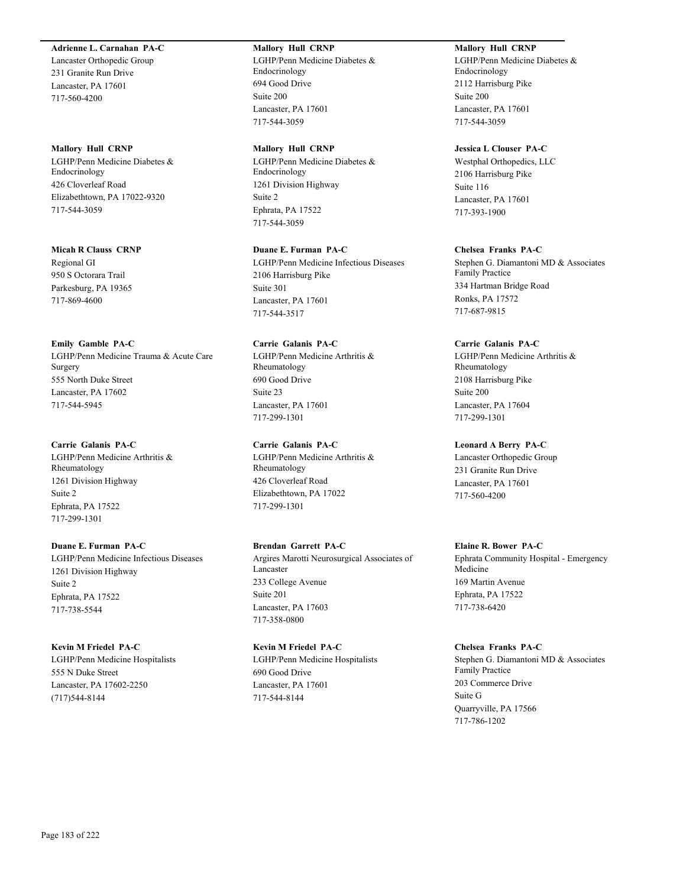**Adrienne L. Carnahan PA-C**
Lancaster Orthopedic Group
231 Granite Run Drive
Lancaster, PA 17601
717-560-4200

**Mallory Hull CRNP**
LGHP/Penn Medicine Diabetes & Endocrinology
426 Cloverleaf Road
Elizabethtown, PA 17022-9320
717-544-3059

**Micah R Clauss CRNP**
Regional GI
950 S Octorara Trail
Parkesburg, PA 19365
717-869-4600

**Emily Gamble PA-C**
LGHP/Penn Medicine Trauma & Acute Care Surgery
555 North Duke Street
Lancaster, PA 17602
717-544-5945

**Carrie Galanis PA-C**
LGHP/Penn Medicine Arthritis & Rheumatology
1261 Division Highway
Suite 2
Ephrata, PA 17522
717-299-1301

**Duane E. Furman PA-C**
LGHP/Penn Medicine Infectious Diseases
1261 Division Highway
Suite 2
Ephrata, PA 17522
717-738-5544

**Kevin M Friedel PA-C**
LGHP/Penn Medicine Hospitalists
555 N Duke Street
Lancaster, PA 17602-2250
(717)544-8144

**Mallory Hull CRNP**
LGHP/Penn Medicine Diabetes & Endocrinology
694 Good Drive
Suite 200
Lancaster, PA 17601
717-544-3059

**Mallory Hull CRNP**
LGHP/Penn Medicine Diabetes & Endocrinology
1261 Division Highway
Suite 2
Ephrata, PA 17522
717-544-3059

**Duane E. Furman PA-C**
LGHP/Penn Medicine Infectious Diseases
2106 Harrisburg Pike
Suite 301
Lancaster, PA 17601
717-544-3517

**Carrie Galanis PA-C**
LGHP/Penn Medicine Arthritis & Rheumatology
690 Good Drive
Suite 23
Lancaster, PA 17601
717-299-1301

**Carrie Galanis PA-C**
LGHP/Penn Medicine Arthritis & Rheumatology
426 Cloverleaf Road
Elizabethtown, PA 17022
717-299-1301

**Brendan Garrett PA-C**
Argires Marotti Neurosurgical Associates of Lancaster
233 College Avenue
Suite 201
Lancaster, PA 17603
717-358-0800

**Kevin M Friedel PA-C**
LGHP/Penn Medicine Hospitalists
690 Good Drive
Lancaster, PA 17601
717-544-8144

**Mallory Hull CRNP**
LGHP/Penn Medicine Diabetes & Endocrinology
2112 Harrisburg Pike
Suite 200
Lancaster, PA 17601
717-544-3059

**Jessica L Clouser PA-C**
Westphal Orthopedics, LLC
2106 Harrisburg Pike
Suite 116
Lancaster, PA 17601
717-393-1900

**Chelsea Franks PA-C**
Stephen G. Diamantoni MD & Associates Family Practice
334 Hartman Bridge Road
Ronks, PA 17572
717-687-9815

**Carrie Galanis PA-C**
LGHP/Penn Medicine Arthritis & Rheumatology
2108 Harrisburg Pike
Suite 200
Lancaster, PA 17604
717-299-1301

**Leonard A Berry PA-C**
Lancaster Orthopedic Group
231 Granite Run Drive
Lancaster, PA 17601
717-560-4200

**Elaine R. Bower PA-C**
Ephrata Community Hospital - Emergency Medicine
169 Martin Avenue
Ephrata, PA 17522
717-738-6420

**Chelsea Franks PA-C**
Stephen G. Diamantoni MD & Associates Family Practice
203 Commerce Drive
Suite G
Quarryville, PA 17566
717-786-1202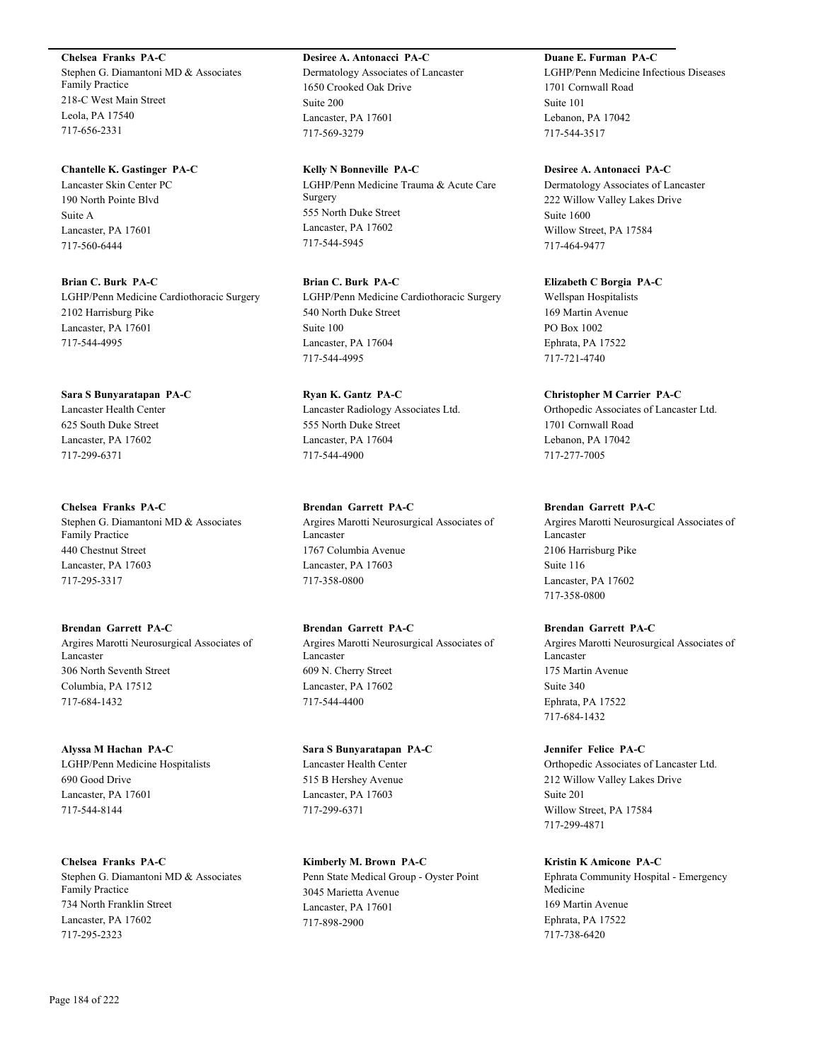**Chelsea Franks PA-C**
Stephen G. Diamantoni MD & Associates Family Practice
218-C West Main Street
Leola, PA 17540
717-656-2331

**Chantelle K. Gastinger PA-C**
Lancaster Skin Center PC
190 North Pointe Blvd
Suite A
Lancaster, PA 17601
717-560-6444

**Brian C. Burk PA-C**
LGHP/Penn Medicine Cardiothoracic Surgery
2102 Harrisburg Pike
Lancaster, PA 17601
717-544-4995

**Sara S Bunyaratapan PA-C**
Lancaster Health Center
625 South Duke Street
Lancaster, PA 17602
717-299-6371

**Chelsea Franks PA-C**
Stephen G. Diamantoni MD & Associates Family Practice
440 Chestnut Street
Lancaster, PA 17603
717-295-3317

**Brendan Garrett PA-C**
Argires Marotti Neurosurgical Associates of Lancaster
306 North Seventh Street
Columbia, PA 17512
717-684-1432

**Alyssa M Hachan PA-C**
LGHP/Penn Medicine Hospitalists
690 Good Drive
Lancaster, PA 17601
717-544-8144

**Chelsea Franks PA-C**
Stephen G. Diamantoni MD & Associates Family Practice
734 North Franklin Street
Lancaster, PA 17602
717-295-2323

**Desiree A. Antonacci PA-C**
Dermatology Associates of Lancaster
1650 Crooked Oak Drive
Suite 200
Lancaster, PA 17601
717-569-3279

**Kelly N Bonneville PA-C**
LGHP/Penn Medicine Trauma & Acute Care Surgery
555 North Duke Street
Lancaster, PA 17602
717-544-5945

**Brian C. Burk PA-C**
LGHP/Penn Medicine Cardiothoracic Surgery
540 North Duke Street
Suite 100
Lancaster, PA 17604
717-544-4995

**Ryan K. Gantz PA-C**
Lancaster Radiology Associates Ltd.
555 North Duke Street
Lancaster, PA 17604
717-544-4900

**Brendan Garrett PA-C**
Argires Marotti Neurosurgical Associates of Lancaster
1767 Columbia Avenue
Lancaster, PA 17603
717-358-0800

**Brendan Garrett PA-C**
Argires Marotti Neurosurgical Associates of Lancaster
609 N. Cherry Street
Lancaster, PA 17602
717-544-4400

**Sara S Bunyaratapan PA-C**
Lancaster Health Center
515 B Hershey Avenue
Lancaster, PA 17603
717-299-6371

**Kimberly M. Brown PA-C**
Penn State Medical Group - Oyster Point
3045 Marietta Avenue
Lancaster, PA 17601
717-898-2900

**Duane E. Furman PA-C**
LGHP/Penn Medicine Infectious Diseases
1701 Cornwall Road
Suite 101
Lebanon, PA 17042
717-544-3517

**Desiree A. Antonacci PA-C**
Dermatology Associates of Lancaster
222 Willow Valley Lakes Drive
Suite 1600
Willow Street, PA 17584
717-464-9477

**Elizabeth C Borgia PA-C**
Wellspan Hospitalists
169 Martin Avenue
PO Box 1002
Ephrata, PA 17522
717-721-4740

**Christopher M Carrier PA-C**
Orthopedic Associates of Lancaster Ltd.
1701 Cornwall Road
Lebanon, PA 17042
717-277-7005

**Brendan Garrett PA-C**
Argires Marotti Neurosurgical Associates of Lancaster
2106 Harrisburg Pike
Suite 116
Lancaster, PA 17602
717-358-0800

**Brendan Garrett PA-C**
Argires Marotti Neurosurgical Associates of Lancaster
175 Martin Avenue
Suite 340
Ephrata, PA 17522
717-684-1432

**Jennifer Felice PA-C**
Orthopedic Associates of Lancaster Ltd.
212 Willow Valley Lakes Drive
Suite 201
Willow Street, PA 17584
717-299-4871

**Kristin K Amicone PA-C**
Ephrata Community Hospital - Emergency Medicine
169 Martin Avenue
Ephrata, PA 17522
717-738-6420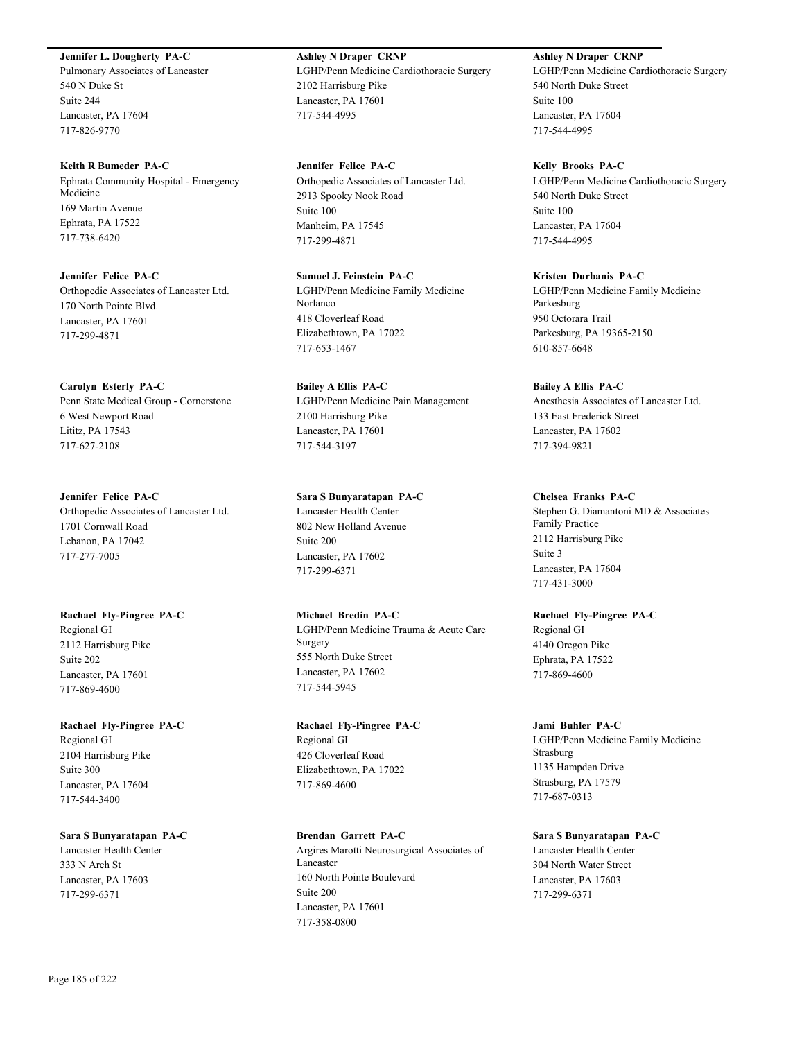**Jennifer L. Dougherty PA-C**
Pulmonary Associates of Lancaster
540 N Duke St
Suite 244
Lancaster, PA 17604
717-826-9770

**Keith R Bumeder PA-C**
Ephrata Community Hospital - Emergency Medicine
169 Martin Avenue
Ephrata, PA 17522
717-738-6420

**Jennifer Felice PA-C**
Orthopedic Associates of Lancaster Ltd.
170 North Pointe Blvd.
Lancaster, PA 17601
717-299-4871

**Carolyn Esterly PA-C**
Penn State Medical Group - Cornerstone
6 West Newport Road
Lititz, PA 17543
717-627-2108

**Jennifer Felice PA-C**
Orthopedic Associates of Lancaster Ltd.
1701 Cornwall Road
Lebanon, PA 17042
717-277-7005

**Rachael Fly-Pingree PA-C**
Regional GI
2112 Harrisburg Pike
Suite 202
Lancaster, PA 17601
717-869-4600

**Rachael Fly-Pingree PA-C**
Regional GI
2104 Harrisburg Pike
Suite 300
Lancaster, PA 17604
717-544-3400

**Sara S Bunyaratapan PA-C**
Lancaster Health Center
333 N Arch St
Lancaster, PA 17603
717-299-6371

**Ashley N Draper CRNP**
LGHP/Penn Medicine Cardiothoracic Surgery
2102 Harrisburg Pike
Lancaster, PA 17601
717-544-4995

**Jennifer Felice PA-C**
Orthopedic Associates of Lancaster Ltd.
2913 Spooky Nook Road
Suite 100
Manheim, PA 17545
717-299-4871

**Samuel J. Feinstein PA-C**
LGHP/Penn Medicine Family Medicine Norlanco
418 Cloverleaf Road
Elizabethtown, PA 17022
717-653-1467

**Bailey A Ellis PA-C**
LGHP/Penn Medicine Pain Management
2100 Harrisburg Pike
Lancaster, PA 17601
717-544-3197

**Sara S Bunyaratapan PA-C**
Lancaster Health Center
802 New Holland Avenue
Suite 200
Lancaster, PA 17602
717-299-6371

**Michael Bredin PA-C**
LGHP/Penn Medicine Trauma & Acute Care Surgery
555 North Duke Street
Lancaster, PA 17602
717-544-5945

**Rachael Fly-Pingree PA-C**
Regional GI
426 Cloverleaf Road
Elizabethtown, PA 17022
717-869-4600

**Brendan Garrett PA-C**
Argires Marotti Neurosurgical Associates of Lancaster
160 North Pointe Boulevard
Suite 200
Lancaster, PA 17601
717-358-0800

**Ashley N Draper CRNP**
LGHP/Penn Medicine Cardiothoracic Surgery
540 North Duke Street
Suite 100
Lancaster, PA 17604
717-544-4995

**Kelly Brooks PA-C**
LGHP/Penn Medicine Cardiothoracic Surgery
540 North Duke Street
Suite 100
Lancaster, PA 17604
717-544-4995

**Kristen Durbanis PA-C**
LGHP/Penn Medicine Family Medicine Parkesburg
950 Octorara Trail
Parkesburg, PA 19365-2150
610-857-6648

**Bailey A Ellis PA-C**
Anesthesia Associates of Lancaster Ltd.
133 East Frederick Street
Lancaster, PA 17602
717-394-9821

**Chelsea Franks PA-C**
Stephen G. Diamantoni MD & Associates Family Practice
2112 Harrisburg Pike
Suite 3
Lancaster, PA 17604
717-431-3000

**Rachael Fly-Pingree PA-C**
Regional GI
4140 Oregon Pike
Ephrata, PA 17522
717-869-4600

**Jami Buhler PA-C**
LGHP/Penn Medicine Family Medicine Strasburg
1135 Hampden Drive
Strasburg, PA 17579
717-687-0313

**Sara S Bunyaratapan PA-C**
Lancaster Health Center
304 North Water Street
Lancaster, PA 17603
717-299-6371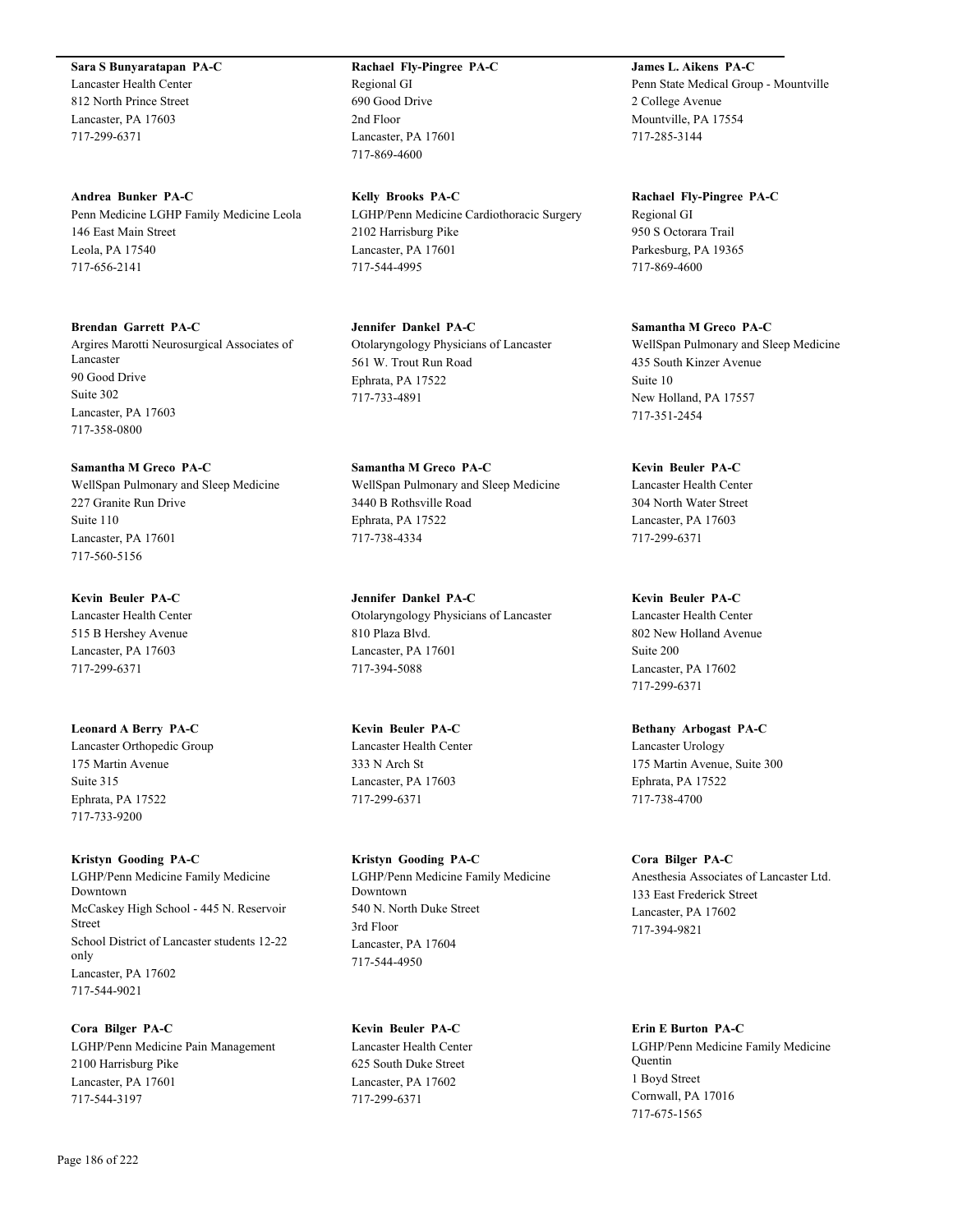**Sara S Bunyaratapan PA-C**
Lancaster Health Center
812 North Prince Street
Lancaster, PA 17603
717-299-6371

**Andrea Bunker PA-C**
Penn Medicine LGHP Family Medicine Leola
146 East Main Street
Leola, PA 17540
717-656-2141

**Brendan Garrett PA-C**
Argires Marotti Neurosurgical Associates of Lancaster
90 Good Drive
Suite 302
Lancaster, PA 17603
717-358-0800

**Samantha M Greco PA-C**
WellSpan Pulmonary and Sleep Medicine
227 Granite Run Drive
Suite 110
Lancaster, PA 17601
717-560-5156

**Kevin Beuler PA-C**
Lancaster Health Center
515 B Hershey Avenue
Lancaster, PA 17603
717-299-6371

**Leonard A Berry PA-C**
Lancaster Orthopedic Group
175 Martin Avenue
Suite 315
Ephrata, PA 17522
717-733-9200

**Kristyn Gooding PA-C**
LGHP/Penn Medicine Family Medicine Downtown
McCaskey High School - 445 N. Reservoir Street
School District of Lancaster students 12-22 only
Lancaster, PA 17602
717-544-9021

**Cora Bilger PA-C**
LGHP/Penn Medicine Pain Management
2100 Harrisburg Pike
Lancaster, PA 17601
717-544-3197

**Rachael Fly-Pingree PA-C**
Regional GI
690 Good Drive
2nd Floor
Lancaster, PA 17601
717-869-4600

**Kelly Brooks PA-C**
LGHP/Penn Medicine Cardiothoracic Surgery
2102 Harrisburg Pike
Lancaster, PA 17601
717-544-4995

**Jennifer Dankel PA-C**
Otolaryngology Physicians of Lancaster
561 W. Trout Run Road
Ephrata, PA 17522
717-733-4891

**Samantha M Greco PA-C**
WellSpan Pulmonary and Sleep Medicine
3440 B Rothsville Road
Ephrata, PA 17522
717-738-4334

**Jennifer Dankel PA-C**
Otolaryngology Physicians of Lancaster
810 Plaza Blvd.
Lancaster, PA 17601
717-394-5088

**Kevin Beuler PA-C**
Lancaster Health Center
333 N Arch St
Lancaster, PA 17603
717-299-6371

**Kristyn Gooding PA-C**
LGHP/Penn Medicine Family Medicine Downtown
540 N. North Duke Street
3rd Floor
Lancaster, PA 17604
717-544-4950

**Kevin Beuler PA-C**
Lancaster Health Center
625 South Duke Street
Lancaster, PA 17602
717-299-6371

**James L. Aikens PA-C**
Penn State Medical Group - Mountville
2 College Avenue
Mountville, PA 17554
717-285-3144

**Rachael Fly-Pingree PA-C**
Regional GI
950 S Octorara Trail
Parkesburg, PA 19365
717-869-4600

**Samantha M Greco PA-C**
WellSpan Pulmonary and Sleep Medicine
435 South Kinzer Avenue
Suite 10
New Holland, PA 17557
717-351-2454

**Kevin Beuler PA-C**
Lancaster Health Center
304 North Water Street
Lancaster, PA 17603
717-299-6371

**Kevin Beuler PA-C**
Lancaster Health Center
802 New Holland Avenue
Suite 200
Lancaster, PA 17602
717-299-6371

**Bethany Arbogast PA-C**
Lancaster Urology
175 Martin Avenue, Suite 300
Ephrata, PA 17522
717-738-4700

**Cora Bilger PA-C**
Anesthesia Associates of Lancaster Ltd.
133 East Frederick Street
Lancaster, PA 17602
717-394-9821

**Erin E Burton PA-C**
LGHP/Penn Medicine Family Medicine Quentin
1 Boyd Street
Cornwall, PA 17016
717-675-1565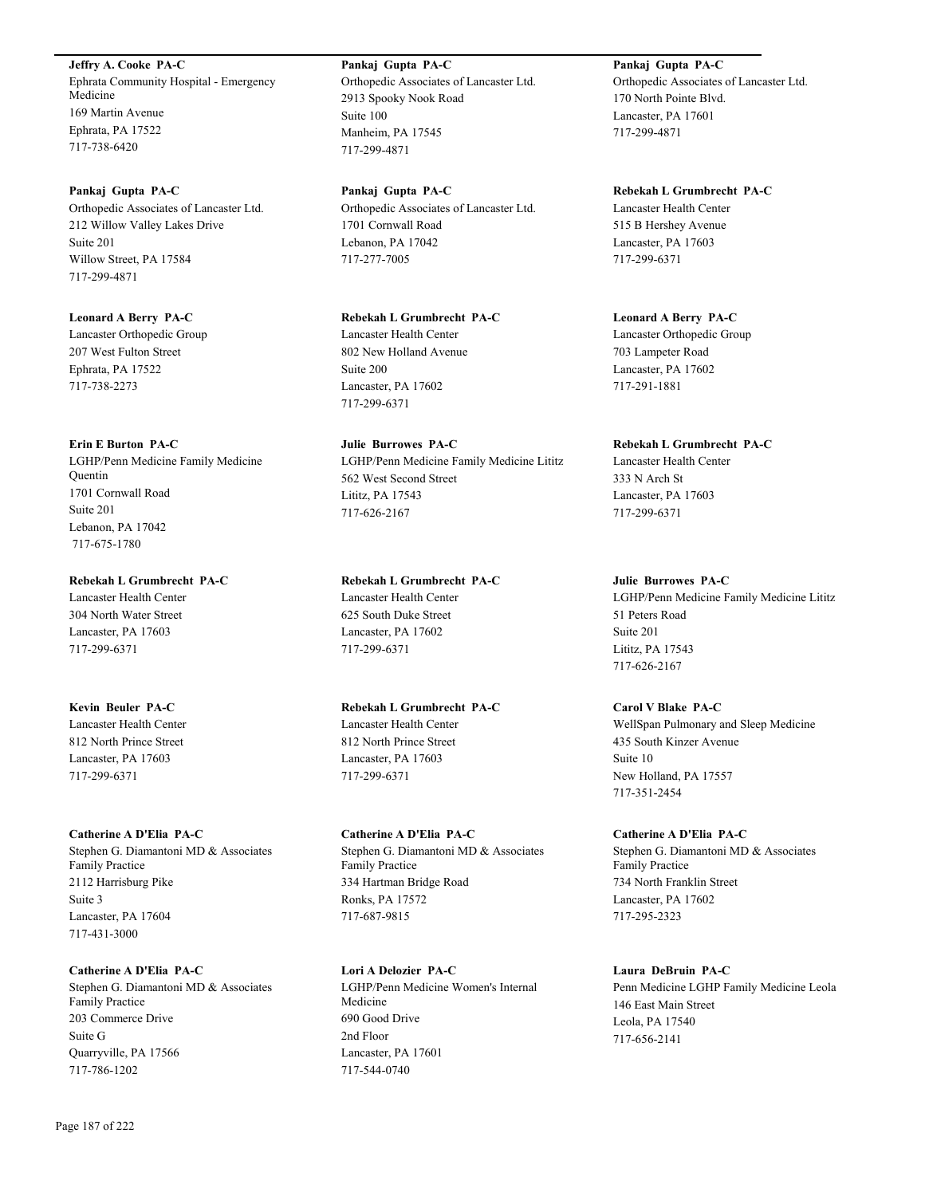**Jeffry A. Cooke PA-C**
Ephrata Community Hospital - Emergency Medicine
169 Martin Avenue
Ephrata, PA 17522
717-738-6420

**Pankaj Gupta PA-C**
Orthopedic Associates of Lancaster Ltd.
2913 Spooky Nook Road
Suite 100
Manheim, PA 17545
717-299-4871

**Pankaj Gupta PA-C**
Orthopedic Associates of Lancaster Ltd.
170 North Pointe Blvd.
Lancaster, PA 17601
717-299-4871

**Pankaj Gupta PA-C**
Orthopedic Associates of Lancaster Ltd.
212 Willow Valley Lakes Drive
Suite 201
Willow Street, PA 17584
717-299-4871

**Pankaj Gupta PA-C**
Orthopedic Associates of Lancaster Ltd.
1701 Cornwall Road
Lebanon, PA 17042
717-277-7005

**Rebekah L Grumbrecht PA-C**
Lancaster Health Center
515 B Hershey Avenue
Lancaster, PA 17603
717-299-6371

**Leonard A Berry PA-C**
Lancaster Orthopedic Group
207 West Fulton Street
Ephrata, PA 17522
717-738-2273

**Rebekah L Grumbrecht PA-C**
Lancaster Health Center
802 New Holland Avenue
Suite 200
Lancaster, PA 17602
717-299-6371

**Leonard A Berry PA-C**
Lancaster Orthopedic Group
703 Lampeter Road
Lancaster, PA 17602
717-291-1881

**Erin E Burton PA-C**
LGHP/Penn Medicine Family Medicine Quentin
1701 Cornwall Road
Suite 201
Lebanon, PA 17042
717-675-1780

**Julie Burrowes PA-C**
LGHP/Penn Medicine Family Medicine Lititz
562 West Second Street
Lititz, PA 17543
717-626-2167

**Rebekah L Grumbrecht PA-C**
Lancaster Health Center
333 N Arch St
Lancaster, PA 17603
717-299-6371

**Rebekah L Grumbrecht PA-C**
Lancaster Health Center
304 North Water Street
Lancaster, PA 17603
717-299-6371

**Rebekah L Grumbrecht PA-C**
Lancaster Health Center
625 South Duke Street
Lancaster, PA 17602
717-299-6371

**Julie Burrowes PA-C**
LGHP/Penn Medicine Family Medicine Lititz
51 Peters Road
Suite 201
Lititz, PA 17543
717-626-2167

**Kevin Beuler PA-C**
Lancaster Health Center
812 North Prince Street
Lancaster, PA 17603
717-299-6371

**Rebekah L Grumbrecht PA-C**
Lancaster Health Center
812 North Prince Street
Lancaster, PA 17603
717-299-6371

**Carol V Blake PA-C**
WellSpan Pulmonary and Sleep Medicine
435 South Kinzer Avenue
Suite 10
New Holland, PA 17557
717-351-2454

**Catherine A D'Elia PA-C**
Stephen G. Diamantoni MD & Associates Family Practice
2112 Harrisburg Pike
Suite 3
Lancaster, PA 17604
717-431-3000

**Catherine A D'Elia PA-C**
Stephen G. Diamantoni MD & Associates Family Practice
334 Hartman Bridge Road
Ronks, PA 17572
717-687-9815

**Catherine A D'Elia PA-C**
Stephen G. Diamantoni MD & Associates Family Practice
734 North Franklin Street
Lancaster, PA 17602
717-295-2323

**Catherine A D'Elia PA-C**
Stephen G. Diamantoni MD & Associates Family Practice
203 Commerce Drive
Suite G
Quarryville, PA 17566
717-786-1202

**Lori A Delozier PA-C**
LGHP/Penn Medicine Women's Internal Medicine
690 Good Drive
2nd Floor
Lancaster, PA 17601
717-544-0740

**Laura DeBruin PA-C**
Penn Medicine LGHP Family Medicine Leola
146 East Main Street
Leola, PA 17540
717-656-2141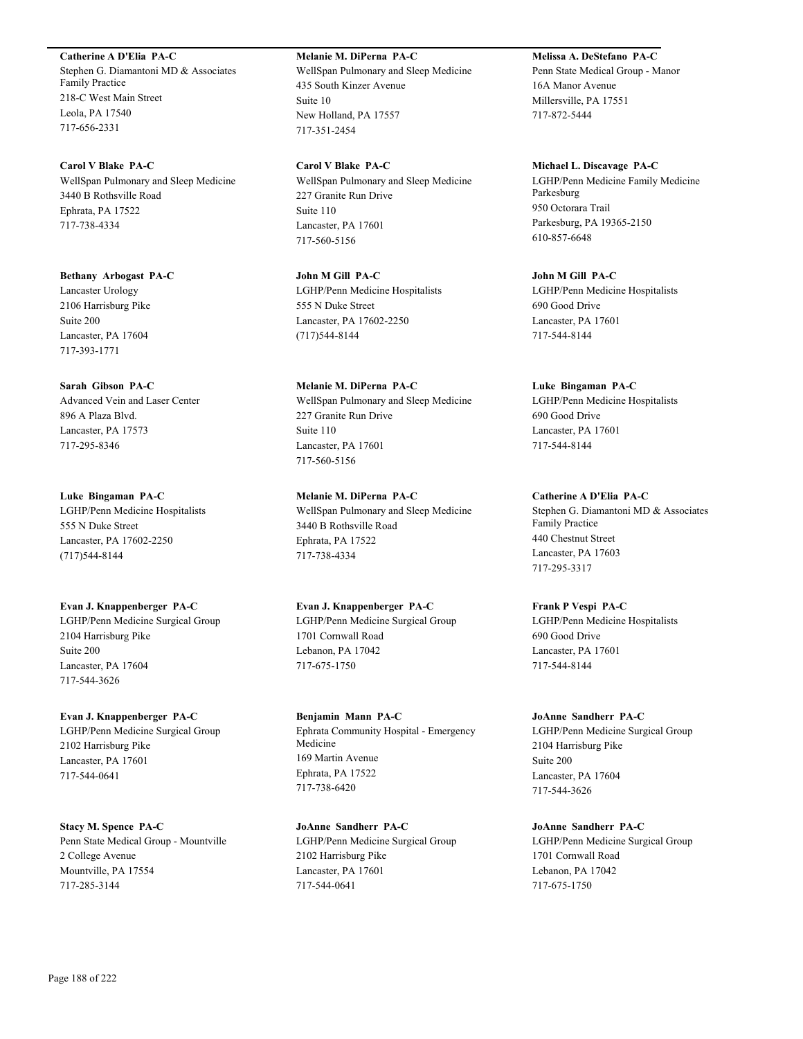**Catherine A D'Elia PA-C**
Stephen G. Diamantoni MD & Associates Family Practice
218-C West Main Street
Leola, PA 17540
717-656-2331

**Carol V Blake PA-C**
WellSpan Pulmonary and Sleep Medicine
3440 B Rothsville Road
Ephrata, PA 17522
717-738-4334

**Bethany Arbogast PA-C**
Lancaster Urology
2106 Harrisburg Pike
Suite 200
Lancaster, PA 17604
717-393-1771

**Sarah Gibson PA-C**
Advanced Vein and Laser Center
896 A Plaza Blvd.
Lancaster, PA 17573
717-295-8346

**Luke Bingaman PA-C**
LGHP/Penn Medicine Hospitalists
555 N Duke Street
Lancaster, PA 17602-2250
(717)544-8144

**Evan J. Knappenberger PA-C**
LGHP/Penn Medicine Surgical Group
2104 Harrisburg Pike
Suite 200
Lancaster, PA 17604
717-544-3626

**Evan J. Knappenberger PA-C**
LGHP/Penn Medicine Surgical Group
2102 Harrisburg Pike
Lancaster, PA 17601
717-544-0641

**Stacy M. Spence PA-C**
Penn State Medical Group - Mountville
2 College Avenue
Mountville, PA 17554
717-285-3144

**Melanie M. DiPerna PA-C**
WellSpan Pulmonary and Sleep Medicine
435 South Kinzer Avenue
Suite 10
New Holland, PA 17557
717-351-2454

**Carol V Blake PA-C**
WellSpan Pulmonary and Sleep Medicine
227 Granite Run Drive
Suite 110
Lancaster, PA 17601
717-560-5156

**John M Gill PA-C**
LGHP/Penn Medicine Hospitalists
555 N Duke Street
Lancaster, PA 17602-2250
(717)544-8144

**Melanie M. DiPerna PA-C**
WellSpan Pulmonary and Sleep Medicine
227 Granite Run Drive
Suite 110
Lancaster, PA 17601
717-560-5156

**Melanie M. DiPerna PA-C**
WellSpan Pulmonary and Sleep Medicine
3440 B Rothsville Road
Ephrata, PA 17522
717-738-4334

**Evan J. Knappenberger PA-C**
LGHP/Penn Medicine Surgical Group
1701 Cornwall Road
Lebanon, PA 17042
717-675-1750

**Benjamin Mann PA-C**
Ephrata Community Hospital - Emergency Medicine
169 Martin Avenue
Ephrata, PA 17522
717-738-6420

**JoAnne Sandherr PA-C**
LGHP/Penn Medicine Surgical Group
2102 Harrisburg Pike
Lancaster, PA 17601
717-544-0641

**Melissa A. DeStefano PA-C**
Penn State Medical Group - Manor
16A Manor Avenue
Millersville, PA 17551
717-872-5444

**Michael L. Discavage PA-C**
LGHP/Penn Medicine Family Medicine Parkesburg
950 Octorara Trail
Parkesburg, PA 19365-2150
610-857-6648

**John M Gill PA-C**
LGHP/Penn Medicine Hospitalists
690 Good Drive
Lancaster, PA 17601
717-544-8144

**Luke Bingaman PA-C**
LGHP/Penn Medicine Hospitalists
690 Good Drive
Lancaster, PA 17601
717-544-8144

**Catherine A D'Elia PA-C**
Stephen G. Diamantoni MD & Associates Family Practice
440 Chestnut Street
Lancaster, PA 17603
717-295-3317

**Frank P Vespi PA-C**
LGHP/Penn Medicine Hospitalists
690 Good Drive
Lancaster, PA 17601
717-544-8144

**JoAnne Sandherr PA-C**
LGHP/Penn Medicine Surgical Group
2104 Harrisburg Pike
Suite 200
Lancaster, PA 17604
717-544-3626

**JoAnne Sandherr PA-C**
LGHP/Penn Medicine Surgical Group
1701 Cornwall Road
Lebanon, PA 17042
717-675-1750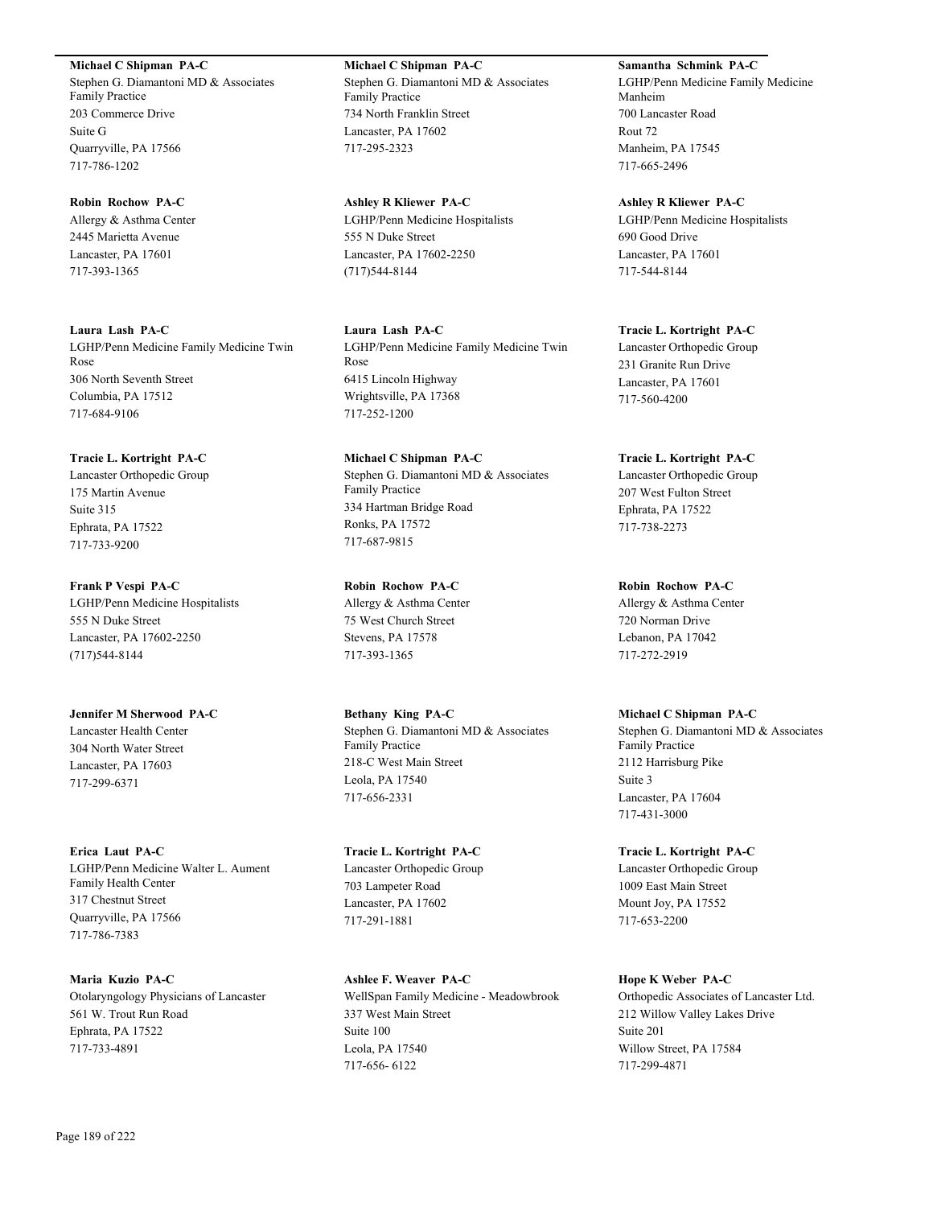**Michael C Shipman PA-C**
Stephen G. Diamantoni MD & Associates Family Practice
203 Commerce Drive
Suite G
Quarryville, PA 17566
717-786-1202

**Robin Rochow PA-C**
Allergy & Asthma Center
2445 Marietta Avenue
Lancaster, PA 17601
717-393-1365

**Laura Lash PA-C**
LGHP/Penn Medicine Family Medicine Twin Rose
306 North Seventh Street
Columbia, PA 17512
717-684-9106

**Tracie L. Kortright PA-C**
Lancaster Orthopedic Group
175 Martin Avenue
Suite 315
Ephrata, PA 17522
717-733-9200

**Frank P Vespi PA-C**
LGHP/Penn Medicine Hospitalists
555 N Duke Street
Lancaster, PA 17602-2250
(717)544-8144

**Jennifer M Sherwood PA-C**
Lancaster Health Center
304 North Water Street
Lancaster, PA 17603
717-299-6371

**Erica Laut PA-C**
LGHP/Penn Medicine Walter L. Aument Family Health Center
317 Chestnut Street
Quarryville, PA 17566
717-786-7383

**Maria Kuzio PA-C**
Otolaryngology Physicians of Lancaster
561 W. Trout Run Road
Ephrata, PA 17522
717-733-4891

**Michael C Shipman PA-C**
Stephen G. Diamantoni MD & Associates Family Practice
734 North Franklin Street
Lancaster, PA 17602
717-295-2323

**Ashley R Kliewer PA-C**
LGHP/Penn Medicine Hospitalists
555 N Duke Street
Lancaster, PA 17602-2250
(717)544-8144

**Laura Lash PA-C**
LGHP/Penn Medicine Family Medicine Twin Rose
6415 Lincoln Highway
Wrightsville, PA 17368
717-252-1200

**Michael C Shipman PA-C**
Stephen G. Diamantoni MD & Associates Family Practice
334 Hartman Bridge Road
Ronks, PA 17572
717-687-9815

**Robin Rochow PA-C**
Allergy & Asthma Center
75 West Church Street
Stevens, PA 17578
717-393-1365

**Bethany King PA-C**
Stephen G. Diamantoni MD & Associates Family Practice
218-C West Main Street
Leola, PA 17540
717-656-2331

**Tracie L. Kortright PA-C**
Lancaster Orthopedic Group
703 Lampeter Road
Lancaster, PA 17602
717-291-1881

**Ashlee F. Weaver PA-C**
WellSpan Family Medicine - Meadowbrook
337 West Main Street
Suite 100
Leola, PA 17540
717-656- 6122

**Samantha Schmink PA-C**
LGHP/Penn Medicine Family Medicine Manheim
700 Lancaster Road
Rout 72
Manheim, PA 17545
717-665-2496

**Ashley R Kliewer PA-C**
LGHP/Penn Medicine Hospitalists
690 Good Drive
Lancaster, PA 17601
717-544-8144

**Tracie L. Kortright PA-C**
Lancaster Orthopedic Group
231 Granite Run Drive
Lancaster, PA 17601
717-560-4200

**Tracie L. Kortright PA-C**
Lancaster Orthopedic Group
207 West Fulton Street
Ephrata, PA 17522
717-738-2273

**Robin Rochow PA-C**
Allergy & Asthma Center
720 Norman Drive
Lebanon, PA 17042
717-272-2919

**Michael C Shipman PA-C**
Stephen G. Diamantoni MD & Associates Family Practice
2112 Harrisburg Pike
Suite 3
Lancaster, PA 17604
717-431-3000

**Tracie L. Kortright PA-C**
Lancaster Orthopedic Group
1009 East Main Street
Mount Joy, PA 17552
717-653-2200

**Hope K Weber PA-C**
Orthopedic Associates of Lancaster Ltd.
212 Willow Valley Lakes Drive
Suite 201
Willow Street, PA 17584
717-299-4871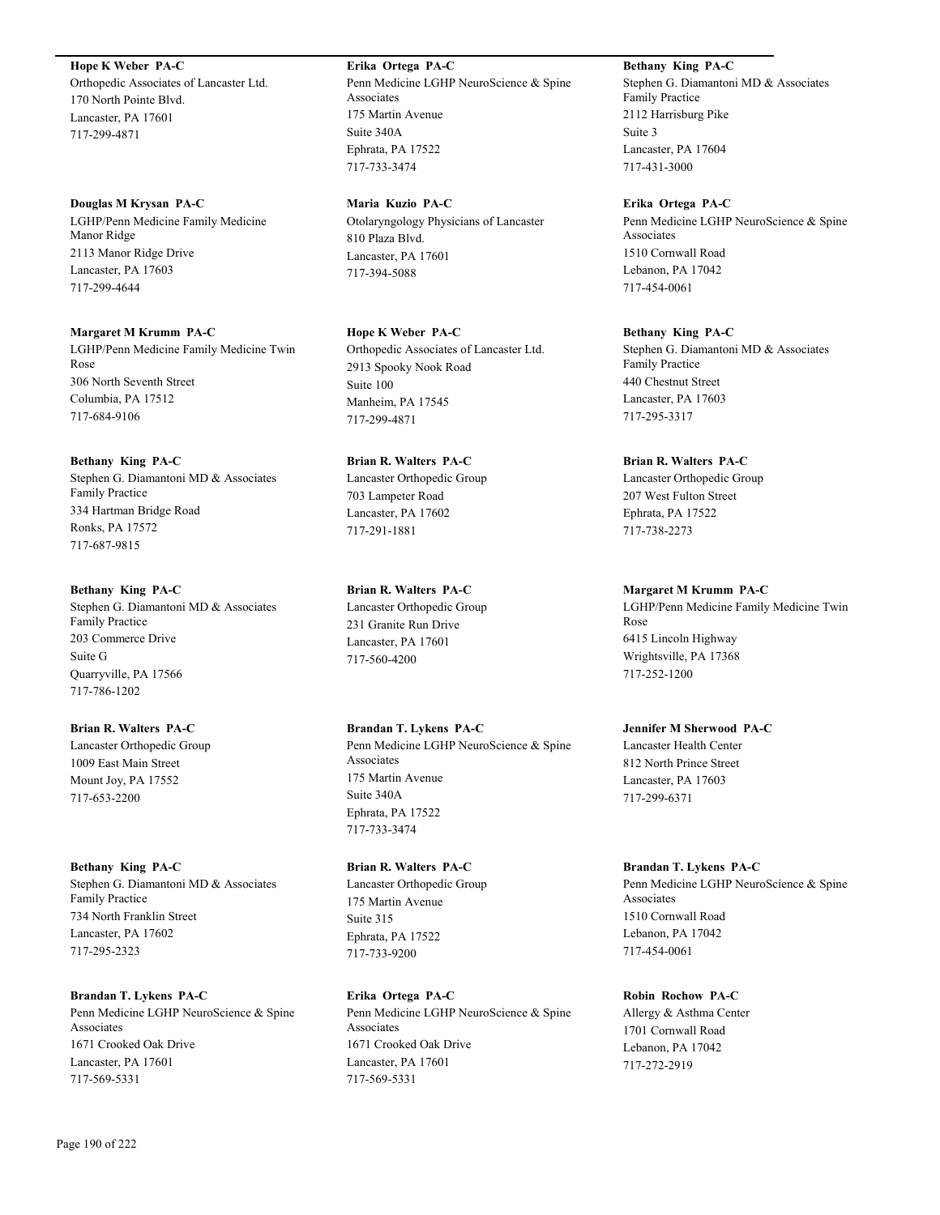**Hope K Weber PA-C**
Orthopedic Associates of Lancaster Ltd.
170 North Pointe Blvd.
Lancaster, PA 17601
717-299-4871

**Douglas M Krysan PA-C**
LGHP/Penn Medicine Family Medicine Manor Ridge
2113 Manor Ridge Drive
Lancaster, PA 17603
717-299-4644

**Margaret M Krumm PA-C**
LGHP/Penn Medicine Family Medicine Twin Rose
306 North Seventh Street
Columbia, PA 17512
717-684-9106

**Bethany King PA-C**
Stephen G. Diamantoni MD & Associates Family Practice
334 Hartman Bridge Road
Ronks, PA 17572
717-687-9815

**Bethany King PA-C**
Stephen G. Diamantoni MD & Associates Family Practice
203 Commerce Drive
Suite G
Quarryville, PA 17566
717-786-1202

**Brian R. Walters PA-C**
Lancaster Orthopedic Group
1009 East Main Street
Mount Joy, PA 17552
717-653-2200

**Bethany King PA-C**
Stephen G. Diamantoni MD & Associates Family Practice
734 North Franklin Street
Lancaster, PA 17602
717-295-2323

**Brandan T. Lykens PA-C**
Penn Medicine LGHP NeuroScience & Spine Associates
1671 Crooked Oak Drive
Lancaster, PA 17601
717-569-5331

**Erika Ortega PA-C**
Penn Medicine LGHP NeuroScience & Spine Associates
175 Martin Avenue
Suite 340A
Ephrata, PA 17522
717-733-3474

**Maria Kuzio PA-C**
Otolaryngology Physicians of Lancaster
810 Plaza Blvd.
Lancaster, PA 17601
717-394-5088

**Hope K Weber PA-C**
Orthopedic Associates of Lancaster Ltd.
2913 Spooky Nook Road
Suite 100
Manheim, PA 17545
717-299-4871

**Brian R. Walters PA-C**
Lancaster Orthopedic Group
703 Lampeter Road
Lancaster, PA 17602
717-291-1881

**Brian R. Walters PA-C**
Lancaster Orthopedic Group
231 Granite Run Drive
Lancaster, PA 17601
717-560-4200

**Brandan T. Lykens PA-C**
Penn Medicine LGHP NeuroScience & Spine Associates
175 Martin Avenue
Suite 340A
Ephrata, PA 17522
717-733-3474

**Brian R. Walters PA-C**
Lancaster Orthopedic Group
175 Martin Avenue
Suite 315
Ephrata, PA 17522
717-733-9200

**Erika Ortega PA-C**
Penn Medicine LGHP NeuroScience & Spine Associates
1671 Crooked Oak Drive
Lancaster, PA 17601
717-569-5331

**Bethany King PA-C**
Stephen G. Diamantoni MD & Associates Family Practice
2112 Harrisburg Pike
Suite 3
Lancaster, PA 17604
717-431-3000

**Erika Ortega PA-C**
Penn Medicine LGHP NeuroScience & Spine Associates
1510 Cornwall Road
Lebanon, PA 17042
717-454-0061

**Bethany King PA-C**
Stephen G. Diamantoni MD & Associates Family Practice
440 Chestnut Street
Lancaster, PA 17603
717-295-3317

**Brian R. Walters PA-C**
Lancaster Orthopedic Group
207 West Fulton Street
Ephrata, PA 17522
717-738-2273

**Margaret M Krumm PA-C**
LGHP/Penn Medicine Family Medicine Twin Rose
6415 Lincoln Highway
Wrightsville, PA 17368
717-252-1200

**Jennifer M Sherwood PA-C**
Lancaster Health Center
812 North Prince Street
Lancaster, PA 17603
717-299-6371

**Brandan T. Lykens PA-C**
Penn Medicine LGHP NeuroScience & Spine Associates
1510 Cornwall Road
Lebanon, PA 17042
717-454-0061

**Robin Rochow PA-C**
Allergy & Asthma Center
1701 Cornwall Road
Lebanon, PA 17042
717-272-2919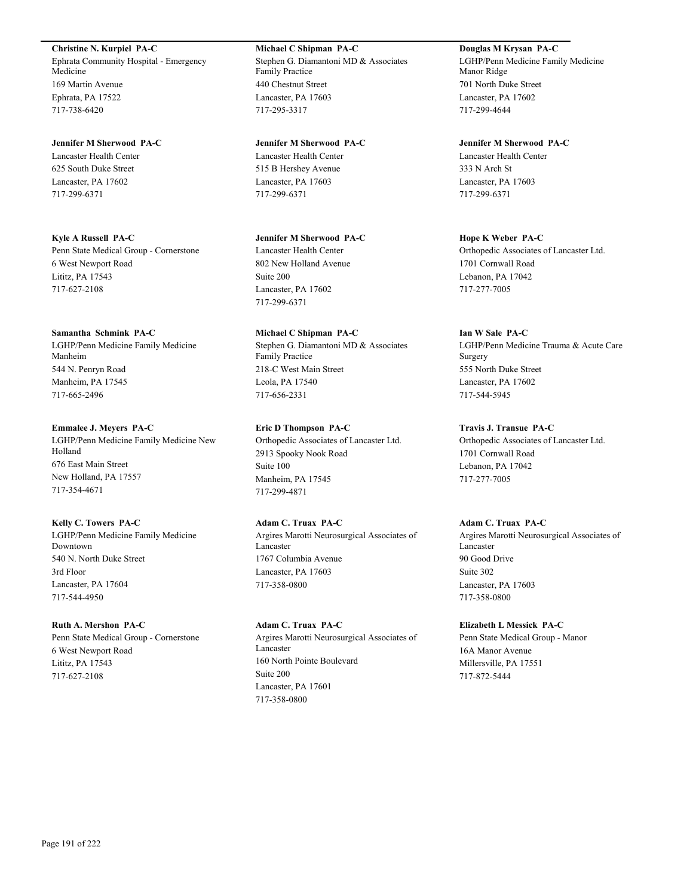**Christine N. Kurpiel  PA-C**
Ephrata Community Hospital - Emergency Medicine
169 Martin Avenue
Ephrata, PA 17522
717-738-6420

**Jennifer M Sherwood  PA-C**
Lancaster Health Center
625 South Duke Street
Lancaster, PA 17602
717-299-6371

**Kyle A Russell  PA-C**
Penn State Medical Group - Cornerstone
6 West Newport Road
Lititz, PA 17543
717-627-2108

**Samantha  Schmink  PA-C**
LGHP/Penn Medicine Family Medicine Manheim
544 N. Penryn Road
Manheim, PA 17545
717-665-2496

**Emmalee J. Meyers  PA-C**
LGHP/Penn Medicine Family Medicine New Holland
676 East Main Street
New Holland, PA 17557
717-354-4671

**Kelly C. Towers  PA-C**
LGHP/Penn Medicine Family Medicine Downtown
540 N. North Duke Street
3rd Floor
Lancaster, PA 17604
717-544-4950

**Ruth A. Mershon  PA-C**
Penn State Medical Group - Cornerstone
6 West Newport Road
Lititz, PA 17543
717-627-2108

**Michael C Shipman  PA-C**
Stephen G. Diamantoni MD & Associates Family Practice
440 Chestnut Street
Lancaster, PA 17603
717-295-3317

**Jennifer M Sherwood  PA-C**
Lancaster Health Center
515 B Hershey Avenue
Lancaster, PA 17603
717-299-6371

**Jennifer M Sherwood  PA-C**
Lancaster Health Center
802 New Holland Avenue
Suite 200
Lancaster, PA 17602
717-299-6371

**Michael C Shipman  PA-C**
Stephen G. Diamantoni MD & Associates Family Practice
218-C West Main Street
Leola, PA 17540
717-656-2331

**Eric D Thompson  PA-C**
Orthopedic Associates of Lancaster Ltd.
2913 Spooky Nook Road
Suite 100
Manheim, PA 17545
717-299-4871

**Adam C. Truax  PA-C**
Argires Marotti Neurosurgical Associates of Lancaster
1767 Columbia Avenue
Lancaster, PA 17603
717-358-0800

**Adam C. Truax  PA-C**
Argires Marotti Neurosurgical Associates of Lancaster
160 North Pointe Boulevard
Suite 200
Lancaster, PA 17601
717-358-0800

**Douglas M Krysan  PA-C**
LGHP/Penn Medicine Family Medicine Manor Ridge
701 North Duke Street
Lancaster, PA 17602
717-299-4644

**Jennifer M Sherwood  PA-C**
Lancaster Health Center
333 N Arch St
Lancaster, PA 17603
717-299-6371

**Hope K Weber  PA-C**
Orthopedic Associates of Lancaster Ltd.
1701 Cornwall Road
Lebanon, PA 17042
717-277-7005

**Ian W Sale  PA-C**
LGHP/Penn Medicine Trauma & Acute Care Surgery
555 North Duke Street
Lancaster, PA 17602
717-544-5945

**Travis J. Transue  PA-C**
Orthopedic Associates of Lancaster Ltd.
1701 Cornwall Road
Lebanon, PA 17042
717-277-7005

**Adam C. Truax  PA-C**
Argires Marotti Neurosurgical Associates of Lancaster
90 Good Drive
Suite 302
Lancaster, PA 17603
717-358-0800

**Elizabeth L Messick  PA-C**
Penn State Medical Group - Manor
16A Manor Avenue
Millersville, PA 17551
717-872-5444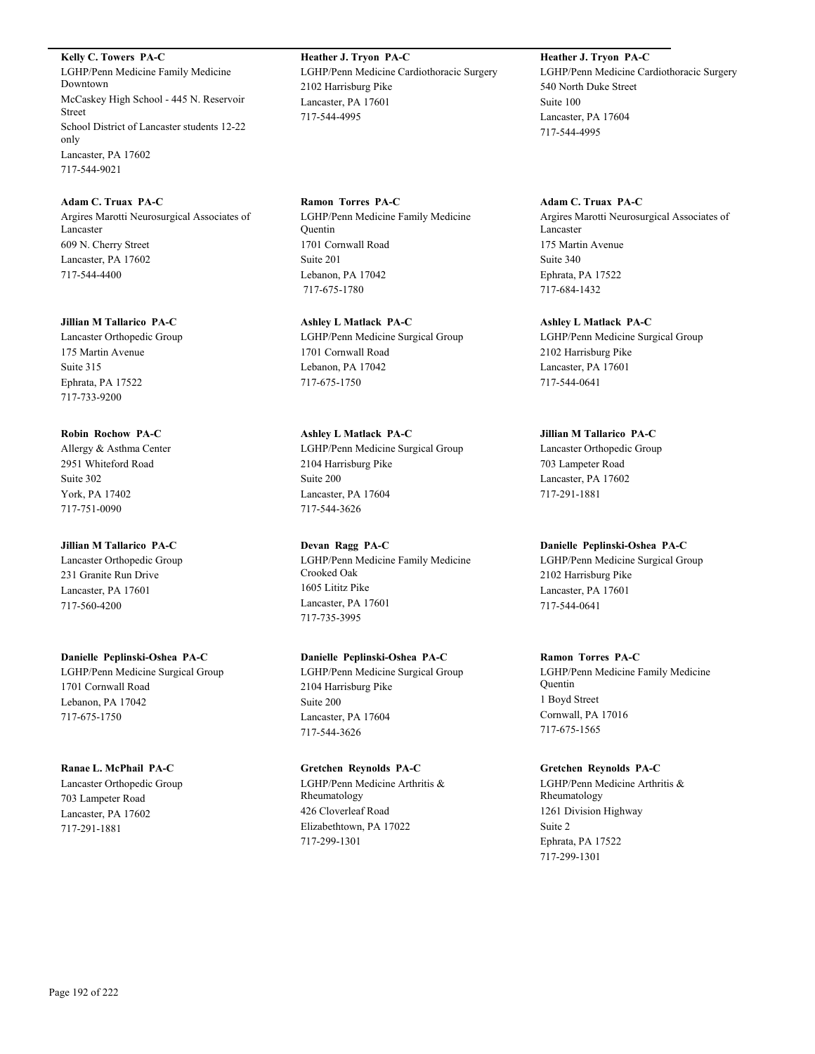**Kelly C. Towers PA-C**
LGHP/Penn Medicine Family Medicine Downtown
McCaskey High School - 445 N. Reservoir Street
School District of Lancaster students 12-22 only
Lancaster, PA 17602
717-544-9021

**Heather J. Tryon PA-C**
LGHP/Penn Medicine Cardiothoracic Surgery
2102 Harrisburg Pike
Lancaster, PA 17601
717-544-4995

**Heather J. Tryon PA-C**
LGHP/Penn Medicine Cardiothoracic Surgery
540 North Duke Street
Suite 100
Lancaster, PA 17604
717-544-4995

**Adam C. Truax PA-C**
Argires Marotti Neurosurgical Associates of Lancaster
609 N. Cherry Street
Lancaster, PA 17602
717-544-4400

**Ramon Torres PA-C**
LGHP/Penn Medicine Family Medicine Quentin
1701 Cornwall Road
Suite 201
Lebanon, PA 17042
717-675-1780

**Adam C. Truax PA-C**
Argires Marotti Neurosurgical Associates of Lancaster
175 Martin Avenue
Suite 340
Ephrata, PA 17522
717-684-1432

**Jillian M Tallarico PA-C**
Lancaster Orthopedic Group
175 Martin Avenue
Suite 315
Ephrata, PA 17522
717-733-9200

**Ashley L Matlack PA-C**
LGHP/Penn Medicine Surgical Group
1701 Cornwall Road
Lebanon, PA 17042
717-675-1750

**Ashley L Matlack PA-C**
LGHP/Penn Medicine Surgical Group
2102 Harrisburg Pike
Lancaster, PA 17601
717-544-0641

**Robin Rochow PA-C**
Allergy & Asthma Center
2951 Whiteford Road
Suite 302
York, PA 17402
717-751-0090

**Ashley L Matlack PA-C**
LGHP/Penn Medicine Surgical Group
2104 Harrisburg Pike
Suite 200
Lancaster, PA 17604
717-544-3626

**Jillian M Tallarico PA-C**
Lancaster Orthopedic Group
703 Lampeter Road
Lancaster, PA 17602
717-291-1881

**Jillian M Tallarico PA-C**
Lancaster Orthopedic Group
231 Granite Run Drive
Lancaster, PA 17601
717-560-4200

**Devan Ragg PA-C**
LGHP/Penn Medicine Family Medicine Crooked Oak
1605 Lititz Pike
Lancaster, PA 17601
717-735-3995

**Danielle Peplinski-Oshea PA-C**
LGHP/Penn Medicine Surgical Group
2102 Harrisburg Pike
Lancaster, PA 17601
717-544-0641

**Danielle Peplinski-Oshea PA-C**
LGHP/Penn Medicine Surgical Group
1701 Cornwall Road
Lebanon, PA 17042
717-675-1750

**Danielle Peplinski-Oshea PA-C**
LGHP/Penn Medicine Surgical Group
2104 Harrisburg Pike
Suite 200
Lancaster, PA 17604
717-544-3626

**Ramon Torres PA-C**
LGHP/Penn Medicine Family Medicine Quentin
1 Boyd Street
Cornwall, PA 17016
717-675-1565

**Ranae L. McPhail PA-C**
Lancaster Orthopedic Group
703 Lampeter Road
Lancaster, PA 17602
717-291-1881

**Gretchen Reynolds PA-C**
LGHP/Penn Medicine Arthritis & Rheumatology
426 Cloverleaf Road
Elizabethtown, PA 17022
717-299-1301

**Gretchen Reynolds PA-C**
LGHP/Penn Medicine Arthritis & Rheumatology
1261 Division Highway
Suite 2
Ephrata, PA 17522
717-299-1301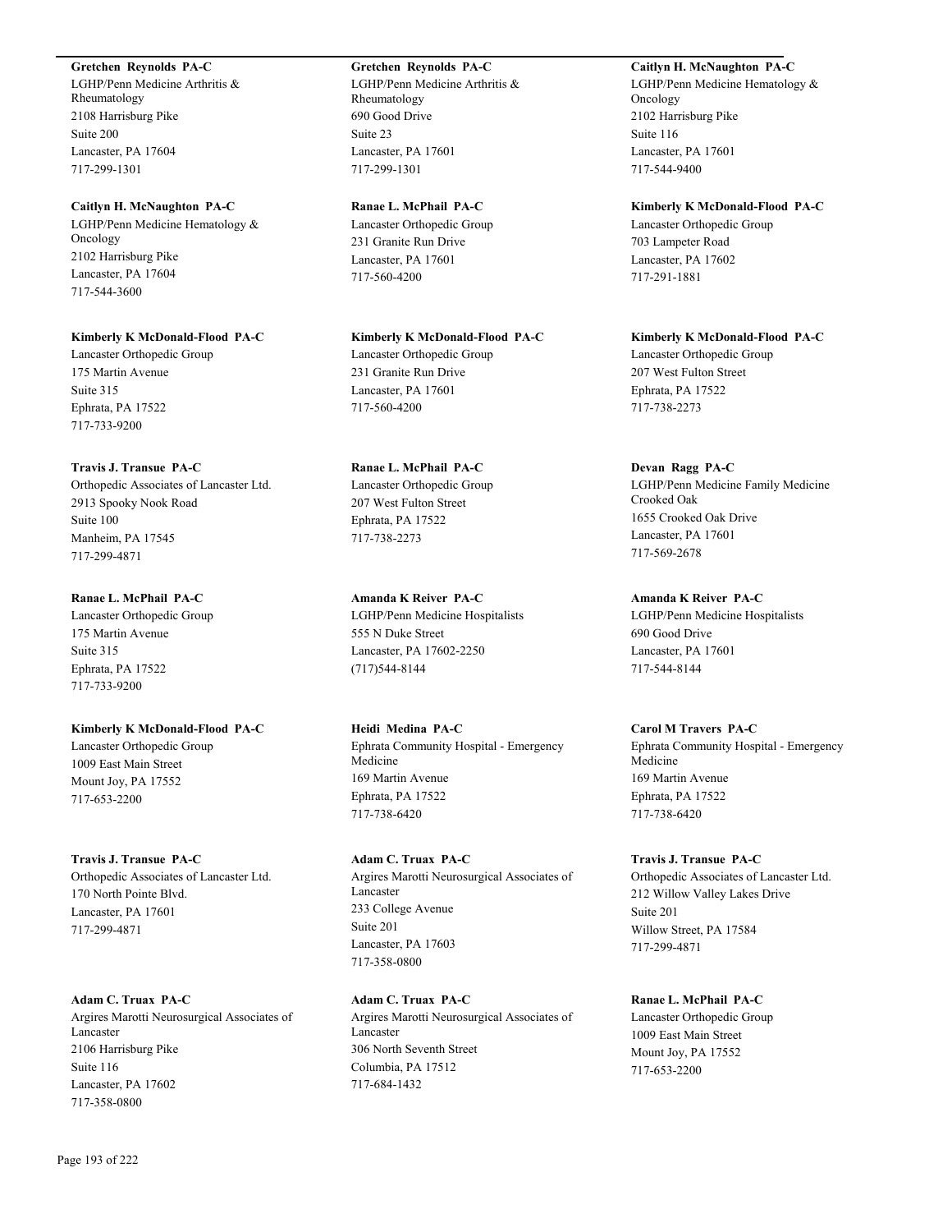**Gretchen Reynolds PA-C**
LGHP/Penn Medicine Arthritis & Rheumatology
2108 Harrisburg Pike
Suite 200
Lancaster, PA 17604
717-299-1301

**Caitlyn H. McNaughton PA-C**
LGHP/Penn Medicine Hematology & Oncology
2102 Harrisburg Pike
Lancaster, PA 17604
717-544-3600

**Kimberly K McDonald-Flood PA-C**
Lancaster Orthopedic Group
175 Martin Avenue
Suite 315
Ephrata, PA 17522
717-733-9200

**Travis J. Transue PA-C**
Orthopedic Associates of Lancaster Ltd.
2913 Spooky Nook Road
Suite 100
Manheim, PA 17545
717-299-4871

**Ranae L. McPhail PA-C**
Lancaster Orthopedic Group
175 Martin Avenue
Suite 315
Ephrata, PA 17522
717-733-9200

**Kimberly K McDonald-Flood PA-C**
Lancaster Orthopedic Group
1009 East Main Street
Mount Joy, PA 17552
717-653-2200

**Travis J. Transue PA-C**
Orthopedic Associates of Lancaster Ltd.
170 North Pointe Blvd.
Lancaster, PA 17601
717-299-4871

**Adam C. Truax PA-C**
Argires Marotti Neurosurgical Associates of Lancaster
2106 Harrisburg Pike
Suite 116
Lancaster, PA 17602
717-358-0800

**Gretchen Reynolds PA-C**
LGHP/Penn Medicine Arthritis & Rheumatology
690 Good Drive
Suite 23
Lancaster, PA 17601
717-299-1301

**Ranae L. McPhail PA-C**
Lancaster Orthopedic Group
231 Granite Run Drive
Lancaster, PA 17601
717-560-4200

**Kimberly K McDonald-Flood PA-C**
Lancaster Orthopedic Group
231 Granite Run Drive
Lancaster, PA 17601
717-560-4200

**Ranae L. McPhail PA-C**
Lancaster Orthopedic Group
207 West Fulton Street
Ephrata, PA 17522
717-738-2273

**Amanda K Reiver PA-C**
LGHP/Penn Medicine Hospitalists
555 N Duke Street
Lancaster, PA 17602-2250
(717)544-8144

**Heidi Medina PA-C**
Ephrata Community Hospital - Emergency Medicine
169 Martin Avenue
Ephrata, PA 17522
717-738-6420

**Adam C. Truax PA-C**
Argires Marotti Neurosurgical Associates of Lancaster
233 College Avenue
Suite 201
Lancaster, PA 17603
717-358-0800

**Adam C. Truax PA-C**
Argires Marotti Neurosurgical Associates of Lancaster
306 North Seventh Street
Columbia, PA 17512
717-684-1432

**Caitlyn H. McNaughton PA-C**
LGHP/Penn Medicine Hematology & Oncology
2102 Harrisburg Pike
Suite 116
Lancaster, PA 17601
717-544-9400

**Kimberly K McDonald-Flood PA-C**
Lancaster Orthopedic Group
703 Lampeter Road
Lancaster, PA 17602
717-291-1881

**Kimberly K McDonald-Flood PA-C**
Lancaster Orthopedic Group
207 West Fulton Street
Ephrata, PA 17522
717-738-2273

**Devan Ragg PA-C**
LGHP/Penn Medicine Family Medicine Crooked Oak
1655 Crooked Oak Drive
Lancaster, PA 17601
717-569-2678

**Amanda K Reiver PA-C**
LGHP/Penn Medicine Hospitalists
690 Good Drive
Lancaster, PA 17601
717-544-8144

**Carol M Travers PA-C**
Ephrata Community Hospital - Emergency Medicine
169 Martin Avenue
Ephrata, PA 17522
717-738-6420

**Travis J. Transue PA-C**
Orthopedic Associates of Lancaster Ltd.
212 Willow Valley Lakes Drive
Suite 201
Willow Street, PA 17584
717-299-4871

**Ranae L. McPhail PA-C**
Lancaster Orthopedic Group
1009 East Main Street
Mount Joy, PA 17552
717-653-2200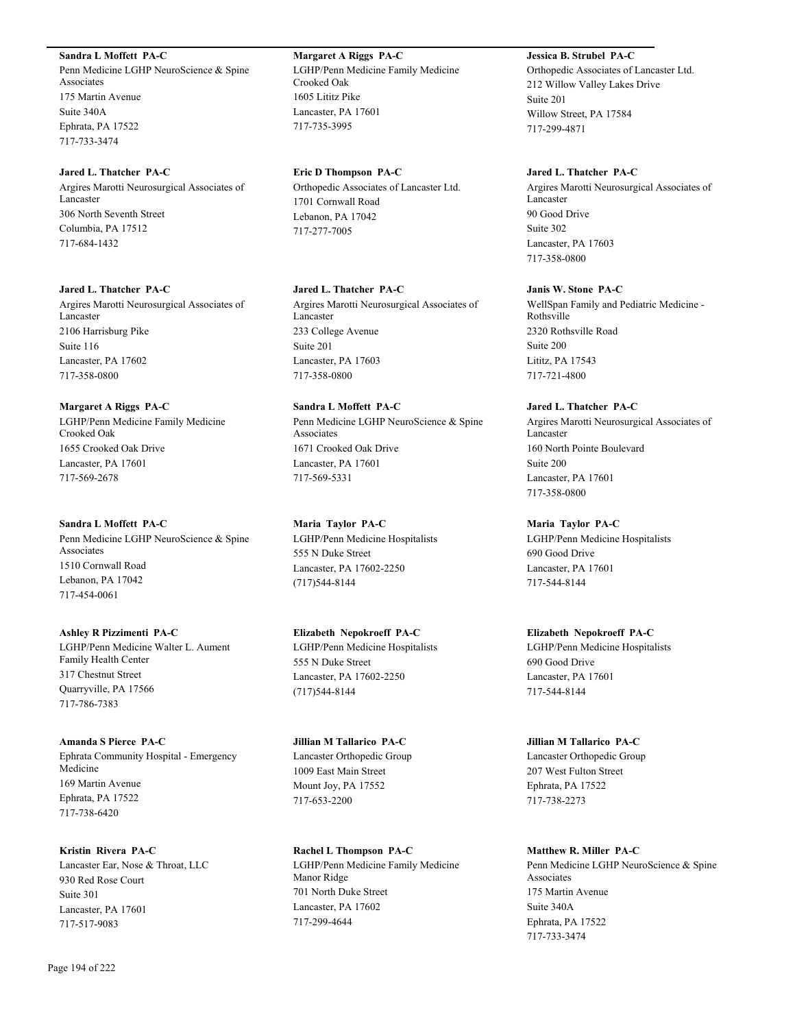**Sandra L Moffett PA-C**
Penn Medicine LGHP NeuroScience & Spine Associates
175 Martin Avenue
Suite 340A
Ephrata, PA 17522
717-733-3474

**Jared L. Thatcher PA-C**
Argires Marotti Neurosurgical Associates of Lancaster
306 North Seventh Street
Columbia, PA 17512
717-684-1432

**Jared L. Thatcher PA-C**
Argires Marotti Neurosurgical Associates of Lancaster
2106 Harrisburg Pike
Suite 116
Lancaster, PA 17602
717-358-0800

**Margaret A Riggs PA-C**
LGHP/Penn Medicine Family Medicine Crooked Oak
1655 Crooked Oak Drive
Lancaster, PA 17601
717-569-2678

**Sandra L Moffett PA-C**
Penn Medicine LGHP NeuroScience & Spine Associates
1510 Cornwall Road
Lebanon, PA 17042
717-454-0061

**Ashley R Pizzimenti PA-C**
LGHP/Penn Medicine Walter L. Aument Family Health Center
317 Chestnut Street
Quarryville, PA 17566
717-786-7383

**Amanda S Pierce PA-C**
Ephrata Community Hospital - Emergency Medicine
169 Martin Avenue
Ephrata, PA 17522
717-738-6420

**Kristin Rivera PA-C**
Lancaster Ear, Nose & Throat, LLC
930 Red Rose Court
Suite 301
Lancaster, PA 17601
717-517-9083

**Margaret A Riggs PA-C**
LGHP/Penn Medicine Family Medicine Crooked Oak
1605 Lititz Pike
Lancaster, PA 17601
717-735-3995

**Eric D Thompson PA-C**
Orthopedic Associates of Lancaster Ltd.
1701 Cornwall Road
Lebanon, PA 17042
717-277-7005

**Jared L. Thatcher PA-C**
Argires Marotti Neurosurgical Associates of Lancaster
233 College Avenue
Suite 201
Lancaster, PA 17603
717-358-0800

**Sandra L Moffett PA-C**
Penn Medicine LGHP NeuroScience & Spine Associates
1671 Crooked Oak Drive
Lancaster, PA 17601
717-569-5331

**Maria Taylor PA-C**
LGHP/Penn Medicine Hospitalists
555 N Duke Street
Lancaster, PA 17602-2250
(717)544-8144

**Elizabeth Nepokroeff PA-C**
LGHP/Penn Medicine Hospitalists
555 N Duke Street
Lancaster, PA 17602-2250
(717)544-8144

**Jillian M Tallarico PA-C**
Lancaster Orthopedic Group
1009 East Main Street
Mount Joy, PA 17552
717-653-2200

**Rachel L Thompson PA-C**
LGHP/Penn Medicine Family Medicine Manor Ridge
701 North Duke Street
Lancaster, PA 17602
717-299-4644

**Jessica B. Strubel PA-C**
Orthopedic Associates of Lancaster Ltd.
212 Willow Valley Lakes Drive
Suite 201
Willow Street, PA 17584
717-299-4871

**Jared L. Thatcher PA-C**
Argires Marotti Neurosurgical Associates of Lancaster
90 Good Drive
Suite 302
Lancaster, PA 17603
717-358-0800

**Janis W. Stone PA-C**
WellSpan Family and Pediatric Medicine - Rothsville
2320 Rothsville Road
Suite 200
Lititz, PA 17543
717-721-4800

**Jared L. Thatcher PA-C**
Argires Marotti Neurosurgical Associates of Lancaster
160 North Pointe Boulevard
Suite 200
Lancaster, PA 17601
717-358-0800

**Maria Taylor PA-C**
LGHP/Penn Medicine Hospitalists
690 Good Drive
Lancaster, PA 17601
717-544-8144

**Elizabeth Nepokroeff PA-C**
LGHP/Penn Medicine Hospitalists
690 Good Drive
Lancaster, PA 17601
717-544-8144

**Jillian M Tallarico PA-C**
Lancaster Orthopedic Group
207 West Fulton Street
Ephrata, PA 17522
717-738-2273

**Matthew R. Miller PA-C**
Penn Medicine LGHP NeuroScience & Spine Associates
175 Martin Avenue
Suite 340A
Ephrata, PA 17522
717-733-3474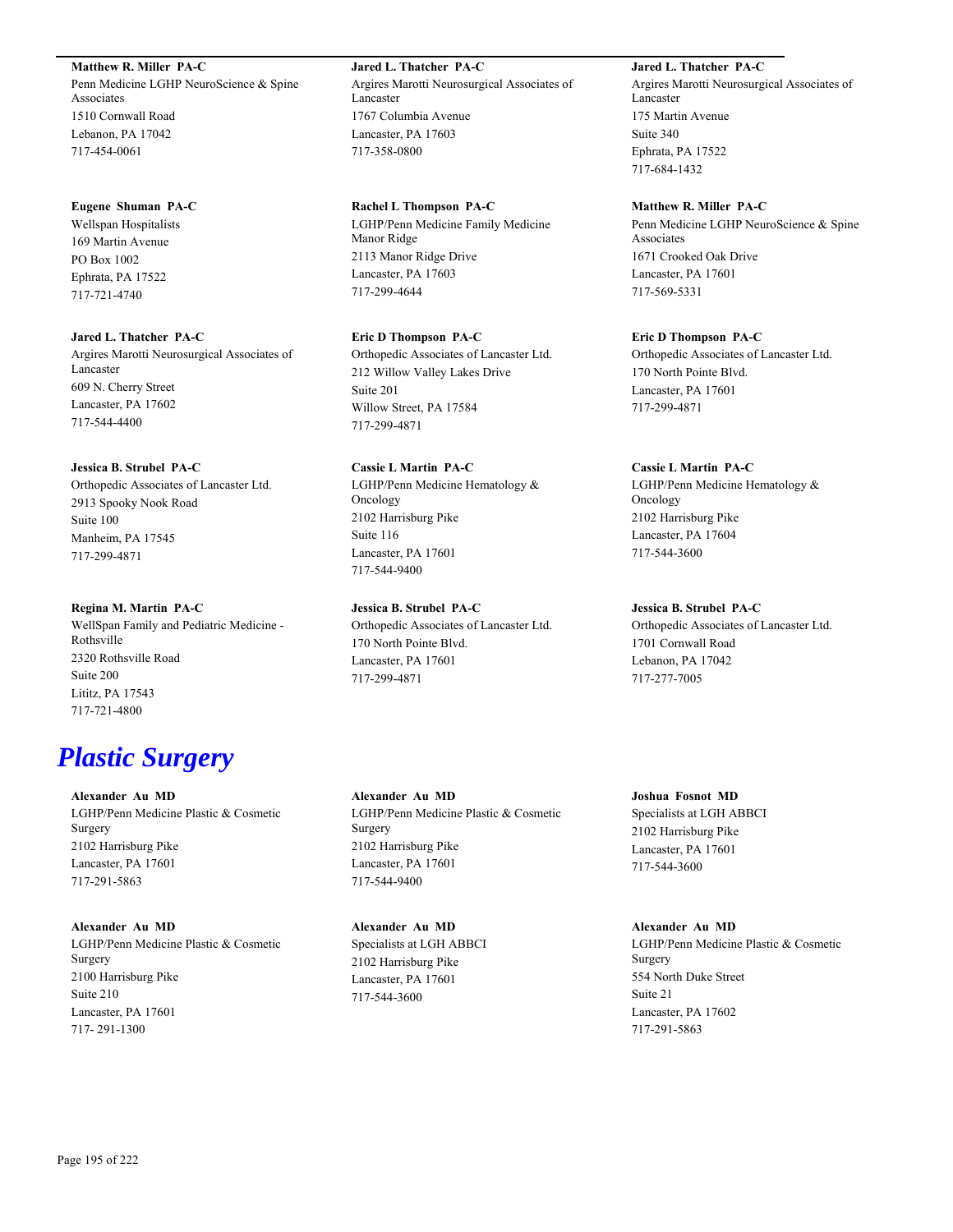**Matthew R. Miller PA-C**
Penn Medicine LGHP NeuroScience & Spine Associates
1510 Cornwall Road
Lebanon, PA 17042
717-454-0061

**Jared L. Thatcher PA-C**
Argires Marotti Neurosurgical Associates of Lancaster
1767 Columbia Avenue
Lancaster, PA 17603
717-358-0800

**Jared L. Thatcher PA-C**
Argires Marotti Neurosurgical Associates of Lancaster
175 Martin Avenue
Suite 340
Ephrata, PA 17522
717-684-1432

**Eugene Shuman PA-C**
Wellspan Hospitalists
169 Martin Avenue
PO Box 1002
Ephrata, PA 17522
717-721-4740

**Rachel L Thompson PA-C**
LGHP/Penn Medicine Family Medicine Manor Ridge
2113 Manor Ridge Drive
Lancaster, PA 17603
717-299-4644

**Matthew R. Miller PA-C**
Penn Medicine LGHP NeuroScience & Spine Associates
1671 Crooked Oak Drive
Lancaster, PA 17601
717-569-5331

**Jared L. Thatcher PA-C**
Argires Marotti Neurosurgical Associates of Lancaster
609 N. Cherry Street
Lancaster, PA 17602
717-544-4400

**Eric D Thompson PA-C**
Orthopedic Associates of Lancaster Ltd.
212 Willow Valley Lakes Drive
Suite 201
Willow Street, PA 17584
717-299-4871

**Eric D Thompson PA-C**
Orthopedic Associates of Lancaster Ltd.
170 North Pointe Blvd.
Lancaster, PA 17601
717-299-4871

**Jessica B. Strubel PA-C**
Orthopedic Associates of Lancaster Ltd.
2913 Spooky Nook Road
Suite 100
Manheim, PA 17545
717-299-4871

**Cassie L Martin PA-C**
LGHP/Penn Medicine Hematology & Oncology
2102 Harrisburg Pike
Suite 116
Lancaster, PA 17601
717-544-9400

**Cassie L Martin PA-C**
LGHP/Penn Medicine Hematology & Oncology
2102 Harrisburg Pike
Lancaster, PA 17604
717-544-3600

**Regina M. Martin PA-C**
WellSpan Family and Pediatric Medicine - Rothsville
2320 Rothsville Road
Suite 200
Lititz, PA 17543
717-721-4800

**Jessica B. Strubel PA-C**
Orthopedic Associates of Lancaster Ltd.
170 North Pointe Blvd.
Lancaster, PA 17601
717-299-4871

**Jessica B. Strubel PA-C**
Orthopedic Associates of Lancaster Ltd.
1701 Cornwall Road
Lebanon, PA 17042
717-277-7005

# *Plastic Surgery*

**Alexander Au MD**
LGHP/Penn Medicine Plastic & Cosmetic Surgery
2102 Harrisburg Pike
Lancaster, PA 17601
717-291-5863

**Alexander Au MD**
LGHP/Penn Medicine Plastic & Cosmetic Surgery
2102 Harrisburg Pike
Lancaster, PA 17601
717-544-9400

**Joshua Fosnot MD**
Specialists at LGH ABBCI
2102 Harrisburg Pike
Lancaster, PA 17601
717-544-3600

**Alexander Au MD**
LGHP/Penn Medicine Plastic & Cosmetic Surgery
2100 Harrisburg Pike
Suite 210
Lancaster, PA 17601
717- 291-1300

**Alexander Au MD**
Specialists at LGH ABBCI
2102 Harrisburg Pike
Lancaster, PA 17601
717-544-3600

**Alexander Au MD**
LGHP/Penn Medicine Plastic & Cosmetic Surgery
554 North Duke Street
Suite 21
Lancaster, PA 17602
717-291-5863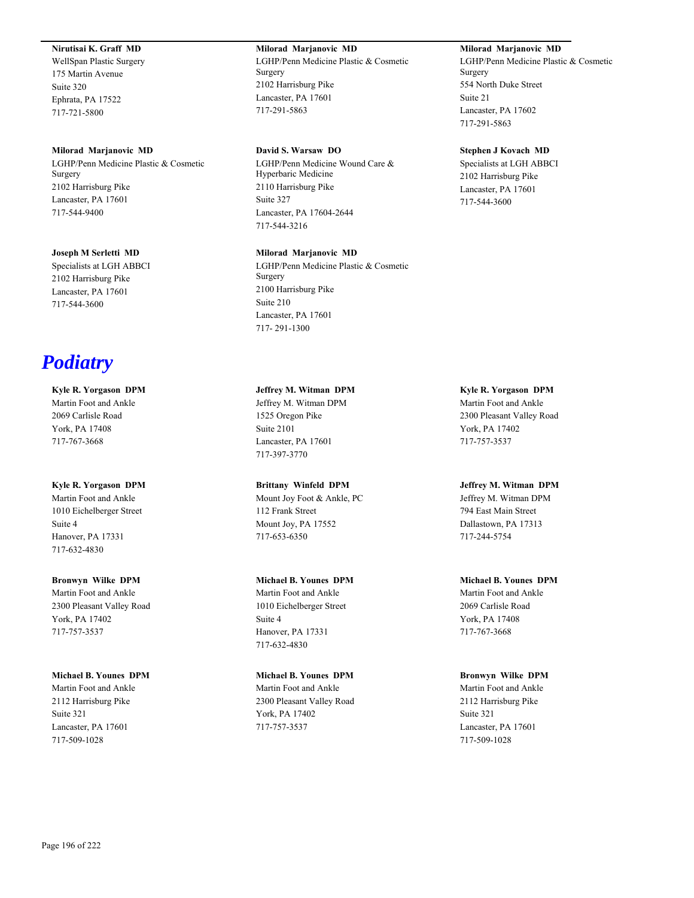**Nirutisai K. Graff MD**
WellSpan Plastic Surgery
175 Martin Avenue
Suite 320
Ephrata, PA 17522
717-721-5800

**Milorad Marjanovic MD**
LGHP/Penn Medicine Plastic & Cosmetic Surgery
2102 Harrisburg Pike
Lancaster, PA 17601
717-291-5863

**Milorad Marjanovic MD**
LGHP/Penn Medicine Plastic & Cosmetic Surgery
554 North Duke Street
Suite 21
Lancaster, PA 17602
717-291-5863

**Milorad Marjanovic MD**
LGHP/Penn Medicine Plastic & Cosmetic Surgery
2102 Harrisburg Pike
Lancaster, PA 17601
717-544-9400

**David S. Warsaw DO**
LGHP/Penn Medicine Wound Care & Hyperbaric Medicine
2110 Harrisburg Pike
Suite 327
Lancaster, PA 17604-2644
717-544-3216

**Stephen J Kovach MD**
Specialists at LGH ABBCI
2102 Harrisburg Pike
Lancaster, PA 17601
717-544-3600

**Joseph M Serletti MD**
Specialists at LGH ABBCI
2102 Harrisburg Pike
Lancaster, PA 17601
717-544-3600

**Milorad Marjanovic MD**
LGHP/Penn Medicine Plastic & Cosmetic Surgery
2100 Harrisburg Pike
Suite 210
Lancaster, PA 17601
717- 291-1300

# Podiatry

**Kyle R. Yorgason DPM**
Martin Foot and Ankle
2069 Carlisle Road
York, PA 17408
717-767-3668

**Jeffrey M. Witman DPM**
Jeffrey M. Witman DPM
1525 Oregon Pike
Suite 2101
Lancaster, PA 17601
717-397-3770

**Kyle R. Yorgason DPM**
Martin Foot and Ankle
2300 Pleasant Valley Road
York, PA 17402
717-757-3537

**Kyle R. Yorgason DPM**
Martin Foot and Ankle
1010 Eichelberger Street
Suite 4
Hanover, PA 17331
717-632-4830

**Brittany Winfeld DPM**
Mount Joy Foot & Ankle, PC
112 Frank Street
Mount Joy, PA 17552
717-653-6350

**Jeffrey M. Witman DPM**
Jeffrey M. Witman DPM
794 East Main Street
Dallastown, PA 17313
717-244-5754

**Bronwyn Wilke DPM**
Martin Foot and Ankle
2300 Pleasant Valley Road
York, PA 17402
717-757-3537

**Michael B. Younes DPM**
Martin Foot and Ankle
1010 Eichelberger Street
Suite 4
Hanover, PA 17331
717-632-4830

**Michael B. Younes DPM**
Martin Foot and Ankle
2069 Carlisle Road
York, PA 17408
717-767-3668

**Michael B. Younes DPM**
Martin Foot and Ankle
2112 Harrisburg Pike
Suite 321
Lancaster, PA 17601
717-509-1028

**Michael B. Younes DPM**
Martin Foot and Ankle
2300 Pleasant Valley Road
York, PA 17402
717-757-3537

**Bronwyn Wilke DPM**
Martin Foot and Ankle
2112 Harrisburg Pike
Suite 321
Lancaster, PA 17601
717-509-1028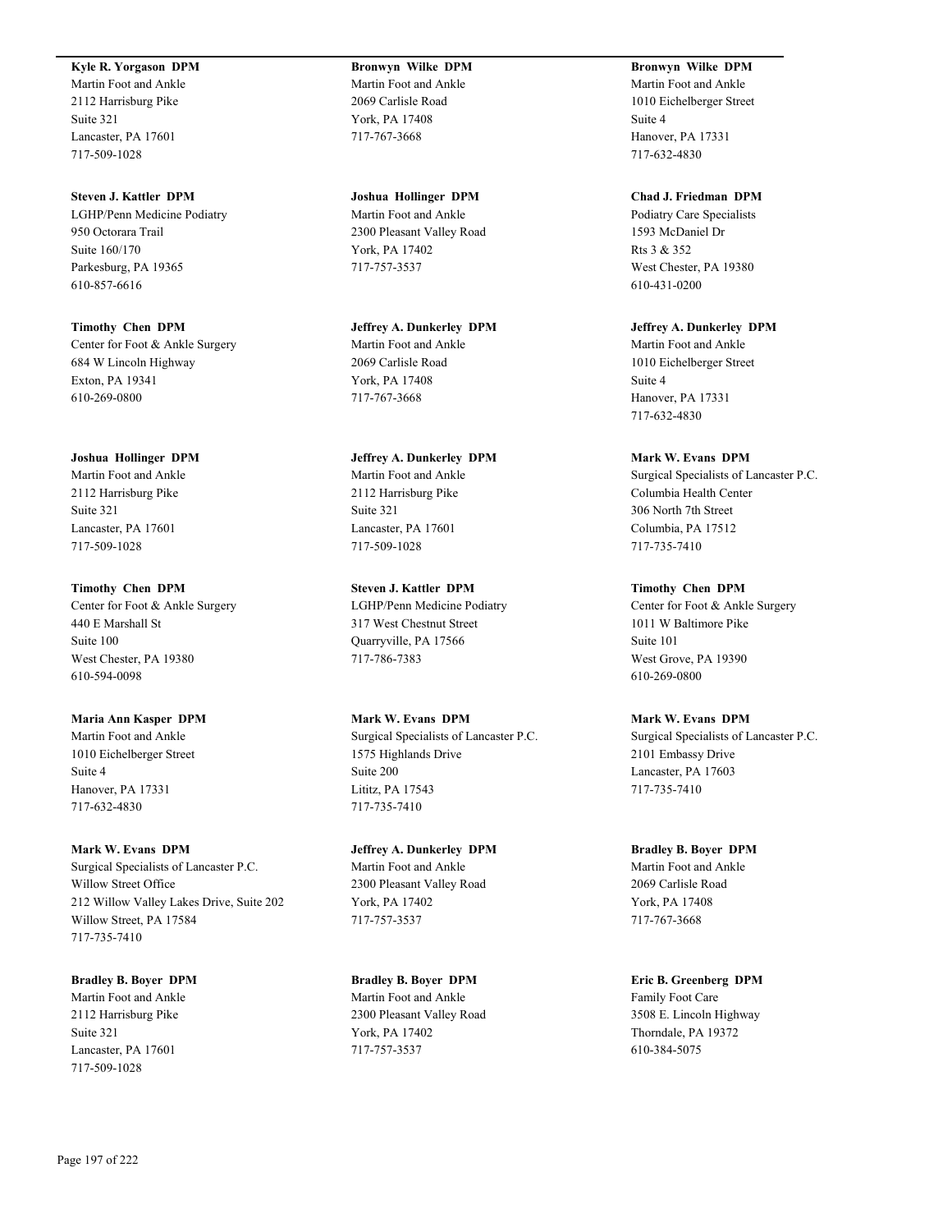**Kyle R. Yorgason DPM**
Martin Foot and Ankle
2112 Harrisburg Pike
Suite 321
Lancaster, PA 17601
717-509-1028

**Steven J. Kattler DPM**
LGHP/Penn Medicine Podiatry
950 Octorara Trail
Suite 160/170
Parkesburg, PA 19365
610-857-6616

**Timothy Chen DPM**
Center for Foot & Ankle Surgery
684 W Lincoln Highway
Exton, PA 19341
610-269-0800

**Joshua Hollinger DPM**
Martin Foot and Ankle
2112 Harrisburg Pike
Suite 321
Lancaster, PA 17601
717-509-1028

**Timothy Chen DPM**
Center for Foot & Ankle Surgery
440 E Marshall St
Suite 100
West Chester, PA 19380
610-594-0098

**Maria Ann Kasper DPM**
Martin Foot and Ankle
1010 Eichelberger Street
Suite 4
Hanover, PA 17331
717-632-4830

**Mark W. Evans DPM**
Surgical Specialists of Lancaster P.C.
Willow Street Office
212 Willow Valley Lakes Drive, Suite 202
Willow Street, PA 17584
717-735-7410

**Bradley B. Boyer DPM**
Martin Foot and Ankle
2112 Harrisburg Pike
Suite 321
Lancaster, PA 17601
717-509-1028

**Bronwyn Wilke DPM**
Martin Foot and Ankle
2069 Carlisle Road
York, PA 17408
717-767-3668

**Joshua Hollinger DPM**
Martin Foot and Ankle
2300 Pleasant Valley Road
York, PA 17402
717-757-3537

**Jeffrey A. Dunkerley DPM**
Martin Foot and Ankle
2069 Carlisle Road
York, PA 17408
717-767-3668

**Jeffrey A. Dunkerley DPM**
Martin Foot and Ankle
2112 Harrisburg Pike
Suite 321
Lancaster, PA 17601
717-509-1028

**Steven J. Kattler DPM**
LGHP/Penn Medicine Podiatry
317 West Chestnut Street
Quarryville, PA 17566
717-786-7383

**Mark W. Evans DPM**
Surgical Specialists of Lancaster P.C.
1575 Highlands Drive
Suite 200
Lititz, PA 17543
717-735-7410

**Jeffrey A. Dunkerley DPM**
Martin Foot and Ankle
2300 Pleasant Valley Road
York, PA 17402
717-757-3537

**Bradley B. Boyer DPM**
Martin Foot and Ankle
2300 Pleasant Valley Road
York, PA 17402
717-757-3537

**Bronwyn Wilke DPM**
Martin Foot and Ankle
1010 Eichelberger Street
Suite 4
Hanover, PA 17331
717-632-4830

**Chad J. Friedman DPM**
Podiatry Care Specialists
1593 McDaniel Dr
Rts 3 & 352
West Chester, PA 19380
610-431-0200

**Jeffrey A. Dunkerley DPM**
Martin Foot and Ankle
1010 Eichelberger Street
Suite 4
Hanover, PA 17331
717-632-4830

**Mark W. Evans DPM**
Surgical Specialists of Lancaster P.C.
Columbia Health Center
306 North 7th Street
Columbia, PA 17512
717-735-7410

**Timothy Chen DPM**
Center for Foot & Ankle Surgery
1011 W Baltimore Pike
Suite 101
West Grove, PA 19390
610-269-0800

**Mark W. Evans DPM**
Surgical Specialists of Lancaster P.C.
2101 Embassy Drive
Lancaster, PA 17603
717-735-7410

**Bradley B. Boyer DPM**
Martin Foot and Ankle
2069 Carlisle Road
York, PA 17408
717-767-3668

**Eric B. Greenberg DPM**
Family Foot Care
3508 E. Lincoln Highway
Thorndale, PA 19372
610-384-5075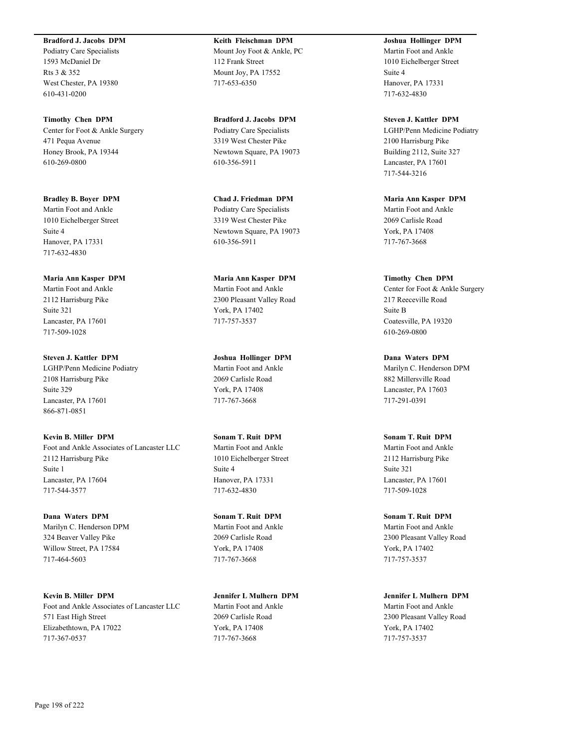**Bradford J. Jacobs DPM**
Podiatry Care Specialists
1593 McDaniel Dr
Rts 3 & 352
West Chester, PA 19380
610-431-0200

**Timothy Chen DPM**
Center for Foot & Ankle Surgery
471 Pequa Avenue
Honey Brook, PA 19344
610-269-0800

**Bradley B. Boyer DPM**
Martin Foot and Ankle
1010 Eichelberger Street
Suite 4
Hanover, PA 17331
717-632-4830

**Maria Ann Kasper DPM**
Martin Foot and Ankle
2112 Harrisburg Pike
Suite 321
Lancaster, PA 17601
717-509-1028

**Steven J. Kattler DPM**
LGHP/Penn Medicine Podiatry
2108 Harrisburg Pike
Suite 329
Lancaster, PA 17601
866-871-0851

**Kevin B. Miller DPM**
Foot and Ankle Associates of Lancaster LLC
2112 Harrisburg Pike
Suite 1
Lancaster, PA 17604
717-544-3577

**Dana Waters DPM**
Marilyn C. Henderson DPM
324 Beaver Valley Pike
Willow Street, PA 17584
717-464-5603

**Kevin B. Miller DPM**
Foot and Ankle Associates of Lancaster LLC
571 East High Street
Elizabethtown, PA 17022
717-367-0537

**Keith Fleischman DPM**
Mount Joy Foot & Ankle, PC
112 Frank Street
Mount Joy, PA 17552
717-653-6350

**Bradford J. Jacobs DPM**
Podiatry Care Specialists
3319 West Chester Pike
Newtown Square, PA 19073
610-356-5911

**Chad J. Friedman DPM**
Podiatry Care Specialists
3319 West Chester Pike
Newtown Square, PA 19073
610-356-5911

**Maria Ann Kasper DPM**
Martin Foot and Ankle
2300 Pleasant Valley Road
York, PA 17402
717-757-3537

**Joshua Hollinger DPM**
Martin Foot and Ankle
2069 Carlisle Road
York, PA 17408
717-767-3668

**Sonam T. Ruit DPM**
Martin Foot and Ankle
1010 Eichelberger Street
Suite 4
Hanover, PA 17331
717-632-4830

**Sonam T. Ruit DPM**
Martin Foot and Ankle
2069 Carlisle Road
York, PA 17408
717-767-3668

**Jennifer L Mulhern DPM**
Martin Foot and Ankle
2069 Carlisle Road
York, PA 17408
717-767-3668

**Joshua Hollinger DPM**
Martin Foot and Ankle
1010 Eichelberger Street
Suite 4
Hanover, PA 17331
717-632-4830

**Steven J. Kattler DPM**
LGHP/Penn Medicine Podiatry
2100 Harrisburg Pike
Building 2112, Suite 327
Lancaster, PA 17601
717-544-3216

**Maria Ann Kasper DPM**
Martin Foot and Ankle
2069 Carlisle Road
York, PA 17408
717-767-3668

**Timothy Chen DPM**
Center for Foot & Ankle Surgery
217 Reeceville Road
Suite B
Coatesville, PA 19320
610-269-0800

**Dana Waters DPM**
Marilyn C. Henderson DPM
882 Millersville Road
Lancaster, PA 17603
717-291-0391

**Sonam T. Ruit DPM**
Martin Foot and Ankle
2112 Harrisburg Pike
Suite 321
Lancaster, PA 17601
717-509-1028

**Sonam T. Ruit DPM**
Martin Foot and Ankle
2300 Pleasant Valley Road
York, PA 17402
717-757-3537

**Jennifer L Mulhern DPM**
Martin Foot and Ankle
2300 Pleasant Valley Road
York, PA 17402
717-757-3537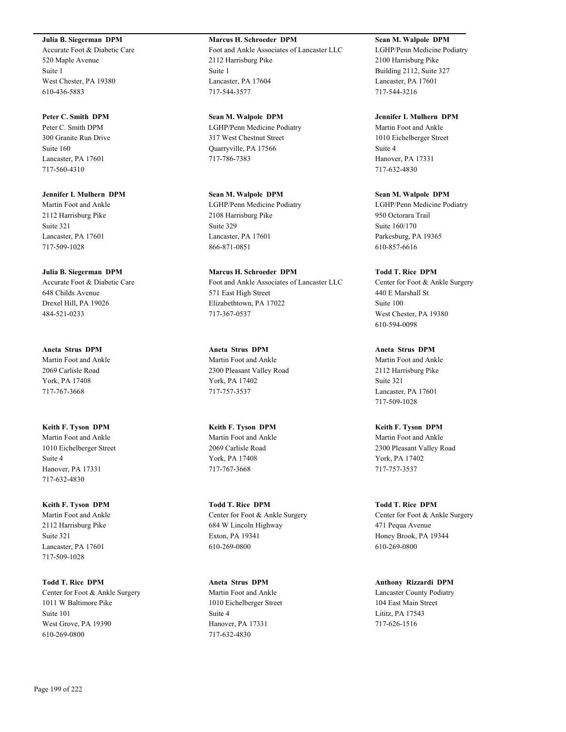**Julia B. Siegerman DPM**
Accurate Foot & Diabetic Care
520 Maple Avenue
Suite 1
West Chester, PA 19380
610-436-5883

**Peter C. Smith DPM**
Peter C. Smith DPM
300 Granite Run Drive
Suite 160
Lancaster, PA 17601
717-560-4310

**Jennifer L Mulhern DPM**
Martin Foot and Ankle
2112 Harrisburg Pike
Suite 321
Lancaster, PA 17601
717-509-1028

**Julia B. Siegerman DPM**
Accurate Foot & Diabetic Care
648 Childs Avenue
Drexel Hill, PA 19026
484-521-0233

**Aneta Strus DPM**
Martin Foot and Ankle
2069 Carlisle Road
York, PA 17408
717-767-3668

**Keith F. Tyson DPM**
Martin Foot and Ankle
1010 Eichelberger Street
Suite 4
Hanover, PA 17331
717-632-4830

**Keith F. Tyson DPM**
Martin Foot and Ankle
2112 Harrisburg Pike
Suite 321
Lancaster, PA 17601
717-509-1028

**Todd T. Rice DPM**
Center for Foot & Ankle Surgery
1011 W Baltimore Pike
Suite 101
West Grove, PA 19390
610-269-0800

**Marcus H. Schroeder DPM**
Foot and Ankle Associates of Lancaster LLC
2112 Harrisburg Pike
Suite 1
Lancaster, PA 17604
717-544-3577

**Sean M. Walpole DPM**
LGHP/Penn Medicine Podiatry
317 West Chestnut Street
Quarryville, PA 17566
717-786-7383

**Sean M. Walpole DPM**
LGHP/Penn Medicine Podiatry
2108 Harrisburg Pike
Suite 329
Lancaster, PA 17601
866-871-0851

**Marcus H. Schroeder DPM**
Foot and Ankle Associates of Lancaster LLC
571 East High Street
Elizabethtown, PA 17022
717-367-0537

**Aneta Strus DPM**
Martin Foot and Ankle
2300 Pleasant Valley Road
York, PA 17402
717-757-3537

**Keith F. Tyson DPM**
Martin Foot and Ankle
2069 Carlisle Road
York, PA 17408
717-767-3668

**Todd T. Rice DPM**
Center for Foot & Ankle Surgery
684 W Lincoln Highway
Exton, PA 19341
610-269-0800

**Aneta Strus DPM**
Martin Foot and Ankle
1010 Eichelberger Street
Suite 4
Hanover, PA 17331
717-632-4830

**Sean M. Walpole DPM**
LGHP/Penn Medicine Podiatry
2100 Harrisburg Pike
Building 2112, Suite 327
Lancaster, PA 17601
717-544-3216

**Jennifer L Mulhern DPM**
Martin Foot and Ankle
1010 Eichelberger Street
Suite 4
Hanover, PA 17331
717-632-4830

**Sean M. Walpole DPM**
LGHP/Penn Medicine Podiatry
950 Octorara Trail
Suite 160/170
Parkesburg, PA 19365
610-857-6616

**Todd T. Rice DPM**
Center for Foot & Ankle Surgery
440 E Marshall St
Suite 100
West Chester, PA 19380
610-594-0098

**Aneta Strus DPM**
Martin Foot and Ankle
2112 Harrisburg Pike
Suite 321
Lancaster, PA 17601
717-509-1028

**Keith F. Tyson DPM**
Martin Foot and Ankle
2300 Pleasant Valley Road
York, PA 17402
717-757-3537

**Todd T. Rice DPM**
Center for Foot & Ankle Surgery
471 Pequa Avenue
Honey Brook, PA 19344
610-269-0800

**Anthony Rizzardi DPM**
Lancaster County Podiatry
104 East Main Street
Lititz, PA 17543
717-626-1516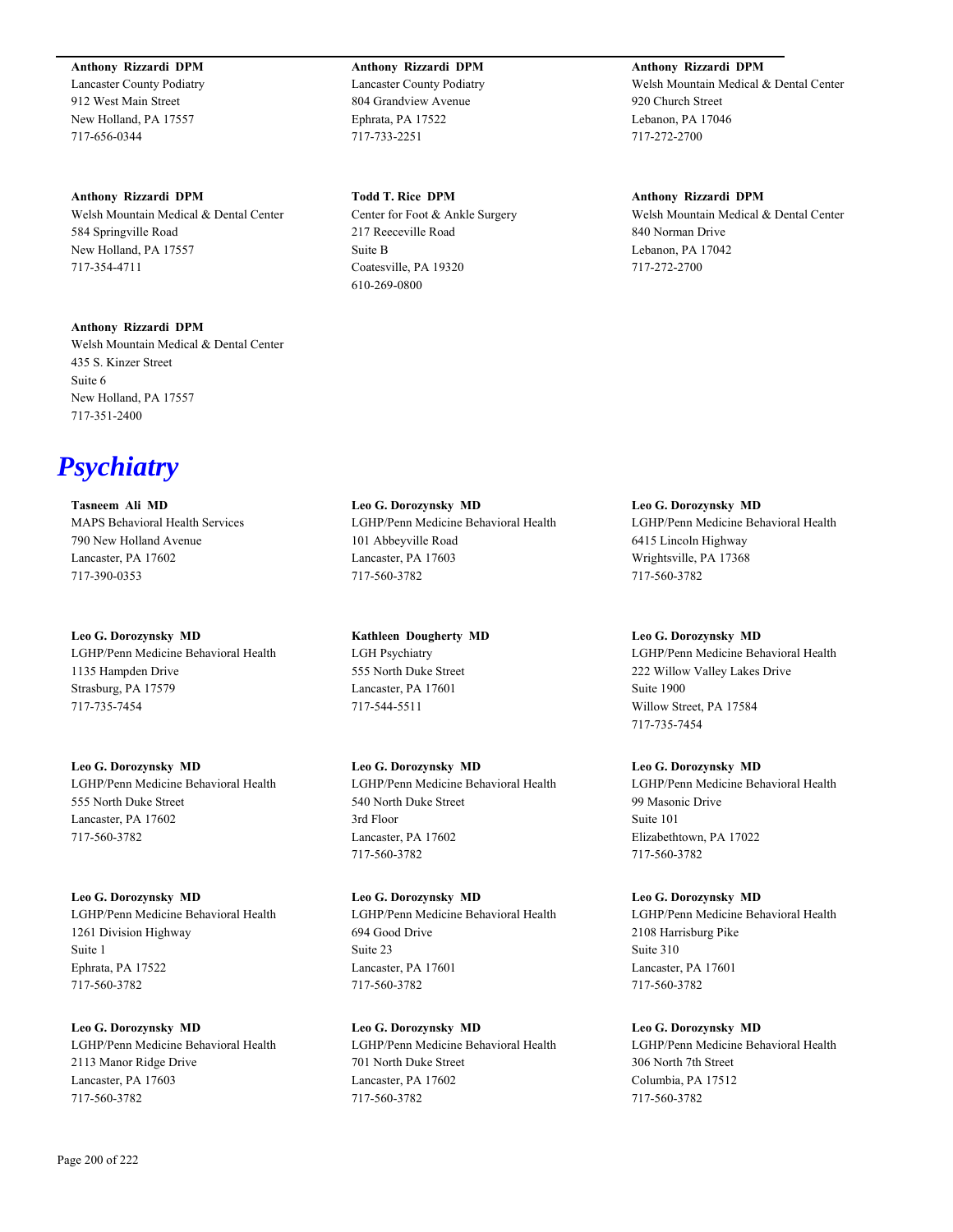**Anthony Rizzardi DPM**
Lancaster County Podiatry
912 West Main Street
New Holland, PA 17557
717-656-0344

**Anthony Rizzardi DPM**
Lancaster County Podiatry
804 Grandview Avenue
Ephrata, PA 17522
717-733-2251

**Anthony Rizzardi DPM**
Welsh Mountain Medical & Dental Center
920 Church Street
Lebanon, PA 17046
717-272-2700

**Anthony Rizzardi DPM**
Welsh Mountain Medical & Dental Center
584 Springville Road
New Holland, PA 17557
717-354-4711

**Todd T. Rice DPM**
Center for Foot & Ankle Surgery
217 Reeceville Road
Suite B
Coatesville, PA 19320
610-269-0800

**Anthony Rizzardi DPM**
Welsh Mountain Medical & Dental Center
840 Norman Drive
Lebanon, PA 17042
717-272-2700

**Anthony Rizzardi DPM**
Welsh Mountain Medical & Dental Center
435 S. Kinzer Street
Suite 6
New Holland, PA 17557
717-351-2400

# *Psychiatry*

**Tasneem Ali MD**
MAPS Behavioral Health Services
790 New Holland Avenue
Lancaster, PA 17602
717-390-0353

**Leo G. Dorozynsky MD**
LGHP/Penn Medicine Behavioral Health
101 Abbeyville Road
Lancaster, PA 17603
717-560-3782

**Leo G. Dorozynsky MD**
LGHP/Penn Medicine Behavioral Health
6415 Lincoln Highway
Wrightsville, PA 17368
717-560-3782

**Leo G. Dorozynsky MD**
LGHP/Penn Medicine Behavioral Health
1135 Hampden Drive
Strasburg, PA 17579
717-735-7454

**Kathleen Dougherty MD**
LGH Psychiatry
555 North Duke Street
Lancaster, PA 17601
717-544-5511

**Leo G. Dorozynsky MD**
LGHP/Penn Medicine Behavioral Health
222 Willow Valley Lakes Drive
Suite 1900
Willow Street, PA 17584
717-735-7454

**Leo G. Dorozynsky MD**
LGHP/Penn Medicine Behavioral Health
555 North Duke Street
Lancaster, PA 17602
717-560-3782

**Leo G. Dorozynsky MD**
LGHP/Penn Medicine Behavioral Health
540 North Duke Street
3rd Floor
Lancaster, PA 17602
717-560-3782

**Leo G. Dorozynsky MD**
LGHP/Penn Medicine Behavioral Health
99 Masonic Drive
Suite 101
Elizabethtown, PA 17022
717-560-3782

**Leo G. Dorozynsky MD**
LGHP/Penn Medicine Behavioral Health
1261 Division Highway
Suite 1
Ephrata, PA 17522
717-560-3782

**Leo G. Dorozynsky MD**
LGHP/Penn Medicine Behavioral Health
694 Good Drive
Suite 23
Lancaster, PA 17601
717-560-3782

**Leo G. Dorozynsky MD**
LGHP/Penn Medicine Behavioral Health
2108 Harrisburg Pike
Suite 310
Lancaster, PA 17601
717-560-3782

**Leo G. Dorozynsky MD**
LGHP/Penn Medicine Behavioral Health
2113 Manor Ridge Drive
Lancaster, PA 17603
717-560-3782

**Leo G. Dorozynsky MD**
LGHP/Penn Medicine Behavioral Health
701 North Duke Street
Lancaster, PA 17602
717-560-3782

**Leo G. Dorozynsky MD**
LGHP/Penn Medicine Behavioral Health
306 North 7th Street
Columbia, PA 17512
717-560-3782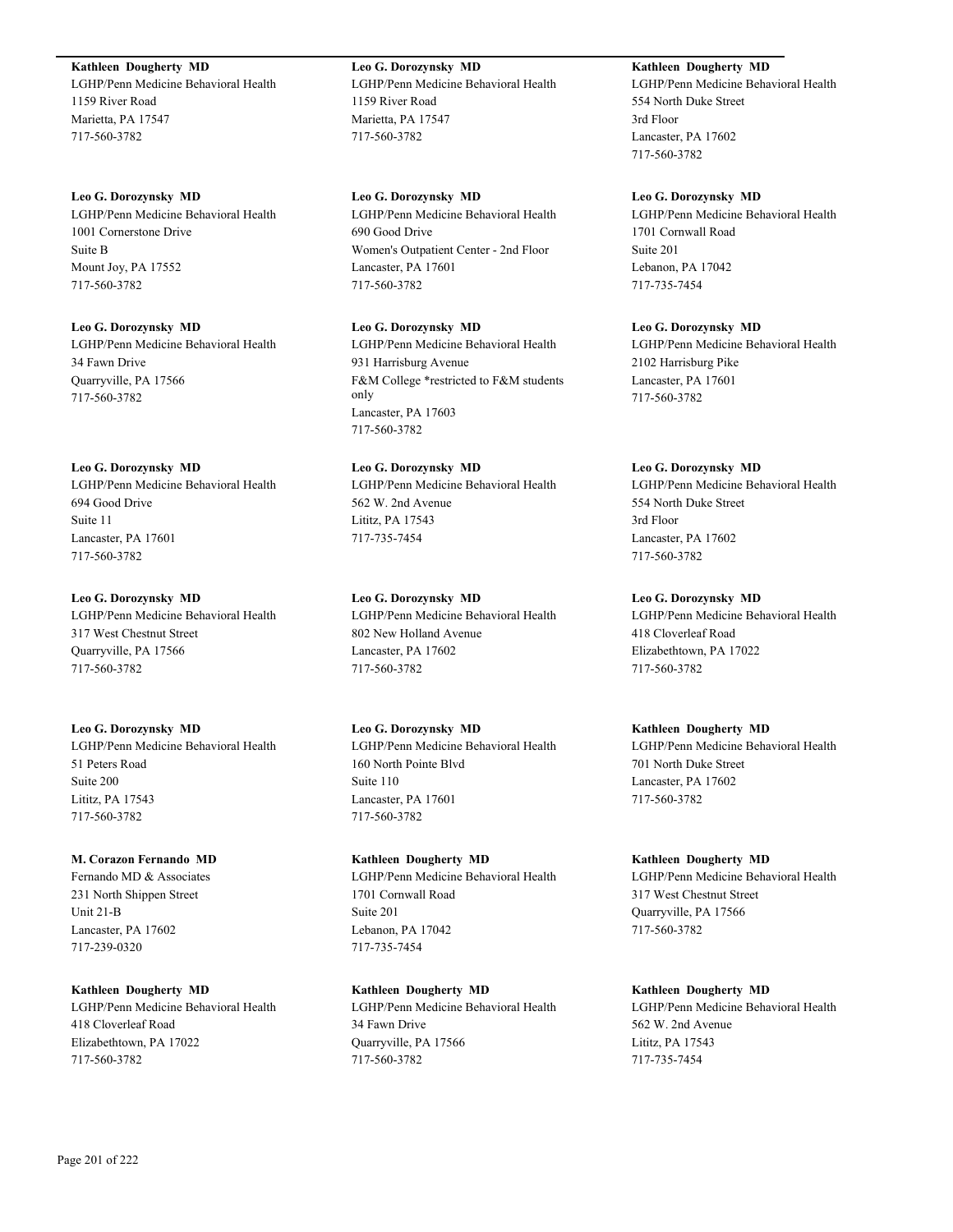**Kathleen Dougherty MD**
LGHP/Penn Medicine Behavioral Health
1159 River Road
Marietta, PA 17547
717-560-3782

**Leo G. Dorozynsky MD**
LGHP/Penn Medicine Behavioral Health
1001 Cornerstone Drive
Suite B
Mount Joy, PA 17552
717-560-3782

**Leo G. Dorozynsky MD**
LGHP/Penn Medicine Behavioral Health
34 Fawn Drive
Quarryville, PA 17566
717-560-3782

**Leo G. Dorozynsky MD**
LGHP/Penn Medicine Behavioral Health
694 Good Drive
Suite 11
Lancaster, PA 17601
717-560-3782

**Leo G. Dorozynsky MD**
LGHP/Penn Medicine Behavioral Health
317 West Chestnut Street
Quarryville, PA 17566
717-560-3782

**Leo G. Dorozynsky MD**
LGHP/Penn Medicine Behavioral Health
51 Peters Road
Suite 200
Lititz, PA 17543
717-560-3782

**M. Corazon Fernando MD**
Fernando MD & Associates
231 North Shippen Street
Unit 21-B
Lancaster, PA 17602
717-239-0320

**Kathleen Dougherty MD**
LGHP/Penn Medicine Behavioral Health
418 Cloverleaf Road
Elizabethtown, PA 17022
717-560-3782

**Leo G. Dorozynsky MD**
LGHP/Penn Medicine Behavioral Health
1159 River Road
Marietta, PA 17547
717-560-3782

**Leo G. Dorozynsky MD**
LGHP/Penn Medicine Behavioral Health
690 Good Drive
Women's Outpatient Center - 2nd Floor
Lancaster, PA 17601
717-560-3782

**Leo G. Dorozynsky MD**
LGHP/Penn Medicine Behavioral Health
931 Harrisburg Avenue
F&M College *restricted to F&M students only
Lancaster, PA 17603
717-560-3782

**Leo G. Dorozynsky MD**
LGHP/Penn Medicine Behavioral Health
562 W. 2nd Avenue
Lititz, PA 17543
717-735-7454

**Leo G. Dorozynsky MD**
LGHP/Penn Medicine Behavioral Health
802 New Holland Avenue
Lancaster, PA 17602
717-560-3782

**Leo G. Dorozynsky MD**
LGHP/Penn Medicine Behavioral Health
160 North Pointe Blvd
Suite 110
Lancaster, PA 17601
717-560-3782

**Kathleen Dougherty MD**
LGHP/Penn Medicine Behavioral Health
1701 Cornwall Road
Suite 201
Lebanon, PA 17042
717-735-7454

**Kathleen Dougherty MD**
LGHP/Penn Medicine Behavioral Health
34 Fawn Drive
Quarryville, PA 17566
717-560-3782

**Kathleen Dougherty MD**
LGHP/Penn Medicine Behavioral Health
554 North Duke Street
3rd Floor
Lancaster, PA 17602
717-560-3782

**Leo G. Dorozynsky MD**
LGHP/Penn Medicine Behavioral Health
1701 Cornwall Road
Suite 201
Lebanon, PA 17042
717-735-7454

**Leo G. Dorozynsky MD**
LGHP/Penn Medicine Behavioral Health
2102 Harrisburg Pike
Lancaster, PA 17601
717-560-3782

**Leo G. Dorozynsky MD**
LGHP/Penn Medicine Behavioral Health
554 North Duke Street
3rd Floor
Lancaster, PA 17602
717-560-3782

**Leo G. Dorozynsky MD**
LGHP/Penn Medicine Behavioral Health
418 Cloverleaf Road
Elizabethtown, PA 17022
717-560-3782

**Kathleen Dougherty MD**
LGHP/Penn Medicine Behavioral Health
701 North Duke Street
Lancaster, PA 17602
717-560-3782

**Kathleen Dougherty MD**
LGHP/Penn Medicine Behavioral Health
317 West Chestnut Street
Quarryville, PA 17566
717-560-3782

**Kathleen Dougherty MD**
LGHP/Penn Medicine Behavioral Health
562 W. 2nd Avenue
Lititz, PA 17543
717-735-7454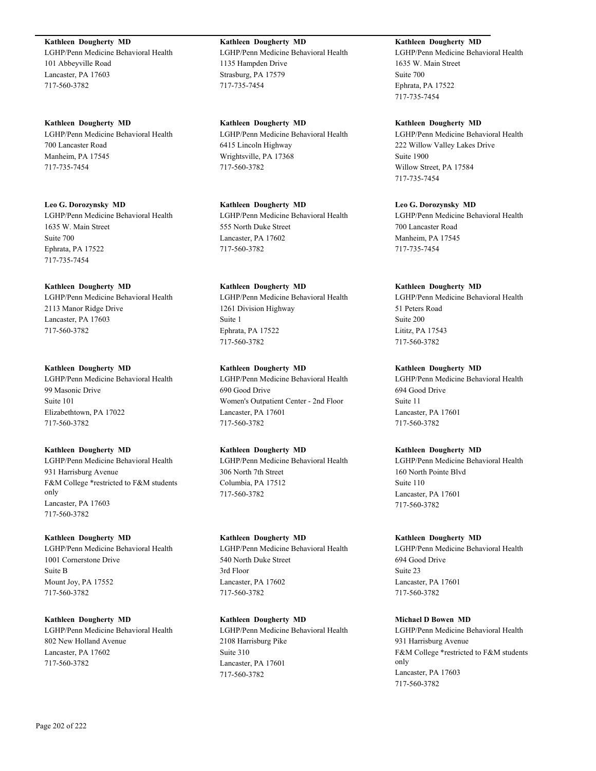**Kathleen Dougherty MD**
LGHP/Penn Medicine Behavioral Health
101 Abbeyville Road
Lancaster, PA 17603
717-560-3782

**Kathleen Dougherty MD**
LGHP/Penn Medicine Behavioral Health
700 Lancaster Road
Manheim, PA 17545
717-735-7454

**Leo G. Dorozynsky MD**
LGHP/Penn Medicine Behavioral Health
1635 W. Main Street
Suite 700
Ephrata, PA 17522
717-735-7454

**Kathleen Dougherty MD**
LGHP/Penn Medicine Behavioral Health
2113 Manor Ridge Drive
Lancaster, PA 17603
717-560-3782

**Kathleen Dougherty MD**
LGHP/Penn Medicine Behavioral Health
99 Masonic Drive
Suite 101
Elizabethtown, PA 17022
717-560-3782

**Kathleen Dougherty MD**
LGHP/Penn Medicine Behavioral Health
931 Harrisburg Avenue
F&M College *restricted to F&M students only
Lancaster, PA 17603
717-560-3782

**Kathleen Dougherty MD**
LGHP/Penn Medicine Behavioral Health
1001 Cornerstone Drive
Suite B
Mount Joy, PA 17552
717-560-3782

**Kathleen Dougherty MD**
LGHP/Penn Medicine Behavioral Health
802 New Holland Avenue
Lancaster, PA 17602
717-560-3782

**Kathleen Dougherty MD**
LGHP/Penn Medicine Behavioral Health
1135 Hampden Drive
Strasburg, PA 17579
717-735-7454

**Kathleen Dougherty MD**
LGHP/Penn Medicine Behavioral Health
6415 Lincoln Highway
Wrightsville, PA 17368
717-560-3782

**Kathleen Dougherty MD**
LGHP/Penn Medicine Behavioral Health
555 North Duke Street
Lancaster, PA 17602
717-560-3782

**Kathleen Dougherty MD**
LGHP/Penn Medicine Behavioral Health
1261 Division Highway
Suite 1
Ephrata, PA 17522
717-560-3782

**Kathleen Dougherty MD**
LGHP/Penn Medicine Behavioral Health
690 Good Drive
Women's Outpatient Center - 2nd Floor
Lancaster, PA 17601
717-560-3782

**Kathleen Dougherty MD**
LGHP/Penn Medicine Behavioral Health
306 North 7th Street
Columbia, PA 17512
717-560-3782

**Kathleen Dougherty MD**
LGHP/Penn Medicine Behavioral Health
540 North Duke Street
3rd Floor
Lancaster, PA 17602
717-560-3782

**Kathleen Dougherty MD**
LGHP/Penn Medicine Behavioral Health
2108 Harrisburg Pike
Suite 310
Lancaster, PA 17601
717-560-3782

**Kathleen Dougherty MD**
LGHP/Penn Medicine Behavioral Health
1635 W. Main Street
Suite 700
Ephrata, PA 17522
717-735-7454

**Kathleen Dougherty MD**
LGHP/Penn Medicine Behavioral Health
222 Willow Valley Lakes Drive
Suite 1900
Willow Street, PA 17584
717-735-7454

**Leo G. Dorozynsky MD**
LGHP/Penn Medicine Behavioral Health
700 Lancaster Road
Manheim, PA 17545
717-735-7454

**Kathleen Dougherty MD**
LGHP/Penn Medicine Behavioral Health
51 Peters Road
Suite 200
Lititz, PA 17543
717-560-3782

**Kathleen Dougherty MD**
LGHP/Penn Medicine Behavioral Health
694 Good Drive
Suite 11
Lancaster, PA 17601
717-560-3782

**Kathleen Dougherty MD**
LGHP/Penn Medicine Behavioral Health
160 North Pointe Blvd
Suite 110
Lancaster, PA 17601
717-560-3782

**Kathleen Dougherty MD**
LGHP/Penn Medicine Behavioral Health
694 Good Drive
Suite 23
Lancaster, PA 17601
717-560-3782

**Michael D Bowen MD**
LGHP/Penn Medicine Behavioral Health
931 Harrisburg Avenue
F&M College *restricted to F&M students only
Lancaster, PA 17603
717-560-3782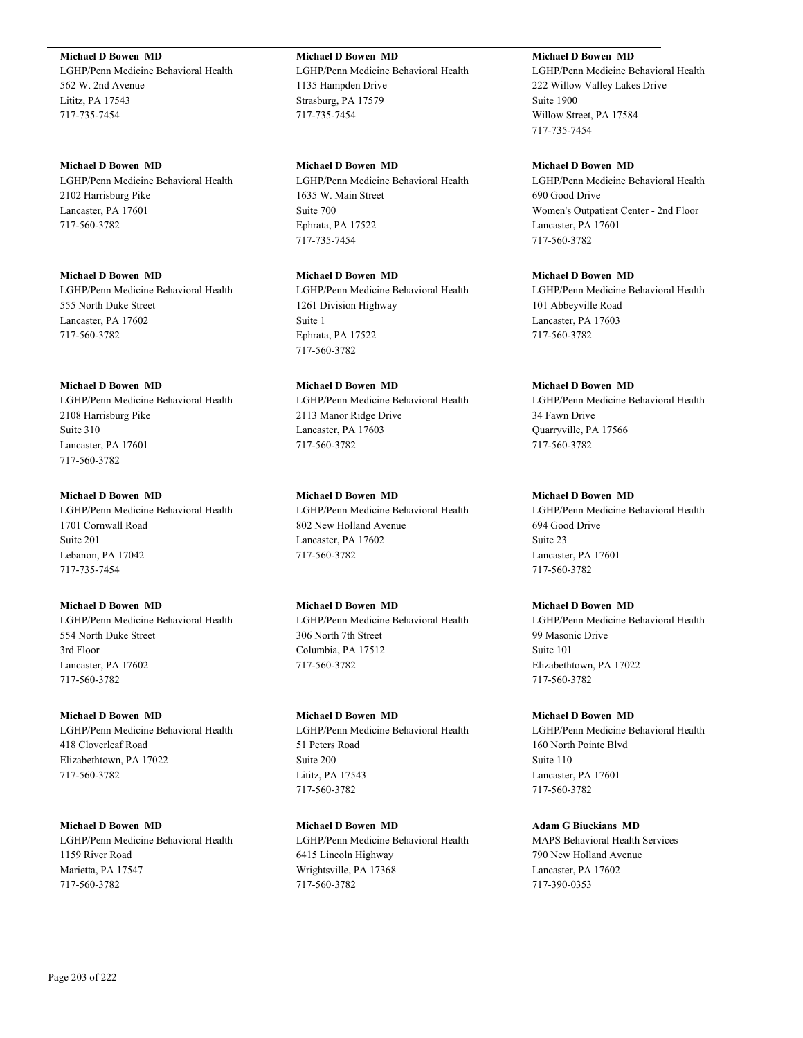**Michael D Bowen  MD**
LGHP/Penn Medicine Behavioral Health
562 W. 2nd Avenue
Lititz, PA 17543
717-735-7454

**Michael D Bowen  MD**
LGHP/Penn Medicine Behavioral Health
2102 Harrisburg Pike
Lancaster, PA 17601
717-560-3782

**Michael D Bowen  MD**
LGHP/Penn Medicine Behavioral Health
555 North Duke Street
Lancaster, PA 17602
717-560-3782

**Michael D Bowen  MD**
LGHP/Penn Medicine Behavioral Health
2108 Harrisburg Pike
Suite 310
Lancaster, PA 17601
717-560-3782

**Michael D Bowen  MD**
LGHP/Penn Medicine Behavioral Health
1701 Cornwall Road
Suite 201
Lebanon, PA 17042
717-735-7454

**Michael D Bowen  MD**
LGHP/Penn Medicine Behavioral Health
554 North Duke Street
3rd Floor
Lancaster, PA 17602
717-560-3782

**Michael D Bowen  MD**
LGHP/Penn Medicine Behavioral Health
418 Cloverleaf Road
Elizabethtown, PA 17022
717-560-3782

**Michael D Bowen  MD**
LGHP/Penn Medicine Behavioral Health
1159 River Road
Marietta, PA 17547
717-560-3782

**Michael D Bowen  MD**
LGHP/Penn Medicine Behavioral Health
1135 Hampden Drive
Strasburg, PA 17579
717-735-7454

**Michael D Bowen  MD**
LGHP/Penn Medicine Behavioral Health
1635 W. Main Street
Suite 700
Ephrata, PA 17522
717-735-7454

**Michael D Bowen  MD**
LGHP/Penn Medicine Behavioral Health
1261 Division Highway
Suite 1
Ephrata, PA 17522
717-560-3782

**Michael D Bowen  MD**
LGHP/Penn Medicine Behavioral Health
2113 Manor Ridge Drive
Lancaster, PA 17603
717-560-3782

**Michael D Bowen  MD**
LGHP/Penn Medicine Behavioral Health
802 New Holland Avenue
Lancaster, PA 17602
717-560-3782

**Michael D Bowen  MD**
LGHP/Penn Medicine Behavioral Health
306 North 7th Street
Columbia, PA 17512
717-560-3782

**Michael D Bowen  MD**
LGHP/Penn Medicine Behavioral Health
51 Peters Road
Suite 200
Lititz, PA 17543
717-560-3782

**Michael D Bowen  MD**
LGHP/Penn Medicine Behavioral Health
6415 Lincoln Highway
Wrightsville, PA 17368
717-560-3782

**Michael D Bowen  MD**
LGHP/Penn Medicine Behavioral Health
222 Willow Valley Lakes Drive
Suite 1900
Willow Street, PA 17584
717-735-7454

**Michael D Bowen  MD**
LGHP/Penn Medicine Behavioral Health
690 Good Drive
Women's Outpatient Center - 2nd Floor
Lancaster, PA 17601
717-560-3782

**Michael D Bowen  MD**
LGHP/Penn Medicine Behavioral Health
101 Abbeyville Road
Lancaster, PA 17603
717-560-3782

**Michael D Bowen  MD**
LGHP/Penn Medicine Behavioral Health
34 Fawn Drive
Quarryville, PA 17566
717-560-3782

**Michael D Bowen  MD**
LGHP/Penn Medicine Behavioral Health
694 Good Drive
Suite 23
Lancaster, PA 17601
717-560-3782

**Michael D Bowen  MD**
LGHP/Penn Medicine Behavioral Health
99 Masonic Drive
Suite 101
Elizabethtown, PA 17022
717-560-3782

**Michael D Bowen  MD**
LGHP/Penn Medicine Behavioral Health
160 North Pointe Blvd
Suite 110
Lancaster, PA 17601
717-560-3782

**Adam G Biuckians  MD**
MAPS Behavioral Health Services
790 New Holland Avenue
Lancaster, PA 17602
717-390-0353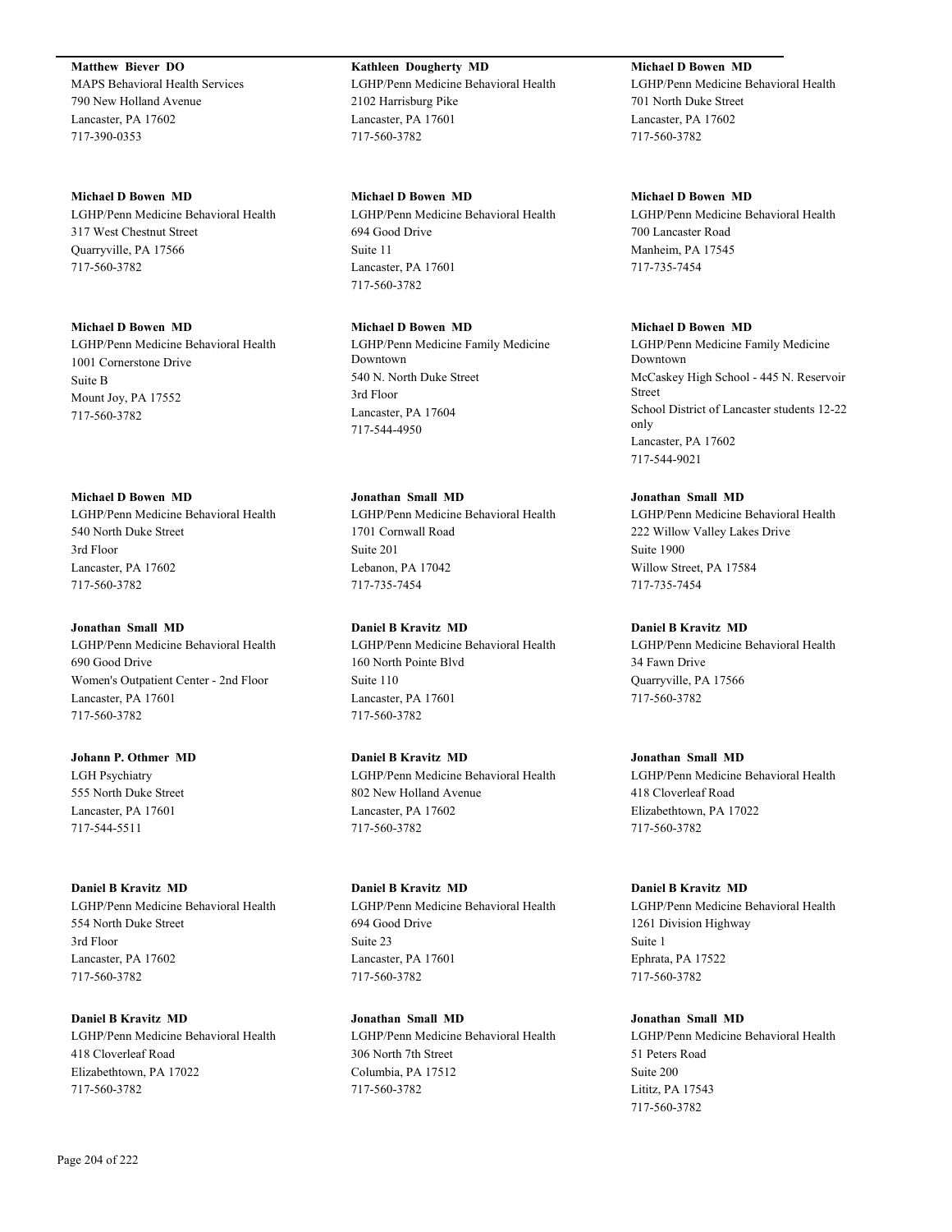**Matthew Biever DO**
MAPS Behavioral Health Services
790 New Holland Avenue
Lancaster, PA 17602
717-390-0353

**Kathleen Dougherty MD**
LGHP/Penn Medicine Behavioral Health
2102 Harrisburg Pike
Lancaster, PA 17601
717-560-3782

**Michael D Bowen MD**
LGHP/Penn Medicine Behavioral Health
701 North Duke Street
Lancaster, PA 17602
717-560-3782

**Michael D Bowen MD**
LGHP/Penn Medicine Behavioral Health
317 West Chestnut Street
Quarryville, PA 17566
717-560-3782

**Michael D Bowen MD**
LGHP/Penn Medicine Behavioral Health
694 Good Drive
Suite 11
Lancaster, PA 17601
717-560-3782

**Michael D Bowen MD**
LGHP/Penn Medicine Behavioral Health
700 Lancaster Road
Manheim, PA 17545
717-735-7454

**Michael D Bowen MD**
LGHP/Penn Medicine Behavioral Health
1001 Cornerstone Drive
Suite B
Mount Joy, PA 17552
717-560-3782

**Michael D Bowen MD**
LGHP/Penn Medicine Family Medicine Downtown
540 N. North Duke Street
3rd Floor
Lancaster, PA 17604
717-544-4950

**Michael D Bowen MD**
LGHP/Penn Medicine Family Medicine Downtown
McCaskey High School - 445 N. Reservoir Street
School District of Lancaster students 12-22 only
Lancaster, PA 17602
717-544-9021

**Michael D Bowen MD**
LGHP/Penn Medicine Behavioral Health
540 North Duke Street
3rd Floor
Lancaster, PA 17602
717-560-3782

**Jonathan Small MD**
LGHP/Penn Medicine Behavioral Health
1701 Cornwall Road
Suite 201
Lebanon, PA 17042
717-735-7454

**Jonathan Small MD**
LGHP/Penn Medicine Behavioral Health
222 Willow Valley Lakes Drive
Suite 1900
Willow Street, PA 17584
717-735-7454

**Jonathan Small MD**
LGHP/Penn Medicine Behavioral Health
690 Good Drive
Women's Outpatient Center - 2nd Floor
Lancaster, PA 17601
717-560-3782

**Daniel B Kravitz MD**
LGHP/Penn Medicine Behavioral Health
160 North Pointe Blvd
Suite 110
Lancaster, PA 17601
717-560-3782

**Daniel B Kravitz MD**
LGHP/Penn Medicine Behavioral Health
34 Fawn Drive
Quarryville, PA 17566
717-560-3782

**Johann P. Othmer MD**
LGH Psychiatry
555 North Duke Street
Lancaster, PA 17601
717-544-5511

**Daniel B Kravitz MD**
LGHP/Penn Medicine Behavioral Health
802 New Holland Avenue
Lancaster, PA 17602
717-560-3782

**Jonathan Small MD**
LGHP/Penn Medicine Behavioral Health
418 Cloverleaf Road
Elizabethtown, PA 17022
717-560-3782

**Daniel B Kravitz MD**
LGHP/Penn Medicine Behavioral Health
554 North Duke Street
3rd Floor
Lancaster, PA 17602
717-560-3782

**Daniel B Kravitz MD**
LGHP/Penn Medicine Behavioral Health
694 Good Drive
Suite 23
Lancaster, PA 17601
717-560-3782

**Daniel B Kravitz MD**
LGHP/Penn Medicine Behavioral Health
1261 Division Highway
Suite 1
Ephrata, PA 17522
717-560-3782

**Daniel B Kravitz MD**
LGHP/Penn Medicine Behavioral Health
418 Cloverleaf Road
Elizabethtown, PA 17022
717-560-3782

**Jonathan Small MD**
LGHP/Penn Medicine Behavioral Health
306 North 7th Street
Columbia, PA 17512
717-560-3782

**Jonathan Small MD**
LGHP/Penn Medicine Behavioral Health
51 Peters Road
Suite 200
Lititz, PA 17543
717-560-3782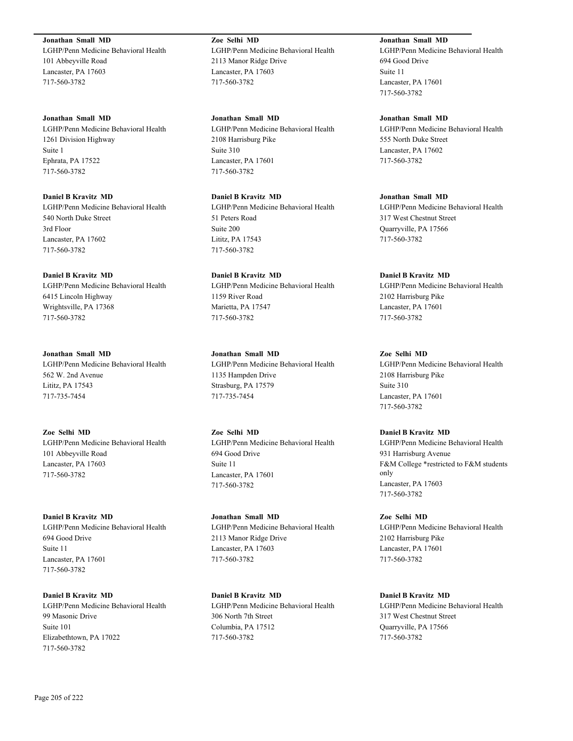**Jonathan Small MD**
LGHP/Penn Medicine Behavioral Health
101 Abbeyville Road
Lancaster, PA 17603
717-560-3782

**Jonathan Small MD**
LGHP/Penn Medicine Behavioral Health
1261 Division Highway
Suite 1
Ephrata, PA 17522
717-560-3782

**Daniel B Kravitz MD**
LGHP/Penn Medicine Behavioral Health
540 North Duke Street
3rd Floor
Lancaster, PA 17602
717-560-3782

**Daniel B Kravitz MD**
LGHP/Penn Medicine Behavioral Health
6415 Lincoln Highway
Wrightsville, PA 17368
717-560-3782

**Jonathan Small MD**
LGHP/Penn Medicine Behavioral Health
562 W. 2nd Avenue
Lititz, PA 17543
717-735-7454

**Zoe Selhi MD**
LGHP/Penn Medicine Behavioral Health
101 Abbeyville Road
Lancaster, PA 17603
717-560-3782

**Daniel B Kravitz MD**
LGHP/Penn Medicine Behavioral Health
694 Good Drive
Suite 11
Lancaster, PA 17601
717-560-3782

**Daniel B Kravitz MD**
LGHP/Penn Medicine Behavioral Health
99 Masonic Drive
Suite 101
Elizabethtown, PA 17022
717-560-3782

**Zoe Selhi MD**
LGHP/Penn Medicine Behavioral Health
2113 Manor Ridge Drive
Lancaster, PA 17603
717-560-3782

**Jonathan Small MD**
LGHP/Penn Medicine Behavioral Health
2108 Harrisburg Pike
Suite 310
Lancaster, PA 17601
717-560-3782

**Daniel B Kravitz MD**
LGHP/Penn Medicine Behavioral Health
51 Peters Road
Suite 200
Lititz, PA 17543
717-560-3782

**Daniel B Kravitz MD**
LGHP/Penn Medicine Behavioral Health
1159 River Road
Marietta, PA 17547
717-560-3782

**Jonathan Small MD**
LGHP/Penn Medicine Behavioral Health
1135 Hampden Drive
Strasburg, PA 17579
717-735-7454

**Zoe Selhi MD**
LGHP/Penn Medicine Behavioral Health
694 Good Drive
Suite 11
Lancaster, PA 17601
717-560-3782

**Jonathan Small MD**
LGHP/Penn Medicine Behavioral Health
2113 Manor Ridge Drive
Lancaster, PA 17603
717-560-3782

**Daniel B Kravitz MD**
LGHP/Penn Medicine Behavioral Health
306 North 7th Street
Columbia, PA 17512
717-560-3782

**Jonathan Small MD**
LGHP/Penn Medicine Behavioral Health
694 Good Drive
Suite 11
Lancaster, PA 17601
717-560-3782

**Jonathan Small MD**
LGHP/Penn Medicine Behavioral Health
555 North Duke Street
Lancaster, PA 17602
717-560-3782

**Jonathan Small MD**
LGHP/Penn Medicine Behavioral Health
317 West Chestnut Street
Quarryville, PA 17566
717-560-3782

**Daniel B Kravitz MD**
LGHP/Penn Medicine Behavioral Health
2102 Harrisburg Pike
Lancaster, PA 17601
717-560-3782

**Zoe Selhi MD**
LGHP/Penn Medicine Behavioral Health
2108 Harrisburg Pike
Suite 310
Lancaster, PA 17601
717-560-3782

**Daniel B Kravitz MD**
LGHP/Penn Medicine Behavioral Health
931 Harrisburg Avenue
F&M College *restricted to F&M students only
Lancaster, PA 17603
717-560-3782

**Zoe Selhi MD**
LGHP/Penn Medicine Behavioral Health
2102 Harrisburg Pike
Lancaster, PA 17601
717-560-3782

**Daniel B Kravitz MD**
LGHP/Penn Medicine Behavioral Health
317 West Chestnut Street
Quarryville, PA 17566
717-560-3782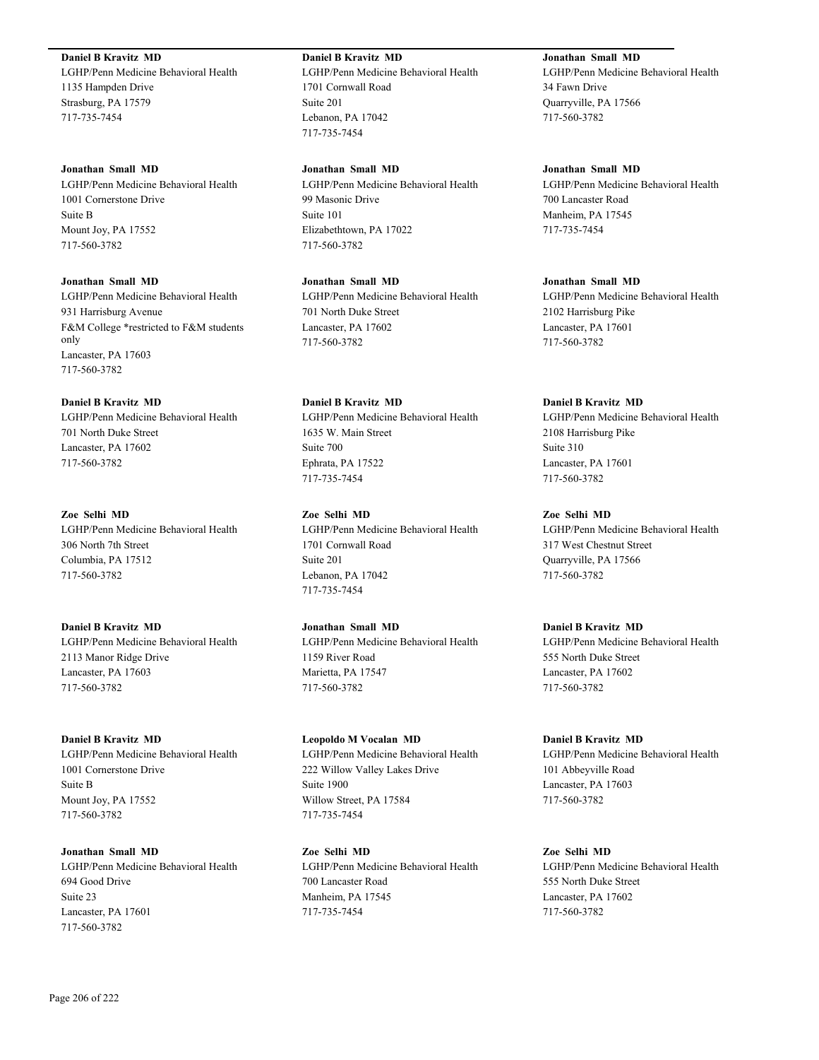**Daniel B Kravitz MD**
LGHP/Penn Medicine Behavioral Health
1135 Hampden Drive
Strasburg, PA 17579
717-735-7454

**Jonathan Small MD**
LGHP/Penn Medicine Behavioral Health
1001 Cornerstone Drive
Suite B
Mount Joy, PA 17552
717-560-3782

**Jonathan Small MD**
LGHP/Penn Medicine Behavioral Health
931 Harrisburg Avenue
F&M College *restricted to F&M students only
Lancaster, PA 17603
717-560-3782

**Daniel B Kravitz MD**
LGHP/Penn Medicine Behavioral Health
701 North Duke Street
Lancaster, PA 17602
717-560-3782

**Zoe Selhi MD**
LGHP/Penn Medicine Behavioral Health
306 North 7th Street
Columbia, PA 17512
717-560-3782

**Daniel B Kravitz MD**
LGHP/Penn Medicine Behavioral Health
2113 Manor Ridge Drive
Lancaster, PA 17603
717-560-3782

**Daniel B Kravitz MD**
LGHP/Penn Medicine Behavioral Health
1001 Cornerstone Drive
Suite B
Mount Joy, PA 17552
717-560-3782

**Jonathan Small MD**
LGHP/Penn Medicine Behavioral Health
694 Good Drive
Suite 23
Lancaster, PA 17601
717-560-3782

**Daniel B Kravitz MD**
LGHP/Penn Medicine Behavioral Health
1701 Cornwall Road
Suite 201
Lebanon, PA 17042
717-735-7454

**Jonathan Small MD**
LGHP/Penn Medicine Behavioral Health
99 Masonic Drive
Suite 101
Elizabethtown, PA 17022
717-560-3782

**Jonathan Small MD**
LGHP/Penn Medicine Behavioral Health
701 North Duke Street
Lancaster, PA 17602
717-560-3782

**Daniel B Kravitz MD**
LGHP/Penn Medicine Behavioral Health
1635 W. Main Street
Suite 700
Ephrata, PA 17522
717-735-7454

**Zoe Selhi MD**
LGHP/Penn Medicine Behavioral Health
1701 Cornwall Road
Suite 201
Lebanon, PA 17042
717-735-7454

**Jonathan Small MD**
LGHP/Penn Medicine Behavioral Health
1159 River Road
Marietta, PA 17547
717-560-3782

**Leopoldo M Vocalan MD**
LGHP/Penn Medicine Behavioral Health
222 Willow Valley Lakes Drive
Suite 1900
Willow Street, PA 17584
717-735-7454

**Zoe Selhi MD**
LGHP/Penn Medicine Behavioral Health
700 Lancaster Road
Manheim, PA 17545
717-735-7454

**Jonathan Small MD**
LGHP/Penn Medicine Behavioral Health
34 Fawn Drive
Quarryville, PA 17566
717-560-3782

**Jonathan Small MD**
LGHP/Penn Medicine Behavioral Health
700 Lancaster Road
Manheim, PA 17545
717-735-7454

**Jonathan Small MD**
LGHP/Penn Medicine Behavioral Health
2102 Harrisburg Pike
Lancaster, PA 17601
717-560-3782

**Daniel B Kravitz MD**
LGHP/Penn Medicine Behavioral Health
2108 Harrisburg Pike
Suite 310
Lancaster, PA 17601
717-560-3782

**Zoe Selhi MD**
LGHP/Penn Medicine Behavioral Health
317 West Chestnut Street
Quarryville, PA 17566
717-560-3782

**Daniel B Kravitz MD**
LGHP/Penn Medicine Behavioral Health
555 North Duke Street
Lancaster, PA 17602
717-560-3782

**Daniel B Kravitz MD**
LGHP/Penn Medicine Behavioral Health
101 Abbeyville Road
Lancaster, PA 17603
717-560-3782

**Zoe Selhi MD**
LGHP/Penn Medicine Behavioral Health
555 North Duke Street
Lancaster, PA 17602
717-560-3782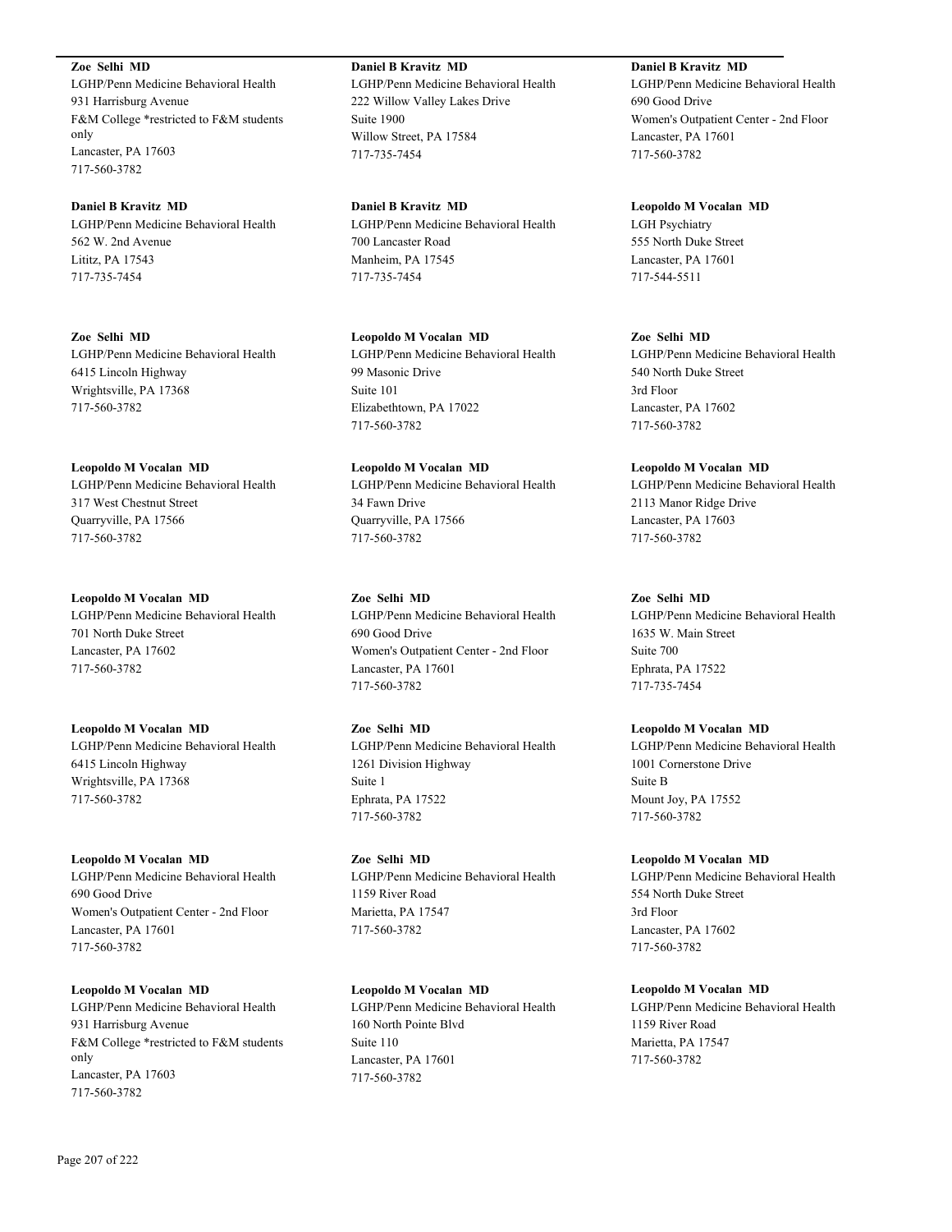**Zoe Selhi MD**
LGHP/Penn Medicine Behavioral Health
931 Harrisburg Avenue
F&M College *restricted to F&M students only
Lancaster, PA 17603
717-560-3782

**Daniel B Kravitz MD**
LGHP/Penn Medicine Behavioral Health
562 W. 2nd Avenue
Lititz, PA 17543
717-735-7454

**Zoe Selhi MD**
LGHP/Penn Medicine Behavioral Health
6415 Lincoln Highway
Wrightsville, PA 17368
717-560-3782

**Leopoldo M Vocalan MD**
LGHP/Penn Medicine Behavioral Health
317 West Chestnut Street
Quarryville, PA 17566
717-560-3782

**Leopoldo M Vocalan MD**
LGHP/Penn Medicine Behavioral Health
701 North Duke Street
Lancaster, PA 17602
717-560-3782

**Leopoldo M Vocalan MD**
LGHP/Penn Medicine Behavioral Health
6415 Lincoln Highway
Wrightsville, PA 17368
717-560-3782

**Leopoldo M Vocalan MD**
LGHP/Penn Medicine Behavioral Health
690 Good Drive
Women's Outpatient Center - 2nd Floor
Lancaster, PA 17601
717-560-3782

**Leopoldo M Vocalan MD**
LGHP/Penn Medicine Behavioral Health
931 Harrisburg Avenue
F&M College *restricted to F&M students only
Lancaster, PA 17603
717-560-3782

**Daniel B Kravitz MD**
LGHP/Penn Medicine Behavioral Health
222 Willow Valley Lakes Drive
Suite 1900
Willow Street, PA 17584
717-735-7454

**Daniel B Kravitz MD**
LGHP/Penn Medicine Behavioral Health
700 Lancaster Road
Manheim, PA 17545
717-735-7454

**Leopoldo M Vocalan MD**
LGHP/Penn Medicine Behavioral Health
99 Masonic Drive
Suite 101
Elizabethtown, PA 17022
717-560-3782

**Leopoldo M Vocalan MD**
LGHP/Penn Medicine Behavioral Health
34 Fawn Drive
Quarryville, PA 17566
717-560-3782

**Zoe Selhi MD**
LGHP/Penn Medicine Behavioral Health
690 Good Drive
Women's Outpatient Center - 2nd Floor
Lancaster, PA 17601
717-560-3782

**Zoe Selhi MD**
LGHP/Penn Medicine Behavioral Health
1261 Division Highway
Suite 1
Ephrata, PA 17522
717-560-3782

**Zoe Selhi MD**
LGHP/Penn Medicine Behavioral Health
1159 River Road
Marietta, PA 17547
717-560-3782

**Leopoldo M Vocalan MD**
LGHP/Penn Medicine Behavioral Health
160 North Pointe Blvd
Suite 110
Lancaster, PA 17601
717-560-3782

**Daniel B Kravitz MD**
LGHP/Penn Medicine Behavioral Health
690 Good Drive
Women's Outpatient Center - 2nd Floor
Lancaster, PA 17601
717-560-3782

**Leopoldo M Vocalan MD**
LGH Psychiatry
555 North Duke Street
Lancaster, PA 17601
717-544-5511

**Zoe Selhi MD**
LGHP/Penn Medicine Behavioral Health
540 North Duke Street
3rd Floor
Lancaster, PA 17602
717-560-3782

**Leopoldo M Vocalan MD**
LGHP/Penn Medicine Behavioral Health
2113 Manor Ridge Drive
Lancaster, PA 17603
717-560-3782

**Zoe Selhi MD**
LGHP/Penn Medicine Behavioral Health
1635 W. Main Street
Suite 700
Ephrata, PA 17522
717-735-7454

**Leopoldo M Vocalan MD**
LGHP/Penn Medicine Behavioral Health
1001 Cornerstone Drive
Suite B
Mount Joy, PA 17552
717-560-3782

**Leopoldo M Vocalan MD**
LGHP/Penn Medicine Behavioral Health
554 North Duke Street
3rd Floor
Lancaster, PA 17602
717-560-3782

**Leopoldo M Vocalan MD**
LGHP/Penn Medicine Behavioral Health
1159 River Road
Marietta, PA 17547
717-560-3782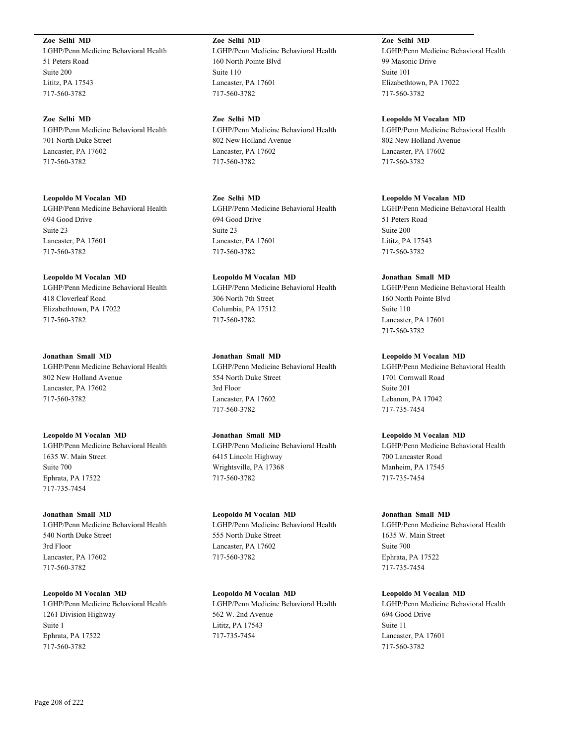**Zoe Selhi MD**
LGHP/Penn Medicine Behavioral Health
51 Peters Road
Suite 200
Lititz, PA 17543
717-560-3782

**Zoe Selhi MD**
LGHP/Penn Medicine Behavioral Health
701 North Duke Street
Lancaster, PA 17602
717-560-3782

**Leopoldo M Vocalan MD**
LGHP/Penn Medicine Behavioral Health
694 Good Drive
Suite 23
Lancaster, PA 17601
717-560-3782

**Leopoldo M Vocalan MD**
LGHP/Penn Medicine Behavioral Health
418 Cloverleaf Road
Elizabethtown, PA 17022
717-560-3782

**Jonathan Small MD**
LGHP/Penn Medicine Behavioral Health
802 New Holland Avenue
Lancaster, PA 17602
717-560-3782

**Leopoldo M Vocalan MD**
LGHP/Penn Medicine Behavioral Health
1635 W. Main Street
Suite 700
Ephrata, PA 17522
717-735-7454

**Jonathan Small MD**
LGHP/Penn Medicine Behavioral Health
540 North Duke Street
3rd Floor
Lancaster, PA 17602
717-560-3782

**Leopoldo M Vocalan MD**
LGHP/Penn Medicine Behavioral Health
1261 Division Highway
Suite 1
Ephrata, PA 17522
717-560-3782

**Zoe Selhi MD**
LGHP/Penn Medicine Behavioral Health
160 North Pointe Blvd
Suite 110
Lancaster, PA 17601
717-560-3782

**Zoe Selhi MD**
LGHP/Penn Medicine Behavioral Health
802 New Holland Avenue
Lancaster, PA 17602
717-560-3782

**Zoe Selhi MD**
LGHP/Penn Medicine Behavioral Health
694 Good Drive
Suite 23
Lancaster, PA 17601
717-560-3782

**Leopoldo M Vocalan MD**
LGHP/Penn Medicine Behavioral Health
306 North 7th Street
Columbia, PA 17512
717-560-3782

**Jonathan Small MD**
LGHP/Penn Medicine Behavioral Health
554 North Duke Street
3rd Floor
Lancaster, PA 17602
717-560-3782

**Jonathan Small MD**
LGHP/Penn Medicine Behavioral Health
6415 Lincoln Highway
Wrightsville, PA 17368
717-560-3782

**Leopoldo M Vocalan MD**
LGHP/Penn Medicine Behavioral Health
555 North Duke Street
Lancaster, PA 17602
717-560-3782

**Leopoldo M Vocalan MD**
LGHP/Penn Medicine Behavioral Health
562 W. 2nd Avenue
Lititz, PA 17543
717-735-7454

**Zoe Selhi MD**
LGHP/Penn Medicine Behavioral Health
99 Masonic Drive
Suite 101
Elizabethtown, PA 17022
717-560-3782

**Leopoldo M Vocalan MD**
LGHP/Penn Medicine Behavioral Health
802 New Holland Avenue
Lancaster, PA 17602
717-560-3782

**Leopoldo M Vocalan MD**
LGHP/Penn Medicine Behavioral Health
51 Peters Road
Suite 200
Lititz, PA 17543
717-560-3782

**Jonathan Small MD**
LGHP/Penn Medicine Behavioral Health
160 North Pointe Blvd
Suite 110
Lancaster, PA 17601
717-560-3782

**Leopoldo M Vocalan MD**
LGHP/Penn Medicine Behavioral Health
1701 Cornwall Road
Suite 201
Lebanon, PA 17042
717-735-7454

**Leopoldo M Vocalan MD**
LGHP/Penn Medicine Behavioral Health
700 Lancaster Road
Manheim, PA 17545
717-735-7454

**Jonathan Small MD**
LGHP/Penn Medicine Behavioral Health
1635 W. Main Street
Suite 700
Ephrata, PA 17522
717-735-7454

**Leopoldo M Vocalan MD**
LGHP/Penn Medicine Behavioral Health
694 Good Drive
Suite 11
Lancaster, PA 17601
717-560-3782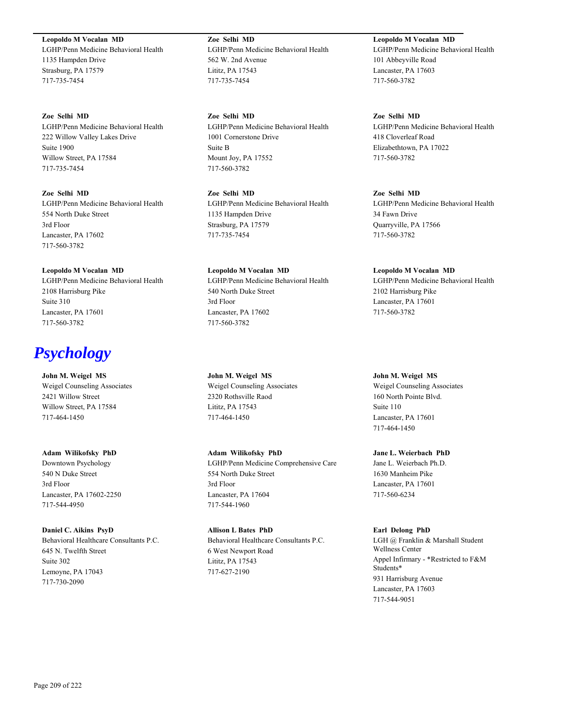**Leopoldo M Vocalan MD**
LGHP/Penn Medicine Behavioral Health
1135 Hampden Drive
Strasburg, PA 17579
717-735-7454

**Zoe Selhi MD**
LGHP/Penn Medicine Behavioral Health
562 W. 2nd Avenue
Lititz, PA 17543
717-735-7454

**Leopoldo M Vocalan MD**
LGHP/Penn Medicine Behavioral Health
101 Abbeyville Road
Lancaster, PA 17603
717-560-3782

**Zoe Selhi MD**
LGHP/Penn Medicine Behavioral Health
222 Willow Valley Lakes Drive
Suite 1900
Willow Street, PA 17584
717-735-7454

**Zoe Selhi MD**
LGHP/Penn Medicine Behavioral Health
1001 Cornerstone Drive
Suite B
Mount Joy, PA 17552
717-560-3782

**Zoe Selhi MD**
LGHP/Penn Medicine Behavioral Health
418 Cloverleaf Road
Elizabethtown, PA 17022
717-560-3782

**Zoe Selhi MD**
LGHP/Penn Medicine Behavioral Health
554 North Duke Street
3rd Floor
Lancaster, PA 17602
717-560-3782

**Zoe Selhi MD**
LGHP/Penn Medicine Behavioral Health
1135 Hampden Drive
Strasburg, PA 17579
717-735-7454

**Zoe Selhi MD**
LGHP/Penn Medicine Behavioral Health
34 Fawn Drive
Quarryville, PA 17566
717-560-3782

**Leopoldo M Vocalan MD**
LGHP/Penn Medicine Behavioral Health
2108 Harrisburg Pike
Suite 310
Lancaster, PA 17601
717-560-3782

**Leopoldo M Vocalan MD**
LGHP/Penn Medicine Behavioral Health
540 North Duke Street
3rd Floor
Lancaster, PA 17602
717-560-3782

**Leopoldo M Vocalan MD**
LGHP/Penn Medicine Behavioral Health
2102 Harrisburg Pike
Lancaster, PA 17601
717-560-3782

# *Psychology*

**John M. Weigel MS**
Weigel Counseling Associates
2421 Willow Street
Willow Street, PA 17584
717-464-1450

**John M. Weigel MS**
Weigel Counseling Associates
2320 Rothsville Raod
Lititz, PA 17543
717-464-1450

**John M. Weigel MS**
Weigel Counseling Associates
160 North Pointe Blvd.
Suite 110
Lancaster, PA 17601
717-464-1450

**Adam Wilikofsky PhD**
Downtown Psychology
540 N Duke Street
3rd Floor
Lancaster, PA 17602-2250
717-544-4950

**Adam Wilikofsky PhD**
LGHP/Penn Medicine Comprehensive Care
554 North Duke Street
3rd Floor
Lancaster, PA 17604
717-544-1960

**Jane L. Weierbach PhD**
Jane L. Weierbach Ph.D.
1630 Manheim Pike
Lancaster, PA 17601
717-560-6234

**Daniel C. Aikins PsyD**
Behavioral Healthcare Consultants P.C.
645 N. Twelfth Street
Suite 302
Lemoyne, PA 17043
717-730-2090

**Allison L Bates PhD**
Behavioral Healthcare Consultants P.C.
6 West Newport Road
Lititz, PA 17543
717-627-2190

**Earl Delong PhD**
LGH @ Franklin & Marshall Student Wellness Center
Appel Infirmary - *Restricted to F&M Students*
931 Harrisburg Avenue
Lancaster, PA 17603
717-544-9051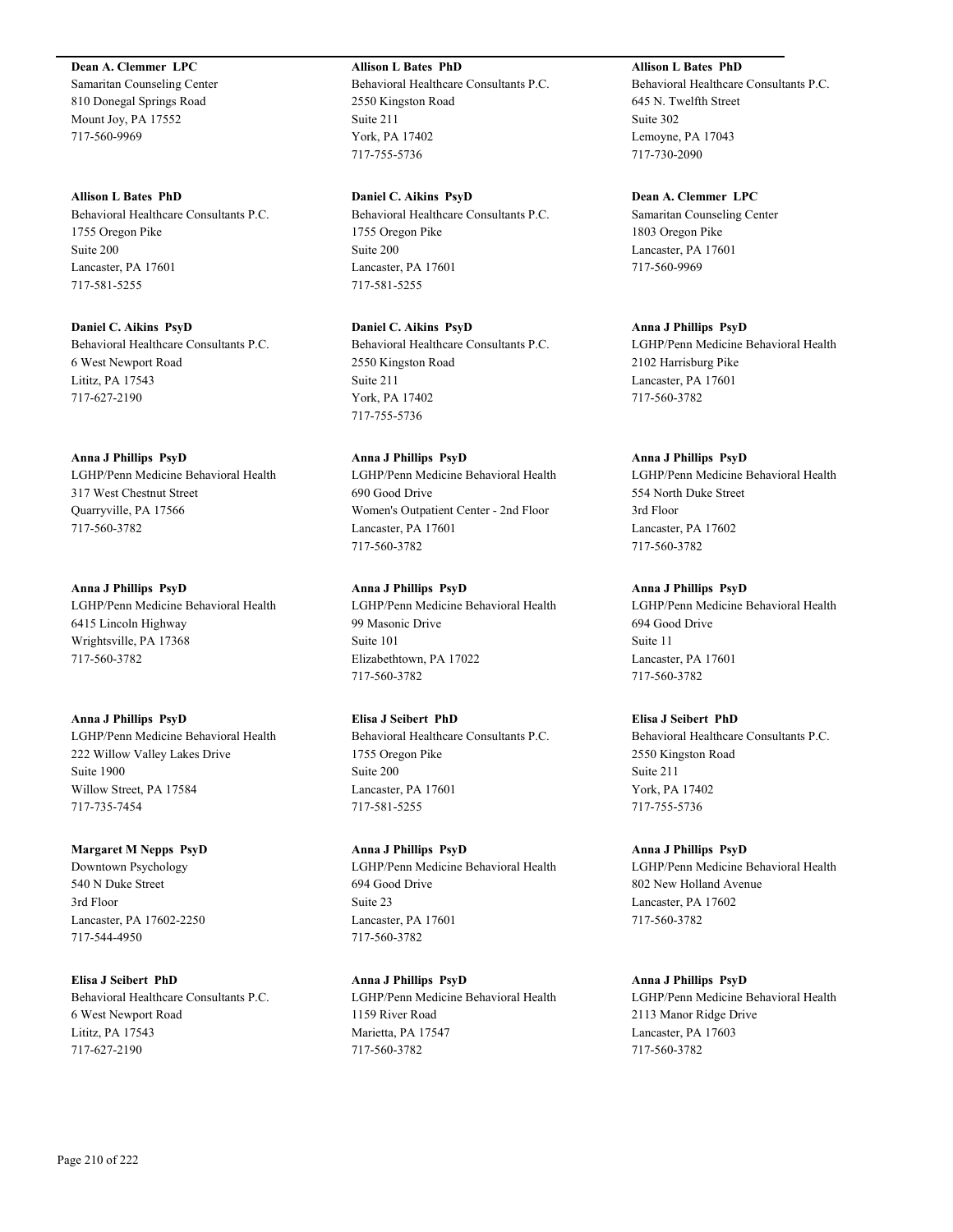**Dean A. Clemmer LPC**
Samaritan Counseling Center
810 Donegal Springs Road
Mount Joy, PA 17552
717-560-9969

**Allison L Bates PhD**
Behavioral Healthcare Consultants P.C.
1755 Oregon Pike
Suite 200
Lancaster, PA 17601
717-581-5255

**Daniel C. Aikins PsyD**
Behavioral Healthcare Consultants P.C.
6 West Newport Road
Lititz, PA 17543
717-627-2190

**Anna J Phillips PsyD**
LGHP/Penn Medicine Behavioral Health
317 West Chestnut Street
Quarryville, PA 17566
717-560-3782

**Anna J Phillips PsyD**
LGHP/Penn Medicine Behavioral Health
6415 Lincoln Highway
Wrightsville, PA 17368
717-560-3782

**Anna J Phillips PsyD**
LGHP/Penn Medicine Behavioral Health
222 Willow Valley Lakes Drive
Suite 1900
Willow Street, PA 17584
717-735-7454

**Margaret M Nepps PsyD**
Downtown Psychology
540 N Duke Street
3rd Floor
Lancaster, PA 17602-2250
717-544-4950

**Elisa J Seibert PhD**
Behavioral Healthcare Consultants P.C.
6 West Newport Road
Lititz, PA 17543
717-627-2190

**Allison L Bates PhD**
Behavioral Healthcare Consultants P.C.
2550 Kingston Road
Suite 211
York, PA 17402
717-755-5736

**Daniel C. Aikins PsyD**
Behavioral Healthcare Consultants P.C.
1755 Oregon Pike
Suite 200
Lancaster, PA 17601
717-581-5255

**Daniel C. Aikins PsyD**
Behavioral Healthcare Consultants P.C.
2550 Kingston Road
Suite 211
York, PA 17402
717-755-5736

**Anna J Phillips PsyD**
LGHP/Penn Medicine Behavioral Health
690 Good Drive
Women's Outpatient Center - 2nd Floor
Lancaster, PA 17601
717-560-3782

**Anna J Phillips PsyD**
LGHP/Penn Medicine Behavioral Health
99 Masonic Drive
Suite 101
Elizabethtown, PA 17022
717-560-3782

**Elisa J Seibert PhD**
Behavioral Healthcare Consultants P.C.
1755 Oregon Pike
Suite 200
Lancaster, PA 17601
717-581-5255

**Anna J Phillips PsyD**
LGHP/Penn Medicine Behavioral Health
694 Good Drive
Suite 23
Lancaster, PA 17601
717-560-3782

**Anna J Phillips PsyD**
LGHP/Penn Medicine Behavioral Health
1159 River Road
Marietta, PA 17547
717-560-3782

**Allison L Bates PhD**
Behavioral Healthcare Consultants P.C.
645 N. Twelfth Street
Suite 302
Lemoyne, PA 17043
717-730-2090

**Dean A. Clemmer LPC**
Samaritan Counseling Center
1803 Oregon Pike
Lancaster, PA 17601
717-560-9969

**Anna J Phillips PsyD**
LGHP/Penn Medicine Behavioral Health
2102 Harrisburg Pike
Lancaster, PA 17601
717-560-3782

**Anna J Phillips PsyD**
LGHP/Penn Medicine Behavioral Health
554 North Duke Street
3rd Floor
Lancaster, PA 17602
717-560-3782

**Anna J Phillips PsyD**
LGHP/Penn Medicine Behavioral Health
694 Good Drive
Suite 11
Lancaster, PA 17601
717-560-3782

**Elisa J Seibert PhD**
Behavioral Healthcare Consultants P.C.
2550 Kingston Road
Suite 211
York, PA 17402
717-755-5736

**Anna J Phillips PsyD**
LGHP/Penn Medicine Behavioral Health
802 New Holland Avenue
Lancaster, PA 17602
717-560-3782

**Anna J Phillips PsyD**
LGHP/Penn Medicine Behavioral Health
2113 Manor Ridge Drive
Lancaster, PA 17603
717-560-3782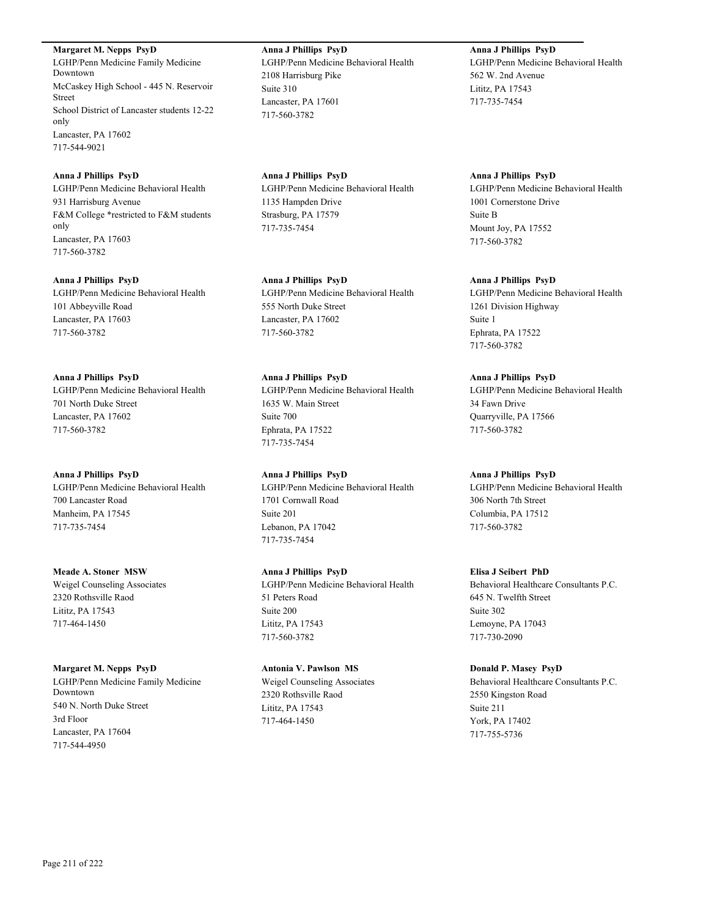**Margaret M. Nepps PsyD**
LGHP/Penn Medicine Family Medicine Downtown
McCaskey High School - 445 N. Reservoir Street
School District of Lancaster students 12-22 only
Lancaster, PA 17602
717-544-9021

**Anna J Phillips PsyD**
LGHP/Penn Medicine Behavioral Health
931 Harrisburg Avenue
F&M College *restricted to F&M students only
Lancaster, PA 17603
717-560-3782

**Anna J Phillips PsyD**
LGHP/Penn Medicine Behavioral Health
101 Abbeyville Road
Lancaster, PA 17603
717-560-3782

**Anna J Phillips PsyD**
LGHP/Penn Medicine Behavioral Health
701 North Duke Street
Lancaster, PA 17602
717-560-3782

**Anna J Phillips PsyD**
LGHP/Penn Medicine Behavioral Health
700 Lancaster Road
Manheim, PA 17545
717-735-7454

**Meade A. Stoner MSW**
Weigel Counseling Associates
2320 Rothsville Raod
Lititz, PA 17543
717-464-1450

**Margaret M. Nepps PsyD**
LGHP/Penn Medicine Family Medicine Downtown
540 N. North Duke Street
3rd Floor
Lancaster, PA 17604
717-544-4950

**Anna J Phillips PsyD**
LGHP/Penn Medicine Behavioral Health
2108 Harrisburg Pike
Suite 310
Lancaster, PA 17601
717-560-3782

**Anna J Phillips PsyD**
LGHP/Penn Medicine Behavioral Health
1135 Hampden Drive
Strasburg, PA 17579
717-735-7454

**Anna J Phillips PsyD**
LGHP/Penn Medicine Behavioral Health
555 North Duke Street
Lancaster, PA 17602
717-560-3782

**Anna J Phillips PsyD**
LGHP/Penn Medicine Behavioral Health
1635 W. Main Street
Suite 700
Ephrata, PA 17522
717-735-7454

**Anna J Phillips PsyD**
LGHP/Penn Medicine Behavioral Health
1701 Cornwall Road
Suite 201
Lebanon, PA 17042
717-735-7454

**Anna J Phillips PsyD**
LGHP/Penn Medicine Behavioral Health
51 Peters Road
Suite 200
Lititz, PA 17543
717-560-3782

**Antonia V. Pawlson MS**
Weigel Counseling Associates
2320 Rothsville Raod
Lititz, PA 17543
717-464-1450

**Anna J Phillips PsyD**
LGHP/Penn Medicine Behavioral Health
562 W. 2nd Avenue
Lititz, PA 17543
717-735-7454

**Anna J Phillips PsyD**
LGHP/Penn Medicine Behavioral Health
1001 Cornerstone Drive
Suite B
Mount Joy, PA 17552
717-560-3782

**Anna J Phillips PsyD**
LGHP/Penn Medicine Behavioral Health
1261 Division Highway
Suite 1
Ephrata, PA 17522
717-560-3782

**Anna J Phillips PsyD**
LGHP/Penn Medicine Behavioral Health
34 Fawn Drive
Quarryville, PA 17566
717-560-3782

**Anna J Phillips PsyD**
LGHP/Penn Medicine Behavioral Health
306 North 7th Street
Columbia, PA 17512
717-560-3782

**Elisa J Seibert PhD**
Behavioral Healthcare Consultants P.C.
645 N. Twelfth Street
Suite 302
Lemoyne, PA 17043
717-730-2090

**Donald P. Masey PsyD**
Behavioral Healthcare Consultants P.C.
2550 Kingston Road
Suite 211
York, PA 17402
717-755-5736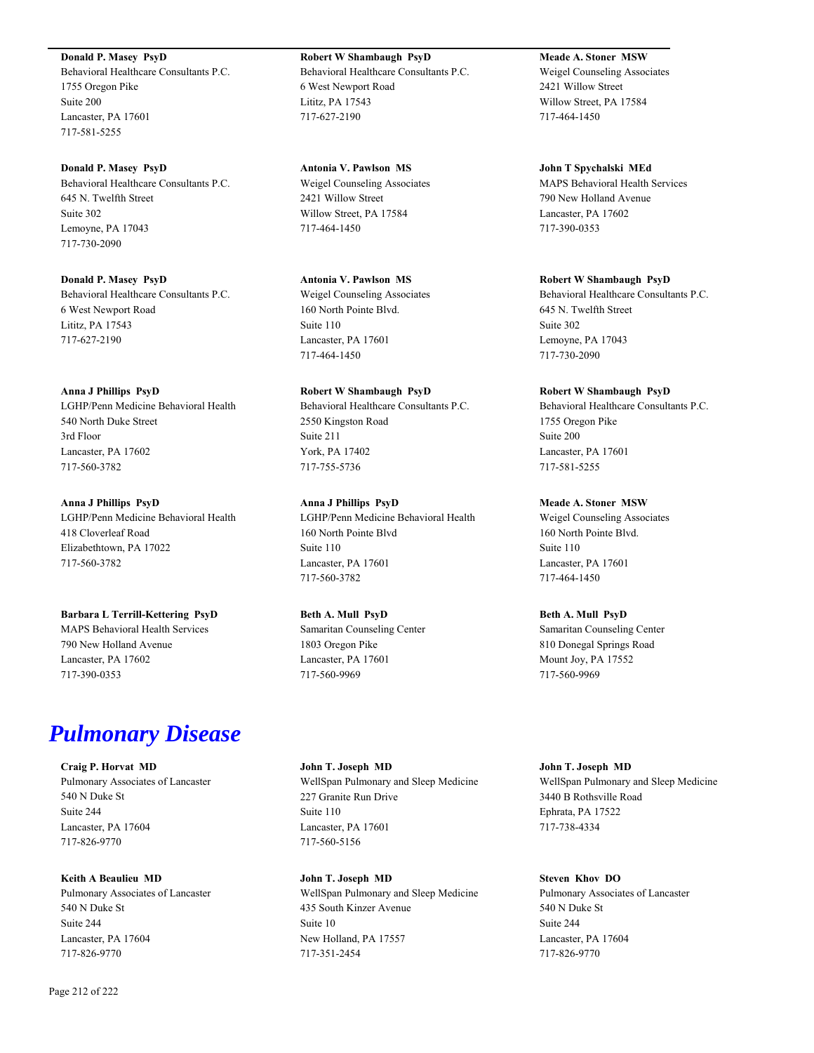**Donald P. Masey PsyD**
Behavioral Healthcare Consultants P.C.
1755 Oregon Pike
Suite 200
Lancaster, PA 17601
717-581-5255

**Donald P. Masey PsyD**
Behavioral Healthcare Consultants P.C.
645 N. Twelfth Street
Suite 302
Lemoyne, PA 17043
717-730-2090

**Donald P. Masey PsyD**
Behavioral Healthcare Consultants P.C.
6 West Newport Road
Lititz, PA 17543
717-627-2190

**Anna J Phillips PsyD**
LGHP/Penn Medicine Behavioral Health
540 North Duke Street
3rd Floor
Lancaster, PA 17602
717-560-3782

**Anna J Phillips PsyD**
LGHP/Penn Medicine Behavioral Health
418 Cloverleaf Road
Elizabethtown, PA 17022
717-560-3782

**Barbara L Terrill-Kettering PsyD**
MAPS Behavioral Health Services
790 New Holland Avenue
Lancaster, PA 17602
717-390-0353

**Robert W Shambaugh PsyD**
Behavioral Healthcare Consultants P.C.
6 West Newport Road
Lititz, PA 17543
717-627-2190

**Antonia V. Pawlson MS**
Weigel Counseling Associates
2421 Willow Street
Willow Street, PA 17584
717-464-1450

**Antonia V. Pawlson MS**
Weigel Counseling Associates
160 North Pointe Blvd.
Suite 110
Lancaster, PA 17601
717-464-1450

**Robert W Shambaugh PsyD**
Behavioral Healthcare Consultants P.C.
2550 Kingston Road
Suite 211
York, PA 17402
717-755-5736

**Anna J Phillips PsyD**
LGHP/Penn Medicine Behavioral Health
160 North Pointe Blvd
Suite 110
Lancaster, PA 17601
717-560-3782

**Beth A. Mull PsyD**
Samaritan Counseling Center
1803 Oregon Pike
Lancaster, PA 17601
717-560-9969

**Meade A. Stoner MSW**
Weigel Counseling Associates
2421 Willow Street
Willow Street, PA 17584
717-464-1450

**John T Spychalski MEd**
MAPS Behavioral Health Services
790 New Holland Avenue
Lancaster, PA 17602
717-390-0353

**Robert W Shambaugh PsyD**
Behavioral Healthcare Consultants P.C.
645 N. Twelfth Street
Suite 302
Lemoyne, PA 17043
717-730-2090

**Robert W Shambaugh PsyD**
Behavioral Healthcare Consultants P.C.
1755 Oregon Pike
Suite 200
Lancaster, PA 17601
717-581-5255

**Meade A. Stoner MSW**
Weigel Counseling Associates
160 North Pointe Blvd.
Suite 110
Lancaster, PA 17601
717-464-1450

**Beth A. Mull PsyD**
Samaritan Counseling Center
810 Donegal Springs Road
Mount Joy, PA 17552
717-560-9969

# *Pulmonary Disease*

**Craig P. Horvat MD**
Pulmonary Associates of Lancaster
540 N Duke St
Suite 244
Lancaster, PA 17604
717-826-9770

**Keith A Beaulieu MD**
Pulmonary Associates of Lancaster
540 N Duke St
Suite 244
Lancaster, PA 17604
717-826-9770

**John T. Joseph MD**
WellSpan Pulmonary and Sleep Medicine
227 Granite Run Drive
Suite 110
Lancaster, PA 17601
717-560-5156

**John T. Joseph MD**
WellSpan Pulmonary and Sleep Medicine
435 South Kinzer Avenue
Suite 10
New Holland, PA 17557
717-351-2454

**John T. Joseph MD**
WellSpan Pulmonary and Sleep Medicine
3440 B Rothsville Road
Ephrata, PA 17522
717-738-4334

**Steven Khov DO**
Pulmonary Associates of Lancaster
540 N Duke St
Suite 244
Lancaster, PA 17604
717-826-9770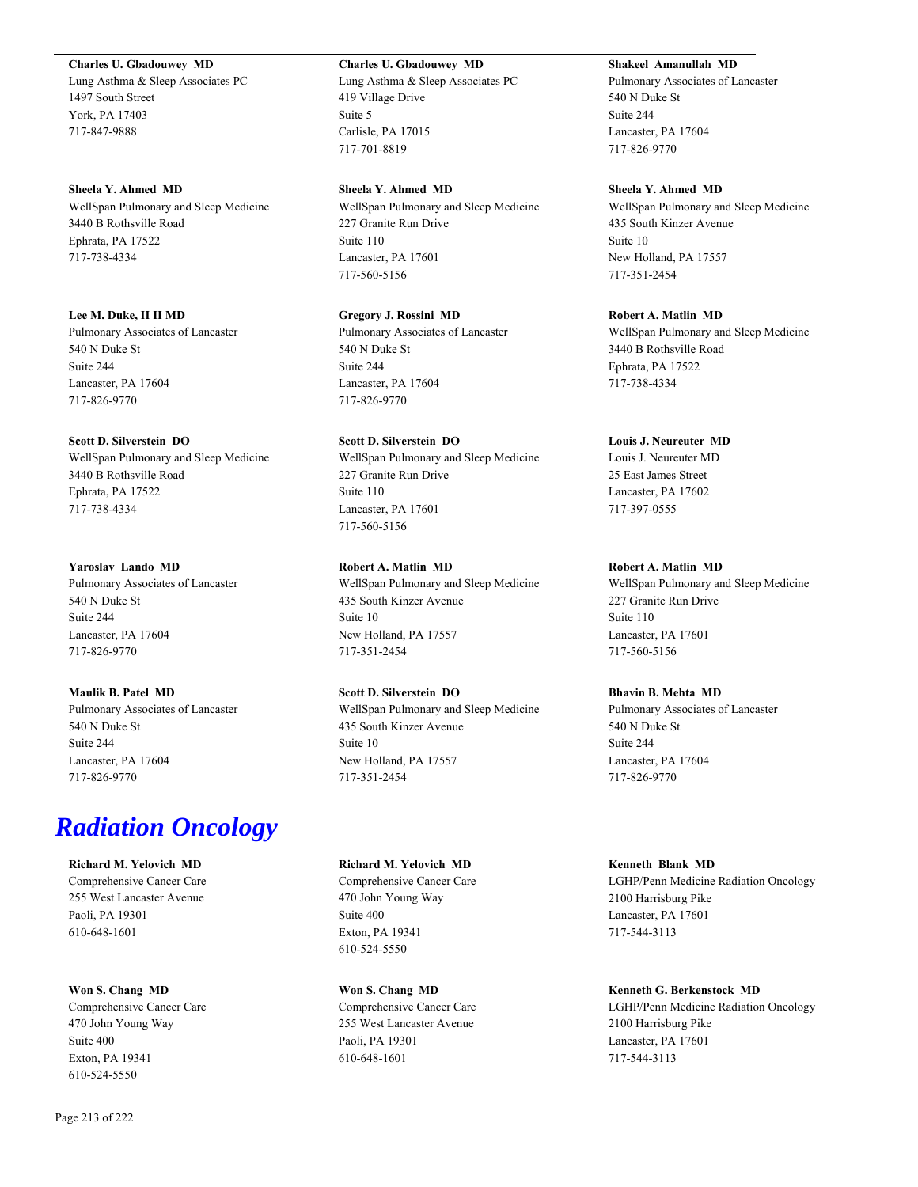**Charles U. Gbadouwey MD**
Lung Asthma & Sleep Associates PC
1497 South Street
York, PA 17403
717-847-9888

**Charles U. Gbadouwey MD**
Lung Asthma & Sleep Associates PC
419 Village Drive
Suite 5
Carlisle, PA 17015
717-701-8819

**Shakeel Amanullah MD**
Pulmonary Associates of Lancaster
540 N Duke St
Suite 244
Lancaster, PA 17604
717-826-9770

**Sheela Y. Ahmed MD**
WellSpan Pulmonary and Sleep Medicine
3440 B Rothsville Road
Ephrata, PA 17522
717-738-4334

**Sheela Y. Ahmed MD**
WellSpan Pulmonary and Sleep Medicine
227 Granite Run Drive
Suite 110
Lancaster, PA 17601
717-560-5156

**Sheela Y. Ahmed MD**
WellSpan Pulmonary and Sleep Medicine
435 South Kinzer Avenue
Suite 10
New Holland, PA 17557
717-351-2454

**Lee M. Duke, II II MD**
Pulmonary Associates of Lancaster
540 N Duke St
Suite 244
Lancaster, PA 17604
717-826-9770

**Gregory J. Rossini MD**
Pulmonary Associates of Lancaster
540 N Duke St
Suite 244
Lancaster, PA 17604
717-826-9770

**Robert A. Matlin MD**
WellSpan Pulmonary and Sleep Medicine
3440 B Rothsville Road
Ephrata, PA 17522
717-738-4334

**Scott D. Silverstein DO**
WellSpan Pulmonary and Sleep Medicine
3440 B Rothsville Road
Ephrata, PA 17522
717-738-4334

**Scott D. Silverstein DO**
WellSpan Pulmonary and Sleep Medicine
227 Granite Run Drive
Suite 110
Lancaster, PA 17601
717-560-5156

**Louis J. Neureuter MD**
Louis J. Neureuter MD
25 East James Street
Lancaster, PA 17602
717-397-0555

**Yaroslav Lando MD**
Pulmonary Associates of Lancaster
540 N Duke St
Suite 244
Lancaster, PA 17604
717-826-9770

**Robert A. Matlin MD**
WellSpan Pulmonary and Sleep Medicine
435 South Kinzer Avenue
Suite 10
New Holland, PA 17557
717-351-2454

**Robert A. Matlin MD**
WellSpan Pulmonary and Sleep Medicine
227 Granite Run Drive
Suite 110
Lancaster, PA 17601
717-560-5156

**Maulik B. Patel MD**
Pulmonary Associates of Lancaster
540 N Duke St
Suite 244
Lancaster, PA 17604
717-826-9770

**Scott D. Silverstein DO**
WellSpan Pulmonary and Sleep Medicine
435 South Kinzer Avenue
Suite 10
New Holland, PA 17557
717-351-2454

**Bhavin B. Mehta MD**
Pulmonary Associates of Lancaster
540 N Duke St
Suite 244
Lancaster, PA 17604
717-826-9770

# *Radiation Oncology*

**Richard M. Yelovich MD**
Comprehensive Cancer Care
255 West Lancaster Avenue
Paoli, PA 19301
610-648-1601

**Richard M. Yelovich MD**
Comprehensive Cancer Care
470 John Young Way
Suite 400
Exton, PA 19341
610-524-5550

**Kenneth Blank MD**
LGHP/Penn Medicine Radiation Oncology
2100 Harrisburg Pike
Lancaster, PA 17601
717-544-3113

**Won S. Chang MD**
Comprehensive Cancer Care
470 John Young Way
Suite 400
Exton, PA 19341
610-524-5550

**Won S. Chang MD**
Comprehensive Cancer Care
255 West Lancaster Avenue
Paoli, PA 19301
610-648-1601

**Kenneth G. Berkenstock MD**
LGHP/Penn Medicine Radiation Oncology
2100 Harrisburg Pike
Lancaster, PA 17601
717-544-3113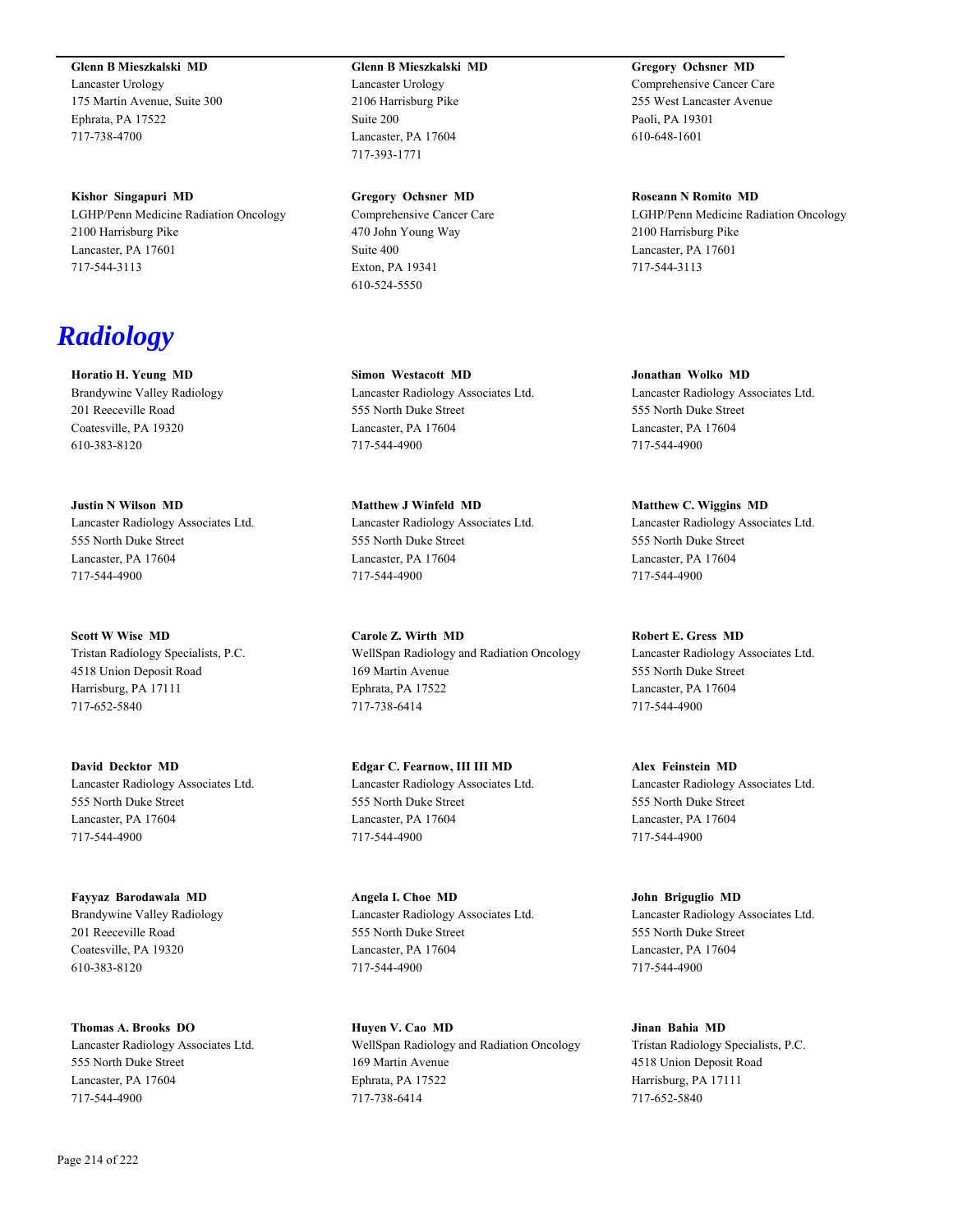**Glenn B Mieszkalski MD**
Lancaster Urology
175 Martin Avenue, Suite 300
Ephrata, PA 17522
717-738-4700

**Glenn B Mieszkalski MD**
Lancaster Urology
2106 Harrisburg Pike
Suite 200
Lancaster, PA 17604
717-393-1771

**Gregory Ochsner MD**
Comprehensive Cancer Care
255 West Lancaster Avenue
Paoli, PA 19301
610-648-1601

**Kishor Singapuri MD**
LGHP/Penn Medicine Radiation Oncology
2100 Harrisburg Pike
Lancaster, PA 17601
717-544-3113

**Gregory Ochsner MD**
Comprehensive Cancer Care
470 John Young Way
Suite 400
Exton, PA 19341
610-524-5550

**Roseann N Romito MD**
LGHP/Penn Medicine Radiation Oncology
2100 Harrisburg Pike
Lancaster, PA 17601
717-544-3113

# *Radiology*

**Horatio H. Yeung MD**
Brandywine Valley Radiology
201 Reeceville Road
Coatesville, PA 19320
610-383-8120

**Simon Westacott MD**
Lancaster Radiology Associates Ltd.
555 North Duke Street
Lancaster, PA 17604
717-544-4900

**Jonathan Wolko MD**
Lancaster Radiology Associates Ltd.
555 North Duke Street
Lancaster, PA 17604
717-544-4900

**Justin N Wilson MD**
Lancaster Radiology Associates Ltd.
555 North Duke Street
Lancaster, PA 17604
717-544-4900

**Matthew J Winfeld MD**
Lancaster Radiology Associates Ltd.
555 North Duke Street
Lancaster, PA 17604
717-544-4900

**Matthew C. Wiggins MD**
Lancaster Radiology Associates Ltd.
555 North Duke Street
Lancaster, PA 17604
717-544-4900

**Scott W Wise MD**
Tristan Radiology Specialists, P.C.
4518 Union Deposit Road
Harrisburg, PA 17111
717-652-5840

**Carole Z. Wirth MD**
WellSpan Radiology and Radiation Oncology
169 Martin Avenue
Ephrata, PA 17522
717-738-6414

**Robert E. Gress MD**
Lancaster Radiology Associates Ltd.
555 North Duke Street
Lancaster, PA 17604
717-544-4900

**David Decktor MD**
Lancaster Radiology Associates Ltd.
555 North Duke Street
Lancaster, PA 17604
717-544-4900

**Edgar C. Fearnow, III III MD**
Lancaster Radiology Associates Ltd.
555 North Duke Street
Lancaster, PA 17604
717-544-4900

**Alex Feinstein MD**
Lancaster Radiology Associates Ltd.
555 North Duke Street
Lancaster, PA 17604
717-544-4900

**Fayyaz Barodawala MD**
Brandywine Valley Radiology
201 Reeceville Road
Coatesville, PA 19320
610-383-8120

**Angela I. Choe MD**
Lancaster Radiology Associates Ltd.
555 North Duke Street
Lancaster, PA 17604
717-544-4900

**John Briguglio MD**
Lancaster Radiology Associates Ltd.
555 North Duke Street
Lancaster, PA 17604
717-544-4900

**Thomas A. Brooks DO**
Lancaster Radiology Associates Ltd.
555 North Duke Street
Lancaster, PA 17604
717-544-4900

**Huyen V. Cao MD**
WellSpan Radiology and Radiation Oncology
169 Martin Avenue
Ephrata, PA 17522
717-738-6414

**Jinan Bahia MD**
Tristan Radiology Specialists, P.C.
4518 Union Deposit Road
Harrisburg, PA 17111
717-652-5840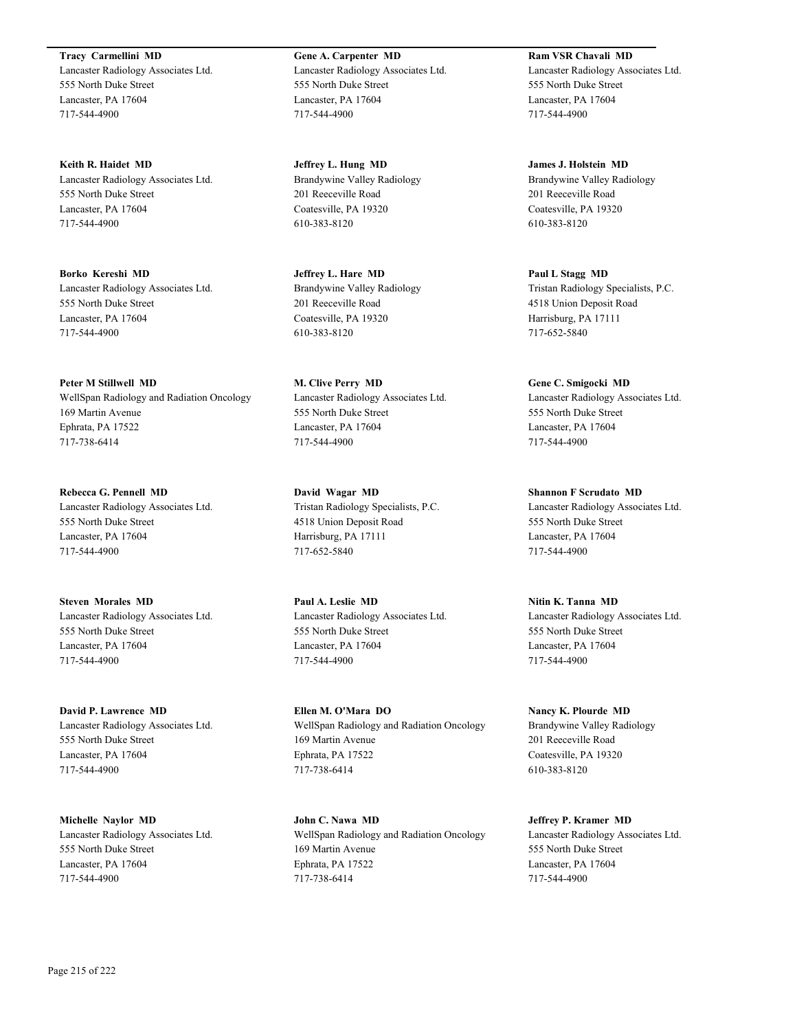**Tracy Carmellini MD**
Lancaster Radiology Associates Ltd.
555 North Duke Street
Lancaster, PA 17604
717-544-4900

**Gene A. Carpenter MD**
Lancaster Radiology Associates Ltd.
555 North Duke Street
Lancaster, PA 17604
717-544-4900

**Ram VSR Chavali MD**
Lancaster Radiology Associates Ltd.
555 North Duke Street
Lancaster, PA 17604
717-544-4900

**Keith R. Haidet MD**
Lancaster Radiology Associates Ltd.
555 North Duke Street
Lancaster, PA 17604
717-544-4900

**Jeffrey L. Hung MD**
Brandywine Valley Radiology
201 Reeceville Road
Coatesville, PA 19320
610-383-8120

**James J. Holstein MD**
Brandywine Valley Radiology
201 Reeceville Road
Coatesville, PA 19320
610-383-8120

**Borko Kereshi MD**
Lancaster Radiology Associates Ltd.
555 North Duke Street
Lancaster, PA 17604
717-544-4900

**Jeffrey L. Hare MD**
Brandywine Valley Radiology
201 Reeceville Road
Coatesville, PA 19320
610-383-8120

**Paul L Stagg MD**
Tristan Radiology Specialists, P.C.
4518 Union Deposit Road
Harrisburg, PA 17111
717-652-5840

**Peter M Stillwell MD**
WellSpan Radiology and Radiation Oncology
169 Martin Avenue
Ephrata, PA 17522
717-738-6414

**M. Clive Perry MD**
Lancaster Radiology Associates Ltd.
555 North Duke Street
Lancaster, PA 17604
717-544-4900

**Gene C. Smigocki MD**
Lancaster Radiology Associates Ltd.
555 North Duke Street
Lancaster, PA 17604
717-544-4900

**Rebecca G. Pennell MD**
Lancaster Radiology Associates Ltd.
555 North Duke Street
Lancaster, PA 17604
717-544-4900

**David Wagar MD**
Tristan Radiology Specialists, P.C.
4518 Union Deposit Road
Harrisburg, PA 17111
717-652-5840

**Shannon F Scrudato MD**
Lancaster Radiology Associates Ltd.
555 North Duke Street
Lancaster, PA 17604
717-544-4900

**Steven Morales MD**
Lancaster Radiology Associates Ltd.
555 North Duke Street
Lancaster, PA 17604
717-544-4900

**Paul A. Leslie MD**
Lancaster Radiology Associates Ltd.
555 North Duke Street
Lancaster, PA 17604
717-544-4900

**Nitin K. Tanna MD**
Lancaster Radiology Associates Ltd.
555 North Duke Street
Lancaster, PA 17604
717-544-4900

**David P. Lawrence MD**
Lancaster Radiology Associates Ltd.
555 North Duke Street
Lancaster, PA 17604
717-544-4900

**Ellen M. O'Mara DO**
WellSpan Radiology and Radiation Oncology
169 Martin Avenue
Ephrata, PA 17522
717-738-6414

**Nancy K. Plourde MD**
Brandywine Valley Radiology
201 Reeceville Road
Coatesville, PA 19320
610-383-8120

**Michelle Naylor MD**
Lancaster Radiology Associates Ltd.
555 North Duke Street
Lancaster, PA 17604
717-544-4900

**John C. Nawa MD**
WellSpan Radiology and Radiation Oncology
169 Martin Avenue
Ephrata, PA 17522
717-738-6414

**Jeffrey P. Kramer MD**
Lancaster Radiology Associates Ltd.
555 North Duke Street
Lancaster, PA 17604
717-544-4900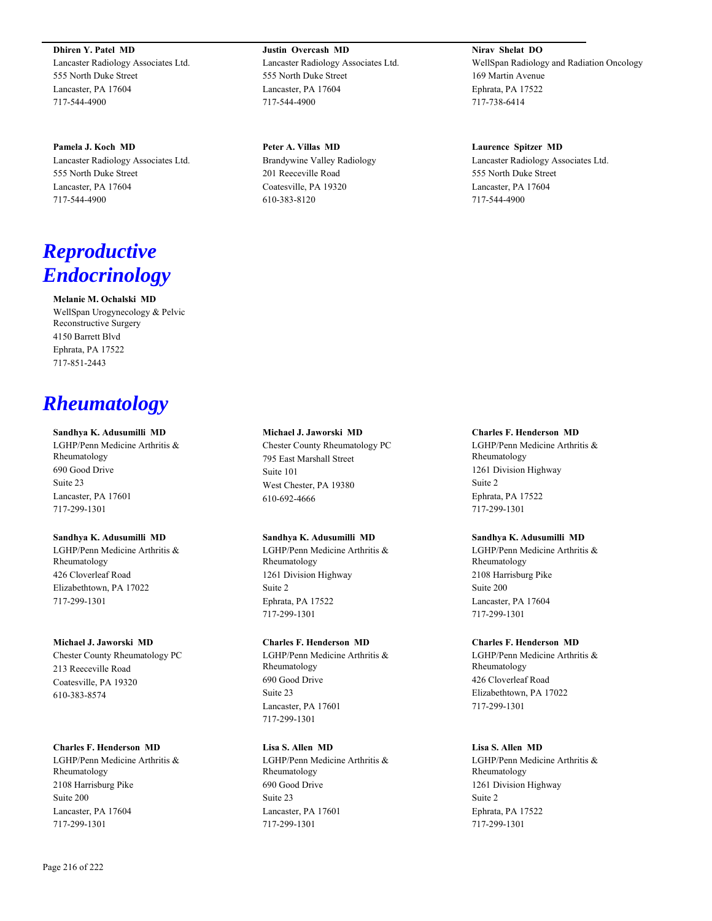**Dhiren Y. Patel MD**
Lancaster Radiology Associates Ltd.
555 North Duke Street
Lancaster, PA 17604
717-544-4900

**Justin Overcash MD**
Lancaster Radiology Associates Ltd.
555 North Duke Street
Lancaster, PA 17604
717-544-4900

**Nirav Shelat DO**
WellSpan Radiology and Radiation Oncology
169 Martin Avenue
Ephrata, PA 17522
717-738-6414

**Pamela J. Koch MD**
Lancaster Radiology Associates Ltd.
555 North Duke Street
Lancaster, PA 17604
717-544-4900

**Peter A. Villas MD**
Brandywine Valley Radiology
201 Reeceville Road
Coatesville, PA 19320
610-383-8120

**Laurence Spitzer MD**
Lancaster Radiology Associates Ltd.
555 North Duke Street
Lancaster, PA 17604
717-544-4900

# *Reproductive Endocrinology*

**Melanie M. Ochalski MD**
WellSpan Urogynecology & Pelvic Reconstructive Surgery
4150 Barrett Blvd
Ephrata, PA 17522
717-851-2443

# *Rheumatology*

**Sandhya K. Adusumilli MD**
LGHP/Penn Medicine Arthritis & Rheumatology
690 Good Drive
Suite 23
Lancaster, PA 17601
717-299-1301

**Michael J. Jaworski MD**
Chester County Rheumatology PC
795 East Marshall Street
Suite 101
West Chester, PA 19380
610-692-4666

**Charles F. Henderson MD**
LGHP/Penn Medicine Arthritis & Rheumatology
1261 Division Highway
Suite 2
Ephrata, PA 17522
717-299-1301

**Sandhya K. Adusumilli MD**
LGHP/Penn Medicine Arthritis & Rheumatology
426 Cloverleaf Road
Elizabethtown, PA 17022
717-299-1301

**Sandhya K. Adusumilli MD**
LGHP/Penn Medicine Arthritis & Rheumatology
1261 Division Highway
Suite 2
Ephrata, PA 17522
717-299-1301

**Sandhya K. Adusumilli MD**
LGHP/Penn Medicine Arthritis & Rheumatology
2108 Harrisburg Pike
Suite 200
Lancaster, PA 17604
717-299-1301

**Michael J. Jaworski MD**
Chester County Rheumatology PC
213 Reeceville Road
Coatesville, PA 19320
610-383-8574

**Charles F. Henderson MD**
LGHP/Penn Medicine Arthritis & Rheumatology
690 Good Drive
Suite 23
Lancaster, PA 17601
717-299-1301

**Charles F. Henderson MD**
LGHP/Penn Medicine Arthritis & Rheumatology
426 Cloverleaf Road
Elizabethtown, PA 17022
717-299-1301

**Charles F. Henderson MD**
LGHP/Penn Medicine Arthritis & Rheumatology
2108 Harrisburg Pike
Suite 200
Lancaster, PA 17604
717-299-1301

**Lisa S. Allen MD**
LGHP/Penn Medicine Arthritis & Rheumatology
690 Good Drive
Suite 23
Lancaster, PA 17601
717-299-1301

**Lisa S. Allen MD**
LGHP/Penn Medicine Arthritis & Rheumatology
1261 Division Highway
Suite 2
Ephrata, PA 17522
717-299-1301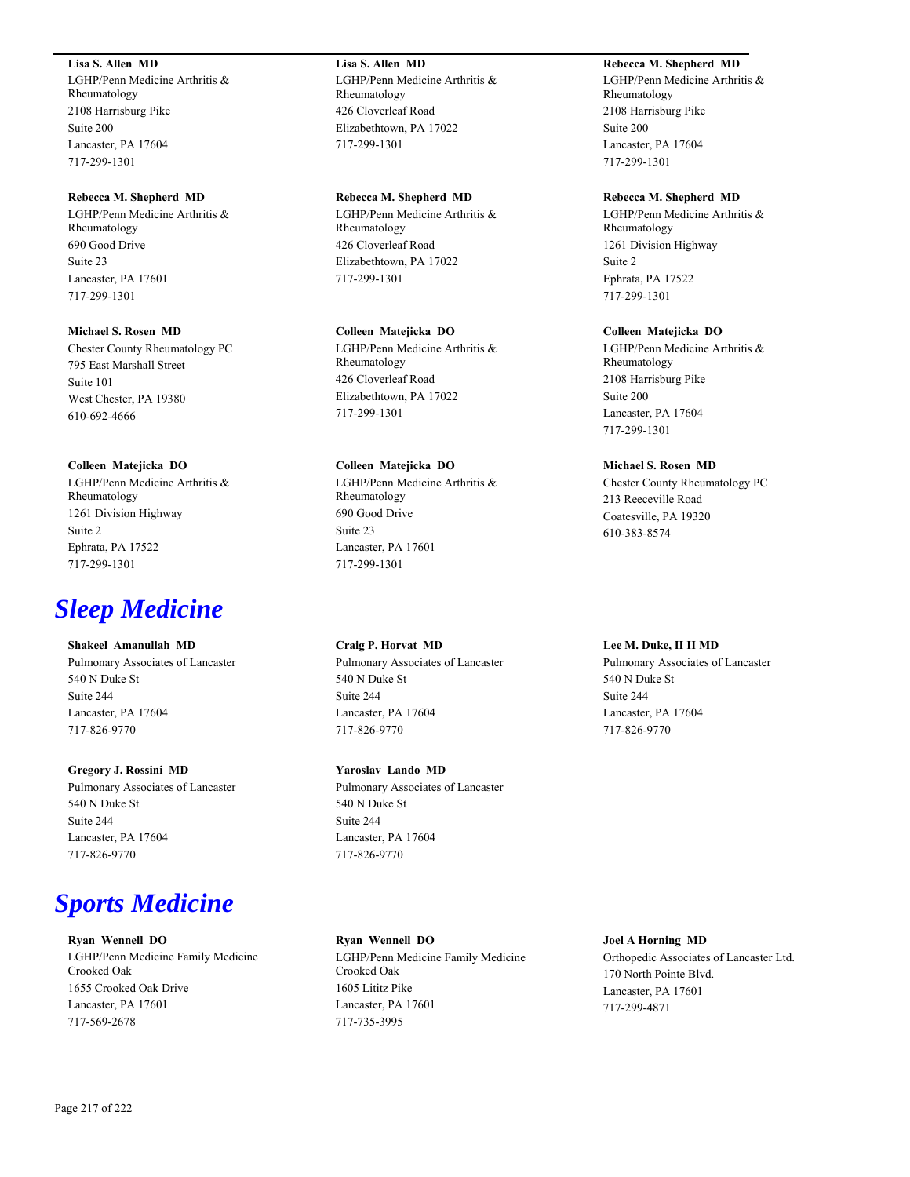**Lisa S. Allen MD**
LGHP/Penn Medicine Arthritis & Rheumatology
2108 Harrisburg Pike
Suite 200
Lancaster, PA 17604
717-299-1301

**Lisa S. Allen MD**
LGHP/Penn Medicine Arthritis & Rheumatology
426 Cloverleaf Road
Elizabethtown, PA 17022
717-299-1301

**Rebecca M. Shepherd MD**
LGHP/Penn Medicine Arthritis & Rheumatology
2108 Harrisburg Pike
Suite 200
Lancaster, PA 17604
717-299-1301

**Rebecca M. Shepherd MD**
LGHP/Penn Medicine Arthritis & Rheumatology
690 Good Drive
Suite 23
Lancaster, PA 17601
717-299-1301

**Rebecca M. Shepherd MD**
LGHP/Penn Medicine Arthritis & Rheumatology
426 Cloverleaf Road
Elizabethtown, PA 17022
717-299-1301

**Rebecca M. Shepherd MD**
LGHP/Penn Medicine Arthritis & Rheumatology
1261 Division Highway
Suite 2
Ephrata, PA 17522
717-299-1301

**Michael S. Rosen MD**
Chester County Rheumatology PC
795 East Marshall Street
Suite 101
West Chester, PA 19380
610-692-4666

**Colleen Matejicka DO**
LGHP/Penn Medicine Arthritis & Rheumatology
426 Cloverleaf Road
Elizabethtown, PA 17022
717-299-1301

**Colleen Matejicka DO**
LGHP/Penn Medicine Arthritis & Rheumatology
2108 Harrisburg Pike
Suite 200
Lancaster, PA 17604
717-299-1301

**Colleen Matejicka DO**
LGHP/Penn Medicine Arthritis & Rheumatology
1261 Division Highway
Suite 2
Ephrata, PA 17522
717-299-1301

**Colleen Matejicka DO**
LGHP/Penn Medicine Arthritis & Rheumatology
690 Good Drive
Suite 23
Lancaster, PA 17601
717-299-1301

**Michael S. Rosen MD**
Chester County Rheumatology PC
213 Reeceville Road
Coatesville, PA 19320
610-383-8574

# *Sleep Medicine*

**Shakeel Amanullah MD**
Pulmonary Associates of Lancaster
540 N Duke St
Suite 244
Lancaster, PA 17604
717-826-9770

**Craig P. Horvat MD**
Pulmonary Associates of Lancaster
540 N Duke St
Suite 244
Lancaster, PA 17604
717-826-9770

**Lee M. Duke, II II MD**
Pulmonary Associates of Lancaster
540 N Duke St
Suite 244
Lancaster, PA 17604
717-826-9770

**Gregory J. Rossini MD**
Pulmonary Associates of Lancaster
540 N Duke St
Suite 244
Lancaster, PA 17604
717-826-9770

**Yaroslav Lando MD**
Pulmonary Associates of Lancaster
540 N Duke St
Suite 244
Lancaster, PA 17604
717-826-9770

# *Sports Medicine*

**Ryan Wennell DO**
LGHP/Penn Medicine Family Medicine Crooked Oak
1655 Crooked Oak Drive
Lancaster, PA 17601
717-569-2678

**Ryan Wennell DO**
LGHP/Penn Medicine Family Medicine Crooked Oak
1605 Lititz Pike
Lancaster, PA 17601
717-735-3995

**Joel A Horning MD**
Orthopedic Associates of Lancaster Ltd.
170 North Pointe Blvd.
Lancaster, PA 17601
717-299-4871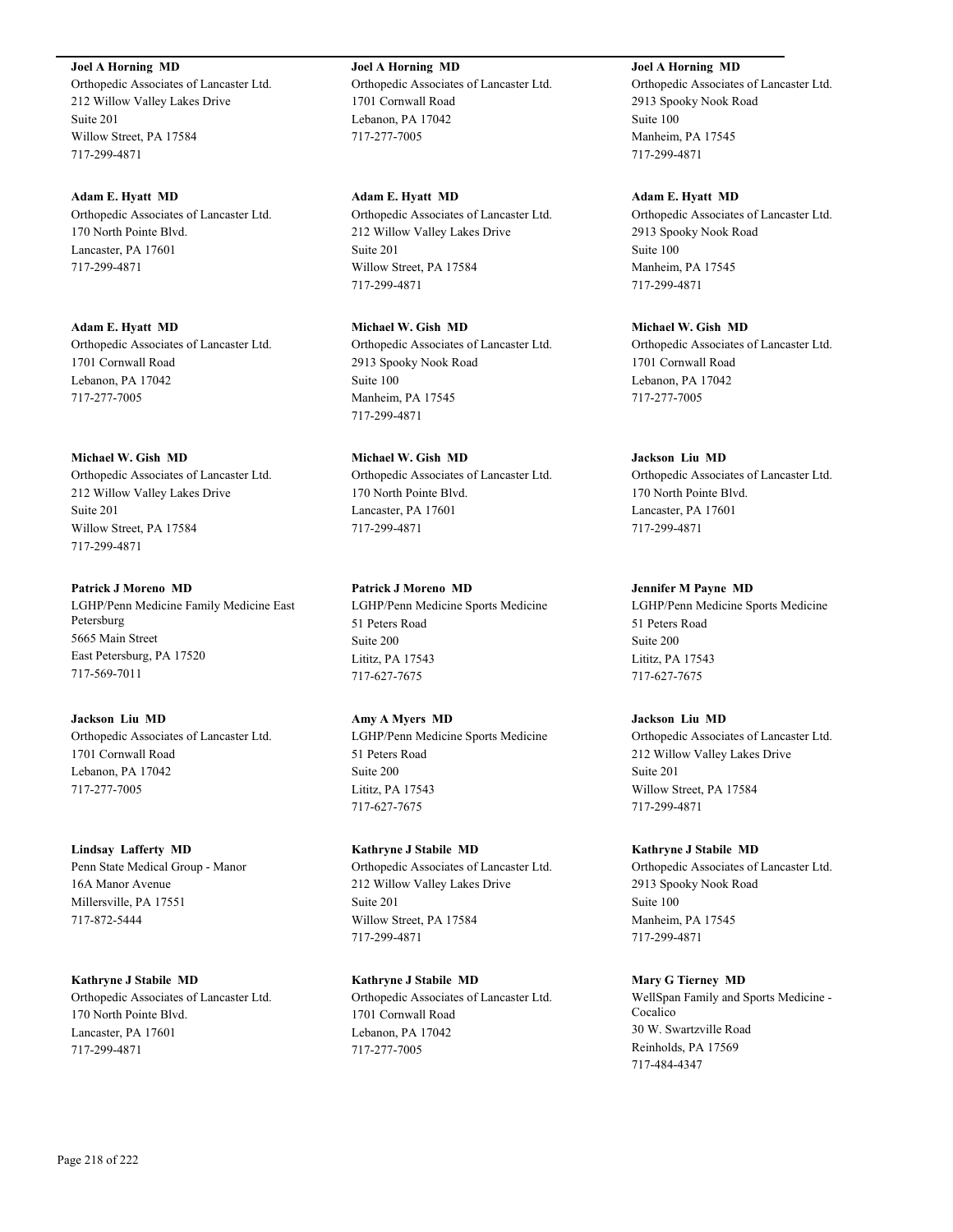**Joel A Horning MD**
Orthopedic Associates of Lancaster Ltd.
212 Willow Valley Lakes Drive
Suite 201
Willow Street, PA 17584
717-299-4871

**Adam E. Hyatt MD**
Orthopedic Associates of Lancaster Ltd.
170 North Pointe Blvd.
Lancaster, PA 17601
717-299-4871

**Adam E. Hyatt MD**
Orthopedic Associates of Lancaster Ltd.
1701 Cornwall Road
Lebanon, PA 17042
717-277-7005

**Michael W. Gish MD**
Orthopedic Associates of Lancaster Ltd.
212 Willow Valley Lakes Drive
Suite 201
Willow Street, PA 17584
717-299-4871

**Patrick J Moreno MD**
LGHP/Penn Medicine Family Medicine East Petersburg
5665 Main Street
East Petersburg, PA 17520
717-569-7011

**Jackson Liu MD**
Orthopedic Associates of Lancaster Ltd.
1701 Cornwall Road
Lebanon, PA 17042
717-277-7005

**Lindsay Lafferty MD**
Penn State Medical Group - Manor
16A Manor Avenue
Millersville, PA 17551
717-872-5444

**Kathryne J Stabile MD**
Orthopedic Associates of Lancaster Ltd.
170 North Pointe Blvd.
Lancaster, PA 17601
717-299-4871

**Joel A Horning MD**
Orthopedic Associates of Lancaster Ltd.
1701 Cornwall Road
Lebanon, PA 17042
717-277-7005

**Adam E. Hyatt MD**
Orthopedic Associates of Lancaster Ltd.
212 Willow Valley Lakes Drive
Suite 201
Willow Street, PA 17584
717-299-4871

**Michael W. Gish MD**
Orthopedic Associates of Lancaster Ltd.
2913 Spooky Nook Road
Suite 100
Manheim, PA 17545
717-299-4871

**Michael W. Gish MD**
Orthopedic Associates of Lancaster Ltd.
170 North Pointe Blvd.
Lancaster, PA 17601
717-299-4871

**Patrick J Moreno MD**
LGHP/Penn Medicine Sports Medicine
51 Peters Road
Suite 200
Lititz, PA 17543
717-627-7675

**Amy A Myers MD**
LGHP/Penn Medicine Sports Medicine
51 Peters Road
Suite 200
Lititz, PA 17543
717-627-7675

**Kathryne J Stabile MD**
Orthopedic Associates of Lancaster Ltd.
212 Willow Valley Lakes Drive
Suite 201
Willow Street, PA 17584
717-299-4871

**Kathryne J Stabile MD**
Orthopedic Associates of Lancaster Ltd.
1701 Cornwall Road
Lebanon, PA 17042
717-277-7005

**Joel A Horning MD**
Orthopedic Associates of Lancaster Ltd.
2913 Spooky Nook Road
Suite 100
Manheim, PA 17545
717-299-4871

**Adam E. Hyatt MD**
Orthopedic Associates of Lancaster Ltd.
2913 Spooky Nook Road
Suite 100
Manheim, PA 17545
717-299-4871

**Michael W. Gish MD**
Orthopedic Associates of Lancaster Ltd.
1701 Cornwall Road
Lebanon, PA 17042
717-277-7005

**Jackson Liu MD**
Orthopedic Associates of Lancaster Ltd.
170 North Pointe Blvd.
Lancaster, PA 17601
717-299-4871

**Jennifer M Payne MD**
LGHP/Penn Medicine Sports Medicine
51 Peters Road
Suite 200
Lititz, PA 17543
717-627-7675

**Jackson Liu MD**
Orthopedic Associates of Lancaster Ltd.
212 Willow Valley Lakes Drive
Suite 201
Willow Street, PA 17584
717-299-4871

**Kathryne J Stabile MD**
Orthopedic Associates of Lancaster Ltd.
2913 Spooky Nook Road
Suite 100
Manheim, PA 17545
717-299-4871

**Mary G Tierney MD**
WellSpan Family and Sports Medicine - Cocalico
30 W. Swartzville Road
Reinholds, PA 17569
717-484-4347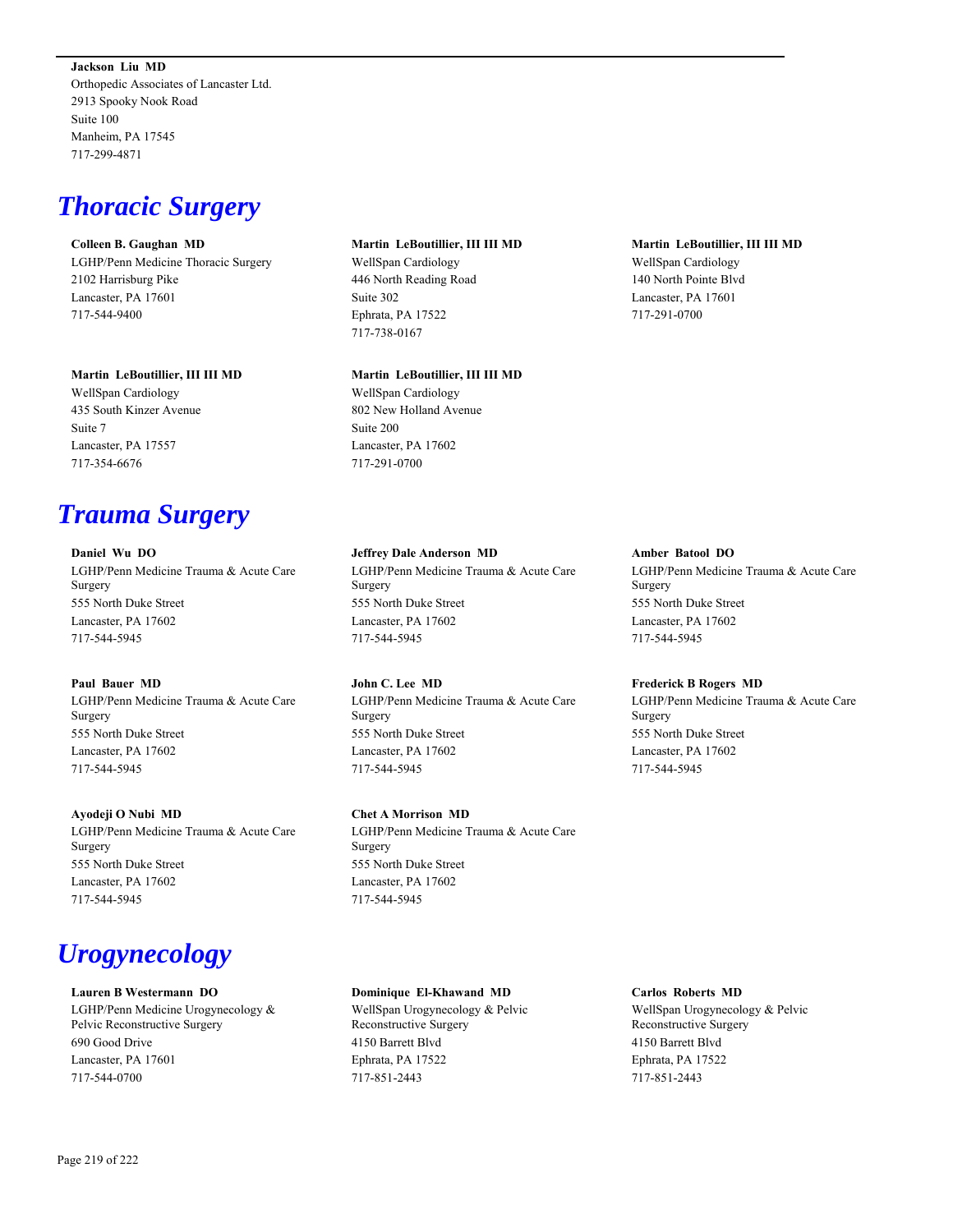**Jackson Liu MD**
Orthopedic Associates of Lancaster Ltd.
2913 Spooky Nook Road
Suite 100
Manheim, PA 17545
717-299-4871

# *Thoracic Surgery*

**Colleen B. Gaughan MD**
LGHP/Penn Medicine Thoracic Surgery
2102 Harrisburg Pike
Lancaster, PA 17601
717-544-9400

**Martin LeBoutillier, III III MD**
WellSpan Cardiology
446 North Reading Road
Suite 302
Ephrata, PA 17522
717-738-0167

**Martin LeBoutillier, III III MD**
WellSpan Cardiology
140 North Pointe Blvd
Lancaster, PA 17601
717-291-0700

**Martin LeBoutillier, III III MD**
WellSpan Cardiology
435 South Kinzer Avenue
Suite 7
Lancaster, PA 17557
717-354-6676

**Martin LeBoutillier, III III MD**
WellSpan Cardiology
802 New Holland Avenue
Suite 200
Lancaster, PA 17602
717-291-0700

# *Trauma Surgery*

**Daniel Wu DO**
LGHP/Penn Medicine Trauma & Acute Care Surgery
555 North Duke Street
Lancaster, PA 17602
717-544-5945

**Jeffrey Dale Anderson MD**
LGHP/Penn Medicine Trauma & Acute Care Surgery
555 North Duke Street
Lancaster, PA 17602
717-544-5945

**Amber Batool DO**
LGHP/Penn Medicine Trauma & Acute Care Surgery
555 North Duke Street
Lancaster, PA 17602
717-544-5945

**Paul Bauer MD**
LGHP/Penn Medicine Trauma & Acute Care Surgery
555 North Duke Street
Lancaster, PA 17602
717-544-5945

**John C. Lee MD**
LGHP/Penn Medicine Trauma & Acute Care Surgery
555 North Duke Street
Lancaster, PA 17602
717-544-5945

**Frederick B Rogers MD**
LGHP/Penn Medicine Trauma & Acute Care Surgery
555 North Duke Street
Lancaster, PA 17602
717-544-5945

**Ayodeji O Nubi MD**
LGHP/Penn Medicine Trauma & Acute Care Surgery
555 North Duke Street
Lancaster, PA 17602
717-544-5945

**Chet A Morrison MD**
LGHP/Penn Medicine Trauma & Acute Care Surgery
555 North Duke Street
Lancaster, PA 17602
717-544-5945

# *Urogynecology*

**Lauren B Westermann DO**
LGHP/Penn Medicine Urogynecology & Pelvic Reconstructive Surgery
690 Good Drive
Lancaster, PA 17601
717-544-0700

**Dominique El-Khawand MD**
WellSpan Urogynecology & Pelvic Reconstructive Surgery
4150 Barrett Blvd
Ephrata, PA 17522
717-851-2443

**Carlos Roberts MD**
WellSpan Urogynecology & Pelvic Reconstructive Surgery
4150 Barrett Blvd
Ephrata, PA 17522
717-851-2443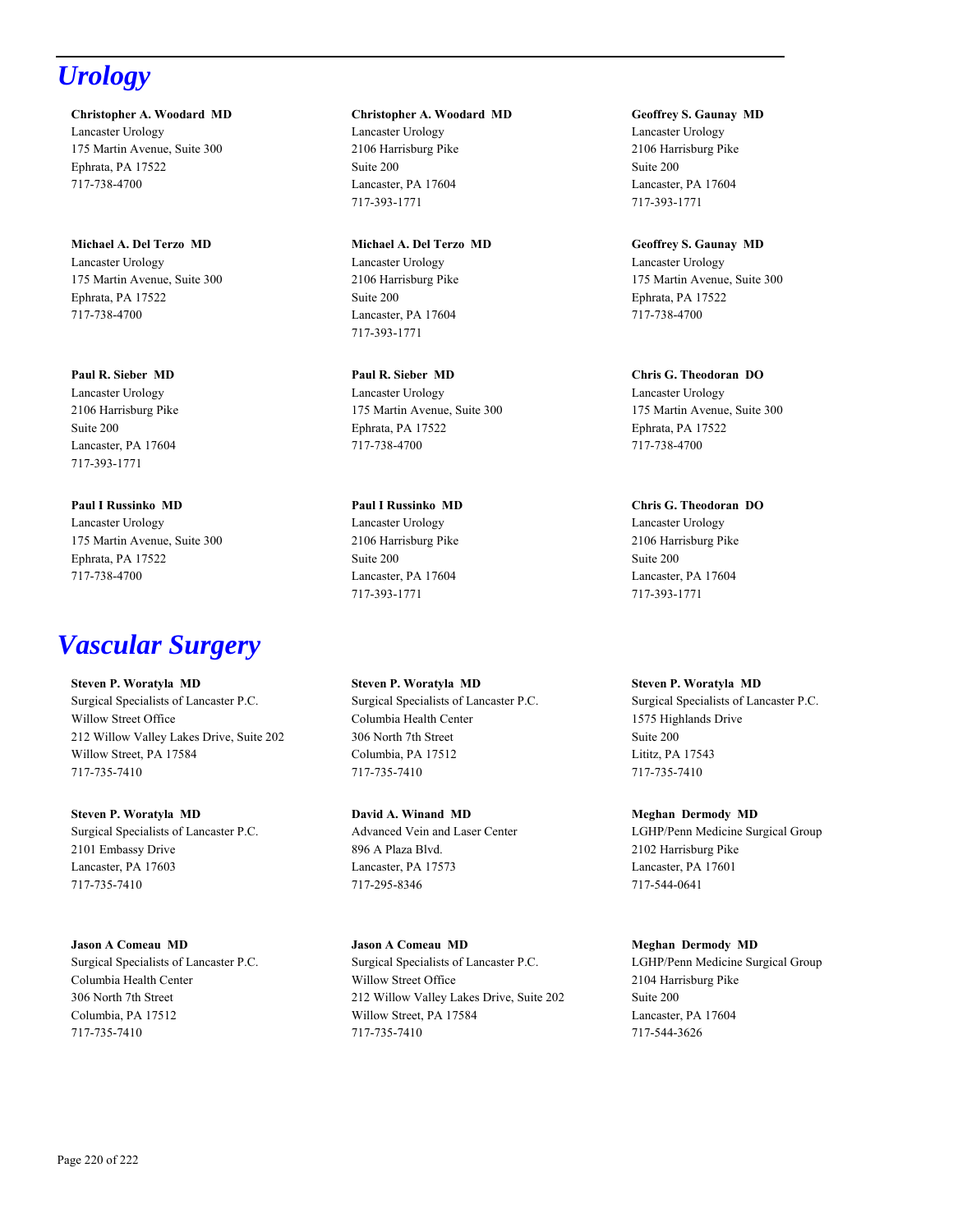# Urology

**Christopher A. Woodard MD**
Lancaster Urology
175 Martin Avenue, Suite 300
Ephrata, PA 17522
717-738-4700

**Michael A. Del Terzo MD**
Lancaster Urology
175 Martin Avenue, Suite 300
Ephrata, PA 17522
717-738-4700

**Paul R. Sieber MD**
Lancaster Urology
2106 Harrisburg Pike
Suite 200
Lancaster, PA 17604
717-393-1771

**Paul I Russinko MD**
Lancaster Urology
175 Martin Avenue, Suite 300
Ephrata, PA 17522
717-738-4700

**Christopher A. Woodard MD**
Lancaster Urology
2106 Harrisburg Pike
Suite 200
Lancaster, PA 17604
717-393-1771

**Michael A. Del Terzo MD**
Lancaster Urology
2106 Harrisburg Pike
Suite 200
Lancaster, PA 17604
717-393-1771

**Paul R. Sieber MD**
Lancaster Urology
175 Martin Avenue, Suite 300
Ephrata, PA 17522
717-738-4700

**Paul I Russinko MD**
Lancaster Urology
2106 Harrisburg Pike
Suite 200
Lancaster, PA 17604
717-393-1771

**Geoffrey S. Gaunay MD**
Lancaster Urology
2106 Harrisburg Pike
Suite 200
Lancaster, PA 17604
717-393-1771

**Geoffrey S. Gaunay MD**
Lancaster Urology
175 Martin Avenue, Suite 300
Ephrata, PA 17522
717-738-4700

**Chris G. Theodoran DO**
Lancaster Urology
175 Martin Avenue, Suite 300
Ephrata, PA 17522
717-738-4700

**Chris G. Theodoran DO**
Lancaster Urology
2106 Harrisburg Pike
Suite 200
Lancaster, PA 17604
717-393-1771

# Vascular Surgery

**Steven P. Woratyla MD**
Surgical Specialists of Lancaster P.C.
Willow Street Office
212 Willow Valley Lakes Drive, Suite 202
Willow Street, PA 17584
717-735-7410

**Steven P. Woratyla MD**
Surgical Specialists of Lancaster P.C.
2101 Embassy Drive
Lancaster, PA 17603
717-735-7410

**Jason A Comeau MD**
Surgical Specialists of Lancaster P.C.
Columbia Health Center
306 North 7th Street
Columbia, PA 17512
717-735-7410

**Steven P. Woratyla MD**
Surgical Specialists of Lancaster P.C.
Columbia Health Center
306 North 7th Street
Columbia, PA 17512
717-735-7410

**David A. Winand MD**
Advanced Vein and Laser Center
896 A Plaza Blvd.
Lancaster, PA 17573
717-295-8346

**Jason A Comeau MD**
Surgical Specialists of Lancaster P.C.
Willow Street Office
212 Willow Valley Lakes Drive, Suite 202
Willow Street, PA 17584
717-735-7410

**Steven P. Woratyla MD**
Surgical Specialists of Lancaster P.C.
1575 Highlands Drive
Suite 200
Lititz, PA 17543
717-735-7410

**Meghan Dermody MD**
LGHP/Penn Medicine Surgical Group
2102 Harrisburg Pike
Lancaster, PA 17601
717-544-0641

**Meghan Dermody MD**
LGHP/Penn Medicine Surgical Group
2104 Harrisburg Pike
Suite 200
Lancaster, PA 17604
717-544-3626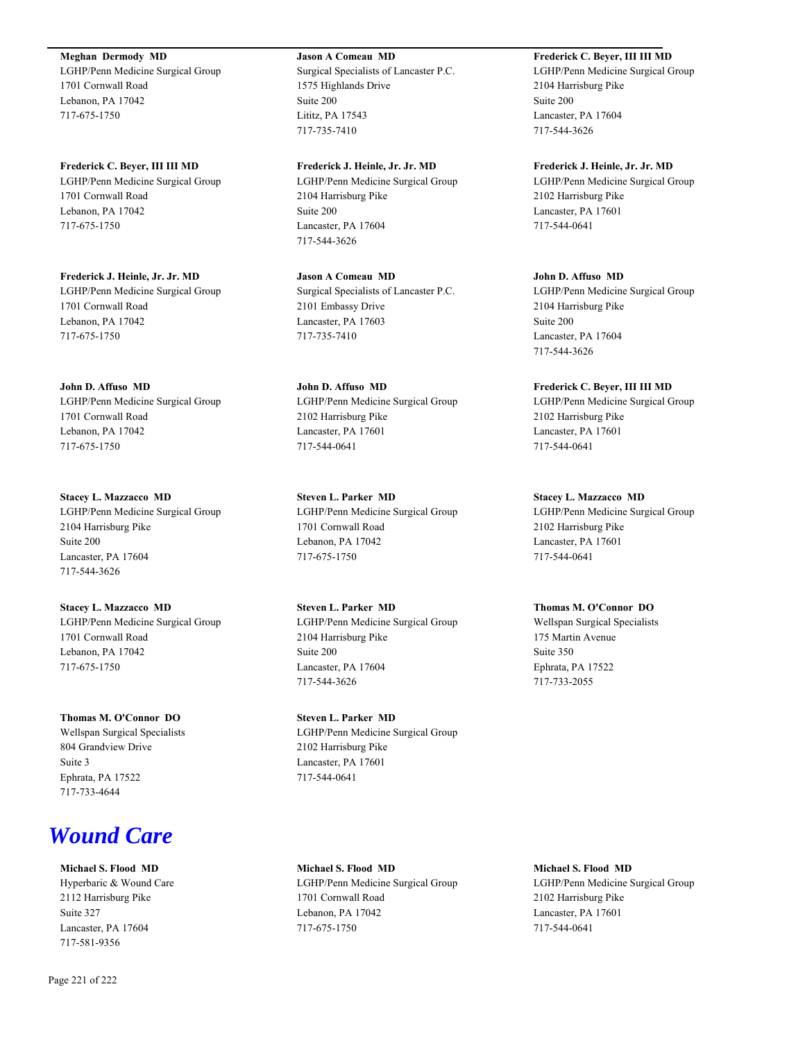**Meghan Dermody MD**
LGHP/Penn Medicine Surgical Group
1701 Cornwall Road
Lebanon, PA 17042
717-675-1750

**Frederick C. Beyer, III III MD**
LGHP/Penn Medicine Surgical Group
1701 Cornwall Road
Lebanon, PA 17042
717-675-1750

**Frederick J. Heinle, Jr. Jr. MD**
LGHP/Penn Medicine Surgical Group
1701 Cornwall Road
Lebanon, PA 17042
717-675-1750

**John D. Affuso MD**
LGHP/Penn Medicine Surgical Group
1701 Cornwall Road
Lebanon, PA 17042
717-675-1750

**Stacey L. Mazzacco MD**
LGHP/Penn Medicine Surgical Group
2104 Harrisburg Pike
Suite 200
Lancaster, PA 17604
717-544-3626

**Stacey L. Mazzacco MD**
LGHP/Penn Medicine Surgical Group
1701 Cornwall Road
Lebanon, PA 17042
717-675-1750

**Thomas M. O'Connor DO**
Wellspan Surgical Specialists
804 Grandview Drive
Suite 3
Ephrata, PA 17522
717-733-4644

**Jason A Comeau MD**
Surgical Specialists of Lancaster P.C.
1575 Highlands Drive
Suite 200
Lititz, PA 17543
717-735-7410

**Frederick J. Heinle, Jr. Jr. MD**
LGHP/Penn Medicine Surgical Group
2104 Harrisburg Pike
Suite 200
Lancaster, PA 17604
717-544-3626

**Jason A Comeau MD**
Surgical Specialists of Lancaster P.C.
2101 Embassy Drive
Lancaster, PA 17603
717-735-7410

**John D. Affuso MD**
LGHP/Penn Medicine Surgical Group
2102 Harrisburg Pike
Lancaster, PA 17601
717-544-0641

**Steven L. Parker MD**
LGHP/Penn Medicine Surgical Group
1701 Cornwall Road
Lebanon, PA 17042
717-675-1750

**Steven L. Parker MD**
LGHP/Penn Medicine Surgical Group
2104 Harrisburg Pike
Suite 200
Lancaster, PA 17604
717-544-3626

**Steven L. Parker MD**
LGHP/Penn Medicine Surgical Group
2102 Harrisburg Pike
Lancaster, PA 17601
717-544-0641

**Frederick C. Beyer, III III MD**
LGHP/Penn Medicine Surgical Group
2104 Harrisburg Pike
Suite 200
Lancaster, PA 17604
717-544-3626

**Frederick J. Heinle, Jr. Jr. MD**
LGHP/Penn Medicine Surgical Group
2102 Harrisburg Pike
Lancaster, PA 17601
717-544-0641

**John D. Affuso MD**
LGHP/Penn Medicine Surgical Group
2104 Harrisburg Pike
Suite 200
Lancaster, PA 17604
717-544-3626

**Frederick C. Beyer, III III MD**
LGHP/Penn Medicine Surgical Group
2102 Harrisburg Pike
Lancaster, PA 17601
717-544-0641

**Stacey L. Mazzacco MD**
LGHP/Penn Medicine Surgical Group
2102 Harrisburg Pike
Lancaster, PA 17601
717-544-0641

**Thomas M. O'Connor DO**
Wellspan Surgical Specialists
175 Martin Avenue
Suite 350
Ephrata, PA 17522
717-733-2055

# *Wound Care*

**Michael S. Flood MD**
Hyperbaric & Wound Care
2112 Harrisburg Pike
Suite 327
Lancaster, PA 17604
717-581-9356

**Michael S. Flood MD**
LGHP/Penn Medicine Surgical Group
1701 Cornwall Road
Lebanon, PA 17042
717-675-1750

**Michael S. Flood MD**
LGHP/Penn Medicine Surgical Group
2102 Harrisburg Pike
Lancaster, PA 17601
717-544-0641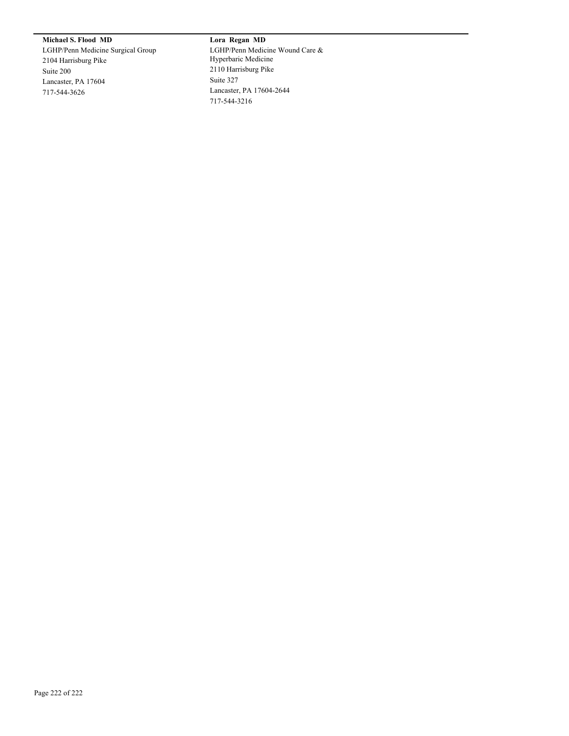**Michael S. Flood MD**
LGHP/Penn Medicine Surgical Group
2104 Harrisburg Pike
Suite 200
Lancaster, PA 17604
717-544-3626

**Lora Regan MD**
LGHP/Penn Medicine Wound Care & Hyperbaric Medicine
2110 Harrisburg Pike
Suite 327
Lancaster, PA 17604-2644
717-544-3216